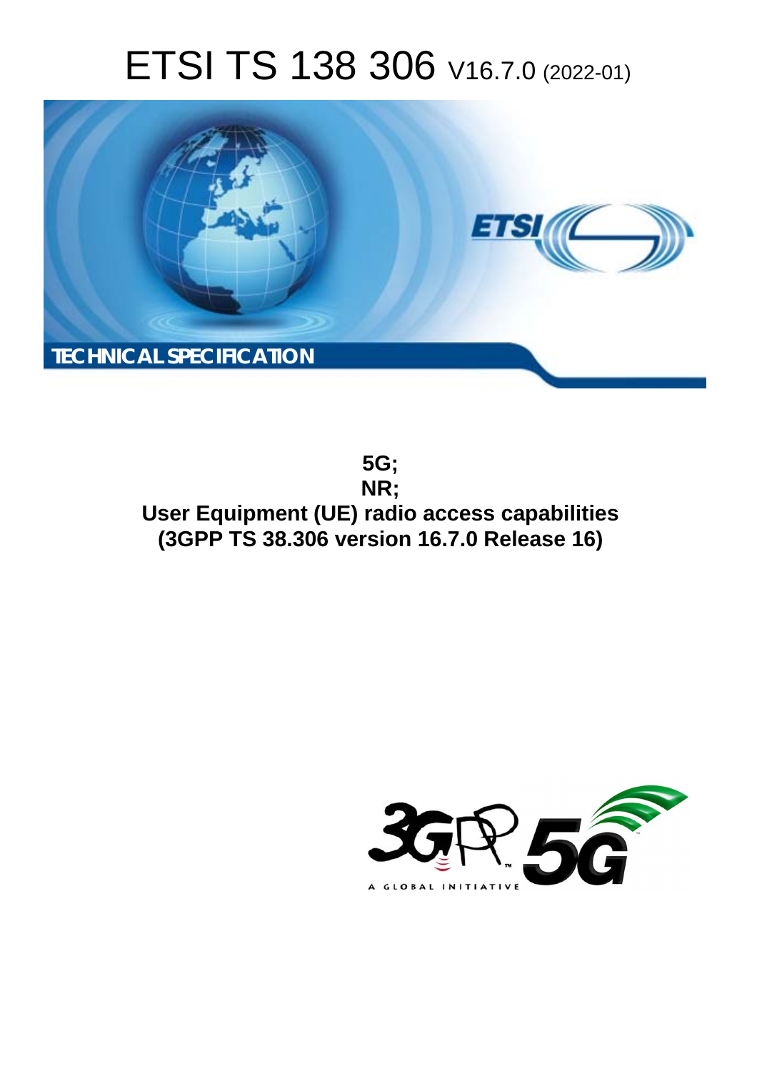# ETSI TS 138 306 V16.7.0 (2022-01)

TECHNICAL SPECIFICATION

**5G;**
**NR;**
**User Equipment (UE) radio access capabilities**
**(3GPP TS 38.306 version 16.7.0 Release 16)**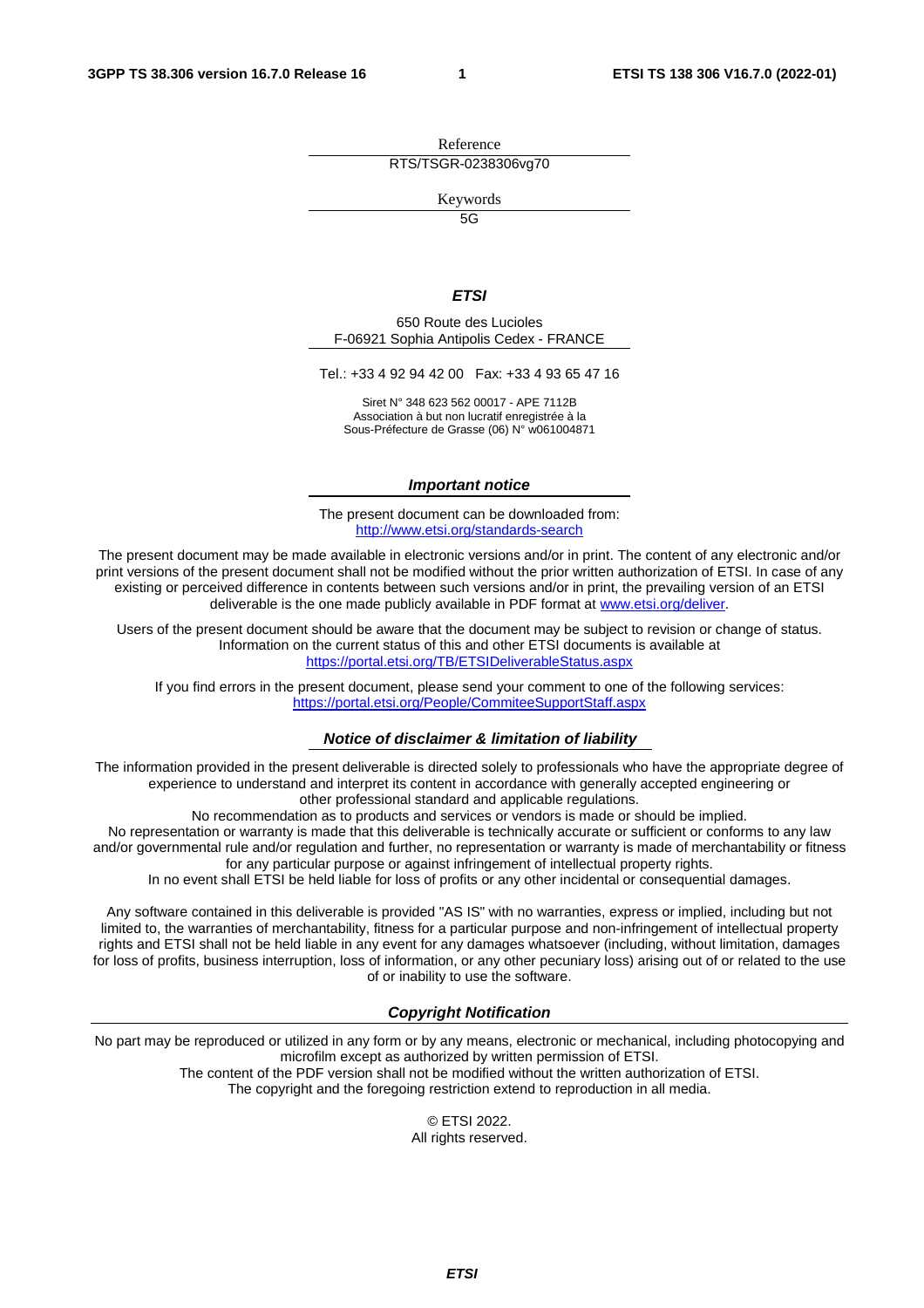Reference

RTS/TSGR-0238306vg70

Keywords

5G

***ETSI***

650 Route des Lucioles
F-06921 Sophia Antipolis Cedex - FRANCE

Tel.: +33 4 92 94 42 00   Fax: +33 4 93 65 47 16

Siret N° 348 623 562 00017 - APE 7112B
Association à but non lucratif enregistrée à la
Sous-Préfecture de Grasse (06) N° w061004871

***Important notice***

The present document can be downloaded from:
http://www.etsi.org/standards-search

The present document may be made available in electronic versions and/or in print. The content of any electronic and/or print versions of the present document shall not be modified without the prior written authorization of ETSI. In case of any existing or perceived difference in contents between such versions and/or in print, the prevailing version of an ETSI deliverable is the one made publicly available in PDF format at www.etsi.org/deliver.

Users of the present document should be aware that the document may be subject to revision or change of status. Information on the current status of this and other ETSI documents is available at
https://portal.etsi.org/TB/ETSIDeliverableStatus.aspx

If you find errors in the present document, please send your comment to one of the following services:
https://portal.etsi.org/People/CommiteeSupportStaff.aspx

***Notice of disclaimer & limitation of liability***

The information provided in the present deliverable is directed solely to professionals who have the appropriate degree of experience to understand and interpret its content in accordance with generally accepted engineering or other professional standard and applicable regulations.
No recommendation as to products and services or vendors is made or should be implied.
No representation or warranty is made that this deliverable is technically accurate or sufficient or conforms to any law and/or governmental rule and/or regulation and further, no representation or warranty is made of merchantability or fitness for any particular purpose or against infringement of intellectual property rights.
In no event shall ETSI be held liable for loss of profits or any other incidental or consequential damages.

Any software contained in this deliverable is provided "AS IS" with no warranties, express or implied, including but not limited to, the warranties of merchantability, fitness for a particular purpose and non-infringement of intellectual property rights and ETSI shall not be held liable in any event for any damages whatsoever (including, without limitation, damages for loss of profits, business interruption, loss of information, or any other pecuniary loss) arising out of or related to the use of or inability to use the software.

***Copyright Notification***

No part may be reproduced or utilized in any form or by any means, electronic or mechanical, including photocopying and microfilm except as authorized by written permission of ETSI.
The content of the PDF version shall not be modified without the written authorization of ETSI.
The copyright and the foregoing restriction extend to reproduction in all media.

© ETSI 2022.
All rights reserved.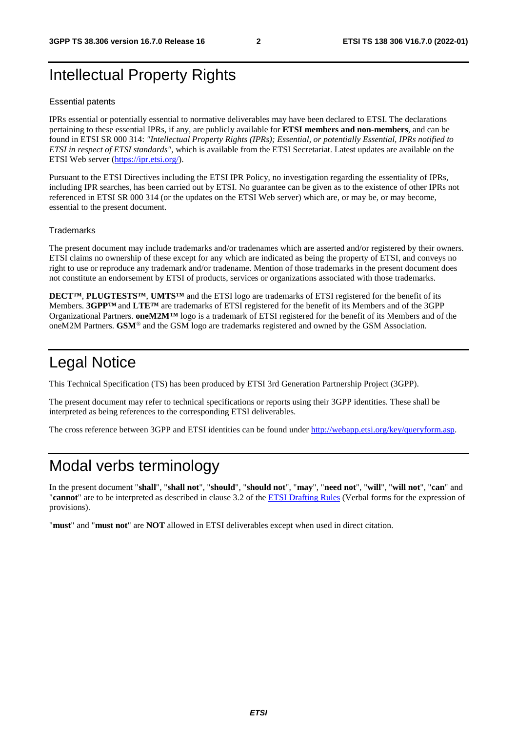# Intellectual Property Rights

## Essential patents

IPRs essential or potentially essential to normative deliverables may have been declared to ETSI. The declarations pertaining to these essential IPRs, if any, are publicly available for **ETSI members and non-members**, and can be found in ETSI SR 000 314: *"Intellectual Property Rights (IPRs); Essential, or potentially Essential, IPRs notified to ETSI in respect of ETSI standards"*, which is available from the ETSI Secretariat. Latest updates are available on the ETSI Web server (https://ipr.etsi.org/).

Pursuant to the ETSI Directives including the ETSI IPR Policy, no investigation regarding the essentiality of IPRs, including IPR searches, has been carried out by ETSI. No guarantee can be given as to the existence of other IPRs not referenced in ETSI SR 000 314 (or the updates on the ETSI Web server) which are, or may be, or may become, essential to the present document.

## Trademarks

The present document may include trademarks and/or tradenames which are asserted and/or registered by their owners. ETSI claims no ownership of these except for any which are indicated as being the property of ETSI, and conveys no right to use or reproduce any trademark and/or tradename. Mention of those trademarks in the present document does not constitute an endorsement by ETSI of products, services or organizations associated with those trademarks.

**DECT™**, **PLUGTESTS™**, **UMTS™** and the ETSI logo are trademarks of ETSI registered for the benefit of its Members. **3GPP™** and **LTE™** are trademarks of ETSI registered for the benefit of its Members and of the 3GPP Organizational Partners. **oneM2M™** logo is a trademark of ETSI registered for the benefit of its Members and of the oneM2M Partners. **GSM**® and the GSM logo are trademarks registered and owned by the GSM Association.

# Legal Notice

This Technical Specification (TS) has been produced by ETSI 3rd Generation Partnership Project (3GPP).

The present document may refer to technical specifications or reports using their 3GPP identities. These shall be interpreted as being references to the corresponding ETSI deliverables.

The cross reference between 3GPP and ETSI identities can be found under http://webapp.etsi.org/key/queryform.asp.

# Modal verbs terminology

In the present document "**shall**", "**shall not**", "**should**", "**should not**", "**may**", "**need not**", "**will**", "**will not**", "**can**" and "**cannot**" are to be interpreted as described in clause 3.2 of the ETSI Drafting Rules (Verbal forms for the expression of provisions).

"**must**" and "**must not**" are **NOT** allowed in ETSI deliverables except when used in direct citation.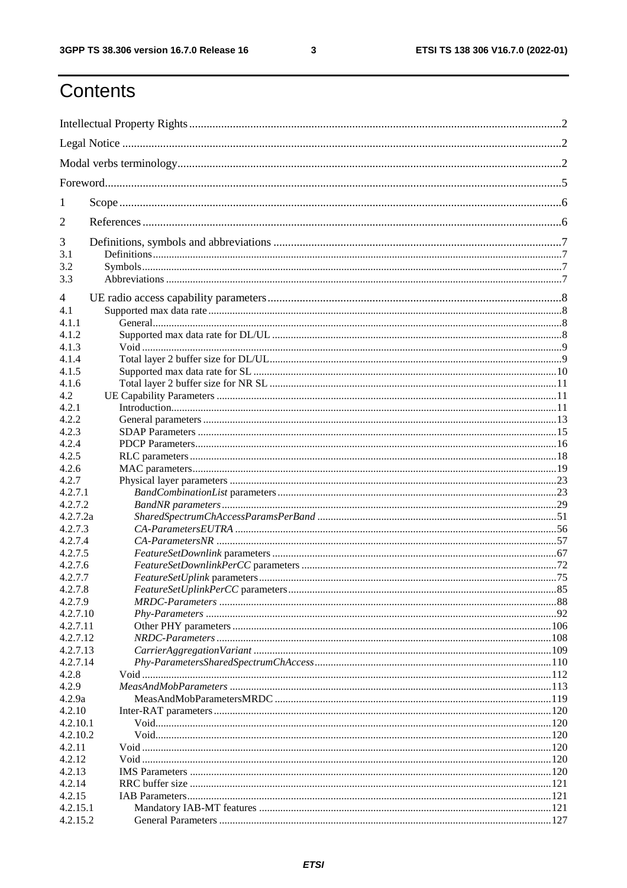# Contents

Intellectual Property Rights ............................................................ 2
Legal Notice ............................................................ 2
Modal verbs terminology ............................................................ 2
Foreword ............................................................ 5
1 Scope ............................................................ 6
2 References ............................................................ 6
3 Definitions, symbols and abbreviations ............................................................ 7
3.1 Definitions ............................................................ 7
3.2 Symbols ............................................................ 7
3.3 Abbreviations ............................................................ 7
4 UE radio access capability parameters ............................................................ 8
4.1 Supported max data rate ............................................................ 8
4.1.1 General ............................................................ 8
4.1.2 Supported max data rate for DL/UL ............................................................ 8
4.1.3 Void ............................................................ 9
4.1.4 Total layer 2 buffer size for DL/UL ............................................................ 9
4.1.5 Supported max data rate for SL ............................................................ 10
4.1.6 Total layer 2 buffer size for NR SL ............................................................ 11
4.2 UE Capability Parameters ............................................................ 11
4.2.1 Introduction ............................................................ 11
4.2.2 General parameters ............................................................ 13
4.2.3 SDAP Parameters ............................................................ 15
4.2.4 PDCP Parameters ............................................................ 16
4.2.5 RLC parameters ............................................................ 18
4.2.6 MAC parameters ............................................................ 19
4.2.7 Physical layer parameters ............................................................ 23
4.2.7.1 *BandCombinationList* parameters ............................................................ 23
4.2.7.2 *BandNR parameters* ............................................................ 29
4.2.7.2a *SharedSpectrumChAccessParamsPerBand* ............................................................ 51
4.2.7.3 *CA-ParametersEUTRA* ............................................................ 56
4.2.7.4 *CA-ParametersNR* ............................................................ 57
4.2.7.5 *FeatureSetDownlink* parameters ............................................................ 67
4.2.7.6 *FeatureSetDownlinkPerCC* parameters ............................................................ 72
4.2.7.7 *FeatureSetUplink* parameters ............................................................ 75
4.2.7.8 *FeatureSetUplinkPerCC* parameters ............................................................ 85
4.2.7.9 *MRDC-Parameters* ............................................................ 88
4.2.7.10 *Phy-Parameters* ............................................................ 92
4.2.7.11 Other PHY parameters ............................................................ 106
4.2.7.12 *NRDC-Parameters* ............................................................ 108
4.2.7.13 *CarrierAggregationVariant* ............................................................ 109
4.2.7.14 *Phy-ParametersSharedSpectrumChAccess* ............................................................ 110
4.2.8 Void ............................................................ 112
4.2.9 *MeasAndMobParameters* ............................................................ 113
4.2.9a MeasAndMobParametersMRDC ............................................................ 119
4.2.10 Inter-RAT parameters ............................................................ 120
4.2.10.1 Void ............................................................ 120
4.2.10.2 Void ............................................................ 120
4.2.11 Void ............................................................ 120
4.2.12 Void ............................................................ 120
4.2.13 IMS Parameters ............................................................ 120
4.2.14 RRC buffer size ............................................................ 121
4.2.15 IAB Parameters ............................................................ 121
4.2.15.1 Mandatory IAB-MT features ............................................................ 121
4.2.15.2 General Parameters ............................................................ 127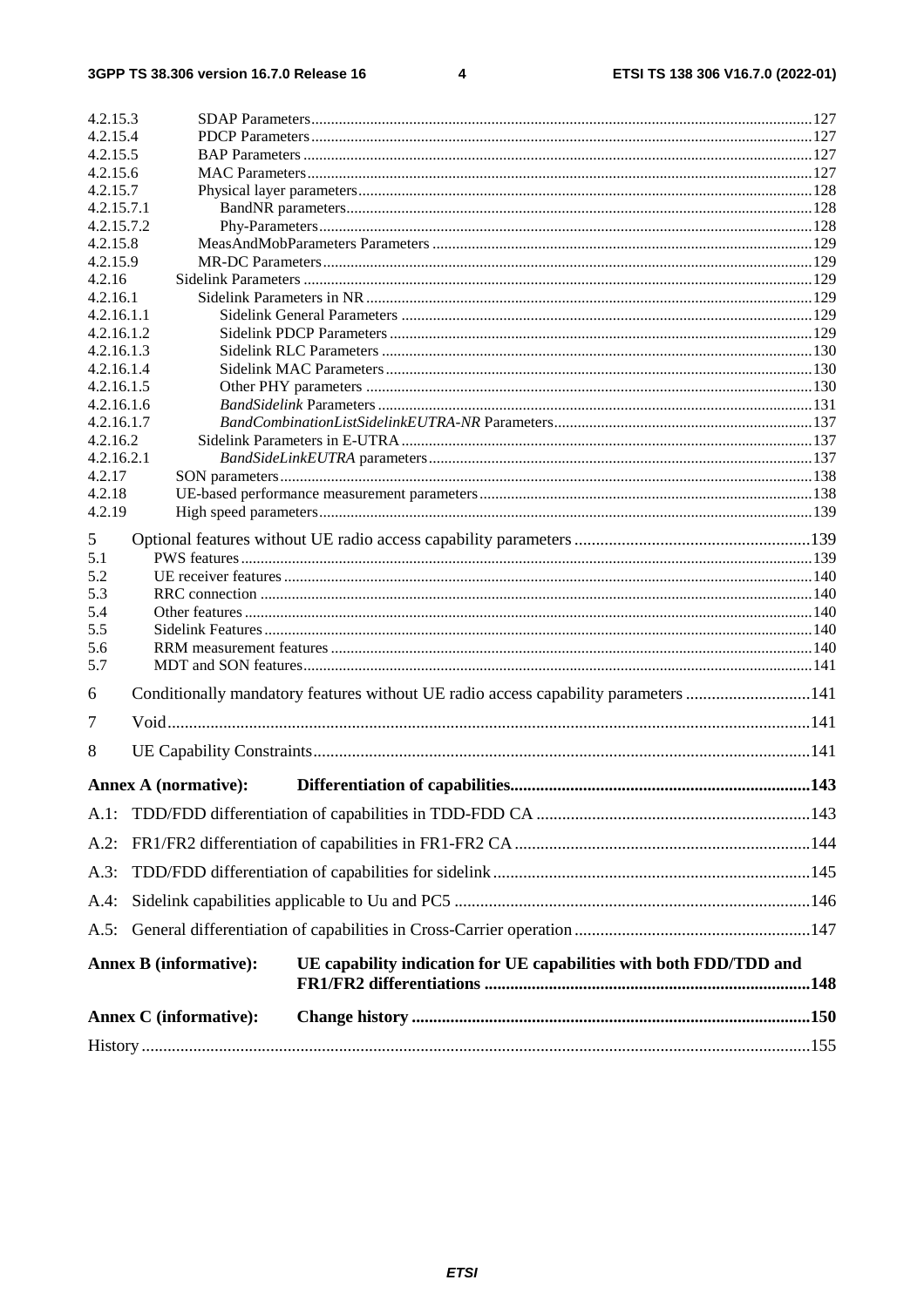4.2.15.3 SDAP Parameters....127
4.2.15.4 PDCP Parameters....127
4.2.15.5 BAP Parameters....127
4.2.15.6 MAC Parameters....127
4.2.15.7 Physical layer parameters....128
4.2.15.7.1 BandNR parameters....128
4.2.15.7.2 Phy-Parameters....128
4.2.15.8 MeasAndMobParameters Parameters....129
4.2.15.9 MR-DC Parameters....129
4.2.16 Sidelink Parameters....129
4.2.16.1 Sidelink Parameters in NR....129
4.2.16.1.1 Sidelink General Parameters....129
4.2.16.1.2 Sidelink PDCP Parameters....129
4.2.16.1.3 Sidelink RLC Parameters....130
4.2.16.1.4 Sidelink MAC Parameters....130
4.2.16.1.5 Other PHY parameters....130
4.2.16.1.6 *BandSidelink* Parameters....131
4.2.16.1.7 *BandCombinationListSidelinkEUTRA-NR* Parameters....137
4.2.16.2 Sidelink Parameters in E-UTRA....137
4.2.16.2.1 *BandSideLinkEUTRA* parameters....137
4.2.17 SON parameters....138
4.2.18 UE-based performance measurement parameters....138
4.2.19 High speed parameters....139

5 Optional features without UE radio access capability parameters....139
5.1 PWS features....139
5.2 UE receiver features....140
5.3 RRC connection....140
5.4 Other features....140
5.5 Sidelink Features....140
5.6 RRM measurement features....140
5.7 MDT and SON features....141

6 Conditionally mandatory features without UE radio access capability parameters....141

7 Void....141

8 UE Capability Constraints....141

**Annex A (normative): Differentiation of capabilities....143**

A.1: TDD/FDD differentiation of capabilities in TDD-FDD CA....143

A.2: FR1/FR2 differentiation of capabilities in FR1-FR2 CA....144

A.3: TDD/FDD differentiation of capabilities for sidelink....145

A.4: Sidelink capabilities applicable to Uu and PC5....146

A.5: General differentiation of capabilities in Cross-Carrier operation....147

**Annex B (informative): UE capability indication for UE capabilities with both FDD/TDD and FR1/FR2 differentiations....148**

**Annex C (informative): Change history....150**

History....155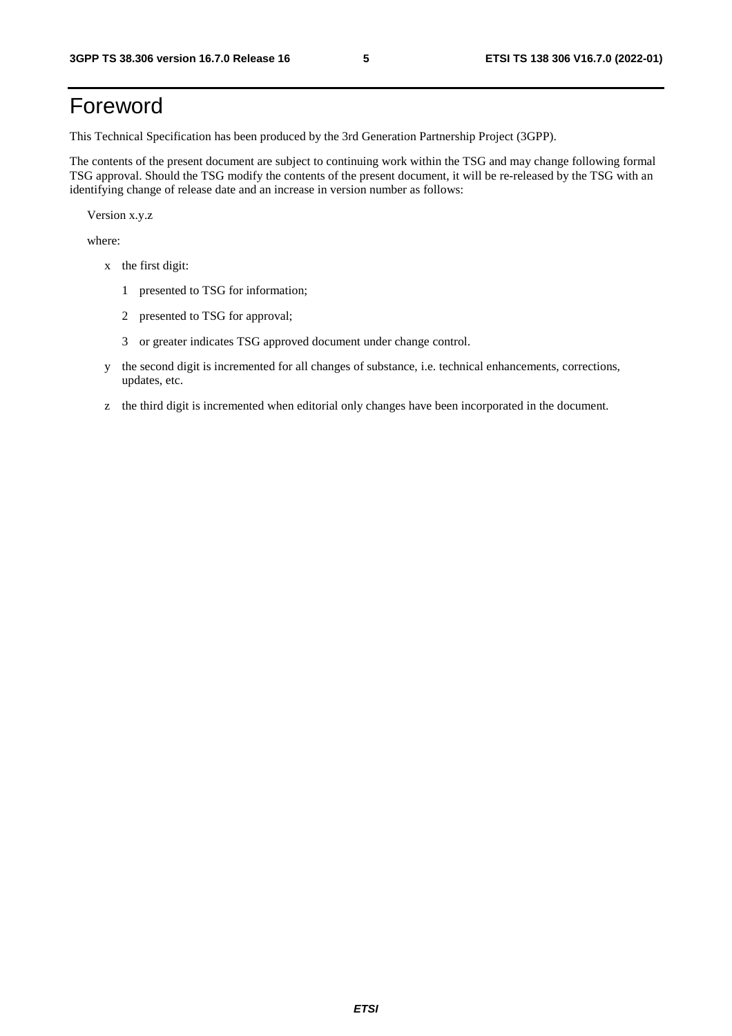# Foreword

This Technical Specification has been produced by the 3rd Generation Partnership Project (3GPP).

The contents of the present document are subject to continuing work within the TSG and may change following formal TSG approval. Should the TSG modify the contents of the present document, it will be re-released by the TSG with an identifying change of release date and an increase in version number as follows:

Version x.y.z

where:

- x the first digit:
  - 1 presented to TSG for information;
  - 2 presented to TSG for approval;
  - 3 or greater indicates TSG approved document under change control.
- y the second digit is incremented for all changes of substance, i.e. technical enhancements, corrections, updates, etc.
- z the third digit is incremented when editorial only changes have been incorporated in the document.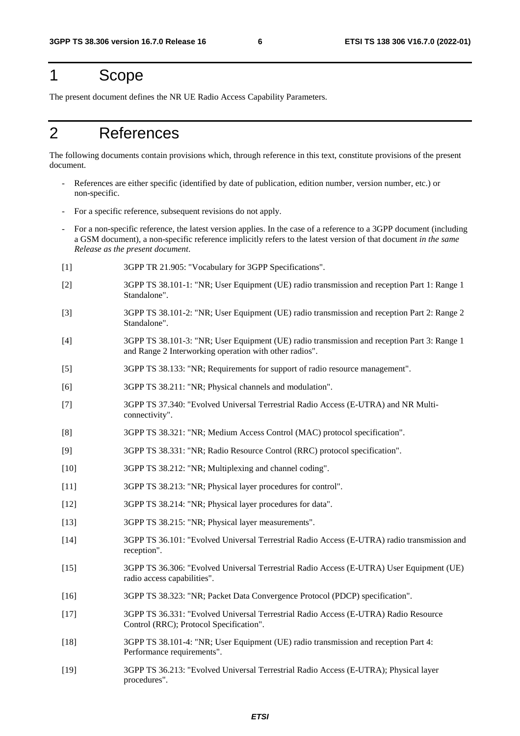# 1 Scope

The present document defines the NR UE Radio Access Capability Parameters.

# 2 References

The following documents contain provisions which, through reference in this text, constitute provisions of the present document.

- References are either specific (identified by date of publication, edition number, version number, etc.) or non-specific.
- For a specific reference, subsequent revisions do not apply.
- For a non-specific reference, the latest version applies. In the case of a reference to a 3GPP document (including a GSM document), a non-specific reference implicitly refers to the latest version of that document *in the same Release as the present document*.

[1] 3GPP TR 21.905: "Vocabulary for 3GPP Specifications".

[2] 3GPP TS 38.101-1: "NR; User Equipment (UE) radio transmission and reception Part 1: Range 1 Standalone".

[3] 3GPP TS 38.101-2: "NR; User Equipment (UE) radio transmission and reception Part 2: Range 2 Standalone".

[4] 3GPP TS 38.101-3: "NR; User Equipment (UE) radio transmission and reception Part 3: Range 1 and Range 2 Interworking operation with other radios".

[5] 3GPP TS 38.133: "NR; Requirements for support of radio resource management".

[6] 3GPP TS 38.211: "NR; Physical channels and modulation".

[7] 3GPP TS 37.340: "Evolved Universal Terrestrial Radio Access (E-UTRA) and NR Multi-connectivity".

[8] 3GPP TS 38.321: "NR; Medium Access Control (MAC) protocol specification".

[9] 3GPP TS 38.331: "NR; Radio Resource Control (RRC) protocol specification".

[10] 3GPP TS 38.212: "NR; Multiplexing and channel coding".

[11] 3GPP TS 38.213: "NR; Physical layer procedures for control".

[12] 3GPP TS 38.214: "NR; Physical layer procedures for data".

[13] 3GPP TS 38.215: "NR; Physical layer measurements".

[14] 3GPP TS 36.101: "Evolved Universal Terrestrial Radio Access (E-UTRA) radio transmission and reception".

[15] 3GPP TS 36.306: "Evolved Universal Terrestrial Radio Access (E-UTRA) User Equipment (UE) radio access capabilities".

[16] 3GPP TS 38.323: "NR; Packet Data Convergence Protocol (PDCP) specification".

[17] 3GPP TS 36.331: "Evolved Universal Terrestrial Radio Access (E-UTRA) Radio Resource Control (RRC); Protocol Specification".

[18] 3GPP TS 38.101-4: "NR; User Equipment (UE) radio transmission and reception Part 4: Performance requirements".

[19] 3GPP TS 36.213: "Evolved Universal Terrestrial Radio Access (E-UTRA); Physical layer procedures".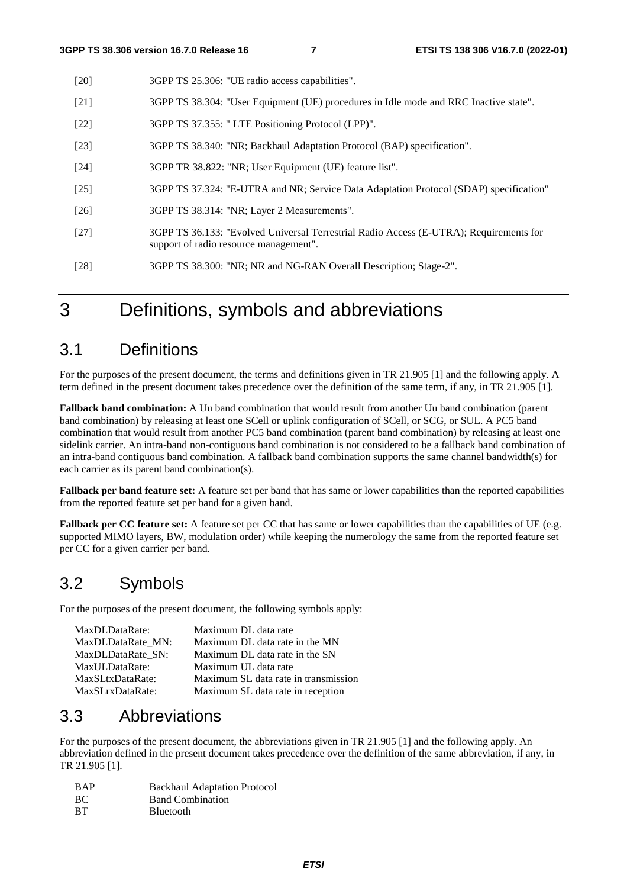[20] 3GPP TS 25.306: "UE radio access capabilities".

[21] 3GPP TS 38.304: "User Equipment (UE) procedures in Idle mode and RRC Inactive state".

[22] 3GPP TS 37.355: " LTE Positioning Protocol (LPP)".

[23] 3GPP TS 38.340: "NR; Backhaul Adaptation Protocol (BAP) specification".

[24] 3GPP TR 38.822: "NR; User Equipment (UE) feature list".

[25] 3GPP TS 37.324: "E-UTRA and NR; Service Data Adaptation Protocol (SDAP) specification"

[26] 3GPP TS 38.314: "NR; Layer 2 Measurements".

[27] 3GPP TS 36.133: "Evolved Universal Terrestrial Radio Access (E-UTRA); Requirements for support of radio resource management".

[28] 3GPP TS 38.300: "NR; NR and NG-RAN Overall Description; Stage-2".

# 3 Definitions, symbols and abbreviations

## 3.1 Definitions

For the purposes of the present document, the terms and definitions given in TR 21.905 [1] and the following apply. A term defined in the present document takes precedence over the definition of the same term, if any, in TR 21.905 [1].

**Fallback band combination:** A Uu band combination that would result from another Uu band combination (parent band combination) by releasing at least one SCell or uplink configuration of SCell, or SCG, or SUL. A PC5 band combination that would result from another PC5 band combination (parent band combination) by releasing at least one sidelink carrier. An intra-band non-contiguous band combination is not considered to be a fallback band combination of an intra-band contiguous band combination. A fallback band combination supports the same channel bandwidth(s) for each carrier as its parent band combination(s).

**Fallback per band feature set:** A feature set per band that has same or lower capabilities than the reported capabilities from the reported feature set per band for a given band.

**Fallback per CC feature set:** A feature set per CC that has same or lower capabilities than the capabilities of UE (e.g. supported MIMO layers, BW, modulation order) while keeping the numerology the same from the reported feature set per CC for a given carrier per band.

## 3.2 Symbols

For the purposes of the present document, the following symbols apply:

MaxDLDataRate: Maximum DL data rate
MaxDLDataRate_MN: Maximum DL data rate in the MN
MaxDLDataRate_SN: Maximum DL data rate in the SN
MaxULDataRate: Maximum UL data rate
MaxSLtxDataRate: Maximum SL data rate in transmission
MaxSLrxDataRate: Maximum SL data rate in reception

## 3.3 Abbreviations

For the purposes of the present document, the abbreviations given in TR 21.905 [1] and the following apply. An abbreviation defined in the present document takes precedence over the definition of the same abbreviation, if any, in TR 21.905 [1].

BAP Backhaul Adaptation Protocol
BC Band Combination
BT Bluetooth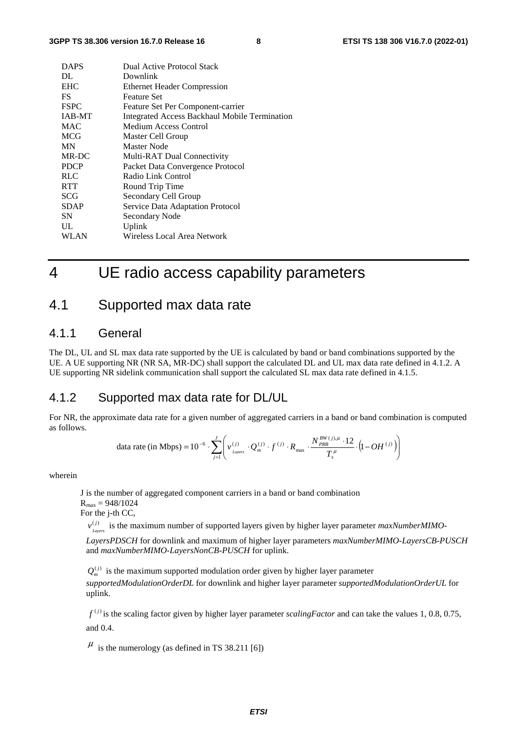| | |
|---|---|
| DAPS | Dual Active Protocol Stack |
| DL | Downlink |
| EHC | Ethernet Header Compression |
| FS | Feature Set |
| FSPC | Feature Set Per Component-carrier |
| IAB-MT | Integrated Access Backhaul Mobile Termination |
| MAC | Medium Access Control |
| MCG | Master Cell Group |
| MN | Master Node |
| MR-DC | Multi-RAT Dual Connectivity |
| PDCP | Packet Data Convergence Protocol |
| RLC | Radio Link Control |
| RTT | Round Trip Time |
| SCG | Secondary Cell Group |
| SDAP | Service Data Adaptation Protocol |
| SN | Secondary Node |
| UL | Uplink |
| WLAN | Wireless Local Area Network |

# 4 UE radio access capability parameters

## 4.1 Supported max data rate

### 4.1.1 General

The DL, UL and SL max data rate supported by the UE is calculated by band or band combinations supported by the UE. A UE supporting NR (NR SA, MR-DC) shall support the calculated DL and UL max data rate defined in 4.1.2. A UE supporting NR sidelink communication shall support the calculated SL max data rate defined in 4.1.5.

### 4.1.2 Supported max data rate for DL/UL

For NR, the approximate data rate for a given number of aggregated carriers in a band or band combination is computed as follows.

$$\text{data rate (in Mbps)} = 10^{-6} \cdot \sum_{j=1}^{J} \left( v_{Layers}^{(j)} \cdot Q_m^{(j)} \cdot f^{(j)} \cdot R_{\max} \cdot \frac{N_{PRB}^{BW(j),\mu} \cdot 12}{T_s^{\mu}} \cdot \left(1 - OH^{(j)}\right) \right)$$

wherein

J is the number of aggregated component carriers in a band or band combination

$R_{\max} = 948/1024$

For the j-th CC,

$v_{Layers}^{(j)}$ is the maximum number of supported layers given by higher layer parameter *maxNumberMIMO-LayersPDSCH* for downlink and maximum of higher layer parameters *maxNumberMIMO-LayersCB-PUSCH* and *maxNumberMIMO-LayersNonCB-PUSCH* for uplink.

$Q_m^{(j)}$ is the maximum supported modulation order given by higher layer parameter *supportedModulationOrderDL* for downlink and higher layer parameter *supportedModulationOrderUL* for uplink.

$f^{(j)}$ is the scaling factor given by higher layer parameter *scalingFactor* and can take the values 1, 0.8, 0.75, and 0.4.

$\mu$ is the numerology (as defined in TS 38.211 [6])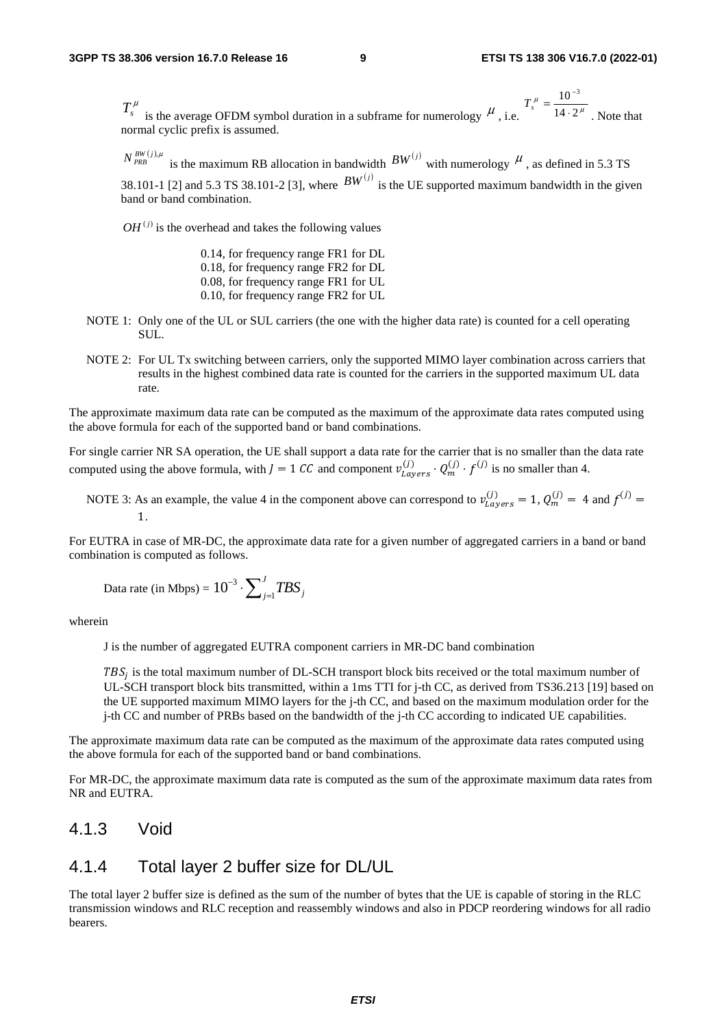$T_s^{\mu}$ is the average OFDM symbol duration in a subframe for numerology $\mu$, i.e. $T_s^{\mu} = \frac{10^{-3}}{14 \cdot 2^{\mu}}$. Note that normal cyclic prefix is assumed.

$N_{PRB}^{BW(j),\mu}$ is the maximum RB allocation in bandwidth $BW^{(j)}$ with numerology $\mu$, as defined in 5.3 TS 38.101-1 [2] and 5.3 TS 38.101-2 [3], where $BW^{(j)}$ is the UE supported maximum bandwidth in the given band or band combination.

$OH^{(j)}$ is the overhead and takes the following values

- 0.14, for frequency range FR1 for DL
- 0.18, for frequency range FR2 for DL
- 0.08, for frequency range FR1 for UL
- 0.10, for frequency range FR2 for UL

NOTE 1: Only one of the UL or SUL carriers (the one with the higher data rate) is counted for a cell operating SUL.

NOTE 2: For UL Tx switching between carriers, only the supported MIMO layer combination across carriers that results in the highest combined data rate is counted for the carriers in the supported maximum UL data rate.

The approximate maximum data rate can be computed as the maximum of the approximate data rates computed using the above formula for each of the supported band or band combinations.

For single carrier NR SA operation, the UE shall support a data rate for the carrier that is no smaller than the data rate computed using the above formula, with $J = 1\ CC$ and component $v_{Layers}^{(j)} \cdot Q_m^{(j)} \cdot f^{(j)}$ is no smaller than 4.

NOTE 3: As an example, the value 4 in the component above can correspond to $v_{Layers}^{(j)} = 1$, $Q_m^{(j)} = 4$ and $f^{(j)} = 1$.

For EUTRA in case of MR-DC, the approximate data rate for a given number of aggregated carriers in a band or band combination is computed as follows.

Data rate (in Mbps) = $10^{-3} \cdot \sum_{j=1}^{J} TBS_j$

wherein

J is the number of aggregated EUTRA component carriers in MR-DC band combination

$TBS_j$ is the total maximum number of DL-SCH transport block bits received or the total maximum number of UL-SCH transport block bits transmitted, within a 1ms TTI for j-th CC, as derived from TS36.213 [19] based on the UE supported maximum MIMO layers for the j-th CC, and based on the maximum modulation order for the j-th CC and number of PRBs based on the bandwidth of the j-th CC according to indicated UE capabilities.

The approximate maximum data rate can be computed as the maximum of the approximate data rates computed using the above formula for each of the supported band or band combinations.

For MR-DC, the approximate maximum data rate is computed as the sum of the approximate maximum data rates from NR and EUTRA.

### 4.1.3 Void

### 4.1.4 Total layer 2 buffer size for DL/UL

The total layer 2 buffer size is defined as the sum of the number of bytes that the UE is capable of storing in the RLC transmission windows and RLC reception and reassembly windows and also in PDCP reordering windows for all radio bearers.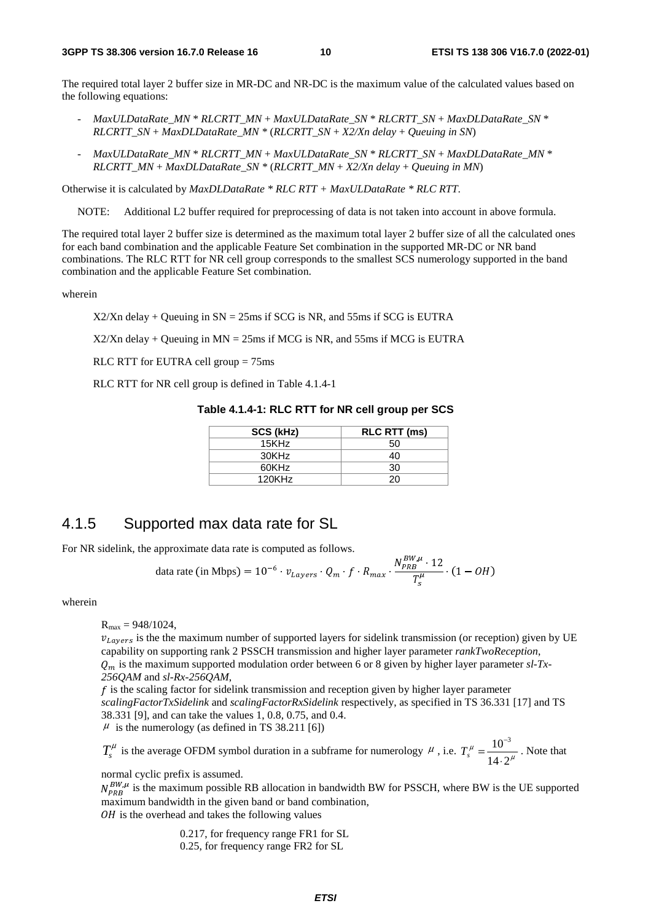The required total layer 2 buffer size in MR-DC and NR-DC is the maximum value of the calculated values based on the following equations:

- *MaxULDataRate_MN* * *RLCRTT_MN* + *MaxULDataRate_SN* * *RLCRTT_SN* + *MaxDLDataRate_SN* * *RLCRTT_SN* + *MaxDLDataRate_MN* * (*RLCRTT_SN* + *X2/Xn delay* + *Queuing in SN*)
- *MaxULDataRate_MN* * *RLCRTT_MN* + *MaxULDataRate_SN* * *RLCRTT_SN* + *MaxDLDataRate_MN* * *RLCRTT_MN* + *MaxDLDataRate_SN* * (*RLCRTT_MN* + *X2/Xn delay* + *Queuing in MN*)

Otherwise it is calculated by *MaxDLDataRate * RLC RTT + MaxULDataRate * RLC RTT*.

NOTE: Additional L2 buffer required for preprocessing of data is not taken into account in above formula.

The required total layer 2 buffer size is determined as the maximum total layer 2 buffer size of all the calculated ones for each band combination and the applicable Feature Set combination in the supported MR-DC or NR band combinations. The RLC RTT for NR cell group corresponds to the smallest SCS numerology supported in the band combination and the applicable Feature Set combination.

wherein

X2/Xn delay + Queuing in SN = 25ms if SCG is NR, and 55ms if SCG is EUTRA

X2/Xn delay + Queuing in MN = 25ms if MCG is NR, and 55ms if MCG is EUTRA

RLC RTT for EUTRA cell group = 75ms

RLC RTT for NR cell group is defined in Table 4.1.4-1

**Table 4.1.4-1: RLC RTT for NR cell group per SCS**

| SCS (kHz) | RLC RTT (ms) |
|---|---|
| 15KHz | 50 |
| 30KHz | 40 |
| 60KHz | 30 |
| 120KHz | 20 |

## 4.1.5 Supported max data rate for SL

For NR sidelink, the approximate data rate is computed as follows.

$$\text{data rate (in Mbps)} = 10^{-6} \cdot v_{Layers} \cdot Q_m \cdot f \cdot R_{max} \cdot \frac{N_{PRB}^{BW,\mu} \cdot 12}{T_s^{\mu}} \cdot (1 - OH)$$

wherein

$R_{max} = 948/1024$,

$v_{Layers}$ is the the maximum number of supported layers for sidelink transmission (or reception) given by UE capability on supporting rank 2 PSSCH transmission and higher layer parameter *rankTwoReception*,

$Q_m$ is the maximum supported modulation order between 6 or 8 given by higher layer parameter *sl-Tx-256QAM* and *sl-Rx-256QAM*,

$f$ is the scaling factor for sidelink transmission and reception given by higher layer parameter *scalingFactorTxSidelink* and *scalingFactorRxSidelink* respectively, as specified in TS 36.331 [17] and TS 38.331 [9], and can take the values 1, 0.8, 0.75, and 0.4.

$\mu$ is the numerology (as defined in TS 38.211 [6])

$T_s^{\mu}$ is the average OFDM symbol duration in a subframe for numerology $\mu$, i.e. $T_s^{\mu} = \frac{10^{-3}}{14 \cdot 2^{\mu}}$. Note that normal cyclic prefix is assumed.

$N_{PRB}^{BW,\mu}$ is the maximum possible RB allocation in bandwidth BW for PSSCH, where BW is the UE supported maximum bandwidth in the given band or band combination,

$OH$ is the overhead and takes the following values

0.217, for frequency range FR1 for SL

0.25, for frequency range FR2 for SL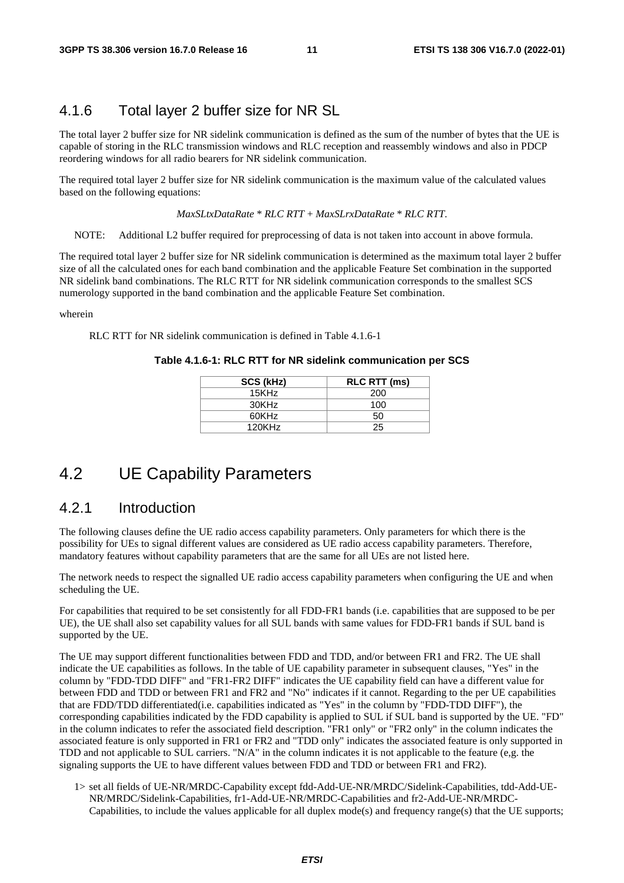### 4.1.6 Total layer 2 buffer size for NR SL

The total layer 2 buffer size for NR sidelink communication is defined as the sum of the number of bytes that the UE is capable of storing in the RLC transmission windows and RLC reception and reassembly windows and also in PDCP reordering windows for all radio bearers for NR sidelink communication.

The required total layer 2 buffer size for NR sidelink communication is the maximum value of the calculated values based on the following equations:

*MaxSLtxDataRate \* RLC RTT + MaxSLrxDataRate \* RLC RTT.*

NOTE: Additional L2 buffer required for preprocessing of data is not taken into account in above formula.

The required total layer 2 buffer size for NR sidelink communication is determined as the maximum total layer 2 buffer size of all the calculated ones for each band combination and the applicable Feature Set combination in the supported NR sidelink band combinations. The RLC RTT for NR sidelink communication corresponds to the smallest SCS numerology supported in the band combination and the applicable Feature Set combination.

wherein

RLC RTT for NR sidelink communication is defined in Table 4.1.6-1

**Table 4.1.6-1: RLC RTT for NR sidelink communication per SCS**

| SCS (kHz) | RLC RTT (ms) |
|---|---|
| 15KHz | 200 |
| 30KHz | 100 |
| 60KHz | 50 |
| 120KHz | 25 |

## 4.2 UE Capability Parameters

### 4.2.1 Introduction

The following clauses define the UE radio access capability parameters. Only parameters for which there is the possibility for UEs to signal different values are considered as UE radio access capability parameters. Therefore, mandatory features without capability parameters that are the same for all UEs are not listed here.

The network needs to respect the signalled UE radio access capability parameters when configuring the UE and when scheduling the UE.

For capabilities that required to be set consistently for all FDD-FR1 bands (i.e. capabilities that are supposed to be per UE), the UE shall also set capability values for all SUL bands with same values for FDD-FR1 bands if SUL band is supported by the UE.

The UE may support different functionalities between FDD and TDD, and/or between FR1 and FR2. The UE shall indicate the UE capabilities as follows. In the table of UE capability parameter in subsequent clauses, "Yes" in the column by "FDD-TDD DIFF" and "FR1-FR2 DIFF" indicates the UE capability field can have a different value for between FDD and TDD or between FR1 and FR2 and "No" indicates if it cannot. Regarding to the per UE capabilities that are FDD/TDD differentiated(i.e. capabilities indicated as "Yes" in the column by "FDD-TDD DIFF"), the corresponding capabilities indicated by the FDD capability is applied to SUL if SUL band is supported by the UE. "FD" in the column indicates to refer the associated field description. "FR1 only" or "FR2 only" in the column indicates the associated feature is only supported in FR1 or FR2 and "TDD only" indicates the associated feature is only supported in TDD and not applicable to SUL carriers. "N/A" in the column indicates it is not applicable to the feature (e,g. the signaling supports the UE to have different values between FDD and TDD or between FR1 and FR2).

1> set all fields of UE-NR/MRDC-Capability except fdd-Add-UE-NR/MRDC/Sidelink-Capabilities, tdd-Add-UE-NR/MRDC/Sidelink-Capabilities, fr1-Add-UE-NR/MRDC-Capabilities and fr2-Add-UE-NR/MRDC-Capabilities, to include the values applicable for all duplex mode(s) and frequency range(s) that the UE supports;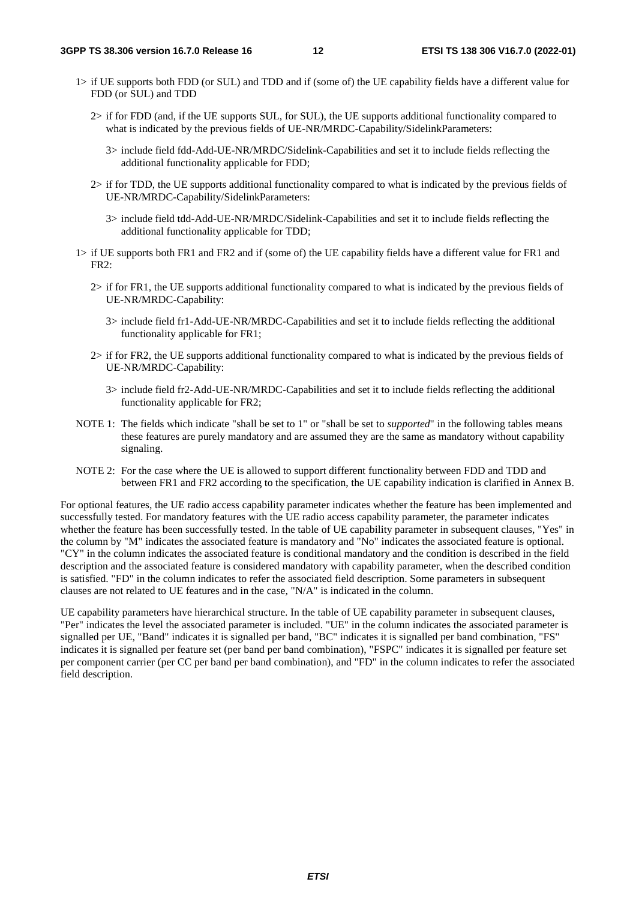1> if UE supports both FDD (or SUL) and TDD and if (some of) the UE capability fields have a different value for FDD (or SUL) and TDD

2> if for FDD (and, if the UE supports SUL, for SUL), the UE supports additional functionality compared to what is indicated by the previous fields of UE-NR/MRDC-Capability/SidelinkParameters:

3> include field fdd-Add-UE-NR/MRDC/Sidelink-Capabilities and set it to include fields reflecting the additional functionality applicable for FDD;

2> if for TDD, the UE supports additional functionality compared to what is indicated by the previous fields of UE-NR/MRDC-Capability/SidelinkParameters:

3> include field tdd-Add-UE-NR/MRDC/Sidelink-Capabilities and set it to include fields reflecting the additional functionality applicable for TDD;

1> if UE supports both FR1 and FR2 and if (some of) the UE capability fields have a different value for FR1 and FR2:

2> if for FR1, the UE supports additional functionality compared to what is indicated by the previous fields of UE-NR/MRDC-Capability:

3> include field fr1-Add-UE-NR/MRDC-Capabilities and set it to include fields reflecting the additional functionality applicable for FR1;

2> if for FR2, the UE supports additional functionality compared to what is indicated by the previous fields of UE-NR/MRDC-Capability:

3> include field fr2-Add-UE-NR/MRDC-Capabilities and set it to include fields reflecting the additional functionality applicable for FR2;

NOTE 1: The fields which indicate "shall be set to 1" or "shall be set to *supported*" in the following tables means these features are purely mandatory and are assumed they are the same as mandatory without capability signaling.

NOTE 2: For the case where the UE is allowed to support different functionality between FDD and TDD and between FR1 and FR2 according to the specification, the UE capability indication is clarified in Annex B.

For optional features, the UE radio access capability parameter indicates whether the feature has been implemented and successfully tested. For mandatory features with the UE radio access capability parameter, the parameter indicates whether the feature has been successfully tested. In the table of UE capability parameter in subsequent clauses, "Yes" in the column by "M" indicates the associated feature is mandatory and "No" indicates the associated feature is optional. "CY" in the column indicates the associated feature is conditional mandatory and the condition is described in the field description and the associated feature is considered mandatory with capability parameter, when the described condition is satisfied. "FD" in the column indicates to refer the associated field description. Some parameters in subsequent clauses are not related to UE features and in the case, "N/A" is indicated in the column.

UE capability parameters have hierarchical structure. In the table of UE capability parameter in subsequent clauses, "Per" indicates the level the associated parameter is included. "UE" in the column indicates the associated parameter is signalled per UE, "Band" indicates it is signalled per band, "BC" indicates it is signalled per band combination, "FS" indicates it is signalled per feature set (per band per band combination), "FSPC" indicates it is signalled per feature set per component carrier (per CC per band per band combination), and "FD" in the column indicates to refer the associated field description.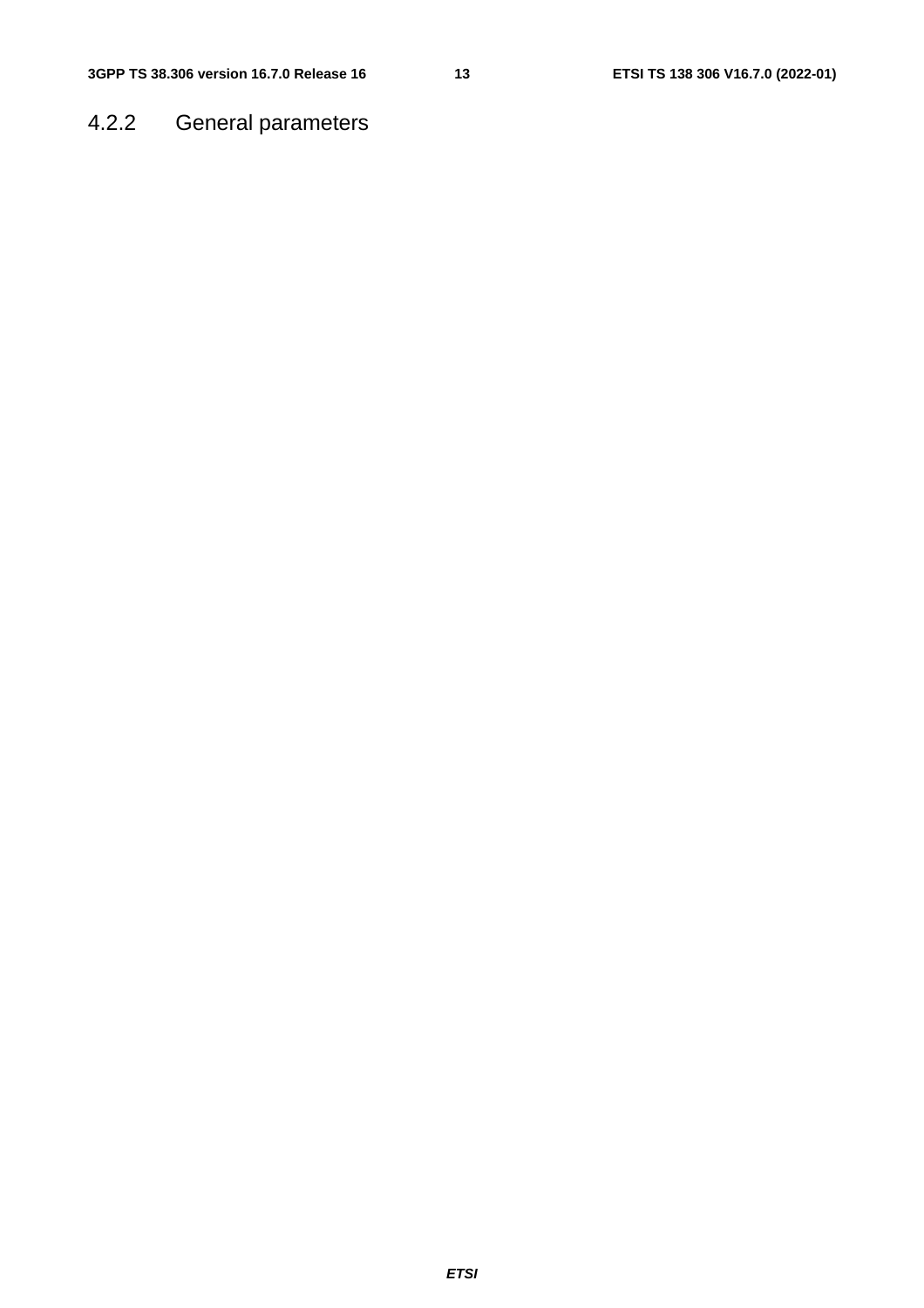### 4.2.2 General parameters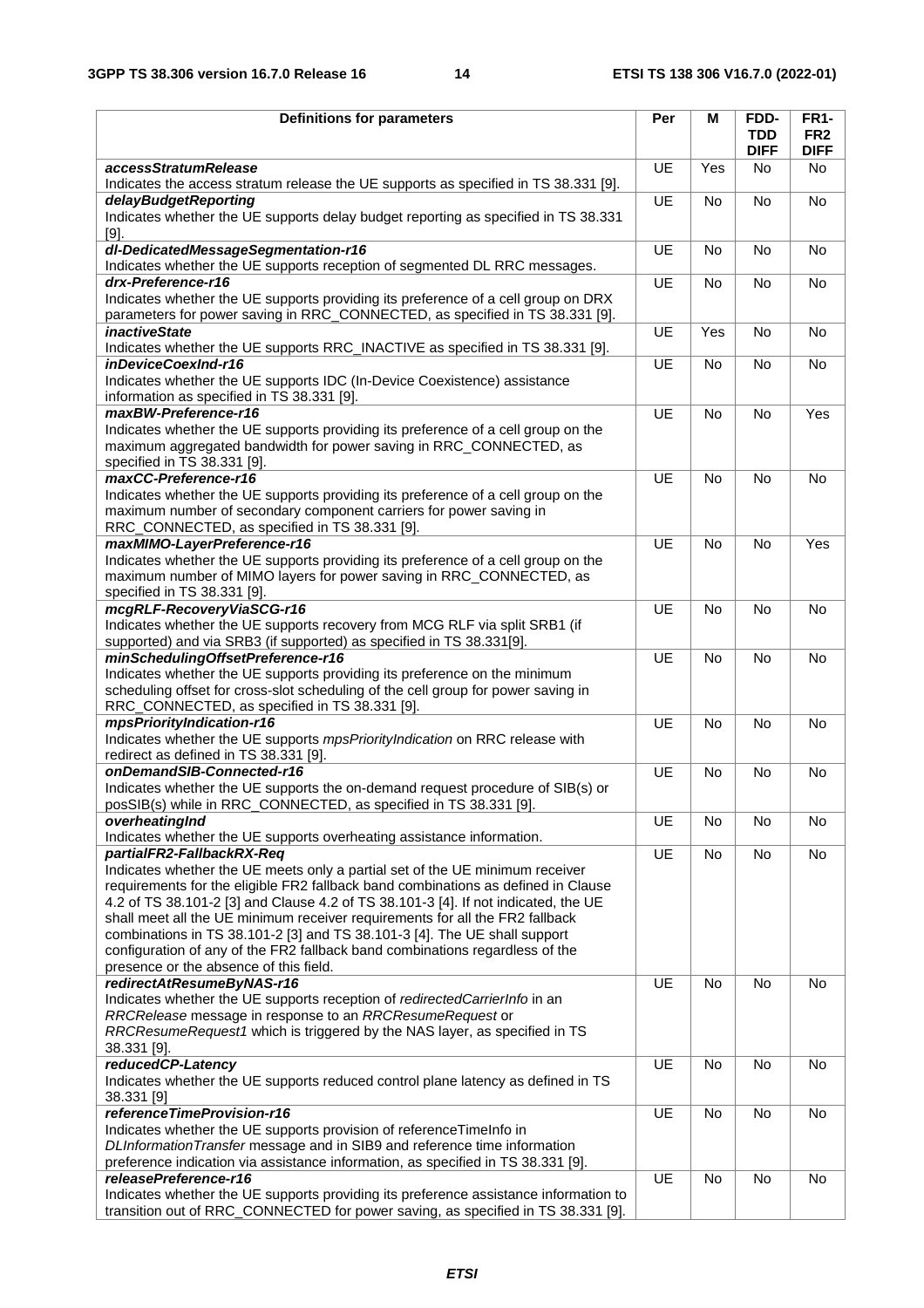| Definitions for parameters | Per | M | FDD-TDD DIFF | FR1-FR2 DIFF |
|---|---|---|---|---|
| ***accessStratumRelease***<br>Indicates the access stratum release the UE supports as specified in TS 38.331 [9]. | UE | Yes | No | No |
| ***delayBudgetReporting***<br>Indicates whether the UE supports delay budget reporting as specified in TS 38.331 [9]. | UE | No | No | No |
| ***dl-DedicatedMessageSegmentation-r16***<br>Indicates whether the UE supports reception of segmented DL RRC messages. | UE | No | No | No |
| ***drx-Preference-r16***<br>Indicates whether the UE supports providing its preference of a cell group on DRX parameters for power saving in RRC_CONNECTED, as specified in TS 38.331 [9]. | UE | No | No | No |
| ***inactiveState***<br>Indicates whether the UE supports RRC_INACTIVE as specified in TS 38.331 [9]. | UE | Yes | No | No |
| ***inDeviceCoexInd-r16***<br>Indicates whether the UE supports IDC (In-Device Coexistence) assistance information as specified in TS 38.331 [9]. | UE | No | No | No |
| ***maxBW-Preference-r16***<br>Indicates whether the UE supports providing its preference of a cell group on the maximum aggregated bandwidth for power saving in RRC_CONNECTED, as specified in TS 38.331 [9]. | UE | No | No | Yes |
| ***maxCC-Preference-r16***<br>Indicates whether the UE supports providing its preference of a cell group on the maximum number of secondary component carriers for power saving in RRC_CONNECTED, as specified in TS 38.331 [9]. | UE | No | No | No |
| ***maxMIMO-LayerPreference-r16***<br>Indicates whether the UE supports providing its preference of a cell group on the maximum number of MIMO layers for power saving in RRC_CONNECTED, as specified in TS 38.331 [9]. | UE | No | No | Yes |
| ***mcgRLF-RecoveryViaSCG-r16***<br>Indicates whether the UE supports recovery from MCG RLF via split SRB1 (if supported) and via SRB3 (if supported) as specified in TS 38.331[9]. | UE | No | No | No |
| ***minSchedulingOffsetPreference-r16***<br>Indicates whether the UE supports providing its preference on the minimum scheduling offset for cross-slot scheduling of the cell group for power saving in RRC_CONNECTED, as specified in TS 38.331 [9]. | UE | No | No | No |
| ***mpsPriorityIndication-r16***<br>Indicates whether the UE supports *mpsPriorityIndication* on RRC release with redirect as defined in TS 38.331 [9]. | UE | No | No | No |
| ***onDemandSIB-Connected-r16***<br>Indicates whether the UE supports the on-demand request procedure of SIB(s) or posSIB(s) while in RRC_CONNECTED, as specified in TS 38.331 [9]. | UE | No | No | No |
| ***overheatingInd***<br>Indicates whether the UE supports overheating assistance information. | UE | No | No | No |
| ***partialFR2-FallbackRX-Req***<br>Indicates whether the UE meets only a partial set of the UE minimum receiver requirements for the eligible FR2 fallback band combinations as defined in Clause 4.2 of TS 38.101-2 [3] and Clause 4.2 of TS 38.101-3 [4]. If not indicated, the UE shall meet all the UE minimum receiver requirements for all the FR2 fallback combinations in TS 38.101-2 [3] and TS 38.101-3 [4]. The UE shall support configuration of any of the FR2 fallback band combinations regardless of the presence or the absence of this field. | UE | No | No | No |
| ***redirectAtResumeByNAS-r16***<br>Indicates whether the UE supports reception of *redirectedCarrierInfo* in an *RRCRelease* message in response to an *RRCResumeRequest* or *RRCResumeRequest1* which is triggered by the NAS layer, as specified in TS 38.331 [9]. | UE | No | No | No |
| ***reducedCP-Latency***<br>Indicates whether the UE supports reduced control plane latency as defined in TS 38.331 [9] | UE | No | No | No |
| ***referenceTimeProvision-r16***<br>Indicates whether the UE supports provision of referenceTimeInfo in *DLInformationTransfer* message and in SIB9 and reference time information preference indication via assistance information, as specified in TS 38.331 [9]. | UE | No | No | No |
| ***releasePreference-r16***<br>Indicates whether the UE supports providing its preference assistance information to transition out of RRC_CONNECTED for power saving, as specified in TS 38.331 [9]. | UE | No | No | No |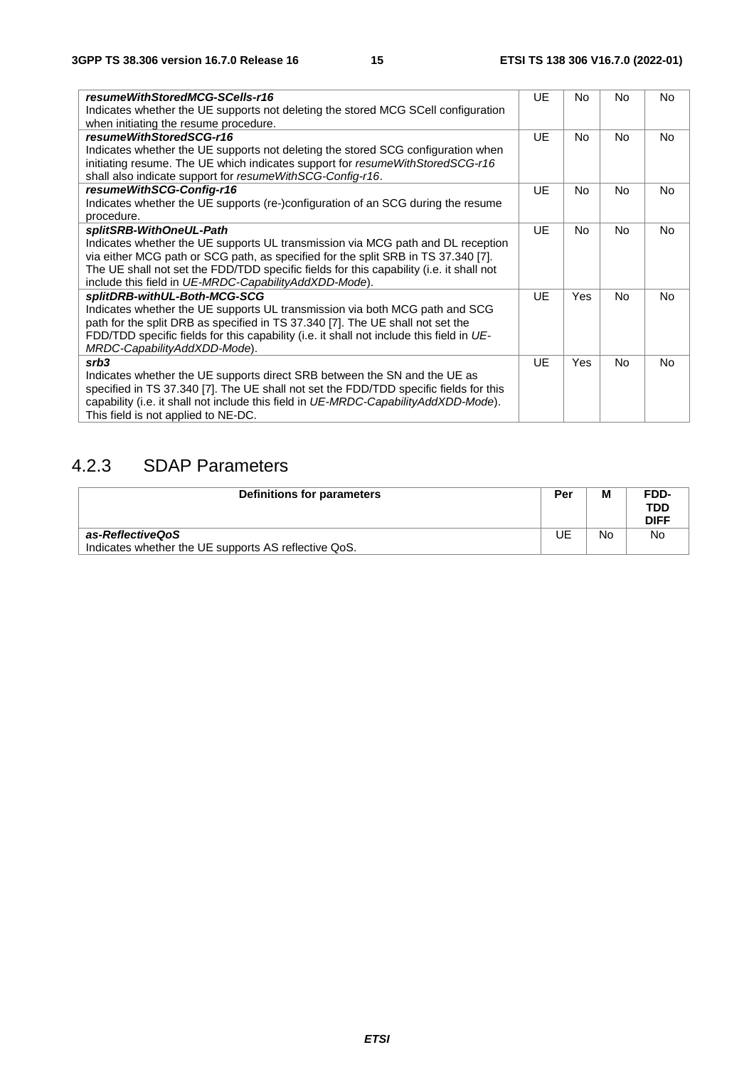| | | | | |
|---|---|---|---|---|
| ***resumeWithStoredMCG-SCells-r16***<br>Indicates whether the UE supports not deleting the stored MCG SCell configuration when initiating the resume procedure. | UE | No | No | No |
| ***resumeWithStoredSCG-r16***<br>Indicates whether the UE supports not deleting the stored SCG configuration when initiating resume. The UE which indicates support for *resumeWithStoredSCG-r16* shall also indicate support for *resumeWithSCG-Config-r16*. | UE | No | No | No |
| ***resumeWithSCG-Config-r16***<br>Indicates whether the UE supports (re-)configuration of an SCG during the resume procedure. | UE | No | No | No |
| ***splitSRB-WithOneUL-Path***<br>Indicates whether the UE supports UL transmission via MCG path and DL reception via either MCG path or SCG path, as specified for the split SRB in TS 37.340 [7]. The UE shall not set the FDD/TDD specific fields for this capability (i.e. it shall not include this field in *UE-MRDC-CapabilityAddXDD-Mode*). | UE | No | No | No |
| ***splitDRB-withUL-Both-MCG-SCG***<br>Indicates whether the UE supports UL transmission via both MCG path and SCG path for the split DRB as specified in TS 37.340 [7]. The UE shall not set the FDD/TDD specific fields for this capability (i.e. it shall not include this field in *UE-MRDC-CapabilityAddXDD-Mode*). | UE | Yes | No | No |
| ***srb3***<br>Indicates whether the UE supports direct SRB between the SN and the UE as specified in TS 37.340 [7]. The UE shall not set the FDD/TDD specific fields for this capability (i.e. it shall not include this field in *UE-MRDC-CapabilityAddXDD-Mode*). This field is not applied to NE-DC. | UE | Yes | No | No |

### 4.2.3 SDAP Parameters

| Definitions for parameters | Per | M | FDD-TDD DIFF |
|---|---|---|---|
| ***as-ReflectiveQoS***<br>Indicates whether the UE supports AS reflective QoS. | UE | No | No |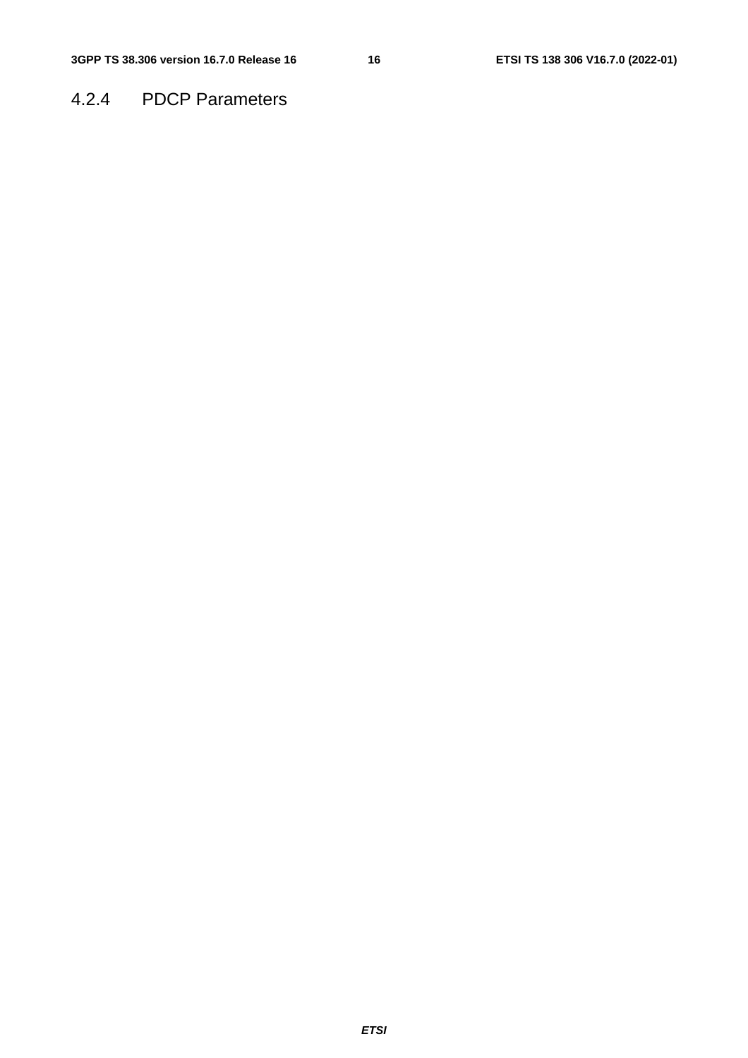### 4.2.4 PDCP Parameters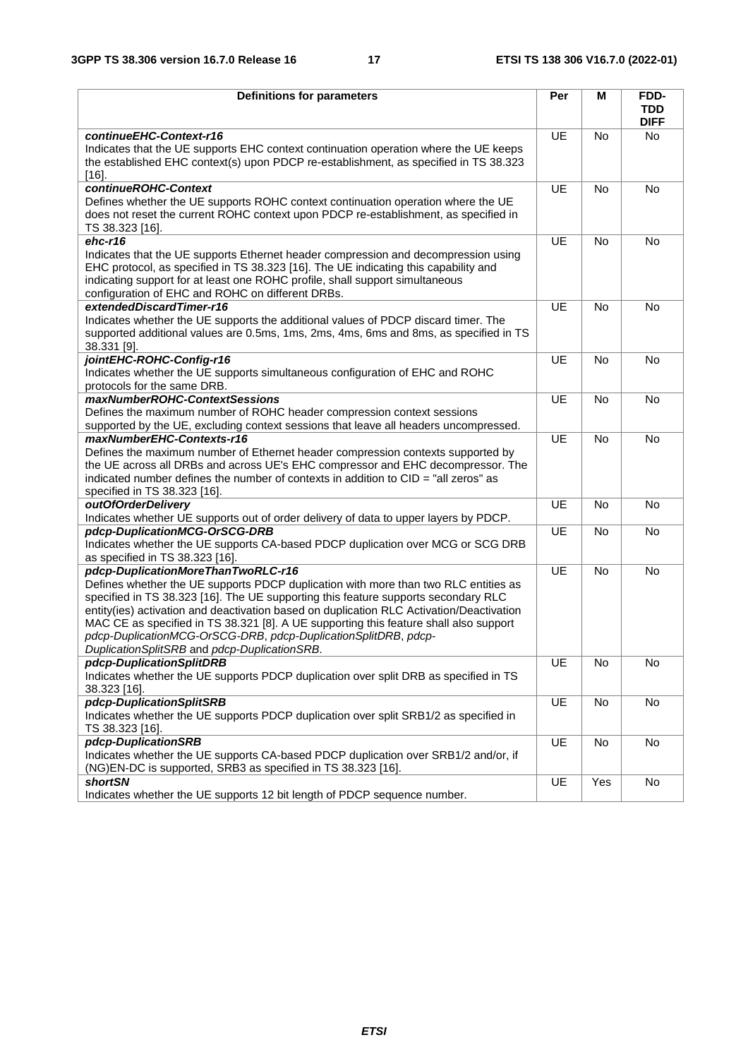| Definitions for parameters | Per | M | FDD-TDD DIFF |
|---|---|---|---|
| ***continueEHC-Context-r16***<br>Indicates that the UE supports EHC context continuation operation where the UE keeps the established EHC context(s) upon PDCP re-establishment, as specified in TS 38.323 [16]. | UE | No | No |
| ***continueROHC-Context***<br>Defines whether the UE supports ROHC context continuation operation where the UE does not reset the current ROHC context upon PDCP re-establishment, as specified in TS 38.323 [16]. | UE | No | No |
| ***ehc-r16***<br>Indicates that the UE supports Ethernet header compression and decompression using EHC protocol, as specified in TS 38.323 [16]. The UE indicating this capability and indicating support for at least one ROHC profile, shall support simultaneous configuration of EHC and ROHC on different DRBs. | UE | No | No |
| ***extendedDiscardTimer-r16***<br>Indicates whether the UE supports the additional values of PDCP discard timer. The supported additional values are 0.5ms, 1ms, 2ms, 4ms, 6ms and 8ms, as specified in TS 38.331 [9]. | UE | No | No |
| ***jointEHC-ROHC-Config-r16***<br>Indicates whether the UE supports simultaneous configuration of EHC and ROHC protocols for the same DRB. | UE | No | No |
| ***maxNumberROHC-ContextSessions***<br>Defines the maximum number of ROHC header compression context sessions supported by the UE, excluding context sessions that leave all headers uncompressed. | UE | No | No |
| ***maxNumberEHC-Contexts-r16***<br>Defines the maximum number of Ethernet header compression contexts supported by the UE across all DRBs and across UE's EHC compressor and EHC decompressor. The indicated number defines the number of contexts in addition to CID = "all zeros" as specified in TS 38.323 [16]. | UE | No | No |
| ***outOfOrderDelivery***<br>Indicates whether UE supports out of order delivery of data to upper layers by PDCP. | UE | No | No |
| ***pdcp-DuplicationMCG-OrSCG-DRB***<br>Indicates whether the UE supports CA-based PDCP duplication over MCG or SCG DRB as specified in TS 38.323 [16]. | UE | No | No |
| ***pdcp-DuplicationMoreThanTwoRLC-r16***<br>Defines whether the UE supports PDCP duplication with more than two RLC entities as specified in TS 38.323 [16]. The UE supporting this feature supports secondary RLC entity(ies) activation and deactivation based on duplication RLC Activation/Deactivation MAC CE as specified in TS 38.321 [8]. A UE supporting this feature shall also support *pdcp-DuplicationMCG-OrSCG-DRB*, *pdcp-DuplicationSplitDRB*, *pdcp-DuplicationSplitSRB* and *pdcp-DuplicationSRB*. | UE | No | No |
| ***pdcp-DuplicationSplitDRB***<br>Indicates whether the UE supports PDCP duplication over split DRB as specified in TS 38.323 [16]. | UE | No | No |
| ***pdcp-DuplicationSplitSRB***<br>Indicates whether the UE supports PDCP duplication over split SRB1/2 as specified in TS 38.323 [16]. | UE | No | No |
| ***pdcp-DuplicationSRB***<br>Indicates whether the UE supports CA-based PDCP duplication over SRB1/2 and/or, if (NG)EN-DC is supported, SRB3 as specified in TS 38.323 [16]. | UE | No | No |
| ***shortSN***<br>Indicates whether the UE supports 12 bit length of PDCP sequence number. | UE | Yes | No |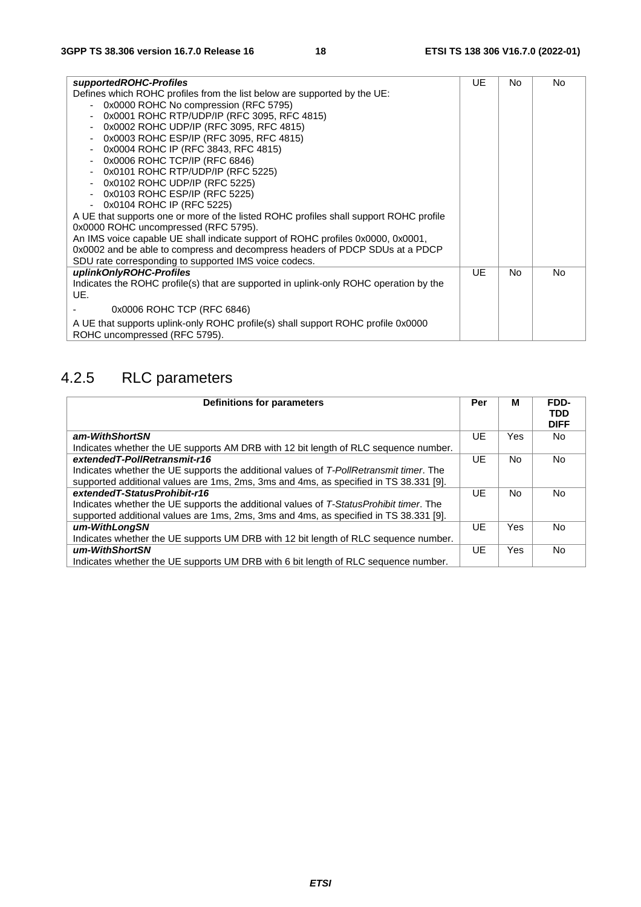| | | | |
|---|---|---|---|
| ***supportedROHC-Profiles***<br>Defines which ROHC profiles from the list below are supported by the UE:<br>- 0x0000 ROHC No compression (RFC 5795)<br>- 0x0001 ROHC RTP/UDP/IP (RFC 3095, RFC 4815)<br>- 0x0002 ROHC UDP/IP (RFC 3095, RFC 4815)<br>- 0x0003 ROHC ESP/IP (RFC 3095, RFC 4815)<br>- 0x0004 ROHC IP (RFC 3843, RFC 4815)<br>- 0x0006 ROHC TCP/IP (RFC 6846)<br>- 0x0101 ROHC RTP/UDP/IP (RFC 5225)<br>- 0x0102 ROHC UDP/IP (RFC 5225)<br>- 0x0103 ROHC ESP/IP (RFC 5225)<br>- 0x0104 ROHC IP (RFC 5225)<br>A UE that supports one or more of the listed ROHC profiles shall support ROHC profile 0x0000 ROHC uncompressed (RFC 5795).<br>An IMS voice capable UE shall indicate support of ROHC profiles 0x0000, 0x0001, 0x0002 and be able to compress and decompress headers of PDCP SDUs at a PDCP SDU rate corresponding to supported IMS voice codecs. | UE | No | No |
| ***uplinkOnlyROHC-Profiles***<br>Indicates the ROHC profile(s) that are supported in uplink-only ROHC operation by the UE.<br>- 0x0006 ROHC TCP (RFC 6846)<br>A UE that supports uplink-only ROHC profile(s) shall support ROHC profile 0x0000 ROHC uncompressed (RFC 5795). | UE | No | No |

## 4.2.5 RLC parameters

| Definitions for parameters | Per | M | FDD-TDD DIFF |
|---|---|---|---|
| ***am-WithShortSN***<br>Indicates whether the UE supports AM DRB with 12 bit length of RLC sequence number. | UE | Yes | No |
| ***extendedT-PollRetransmit-r16***<br>Indicates whether the UE supports the additional values of *T-PollRetransmit timer*. The supported additional values are 1ms, 2ms, 3ms and 4ms, as specified in TS 38.331 [9]. | UE | No | No |
| ***extendedT-StatusProhibit-r16***<br>Indicates whether the UE supports the additional values of *T-StatusProhibit timer*. The supported additional values are 1ms, 2ms, 3ms and 4ms, as specified in TS 38.331 [9]. | UE | No | No |
| ***um-WithLongSN***<br>Indicates whether the UE supports UM DRB with 12 bit length of RLC sequence number. | UE | Yes | No |
| ***um-WithShortSN***<br>Indicates whether the UE supports UM DRB with 6 bit length of RLC sequence number. | UE | Yes | No |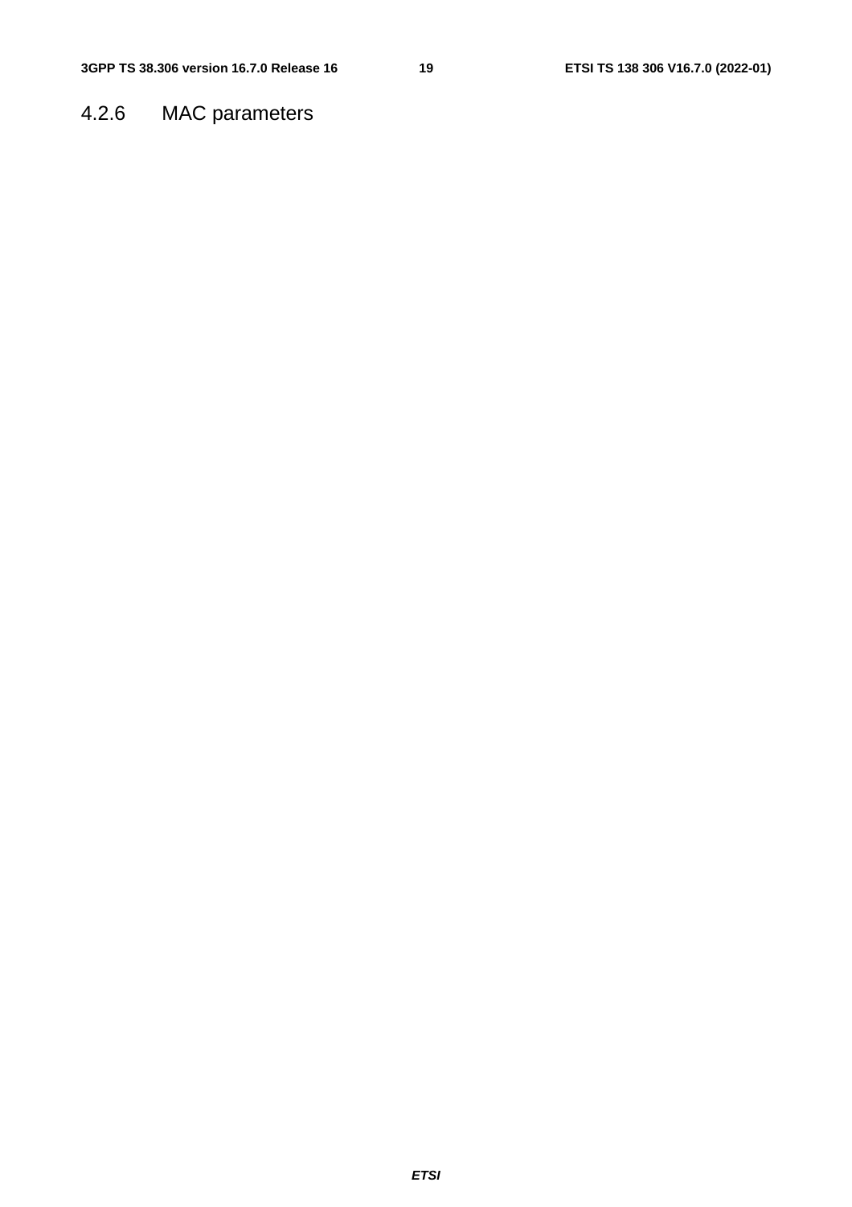### 4.2.6 MAC parameters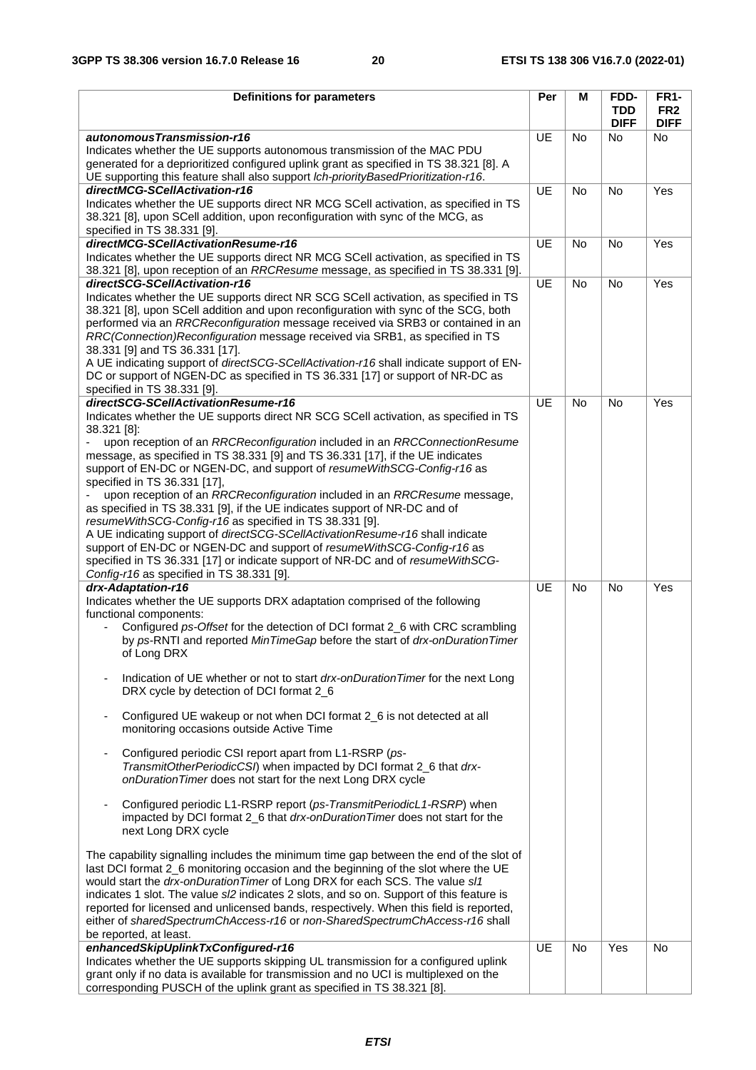| Definitions for parameters | Per | M | FDD-TDD DIFF | FR1-FR2 DIFF |
|---|---|---|---|---|
| ***autonomousTransmission-r16***<br>Indicates whether the UE supports autonomous transmission of the MAC PDU generated for a deprioritized configured uplink grant as specified in TS 38.321 [8]. A UE supporting this feature shall also support *lch-priorityBasedPrioritization-r16*. | UE | No | No | No |
| ***directMCG-SCellActivation-r16***<br>Indicates whether the UE supports direct NR MCG SCell activation, as specified in TS 38.321 [8], upon SCell addition, upon reconfiguration with sync of the MCG, as specified in TS 38.331 [9]. | UE | No | No | Yes |
| ***directMCG-SCellActivationResume-r16***<br>Indicates whether the UE supports direct NR MCG SCell activation, as specified in TS 38.321 [8], upon reception of an *RRCResume* message, as specified in TS 38.331 [9]. | UE | No | No | Yes |
| ***directSCG-SCellActivation-r16***<br>Indicates whether the UE supports direct NR SCG SCell activation, as specified in TS 38.321 [8], upon SCell addition and upon reconfiguration with sync of the SCG, both performed via an *RRCReconfiguration* message received via SRB3 or contained in an *RRC(Connection)Reconfiguration* message received via SRB1, as specified in TS 38.331 [9] and TS 36.331 [17].<br>A UE indicating support of *directSCG-SCellActivation-r16* shall indicate support of EN-DC or support of NGEN-DC as specified in TS 36.331 [17] or support of NR-DC as specified in TS 38.331 [9]. | UE | No | No | Yes |
| ***directSCG-SCellActivationResume-r16***<br>Indicates whether the UE supports direct NR SCG SCell activation, as specified in TS 38.321 [8]:<br>- upon reception of an *RRCReconfiguration* included in an *RRCConnectionResume* message, as specified in TS 38.331 [9] and TS 36.331 [17], if the UE indicates support of EN-DC or NGEN-DC, and support of *resumeWithSCG-Config-r16* as specified in TS 36.331 [17],<br>- upon reception of an *RRCReconfiguration* included in an *RRCResume* message, as specified in TS 38.331 [9], if the UE indicates support of NR-DC and of *resumeWithSCG-Config-r16* as specified in TS 38.331 [9].<br>A UE indicating support of *directSCG-SCellActivationResume-r16* shall indicate support of EN-DC or NGEN-DC and support of *resumeWithSCG-Config-r16* as specified in TS 36.331 [17] or indicate support of NR-DC and of *resumeWithSCG-Config-r16* as specified in TS 38.331 [9]. | UE | No | No | Yes |
| ***drx-Adaptation-r16***<br>Indicates whether the UE supports DRX adaptation comprised of the following functional components:<br>- Configured *ps-Offset* for the detection of DCI format 2_6 with CRC scrambling by *ps*-RNTI and reported *MinTimeGap* before the start of *drx-onDurationTimer* of Long DRX<br>- Indication of UE whether or not to start *drx-onDurationTimer* for the next Long DRX cycle by detection of DCI format 2_6<br>- Configured UE wakeup or not when DCI format 2_6 is not detected at all monitoring occasions outside Active Time<br>- Configured periodic CSI report apart from L1-RSRP (*ps-TransmitOtherPeriodicCSI*) when impacted by DCI format 2_6 that *drx-onDurationTimer* does not start for the next Long DRX cycle<br>- Configured periodic L1-RSRP report (*ps-TransmitPeriodicL1-RSRP*) when impacted by DCI format 2_6 that *drx-onDurationTimer* does not start for the next Long DRX cycle<br><br>The capability signalling includes the minimum time gap between the end of the slot of last DCI format 2_6 monitoring occasion and the beginning of the slot where the UE would start the *drx-onDurationTimer* of Long DRX for each SCS. The value *sl1* indicates 1 slot. The value *sl2* indicates 2 slots, and so on. Support of this feature is reported for licensed and unlicensed bands, respectively. When this field is reported, either of *sharedSpectrumChAccess-r16* or *non-SharedSpectrumChAccess-r16* shall be reported, at least. | UE | No | No | Yes |
| ***enhancedSkipUplinkTxConfigured-r16***<br>Indicates whether the UE supports skipping UL transmission for a configured uplink grant only if no data is available for transmission and no UCI is multiplexed on the corresponding PUSCH of the uplink grant as specified in TS 38.321 [8]. | UE | No | Yes | No |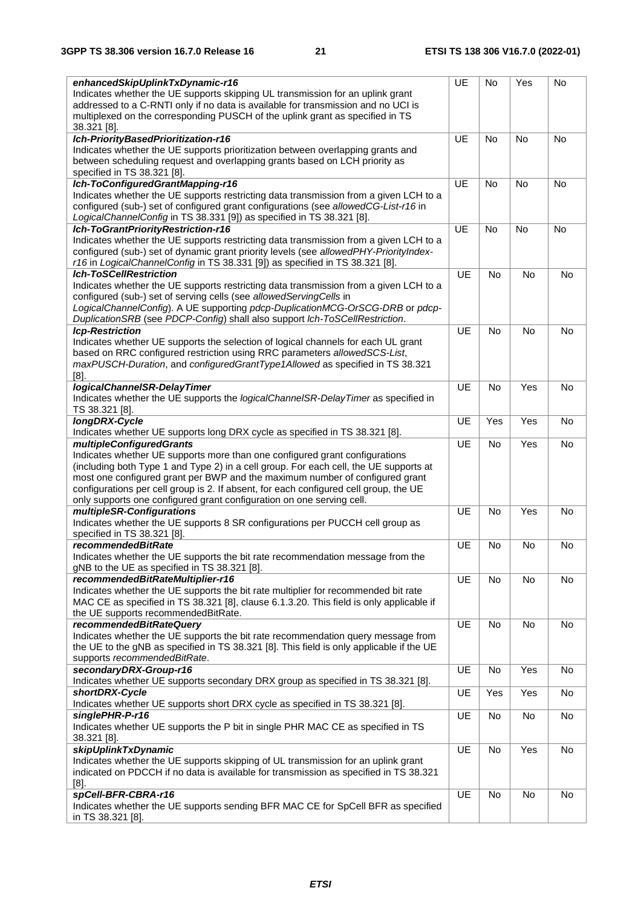| | | | | |
|---|---|---|---|---|
| ***enhancedSkipUplinkTxDynamic-r16***<br>Indicates whether the UE supports skipping UL transmission for an uplink grant addressed to a C-RNTI only if no data is available for transmission and no UCI is multiplexed on the corresponding PUSCH of the uplink grant as specified in TS 38.321 [8]. | UE | No | Yes | No |
| ***lch-PriorityBasedPrioritization-r16***<br>Indicates whether the UE supports prioritization between overlapping grants and between scheduling request and overlapping grants based on LCH priority as specified in TS 38.321 [8]. | UE | No | No | No |
| ***lch-ToConfiguredGrantMapping-r16***<br>Indicates whether the UE supports restricting data transmission from a given LCH to a configured (sub-) set of configured grant configurations (see *allowedCG-List-r16* in *LogicalChannelConfig* in TS 38.331 [9]) as specified in TS 38.321 [8]. | UE | No | No | No |
| ***lch-ToGrantPriorityRestriction-r16***<br>Indicates whether the UE supports restricting data transmission from a given LCH to a configured (sub-) set of dynamic grant priority levels (see *allowedPHY-PriorityIndex-r16* in *LogicalChannelConfig* in TS 38.331 [9]) as specified in TS 38.321 [8]. | UE | No | No | No |
| ***lch-ToSCellRestriction***<br>Indicates whether the UE supports restricting data transmission from a given LCH to a configured (sub-) set of serving cells (see *allowedServingCells* in *LogicalChannelConfig*). A UE supporting *pdcp-DuplicationMCG-OrSCG-DRB* or *pdcp-DuplicationSRB* (see *PDCP-Config*) shall also support *lch-ToSCellRestriction*. | UE | No | No | No |
| ***lcp-Restriction***<br>Indicates whether UE supports the selection of logical channels for each UL grant based on RRC configured restriction using RRC parameters *allowedSCS-List*, *maxPUSCH-Duration*, and *configuredGrantType1Allowed* as specified in TS 38.321 [8]. | UE | No | No | No |
| ***logicalChannelSR-DelayTimer***<br>Indicates whether the UE supports the *logicalChannelSR-DelayTimer* as specified in TS 38.321 [8]. | UE | No | Yes | No |
| ***longDRX-Cycle***<br>Indicates whether UE supports long DRX cycle as specified in TS 38.321 [8]. | UE | Yes | Yes | No |
| ***multipleConfiguredGrants***<br>Indicates whether UE supports more than one configured grant configurations (including both Type 1 and Type 2) in a cell group. For each cell, the UE supports at most one configured grant per BWP and the maximum number of configured grant configurations per cell group is 2. If absent, for each configured cell group, the UE only supports one configured grant configuration on one serving cell. | UE | No | Yes | No |
| ***multipleSR-Configurations***<br>Indicates whether the UE supports 8 SR configurations per PUCCH cell group as specified in TS 38.321 [8]. | UE | No | Yes | No |
| ***recommendedBitRate***<br>Indicates whether the UE supports the bit rate recommendation message from the gNB to the UE as specified in TS 38.321 [8]. | UE | No | No | No |
| ***recommendedBitRateMultiplier-r16***<br>Indicates whether the UE supports the bit rate multiplier for recommended bit rate MAC CE as specified in TS 38.321 [8], clause 6.1.3.20. This field is only applicable if the UE supports recommendedBitRate. | UE | No | No | No |
| ***recommendedBitRateQuery***<br>Indicates whether the UE supports the bit rate recommendation query message from the UE to the gNB as specified in TS 38.321 [8]. This field is only applicable if the UE supports *recommendedBitRate*. | UE | No | No | No |
| ***secondaryDRX-Group-r16***<br>Indicates whether UE supports secondary DRX group as specified in TS 38.321 [8]. | UE | No | Yes | No |
| ***shortDRX-Cycle***<br>Indicates whether UE supports short DRX cycle as specified in TS 38.321 [8]. | UE | Yes | Yes | No |
| ***singlePHR-P-r16***<br>Indicates whether UE supports the P bit in single PHR MAC CE as specified in TS 38.321 [8]. | UE | No | No | No |
| ***skipUplinkTxDynamic***<br>Indicates whether the UE supports skipping of UL transmission for an uplink grant indicated on PDCCH if no data is available for transmission as specified in TS 38.321 [8]. | UE | No | Yes | No |
| ***spCell-BFR-CBRA-r16***<br>Indicates whether the UE supports sending BFR MAC CE for SpCell BFR as specified in TS 38.321 [8]. | UE | No | No | No |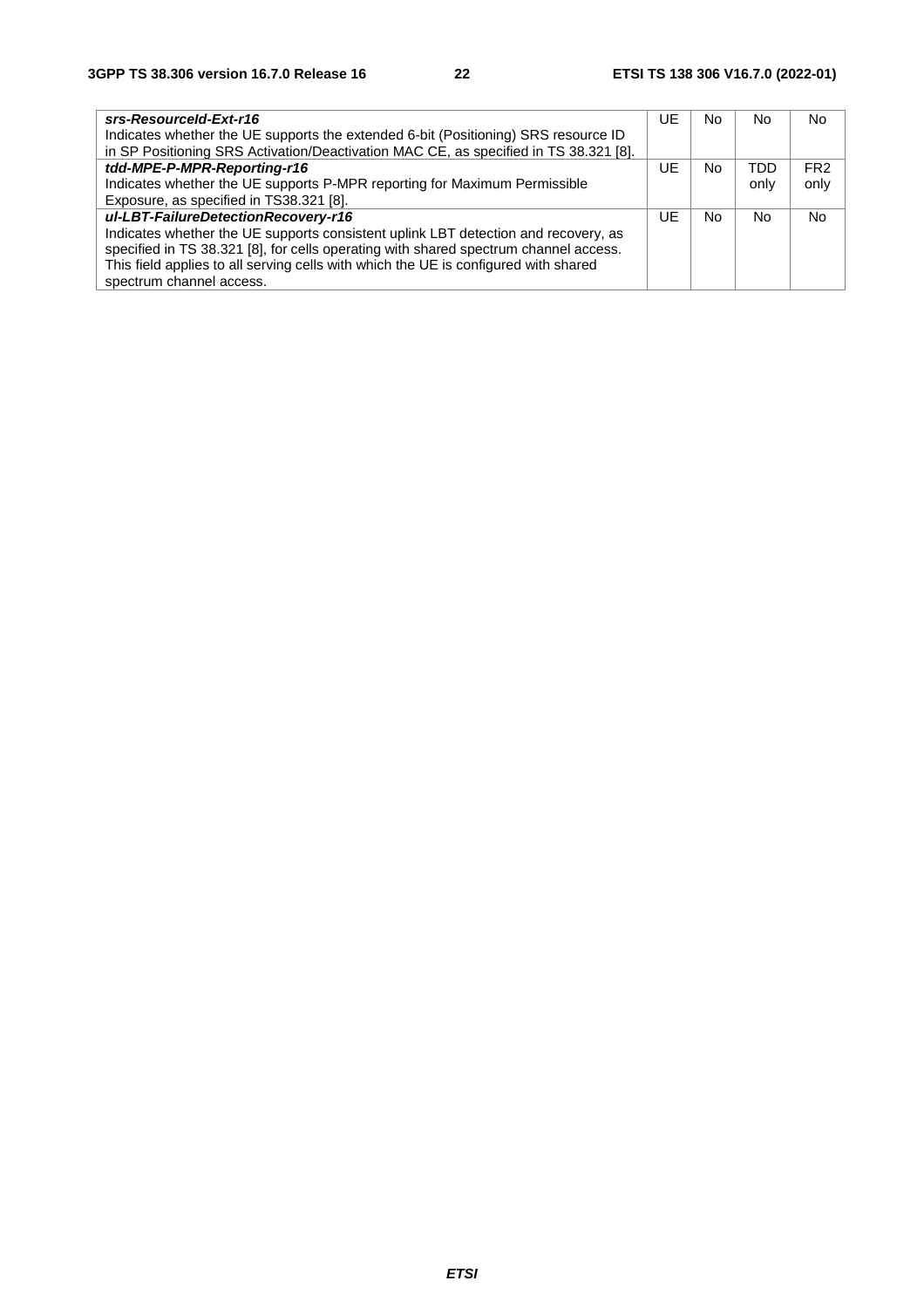| | | | | |
|---|---|---|---|---|
| ***srs-ResourceId-Ext-r16***<br>Indicates whether the UE supports the extended 6-bit (Positioning) SRS resource ID in SP Positioning SRS Activation/Deactivation MAC CE, as specified in TS 38.321 [8]. | UE | No | No | No |
| ***tdd-MPE-P-MPR-Reporting-r16***<br>Indicates whether the UE supports P-MPR reporting for Maximum Permissible Exposure, as specified in TS38.321 [8]. | UE | No | TDD only | FR2 only |
| ***ul-LBT-FailureDetectionRecovery-r16***<br>Indicates whether the UE supports consistent uplink LBT detection and recovery, as specified in TS 38.321 [8], for cells operating with shared spectrum channel access. This field applies to all serving cells with which the UE is configured with shared spectrum channel access. | UE | No | No | No |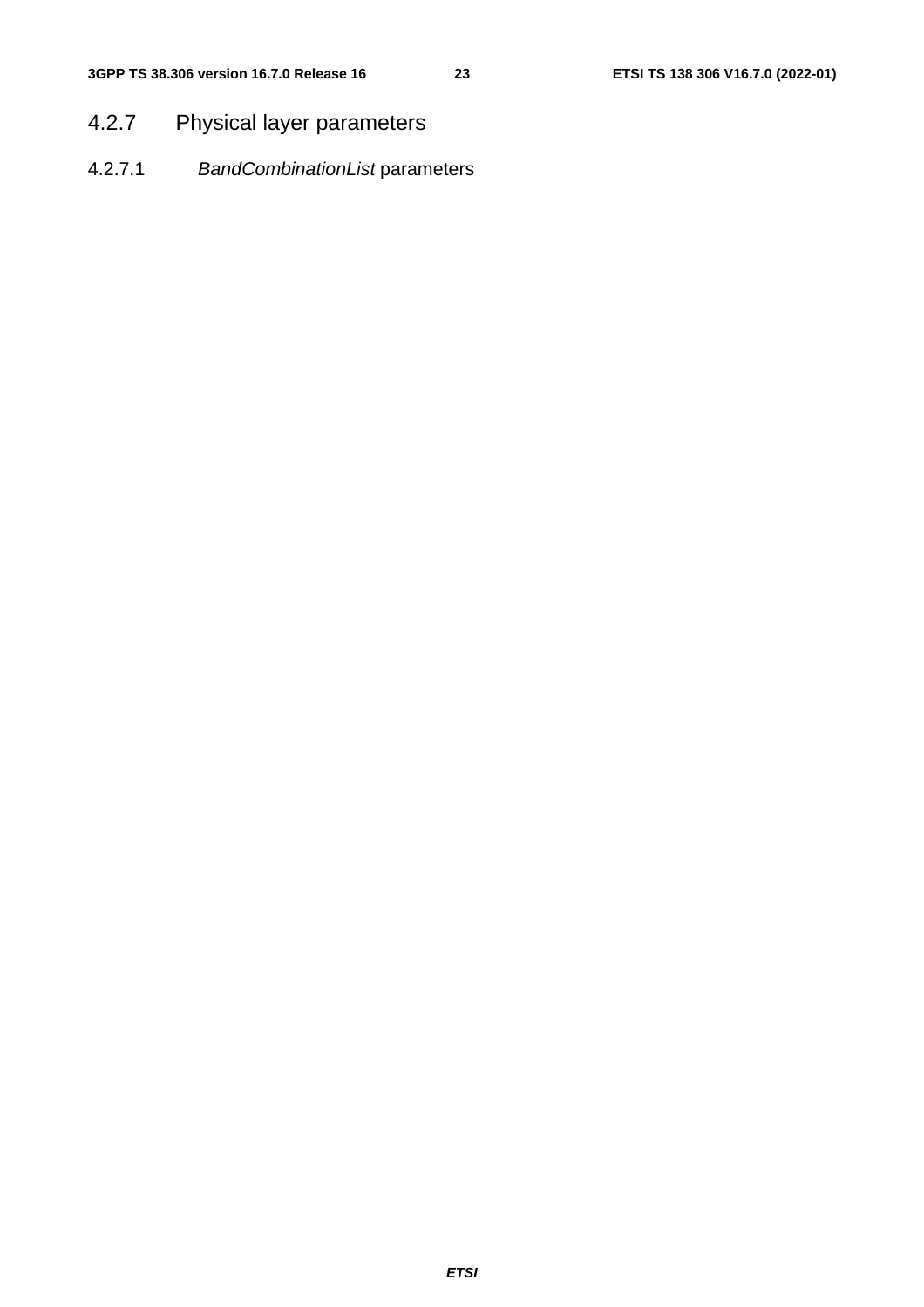### 4.2.7 Physical layer parameters

#### 4.2.7.1 *BandCombinationList* parameters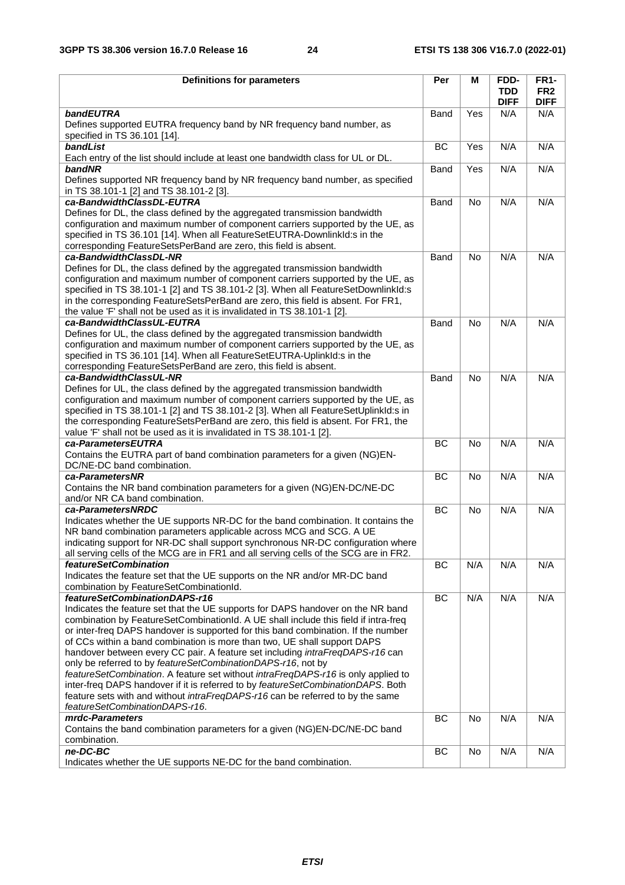| Definitions for parameters | Per | M | FDD-TDD DIFF | FR1-FR2 DIFF |
|---|---|---|---|---|
| ***bandEUTRA***<br>Defines supported EUTRA frequency band by NR frequency band number, as specified in TS 36.101 [14]. | Band | Yes | N/A | N/A |
| ***bandList***<br>Each entry of the list should include at least one bandwidth class for UL or DL. | BC | Yes | N/A | N/A |
| ***bandNR***<br>Defines supported NR frequency band by NR frequency band number, as specified in TS 38.101-1 [2] and TS 38.101-2 [3]. | Band | Yes | N/A | N/A |
| ***ca-BandwidthClassDL-EUTRA***<br>Defines for DL, the class defined by the aggregated transmission bandwidth configuration and maximum number of component carriers supported by the UE, as specified in TS 36.101 [14]. When all FeatureSetEUTRA-DownlinkId:s in the corresponding FeatureSetsPerBand are zero, this field is absent. | Band | No | N/A | N/A |
| ***ca-BandwidthClassDL-NR***<br>Defines for DL, the class defined by the aggregated transmission bandwidth configuration and maximum number of component carriers supported by the UE, as specified in TS 38.101-1 [2] and TS 38.101-2 [3]. When all FeatureSetDownlinkId:s in the corresponding FeatureSetsPerBand are zero, this field is absent. For FR1, the value 'F' shall not be used as it is invalidated in TS 38.101-1 [2]. | Band | No | N/A | N/A |
| ***ca-BandwidthClassUL-EUTRA***<br>Defines for UL, the class defined by the aggregated transmission bandwidth configuration and maximum number of component carriers supported by the UE, as specified in TS 36.101 [14]. When all FeatureSetEUTRA-UplinkId:s in the corresponding FeatureSetsPerBand are zero, this field is absent. | Band | No | N/A | N/A |
| ***ca-BandwidthClassUL-NR***<br>Defines for UL, the class defined by the aggregated transmission bandwidth configuration and maximum number of component carriers supported by the UE, as specified in TS 38.101-1 [2] and TS 38.101-2 [3]. When all FeatureSetUplinkId:s in the corresponding FeatureSetsPerBand are zero, this field is absent. For FR1, the value 'F' shall not be used as it is invalidated in TS 38.101-1 [2]. | Band | No | N/A | N/A |
| ***ca-ParametersEUTRA***<br>Contains the EUTRA part of band combination parameters for a given (NG)EN-DC/NE-DC band combination. | BC | No | N/A | N/A |
| ***ca-ParametersNR***<br>Contains the NR band combination parameters for a given (NG)EN-DC/NE-DC and/or NR CA band combination. | BC | No | N/A | N/A |
| ***ca-ParametersNRDC***<br>Indicates whether the UE supports NR-DC for the band combination. It contains the NR band combination parameters applicable across MCG and SCG. A UE indicating support for NR-DC shall support synchronous NR-DC configuration where all serving cells of the MCG are in FR1 and all serving cells of the SCG are in FR2. | BC | No | N/A | N/A |
| ***featureSetCombination***<br>Indicates the feature set that the UE supports on the NR and/or MR-DC band combination by FeatureSetCombinationId. | BC | N/A | N/A | N/A |
| ***featureSetCombinationDAPS-r16***<br>Indicates the feature set that the UE supports for DAPS handover on the NR band combination by FeatureSetCombinationId. A UE shall include this field if intra-freq or inter-freq DAPS handover is supported for this band combination. If the number of CCs within a band combination is more than two, UE shall support DAPS handover between every CC pair. A feature set including *intraFreqDAPS-r16* can only be referred to by *featureSetCombinationDAPS-r16*, not by *featureSetCombination*. A feature set without *intraFreqDAPS-r16* is only applied to inter-freq DAPS handover if it is referred to by *featureSetCombinationDAPS*. Both feature sets with and without *intraFreqDAPS-r16* can be referred to by the same *featureSetCombinationDAPS-r16*. | BC | N/A | N/A | N/A |
| ***mrdc-Parameters***<br>Contains the band combination parameters for a given (NG)EN-DC/NE-DC band combination. | BC | No | N/A | N/A |
| ***ne-DC-BC***<br>Indicates whether the UE supports NE-DC for the band combination. | BC | No | N/A | N/A |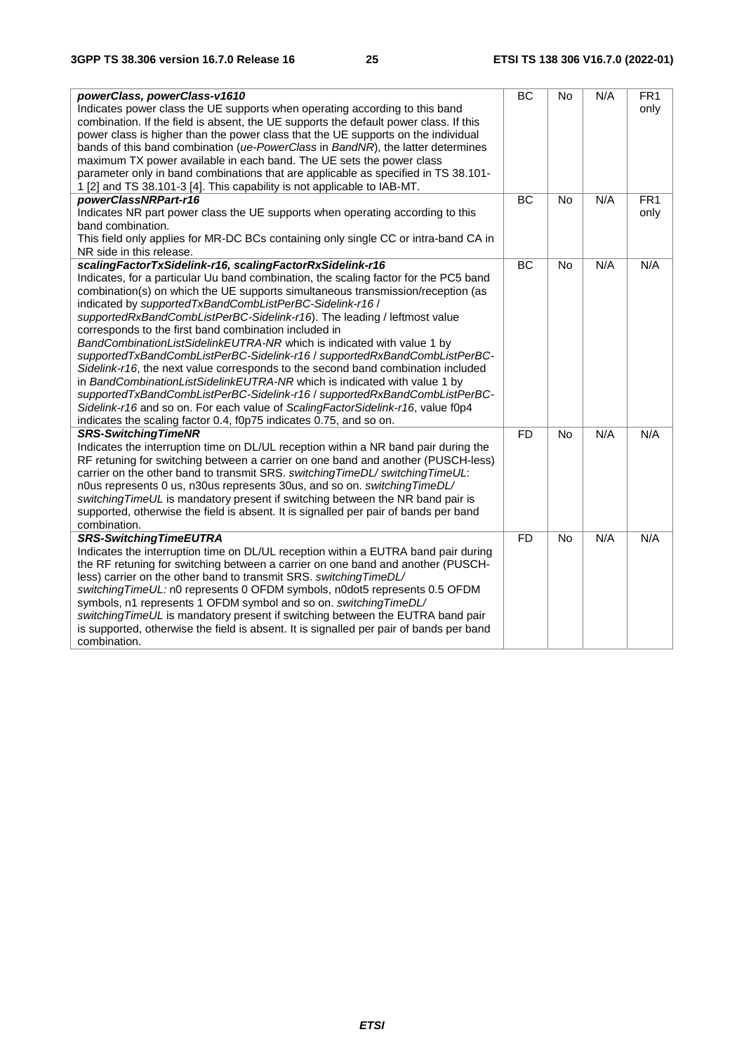| | | | | |
|---|---|---|---|---|
| ***powerClass, powerClass-v1610***<br>Indicates power class the UE supports when operating according to this band combination. If the field is absent, the UE supports the default power class. If this power class is higher than the power class that the UE supports on the individual bands of this band combination (*ue-PowerClass* in *BandNR*), the latter determines maximum TX power available in each band. The UE sets the power class parameter only in band combinations that are applicable as specified in TS 38.101-1 [2] and TS 38.101-3 [4]. This capability is not applicable to IAB-MT. | BC | No | N/A | FR1 only |
| ***powerClassNRPart-r16***<br>Indicates NR part power class the UE supports when operating according to this band combination.<br>This field only applies for MR-DC BCs containing only single CC or intra-band CA in NR side in this release. | BC | No | N/A | FR1 only |
| ***scalingFactorTxSidelink-r16, scalingFactorRxSidelink-r16***<br>Indicates, for a particular Uu band combination, the scaling factor for the PC5 band combination(s) on which the UE supports simultaneous transmission/reception (as indicated by *supportedTxBandCombListPerBC-Sidelink-r16* / *supportedRxBandCombListPerBC-Sidelink-r16*). The leading / leftmost value corresponds to the first band combination included in *BandCombinationListSidelinkEUTRA-NR* which is indicated with value 1 by *supportedTxBandCombListPerBC-Sidelink-r16* / *supportedRxBandCombListPerBC-Sidelink-r16*, the next value corresponds to the second band combination included in *BandCombinationListSidelinkEUTRA-NR* which is indicated with value 1 by *supportedTxBandCombListPerBC-Sidelink-r16* / *supportedRxBandCombListPerBC-Sidelink-r16* and so on. For each value of *ScalingFactorSidelink-r16*, value f0p4 indicates the scaling factor 0.4, f0p75 indicates 0.75, and so on. | BC | No | N/A | N/A |
| ***SRS-SwitchingTimeNR***<br>Indicates the interruption time on DL/UL reception within a NR band pair during the RF retuning for switching between a carrier on one band and another (PUSCH-less) carrier on the other band to transmit SRS. *switchingTimeDL/ switchingTimeUL*: n0us represents 0 us, n30us represents 30us, and so on. *switchingTimeDL/ switchingTimeUL* is mandatory present if switching between the NR band pair is supported, otherwise the field is absent. It is signalled per pair of bands per band combination. | FD | No | N/A | N/A |
| ***SRS-SwitchingTimeEUTRA***<br>Indicates the interruption time on DL/UL reception within a EUTRA band pair during the RF retuning for switching between a carrier on one band and another (PUSCH-less) carrier on the other band to transmit SRS. *switchingTimeDL/ switchingTimeUL:* n0 represents 0 OFDM symbols, n0dot5 represents 0.5 OFDM symbols, n1 represents 1 OFDM symbol and so on. *switchingTimeDL/ switchingTimeUL* is mandatory present if switching between the EUTRA band pair is supported, otherwise the field is absent. It is signalled per pair of bands per band combination. | FD | No | N/A | N/A |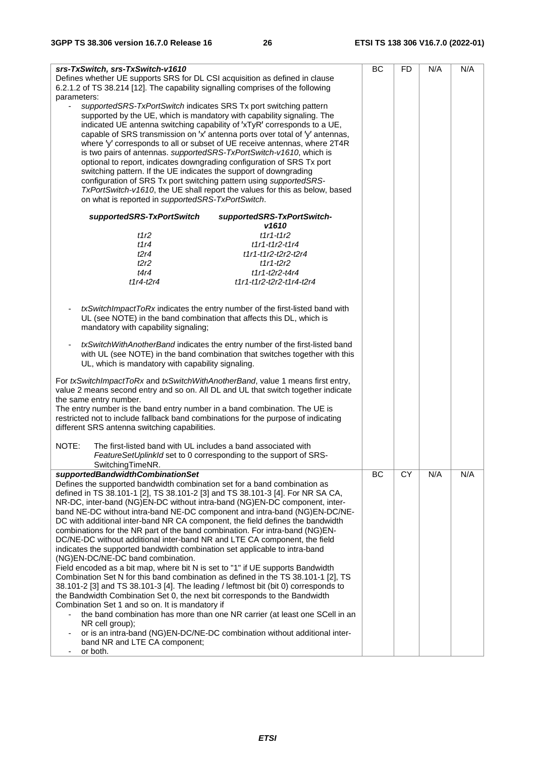| | | | | |
|---|---|---|---|---|
| ***srs-TxSwitch, srs-TxSwitch-v1610***<br>Defines whether UE supports SRS for DL CSI acquisition as defined in clause 6.2.1.2 of TS 38.214 [12]. The capability signalling comprises of the following parameters:<br>- *supportedSRS-TxPortSwitch* indicates SRS Tx port switching pattern supported by the UE, which is mandatory with capability signaling. The indicated UE antenna switching capability of 'xTyR' corresponds to a UE, capable of SRS transmission on 'x' antenna ports over total of 'y' antennas, where 'y' corresponds to all or subset of UE receive antennas, where 2T4R is two pairs of antennas. *supportedSRS-TxPortSwitch-v1610*, which is optional to report, indicates downgrading configuration of SRS Tx port switching pattern. If the UE indicates the support of downgrading configuration of SRS Tx port switching pattern using *supportedSRS-TxPortSwitch-v1610*, the UE shall report the values for this as below, based on what is reported in *supportedSRS-TxPortSwitch*.<br><br>***supportedSRS-TxPortSwitch*** — ***supportedSRS-TxPortSwitch-v1610***<br>*t1r2* — *t1r1-t1r2*<br>*t1r4* — *t1r1-t1r2-t1r4*<br>*t2r4* — *t1r1-t1r2-t2r2-t2r4*<br>*t2r2* — *t1r1-t2r2*<br>*t4r4* — *t1r1-t2r2-t4r4*<br>*t1r4-t2r4* — *t1r1-t1r2-t2r2-t1r4-t2r4*<br><br>- *txSwitchImpactToRx* indicates the entry number of the first-listed band with UL (see NOTE) in the band combination that affects this DL, which is mandatory with capability signaling;<br><br>- *txSwitchWithAnotherBand* indicates the entry number of the first-listed band with UL (see NOTE) in the band combination that switches together with this UL, which is mandatory with capability signaling.<br><br>For *txSwitchImpactToRx* and *txSwitchWithAnotherBand*, value 1 means first entry, value 2 means second entry and so on. All DL and UL that switch together indicate the same entry number.<br>The entry number is the band entry number in a band combination. The UE is restricted not to include fallback band combinations for the purpose of indicating different SRS antenna switching capabilities.<br><br>NOTE: The first-listed band with UL includes a band associated with *FeatureSetUplinkId* set to 0 corresponding to the support of SRS-SwitchingTimeNR. | BC | FD | N/A | N/A |
| ***supportedBandwidthCombinationSet***<br>Defines the supported bandwidth combination set for a band combination as defined in TS 38.101-1 [2], TS 38.101-2 [3] and TS 38.101-3 [4]. For NR SA CA, NR-DC, inter-band (NG)EN-DC without intra-band (NG)EN-DC component, inter-band NE-DC without intra-band NE-DC component and intra-band (NG)EN-DC/NE-DC with additional inter-band NR CA component, the field defines the bandwidth combinations for the NR part of the band combination. For intra-band (NG)EN-DC/NE-DC without additional inter-band NR and LTE CA component, the field indicates the supported bandwidth combination set applicable to intra-band (NG)EN-DC/NE-DC band combination.<br>Field encoded as a bit map, where bit N is set to "1" if UE supports Bandwidth Combination Set N for this band combination as defined in the TS 38.101-1 [2], TS 38.101-2 [3] and TS 38.101-3 [4]. The leading / leftmost bit (bit 0) corresponds to the Bandwidth Combination Set 0, the next bit corresponds to the Bandwidth Combination Set 1 and so on. It is mandatory if<br>- the band combination has more than one NR carrier (at least one SCell in an NR cell group);<br>- or is an intra-band (NG)EN-DC/NE-DC combination without additional inter-band NR and LTE CA component;<br>- or both. | BC | CY | N/A | N/A |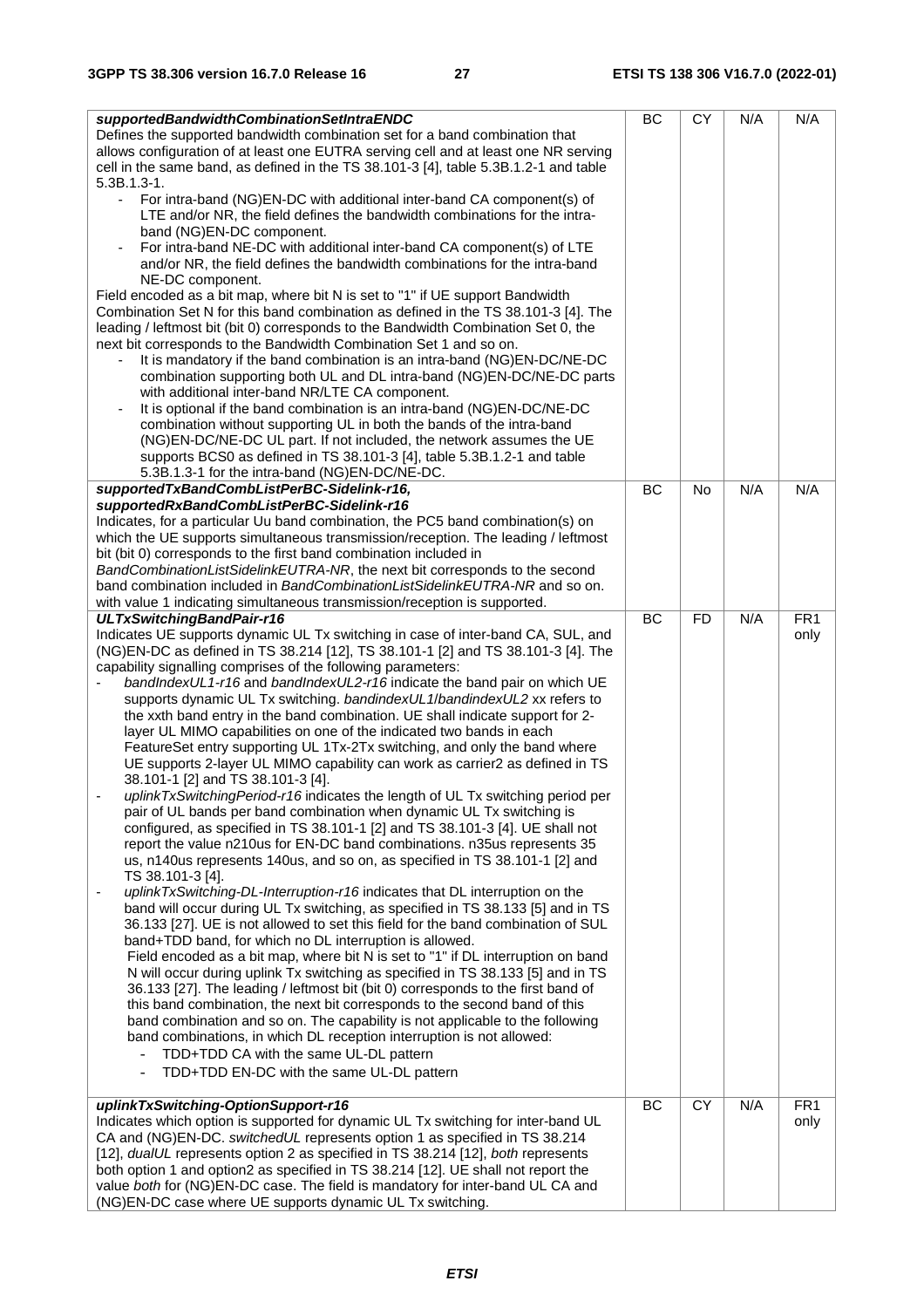| | | | | |
|---|---|---|---|---|
| ***supportedBandwidthCombinationSetIntraENDC***<br>Defines the supported bandwidth combination set for a band combination that allows configuration of at least one EUTRA serving cell and at least one NR serving cell in the same band, as defined in the TS 38.101-3 [4], table 5.3B.1.2-1 and table 5.3B.1.3-1.<br>- For intra-band (NG)EN-DC with additional inter-band CA component(s) of LTE and/or NR, the field defines the bandwidth combinations for the intra-band (NG)EN-DC component.<br>- For intra-band NE-DC with additional inter-band CA component(s) of LTE and/or NR, the field defines the bandwidth combinations for the intra-band NE-DC component.<br>Field encoded as a bit map, where bit N is set to "1" if UE support Bandwidth Combination Set N for this band combination as defined in the TS 38.101-3 [4]. The leading / leftmost bit (bit 0) corresponds to the Bandwidth Combination Set 0, the next bit corresponds to the Bandwidth Combination Set 1 and so on.<br>- It is mandatory if the band combination is an intra-band (NG)EN-DC/NE-DC combination supporting both UL and DL intra-band (NG)EN-DC/NE-DC parts with additional inter-band NR/LTE CA component.<br>- It is optional if the band combination is an intra-band (NG)EN-DC/NE-DC combination without supporting UL in both the bands of the intra-band (NG)EN-DC/NE-DC UL part. If not included, the network assumes the UE supports BCS0 as defined in TS 38.101-3 [4], table 5.3B.1.2-1 and table 5.3B.1.3-1 for the intra-band (NG)EN-DC/NE-DC. | BC | CY | N/A | N/A |
| ***supportedTxBandCombListPerBC-Sidelink-r16, supportedRxBandCombListPerBC-Sidelink-r16***<br>Indicates, for a particular Uu band combination, the PC5 band combination(s) on which the UE supports simultaneous transmission/reception. The leading / leftmost bit (bit 0) corresponds to the first band combination included in *BandCombinationListSidelinkEUTRA-NR*, the next bit corresponds to the second band combination included in *BandCombinationListSidelinkEUTRA-NR* and so on. with value 1 indicating simultaneous transmission/reception is supported. | BC | No | N/A | N/A |
| ***ULTxSwitchingBandPair-r16***<br>Indicates UE supports dynamic UL Tx switching in case of inter-band CA, SUL, and (NG)EN-DC as defined in TS 38.214 [12], TS 38.101-1 [2] and TS 38.101-3 [4]. The capability signalling comprises of the following parameters:<br>- *bandIndexUL1-r16* and *bandIndexUL2-r16* indicate the band pair on which UE supports dynamic UL Tx switching. *bandindexUL1*/*bandindexUL2* xx refers to the xxth band entry in the band combination. UE shall indicate support for 2-layer UL MIMO capabilities on one of the indicated two bands in each FeatureSet entry supporting UL 1Tx-2Tx switching, and only the band where UE supports 2-layer UL MIMO capability can work as carrier2 as defined in TS 38.101-1 [2] and TS 38.101-3 [4].<br>- *uplinkTxSwitchingPeriod-r16* indicates the length of UL Tx switching period per pair of UL bands per band combination when dynamic UL Tx switching is configured, as specified in TS 38.101-1 [2] and TS 38.101-3 [4]. UE shall not report the value n210us for EN-DC band combinations. n35us represents 35 us, n140us represents 140us, and so on, as specified in TS 38.101-1 [2] and TS 38.101-3 [4].<br>- *uplinkTxSwitching-DL-Interruption-r16* indicates that DL interruption on the band will occur during UL Tx switching, as specified in TS 38.133 [5] and in TS 36.133 [27]. UE is not allowed to set this field for the band combination of SUL band+TDD band, for which no DL interruption is allowed.<br>Field encoded as a bit map, where bit N is set to "1" if DL interruption on band N will occur during uplink Tx switching as specified in TS 38.133 [5] and in TS 36.133 [27]. The leading / leftmost bit (bit 0) corresponds to the first band of this band combination, the next bit corresponds to the second band of this band combination and so on. The capability is not applicable to the following band combinations, in which DL reception interruption is not allowed:<br>- TDD+TDD CA with the same UL-DL pattern<br>- TDD+TDD EN-DC with the same UL-DL pattern | BC | FD | N/A | FR1 only |
| ***uplinkTxSwitching-OptionSupport-r16***<br>Indicates which option is supported for dynamic UL Tx switching for inter-band UL CA and (NG)EN-DC. *switchedUL* represents option 1 as specified in TS 38.214 [12], *dualUL* represents option 2 as specified in TS 38.214 [12], *both* represents both option 1 and option2 as specified in TS 38.214 [12]. UE shall not report the value *both* for (NG)EN-DC case. The field is mandatory for inter-band UL CA and (NG)EN-DC case where UE supports dynamic UL Tx switching. | BC | CY | N/A | FR1 only |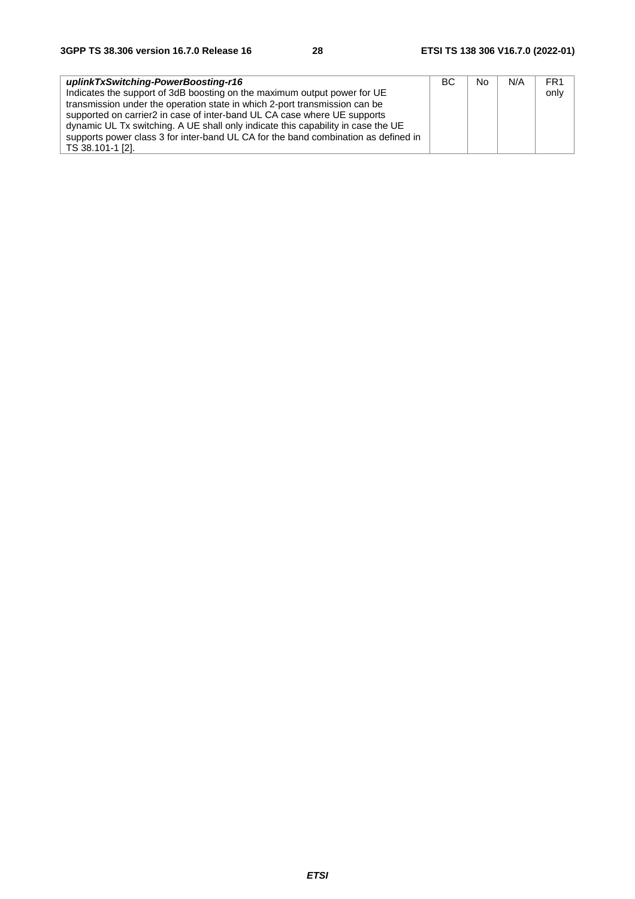| | | | | |
|---|---|---|---|---|
| ***uplinkTxSwitching-PowerBoosting-r16***<br>Indicates the support of 3dB boosting on the maximum output power for UE transmission under the operation state in which 2-port transmission can be supported on carrier2 in case of inter-band UL CA case where UE supports dynamic UL Tx switching. A UE shall only indicate this capability in case the UE supports power class 3 for inter-band UL CA for the band combination as defined in TS 38.101-1 [2]. | BC | No | N/A | FR1 only |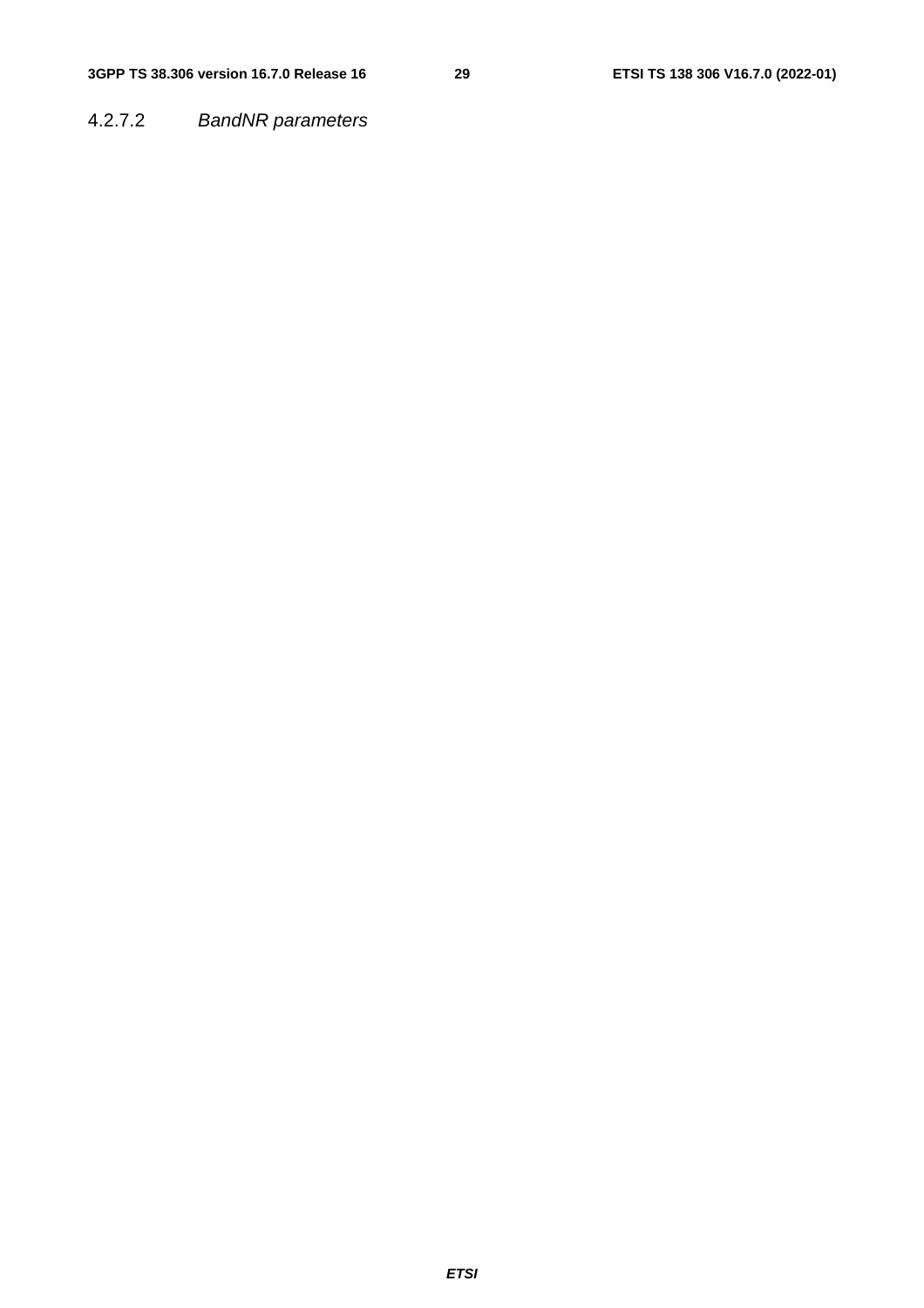#### 4.2.7.2 *BandNR parameters*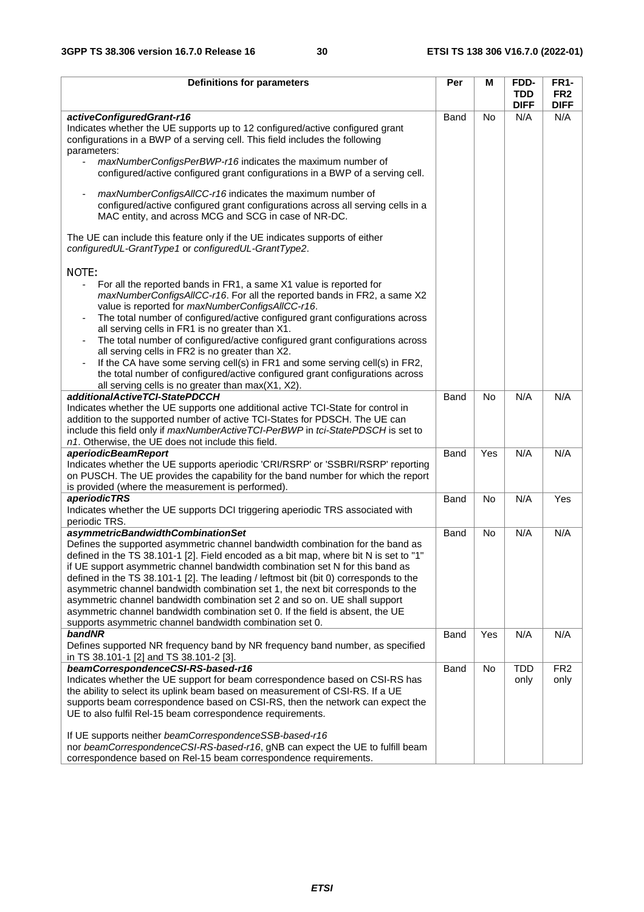| Definitions for parameters | Per | M | FDD-TDD DIFF | FR1-FR2 DIFF |
|---|---|---|---|---|
| ***activeConfiguredGrant-r16***<br>Indicates whether the UE supports up to 12 configured/active configured grant configurations in a BWP of a serving cell. This field includes the following parameters:<br>- *maxNumberConfigsPerBWP-r16* indicates the maximum number of configured/active configured grant configurations in a BWP of a serving cell.<br>- *maxNumberConfigsAllCC-r16* indicates the maximum number of configured/active configured grant configurations across all serving cells in a MAC entity, and across MCG and SCG in case of NR-DC.<br><br>The UE can include this feature only if the UE indicates supports of either *configuredUL-GrantType1* or *configuredUL-GrantType2*.<br><br>NOTE:<br>- For all the reported bands in FR1, a same X1 value is reported for *maxNumberConfigsAllCC-r16*. For all the reported bands in FR2, a same X2 value is reported for *maxNumberConfigsAllCC-r16*.<br>- The total number of configured/active configured grant configurations across all serving cells in FR1 is no greater than X1.<br>- The total number of configured/active configured grant configurations across all serving cells in FR2 is no greater than X2.<br>- If the CA have some serving cell(s) in FR1 and some serving cell(s) in FR2, the total number of configured/active configured grant configurations across all serving cells is no greater than max(X1, X2). | Band | No | N/A | N/A |
| ***additionalActiveTCI-StatePDCCH***<br>Indicates whether the UE supports one additional active TCI-State for control in addition to the supported number of active TCI-States for PDSCH. The UE can include this field only if *maxNumberActiveTCI-PerBWP* in *tci-StatePDSCH* is set to *n1*. Otherwise, the UE does not include this field. | Band | No | N/A | N/A |
| ***aperiodicBeamReport***<br>Indicates whether the UE supports aperiodic 'CRI/RSRP' or 'SSBRI/RSRP' reporting on PUSCH. The UE provides the capability for the band number for which the report is provided (where the measurement is performed). | Band | Yes | N/A | N/A |
| ***aperiodicTRS***<br>Indicates whether the UE supports DCI triggering aperiodic TRS associated with periodic TRS. | Band | No | N/A | Yes |
| ***asymmetricBandwidthCombinationSet***<br>Defines the supported asymmetric channel bandwidth combination for the band as defined in the TS 38.101-1 [2]. Field encoded as a bit map, where bit N is set to "1" if UE support asymmetric channel bandwidth combination set N for this band as defined in the TS 38.101-1 [2]. The leading / leftmost bit (bit 0) corresponds to the asymmetric channel bandwidth combination set 1, the next bit corresponds to the asymmetric channel bandwidth combination set 2 and so on. UE shall support asymmetric channel bandwidth combination set 0. If the field is absent, the UE supports asymmetric channel bandwidth combination set 0. | Band | No | N/A | N/A |
| ***bandNR***<br>Defines supported NR frequency band by NR frequency band number, as specified in TS 38.101-1 [2] and TS 38.101-2 [3]. | Band | Yes | N/A | N/A |
| ***beamCorrespondenceCSI-RS-based-r16***<br>Indicates whether the UE support for beam correspondence based on CSI-RS has the ability to select its uplink beam based on measurement of CSI-RS. If a UE supports beam correspondence based on CSI-RS, then the network can expect the UE to also fulfil Rel-15 beam correspondence requirements.<br><br>If UE supports neither *beamCorrespondenceSSB-based-r16* nor *beamCorrespondenceCSI-RS-based-r16*, gNB can expect the UE to fulfill beam correspondence based on Rel-15 beam correspondence requirements. | Band | No | TDD only | FR2 only |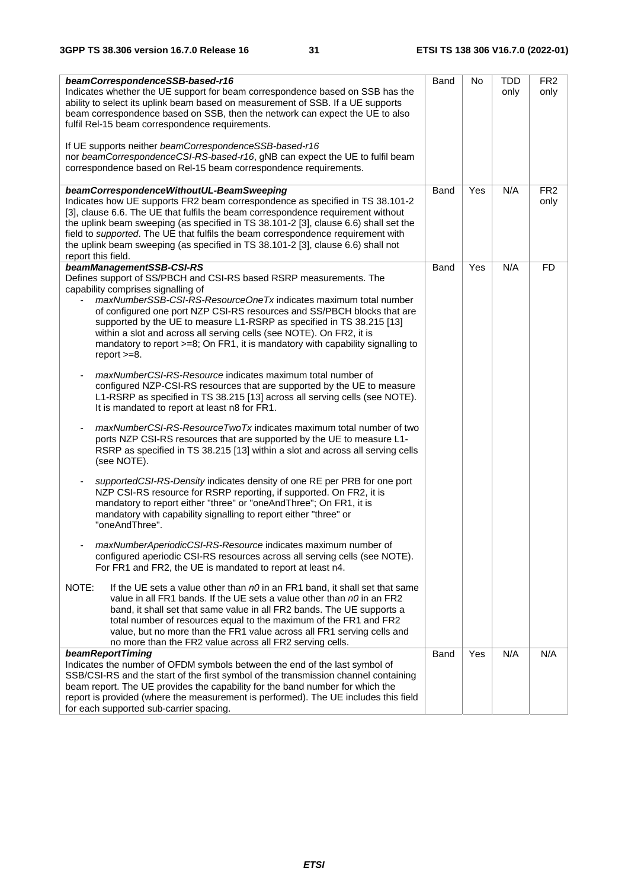| | | | | |
|---|---|---|---|---|
| ***beamCorrespondenceSSB-based-r16***<br>Indicates whether the UE support for beam correspondence based on SSB has the ability to select its uplink beam based on measurement of SSB. If a UE supports beam correspondence based on SSB, then the network can expect the UE to also fulfil Rel-15 beam correspondence requirements.<br><br>If UE supports neither *beamCorrespondenceSSB-based-r16* nor *beamCorrespondenceCSI-RS-based-r16*, gNB can expect the UE to fulfil beam correspondence based on Rel-15 beam correspondence requirements. | Band | No | TDD only | FR2 only |
| ***beamCorrespondenceWithoutUL-BeamSweeping***<br>Indicates how UE supports FR2 beam correspondence as specified in TS 38.101-2 [3], clause 6.6. The UE that fulfils the beam correspondence requirement without the uplink beam sweeping (as specified in TS 38.101-2 [3], clause 6.6) shall set the field to *supported*. The UE that fulfils the beam correspondence requirement with the uplink beam sweeping (as specified in TS 38.101-2 [3], clause 6.6) shall not report this field. | Band | Yes | N/A | FR2 only |
| ***beamManagementSSB-CSI-RS***<br>Defines support of SS/PBCH and CSI-RS based RSRP measurements. The capability comprises signalling of<br>- *maxNumberSSB-CSI-RS-ResourceOneTx* indicates maximum total number of configured one port NZP CSI-RS resources and SS/PBCH blocks that are supported by the UE to measure L1-RSRP as specified in TS 38.215 [13] within a slot and across all serving cells (see NOTE). On FR2, it is mandatory to report >=8; On FR1, it is mandatory with capability signalling to report >=8.<br><br>- *maxNumberCSI-RS-Resource* indicates maximum total number of configured NZP-CSI-RS resources that are supported by the UE to measure L1-RSRP as specified in TS 38.215 [13] across all serving cells (see NOTE). It is mandated to report at least n8 for FR1.<br><br>- *maxNumberCSI-RS-ResourceTwoTx* indicates maximum total number of two ports NZP CSI-RS resources that are supported by the UE to measure L1-RSRP as specified in TS 38.215 [13] within a slot and across all serving cells (see NOTE).<br><br>- *supportedCSI-RS-Density* indicates density of one RE per PRB for one port NZP CSI-RS resource for RSRP reporting, if supported. On FR2, it is mandatory to report either "three" or "oneAndThree"; On FR1, it is mandatory with capability signalling to report either "three" or "oneAndThree".<br><br>- *maxNumberAperiodicCSI-RS-Resource* indicates maximum number of configured aperiodic CSI-RS resources across all serving cells (see NOTE). For FR1 and FR2, the UE is mandated to report at least n4.<br><br>NOTE: If the UE sets a value other than *n0* in an FR1 band, it shall set that same value in all FR1 bands. If the UE sets a value other than *n0* in an FR2 band, it shall set that same value in all FR2 bands. The UE supports a total number of resources equal to the maximum of the FR1 and FR2 value, but no more than the FR1 value across all FR1 serving cells and no more than the FR2 value across all FR2 serving cells. | Band | Yes | N/A | FD |
| ***beamReportTiming***<br>Indicates the number of OFDM symbols between the end of the last symbol of SSB/CSI-RS and the start of the first symbol of the transmission channel containing beam report. The UE provides the capability for the band number for which the report is provided (where the measurement is performed). The UE includes this field for each supported sub-carrier spacing. | Band | Yes | N/A | N/A |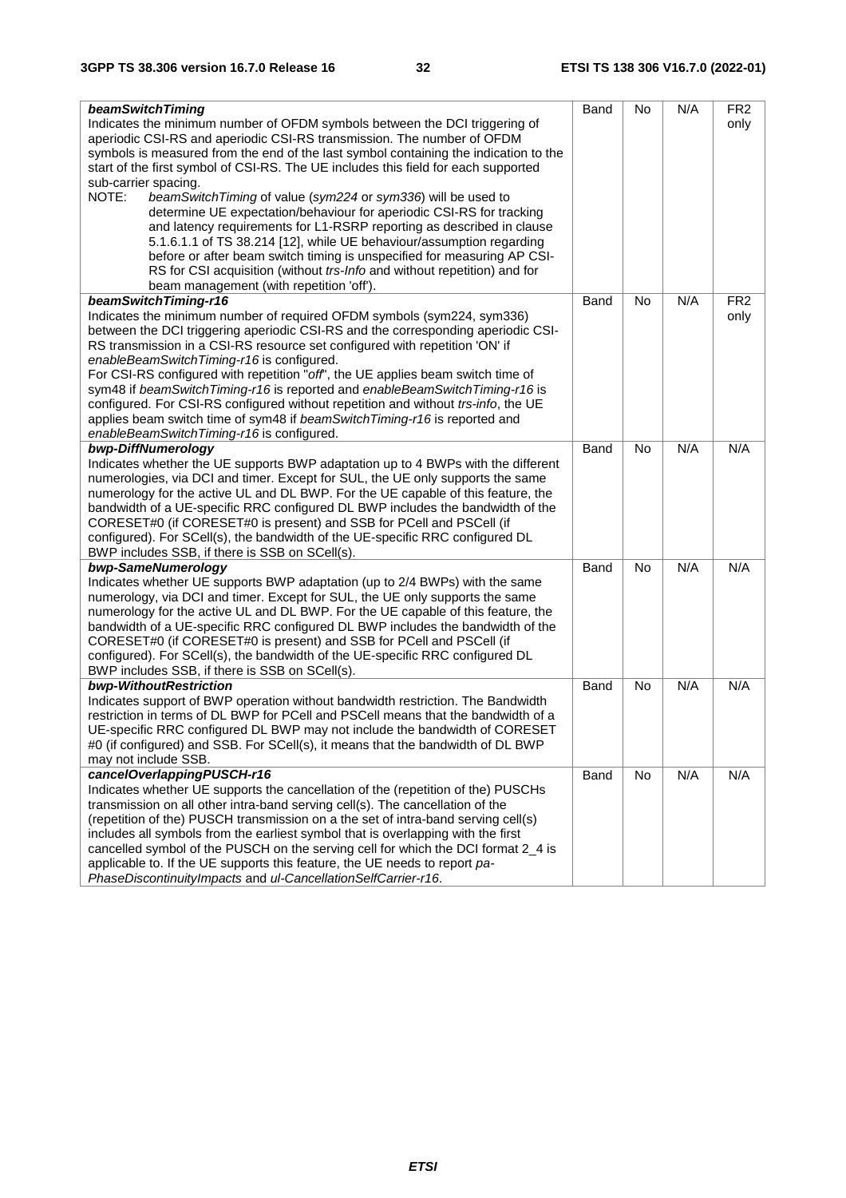| | | | | |
|---|---|---|---|---|
| ***beamSwitchTiming***<br>Indicates the minimum number of OFDM symbols between the DCI triggering of aperiodic CSI-RS and aperiodic CSI-RS transmission. The number of OFDM symbols is measured from the end of the last symbol containing the indication to the start of the first symbol of CSI-RS. The UE includes this field for each supported sub-carrier spacing.<br>NOTE: *beamSwitchTiming* of value (*sym224* or *sym336*) will be used to determine UE expectation/behaviour for aperiodic CSI-RS for tracking and latency requirements for L1-RSRP reporting as described in clause 5.1.6.1.1 of TS 38.214 [12], while UE behaviour/assumption regarding before or after beam switch timing is unspecified for measuring AP CSI-RS for CSI acquisition (without *trs-Info* and without repetition) and for beam management (with repetition 'off'). | Band | No | N/A | FR2 only |
| ***beamSwitchTiming-r16***<br>Indicates the minimum number of required OFDM symbols (sym224, sym336) between the DCI triggering aperiodic CSI-RS and the corresponding aperiodic CSI-RS transmission in a CSI-RS resource set configured with repetition 'ON' if *enableBeamSwitchTiming-r16* is configured.<br>For CSI-RS configured with repetition "*off*", the UE applies beam switch time of sym48 if *beamSwitchTiming-r16* is reported and *enableBeamSwitchTiming-r16* is configured. For CSI-RS configured without repetition and without *trs-info*, the UE applies beam switch time of sym48 if *beamSwitchTiming-r16* is reported and *enableBeamSwitchTiming-r16* is configured. | Band | No | N/A | FR2 only |
| ***bwp-DiffNumerology***<br>Indicates whether the UE supports BWP adaptation up to 4 BWPs with the different numerologies, via DCI and timer. Except for SUL, the UE only supports the same numerology for the active UL and DL BWP. For the UE capable of this feature, the bandwidth of a UE-specific RRC configured DL BWP includes the bandwidth of the CORESET#0 (if CORESET#0 is present) and SSB for PCell and PSCell (if configured). For SCell(s), the bandwidth of the UE-specific RRC configured DL BWP includes SSB, if there is SSB on SCell(s). | Band | No | N/A | N/A |
| ***bwp-SameNumerology***<br>Indicates whether UE supports BWP adaptation (up to 2/4 BWPs) with the same numerology, via DCI and timer. Except for SUL, the UE only supports the same numerology for the active UL and DL BWP. For the UE capable of this feature, the bandwidth of a UE-specific RRC configured DL BWP includes the bandwidth of the CORESET#0 (if CORESET#0 is present) and SSB for PCell and PSCell (if configured). For SCell(s), the bandwidth of the UE-specific RRC configured DL BWP includes SSB, if there is SSB on SCell(s). | Band | No | N/A | N/A |
| ***bwp-WithoutRestriction***<br>Indicates support of BWP operation without bandwidth restriction. The Bandwidth restriction in terms of DL BWP for PCell and PSCell means that the bandwidth of a UE-specific RRC configured DL BWP may not include the bandwidth of CORESET #0 (if configured) and SSB. For SCell(s), it means that the bandwidth of DL BWP may not include SSB. | Band | No | N/A | N/A |
| ***cancelOverlappingPUSCH-r16***<br>Indicates whether UE supports the cancellation of the (repetition of the) PUSCHs transmission on all other intra-band serving cell(s). The cancellation of the (repetition of the) PUSCH transmission on a the set of intra-band serving cell(s) includes all symbols from the earliest symbol that is overlapping with the first cancelled symbol of the PUSCH on the serving cell for which the DCI format 2_4 is applicable to. If the UE supports this feature, the UE needs to report *pa-PhaseDiscontinuityImpacts* and *ul-CancellationSelfCarrier-r16*. | Band | No | N/A | N/A |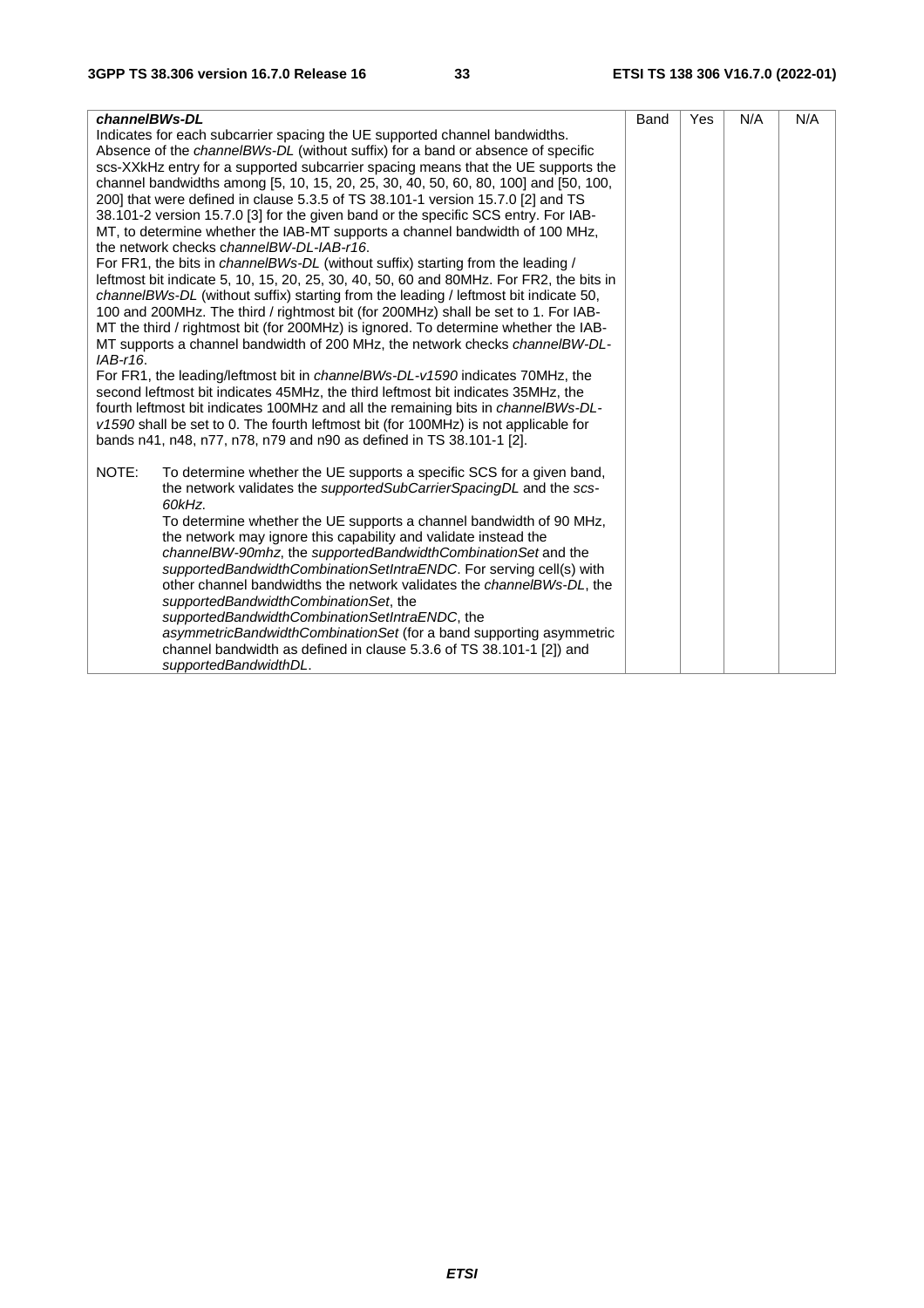| | | | | |
|---|---|---|---|---|
| ***channelBWs-DL***<br>Indicates for each subcarrier spacing the UE supported channel bandwidths. Absence of the *channelBWs-DL* (without suffix) for a band or absence of specific scs-XXkHz entry for a supported subcarrier spacing means that the UE supports the channel bandwidths among [5, 10, 15, 20, 25, 30, 40, 50, 60, 80, 100] and [50, 100, 200] that were defined in clause 5.3.5 of TS 38.101-1 version 15.7.0 [2] and TS 38.101-2 version 15.7.0 [3] for the given band or the specific SCS entry. For IAB-MT, to determine whether the IAB-MT supports a channel bandwidth of 100 MHz, the network checks c*hannelBW-DL-IAB-r16*.<br>For FR1, the bits in *channelBWs-DL* (without suffix) starting from the leading / leftmost bit indicate 5, 10, 15, 20, 25, 30, 40, 50, 60 and 80MHz. For FR2, the bits in *channelBWs-DL* (without suffix) starting from the leading / leftmost bit indicate 50, 100 and 200MHz. The third / rightmost bit (for 200MHz) shall be set to 1. For IAB-MT the third / rightmost bit (for 200MHz) is ignored. To determine whether the IAB-MT supports a channel bandwidth of 200 MHz, the network checks *channelBW-DL-IAB-r16*.<br>For FR1, the leading/leftmost bit in *channelBWs-DL-v1590* indicates 70MHz, the second leftmost bit indicates 45MHz, the third leftmost bit indicates 35MHz, the fourth leftmost bit indicates 100MHz and all the remaining bits in *channelBWs-DL-v1590* shall be set to 0. The fourth leftmost bit (for 100MHz) is not applicable for bands n41, n48, n77, n78, n79 and n90 as defined in TS 38.101-1 [2].<br><br>NOTE: To determine whether the UE supports a specific SCS for a given band, the network validates the *supportedSubCarrierSpacingDL* and the *scs-60kHz*.<br>To determine whether the UE supports a channel bandwidth of 90 MHz, the network may ignore this capability and validate instead the *channelBW-90mhz*, the *supportedBandwidthCombinationSet* and the *supportedBandwidthCombinationSetIntraENDC*. For serving cell(s) with other channel bandwidths the network validates the *channelBWs-DL*, the *supportedBandwidthCombinationSet*, the *supportedBandwidthCombinationSetIntraENDC*, the *asymmetricBandwidthCombinationSet* (for a band supporting asymmetric channel bandwidth as defined in clause 5.3.6 of TS 38.101-1 [2]) and *supportedBandwidthDL*. | Band | Yes | N/A | N/A |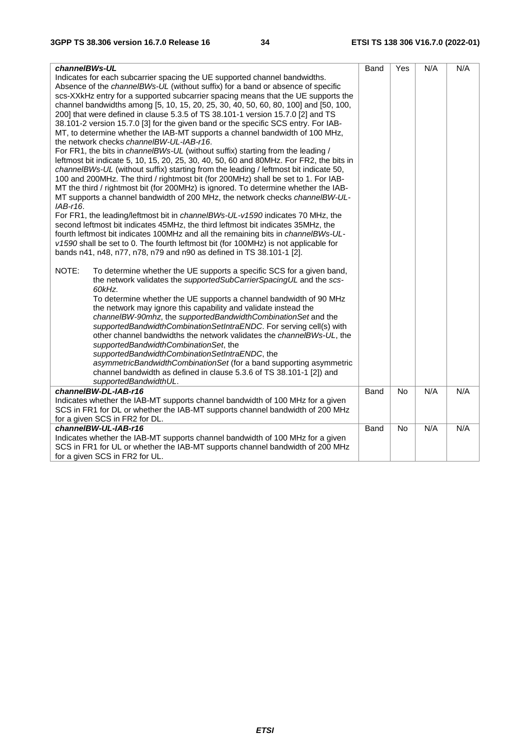| | | | | |
|---|---|---|---|---|
| ***channelBWs-UL***<br>Indicates for each subcarrier spacing the UE supported channel bandwidths. Absence of the *channelBWs-UL* (without suffix) for a band or absence of specific scs-XXkHz entry for a supported subcarrier spacing means that the UE supports the channel bandwidths among [5, 10, 15, 20, 25, 30, 40, 50, 60, 80, 100] and [50, 100, 200] that were defined in clause 5.3.5 of TS 38.101-1 version 15.7.0 [2] and TS 38.101-2 version 15.7.0 [3] for the given band or the specific SCS entry. For IAB-MT, to determine whether the IAB-MT supports a channel bandwidth of 100 MHz, the network checks *channelBW-UL-IAB-r16*.<br>For FR1, the bits in *channelBWs-UL* (without suffix) starting from the leading / leftmost bit indicate 5, 10, 15, 20, 25, 30, 40, 50, 60 and 80MHz. For FR2, the bits in *channelBWs-UL* (without suffix) starting from the leading / leftmost bit indicate 50, 100 and 200MHz. The third / rightmost bit (for 200MHz) shall be set to 1. For IAB-MT the third / rightmost bit (for 200MHz) is ignored. To determine whether the IAB-MT supports a channel bandwidth of 200 MHz, the network checks *channelBW-UL-IAB-r16*.<br>For FR1, the leading/leftmost bit in *channelBWs-UL-v1590* indicates 70 MHz, the second leftmost bit indicates 45MHz, the third leftmost bit indicates 35MHz, the fourth leftmost bit indicates 100MHz and all the remaining bits in *channelBWs-UL-v1590* shall be set to 0. The fourth leftmost bit (for 100MHz) is not applicable for bands n41, n48, n77, n78, n79 and n90 as defined in TS 38.101-1 [2].<br><br>NOTE: To determine whether the UE supports a specific SCS for a given band, the network validates the *supportedSubCarrierSpacingUL* and the *scs-60kHz*.<br>To determine whether the UE supports a channel bandwidth of 90 MHz the network may ignore this capability and validate instead the *channelBW-90mhz*, the *supportedBandwidthCombinationSet* and the *supportedBandwidthCombinationSetIntraENDC*. For serving cell(s) with other channel bandwidths the network validates the *channelBWs-UL*, the *supportedBandwidthCombinationSet*, the *supportedBandwidthCombinationSetIntraENDC*, the *asymmetricBandwidthCombinationSet* (for a band supporting asymmetric channel bandwidth as defined in clause 5.3.6 of TS 38.101-1 [2]) and *supportedBandwidthUL*. | Band | Yes | N/A | N/A |
| ***channelBW-DL-IAB-r16***<br>Indicates whether the IAB-MT supports channel bandwidth of 100 MHz for a given SCS in FR1 for DL or whether the IAB-MT supports channel bandwidth of 200 MHz for a given SCS in FR2 for DL. | Band | No | N/A | N/A |
| ***channelBW-UL-IAB-r16***<br>Indicates whether the IAB-MT supports channel bandwidth of 100 MHz for a given SCS in FR1 for UL or whether the IAB-MT supports channel bandwidth of 200 MHz for a given SCS in FR2 for UL. | Band | No | N/A | N/A |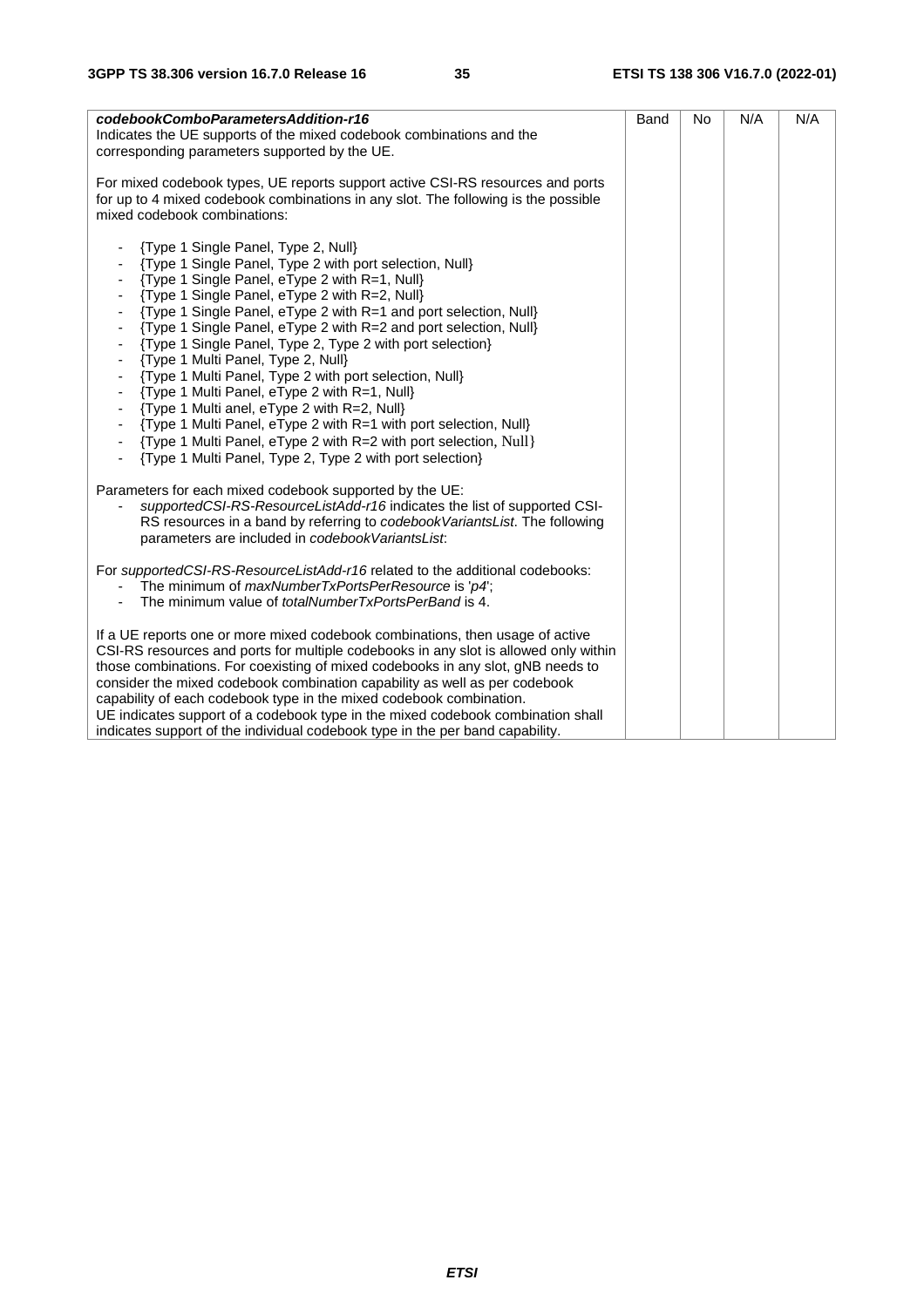| | | | | |
|---|---|---|---|---|
| ***codebookComboParametersAddition-r16*** <br> Indicates the UE supports of the mixed codebook combinations and the corresponding parameters supported by the UE. <br><br> For mixed codebook types, UE reports support active CSI-RS resources and ports for up to 4 mixed codebook combinations in any slot. The following is the possible mixed codebook combinations: <br><br> - {Type 1 Single Panel, Type 2, Null} <br> - {Type 1 Single Panel, Type 2 with port selection, Null} <br> - {Type 1 Single Panel, eType 2 with R=1, Null} <br> - {Type 1 Single Panel, eType 2 with R=2, Null} <br> - {Type 1 Single Panel, eType 2 with R=1 and port selection, Null} <br> - {Type 1 Single Panel, eType 2 with R=2 and port selection, Null} <br> - {Type 1 Single Panel, Type 2, Type 2 with port selection} <br> - {Type 1 Multi Panel, Type 2, Null} <br> - {Type 1 Multi Panel, Type 2 with port selection, Null} <br> - {Type 1 Multi Panel, eType 2 with R=1, Null} <br> - {Type 1 Multi anel, eType 2 with R=2, Null} <br> - {Type 1 Multi Panel, eType 2 with R=1 with port selection, Null} <br> - {Type 1 Multi Panel, eType 2 with R=2 with port selection, Null} <br> - {Type 1 Multi Panel, Type 2, Type 2 with port selection} <br><br> Parameters for each mixed codebook supported by the UE: <br> - *supportedCSI-RS-ResourceListAdd-r16* indicates the list of supported CSI-RS resources in a band by referring to *codebookVariantsList*. The following parameters are included in *codebookVariantsList*: <br><br> For *supportedCSI-RS-ResourceListAdd-r16* related to the additional codebooks: <br> - The minimum of *maxNumberTxPortsPerResource* is '*p4*'; <br> - The minimum value of *totalNumberTxPortsPerBand* is 4. <br><br> If a UE reports one or more mixed codebook combinations, then usage of active CSI-RS resources and ports for multiple codebooks in any slot is allowed only within those combinations. For coexisting of mixed codebooks in any slot, gNB needs to consider the mixed codebook combination capability as well as per codebook capability of each codebook type in the mixed codebook combination. <br> UE indicates support of a codebook type in the mixed codebook combination shall indicates support of the individual codebook type in the per band capability. | Band | No | N/A | N/A |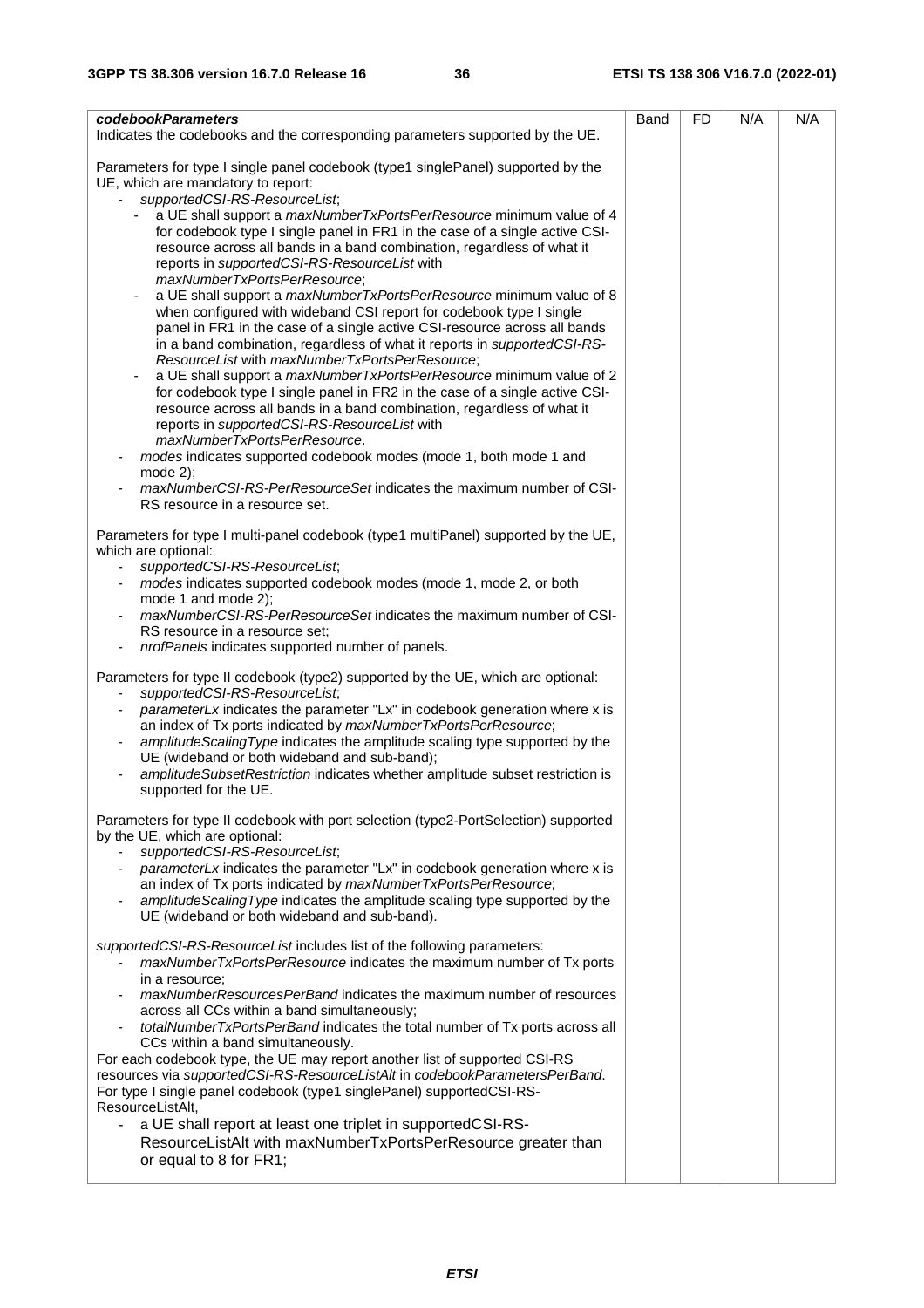| | | | | |
|---|---|---|---|---|
| ***codebookParameters***<br>Indicates the codebooks and the corresponding parameters supported by the UE.<br><br>Parameters for type I single panel codebook (type1 singlePanel) supported by the UE, which are mandatory to report:<br>- *supportedCSI-RS-ResourceList*;<br>&nbsp;&nbsp;- a UE shall support a *maxNumberTxPortsPerResource* minimum value of 4 for codebook type I single panel in FR1 in the case of a single active CSI-resource across all bands in a band combination, regardless of what it reports in *supportedCSI-RS-ResourceList* with *maxNumberTxPortsPerResource*;<br>&nbsp;&nbsp;- a UE shall support a *maxNumberTxPortsPerResource* minimum value of 8 when configured with wideband CSI report for codebook type I single panel in FR1 in the case of a single active CSI-resource across all bands in a band combination, regardless of what it reports in *supportedCSI-RS-ResourceList* with *maxNumberTxPortsPerResource*;<br>&nbsp;&nbsp;- a UE shall support a *maxNumberTxPortsPerResource* minimum value of 2 for codebook type I single panel in FR2 in the case of a single active CSI-resource across all bands in a band combination, regardless of what it reports in *supportedCSI-RS-ResourceList* with *maxNumberTxPortsPerResource*.<br>- *modes* indicates supported codebook modes (mode 1, both mode 1 and mode 2);<br>- *maxNumberCSI-RS-PerResourceSet* indicates the maximum number of CSI-RS resource in a resource set.<br><br>Parameters for type I multi-panel codebook (type1 multiPanel) supported by the UE, which are optional:<br>- *supportedCSI-RS-ResourceList*;<br>- *modes* indicates supported codebook modes (mode 1, mode 2, or both mode 1 and mode 2);<br>- *maxNumberCSI-RS-PerResourceSet* indicates the maximum number of CSI-RS resource in a resource set;<br>- *nrofPanels* indicates supported number of panels.<br><br>Parameters for type II codebook (type2) supported by the UE, which are optional:<br>- *supportedCSI-RS-ResourceList*;<br>- *parameterLx* indicates the parameter "Lx" in codebook generation where x is an index of Tx ports indicated by *maxNumberTxPortsPerResource*;<br>- *amplitudeScalingType* indicates the amplitude scaling type supported by the UE (wideband or both wideband and sub-band);<br>- *amplitudeSubsetRestriction* indicates whether amplitude subset restriction is supported for the UE.<br><br>Parameters for type II codebook with port selection (type2-PortSelection) supported by the UE, which are optional:<br>- *supportedCSI-RS-ResourceList*;<br>- *parameterLx* indicates the parameter "Lx" in codebook generation where x is an index of Tx ports indicated by *maxNumberTxPortsPerResource*;<br>- *amplitudeScalingType* indicates the amplitude scaling type supported by the UE (wideband or both wideband and sub-band).<br><br>*supportedCSI-RS-ResourceList* includes list of the following parameters:<br>- *maxNumberTxPortsPerResource* indicates the maximum number of Tx ports in a resource;<br>- *maxNumberResourcesPerBand* indicates the maximum number of resources across all CCs within a band simultaneously;<br>- *totalNumberTxPortsPerBand* indicates the total number of Tx ports across all CCs within a band simultaneously.<br>For each codebook type, the UE may report another list of supported CSI-RS resources via *supportedCSI-RS-ResourceListAlt* in *codebookParametersPerBand*.<br>For type I single panel codebook (type1 singlePanel) supportedCSI-RS-ResourceListAlt,<br>- a UE shall report at least one triplet in supportedCSI-RS-ResourceListAlt with maxNumberTxPortsPerResource greater than or equal to 8 for FR1; | Band | FD | N/A | N/A |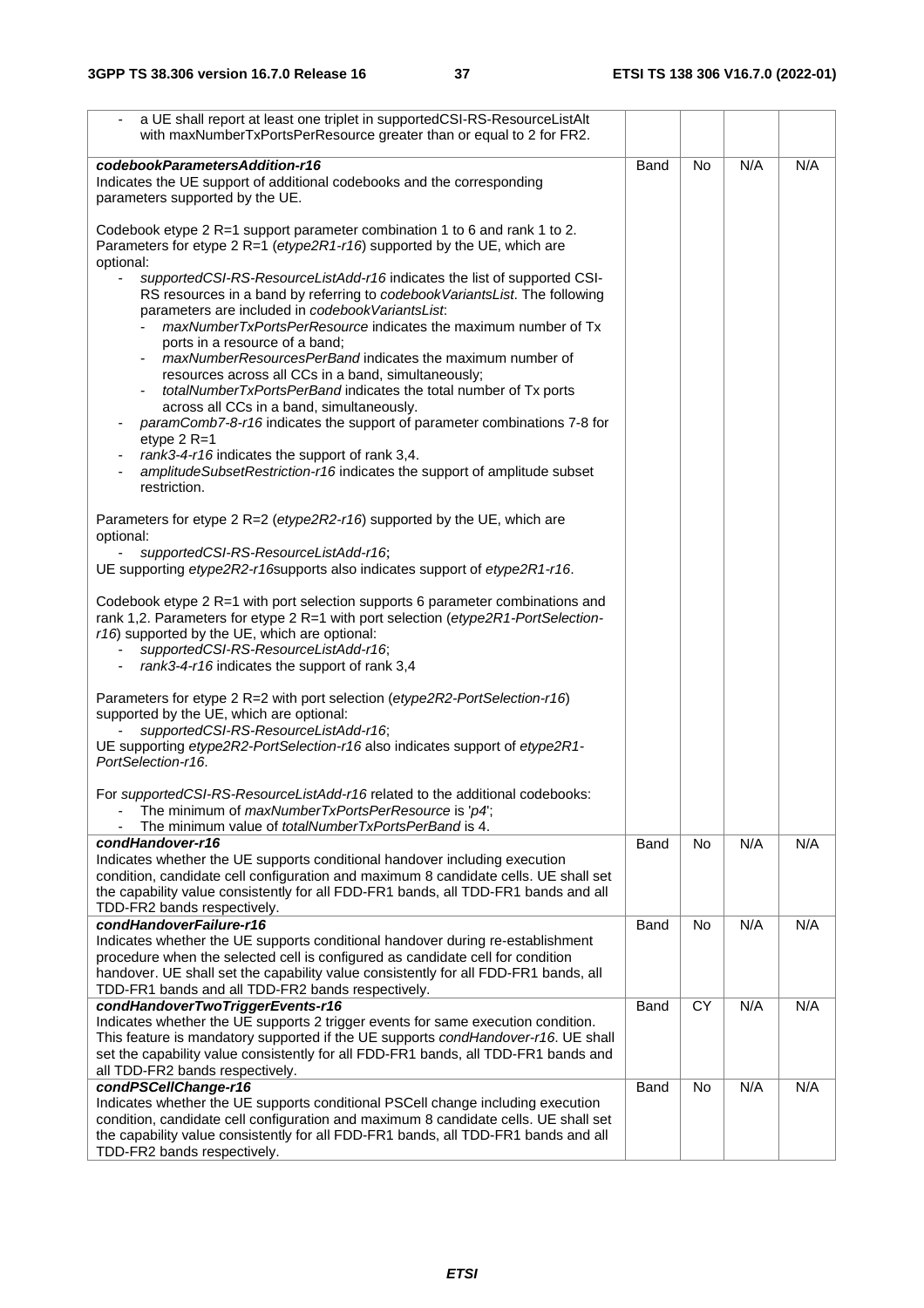| | | | | |
|---|---|---|---|---|
| - a UE shall report at least one triplet in supportedCSI-RS-ResourceListAlt with maxNumberTxPortsPerResource greater than or equal to 2 for FR2. | | | | |
| ***codebookParametersAddition-r16***<br>Indicates the UE support of additional codebooks and the corresponding parameters supported by the UE.<br><br>Codebook etype 2 R=1 support parameter combination 1 to 6 and rank 1 to 2. Parameters for etype 2 R=1 (*etype2R1-r16*) supported by the UE, which are optional:<br>- *supportedCSI-RS-ResourceListAdd-r16* indicates the list of supported CSI-RS resources in a band by referring to *codebookVariantsList*. The following parameters are included in *codebookVariantsList*:<br>&nbsp;&nbsp;- *maxNumberTxPortsPerResource* indicates the maximum number of Tx ports in a resource of a band;<br>&nbsp;&nbsp;- *maxNumberResourcesPerBand* indicates the maximum number of resources across all CCs in a band, simultaneously;<br>&nbsp;&nbsp;- *totalNumberTxPortsPerBand* indicates the total number of Tx ports across all CCs in a band, simultaneously.<br>- *paramComb7-8-r16* indicates the support of parameter combinations 7-8 for etype 2 R=1<br>- *rank3-4-r16* indicates the support of rank 3,4.<br>- *amplitudeSubsetRestriction-r16* indicates the support of amplitude subset restriction.<br><br>Parameters for etype 2 R=2 (*etype2R2-r16*) supported by the UE, which are optional:<br>- *supportedCSI-RS-ResourceListAdd-r16*;<br>UE supporting *etype2R2-r16*supports also indicates support of *etype2R1-r16*.<br><br>Codebook etype 2 R=1 with port selection supports 6 parameter combinations and rank 1,2. Parameters for etype 2 R=1 with port selection (*etype2R1-PortSelection-r16*) supported by the UE, which are optional:<br>- *supportedCSI-RS-ResourceListAdd-r16*;<br>- *rank3-4-r16* indicates the support of rank 3,4<br><br>Parameters for etype 2 R=2 with port selection (*etype2R2-PortSelection-r16*) supported by the UE, which are optional:<br>- *supportedCSI-RS-ResourceListAdd-r16*;<br>UE supporting *etype2R2-PortSelection-r16* also indicates support of *etype2R1-PortSelection-r16*.<br><br>For *supportedCSI-RS-ResourceListAdd-r16* related to the additional codebooks:<br>- The minimum of *maxNumberTxPortsPerResource* is '*p4*';<br>- The minimum value of *totalNumberTxPortsPerBand* is 4. | Band | No | N/A | N/A |
| ***condHandover-r16***<br>Indicates whether the UE supports conditional handover including execution condition, candidate cell configuration and maximum 8 candidate cells. UE shall set the capability value consistently for all FDD-FR1 bands, all TDD-FR1 bands and all TDD-FR2 bands respectively. | Band | No | N/A | N/A |
| ***condHandoverFailure-r16***<br>Indicates whether the UE supports conditional handover during re-establishment procedure when the selected cell is configured as candidate cell for condition handover. UE shall set the capability value consistently for all FDD-FR1 bands, all TDD-FR1 bands and all TDD-FR2 bands respectively. | Band | No | N/A | N/A |
| ***condHandoverTwoTriggerEvents-r16***<br>Indicates whether the UE supports 2 trigger events for same execution condition. This feature is mandatory supported if the UE supports *condHandover-r16*. UE shall set the capability value consistently for all FDD-FR1 bands, all TDD-FR1 bands and all TDD-FR2 bands respectively. | Band | CY | N/A | N/A |
| ***condPSCellChange-r16***<br>Indicates whether the UE supports conditional PSCell change including execution condition, candidate cell configuration and maximum 8 candidate cells. UE shall set the capability value consistently for all FDD-FR1 bands, all TDD-FR1 bands and all TDD-FR2 bands respectively. | Band | No | N/A | N/A |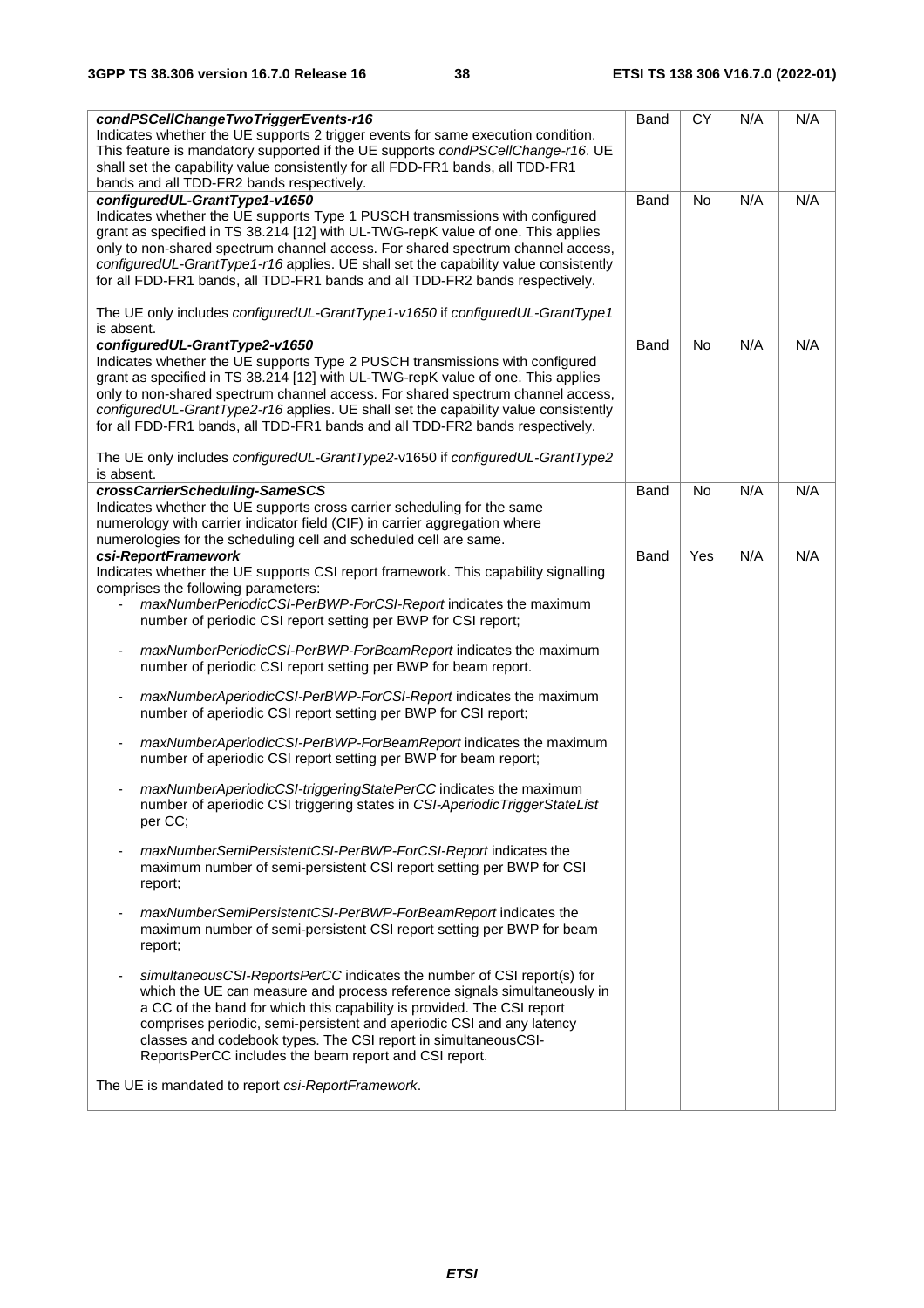| | | | | |
|---|---|---|---|---|
| ***condPSCellChangeTwoTriggerEvents-r16***<br>Indicates whether the UE supports 2 trigger events for same execution condition. This feature is mandatory supported if the UE supports *condPSCellChange-r16*. UE shall set the capability value consistently for all FDD-FR1 bands, all TDD-FR1 bands and all TDD-FR2 bands respectively. | Band | CY | N/A | N/A |
| ***configuredUL-GrantType1-v1650***<br>Indicates whether the UE supports Type 1 PUSCH transmissions with configured grant as specified in TS 38.214 [12] with UL-TWG-repK value of one. This applies only to non-shared spectrum channel access. For shared spectrum channel access, *configuredUL-GrantType1-r16* applies. UE shall set the capability value consistently for all FDD-FR1 bands, all TDD-FR1 bands and all TDD-FR2 bands respectively.<br><br>The UE only includes *configuredUL-GrantType1-v1650* if *configuredUL-GrantType1* is absent. | Band | No | N/A | N/A |
| ***configuredUL-GrantType2-v1650***<br>Indicates whether the UE supports Type 2 PUSCH transmissions with configured grant as specified in TS 38.214 [12] with UL-TWG-repK value of one. This applies only to non-shared spectrum channel access. For shared spectrum channel access, *configuredUL-GrantType2-r16* applies. UE shall set the capability value consistently for all FDD-FR1 bands, all TDD-FR1 bands and all TDD-FR2 bands respectively.<br><br>The UE only includes *configuredUL-GrantType2*-v1650 if *configuredUL-GrantType2* is absent. | Band | No | N/A | N/A |
| ***crossCarrierScheduling-SameSCS***<br>Indicates whether the UE supports cross carrier scheduling for the same numerology with carrier indicator field (CIF) in carrier aggregation where numerologies for the scheduling cell and scheduled cell are same. | Band | No | N/A | N/A |
| ***csi-ReportFramework***<br>Indicates whether the UE supports CSI report framework. This capability signalling comprises the following parameters:<br>- *maxNumberPeriodicCSI-PerBWP-ForCSI-Report* indicates the maximum number of periodic CSI report setting per BWP for CSI report;<br>- *maxNumberPeriodicCSI-PerBWP-ForBeamReport* indicates the maximum number of periodic CSI report setting per BWP for beam report.<br>- *maxNumberAperiodicCSI-PerBWP-ForCSI-Report* indicates the maximum number of aperiodic CSI report setting per BWP for CSI report;<br>- *maxNumberAperiodicCSI-PerBWP-ForBeamReport* indicates the maximum number of aperiodic CSI report setting per BWP for beam report;<br>- *maxNumberAperiodicCSI-triggeringStatePerCC* indicates the maximum number of aperiodic CSI triggering states in *CSI-AperiodicTriggerStateList* per CC;<br>- *maxNumberSemiPersistentCSI-PerBWP-ForCSI-Report* indicates the maximum number of semi-persistent CSI report setting per BWP for CSI report;<br>- *maxNumberSemiPersistentCSI-PerBWP-ForBeamReport* indicates the maximum number of semi-persistent CSI report setting per BWP for beam report;<br>- *simultaneousCSI-ReportsPerCC* indicates the number of CSI report(s) for which the UE can measure and process reference signals simultaneously in a CC of the band for which this capability is provided. The CSI report comprises periodic, semi-persistent and aperiodic CSI and any latency classes and codebook types. The CSI report in simultaneousCSI-ReportsPerCC includes the beam report and CSI report.<br><br>The UE is mandated to report *csi-ReportFramework*. | Band | Yes | N/A | N/A |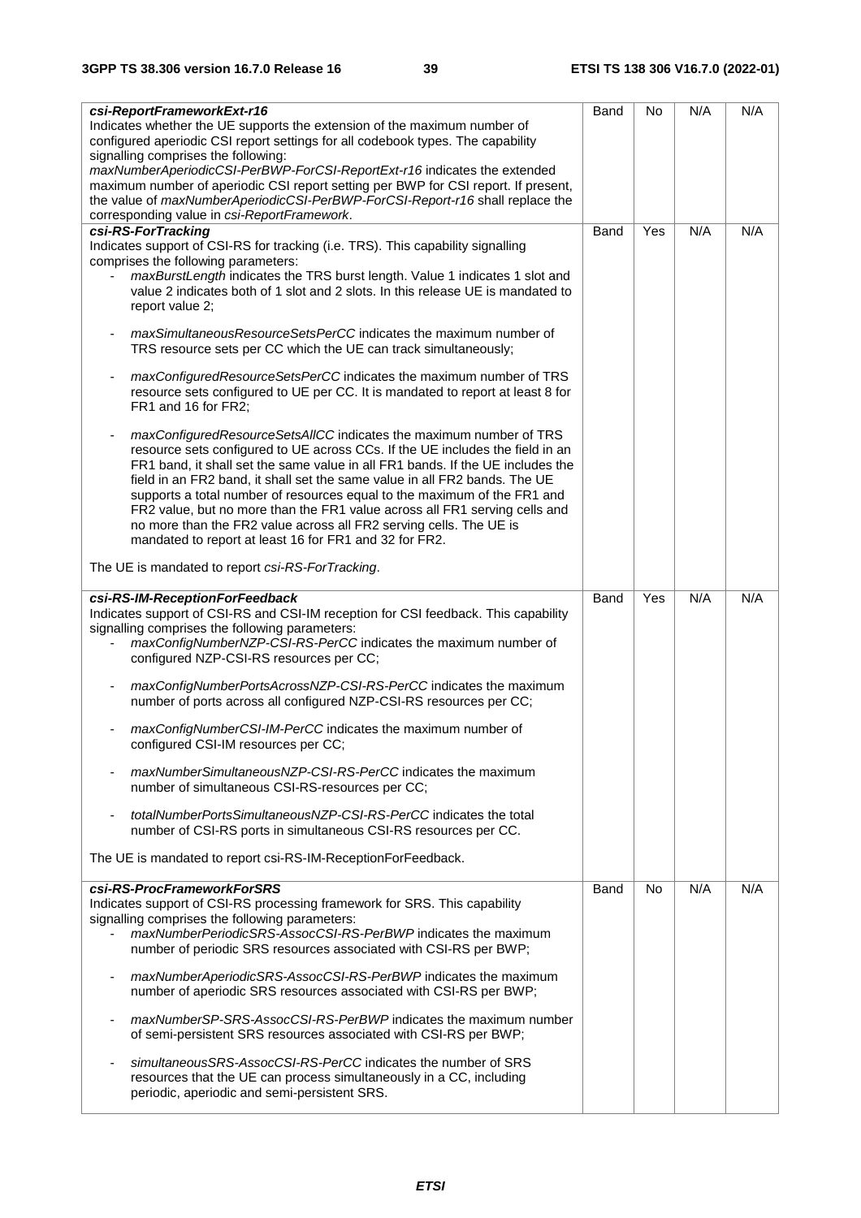| | | | | |
|---|---|---|---|---|
| ***csi-ReportFrameworkExt-r16***<br>Indicates whether the UE supports the extension of the maximum number of configured aperiodic CSI report settings for all codebook types. The capability signalling comprises the following:<br>*maxNumberAperiodicCSI-PerBWP-ForCSI-ReportExt-r16* indicates the extended maximum number of aperiodic CSI report setting per BWP for CSI report. If present, the value of *maxNumberAperiodicCSI-PerBWP-ForCSI-Report-r16* shall replace the corresponding value in *csi-ReportFramework*. | Band | No | N/A | N/A |
| ***csi-RS-ForTracking***<br>Indicates support of CSI-RS for tracking (i.e. TRS). This capability signalling comprises the following parameters:<br>- *maxBurstLength* indicates the TRS burst length. Value 1 indicates 1 slot and value 2 indicates both of 1 slot and 2 slots. In this release UE is mandated to report value 2;<br>- *maxSimultaneousResourceSetsPerCC* indicates the maximum number of TRS resource sets per CC which the UE can track simultaneously;<br>- *maxConfiguredResourceSetsPerCC* indicates the maximum number of TRS resource sets configured to UE per CC. It is mandated to report at least 8 for FR1 and 16 for FR2;<br>- *maxConfiguredResourceSetsAllCC* indicates the maximum number of TRS resource sets configured to UE across CCs. If the UE includes the field in an FR1 band, it shall set the same value in all FR1 bands. If the UE includes the field in an FR2 band, it shall set the same value in all FR2 bands. The UE supports a total number of resources equal to the maximum of the FR1 and FR2 value, but no more than the FR1 value across all FR1 serving cells and no more than the FR2 value across all FR2 serving cells. The UE is mandated to report at least 16 for FR1 and 32 for FR2.<br><br>The UE is mandated to report *csi-RS-ForTracking*. | Band | Yes | N/A | N/A |
| ***csi-RS-IM-ReceptionForFeedback***<br>Indicates support of CSI-RS and CSI-IM reception for CSI feedback. This capability signalling comprises the following parameters:<br>- *maxConfigNumberNZP-CSI-RS-PerCC* indicates the maximum number of configured NZP-CSI-RS resources per CC;<br>- *maxConfigNumberPortsAcrossNZP-CSI-RS-PerCC* indicates the maximum number of ports across all configured NZP-CSI-RS resources per CC;<br>- *maxConfigNumberCSI-IM-PerCC* indicates the maximum number of configured CSI-IM resources per CC;<br>- *maxNumberSimultaneousNZP-CSI-RS-PerCC* indicates the maximum number of simultaneous CSI-RS-resources per CC;<br>- *totalNumberPortsSimultaneousNZP-CSI-RS-PerCC* indicates the total number of CSI-RS ports in simultaneous CSI-RS resources per CC.<br><br>The UE is mandated to report csi-RS-IM-ReceptionForFeedback. | Band | Yes | N/A | N/A |
| ***csi-RS-ProcFrameworkForSRS***<br>Indicates support of CSI-RS processing framework for SRS. This capability signalling comprises the following parameters:<br>- *maxNumberPeriodicSRS-AssocCSI-RS-PerBWP* indicates the maximum number of periodic SRS resources associated with CSI-RS per BWP;<br>- *maxNumberAperiodicSRS-AssocCSI-RS-PerBWP* indicates the maximum number of aperiodic SRS resources associated with CSI-RS per BWP;<br>- *maxNumberSP-SRS-AssocCSI-RS-PerBWP* indicates the maximum number of semi-persistent SRS resources associated with CSI-RS per BWP;<br>- *simultaneousSRS-AssocCSI-RS-PerCC* indicates the number of SRS resources that the UE can process simultaneously in a CC, including periodic, aperiodic and semi-persistent SRS. | Band | No | N/A | N/A |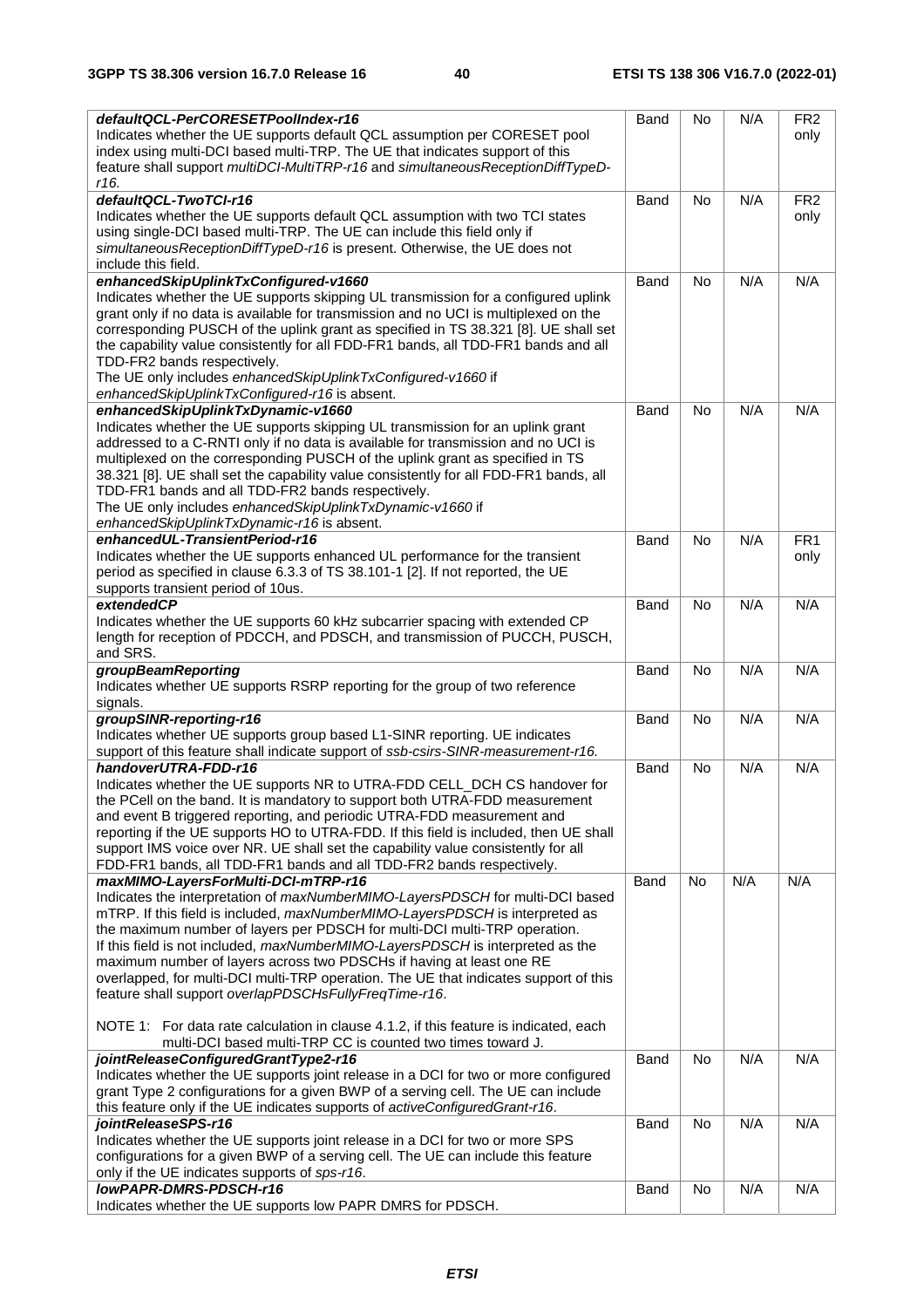| | | | | |
|---|---|---|---|---|
| ***defaultQCL-PerCORESETPoolIndex-r16***<br>Indicates whether the UE supports default QCL assumption per CORESET pool index using multi-DCI based multi-TRP. The UE that indicates support of this feature shall support *multiDCI-MultiTRP-r16* and *simultaneousReceptionDiffTypeD-r16*. | Band | No | N/A | FR2 only |
| ***defaultQCL-TwoTCI-r16***<br>Indicates whether the UE supports default QCL assumption with two TCI states using single-DCI based multi-TRP. The UE can include this field only if *simultaneousReceptionDiffTypeD-r16* is present. Otherwise, the UE does not include this field. | Band | No | N/A | FR2 only |
| ***enhancedSkipUplinkTxConfigured-v1660***<br>Indicates whether the UE supports skipping UL transmission for a configured uplink grant only if no data is available for transmission and no UCI is multiplexed on the corresponding PUSCH of the uplink grant as specified in TS 38.321 [8]. UE shall set the capability value consistently for all FDD-FR1 bands, all TDD-FR1 bands and all TDD-FR2 bands respectively.<br>The UE only includes *enhancedSkipUplinkTxConfigured-v1660* if *enhancedSkipUplinkTxConfigured-r16* is absent. | Band | No | N/A | N/A |
| ***enhancedSkipUplinkTxDynamic-v1660***<br>Indicates whether the UE supports skipping UL transmission for an uplink grant addressed to a C-RNTI only if no data is available for transmission and no UCI is multiplexed on the corresponding PUSCH of the uplink grant as specified in TS 38.321 [8]. UE shall set the capability value consistently for all FDD-FR1 bands, all TDD-FR1 bands and all TDD-FR2 bands respectively.<br>The UE only includes *enhancedSkipUplinkTxDynamic-v1660* if *enhancedSkipUplinkTxDynamic-r16* is absent. | Band | No | N/A | N/A |
| ***enhancedUL-TransientPeriod-r16***<br>Indicates whether the UE supports enhanced UL performance for the transient period as specified in clause 6.3.3 of TS 38.101-1 [2]. If not reported, the UE supports transient period of 10us. | Band | No | N/A | FR1 only |
| ***extendedCP***<br>Indicates whether the UE supports 60 kHz subcarrier spacing with extended CP length for reception of PDCCH, and PDSCH, and transmission of PUCCH, PUSCH, and SRS. | Band | No | N/A | N/A |
| ***groupBeamReporting***<br>Indicates whether UE supports RSRP reporting for the group of two reference signals. | Band | No | N/A | N/A |
| ***groupSINR-reporting-r16***<br>Indicates whether UE supports group based L1-SINR reporting. UE indicates support of this feature shall indicate support of *ssb-csirs-SINR-measurement-r16.* | Band | No | N/A | N/A |
| ***handoverUTRA-FDD-r16***<br>Indicates whether the UE supports NR to UTRA-FDD CELL_DCH CS handover for the PCell on the band. It is mandatory to support both UTRA-FDD measurement and event B triggered reporting, and periodic UTRA-FDD measurement and reporting if the UE supports HO to UTRA-FDD. If this field is included, then UE shall support IMS voice over NR. UE shall set the capability value consistently for all FDD-FR1 bands, all TDD-FR1 bands and all TDD-FR2 bands respectively. | Band | No | N/A | N/A |
| ***maxMIMO-LayersForMulti-DCI-mTRP-r16***<br>Indicates the interpretation of *maxNumberMIMO-LayersPDSCH* for multi-DCI based mTRP. If this field is included, *maxNumberMIMO-LayersPDSCH* is interpreted as the maximum number of layers per PDSCH for multi-DCI multi-TRP operation.<br>If this field is not included, *maxNumberMIMO-LayersPDSCH* is interpreted as the maximum number of layers across two PDSCHs if having at least one RE overlapped, for multi-DCI multi-TRP operation. The UE that indicates support of this feature shall support *overlapPDSCHsFullyFreqTime-r16*.<br><br>NOTE 1: For data rate calculation in clause 4.1.2, if this feature is indicated, each multi-DCI based multi-TRP CC is counted two times toward J. | Band | No | N/A | N/A |
| ***jointReleaseConfiguredGrantType2-r16***<br>Indicates whether the UE supports joint release in a DCI for two or more configured grant Type 2 configurations for a given BWP of a serving cell. The UE can include this feature only if the UE indicates supports of *activeConfiguredGrant-r16*. | Band | No | N/A | N/A |
| ***jointReleaseSPS-r16***<br>Indicates whether the UE supports joint release in a DCI for two or more SPS configurations for a given BWP of a serving cell. The UE can include this feature only if the UE indicates supports of *sps-r16*. | Band | No | N/A | N/A |
| ***lowPAPR-DMRS-PDSCH-r16***<br>Indicates whether the UE supports low PAPR DMRS for PDSCH. | Band | No | N/A | N/A |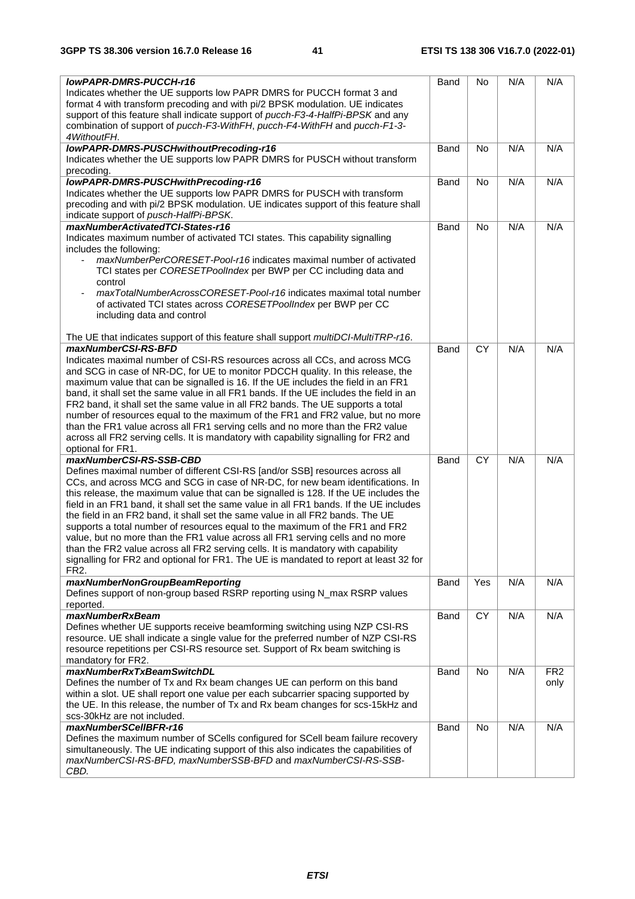| | | | | |
|---|---|---|---|---|
| ***lowPAPR-DMRS-PUCCH-r16***<br>Indicates whether the UE supports low PAPR DMRS for PUCCH format 3 and format 4 with transform precoding and with pi/2 BPSK modulation. UE indicates support of this feature shall indicate support of *pucch-F3-4-HalfPi-BPSK* and any combination of support of *pucch-F3-WithFH*, *pucch-F4-WithFH* and *pucch-F1-3-4WithoutFH*. | Band | No | N/A | N/A |
| ***lowPAPR-DMRS-PUSCHwithoutPrecoding-r16***<br>Indicates whether the UE supports low PAPR DMRS for PUSCH without transform precoding. | Band | No | N/A | N/A |
| ***lowPAPR-DMRS-PUSCHwithPrecoding-r16***<br>Indicates whether the UE supports low PAPR DMRS for PUSCH with transform precoding and with pi/2 BPSK modulation. UE indicates support of this feature shall indicate support of *pusch-HalfPi-BPSK*. | Band | No | N/A | N/A |
| ***maxNumberActivatedTCI-States-r16***<br>Indicates maximum number of activated TCI states. This capability signalling includes the following:<br>- *maxNumberPerCORESET-Pool-r16* indicates maximal number of activated TCI states per *CORESETPoolIndex* per BWP per CC including data and control<br>- *maxTotalNumberAcrossCORESET-Pool-r16* indicates maximal total number of activated TCI states across *CORESETPoolIndex* per BWP per CC including data and control<br><br>The UE that indicates support of this feature shall support *multiDCI-MultiTRP-r16*. | Band | No | N/A | N/A |
| ***maxNumberCSI-RS-BFD***<br>Indicates maximal number of CSI-RS resources across all CCs, and across MCG and SCG in case of NR-DC, for UE to monitor PDCCH quality. In this release, the maximum value that can be signalled is 16. If the UE includes the field in an FR1 band, it shall set the same value in all FR1 bands. If the UE includes the field in an FR2 band, it shall set the same value in all FR2 bands. The UE supports a total number of resources equal to the maximum of the FR1 and FR2 value, but no more than the FR1 value across all FR1 serving cells and no more than the FR2 value across all FR2 serving cells. It is mandatory with capability signalling for FR2 and optional for FR1. | Band | CY | N/A | N/A |
| ***maxNumberCSI-RS-SSB-CBD***<br>Defines maximal number of different CSI-RS [and/or SSB] resources across all CCs, and across MCG and SCG in case of NR-DC, for new beam identifications. In this release, the maximum value that can be signalled is 128. If the UE includes the field in an FR1 band, it shall set the same value in all FR1 bands. If the UE includes the field in an FR2 band, it shall set the same value in all FR2 bands. The UE supports a total number of resources equal to the maximum of the FR1 and FR2 value, but no more than the FR1 value across all FR1 serving cells and no more than the FR2 value across all FR2 serving cells. It is mandatory with capability signalling for FR2 and optional for FR1. The UE is mandated to report at least 32 for FR2. | Band | CY | N/A | N/A |
| ***maxNumberNonGroupBeamReporting***<br>Defines support of non-group based RSRP reporting using N_max RSRP values reported. | Band | Yes | N/A | N/A |
| ***maxNumberRxBeam***<br>Defines whether UE supports receive beamforming switching using NZP CSI-RS resource. UE shall indicate a single value for the preferred number of NZP CSI-RS resource repetitions per CSI-RS resource set. Support of Rx beam switching is mandatory for FR2. | Band | CY | N/A | N/A |
| ***maxNumberRxTxBeamSwitchDL***<br>Defines the number of Tx and Rx beam changes UE can perform on this band within a slot. UE shall report one value per each subcarrier spacing supported by the UE. In this release, the number of Tx and Rx beam changes for scs-15kHz and scs-30kHz are not included. | Band | No | N/A | FR2 only |
| ***maxNumberSCellBFR-r16***<br>Defines the maximum number of SCells configured for SCell beam failure recovery simultaneously. The UE indicating support of this also indicates the capabilities of *maxNumberCSI-RS-BFD, maxNumberSSB-BFD* and *maxNumberCSI-RS-SSB-CBD.* | Band | No | N/A | N/A |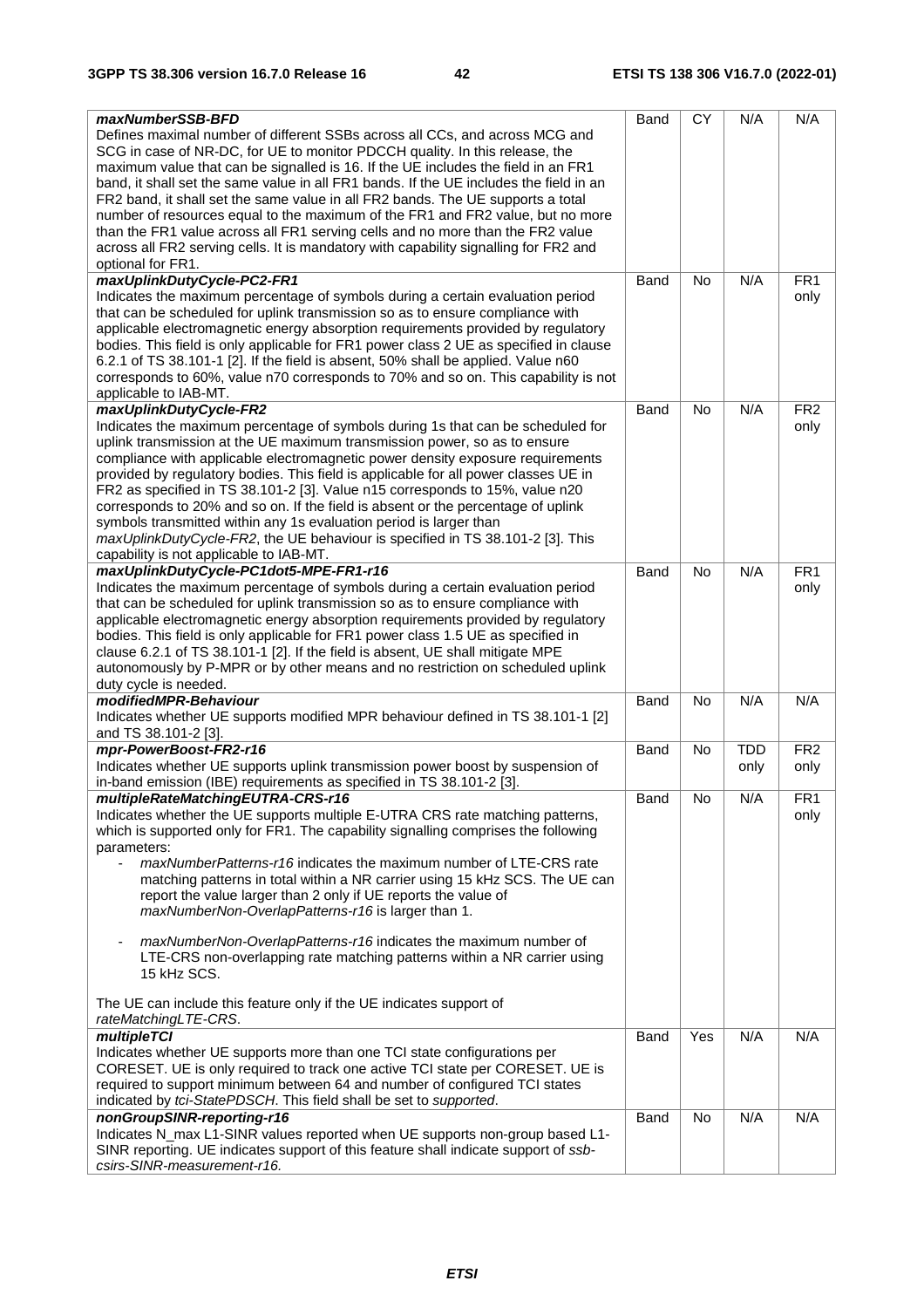| | | | | |
|---|---|---|---|---|
| ***maxNumberSSB-BFD***<br>Defines maximal number of different SSBs across all CCs, and across MCG and SCG in case of NR-DC, for UE to monitor PDCCH quality. In this release, the maximum value that can be signalled is 16. If the UE includes the field in an FR1 band, it shall set the same value in all FR1 bands. If the UE includes the field in an FR2 band, it shall set the same value in all FR2 bands. The UE supports a total number of resources equal to the maximum of the FR1 and FR2 value, but no more than the FR1 value across all FR1 serving cells and no more than the FR2 value across all FR2 serving cells. It is mandatory with capability signalling for FR2 and optional for FR1. | Band | CY | N/A | N/A |
| ***maxUplinkDutyCycle-PC2-FR1***<br>Indicates the maximum percentage of symbols during a certain evaluation period that can be scheduled for uplink transmission so as to ensure compliance with applicable electromagnetic energy absorption requirements provided by regulatory bodies. This field is only applicable for FR1 power class 2 UE as specified in clause 6.2.1 of TS 38.101-1 [2]. If the field is absent, 50% shall be applied. Value n60 corresponds to 60%, value n70 corresponds to 70% and so on. This capability is not applicable to IAB-MT. | Band | No | N/A | FR1 only |
| ***maxUplinkDutyCycle-FR2***<br>Indicates the maximum percentage of symbols during 1s that can be scheduled for uplink transmission at the UE maximum transmission power, so as to ensure compliance with applicable electromagnetic power density exposure requirements provided by regulatory bodies. This field is applicable for all power classes UE in FR2 as specified in TS 38.101-2 [3]. Value n15 corresponds to 15%, value n20 corresponds to 20% and so on. If the field is absent or the percentage of uplink symbols transmitted within any 1s evaluation period is larger than *maxUplinkDutyCycle-FR2*, the UE behaviour is specified in TS 38.101-2 [3]. This capability is not applicable to IAB-MT. | Band | No | N/A | FR2 only |
| ***maxUplinkDutyCycle-PC1dot5-MPE-FR1-r16***<br>Indicates the maximum percentage of symbols during a certain evaluation period that can be scheduled for uplink transmission so as to ensure compliance with applicable electromagnetic energy absorption requirements provided by regulatory bodies. This field is only applicable for FR1 power class 1.5 UE as specified in clause 6.2.1 of TS 38.101-1 [2]. If the field is absent, UE shall mitigate MPE autonomously by P-MPR or by other means and no restriction on scheduled uplink duty cycle is needed. | Band | No | N/A | FR1 only |
| ***modifiedMPR-Behaviour***<br>Indicates whether UE supports modified MPR behaviour defined in TS 38.101-1 [2] and TS 38.101-2 [3]. | Band | No | N/A | N/A |
| ***mpr-PowerBoost-FR2-r16***<br>Indicates whether UE supports uplink transmission power boost by suspension of in-band emission (IBE) requirements as specified in TS 38.101-2 [3]. | Band | No | TDD only | FR2 only |
| ***multipleRateMatchingEUTRA-CRS-r16***<br>Indicates whether the UE supports multiple E-UTRA CRS rate matching patterns, which is supported only for FR1. The capability signalling comprises the following parameters:<br>- *maxNumberPatterns-r16* indicates the maximum number of LTE-CRS rate matching patterns in total within a NR carrier using 15 kHz SCS. The UE can report the value larger than 2 only if UE reports the value of *maxNumberNon-OverlapPatterns-r16* is larger than 1.<br>- *maxNumberNon-OverlapPatterns-r16* indicates the maximum number of LTE-CRS non-overlapping rate matching patterns within a NR carrier using 15 kHz SCS.<br><br>The UE can include this feature only if the UE indicates support of *rateMatchingLTE-CRS*. | Band | No | N/A | FR1 only |
| ***multipleTCI***<br>Indicates whether UE supports more than one TCI state configurations per CORESET. UE is only required to track one active TCI state per CORESET. UE is required to support minimum between 64 and number of configured TCI states indicated by *tci-StatePDSCH*. This field shall be set to *supported*. | Band | Yes | N/A | N/A |
| ***nonGroupSINR-reporting-r16***<br>Indicates N_max L1-SINR values reported when UE supports non-group based L1-SINR reporting. UE indicates support of this feature shall indicate support of *ssb-csirs-SINR-measurement-r16.* | Band | No | N/A | N/A |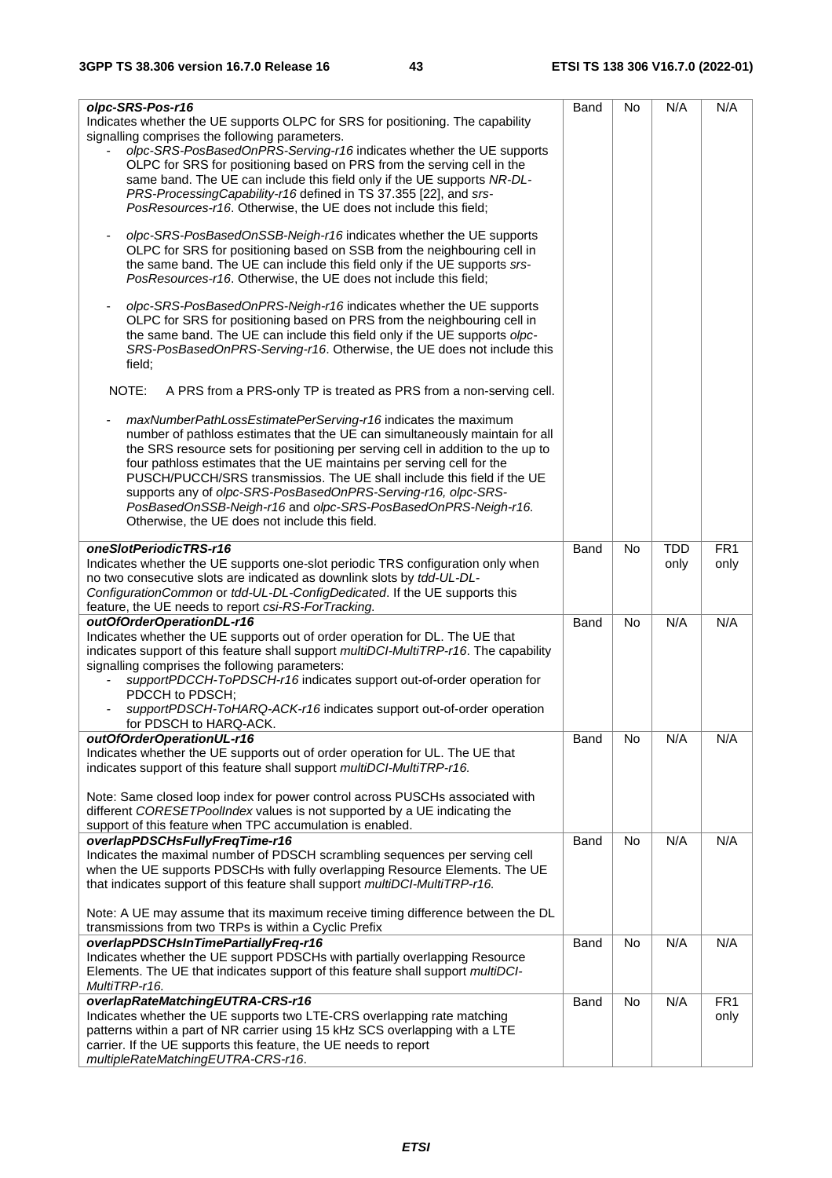| | | | | |
|---|---|---|---|---|
| ***olpc-SRS-Pos-r16***<br>Indicates whether the UE supports OLPC for SRS for positioning. The capability signalling comprises the following parameters.<br>- *olpc-SRS-PosBasedOnPRS-Serving-r16* indicates whether the UE supports OLPC for SRS for positioning based on PRS from the serving cell in the same band. The UE can include this field only if the UE supports *NR-DL-PRS-ProcessingCapability-r16* defined in TS 37.355 [22], and *srs-PosResources-r16*. Otherwise, the UE does not include this field;<br><br>- *olpc-SRS-PosBasedOnSSB-Neigh-r16* indicates whether the UE supports OLPC for SRS for positioning based on SSB from the neighbouring cell in the same band. The UE can include this field only if the UE supports *srs-PosResources-r16*. Otherwise, the UE does not include this field;<br><br>- *olpc-SRS-PosBasedOnPRS-Neigh-r16* indicates whether the UE supports OLPC for SRS for positioning based on PRS from the neighbouring cell in the same band. The UE can include this field only if the UE supports *olpc-SRS-PosBasedOnPRS-Serving-r16*. Otherwise, the UE does not include this field;<br><br>NOTE: A PRS from a PRS-only TP is treated as PRS from a non-serving cell.<br><br>- *maxNumberPathLossEstimatePerServing-r16* indicates the maximum number of pathloss estimates that the UE can simultaneously maintain for all the SRS resource sets for positioning per serving cell in addition to the up to four pathloss estimates that the UE maintains per serving cell for the PUSCH/PUCCH/SRS transmissios. The UE shall include this field if the UE supports any of *olpc-SRS-PosBasedOnPRS-Serving-r16, olpc-SRS-PosBasedOnSSB-Neigh-r16* and *olpc-SRS-PosBasedOnPRS-Neigh-r16.* Otherwise, the UE does not include this field. | Band | No | N/A | N/A |
| ***oneSlotPeriodicTRS-r16***<br>Indicates whether the UE supports one-slot periodic TRS configuration only when no two consecutive slots are indicated as downlink slots by *tdd-UL-DL-ConfigurationCommon* or *tdd-UL-DL-ConfigDedicated*. If the UE supports this feature, the UE needs to report *csi-RS-ForTracking*. | Band | No | TDD only | FR1 only |
| ***outOfOrderOperationDL-r16***<br>Indicates whether the UE supports out of order operation for DL. The UE that indicates support of this feature shall support *multiDCI-MultiTRP-r16*. The capability signalling comprises the following parameters:<br>- *supportPDCCH-ToPDSCH-r16* indicates support out-of-order operation for PDCCH to PDSCH;<br>- *supportPDSCH-ToHARQ-ACK-r16* indicates support out-of-order operation for PDSCH to HARQ-ACK. | Band | No | N/A | N/A |
| ***outOfOrderOperationUL-r16***<br>Indicates whether the UE supports out of order operation for UL. The UE that indicates support of this feature shall support *multiDCI-MultiTRP-r16.*<br><br>Note: Same closed loop index for power control across PUSCHs associated with different *CORESETPoolIndex* values is not supported by a UE indicating the support of this feature when TPC accumulation is enabled. | Band | No | N/A | N/A |
| ***overlapPDSCHsFullyFreqTime-r16***<br>Indicates the maximal number of PDSCH scrambling sequences per serving cell when the UE supports PDSCHs with fully overlapping Resource Elements. The UE that indicates support of this feature shall support *multiDCI-MultiTRP-r16.*<br><br>Note: A UE may assume that its maximum receive timing difference between the DL transmissions from two TRPs is within a Cyclic Prefix | Band | No | N/A | N/A |
| ***overlapPDSCHsInTimePartiallyFreq-r16***<br>Indicates whether the UE support PDSCHs with partially overlapping Resource Elements. The UE that indicates support of this feature shall support *multiDCI-MultiTRP-r16.* | Band | No | N/A | N/A |
| ***overlapRateMatchingEUTRA-CRS-r16***<br>Indicates whether the UE supports two LTE-CRS overlapping rate matching patterns within a part of NR carrier using 15 kHz SCS overlapping with a LTE carrier. If the UE supports this feature, the UE needs to report *multipleRateMatchingEUTRA-CRS-r16*. | Band | No | N/A | FR1 only |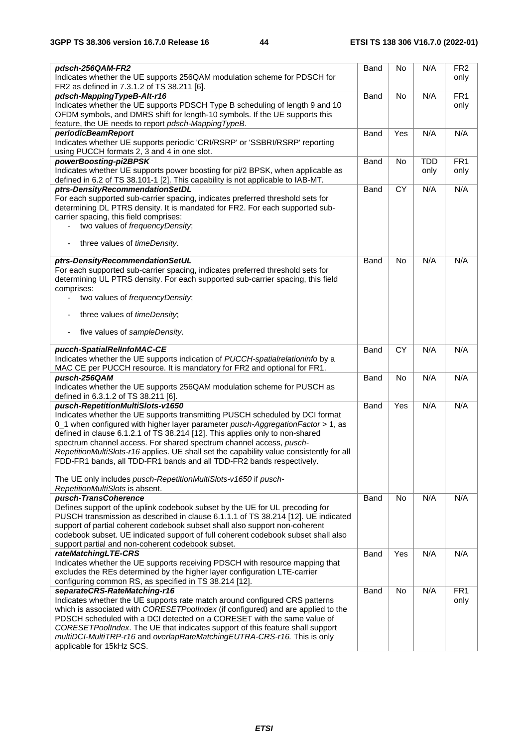| | | | | |
|---|---|---|---|---|
| ***pdsch-256QAM-FR2***<br>Indicates whether the UE supports 256QAM modulation scheme for PDSCH for FR2 as defined in 7.3.1.2 of TS 38.211 [6]. | Band | No | N/A | FR2 only |
| ***pdsch-MappingTypeB-Alt-r16***<br>Indicates whether the UE supports PDSCH Type B scheduling of length 9 and 10 OFDM symbols, and DMRS shift for length-10 symbols. If the UE supports this feature, the UE needs to report *pdsch-MappingTypeB*. | Band | No | N/A | FR1 only |
| ***periodicBeamReport***<br>Indicates whether UE supports periodic 'CRI/RSRP' or 'SSBRI/RSRP' reporting using PUCCH formats 2, 3 and 4 in one slot. | Band | Yes | N/A | N/A |
| ***powerBoosting-pi2BPSK***<br>Indicates whether UE supports power boosting for pi/2 BPSK, when applicable as defined in 6.2 of TS 38.101-1 [2]. This capability is not applicable to IAB-MT. | Band | No | TDD only | FR1 only |
| ***ptrs-DensityRecommendationSetDL***<br>For each supported sub-carrier spacing, indicates preferred threshold sets for determining DL PTRS density. It is mandated for FR2. For each supported sub-carrier spacing, this field comprises:<br>- two values of *frequencyDensity*;<br>- three values of *timeDensity*. | Band | CY | N/A | N/A |
| ***ptrs-DensityRecommendationSetUL***<br>For each supported sub-carrier spacing, indicates preferred threshold sets for determining UL PTRS density. For each supported sub-carrier spacing, this field comprises:<br>- two values of *frequencyDensity*;<br>- three values of *timeDensity*;<br>- five values of *sampleDensity*. | Band | No | N/A | N/A |
| ***pucch-SpatialRelInfoMAC-CE***<br>Indicates whether the UE supports indication of *PUCCH-spatialrelationinfo* by a MAC CE per PUCCH resource. It is mandatory for FR2 and optional for FR1. | Band | CY | N/A | N/A |
| ***pusch-256QAM***<br>Indicates whether the UE supports 256QAM modulation scheme for PUSCH as defined in 6.3.1.2 of TS 38.211 [6]. | Band | No | N/A | N/A |
| ***pusch-RepetitionMultiSlots-v1650***<br>Indicates whether the UE supports transmitting PUSCH scheduled by DCI format 0_1 when configured with higher layer parameter *pusch-AggregationFactor* > 1, as defined in clause 6.1.2.1 of TS 38.214 [12]. This applies only to non-shared spectrum channel access. For shared spectrum channel access, *pusch-RepetitionMultiSlots-r16* applies. UE shall set the capability value consistently for all FDD-FR1 bands, all TDD-FR1 bands and all TDD-FR2 bands respectively.<br><br>The UE only includes *pusch-RepetitionMultiSlots-v1650* if *pusch-RepetitionMultiSlots* is absent. | Band | Yes | N/A | N/A |
| ***pusch-TransCoherence***<br>Defines support of the uplink codebook subset by the UE for UL precoding for PUSCH transmission as described in clause 6.1.1.1 of TS 38.214 [12]. UE indicated support of partial coherent codebook subset shall also support non-coherent codebook subset. UE indicated support of full coherent codebook subset shall also support partial and non-coherent codebook subset. | Band | No | N/A | N/A |
| ***rateMatchingLTE-CRS***<br>Indicates whether the UE supports receiving PDSCH with resource mapping that excludes the REs determined by the higher layer configuration LTE-carrier configuring common RS, as specified in TS 38.214 [12]. | Band | Yes | N/A | N/A |
| ***separateCRS-RateMatching-r16***<br>Indicates whether the UE supports rate match around configured CRS patterns which is associated with *CORESETPoolIndex* (if configured) and are applied to the PDSCH scheduled with a DCI detected on a CORESET with the same value of *CORESETPoolIndex*. The UE that indicates support of this feature shall support *multiDCI-MultiTRP-r16* and *overlapRateMatchingEUTRA-CRS-r16.* This is only applicable for 15kHz SCS. | Band | No | N/A | FR1 only |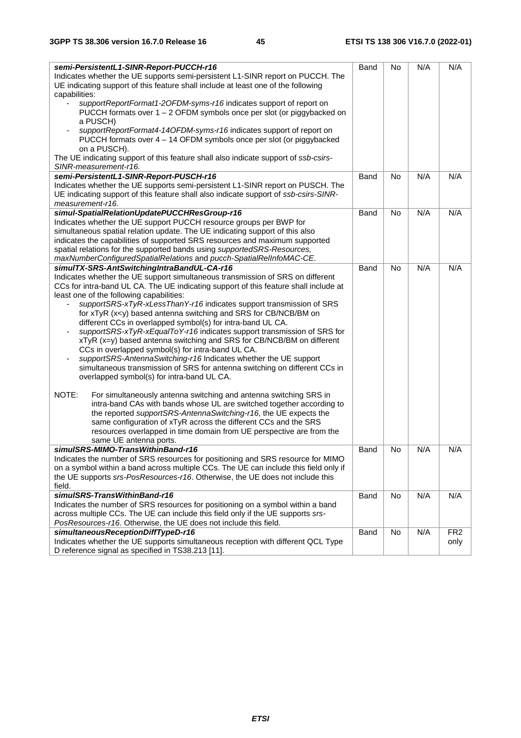| | | | | |
|---|---|---|---|---|
| ***semi-PersistentL1-SINR-Report-PUCCH-r16***<br>Indicates whether the UE supports semi-persistent L1-SINR report on PUCCH. The UE indicating support of this feature shall include at least one of the following capabilities:<br>- *supportReportFormat1-2OFDM-syms-r16* indicates support of report on PUCCH formats over 1 – 2 OFDM symbols once per slot (or piggybacked on a PUSCH)<br>- *supportReportFormat4-14OFDM-syms-r16* indicates support of report on PUCCH formats over 4 – 14 OFDM symbols once per slot (or piggybacked on a PUSCH).<br>The UE indicating support of this feature shall also indicate support of *ssb-csirs-SINR-measurement-r16.* | Band | No | N/A | N/A |
| ***semi-PersistentL1-SINR-Report-PUSCH-r16***<br>Indicates whether the UE supports semi-persistent L1-SINR report on PUSCH. The UE indicating support of this feature shall also indicate support of *ssb-csirs-SINR-measurement-r16.* | Band | No | N/A | N/A |
| ***simul-SpatialRelationUpdatePUCCHResGroup-r16***<br>Indicates whether the UE support PUCCH resource groups per BWP for simultaneous spatial relation update. The UE indicating support of this also indicates the capabilities of supported SRS resources and maximum supported spatial relations for the supported bands using *supportedSRS-Resources, maxNumberConfiguredSpatialRelations* and *pucch-SpatialRelInfoMAC-CE*. | Band | No | N/A | N/A |
| ***simulTX-SRS-AntSwitchingIntraBandUL-CA-r16***<br>Indicates whether the UE support simultaneous transmission of SRS on different CCs for intra-band UL CA. The UE indicating support of this feature shall include at least one of the following capabilities:<br>- *supportSRS-xTyR-xLessThanY-r16* indicates support transmission of SRS for xTyR (x<y) based antenna switching and SRS for CB/NCB/BM on different CCs in overlapped symbol(s) for intra-band UL CA.<br>- *supportSRS-xTyR-xEqualToY-r16* indicates support transmission of SRS for xTyR (x=y) based antenna switching and SRS for CB/NCB/BM on different CCs in overlapped symbol(s) for intra-band UL CA.<br>- *supportSRS-AntennaSwitching-r16* Indicates whether the UE support simultaneous transmission of SRS for antenna switching on different CCs in overlapped symbol(s) for intra-band UL CA.<br><br>NOTE: For simultaneously antenna switching and antenna switching SRS in intra-band CAs with bands whose UL are switched together according to the reported *supportSRS-AntennaSwitching-r16*, the UE expects the same configuration of xTyR across the different CCs and the SRS resources overlapped in time domain from UE perspective are from the same UE antenna ports. | Band | No | N/A | N/A |
| ***simulSRS-MIMO-TransWithinBand-r16***<br>Indicates the number of SRS resources for positioning and SRS resource for MIMO on a symbol within a band across multiple CCs. The UE can include this field only if the UE supports *srs-PosResources-r16*. Otherwise, the UE does not include this field. | Band | No | N/A | N/A |
| ***simulSRS-TransWithinBand-r16***<br>Indicates the number of SRS resources for positioning on a symbol within a band across multiple CCs. The UE can include this field only if the UE supports *srs-PosResources-r16*. Otherwise, the UE does not include this field. | Band | No | N/A | N/A |
| ***simultaneousReceptionDiffTypeD-r16***<br>Indicates whether the UE supports simultaneous reception with different QCL Type D reference signal as specified in TS38.213 [11]. | Band | No | N/A | FR2 only |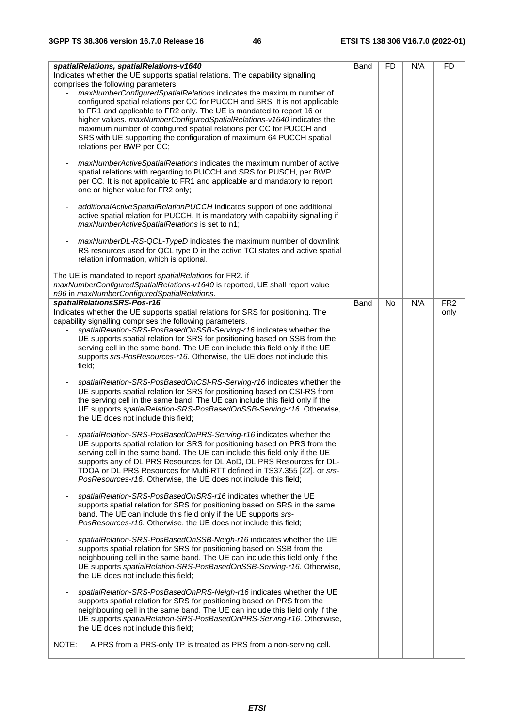| | | | | |
|---|---|---|---|---|
| ***spatialRelations, spatialRelations-v1640***<br>Indicates whether the UE supports spatial relations. The capability signalling comprises the following parameters.<br>- *maxNumberConfiguredSpatialRelations* indicates the maximum number of configured spatial relations per CC for PUCCH and SRS. It is not applicable to FR1 and applicable to FR2 only. The UE is mandated to report 16 or higher values. *maxNumberConfiguredSpatialRelations-v1640* indicates the maximum number of configured spatial relations per CC for PUCCH and SRS with UE supporting the configuration of maximum 64 PUCCH spatial relations per BWP per CC;<br><br>- *maxNumberActiveSpatialRelations* indicates the maximum number of active spatial relations with regarding to PUCCH and SRS for PUSCH, per BWP per CC. It is not applicable to FR1 and applicable and mandatory to report one or higher value for FR2 only;<br><br>- *additionalActiveSpatialRelationPUCCH* indicates support of one additional active spatial relation for PUCCH. It is mandatory with capability signalling if *maxNumberActiveSpatialRelations* is set to n1;<br><br>- *maxNumberDL-RS-QCL-TypeD* indicates the maximum number of downlink RS resources used for QCL type D in the active TCI states and active spatial relation information, which is optional.<br><br>The UE is mandated to report *spatialRelations* for FR2. if *maxNumberConfiguredSpatialRelations-v1640* is reported, UE shall report value *n96* in *maxNumberConfiguredSpatialRelations*. | Band | FD | N/A | FD |
| ***spatialRelationsSRS-Pos-r16***<br>Indicates whether the UE supports spatial relations for SRS for positioning. The capability signalling comprises the following parameters.<br>- *spatialRelation-SRS-PosBasedOnSSB-Serving-r16* indicates whether the UE supports spatial relation for SRS for positioning based on SSB from the serving cell in the same band. The UE can include this field only if the UE supports *srs-PosResources-r16*. Otherwise, the UE does not include this field;<br><br>- *spatialRelation-SRS-PosBasedOnCSI-RS-Serving-r16* indicates whether the UE supports spatial relation for SRS for positioning based on CSI-RS from the serving cell in the same band. The UE can include this field only if the UE supports *spatialRelation-SRS-PosBasedOnSSB-Serving-r16*. Otherwise, the UE does not include this field;<br><br>- *spatialRelation-SRS-PosBasedOnPRS-Serving-r16* indicates whether the UE supports spatial relation for SRS for positioning based on PRS from the serving cell in the same band. The UE can include this field only if the UE supports any of DL PRS Resources for DL AoD, DL PRS Resources for DL-TDOA or DL PRS Resources for Multi-RTT defined in TS37.355 [22], or *srs-PosResources-r16*. Otherwise, the UE does not include this field;<br><br>- *spatialRelation-SRS-PosBasedOnSRS-r16* indicates whether the UE supports spatial relation for SRS for positioning based on SRS in the same band. The UE can include this field only if the UE supports *srs-PosResources-r16*. Otherwise, the UE does not include this field;<br><br>- *spatialRelation-SRS-PosBasedOnSSB-Neigh-r16* indicates whether the UE supports spatial relation for SRS for positioning based on SSB from the neighbouring cell in the same band. The UE can include this field only if the UE supports *spatialRelation-SRS-PosBasedOnSSB-Serving-r16*. Otherwise, the UE does not include this field;<br><br>- *spatialRelation-SRS-PosBasedOnPRS-Neigh-r16* indicates whether the UE supports spatial relation for SRS for positioning based on PRS from the neighbouring cell in the same band. The UE can include this field only if the UE supports *spatialRelation-SRS-PosBasedOnPRS-Serving-r16*. Otherwise, the UE does not include this field;<br><br>NOTE: A PRS from a PRS-only TP is treated as PRS from a non-serving cell. | Band | No | N/A | FR2 only |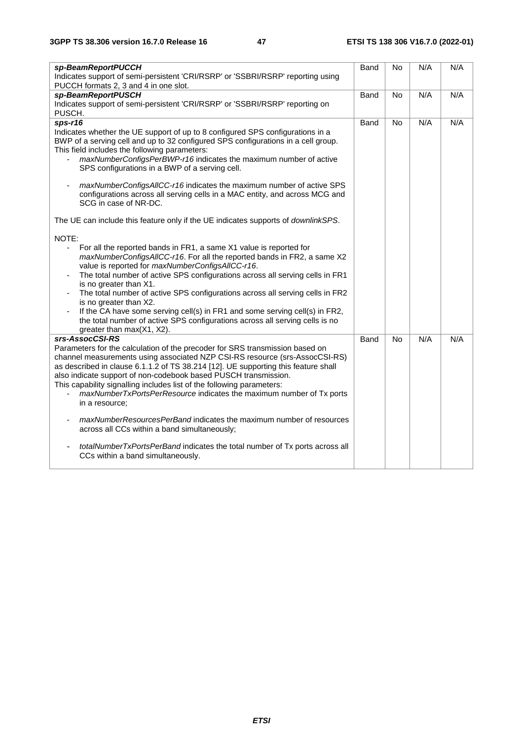| | | | | |
|---|---|---|---|---|
| ***sp-BeamReportPUCCH***<br>Indicates support of semi-persistent 'CRI/RSRP' or 'SSBRI/RSRP' reporting using PUCCH formats 2, 3 and 4 in one slot. | Band | No | N/A | N/A |
| ***sp-BeamReportPUSCH***<br>Indicates support of semi-persistent 'CRI/RSRP' or 'SSBRI/RSRP' reporting on PUSCH. | Band | No | N/A | N/A |
| ***sps-r16***<br>Indicates whether the UE support of up to 8 configured SPS configurations in a BWP of a serving cell and up to 32 configured SPS configurations in a cell group. This field includes the following parameters:<br>- *maxNumberConfigsPerBWP-r16* indicates the maximum number of active SPS configurations in a BWP of a serving cell.<br><br>- *maxNumberConfigsAllCC-r16* indicates the maximum number of active SPS configurations across all serving cells in a MAC entity, and across MCG and SCG in case of NR-DC.<br><br>The UE can include this feature only if the UE indicates supports of *downlinkSPS*.<br><br>NOTE:<br>- For all the reported bands in FR1, a same X1 value is reported for *maxNumberConfigsAllCC-r16*. For all the reported bands in FR2, a same X2 value is reported for *maxNumberConfigsAllCC-r16*.<br>- The total number of active SPS configurations across all serving cells in FR1 is no greater than X1.<br>- The total number of active SPS configurations across all serving cells in FR2 is no greater than X2.<br>- If the CA have some serving cell(s) in FR1 and some serving cell(s) in FR2, the total number of active SPS configurations across all serving cells is no greater than max(X1, X2). | Band | No | N/A | N/A |
| ***srs-AssocCSI-RS***<br>Parameters for the calculation of the precoder for SRS transmission based on channel measurements using associated NZP CSI-RS resource (srs-AssocCSI-RS) as described in clause 6.1.1.2 of TS 38.214 [12]. UE supporting this feature shall also indicate support of non-codebook based PUSCH transmission.<br>This capability signalling includes list of the following parameters:<br>- *maxNumberTxPortsPerResource* indicates the maximum number of Tx ports in a resource;<br><br>- *maxNumberResourcesPerBand* indicates the maximum number of resources across all CCs within a band simultaneously;<br><br>- *totalNumberTxPortsPerBand* indicates the total number of Tx ports across all CCs within a band simultaneously. | Band | No | N/A | N/A |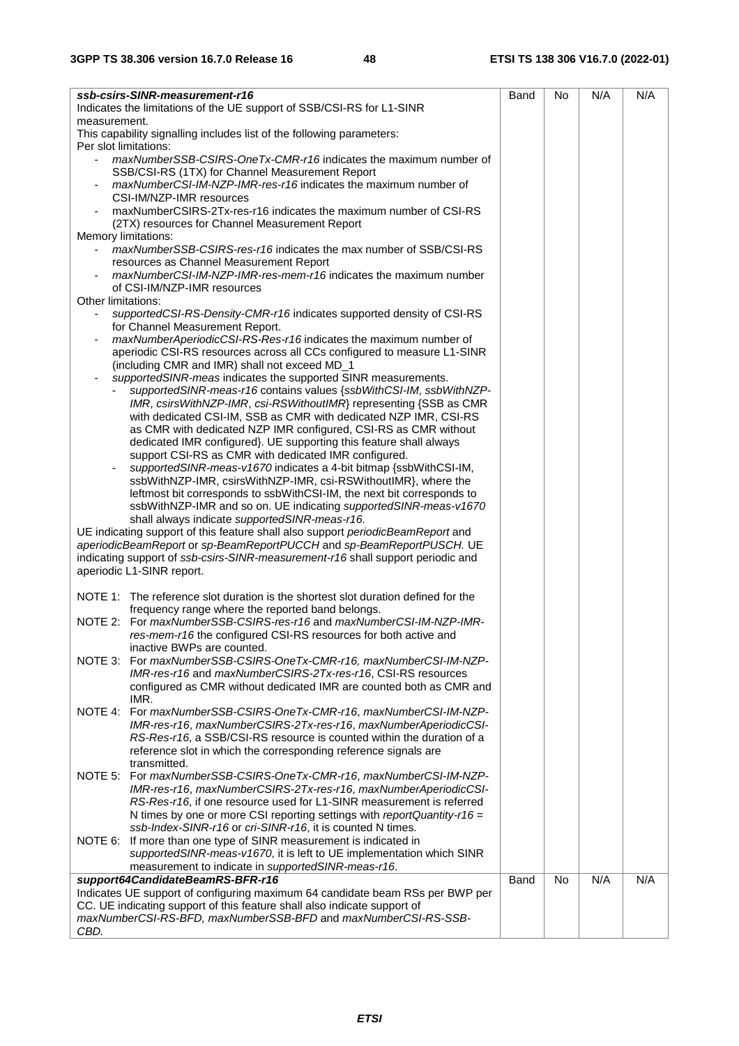| | | | | |
|---|---|---|---|---|
| ***ssb-csirs-SINR-measurement-r16***<br>Indicates the limitations of the UE support of SSB/CSI-RS for L1-SINR measurement.<br>This capability signalling includes list of the following parameters:<br>Per slot limitations:<br>- *maxNumberSSB-CSIRS-OneTx-CMR-r16* indicates the maximum number of SSB/CSI-RS (1TX) for Channel Measurement Report<br>- *maxNumberCSI-IM-NZP-IMR-res-r16* indicates the maximum number of CSI-IM/NZP-IMR resources<br>- maxNumberCSIRS-2Tx-res-r16 indicates the maximum number of CSI-RS (2TX) resources for Channel Measurement Report<br>Memory limitations:<br>- *maxNumberSSB-CSIRS-res-r16* indicates the max number of SSB/CSI-RS resources as Channel Measurement Report<br>- *maxNumberCSI-IM-NZP-IMR-res-mem-r16* indicates the maximum number of CSI-IM/NZP-IMR resources<br>Other limitations:<br>- *supportedCSI-RS-Density-CMR-r16* indicates supported density of CSI-RS for Channel Measurement Report.<br>- *maxNumberAperiodicCSI-RS-Res-r16* indicates the maximum number of aperiodic CSI-RS resources across all CCs configured to measure L1-SINR (including CMR and IMR) shall not exceed MD_1<br>- *supportedSINR-meas* indicates the supported SINR measurements.<br>&nbsp;&nbsp;&nbsp;&nbsp;- *supportedSINR-meas-r16* contains values {*ssbWithCSI-IM*, *ssbWithNZP-IMR*, *csirsWithNZP-IMR*, *csi-RSWithoutIMR*} representing {SSB as CMR with dedicated CSI-IM, SSB as CMR with dedicated NZP IMR, CSI-RS as CMR with dedicated NZP IMR configured, CSI-RS as CMR without dedicated IMR configured}. UE supporting this feature shall always support CSI-RS as CMR with dedicated IMR configured.<br>&nbsp;&nbsp;&nbsp;&nbsp;- *supportedSINR-meas-v1670* indicates a 4-bit bitmap {ssbWithCSI-IM, ssbWithNZP-IMR, csirsWithNZP-IMR, csi-RSWithoutIMR}, where the leftmost bit corresponds to ssbWithCSI-IM, the next bit corresponds to ssbWithNZP-IMR and so on. UE indicating *supportedSINR-meas-v1670* shall always indicate *supportedSINR-meas-r16.*<br>UE indicating support of this feature shall also support *periodicBeamReport* and *aperiodicBeamReport* or *sp-BeamReportPUCCH* and *sp-BeamReportPUSCH.* UE indicating support of *ssb-csirs-SINR-measurement-r16* shall support periodic and aperiodic L1-SINR report.<br><br>NOTE 1: The reference slot duration is the shortest slot duration defined for the frequency range where the reported band belongs.<br>NOTE 2: For *maxNumberSSB-CSIRS-res-r16* and *maxNumberCSI-IM-NZP-IMR-res-mem-r16* the configured CSI-RS resources for both active and inactive BWPs are counted.<br>NOTE 3: For *maxNumberSSB-CSIRS-OneTx-CMR-r16, maxNumberCSI-IM-NZP-IMR-res-r16* and *maxNumberCSIRS-2Tx-res-r16*, CSI-RS resources configured as CMR without dedicated IMR are counted both as CMR and IMR.<br>NOTE 4: For *maxNumberSSB-CSIRS-OneTx-CMR-r16*, *maxNumberCSI-IM-NZP-IMR-res-r16*, *maxNumberCSIRS-2Tx-res-r16*, *maxNumberAperiodicCSI-RS-Res-r16*, a SSB/CSI-RS resource is counted within the duration of a reference slot in which the corresponding reference signals are transmitted.<br>NOTE 5: For *maxNumberSSB-CSIRS-OneTx-CMR-r16*, *maxNumberCSI-IM-NZP-IMR-res-r16*, *maxNumberCSIRS-2Tx-res-r16*, *maxNumberAperiodicCSI-RS-Res-r16*, if one resource used for L1-SINR measurement is referred N times by one or more CSI reporting settings with *reportQuantity-r16 = ssb-Index-SINR-r16* or *cri-SINR-r16*, it is counted N times.<br>NOTE 6: If more than one type of SINR measurement is indicated in *supportedSINR-meas-v1670*, it is left to UE implementation which SINR measurement to indicate in *supportedSINR-meas-r16*. | Band | No | N/A | N/A |
| ***support64CandidateBeamRS-BFR-r16***<br>Indicates UE support of configuring maximum 64 candidate beam RSs per BWP per CC. UE indicating support of this feature shall also indicate support of *maxNumberCSI-RS-BFD, maxNumberSSB-BFD* and *maxNumberCSI-RS-SSB-CBD.* | Band | No | N/A | N/A |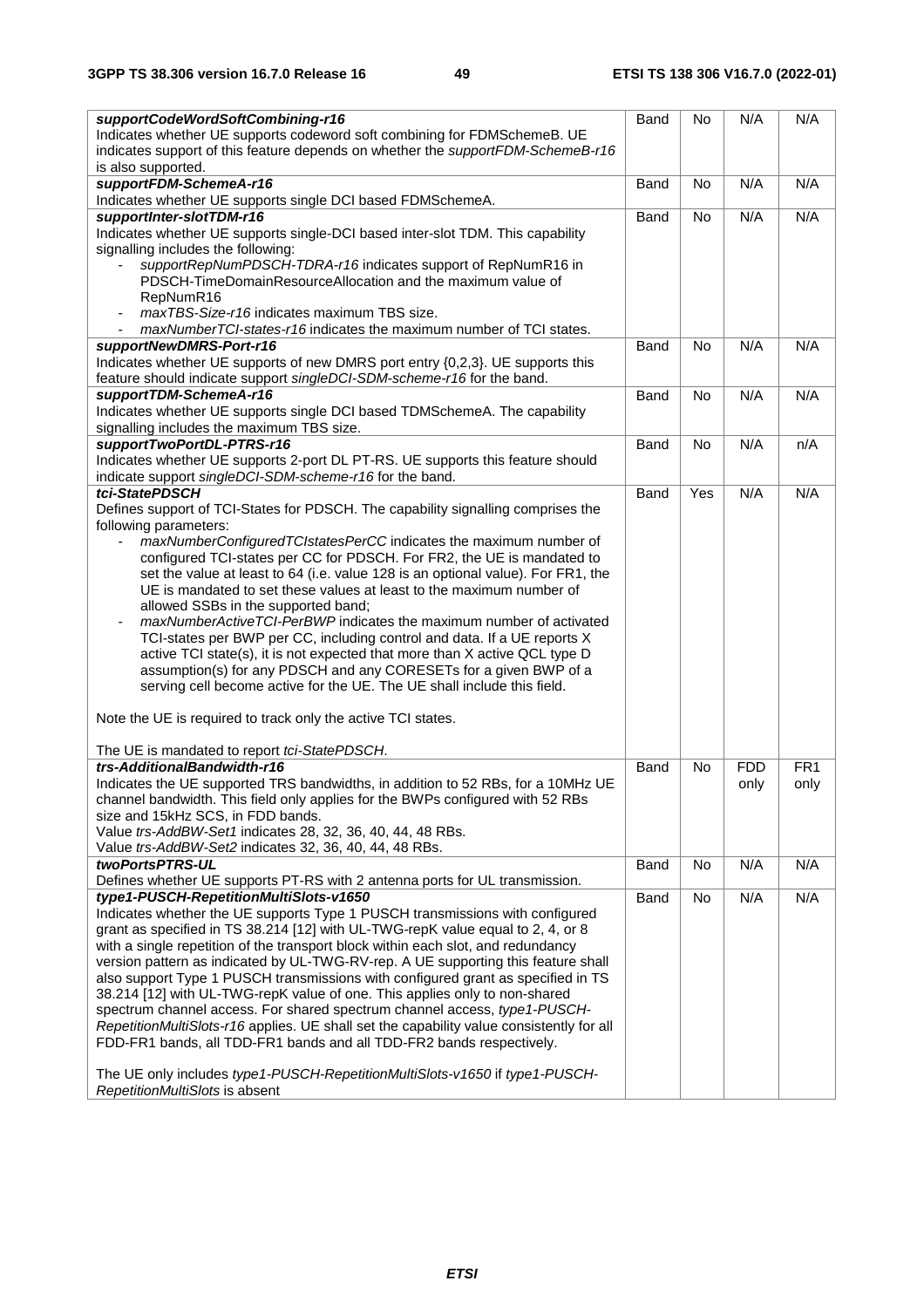| | | | | |
|---|---|---|---|---|
| ***supportCodeWordSoftCombining-r16***<br>Indicates whether UE supports codeword soft combining for FDMSchemeB. UE indicates support of this feature depends on whether the *supportFDM-SchemeB-r16* is also supported. | Band | No | N/A | N/A |
| ***supportFDM-SchemeA-r16***<br>Indicates whether UE supports single DCI based FDMSchemeA. | Band | No | N/A | N/A |
| ***supportInter-slotTDM-r16***<br>Indicates whether UE supports single-DCI based inter-slot TDM. This capability signalling includes the following:<br>- *supportRepNumPDSCH-TDRA-r16* indicates support of RepNumR16 in PDSCH-TimeDomainResourceAllocation and the maximum value of RepNumR16<br>- *maxTBS-Size-r16* indicates maximum TBS size.<br>- *maxNumberTCI-states-r16* indicates the maximum number of TCI states. | Band | No | N/A | N/A |
| ***supportNewDMRS-Port-r16***<br>Indicates whether UE supports of new DMRS port entry {0,2,3}. UE supports this feature should indicate support *singleDCI-SDM-scheme-r16* for the band. | Band | No | N/A | N/A |
| ***supportTDM-SchemeA-r16***<br>Indicates whether UE supports single DCI based TDMSchemeA. The capability signalling includes the maximum TBS size. | Band | No | N/A | N/A |
| ***supportTwoPortDL-PTRS-r16***<br>Indicates whether UE supports 2-port DL PT-RS. UE supports this feature should indicate support *singleDCI-SDM-scheme-r16* for the band. | Band | No | N/A | n/A |
| ***tci-StatePDSCH***<br>Defines support of TCI-States for PDSCH. The capability signalling comprises the following parameters:<br>- *maxNumberConfiguredTCIstatesPerCC* indicates the maximum number of configured TCI-states per CC for PDSCH. For FR2, the UE is mandated to set the value at least to 64 (i.e. value 128 is an optional value). For FR1, the UE is mandated to set these values at least to the maximum number of allowed SSBs in the supported band;<br>- *maxNumberActiveTCI-PerBWP* indicates the maximum number of activated TCI-states per BWP per CC, including control and data. If a UE reports X active TCI state(s), it is not expected that more than X active QCL type D assumption(s) for any PDSCH and any CORESETs for a given BWP of a serving cell become active for the UE. The UE shall include this field.<br><br>Note the UE is required to track only the active TCI states.<br><br>The UE is mandated to report *tci-StatePDSCH*. | Band | Yes | N/A | N/A |
| ***trs-AdditionalBandwidth-r16***<br>Indicates the UE supported TRS bandwidths, in addition to 52 RBs, for a 10MHz UE channel bandwidth. This field only applies for the BWPs configured with 52 RBs size and 15kHz SCS, in FDD bands.<br>Value *trs-AddBW-Set1* indicates 28, 32, 36, 40, 44, 48 RBs.<br>Value *trs-AddBW-Set2* indicates 32, 36, 40, 44, 48 RBs. | Band | No | FDD only | FR1 only |
| ***twoPortsPTRS-UL***<br>Defines whether UE supports PT-RS with 2 antenna ports for UL transmission. | Band | No | N/A | N/A |
| ***type1-PUSCH-RepetitionMultiSlots-v1650***<br>Indicates whether the UE supports Type 1 PUSCH transmissions with configured grant as specified in TS 38.214 [12] with UL-TWG-repK value equal to 2, 4, or 8 with a single repetition of the transport block within each slot, and redundancy version pattern as indicated by UL-TWG-RV-rep. A UE supporting this feature shall also support Type 1 PUSCH transmissions with configured grant as specified in TS 38.214 [12] with UL-TWG-repK value of one. This applies only to non-shared spectrum channel access. For shared spectrum channel access, *type1-PUSCH-RepetitionMultiSlots-r16* applies. UE shall set the capability value consistently for all FDD-FR1 bands, all TDD-FR1 bands and all TDD-FR2 bands respectively.<br><br>The UE only includes *type1-PUSCH-RepetitionMultiSlots-v1650* if *type1-PUSCH-RepetitionMultiSlots* is absent | Band | No | N/A | N/A |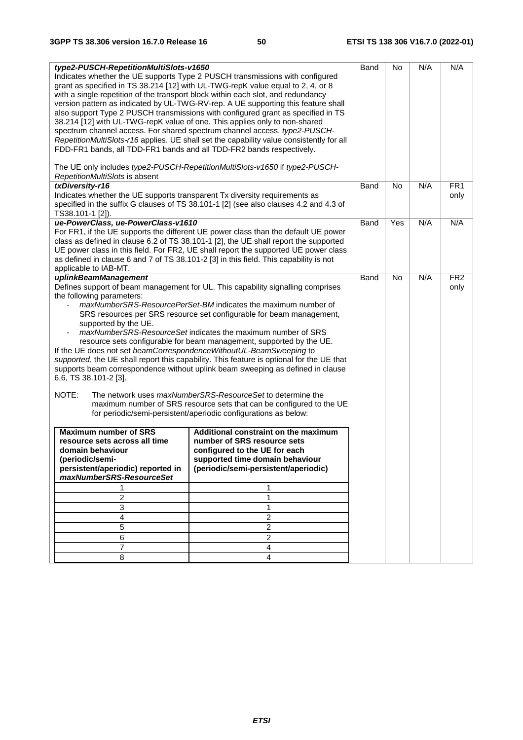| | | | | |
|---|---|---|---|---|
| ***type2-PUSCH-RepetitionMultiSlots-v1650***<br>Indicates whether the UE supports Type 2 PUSCH transmissions with configured grant as specified in TS 38.214 [12] with UL-TWG-repK value equal to 2, 4, or 8 with a single repetition of the transport block within each slot, and redundancy version pattern as indicated by UL-TWG-RV-rep. A UE supporting this feature shall also support Type 2 PUSCH transmissions with configured grant as specified in TS 38.214 [12] with UL-TWG-repK value of one. This applies only to non-shared spectrum channel access. For shared spectrum channel access, *type2-PUSCH-RepetitionMultiSlots-r16* applies. UE shall set the capability value consistently for all FDD-FR1 bands, all TDD-FR1 bands and all TDD-FR2 bands respectively.<br><br>The UE only includes *type2-PUSCH-RepetitionMultiSlots-v1650* if *type2-PUSCH-RepetitionMultiSlots* is absent | Band | No | N/A | N/A |
| ***txDiversity-r16***<br>Indicates whether the UE supports transparent Tx diversity requirements as specified in the suffix G clauses of TS 38.101-1 [2] (see also clauses 4.2 and 4.3 of TS38.101-1 [2]). | Band | No | N/A | FR1 only |
| ***ue-PowerClass, ue-PowerClass-v1610***<br>For FR1, if the UE supports the different UE power class than the default UE power class as defined in clause 6.2 of TS 38.101-1 [2], the UE shall report the supported UE power class in this field. For FR2, UE shall report the supported UE power class as defined in clause 6 and 7 of TS 38.101-2 [3] in this field. This capability is not applicable to IAB-MT. | Band | Yes | N/A | N/A |
| ***uplinkBeamManagement***<br>Defines support of beam management for UL. This capability signalling comprises the following parameters:<br>- *maxNumberSRS-ResourcePerSet-BM* indicates the maximum number of SRS resources per SRS resource set configurable for beam management, supported by the UE.<br>- *maxNumberSRS-ResourceSet* indicates the maximum number of SRS resource sets configurable for beam management, supported by the UE.<br>If the UE does not set *beamCorrespondenceWithoutUL-BeamSweeping* to *supported*, the UE shall report this capability. This feature is optional for the UE that supports beam correspondence without uplink beam sweeping as defined in clause 6.6, TS 38.101-2 [3].<br><br>NOTE: The network uses *maxNumberSRS-ResourceSet* to determine the maximum number of SRS resource sets that can be configured to the UE for periodic/semi-persistent/aperiodic configurations as below:<br><br>**Maximum number of SRS resource sets across all time domain behaviour (periodic/semi-persistent/aperiodic) reported in *maxNumberSRS-ResourceSet*** → **Additional constraint on the maximum number of SRS resource sets configured to the UE for each supported time domain behaviour (periodic/semi-persistent/aperiodic)**:<br>1 → 1<br>2 → 1<br>3 → 1<br>4 → 2<br>5 → 2<br>6 → 2<br>7 → 4<br>8 → 4 | Band | No | N/A | FR2 only |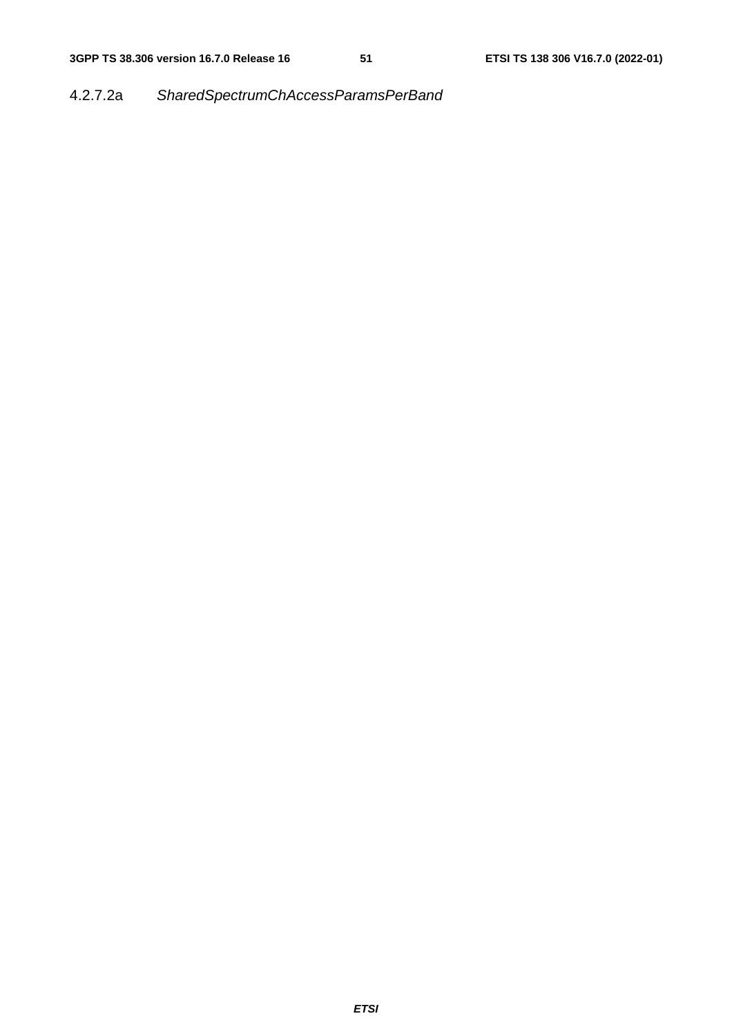#### 4.2.7.2a *SharedSpectrumChAccessParamsPerBand*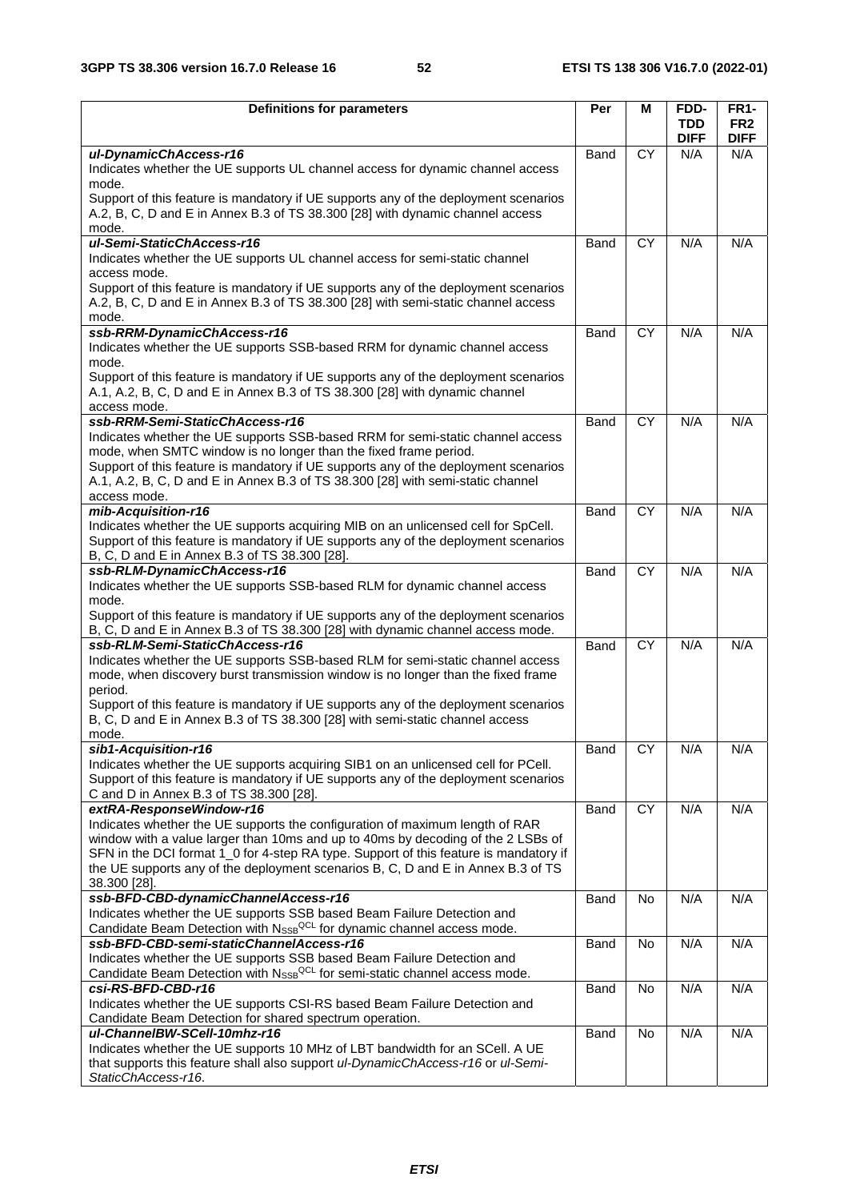| Definitions for parameters | Per | M | FDD-TDD DIFF | FR1-FR2 DIFF |
|---|---|---|---|---|
| ***ul-DynamicChAccess-r16***<br>Indicates whether the UE supports UL channel access for dynamic channel access mode.<br>Support of this feature is mandatory if UE supports any of the deployment scenarios A.2, B, C, D and E in Annex B.3 of TS 38.300 [28] with dynamic channel access mode. | Band | CY | N/A | N/A |
| ***ul-Semi-StaticChAccess-r16***<br>Indicates whether the UE supports UL channel access for semi-static channel access mode.<br>Support of this feature is mandatory if UE supports any of the deployment scenarios A.2, B, C, D and E in Annex B.3 of TS 38.300 [28] with semi-static channel access mode. | Band | CY | N/A | N/A |
| ***ssb-RRM-DynamicChAccess-r16***<br>Indicates whether the UE supports SSB-based RRM for dynamic channel access mode.<br>Support of this feature is mandatory if UE supports any of the deployment scenarios A.1, A.2, B, C, D and E in Annex B.3 of TS 38.300 [28] with dynamic channel access mode. | Band | CY | N/A | N/A |
| ***ssb-RRM-Semi-StaticChAccess-r16***<br>Indicates whether the UE supports SSB-based RRM for semi-static channel access mode, when SMTC window is no longer than the fixed frame period.<br>Support of this feature is mandatory if UE supports any of the deployment scenarios A.1, A.2, B, C, D and E in Annex B.3 of TS 38.300 [28] with semi-static channel access mode. | Band | CY | N/A | N/A |
| ***mib-Acquisition-r16***<br>Indicates whether the UE supports acquiring MIB on an unlicensed cell for SpCell. Support of this feature is mandatory if UE supports any of the deployment scenarios B, C, D and E in Annex B.3 of TS 38.300 [28]. | Band | CY | N/A | N/A |
| ***ssb-RLM-DynamicChAccess-r16***<br>Indicates whether the UE supports SSB-based RLM for dynamic channel access mode.<br>Support of this feature is mandatory if UE supports any of the deployment scenarios B, C, D and E in Annex B.3 of TS 38.300 [28] with dynamic channel access mode. | Band | CY | N/A | N/A |
| ***ssb-RLM-Semi-StaticChAccess-r16***<br>Indicates whether the UE supports SSB-based RLM for semi-static channel access mode, when discovery burst transmission window is no longer than the fixed frame period.<br>Support of this feature is mandatory if UE supports any of the deployment scenarios B, C, D and E in Annex B.3 of TS 38.300 [28] with semi-static channel access mode. | Band | CY | N/A | N/A |
| ***sib1-Acquisition-r16***<br>Indicates whether the UE supports acquiring SIB1 on an unlicensed cell for PCell. Support of this feature is mandatory if UE supports any of the deployment scenarios C and D in Annex B.3 of TS 38.300 [28]. | Band | CY | N/A | N/A |
| ***extRA-ResponseWindow-r16***<br>Indicates whether the UE supports the configuration of maximum length of RAR window with a value larger than 10ms and up to 40ms by decoding of the 2 LSBs of SFN in the DCI format 1_0 for 4-step RA type. Support of this feature is mandatory if the UE supports any of the deployment scenarios B, C, D and E in Annex B.3 of TS 38.300 [28]. | Band | CY | N/A | N/A |
| ***ssb-BFD-CBD-dynamicChannelAccess-r16***<br>Indicates whether the UE supports SSB based Beam Failure Detection and Candidate Beam Detection with $N_{SSB}^{QCL}$ for dynamic channel access mode. | Band | No | N/A | N/A |
| ***ssb-BFD-CBD-semi-staticChannelAccess-r16***<br>Indicates whether the UE supports SSB based Beam Failure Detection and Candidate Beam Detection with $N_{SSB}^{QCL}$ for semi-static channel access mode. | Band | No | N/A | N/A |
| ***csi-RS-BFD-CBD-r16***<br>Indicates whether the UE supports CSI-RS based Beam Failure Detection and Candidate Beam Detection for shared spectrum operation. | Band | No | N/A | N/A |
| ***ul-ChannelBW-SCell-10mhz-r16***<br>Indicates whether the UE supports 10 MHz of LBT bandwidth for an SCell. A UE that supports this feature shall also support *ul-DynamicChAccess-r16* or *ul-Semi-StaticChAccess-r16*. | Band | No | N/A | N/A |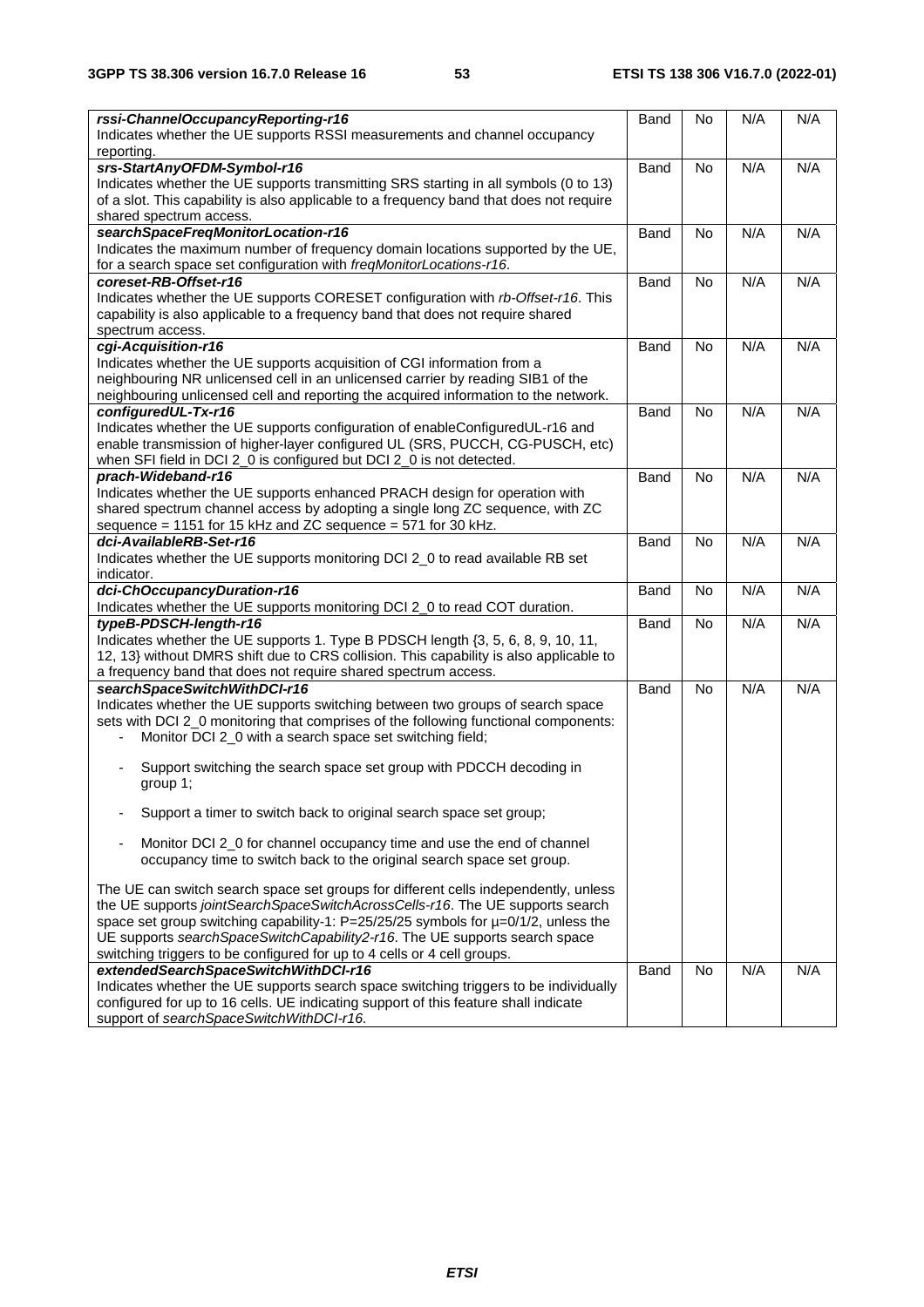| | | | | |
|---|---|---|---|---|
| ***rssi-ChannelOccupancyReporting-r16***<br>Indicates whether the UE supports RSSI measurements and channel occupancy reporting. | Band | No | N/A | N/A |
| ***srs-StartAnyOFDM-Symbol-r16***<br>Indicates whether the UE supports transmitting SRS starting in all symbols (0 to 13) of a slot. This capability is also applicable to a frequency band that does not require shared spectrum access. | Band | No | N/A | N/A |
| ***searchSpaceFreqMonitorLocation-r16***<br>Indicates the maximum number of frequency domain locations supported by the UE, for a search space set configuration with *freqMonitorLocations-r16*. | Band | No | N/A | N/A |
| ***coreset-RB-Offset-r16***<br>Indicates whether the UE supports CORESET configuration with *rb-Offset-r16*. This capability is also applicable to a frequency band that does not require shared spectrum access. | Band | No | N/A | N/A |
| ***cgi-Acquisition-r16***<br>Indicates whether the UE supports acquisition of CGI information from a neighbouring NR unlicensed cell in an unlicensed carrier by reading SIB1 of the neighbouring unlicensed cell and reporting the acquired information to the network. | Band | No | N/A | N/A |
| ***configuredUL-Tx-r16***<br>Indicates whether the UE supports configuration of enableConfiguredUL-r16 and enable transmission of higher-layer configured UL (SRS, PUCCH, CG-PUSCH, etc) when SFI field in DCI 2_0 is configured but DCI 2_0 is not detected. | Band | No | N/A | N/A |
| ***prach-Wideband-r16***<br>Indicates whether the UE supports enhanced PRACH design for operation with shared spectrum channel access by adopting a single long ZC sequence, with ZC sequence = 1151 for 15 kHz and ZC sequence = 571 for 30 kHz. | Band | No | N/A | N/A |
| ***dci-AvailableRB-Set-r16***<br>Indicates whether the UE supports monitoring DCI 2_0 to read available RB set indicator. | Band | No | N/A | N/A |
| ***dci-ChOccupancyDuration-r16***<br>Indicates whether the UE supports monitoring DCI 2_0 to read COT duration. | Band | No | N/A | N/A |
| ***typeB-PDSCH-length-r16***<br>Indicates whether the UE supports 1. Type B PDSCH length {3, 5, 6, 8, 9, 10, 11, 12, 13} without DMRS shift due to CRS collision. This capability is also applicable to a frequency band that does not require shared spectrum access. | Band | No | N/A | N/A |
| ***searchSpaceSwitchWithDCI-r16***<br>Indicates whether the UE supports switching between two groups of search space sets with DCI 2_0 monitoring that comprises of the following functional components:<br>- Monitor DCI 2_0 with a search space set switching field;<br>- Support switching the search space set group with PDCCH decoding in group 1;<br>- Support a timer to switch back to original search space set group;<br>- Monitor DCI 2_0 for channel occupancy time and use the end of channel occupancy time to switch back to the original search space set group.<br><br>The UE can switch search space set groups for different cells independently, unless the UE supports *jointSearchSpaceSwitchAcrossCells-r16*. The UE supports search space set group switching capability-1: P=25/25/25 symbols for µ=0/1/2, unless the UE supports *searchSpaceSwitchCapability2-r16*. The UE supports search space switching triggers to be configured for up to 4 cells or 4 cell groups. | Band | No | N/A | N/A |
| ***extendedSearchSpaceSwitchWithDCI-r16***<br>Indicates whether the UE supports search space switching triggers to be individually configured for up to 16 cells. UE indicating support of this feature shall indicate support of *searchSpaceSwitchWithDCI-r16*. | Band | No | N/A | N/A |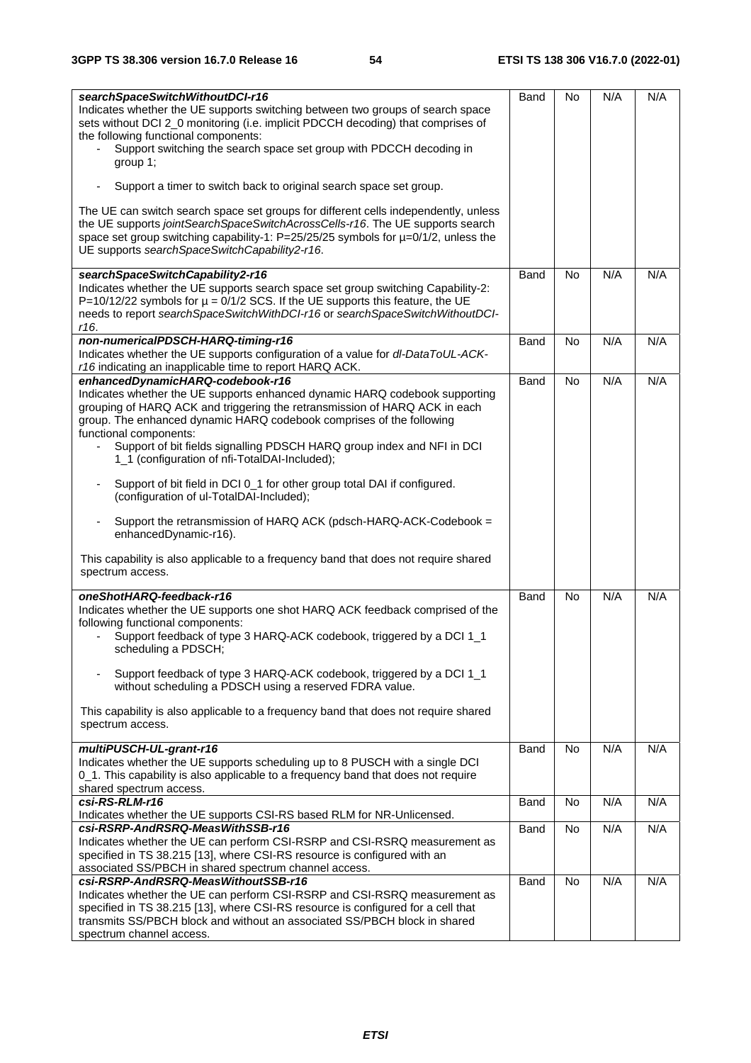| | | | | |
|---|---|---|---|---|
| ***searchSpaceSwitchWithoutDCI-r16***<br>Indicates whether the UE supports switching between two groups of search space sets without DCI 2_0 monitoring (i.e. implicit PDCCH decoding) that comprises of the following functional components:<br>- Support switching the search space set group with PDCCH decoding in group 1;<br>- Support a timer to switch back to original search space set group.<br><br>The UE can switch search space set groups for different cells independently, unless the UE supports *jointSearchSpaceSwitchAcrossCells-r16*. The UE supports search space set group switching capability-1: P=25/25/25 symbols for µ=0/1/2, unless the UE supports *searchSpaceSwitchCapability2-r16*. | Band | No | N/A | N/A |
| ***searchSpaceSwitchCapability2-r16***<br>Indicates whether the UE supports search space set group switching Capability-2: P=10/12/22 symbols for µ = 0/1/2 SCS. If the UE supports this feature, the UE needs to report *searchSpaceSwitchWithDCI-r16* or *searchSpaceSwitchWithoutDCI-r16*. | Band | No | N/A | N/A |
| ***non-numericalPDSCH-HARQ-timing-r16***<br>Indicates whether the UE supports configuration of a value for *dl-DataToUL-ACK-r16* indicating an inapplicable time to report HARQ ACK. | Band | No | N/A | N/A |
| ***enhancedDynamicHARQ-codebook-r16***<br>Indicates whether the UE supports enhanced dynamic HARQ codebook supporting grouping of HARQ ACK and triggering the retransmission of HARQ ACK in each group. The enhanced dynamic HARQ codebook comprises of the following functional components:<br>- Support of bit fields signalling PDSCH HARQ group index and NFI in DCI 1_1 (configuration of nfi-TotalDAI-Included);<br>- Support of bit field in DCI 0_1 for other group total DAI if configured. (configuration of ul-TotalDAI-Included);<br>- Support the retransmission of HARQ ACK (pdsch-HARQ-ACK-Codebook = enhancedDynamic-r16).<br><br>This capability is also applicable to a frequency band that does not require shared spectrum access. | Band | No | N/A | N/A |
| ***oneShotHARQ-feedback-r16***<br>Indicates whether the UE supports one shot HARQ ACK feedback comprised of the following functional components:<br>- Support feedback of type 3 HARQ-ACK codebook, triggered by a DCI 1_1 scheduling a PDSCH;<br>- Support feedback of type 3 HARQ-ACK codebook, triggered by a DCI 1_1 without scheduling a PDSCH using a reserved FDRA value.<br><br>This capability is also applicable to a frequency band that does not require shared spectrum access. | Band | No | N/A | N/A |
| ***multiPUSCH-UL-grant-r16***<br>Indicates whether the UE supports scheduling up to 8 PUSCH with a single DCI 0_1. This capability is also applicable to a frequency band that does not require shared spectrum access. | Band | No | N/A | N/A |
| ***csi-RS-RLM-r16***<br>Indicates whether the UE supports CSI-RS based RLM for NR-Unlicensed. | Band | No | N/A | N/A |
| ***csi-RSRP-AndRSRQ-MeasWithSSB-r16***<br>Indicates whether the UE can perform CSI-RSRP and CSI-RSRQ measurement as specified in TS 38.215 [13], where CSI-RS resource is configured with an associated SS/PBCH in shared spectrum channel access. | Band | No | N/A | N/A |
| ***csi-RSRP-AndRSRQ-MeasWithoutSSB-r16***<br>Indicates whether the UE can perform CSI-RSRP and CSI-RSRQ measurement as specified in TS 38.215 [13], where CSI-RS resource is configured for a cell that transmits SS/PBCH block and without an associated SS/PBCH block in shared spectrum channel access. | Band | No | N/A | N/A |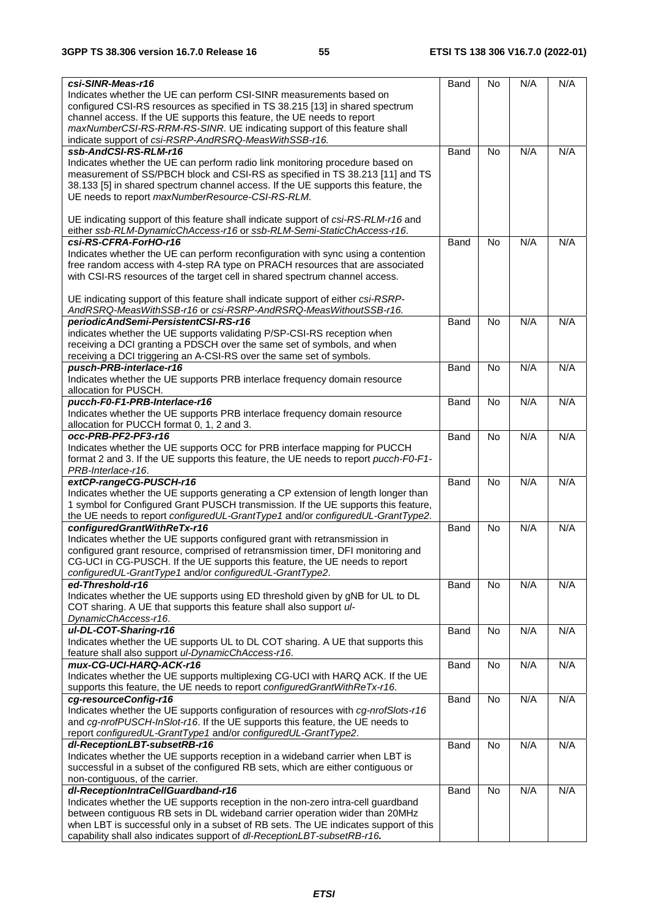| | | | | |
|---|---|---|---|---|
| ***csi-SINR-Meas-r16***<br>Indicates whether the UE can perform CSI-SINR measurements based on configured CSI-RS resources as specified in TS 38.215 [13] in shared spectrum channel access. If the UE supports this feature, the UE needs to report *maxNumberCSI-RS-RRM-RS-SINR*. UE indicating support of this feature shall indicate support of *csi-RSRP-AndRSRQ-MeasWithSSB-r16*. | Band | No | N/A | N/A |
| ***ssb-AndCSI-RS-RLM-r16***<br>Indicates whether the UE can perform radio link monitoring procedure based on measurement of SS/PBCH block and CSI-RS as specified in TS 38.213 [11] and TS 38.133 [5] in shared spectrum channel access. If the UE supports this feature, the UE needs to report *maxNumberResource-CSI-RS-RLM*.<br><br>UE indicating support of this feature shall indicate support of *csi-RS-RLM-r16* and either *ssb-RLM-DynamicChAccess-r16* or *ssb-RLM-Semi-StaticChAccess-r16*. | Band | No | N/A | N/A |
| ***csi-RS-CFRA-ForHO-r16***<br>Indicates whether the UE can perform reconfiguration with sync using a contention free random access with 4-step RA type on PRACH resources that are associated with CSI-RS resources of the target cell in shared spectrum channel access.<br><br>UE indicating support of this feature shall indicate support of either *csi-RSRP-AndRSRQ-MeasWithSSB-r16* or *csi-RSRP-AndRSRQ-MeasWithoutSSB-r16*. | Band | No | N/A | N/A |
| ***periodicAndSemi-PersistentCSI-RS-r16***<br>indicates whether the UE supports validating P/SP-CSI-RS reception when receiving a DCI granting a PDSCH over the same set of symbols, and when receiving a DCI triggering an A-CSI-RS over the same set of symbols. | Band | No | N/A | N/A |
| ***pusch-PRB-interlace-r16***<br>Indicates whether the UE supports PRB interlace frequency domain resource allocation for PUSCH. | Band | No | N/A | N/A |
| ***pucch-F0-F1-PRB-Interlace-r16***<br>Indicates whether the UE supports PRB interlace frequency domain resource allocation for PUCCH format 0, 1, 2 and 3. | Band | No | N/A | N/A |
| ***occ-PRB-PF2-PF3-r16***<br>Indicates whether the UE supports OCC for PRB interface mapping for PUCCH format 2 and 3. If the UE supports this feature, the UE needs to report *pucch-F0-F1-PRB-Interlace-r16*. | Band | No | N/A | N/A |
| ***extCP-rangeCG-PUSCH-r16***<br>Indicates whether the UE supports generating a CP extension of length longer than 1 symbol for Configured Grant PUSCH transmission. If the UE supports this feature, the UE needs to report *configuredUL-GrantType1* and/or *configuredUL-GrantType2*. | Band | No | N/A | N/A |
| ***configuredGrantWithReTx-r16***<br>Indicates whether the UE supports configured grant with retransmission in configured grant resource, comprised of retransmission timer, DFI monitoring and CG-UCI in CG-PUSCH. If the UE supports this feature, the UE needs to report *configuredUL-GrantType1* and/or *configuredUL-GrantType2*. | Band | No | N/A | N/A |
| ***ed-Threshold-r16***<br>Indicates whether the UE supports using ED threshold given by gNB for UL to DL COT sharing. A UE that supports this feature shall also support *ul-DynamicChAccess-r16*. | Band | No | N/A | N/A |
| ***ul-DL-COT-Sharing-r16***<br>Indicates whether the UE supports UL to DL COT sharing. A UE that supports this feature shall also support *ul-DynamicChAccess-r16*. | Band | No | N/A | N/A |
| ***mux-CG-UCI-HARQ-ACK-r16***<br>Indicates whether the UE supports multiplexing CG-UCI with HARQ ACK. If the UE supports this feature, the UE needs to report *configuredGrantWithReTx-r16*. | Band | No | N/A | N/A |
| ***cg-resourceConfig-r16***<br>Indicates whether the UE supports configuration of resources with *cg-nrofSlots-r16* and *cg-nrofPUSCH-InSlot-r16*. If the UE supports this feature, the UE needs to report *configuredUL-GrantType1* and/or *configuredUL-GrantType2*. | Band | No | N/A | N/A |
| ***dl-ReceptionLBT-subsetRB-r16***<br>Indicates whether the UE supports reception in a wideband carrier when LBT is successful in a subset of the configured RB sets, which are either contiguous or non-contiguous, of the carrier. | Band | No | N/A | N/A |
| ***dl-ReceptionIntraCellGuardband-r16***<br>Indicates whether the UE supports reception in the non-zero intra-cell guardband between contiguous RB sets in DL wideband carrier operation wider than 20MHz when LBT is successful only in a subset of RB sets. The UE indicates support of this capability shall also indicates support of *dl-ReceptionLBT-subsetRB-r16***.** | Band | No | N/A | N/A |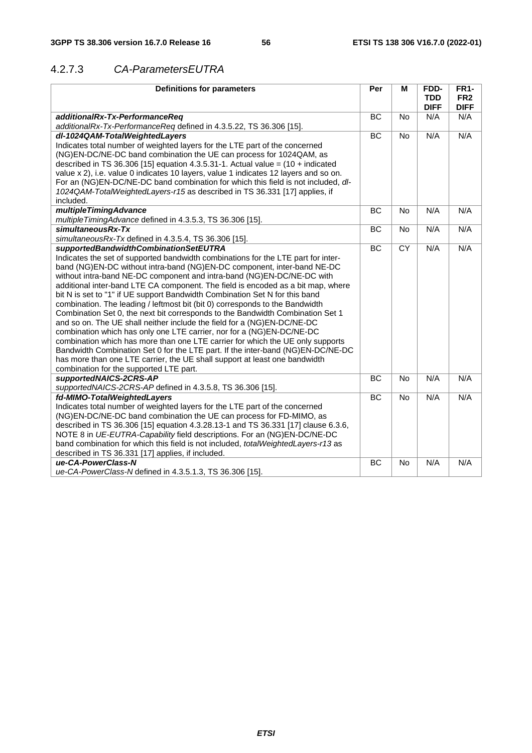### 4.2.7.3 *CA-ParametersEUTRA*

| Definitions for parameters | Per | M | FDD-TDD DIFF | FR1-FR2 DIFF |
|---|---|---|---|---|
| ***additionalRx-Tx-PerformanceReq***<br>*additionalRx-Tx-PerformanceReq* defined in 4.3.5.22, TS 36.306 [15]. | BC | No | N/A | N/A |
| ***dl-1024QAM-TotalWeightedLayers***<br>Indicates total number of weighted layers for the LTE part of the concerned (NG)EN-DC/NE-DC band combination the UE can process for 1024QAM, as described in TS 36.306 [15] equation 4.3.5.31-1. Actual value = (10 + indicated value x 2), i.e. value 0 indicates 10 layers, value 1 indicates 12 layers and so on. For an (NG)EN-DC/NE-DC band combination for which this field is not included, *dl-1024QAM-TotalWeightedLayers-r15* as described in TS 36.331 [17] applies, if included. | BC | No | N/A | N/A |
| ***multipleTimingAdvance***<br>*multipleTimingAdvance* defined in 4.3.5.3, TS 36.306 [15]. | BC | No | N/A | N/A |
| ***simultaneousRx-Tx***<br>*simultaneousRx-Tx* defined in 4.3.5.4, TS 36.306 [15]. | BC | No | N/A | N/A |
| ***supportedBandwidthCombinationSetEUTRA***<br>Indicates the set of supported bandwidth combinations for the LTE part for inter-band (NG)EN-DC without intra-band (NG)EN-DC component, inter-band NE-DC without intra-band NE-DC component and intra-band (NG)EN-DC/NE-DC with additional inter-band LTE CA component. The field is encoded as a bit map, where bit N is set to "1" if UE support Bandwidth Combination Set N for this band combination. The leading / leftmost bit (bit 0) corresponds to the Bandwidth Combination Set 0, the next bit corresponds to the Bandwidth Combination Set 1 and so on. The UE shall neither include the field for a (NG)EN-DC/NE-DC combination which has only one LTE carrier, nor for a (NG)EN-DC/NE-DC combination which has more than one LTE carrier for which the UE only supports Bandwidth Combination Set 0 for the LTE part. If the inter-band (NG)EN-DC/NE-DC has more than one LTE carrier, the UE shall support at least one bandwidth combination for the supported LTE part. | BC | CY | N/A | N/A |
| ***supportedNAICS-2CRS-AP***<br>*supportedNAICS-2CRS-AP* defined in 4.3.5.8, TS 36.306 [15]. | BC | No | N/A | N/A |
| ***fd-MIMO-TotalWeightedLayers***<br>Indicates total number of weighted layers for the LTE part of the concerned (NG)EN-DC/NE-DC band combination the UE can process for FD-MIMO, as described in TS 36.306 [15] equation 4.3.28.13-1 and TS 36.331 [17] clause 6.3.6, NOTE 8 in *UE-EUTRA-Capability* field descriptions. For an (NG)EN-DC/NE-DC band combination for which this field is not included, *totalWeightedLayers-r13* as described in TS 36.331 [17] applies, if included. | BC | No | N/A | N/A |
| ***ue-CA-PowerClass-N***<br>*ue-CA-PowerClass-N* defined in 4.3.5.1.3, TS 36.306 [15]. | BC | No | N/A | N/A |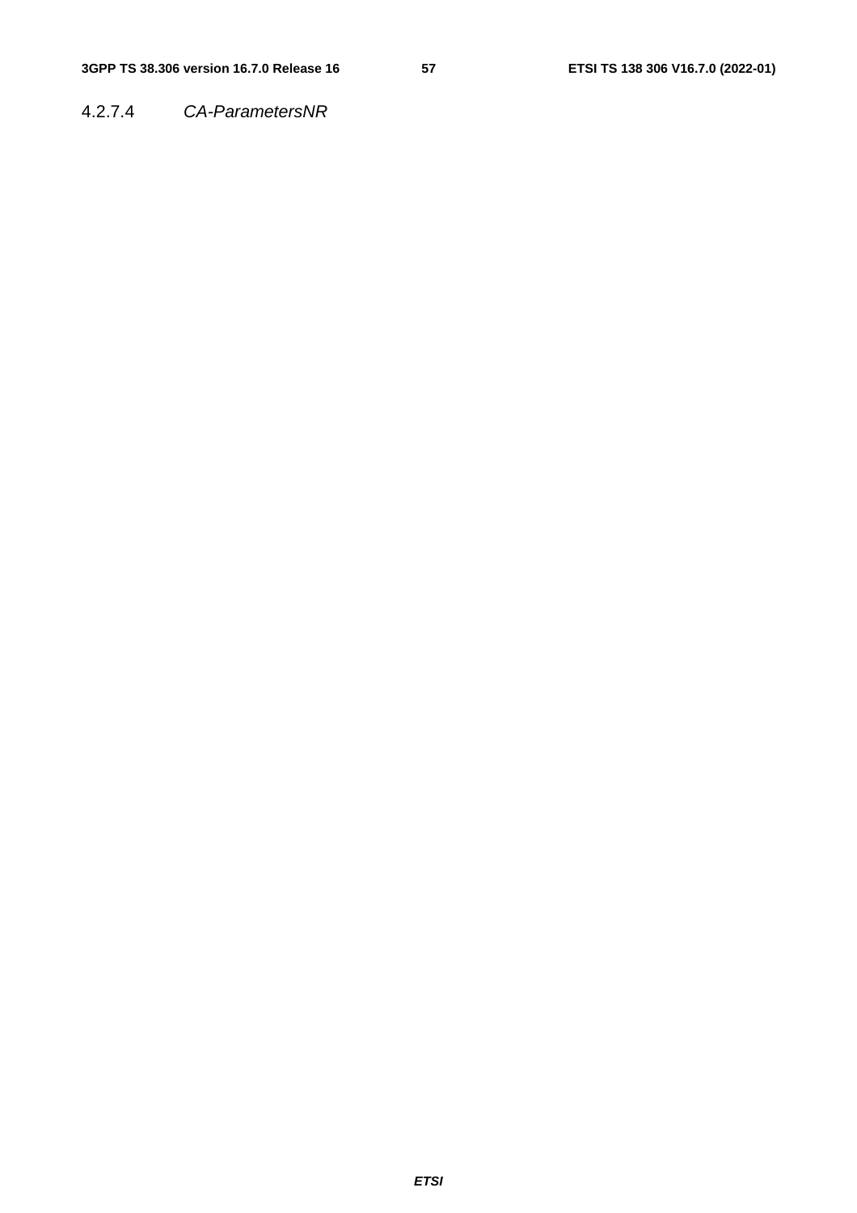#### 4.2.7.4 *CA-ParametersNR*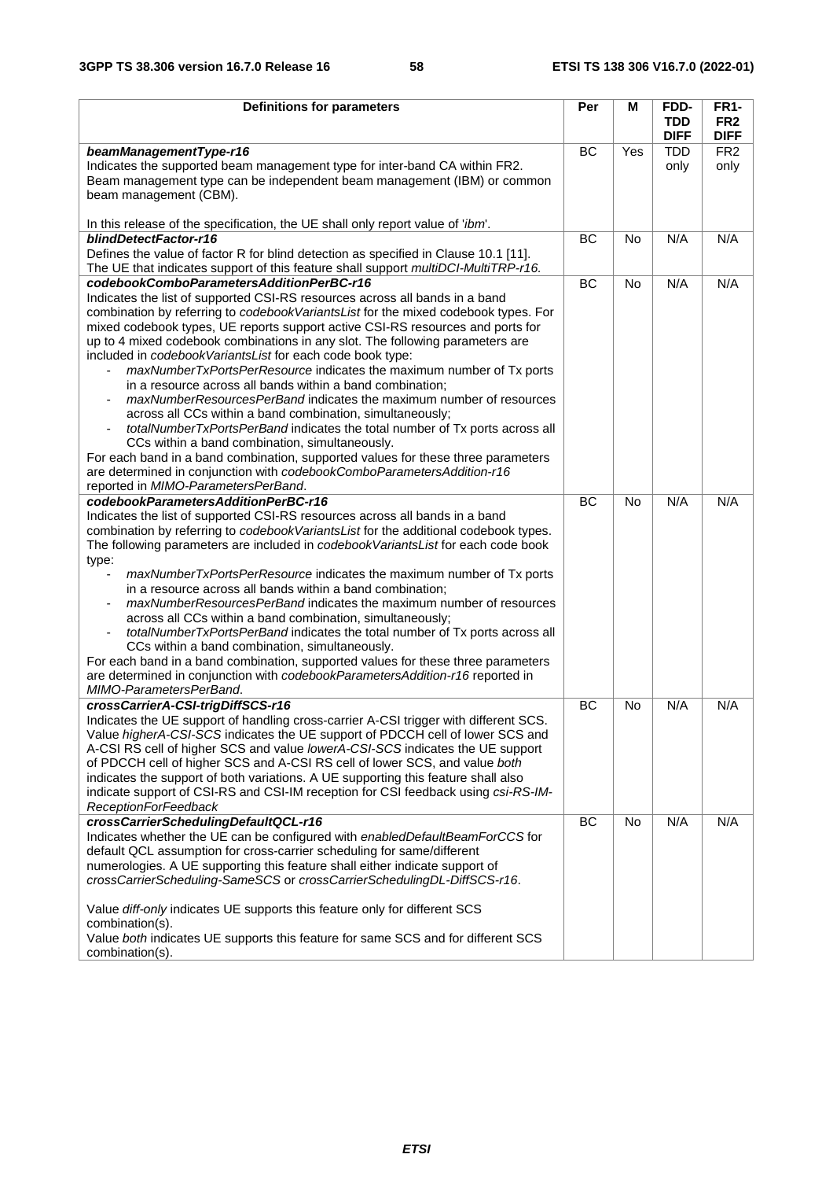| Definitions for parameters | Per | M | FDD-TDD DIFF | FR1-FR2 DIFF |
| --- | --- | --- | --- | --- |
| ***beamManagementType-r16***<br>Indicates the supported beam management type for inter-band CA within FR2. Beam management type can be independent beam management (IBM) or common beam management (CBM).<br><br>In this release of the specification, the UE shall only report value of '*ibm*'. | BC | Yes | TDD only | FR2 only |
| ***blindDetectFactor-r16***<br>Defines the value of factor R for blind detection as specified in Clause 10.1 [11]. The UE that indicates support of this feature shall support *multiDCI-MultiTRP-r16*. | BC | No | N/A | N/A |
| ***codebookComboParametersAdditionPerBC-r16***<br>Indicates the list of supported CSI-RS resources across all bands in a band combination by referring to *codebookVariantsList* for the mixed codebook types. For mixed codebook types, UE reports support active CSI-RS resources and ports for up to 4 mixed codebook combinations in any slot. The following parameters are included in *codebookVariantsList* for each code book type:<br>- *maxNumberTxPortsPerResource* indicates the maximum number of Tx ports in a resource across all bands within a band combination;<br>- *maxNumberResourcesPerBand* indicates the maximum number of resources across all CCs within a band combination, simultaneously;<br>- *totalNumberTxPortsPerBand* indicates the total number of Tx ports across all CCs within a band combination, simultaneously.<br>For each band in a band combination, supported values for these three parameters are determined in conjunction with *codebookComboParametersAddition-r16* reported in *MIMO-ParametersPerBand*. | BC | No | N/A | N/A |
| ***codebookParametersAdditionPerBC-r16***<br>Indicates the list of supported CSI-RS resources across all bands in a band combination by referring to *codebookVariantsList* for the additional codebook types. The following parameters are included in *codebookVariantsList* for each code book type:<br>- *maxNumberTxPortsPerResource* indicates the maximum number of Tx ports in a resource across all bands within a band combination;<br>- *maxNumberResourcesPerBand* indicates the maximum number of resources across all CCs within a band combination, simultaneously;<br>- *totalNumberTxPortsPerBand* indicates the total number of Tx ports across all CCs within a band combination, simultaneously.<br>For each band in a band combination, supported values for these three parameters are determined in conjunction with *codebookParametersAddition-r16* reported in *MIMO-ParametersPerBand*. | BC | No | N/A | N/A |
| ***crossCarrierA-CSI-trigDiffSCS-r16***<br>Indicates the UE support of handling cross-carrier A-CSI trigger with different SCS. Value *higherA-CSI-SCS* indicates the UE support of PDCCH cell of lower SCS and A-CSI RS cell of higher SCS and value *lowerA-CSI-SCS* indicates the UE support of PDCCH cell of higher SCS and A-CSI RS cell of lower SCS, and value *both* indicates the support of both variations. A UE supporting this feature shall also indicate support of CSI-RS and CSI-IM reception for CSI feedback using *csi-RS-IM-ReceptionForFeedback* | BC | No | N/A | N/A |
| ***crossCarrierSchedulingDefaultQCL-r16***<br>Indicates whether the UE can be configured with *enabledDefaultBeamForCCS* for default QCL assumption for cross-carrier scheduling for same/different numerologies. A UE supporting this feature shall either indicate support of *crossCarrierScheduling-SameSCS* or *crossCarrierSchedulingDL-DiffSCS-r16*.<br><br>Value *diff-only* indicates UE supports this feature only for different SCS combination(s).<br>Value *both* indicates UE supports this feature for same SCS and for different SCS combination(s). | BC | No | N/A | N/A |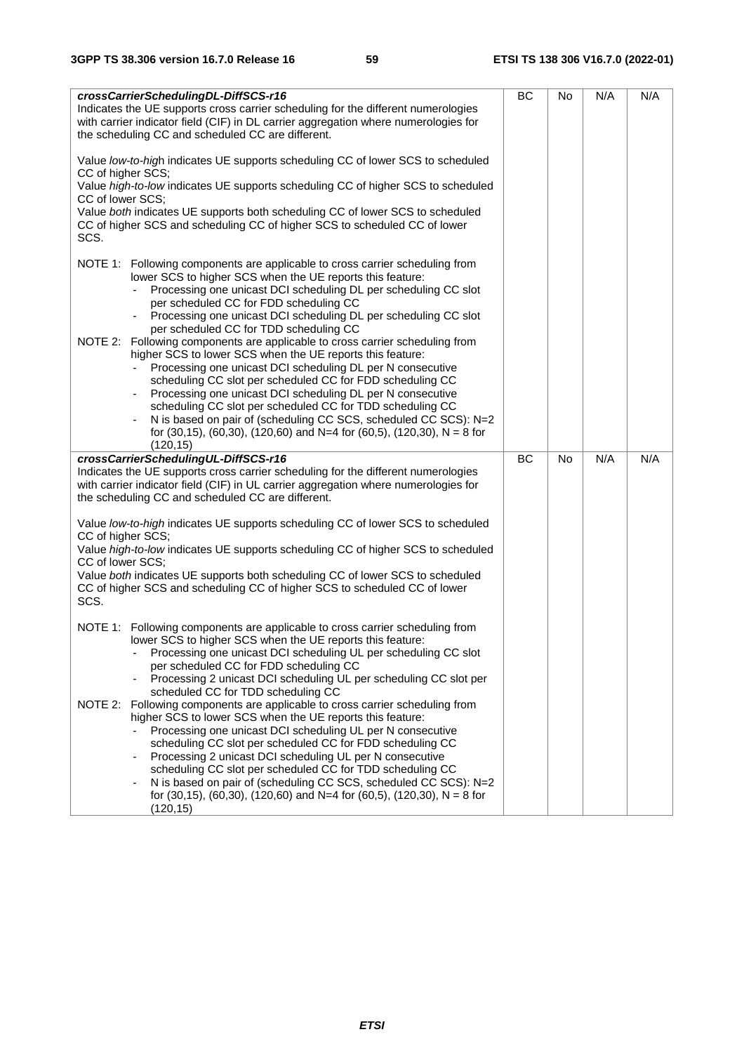| | | | | |
|---|---|---|---|---|
| ***crossCarrierSchedulingDL-DiffSCS-r16***<br>Indicates the UE supports cross carrier scheduling for the different numerologies with carrier indicator field (CIF) in DL carrier aggregation where numerologies for the scheduling CC and scheduled CC are different.<br><br>Value *low-to-high* indicates UE supports scheduling CC of lower SCS to scheduled CC of higher SCS;<br>Value *high-to-low* indicates UE supports scheduling CC of higher SCS to scheduled CC of lower SCS;<br>Value *both* indicates UE supports both scheduling CC of lower SCS to scheduled CC of higher SCS and scheduling CC of higher SCS to scheduled CC of lower SCS.<br><br>NOTE 1: Following components are applicable to cross carrier scheduling from lower SCS to higher SCS when the UE reports this feature:<br>- Processing one unicast DCI scheduling DL per scheduling CC slot per scheduled CC for FDD scheduling CC<br>- Processing one unicast DCI scheduling DL per scheduling CC slot per scheduled CC for TDD scheduling CC<br>NOTE 2: Following components are applicable to cross carrier scheduling from higher SCS to lower SCS when the UE reports this feature:<br>- Processing one unicast DCI scheduling DL per N consecutive scheduling CC slot per scheduled CC for FDD scheduling CC<br>- Processing one unicast DCI scheduling DL per N consecutive scheduling CC slot per scheduled CC for TDD scheduling CC<br>- N is based on pair of (scheduling CC SCS, scheduled CC SCS): N=2 for (30,15), (60,30), (120,60) and N=4 for (60,5), (120,30), N = 8 for (120,15) | BC | No | N/A | N/A |
| ***crossCarrierSchedulingUL-DiffSCS-r16***<br>Indicates the UE supports cross carrier scheduling for the different numerologies with carrier indicator field (CIF) in UL carrier aggregation where numerologies for the scheduling CC and scheduled CC are different.<br><br>Value *low-to-high* indicates UE supports scheduling CC of lower SCS to scheduled CC of higher SCS;<br>Value *high-to-low* indicates UE supports scheduling CC of higher SCS to scheduled CC of lower SCS;<br>Value *both* indicates UE supports both scheduling CC of lower SCS to scheduled CC of higher SCS and scheduling CC of higher SCS to scheduled CC of lower SCS.<br><br>NOTE 1: Following components are applicable to cross carrier scheduling from lower SCS to higher SCS when the UE reports this feature:<br>- Processing one unicast DCI scheduling UL per scheduling CC slot per scheduled CC for FDD scheduling CC<br>- Processing 2 unicast DCI scheduling UL per scheduling CC slot per scheduled CC for TDD scheduling CC<br>NOTE 2: Following components are applicable to cross carrier scheduling from higher SCS to lower SCS when the UE reports this feature:<br>- Processing one unicast DCI scheduling UL per N consecutive scheduling CC slot per scheduled CC for FDD scheduling CC<br>- Processing 2 unicast DCI scheduling UL per N consecutive scheduling CC slot per scheduled CC for TDD scheduling CC<br>- N is based on pair of (scheduling CC SCS, scheduled CC SCS): N=2 for (30,15), (60,30), (120,60) and N=4 for (60,5), (120,30), N = 8 for (120,15) | BC | No | N/A | N/A |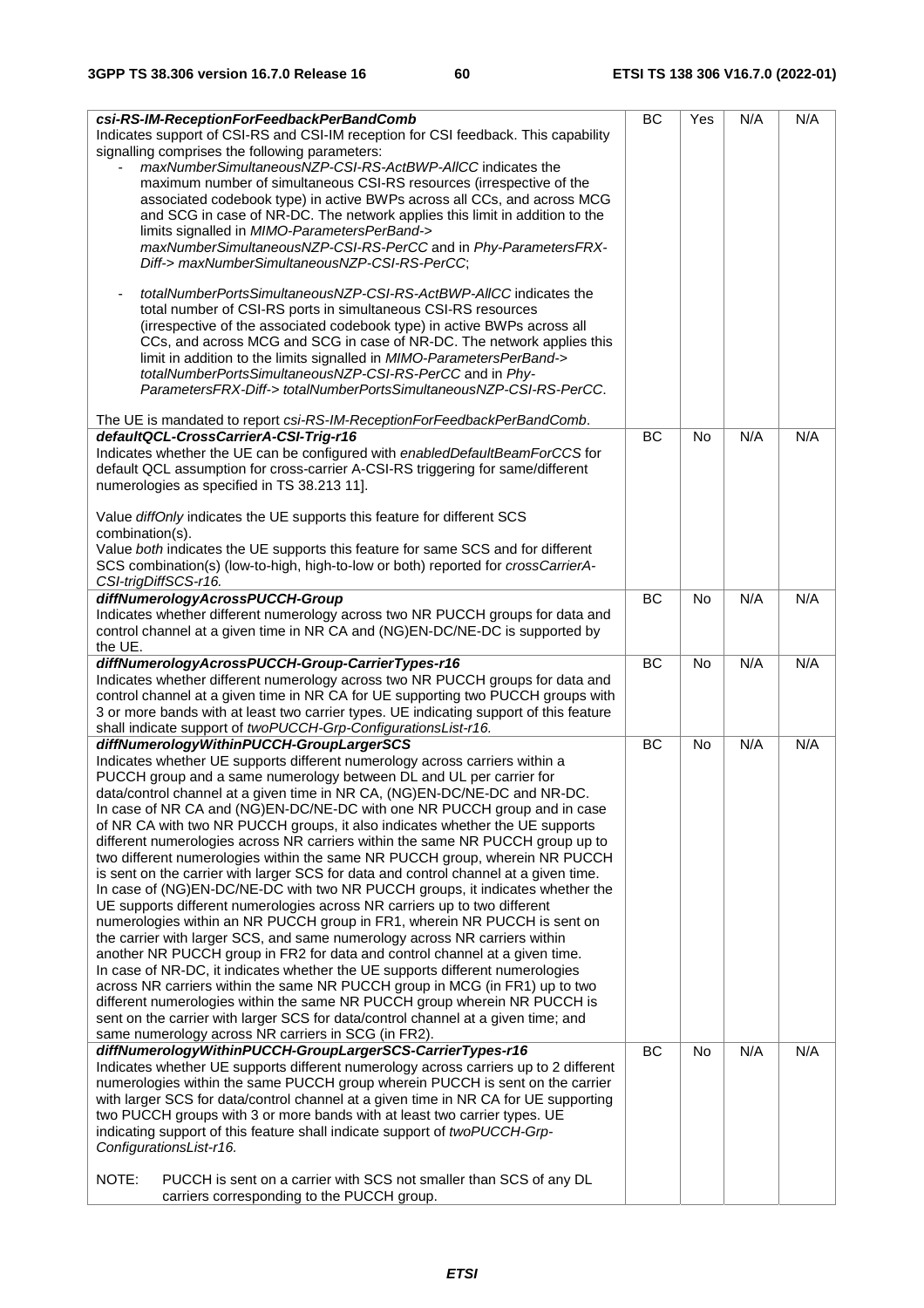| | | | | |
|---|---|---|---|---|
| ***csi-RS-IM-ReceptionForFeedbackPerBandComb***<br>Indicates support of CSI-RS and CSI-IM reception for CSI feedback. This capability signalling comprises the following parameters:<br>- *maxNumberSimultaneousNZP-CSI-RS-ActBWP-AllCC* indicates the maximum number of simultaneous CSI-RS resources (irrespective of the associated codebook type) in active BWPs across all CCs, and across MCG and SCG in case of NR-DC. The network applies this limit in addition to the limits signalled in *MIMO-ParametersPerBand-> maxNumberSimultaneousNZP-CSI-RS-PerCC* and in *Phy-ParametersFRX-Diff-> maxNumberSimultaneousNZP-CSI-RS-PerCC*;<br><br>- *totalNumberPortsSimultaneousNZP-CSI-RS-ActBWP-AllCC* indicates the total number of CSI-RS ports in simultaneous CSI-RS resources (irrespective of the associated codebook type) in active BWPs across all CCs, and across MCG and SCG in case of NR-DC. The network applies this limit in addition to the limits signalled in *MIMO-ParametersPerBand-> totalNumberPortsSimultaneousNZP-CSI-RS-PerCC* and in *Phy-ParametersFRX-Diff-> totalNumberPortsSimultaneousNZP-CSI-RS-PerCC*.<br><br>The UE is mandated to report *csi-RS-IM-ReceptionForFeedbackPerBandComb*. | BC | Yes | N/A | N/A |
| ***defaultQCL-CrossCarrierA-CSI-Trig-r16***<br>Indicates whether the UE can be configured with *enabledDefaultBeamForCCS* for default QCL assumption for cross-carrier A-CSI-RS triggering for same/different numerologies as specified in TS 38.213 11].<br><br>Value *diffOnly* indicates the UE supports this feature for different SCS combination(s).<br>Value *both* indicates the UE supports this feature for same SCS and for different SCS combination(s) (low-to-high, high-to-low or both) reported for *crossCarrierA-CSI-trigDiffSCS-r16.* | BC | No | N/A | N/A |
| ***diffNumerologyAcrossPUCCH-Group***<br>Indicates whether different numerology across two NR PUCCH groups for data and control channel at a given time in NR CA and (NG)EN-DC/NE-DC is supported by the UE. | BC | No | N/A | N/A |
| ***diffNumerologyAcrossPUCCH-Group-CarrierTypes-r16***<br>Indicates whether different numerology across two NR PUCCH groups for data and control channel at a given time in NR CA for UE supporting two PUCCH groups with 3 or more bands with at least two carrier types. UE indicating support of this feature shall indicate support of *twoPUCCH-Grp-ConfigurationsList-r16.* | BC | No | N/A | N/A |
| ***diffNumerologyWithinPUCCH-GroupLargerSCS***<br>Indicates whether UE supports different numerology across carriers within a PUCCH group and a same numerology between DL and UL per carrier for data/control channel at a given time in NR CA, (NG)EN-DC/NE-DC and NR-DC. In case of NR CA and (NG)EN-DC/NE-DC with one NR PUCCH group and in case of NR CA with two NR PUCCH groups, it also indicates whether the UE supports different numerologies across NR carriers within the same NR PUCCH group up to two different numerologies within the same NR PUCCH group, wherein NR PUCCH is sent on the carrier with larger SCS for data and control channel at a given time. In case of (NG)EN-DC/NE-DC with two NR PUCCH groups, it indicates whether the UE supports different numerologies across NR carriers up to two different numerologies within an NR PUCCH group in FR1, wherein NR PUCCH is sent on the carrier with larger SCS, and same numerology across NR carriers within another NR PUCCH group in FR2 for data and control channel at a given time. In case of NR-DC, it indicates whether the UE supports different numerologies across NR carriers within the same NR PUCCH group in MCG (in FR1) up to two different numerologies within the same NR PUCCH group wherein NR PUCCH is sent on the carrier with larger SCS for data/control channel at a given time; and same numerology across NR carriers in SCG (in FR2). | BC | No | N/A | N/A |
| ***diffNumerologyWithinPUCCH-GroupLargerSCS-CarrierTypes-r16***<br>Indicates whether UE supports different numerology across carriers up to 2 different numerologies within the same PUCCH group wherein PUCCH is sent on the carrier with larger SCS for data/control channel at a given time in NR CA for UE supporting two PUCCH groups with 3 or more bands with at least two carrier types. UE indicating support of this feature shall indicate support of *twoPUCCH-Grp-ConfigurationsList-r16.*<br><br>NOTE: PUCCH is sent on a carrier with SCS not smaller than SCS of any DL carriers corresponding to the PUCCH group. | BC | No | N/A | N/A |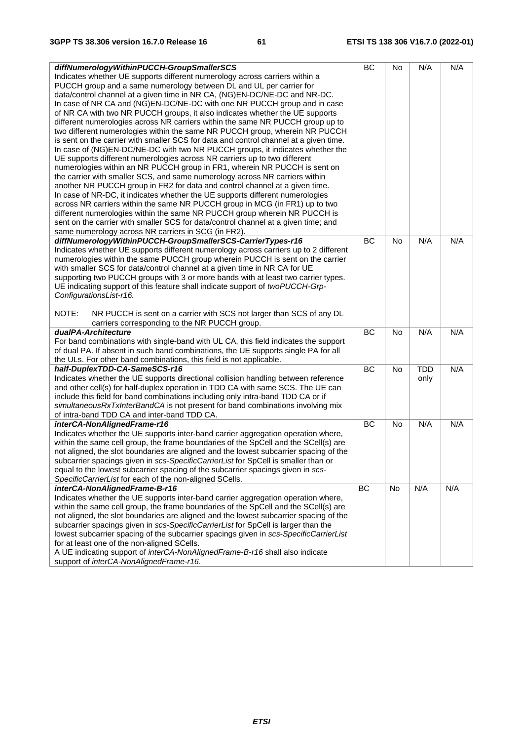| | | | | |
|---|---|---|---|---|
| ***diffNumerologyWithinPUCCH-GroupSmallerSCS***<br>Indicates whether UE supports different numerology across carriers within a PUCCH group and a same numerology between DL and UL per carrier for data/control channel at a given time in NR CA, (NG)EN-DC/NE-DC and NR-DC.<br>In case of NR CA and (NG)EN-DC/NE-DC with one NR PUCCH group and in case of NR CA with two NR PUCCH groups, it also indicates whether the UE supports different numerologies across NR carriers within the same NR PUCCH group up to two different numerologies within the same NR PUCCH group, wherein NR PUCCH is sent on the carrier with smaller SCS for data and control channel at a given time.<br>In case of (NG)EN-DC/NE-DC with two NR PUCCH groups, it indicates whether the UE supports different numerologies across NR carriers up to two different numerologies within an NR PUCCH group in FR1, wherein NR PUCCH is sent on the carrier with smaller SCS, and same numerology across NR carriers within another NR PUCCH group in FR2 for data and control channel at a given time.<br>In case of NR-DC, it indicates whether the UE supports different numerologies across NR carriers within the same NR PUCCH group in MCG (in FR1) up to two different numerologies within the same NR PUCCH group wherein NR PUCCH is sent on the carrier with smaller SCS for data/control channel at a given time; and same numerology across NR carriers in SCG (in FR2). | BC | No | N/A | N/A |
| ***diffNumerologyWithinPUCCH-GroupSmallerSCS-CarrierTypes-r16***<br>Indicates whether UE supports different numerology across carriers up to 2 different numerologies within the same PUCCH group wherein PUCCH is sent on the carrier with smaller SCS for data/control channel at a given time in NR CA for UE supporting two PUCCH groups with 3 or more bands with at least two carrier types. UE indicating support of this feature shall indicate support of *twoPUCCH-Grp-ConfigurationsList-r16.*<br><br>NOTE: NR PUCCH is sent on a carrier with SCS not larger than SCS of any DL carriers corresponding to the NR PUCCH group. | BC | No | N/A | N/A |
| ***dualPA-Architecture***<br>For band combinations with single-band with UL CA, this field indicates the support of dual PA. If absent in such band combinations, the UE supports single PA for all the ULs. For other band combinations, this field is not applicable. | BC | No | N/A | N/A |
| ***half-DuplexTDD-CA-SameSCS-r16***<br>Indicates whether the UE supports directional collision handling between reference and other cell(s) for half-duplex operation in TDD CA with same SCS. The UE can include this field for band combinations including only intra-band TDD CA or if *simultaneousRxTxInterBandCA* is not present for band combinations involving mix of intra-band TDD CA and inter-band TDD CA. | BC | No | TDD only | N/A |
| ***interCA-NonAlignedFrame-r16***<br>Indicates whether the UE supports inter-band carrier aggregation operation where, within the same cell group, the frame boundaries of the SpCell and the SCell(s) are not aligned, the slot boundaries are aligned and the lowest subcarrier spacing of the subcarrier spacings given in *scs-SpecificCarrierList* for SpCell is smaller than or equal to the lowest subcarrier spacing of the subcarrier spacings given in *scs-SpecificCarrierList* for each of the non-aligned SCells. | BC | No | N/A | N/A |
| ***interCA-NonAlignedFrame-B-r16***<br>Indicates whether the UE supports inter-band carrier aggregation operation where, within the same cell group, the frame boundaries of the SpCell and the SCell(s) are not aligned, the slot boundaries are aligned and the lowest subcarrier spacing of the subcarrier spacings given in *scs-SpecificCarrierList* for SpCell is larger than the lowest subcarrier spacing of the subcarrier spacings given in *scs-SpecificCarrierList* for at least one of the non-aligned SCells.<br>A UE indicating support of *interCA-NonAlignedFrame-B-r16* shall also indicate support of *interCA-NonAlignedFrame-r16*. | BC | No | N/A | N/A |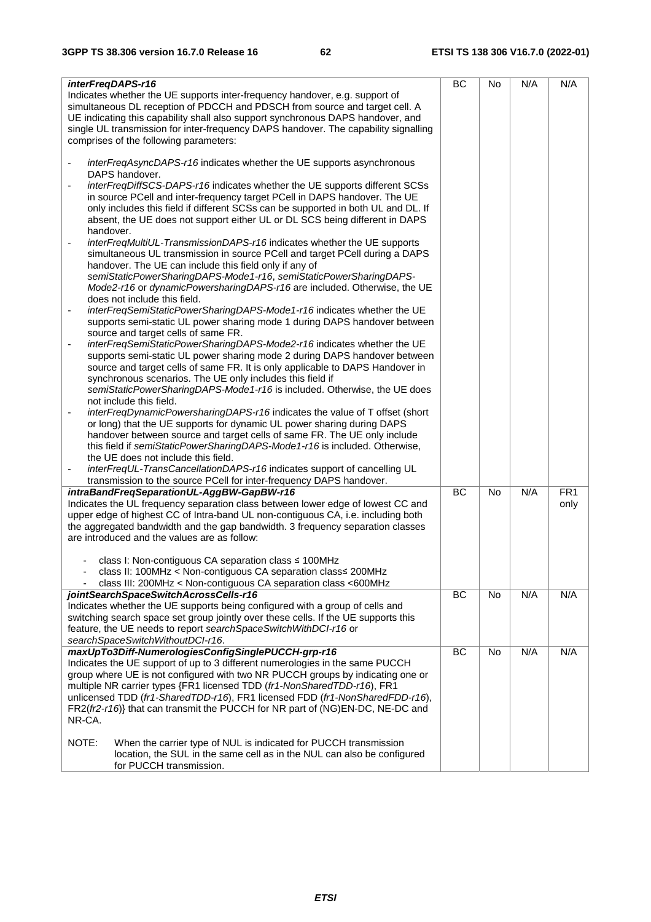| | | | | |
|---|---|---|---|---|
| ***interFreqDAPS-r16***<br>Indicates whether the UE supports inter-frequency handover, e.g. support of simultaneous DL reception of PDCCH and PDSCH from source and target cell. A UE indicating this capability shall also support synchronous DAPS handover, and single UL transmission for inter-frequency DAPS handover. The capability signalling comprises of the following parameters:<br><br>- *interFreqAsyncDAPS-r16* indicates whether the UE supports asynchronous DAPS handover.<br>- *interFreqDiffSCS-DAPS-r16* indicates whether the UE supports different SCSs in source PCell and inter-frequency target PCell in DAPS handover. The UE only includes this field if different SCSs can be supported in both UL and DL. If absent, the UE does not support either UL or DL SCS being different in DAPS handover.<br>- *interFreqMultiUL-TransmissionDAPS-r16* indicates whether the UE supports simultaneous UL transmission in source PCell and target PCell during a DAPS handover. The UE can include this field only if any of *semiStaticPowerSharingDAPS-Mode1-r16*, *semiStaticPowerSharingDAPS-Mode2-r16* or *dynamicPowersharingDAPS-r16* are included. Otherwise, the UE does not include this field.<br>- *interFreqSemiStaticPowerSharingDAPS-Mode1-r16* indicates whether the UE supports semi-static UL power sharing mode 1 during DAPS handover between source and target cells of same FR.<br>- *interFreqSemiStaticPowerSharingDAPS-Mode2-r16* indicates whether the UE supports semi-static UL power sharing mode 2 during DAPS handover between source and target cells of same FR. It is only applicable to DAPS Handover in synchronous scenarios. The UE only includes this field if *semiStaticPowerSharingDAPS-Mode1-r16* is included. Otherwise, the UE does not include this field.<br>- *interFreqDynamicPowersharingDAPS-r16* indicates the value of T offset (short or long) that the UE supports for dynamic UL power sharing during DAPS handover between source and target cells of same FR. The UE only include this field if *semiStaticPowerSharingDAPS-Mode1-r16* is included. Otherwise, the UE does not include this field.<br>- *interFreqUL-TransCancellationDAPS-r16* indicates support of cancelling UL transmission to the source PCell for inter-frequency DAPS handover. | BC | No | N/A | N/A |
| ***intraBandFreqSeparationUL-AggBW-GapBW-r16***<br>Indicates the UL frequency separation class between lower edge of lowest CC and upper edge of highest CC of Intra-band UL non-contiguous CA, i.e. including both the aggregated bandwidth and the gap bandwidth. 3 frequency separation classes are introduced and the values are as follow:<br><br>- class I: Non-contiguous CA separation class ≤ 100MHz<br>- class II: 100MHz < Non-contiguous CA separation class≤ 200MHz<br>- class III: 200MHz < Non-contiguous CA separation class <600MHz | BC | No | N/A | FR1 only |
| ***jointSearchSpaceSwitchAcrossCells-r16***<br>Indicates whether the UE supports being configured with a group of cells and switching search space set group jointly over these cells. If the UE supports this feature, the UE needs to report *searchSpaceSwitchWithDCI-r16* or *searchSpaceSwitchWithoutDCI-r16*. | BC | No | N/A | N/A |
| ***maxUpTo3Diff-NumerologiesConfigSinglePUCCH-grp-r16***<br>Indicates the UE support of up to 3 different numerologies in the same PUCCH group where UE is not configured with two NR PUCCH groups by indicating one or multiple NR carrier types {FR1 licensed TDD (*fr1-NonSharedTDD-r16*), FR1 unlicensed TDD (*fr1-SharedTDD-r16*), FR1 licensed FDD (*fr1-NonSharedFDD-r16*), FR2(*fr2-r16*)} that can transmit the PUCCH for NR part of (NG)EN-DC, NE-DC and NR-CA.<br><br>NOTE: When the carrier type of NUL is indicated for PUCCH transmission location, the SUL in the same cell as in the NUL can also be configured for PUCCH transmission. | BC | No | N/A | N/A |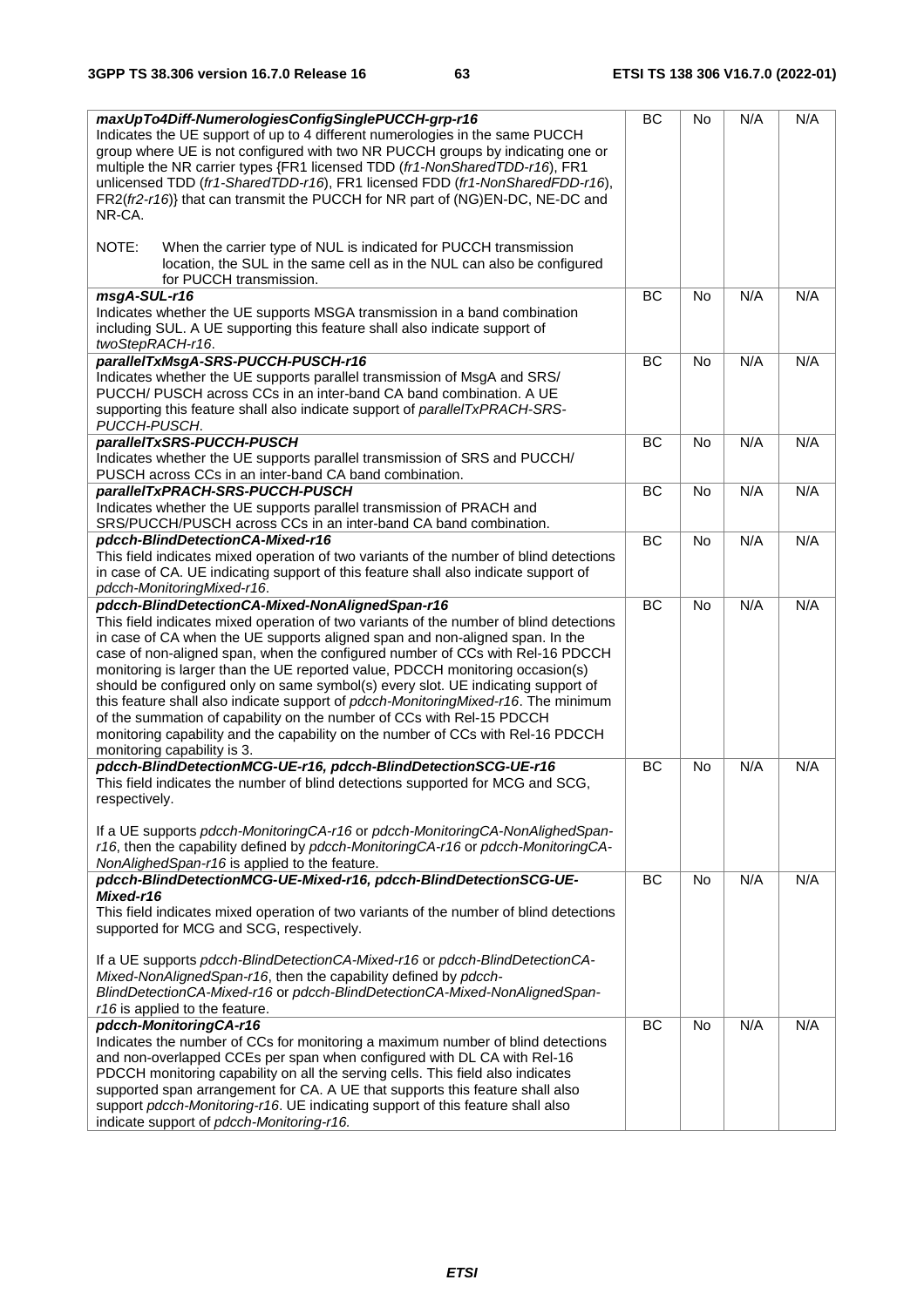| Definitions for parameters | Per | M | FDD-TDD DIFF | FR1-FR2 DIFF |
|---|---|---|---|---|
| ***maxUpTo4Diff-NumerologiesConfigSinglePUCCH-grp-r16***<br>Indicates the UE support of up to 4 different numerologies in the same PUCCH group where UE is not configured with two NR PUCCH groups by indicating one or multiple the NR carrier types {FR1 licensed TDD (*fr1-NonSharedTDD-r16*), FR1 unlicensed TDD (*fr1-SharedTDD-r16*), FR1 licensed FDD (*fr1-NonSharedFDD-r16*), FR2(*fr2-r16*)} that can transmit the PUCCH for NR part of (NG)EN-DC, NE-DC and NR-CA.<br><br>NOTE: When the carrier type of NUL is indicated for PUCCH transmission location, the SUL in the same cell as in the NUL can also be configured for PUCCH transmission. | BC | No | N/A | N/A |
| ***msgA-SUL-r16***<br>Indicates whether the UE supports MSGA transmission in a band combination including SUL. A UE supporting this feature shall also indicate support of *twoStepRACH-r16*. | BC | No | N/A | N/A |
| ***parallelTxMsgA-SRS-PUCCH-PUSCH-r16***<br>Indicates whether the UE supports parallel transmission of MsgA and SRS/ PUCCH/ PUSCH across CCs in an inter-band CA band combination. A UE supporting this feature shall also indicate support of *parallelTxPRACH-SRS-PUCCH-PUSCH*. | BC | No | N/A | N/A |
| ***parallelTxSRS-PUCCH-PUSCH***<br>Indicates whether the UE supports parallel transmission of SRS and PUCCH/ PUSCH across CCs in an inter-band CA band combination. | BC | No | N/A | N/A |
| ***parallelTxPRACH-SRS-PUCCH-PUSCH***<br>Indicates whether the UE supports parallel transmission of PRACH and SRS/PUCCH/PUSCH across CCs in an inter-band CA band combination. | BC | No | N/A | N/A |
| ***pdcch-BlindDetectionCA-Mixed-r16***<br>This field indicates mixed operation of two variants of the number of blind detections in case of CA. UE indicating support of this feature shall also indicate support of *pdcch-MonitoringMixed-r16*. | BC | No | N/A | N/A |
| ***pdcch-BlindDetectionCA-Mixed-NonAlignedSpan-r16***<br>This field indicates mixed operation of two variants of the number of blind detections in case of CA when the UE supports aligned span and non-aligned span. In the case of non-aligned span, when the configured number of CCs with Rel-16 PDCCH monitoring is larger than the UE reported value, PDCCH monitoring occasion(s) should be configured only on same symbol(s) every slot. UE indicating support of this feature shall also indicate support of *pdcch-MonitoringMixed-r16*. The minimum of the summation of capability on the number of CCs with Rel-15 PDCCH monitoring capability and the capability on the number of CCs with Rel-16 PDCCH monitoring capability is 3. | BC | No | N/A | N/A |
| ***pdcch-BlindDetectionMCG-UE-r16, pdcch-BlindDetectionSCG-UE-r16***<br>This field indicates the number of blind detections supported for MCG and SCG, respectively.<br><br>If a UE supports *pdcch-MonitoringCA-r16* or *pdcch-MonitoringCA-NonAlighedSpan-r16*, then the capability defined by *pdcch-MonitoringCA-r16* or *pdcch-MonitoringCA-NonAlighedSpan-r16* is applied to the feature. | BC | No | N/A | N/A |
| ***pdcch-BlindDetectionMCG-UE-Mixed-r16, pdcch-BlindDetectionSCG-UE-Mixed-r16***<br>This field indicates mixed operation of two variants of the number of blind detections supported for MCG and SCG, respectively.<br><br>If a UE supports *pdcch-BlindDetectionCA-Mixed-r16* or *pdcch-BlindDetectionCA-Mixed-NonAlignedSpan-r16*, then the capability defined by *pdcch-BlindDetectionCA-Mixed-r16* or *pdcch-BlindDetectionCA-Mixed-NonAlignedSpan-r16* is applied to the feature. | BC | No | N/A | N/A |
| ***pdcch-MonitoringCA-r16***<br>Indicates the number of CCs for monitoring a maximum number of blind detections and non-overlapped CCEs per span when configured with DL CA with Rel-16 PDCCH monitoring capability on all the serving cells. This field also indicates supported span arrangement for CA. A UE that supports this feature shall also support *pdcch-Monitoring-r16*. UE indicating support of this feature shall also indicate support of *pdcch-Monitoring-r16.* | BC | No | N/A | N/A |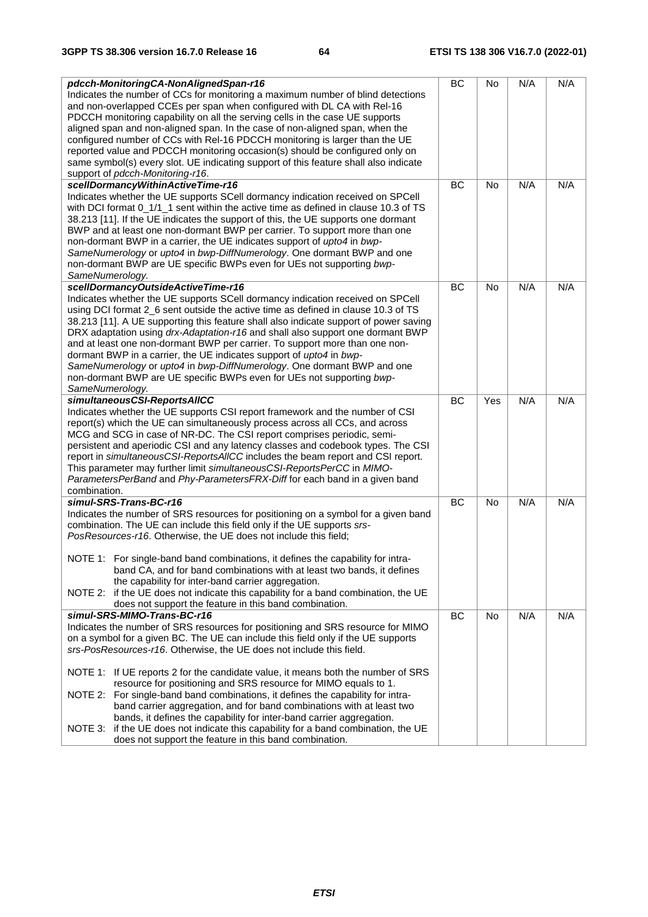| | | | | |
|---|---|---|---|---|
| ***pdcch-MonitoringCA-NonAlignedSpan-r16***<br>Indicates the number of CCs for monitoring a maximum number of blind detections and non-overlapped CCEs per span when configured with DL CA with Rel-16 PDCCH monitoring capability on all the serving cells in the case UE supports aligned span and non-aligned span. In the case of non-aligned span, when the configured number of CCs with Rel-16 PDCCH monitoring is larger than the UE reported value and PDCCH monitoring occasion(s) should be configured only on same symbol(s) every slot. UE indicating support of this feature shall also indicate support of *pdcch-Monitoring-r16*. | BC | No | N/A | N/A |
| ***scellDormancyWithinActiveTime-r16***<br>Indicates whether the UE supports SCell dormancy indication received on SPCell with DCI format 0_1/1_1 sent within the active time as defined in clause 10.3 of TS 38.213 [11]. If the UE indicates the support of this, the UE supports one dormant BWP and at least one non-dormant BWP per carrier. To support more than one non-dormant BWP in a carrier, the UE indicates support of *upto4* in *bwp-SameNumerology* or *upto4* in *bwp-DiffNumerology*. One dormant BWP and one non-dormant BWP are UE specific BWPs even for UEs not supporting *bwp-SameNumerology.* | BC | No | N/A | N/A |
| ***scellDormancyOutsideActiveTime-r16***<br>Indicates whether the UE supports SCell dormancy indication received on SPCell using DCI format 2_6 sent outside the active time as defined in clause 10.3 of TS 38.213 [11]. A UE supporting this feature shall also indicate support of power saving DRX adaptation using *drx-Adaptation-r16* and shall also support one dormant BWP and at least one non-dormant BWP per carrier. To support more than one non-dormant BWP in a carrier, the UE indicates support of *upto4* in *bwp-SameNumerology* or *upto4* in *bwp-DiffNumerology*. One dormant BWP and one non-dormant BWP are UE specific BWPs even for UEs not supporting *bwp-SameNumerology.* | BC | No | N/A | N/A |
| ***simultaneousCSI-ReportsAllCC***<br>Indicates whether the UE supports CSI report framework and the number of CSI report(s) which the UE can simultaneously process across all CCs, and across MCG and SCG in case of NR-DC. The CSI report comprises periodic, semi-persistent and aperiodic CSI and any latency classes and codebook types. The CSI report in *simultaneousCSI-ReportsAllCC* includes the beam report and CSI report. This parameter may further limit *simultaneousCSI-ReportsPerCC* in *MIMO-ParametersPerBand* and *Phy-ParametersFRX-Diff* for each band in a given band combination. | BC | Yes | N/A | N/A |
| ***simul-SRS-Trans-BC-r16***<br>Indicates the number of SRS resources for positioning on a symbol for a given band combination. The UE can include this field only if the UE supports *srs-PosResources-r16*. Otherwise, the UE does not include this field;<br><br>NOTE 1: For single-band band combinations, it defines the capability for intra-band CA, and for band combinations with at least two bands, it defines the capability for inter-band carrier aggregation.<br>NOTE 2: if the UE does not indicate this capability for a band combination, the UE does not support the feature in this band combination. | BC | No | N/A | N/A |
| ***simul-SRS-MIMO-Trans-BC-r16***<br>Indicates the number of SRS resources for positioning and SRS resource for MIMO on a symbol for a given BC. The UE can include this field only if the UE supports *srs-PosResources-r16*. Otherwise, the UE does not include this field.<br><br>NOTE 1: If UE reports 2 for the candidate value, it means both the number of SRS resource for positioning and SRS resource for MIMO equals to 1.<br>NOTE 2: For single-band band combinations, it defines the capability for intra-band carrier aggregation, and for band combinations with at least two bands, it defines the capability for inter-band carrier aggregation.<br>NOTE 3: if the UE does not indicate this capability for a band combination, the UE does not support the feature in this band combination. | BC | No | N/A | N/A |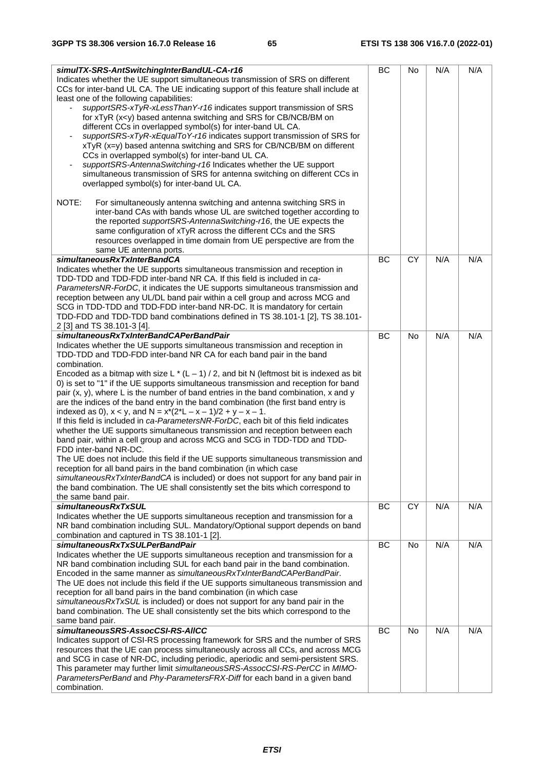| | | | | |
|---|---|---|---|---|
| ***simulTX-SRS-AntSwitchingInterBandUL-CA-r16***<br>Indicates whether the UE support simultaneous transmission of SRS on different CCs for inter-band UL CA. The UE indicating support of this feature shall include at least one of the following capabilities:<br>- *supportSRS-xTyR-xLessThanY-r16* indicates support transmission of SRS for xTyR (x<y) based antenna switching and SRS for CB/NCB/BM on different CCs in overlapped symbol(s) for inter-band UL CA.<br>- *supportSRS-xTyR-xEqualToY-r16* indicates support transmission of SRS for xTyR (x=y) based antenna switching and SRS for CB/NCB/BM on different CCs in overlapped symbol(s) for inter-band UL CA.<br>- *supportSRS-AntennaSwitching-r16* Indicates whether the UE support simultaneous transmission of SRS for antenna switching on different CCs in overlapped symbol(s) for inter-band UL CA.<br><br>NOTE: For simultaneously antenna switching and antenna switching SRS in inter-band CAs with bands whose UL are switched together according to the reported *supportSRS-AntennaSwitching-r16*, the UE expects the same configuration of xTyR across the different CCs and the SRS resources overlapped in time domain from UE perspective are from the same UE antenna ports. | BC | No | N/A | N/A |
| ***simultaneousRxTxInterBandCA***<br>Indicates whether the UE supports simultaneous transmission and reception in TDD-TDD and TDD-FDD inter-band NR CA. If this field is included in *ca-ParametersNR-ForDC*, it indicates the UE supports simultaneous transmission and reception between any UL/DL band pair within a cell group and across MCG and SCG in TDD-TDD and TDD-FDD inter-band NR-DC. It is mandatory for certain TDD-FDD and TDD-TDD band combinations defined in TS 38.101-1 [2], TS 38.101-2 [3] and TS 38.101-3 [4]. | BC | CY | N/A | N/A |
| ***simultaneousRxTxInterBandCAPerBandPair***<br>Indicates whether the UE supports simultaneous transmission and reception in TDD-TDD and TDD-FDD inter-band NR CA for each band pair in the band combination.<br>Encoded as a bitmap with size $L * (L - 1) / 2$, and bit N (leftmost bit is indexed as bit 0) is set to "1" if the UE supports simultaneous transmission and reception for band pair (x, y), where L is the number of band entries in the band combination, x and y are the indices of the band entry in the band combination (the first band entry is indexed as 0), $x < y$, and $N = x*(2*L - x - 1)/2 + y - x - 1$.<br>If this field is included in *ca-ParametersNR-ForDC*, each bit of this field indicates whether the UE supports simultaneous transmission and reception between each band pair, within a cell group and across MCG and SCG in TDD-TDD and TDD-FDD inter-band NR-DC.<br>The UE does not include this field if the UE supports simultaneous transmission and reception for all band pairs in the band combination (in which case *simultaneousRxTxInterBandCA* is included) or does not support for any band pair in the band combination. The UE shall consistently set the bits which correspond to the same band pair. | BC | No | N/A | N/A |
| ***simultaneousRxTxSUL***<br>Indicates whether the UE supports simultaneous reception and transmission for a NR band combination including SUL. Mandatory/Optional support depends on band combination and captured in TS 38.101-1 [2]. | BC | CY | N/A | N/A |
| ***simultaneousRxTxSULPerBandPair***<br>Indicates whether the UE supports simultaneous reception and transmission for a NR band combination including SUL for each band pair in the band combination. Encoded in the same manner as *simultaneousRxTxInterBandCAPerBandPair*.<br>The UE does not include this field if the UE supports simultaneous transmission and reception for all band pairs in the band combination (in which case *simultaneousRxTxSUL* is included) or does not support for any band pair in the band combination. The UE shall consistently set the bits which correspond to the same band pair. | BC | No | N/A | N/A |
| ***simultaneousSRS-AssocCSI-RS-AllCC***<br>Indicates support of CSI-RS processing framework for SRS and the number of SRS resources that the UE can process simultaneously across all CCs, and across MCG and SCG in case of NR-DC, including periodic, aperiodic and semi-persistent SRS. This parameter may further limit *simultaneousSRS-AssocCSI-RS-PerCC* in *MIMO-ParametersPerBand* and *Phy-ParametersFRX-Diff* for each band in a given band combination. | BC | No | N/A | N/A |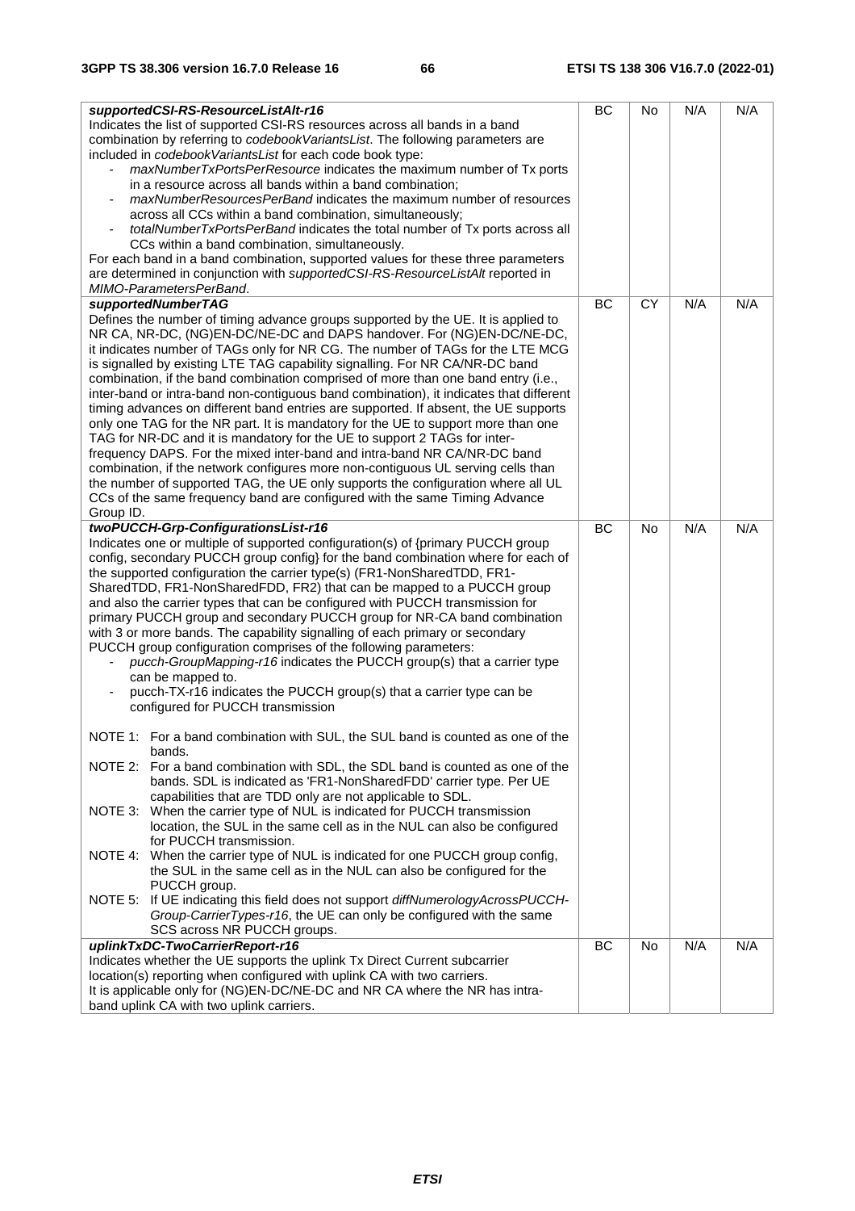| | | | | |
|---|---|---|---|---|
| ***supportedCSI-RS-ResourceListAlt-r16***<br>Indicates the list of supported CSI-RS resources across all bands in a band combination by referring to *codebookVariantsList*. The following parameters are included in *codebookVariantsList* for each code book type:<br>- *maxNumberTxPortsPerResource* indicates the maximum number of Tx ports in a resource across all bands within a band combination;<br>- *maxNumberResourcesPerBand* indicates the maximum number of resources across all CCs within a band combination, simultaneously;<br>- *totalNumberTxPortsPerBand* indicates the total number of Tx ports across all CCs within a band combination, simultaneously.<br>For each band in a band combination, supported values for these three parameters are determined in conjunction with *supportedCSI-RS-ResourceListAlt* reported in *MIMO-ParametersPerBand*. | BC | No | N/A | N/A |
| ***supportedNumberTAG***<br>Defines the number of timing advance groups supported by the UE. It is applied to NR CA, NR-DC, (NG)EN-DC/NE-DC and DAPS handover. For (NG)EN-DC/NE-DC, it indicates number of TAGs only for NR CG. The number of TAGs for the LTE MCG is signalled by existing LTE TAG capability signalling. For NR CA/NR-DC band combination, if the band combination comprised of more than one band entry (i.e., inter-band or intra-band non-contiguous band combination), it indicates that different timing advances on different band entries are supported. If absent, the UE supports only one TAG for the NR part. It is mandatory for the UE to support more than one TAG for NR-DC and it is mandatory for the UE to support 2 TAGs for inter-frequency DAPS. For the mixed inter-band and intra-band NR CA/NR-DC band combination, if the network configures more non-contiguous UL serving cells than the number of supported TAG, the UE only supports the configuration where all UL CCs of the same frequency band are configured with the same Timing Advance Group ID. | BC | CY | N/A | N/A |
| ***twoPUCCH-Grp-ConfigurationsList-r16***<br>Indicates one or multiple of supported configuration(s) of {primary PUCCH group config, secondary PUCCH group config} for the band combination where for each of the supported configuration the carrier type(s) (FR1-NonSharedTDD, FR1-SharedTDD, FR1-NonSharedFDD, FR2) that can be mapped to a PUCCH group and also the carrier types that can be configured with PUCCH transmission for primary PUCCH group and secondary PUCCH group for NR-CA band combination with 3 or more bands. The capability signalling of each primary or secondary PUCCH group configuration comprises of the following parameters:<br>- *pucch-GroupMapping-r16* indicates the PUCCH group(s) that a carrier type can be mapped to.<br>- pucch-TX-r16 indicates the PUCCH group(s) that a carrier type can be configured for PUCCH transmission<br><br>NOTE 1: For a band combination with SUL, the SUL band is counted as one of the bands.<br>NOTE 2: For a band combination with SDL, the SDL band is counted as one of the bands. SDL is indicated as 'FR1-NonSharedFDD' carrier type. Per UE capabilities that are TDD only are not applicable to SDL.<br>NOTE 3: When the carrier type of NUL is indicated for PUCCH transmission location, the SUL in the same cell as in the NUL can also be configured for PUCCH transmission.<br>NOTE 4: When the carrier type of NUL is indicated for one PUCCH group config, the SUL in the same cell as in the NUL can also be configured for the PUCCH group.<br>NOTE 5: If UE indicating this field does not support *diffNumerologyAcrossPUCCH-Group-CarrierTypes-r16*, the UE can only be configured with the same SCS across NR PUCCH groups. | BC | No | N/A | N/A |
| ***uplinkTxDC-TwoCarrierReport-r16***<br>Indicates whether the UE supports the uplink Tx Direct Current subcarrier location(s) reporting when configured with uplink CA with two carriers.<br>It is applicable only for (NG)EN-DC/NE-DC and NR CA where the NR has intra-band uplink CA with two uplink carriers. | BC | No | N/A | N/A |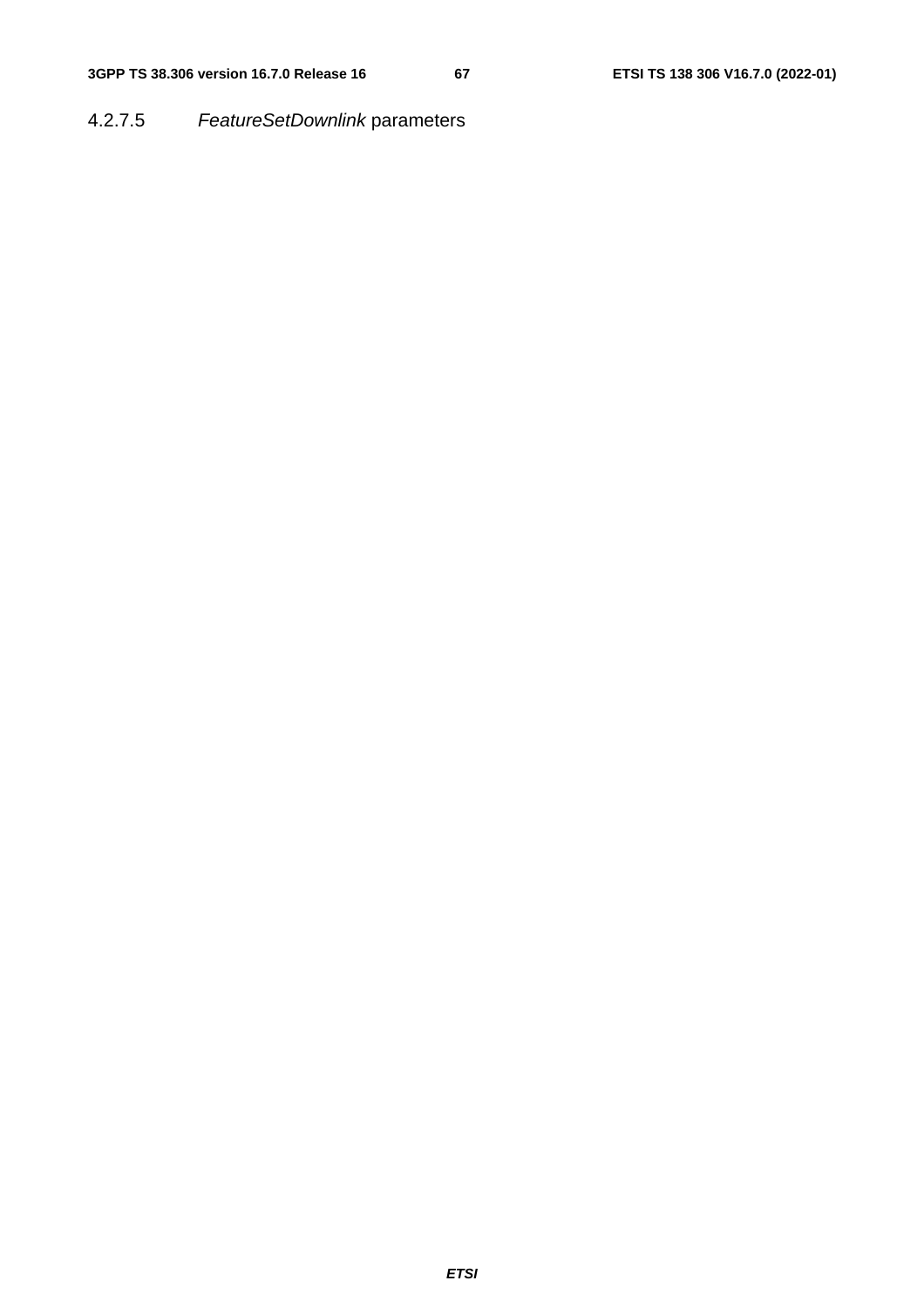#### 4.2.7.5 *FeatureSetDownlink* parameters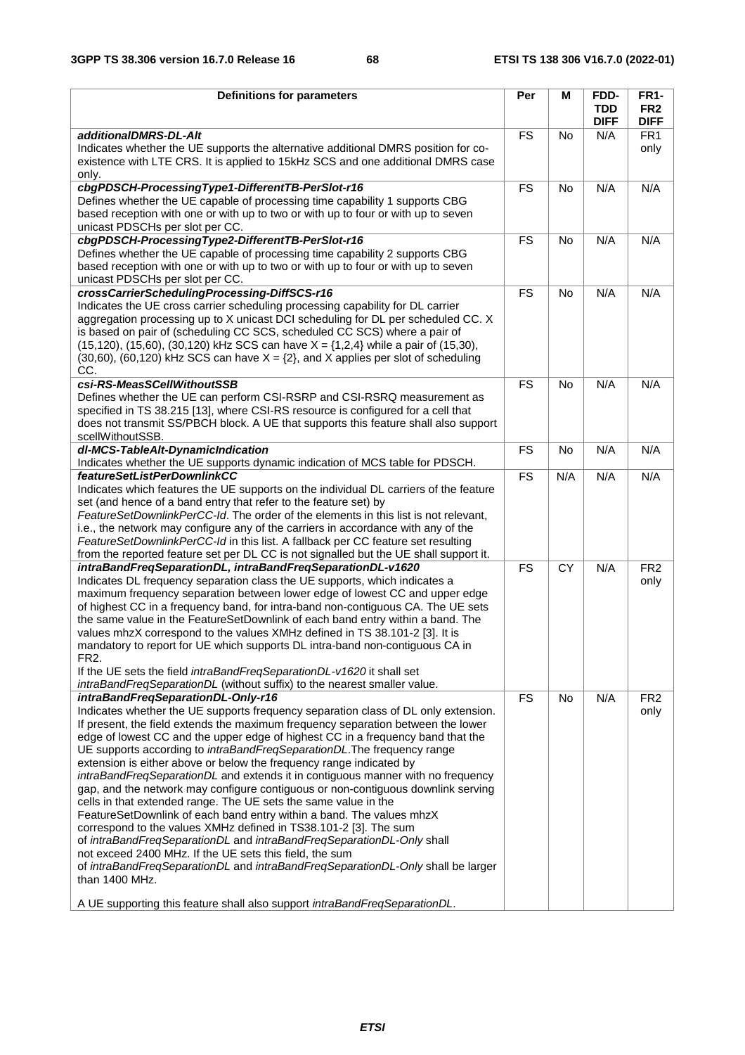| Definitions for parameters | Per | M | FDD-TDD DIFF | FR1-FR2 DIFF |
|---|---|---|---|---|
| ***additionalDMRS-DL-Alt***<br>Indicates whether the UE supports the alternative additional DMRS position for co-existence with LTE CRS. It is applied to 15kHz SCS and one additional DMRS case only. | FS | No | N/A | FR1 only |
| ***cbgPDSCH-ProcessingType1-DifferentTB-PerSlot-r16***<br>Defines whether the UE capable of processing time capability 1 supports CBG based reception with one or with up to two or with up to four or with up to seven unicast PDSCHs per slot per CC. | FS | No | N/A | N/A |
| ***cbgPDSCH-ProcessingType2-DifferentTB-PerSlot-r16***<br>Defines whether the UE capable of processing time capability 2 supports CBG based reception with one or with up to two or with up to four or with up to seven unicast PDSCHs per slot per CC. | FS | No | N/A | N/A |
| ***crossCarrierSchedulingProcessing-DiffSCS-r16***<br>Indicates the UE cross carrier scheduling processing capability for DL carrier aggregation processing up to X unicast DCI scheduling for DL per scheduled CC. X is based on pair of (scheduling CC SCS, scheduled CC SCS) where a pair of (15,120), (15,60), (30,120) kHz SCS can have X = {1,2,4} while a pair of (15,30), (30,60), (60,120) kHz SCS can have X = {2}, and X applies per slot of scheduling CC. | FS | No | N/A | N/A |
| ***csi-RS-MeasSCellWithoutSSB***<br>Defines whether the UE can perform CSI-RSRP and CSI-RSRQ measurement as specified in TS 38.215 [13], where CSI-RS resource is configured for a cell that does not transmit SS/PBCH block. A UE that supports this feature shall also support scellWithoutSSB. | FS | No | N/A | N/A |
| ***dl-MCS-TableAlt-DynamicIndication***<br>Indicates whether the UE supports dynamic indication of MCS table for PDSCH. | FS | No | N/A | N/A |
| ***featureSetListPerDownlinkCC***<br>Indicates which features the UE supports on the individual DL carriers of the feature set (and hence of a band entry that refer to the feature set) by *FeatureSetDownlinkPerCC-Id*. The order of the elements in this list is not relevant, i.e., the network may configure any of the carriers in accordance with any of the *FeatureSetDownlinkPerCC-Id* in this list. A fallback per CC feature set resulting from the reported feature set per DL CC is not signalled but the UE shall support it. | FS | N/A | N/A | N/A |
| ***intraBandFreqSeparationDL, intraBandFreqSeparationDL-v1620***<br>Indicates DL frequency separation class the UE supports, which indicates a maximum frequency separation between lower edge of lowest CC and upper edge of highest CC in a frequency band, for intra-band non-contiguous CA. The UE sets the same value in the FeatureSetDownlink of each band entry within a band. The values mhzX correspond to the values XMHz defined in TS 38.101-2 [3]. It is mandatory to report for UE which supports DL intra-band non-contiguous CA in FR2.<br>If the UE sets the field *intraBandFreqSeparationDL-v1620* it shall set *intraBandFreqSeparationDL* (without suffix) to the nearest smaller value. | FS | CY | N/A | FR2 only |
| ***intraBandFreqSeparationDL-Only-r16***<br>Indicates whether the UE supports frequency separation class of DL only extension. If present, the field extends the maximum frequency separation between the lower edge of lowest CC and the upper edge of highest CC in a frequency band that the UE supports according to *intraBandFreqSeparationDL*.The frequency range extension is either above or below the frequency range indicated by *intraBandFreqSeparationDL* and extends it in contiguous manner with no frequency gap, and the network may configure contiguous or non-contiguous downlink serving cells in that extended range. The UE sets the same value in the FeatureSetDownlink of each band entry within a band. The values mhzX correspond to the values XMHz defined in TS38.101-2 [3]. The sum of *intraBandFreqSeparationDL* and *intraBandFreqSeparationDL-Only* shall not exceed 2400 MHz. If the UE sets this field, the sum of *intraBandFreqSeparationDL* and *intraBandFreqSeparationDL-Only* shall be larger than 1400 MHz.<br><br>A UE supporting this feature shall also support *intraBandFreqSeparationDL*. | FS | No | N/A | FR2 only |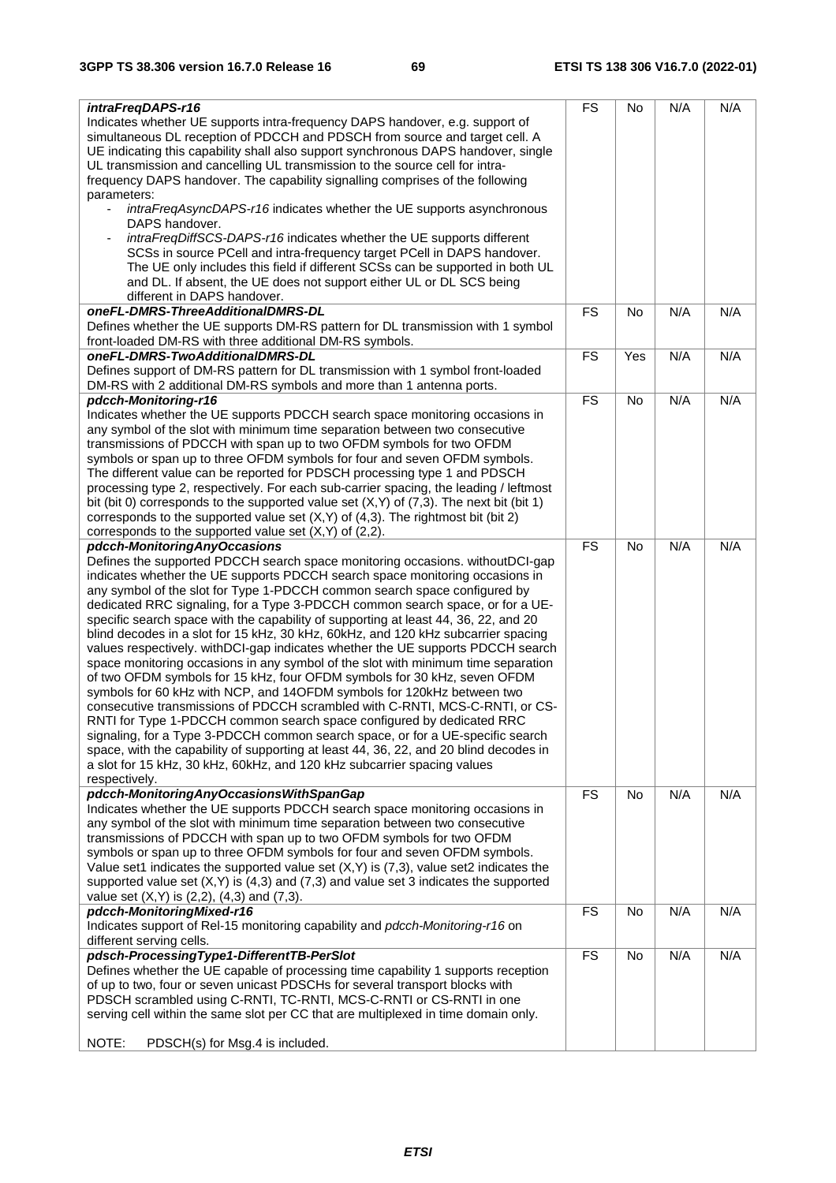| | | | | |
|---|---|---|---|---|
| ***intraFreqDAPS-r16***<br>Indicates whether UE supports intra-frequency DAPS handover, e.g. support of simultaneous DL reception of PDCCH and PDSCH from source and target cell. A UE indicating this capability shall also support synchronous DAPS handover, single UL transmission and cancelling UL transmission to the source cell for intra-frequency DAPS handover. The capability signalling comprises of the following parameters:<br>- *intraFreqAsyncDAPS-r16* indicates whether the UE supports asynchronous DAPS handover.<br>- *intraFreqDiffSCS-DAPS-r16* indicates whether the UE supports different SCSs in source PCell and intra-frequency target PCell in DAPS handover. The UE only includes this field if different SCSs can be supported in both UL and DL. If absent, the UE does not support either UL or DL SCS being different in DAPS handover. | FS | No | N/A | N/A |
| ***oneFL-DMRS-ThreeAdditionalDMRS-DL***<br>Defines whether the UE supports DM-RS pattern for DL transmission with 1 symbol front-loaded DM-RS with three additional DM-RS symbols. | FS | No | N/A | N/A |
| ***oneFL-DMRS-TwoAdditionalDMRS-DL***<br>Defines support of DM-RS pattern for DL transmission with 1 symbol front-loaded DM-RS with 2 additional DM-RS symbols and more than 1 antenna ports. | FS | Yes | N/A | N/A |
| ***pdcch-Monitoring-r16***<br>Indicates whether the UE supports PDCCH search space monitoring occasions in any symbol of the slot with minimum time separation between two consecutive transmissions of PDCCH with span up to two OFDM symbols for two OFDM symbols or span up to three OFDM symbols for four and seven OFDM symbols. The different value can be reported for PDSCH processing type 1 and PDSCH processing type 2, respectively. For each sub-carrier spacing, the leading / leftmost bit (bit 0) corresponds to the supported value set (X,Y) of (7,3). The next bit (bit 1) corresponds to the supported value set (X,Y) of (4,3). The rightmost bit (bit 2) corresponds to the supported value set (X,Y) of (2,2). | FS | No | N/A | N/A |
| ***pdcch-MonitoringAnyOccasions***<br>Defines the supported PDCCH search space monitoring occasions. withoutDCI-gap indicates whether the UE supports PDCCH search space monitoring occasions in any symbol of the slot for Type 1-PDCCH common search space configured by dedicated RRC signaling, for a Type 3-PDCCH common search space, or for a UE-specific search space with the capability of supporting at least 44, 36, 22, and 20 blind decodes in a slot for 15 kHz, 30 kHz, 60kHz, and 120 kHz subcarrier spacing values respectively. withDCI-gap indicates whether the UE supports PDCCH search space monitoring occasions in any symbol of the slot with minimum time separation of two OFDM symbols for 15 kHz, four OFDM symbols for 30 kHz, seven OFDM symbols for 60 kHz with NCP, and 14OFDM symbols for 120kHz between two consecutive transmissions of PDCCH scrambled with C-RNTI, MCS-C-RNTI, or CS-RNTI for Type 1-PDCCH common search space configured by dedicated RRC signaling, for a Type 3-PDCCH common search space, or for a UE-specific search space, with the capability of supporting at least 44, 36, 22, and 20 blind decodes in a slot for 15 kHz, 30 kHz, 60kHz, and 120 kHz subcarrier spacing values respectively. | FS | No | N/A | N/A |
| ***pdcch-MonitoringAnyOccasionsWithSpanGap***<br>Indicates whether the UE supports PDCCH search space monitoring occasions in any symbol of the slot with minimum time separation between two consecutive transmissions of PDCCH with span up to two OFDM symbols for two OFDM symbols or span up to three OFDM symbols for four and seven OFDM symbols. Value set1 indicates the supported value set (X,Y) is (7,3), value set2 indicates the supported value set (X,Y) is (4,3) and (7,3) and value set 3 indicates the supported value set (X,Y) is (2,2), (4,3) and (7,3). | FS | No | N/A | N/A |
| ***pdcch-MonitoringMixed-r16***<br>Indicates support of Rel-15 monitoring capability and *pdcch-Monitoring-r16* on different serving cells. | FS | No | N/A | N/A |
| ***pdsch-ProcessingType1-DifferentTB-PerSlot***<br>Defines whether the UE capable of processing time capability 1 supports reception of up to two, four or seven unicast PDSCHs for several transport blocks with PDSCH scrambled using C-RNTI, TC-RNTI, MCS-C-RNTI or CS-RNTI in one serving cell within the same slot per CC that are multiplexed in time domain only.<br><br>NOTE: PDSCH(s) for Msg.4 is included. | FS | No | N/A | N/A |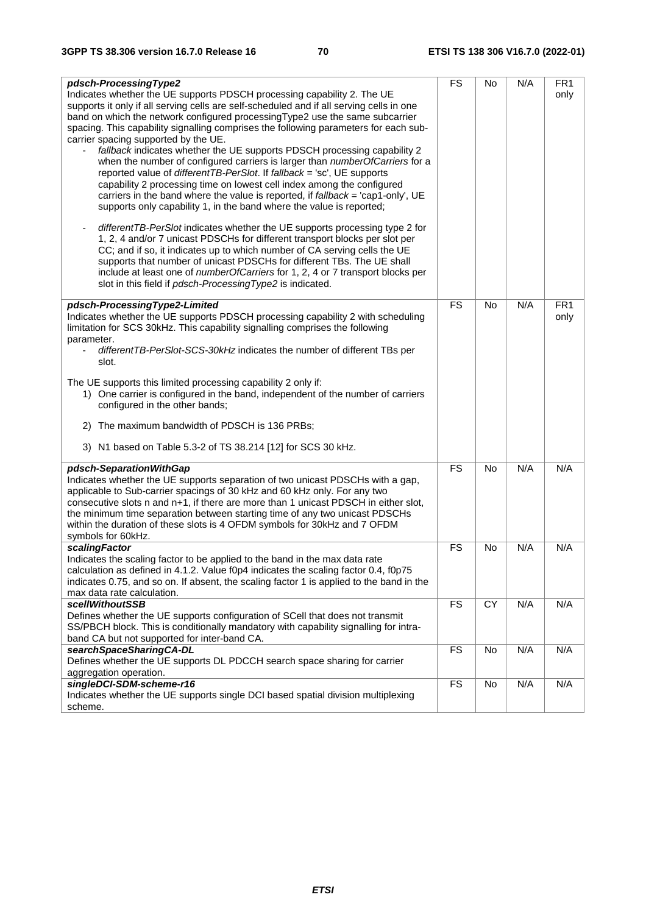| | | | | |
|---|---|---|---|---|
| ***pdsch-ProcessingType2***<br>Indicates whether the UE supports PDSCH processing capability 2. The UE supports it only if all serving cells are self-scheduled and if all serving cells in one band on which the network configured processingType2 use the same subcarrier spacing. This capability signalling comprises the following parameters for each sub-carrier spacing supported by the UE.<br>- *fallback* indicates whether the UE supports PDSCH processing capability 2 when the number of configured carriers is larger than *numberOfCarriers* for a reported value of *differentTB-PerSlot*. If *fallback* = 'sc', UE supports capability 2 processing time on lowest cell index among the configured carriers in the band where the value is reported, if *fallback* = 'cap1-only', UE supports only capability 1, in the band where the value is reported;<br><br>- *differentTB-PerSlot* indicates whether the UE supports processing type 2 for 1, 2, 4 and/or 7 unicast PDSCHs for different transport blocks per slot per CC; and if so, it indicates up to which number of CA serving cells the UE supports that number of unicast PDSCHs for different TBs. The UE shall include at least one of *numberOfCarriers* for 1, 2, 4 or 7 transport blocks per slot in this field if *pdsch-ProcessingType2* is indicated. | FS | No | N/A | FR1 only |
| ***pdsch-ProcessingType2-Limited***<br>Indicates whether the UE supports PDSCH processing capability 2 with scheduling limitation for SCS 30kHz. This capability signalling comprises the following parameter.<br>- *differentTB-PerSlot-SCS-30kHz* indicates the number of different TBs per slot.<br><br>The UE supports this limited processing capability 2 only if:<br>1) One carrier is configured in the band, independent of the number of carriers configured in the other bands;<br><br>2) The maximum bandwidth of PDSCH is 136 PRBs;<br><br>3) N1 based on Table 5.3-2 of TS 38.214 [12] for SCS 30 kHz. | FS | No | N/A | FR1 only |
| ***pdsch-SeparationWithGap***<br>Indicates whether the UE supports separation of two unicast PDSCHs with a gap, applicable to Sub-carrier spacings of 30 kHz and 60 kHz only. For any two consecutive slots n and n+1, if there are more than 1 unicast PDSCH in either slot, the minimum time separation between starting time of any two unicast PDSCHs within the duration of these slots is 4 OFDM symbols for 30kHz and 7 OFDM symbols for 60kHz. | FS | No | N/A | N/A |
| ***scalingFactor***<br>Indicates the scaling factor to be applied to the band in the max data rate calculation as defined in 4.1.2. Value f0p4 indicates the scaling factor 0.4, f0p75 indicates 0.75, and so on. If absent, the scaling factor 1 is applied to the band in the max data rate calculation. | FS | No | N/A | N/A |
| ***scellWithoutSSB***<br>Defines whether the UE supports configuration of SCell that does not transmit SS/PBCH block. This is conditionally mandatory with capability signalling for intra-band CA but not supported for inter-band CA. | FS | CY | N/A | N/A |
| ***searchSpaceSharingCA-DL***<br>Defines whether the UE supports DL PDCCH search space sharing for carrier aggregation operation. | FS | No | N/A | N/A |
| ***singleDCI-SDM-scheme-r16***<br>Indicates whether the UE supports single DCI based spatial division multiplexing scheme. | FS | No | N/A | N/A |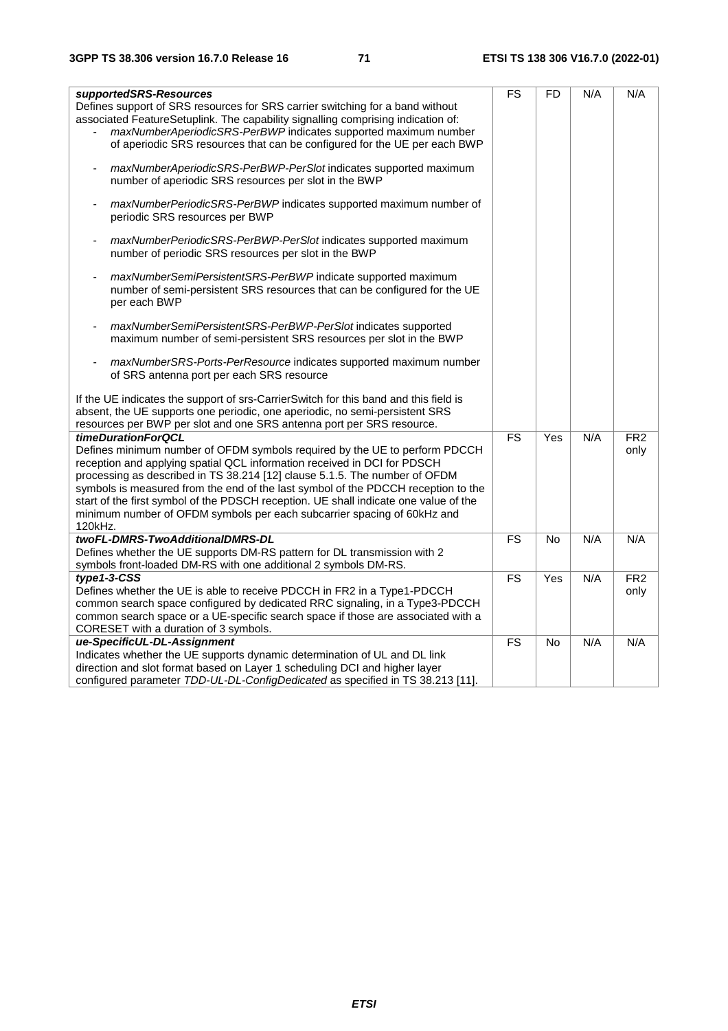| | | | | |
|---|---|---|---|---|
| ***supportedSRS-Resources***<br>Defines support of SRS resources for SRS carrier switching for a band without associated FeatureSetuplink. The capability signalling comprising indication of:<br>- *maxNumberAperiodicSRS-PerBWP* indicates supported maximum number of aperiodic SRS resources that can be configured for the UE per each BWP<br>- *maxNumberAperiodicSRS-PerBWP-PerSlot* indicates supported maximum number of aperiodic SRS resources per slot in the BWP<br>- *maxNumberPeriodicSRS-PerBWP* indicates supported maximum number of periodic SRS resources per BWP<br>- *maxNumberPeriodicSRS-PerBWP-PerSlot* indicates supported maximum number of periodic SRS resources per slot in the BWP<br>- *maxNumberSemiPersistentSRS-PerBWP* indicate supported maximum number of semi-persistent SRS resources that can be configured for the UE per each BWP<br>- *maxNumberSemiPersistentSRS-PerBWP-PerSlot* indicates supported maximum number of semi-persistent SRS resources per slot in the BWP<br>- *maxNumberSRS-Ports-PerResource* indicates supported maximum number of SRS antenna port per each SRS resource<br><br>If the UE indicates the support of srs-CarrierSwitch for this band and this field is absent, the UE supports one periodic, one aperiodic, no semi-persistent SRS resources per BWP per slot and one SRS antenna port per SRS resource. | FS | FD | N/A | N/A |
| ***timeDurationForQCL***<br>Defines minimum number of OFDM symbols required by the UE to perform PDCCH reception and applying spatial QCL information received in DCI for PDSCH processing as described in TS 38.214 [12] clause 5.1.5. The number of OFDM symbols is measured from the end of the last symbol of the PDCCH reception to the start of the first symbol of the PDSCH reception. UE shall indicate one value of the minimum number of OFDM symbols per each subcarrier spacing of 60kHz and 120kHz. | FS | Yes | N/A | FR2 only |
| ***twoFL-DMRS-TwoAdditionalDMRS-DL***<br>Defines whether the UE supports DM-RS pattern for DL transmission with 2 symbols front-loaded DM-RS with one additional 2 symbols DM-RS. | FS | No | N/A | N/A |
| ***type1-3-CSS***<br>Defines whether the UE is able to receive PDCCH in FR2 in a Type1-PDCCH common search space configured by dedicated RRC signaling, in a Type3-PDCCH common search space or a UE-specific search space if those are associated with a CORESET with a duration of 3 symbols. | FS | Yes | N/A | FR2 only |
| ***ue-SpecificUL-DL-Assignment***<br>Indicates whether the UE supports dynamic determination of UL and DL link direction and slot format based on Layer 1 scheduling DCI and higher layer configured parameter *TDD-UL-DL-ConfigDedicated* as specified in TS 38.213 [11]. | FS | No | N/A | N/A |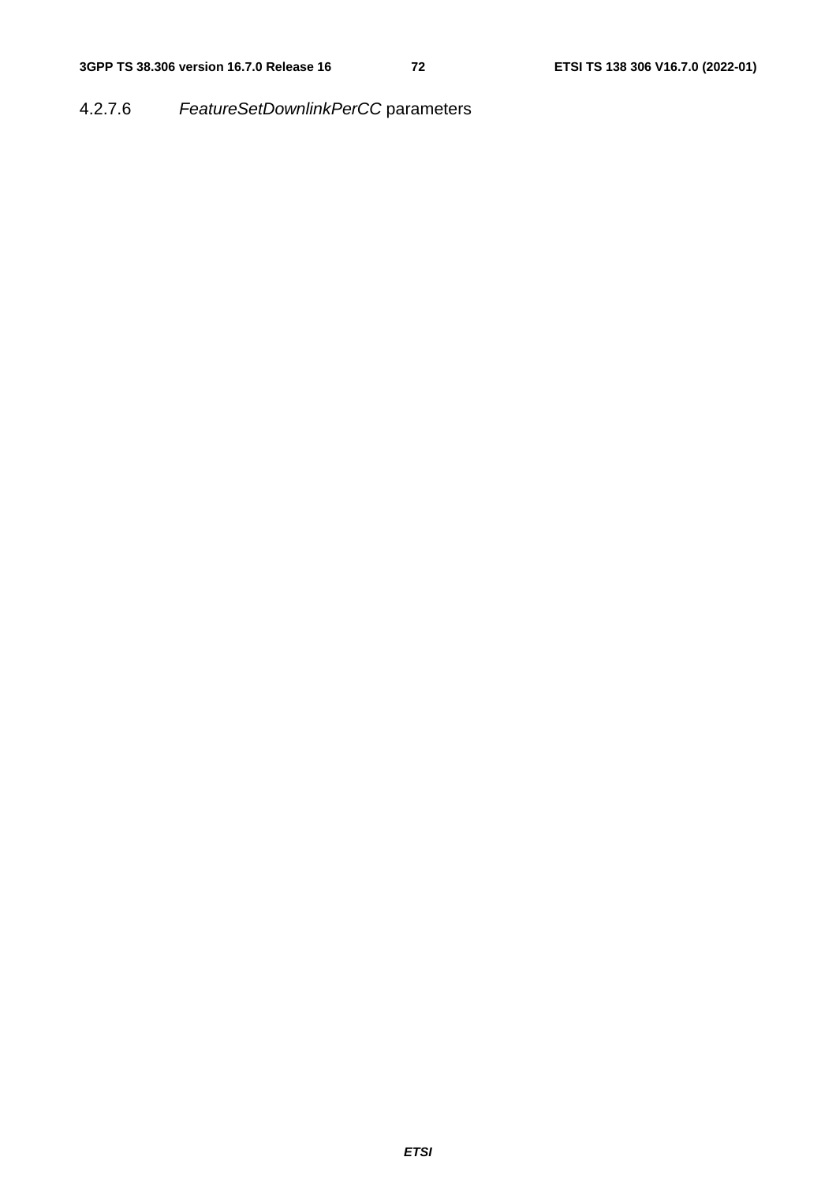#### 4.2.7.6 *FeatureSetDownlinkPerCC* parameters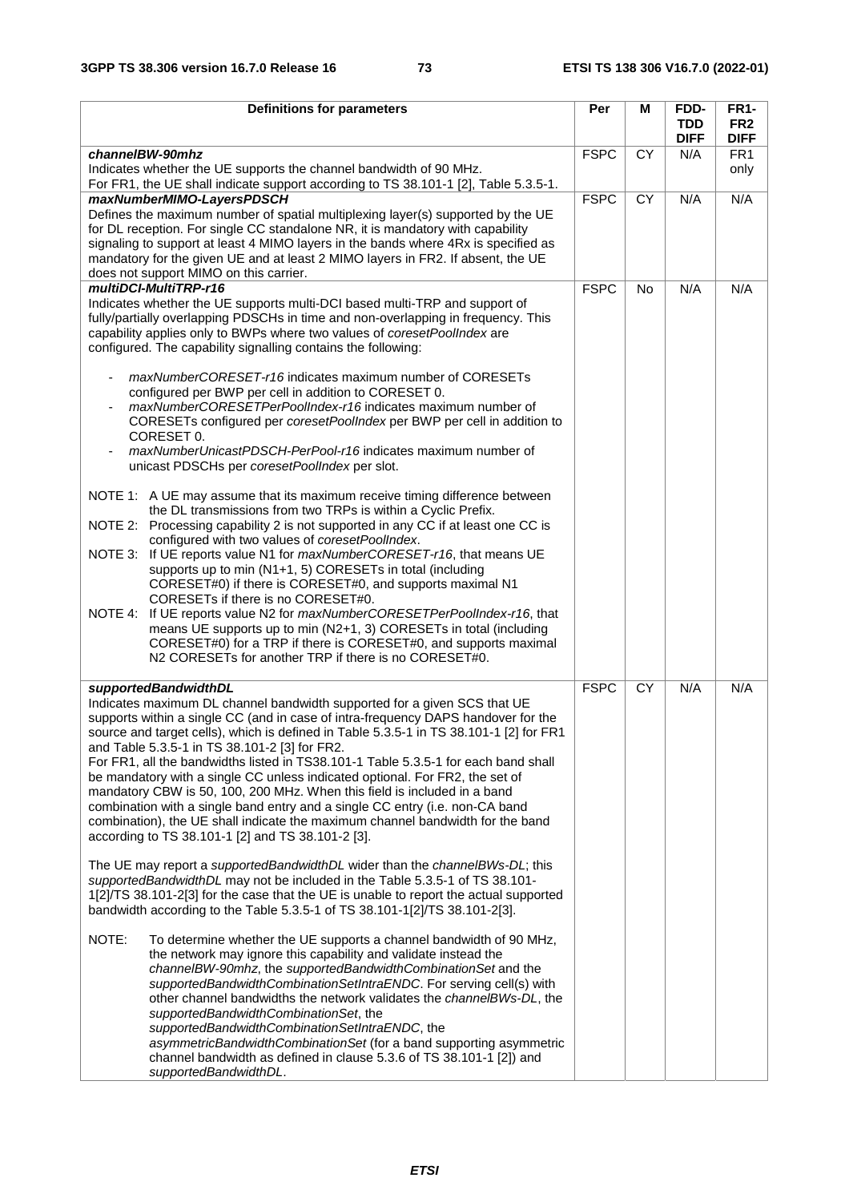| Definitions for parameters | Per | M | FDD-TDD DIFF | FR1-FR2 DIFF |
|---|---|---|---|---|
| ***channelBW-90mhz***<br>Indicates whether the UE supports the channel bandwidth of 90 MHz.<br>For FR1, the UE shall indicate support according to TS 38.101-1 [2], Table 5.3.5-1. | FSPC | CY | N/A | FR1 only |
| ***maxNumberMIMO-LayersPDSCH***<br>Defines the maximum number of spatial multiplexing layer(s) supported by the UE for DL reception. For single CC standalone NR, it is mandatory with capability signaling to support at least 4 MIMO layers in the bands where 4Rx is specified as mandatory for the given UE and at least 2 MIMO layers in FR2. If absent, the UE does not support MIMO on this carrier. | FSPC | CY | N/A | N/A |
| ***multiDCI-MultiTRP-r16***<br>Indicates whether the UE supports multi-DCI based multi-TRP and support of fully/partially overlapping PDSCHs in time and non-overlapping in frequency. This capability applies only to BWPs where two values of *coresetPoolIndex* are configured. The capability signalling contains the following:<br><br>- *maxNumberCORESET-r16* indicates maximum number of CORESETs configured per BWP per cell in addition to CORESET 0.<br>- *maxNumberCORESETPerPoolIndex-r16* indicates maximum number of CORESETs configured per *coresetPoolIndex* per BWP per cell in addition to CORESET 0.<br>- *maxNumberUnicastPDSCH-PerPool-r16* indicates maximum number of unicast PDSCHs per *coresetPoolIndex* per slot.<br><br>NOTE 1: A UE may assume that its maximum receive timing difference between the DL transmissions from two TRPs is within a Cyclic Prefix.<br>NOTE 2: Processing capability 2 is not supported in any CC if at least one CC is configured with two values of *coresetPoolIndex*.<br>NOTE 3: If UE reports value N1 for *maxNumberCORESET-r16*, that means UE supports up to min (N1+1, 5) CORESETs in total (including CORESET#0) if there is CORESET#0, and supports maximal N1 CORESETs if there is no CORESET#0.<br>NOTE 4: If UE reports value N2 for *maxNumberCORESETPerPoolIndex-r16*, that means UE supports up to min (N2+1, 3) CORESETs in total (including CORESET#0) for a TRP if there is CORESET#0, and supports maximal N2 CORESETs for another TRP if there is no CORESET#0. | FSPC | No | N/A | N/A |
| ***supportedBandwidthDL***<br>Indicates maximum DL channel bandwidth supported for a given SCS that UE supports within a single CC (and in case of intra-frequency DAPS handover for the source and target cells), which is defined in Table 5.3.5-1 in TS 38.101-1 [2] for FR1 and Table 5.3.5-1 in TS 38.101-2 [3] for FR2.<br>For FR1, all the bandwidths listed in TS38.101-1 Table 5.3.5-1 for each band shall be mandatory with a single CC unless indicated optional. For FR2, the set of mandatory CBW is 50, 100, 200 MHz. When this field is included in a band combination with a single band entry and a single CC entry (i.e. non-CA band combination), the UE shall indicate the maximum channel bandwidth for the band according to TS 38.101-1 [2] and TS 38.101-2 [3].<br><br>The UE may report a *supportedBandwidthDL* wider than the *channelBWs-DL*; this *supportedBandwidthDL* may not be included in the Table 5.3.5-1 of TS 38.101-1[2]/TS 38.101-2[3] for the case that the UE is unable to report the actual supported bandwidth according to the Table 5.3.5-1 of TS 38.101-1[2]/TS 38.101-2[3].<br><br>NOTE: To determine whether the UE supports a channel bandwidth of 90 MHz, the network may ignore this capability and validate instead the *channelBW-90mhz*, the *supportedBandwidthCombinationSet* and the *supportedBandwidthCombinationSetIntraENDC*. For serving cell(s) with other channel bandwidths the network validates the *channelBWs-DL*, the *supportedBandwidthCombinationSet*, the *supportedBandwidthCombinationSetIntraENDC*, the *asymmetricBandwidthCombinationSet* (for a band supporting asymmetric channel bandwidth as defined in clause 5.3.6 of TS 38.101-1 [2]) and *supportedBandwidthDL*. | FSPC | CY | N/A | N/A |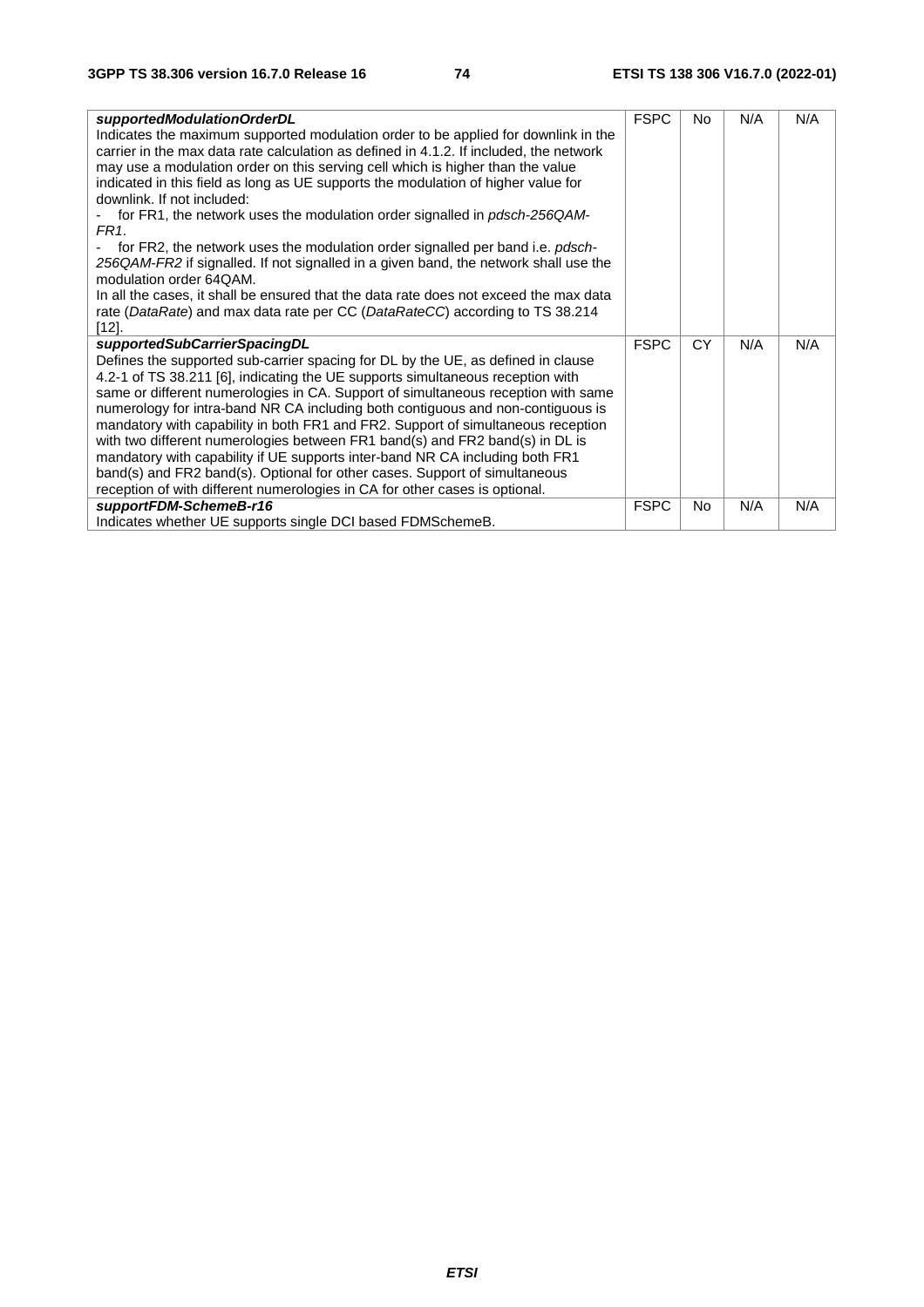| | | | | |
|---|---|---|---|---|
| ***supportedModulationOrderDL***<br>Indicates the maximum supported modulation order to be applied for downlink in the carrier in the max data rate calculation as defined in 4.1.2. If included, the network may use a modulation order on this serving cell which is higher than the value indicated in this field as long as UE supports the modulation of higher value for downlink. If not included:<br>- for FR1, the network uses the modulation order signalled in *pdsch-256QAM-FR1*.<br>- for FR2, the network uses the modulation order signalled per band i.e. *pdsch-256QAM-FR2* if signalled. If not signalled in a given band, the network shall use the modulation order 64QAM.<br>In all the cases, it shall be ensured that the data rate does not exceed the max data rate (*DataRate*) and max data rate per CC (*DataRateCC*) according to TS 38.214 [12]. | FSPC | No | N/A | N/A |
| ***supportedSubCarrierSpacingDL***<br>Defines the supported sub-carrier spacing for DL by the UE, as defined in clause 4.2-1 of TS 38.211 [6], indicating the UE supports simultaneous reception with same or different numerologies in CA. Support of simultaneous reception with same numerology for intra-band NR CA including both contiguous and non-contiguous is mandatory with capability in both FR1 and FR2. Support of simultaneous reception with two different numerologies between FR1 band(s) and FR2 band(s) in DL is mandatory with capability if UE supports inter-band NR CA including both FR1 band(s) and FR2 band(s). Optional for other cases. Support of simultaneous reception of with different numerologies in CA for other cases is optional. | FSPC | CY | N/A | N/A |
| ***supportFDM-SchemeB-r16***<br>Indicates whether UE supports single DCI based FDMSchemeB. | FSPC | No | N/A | N/A |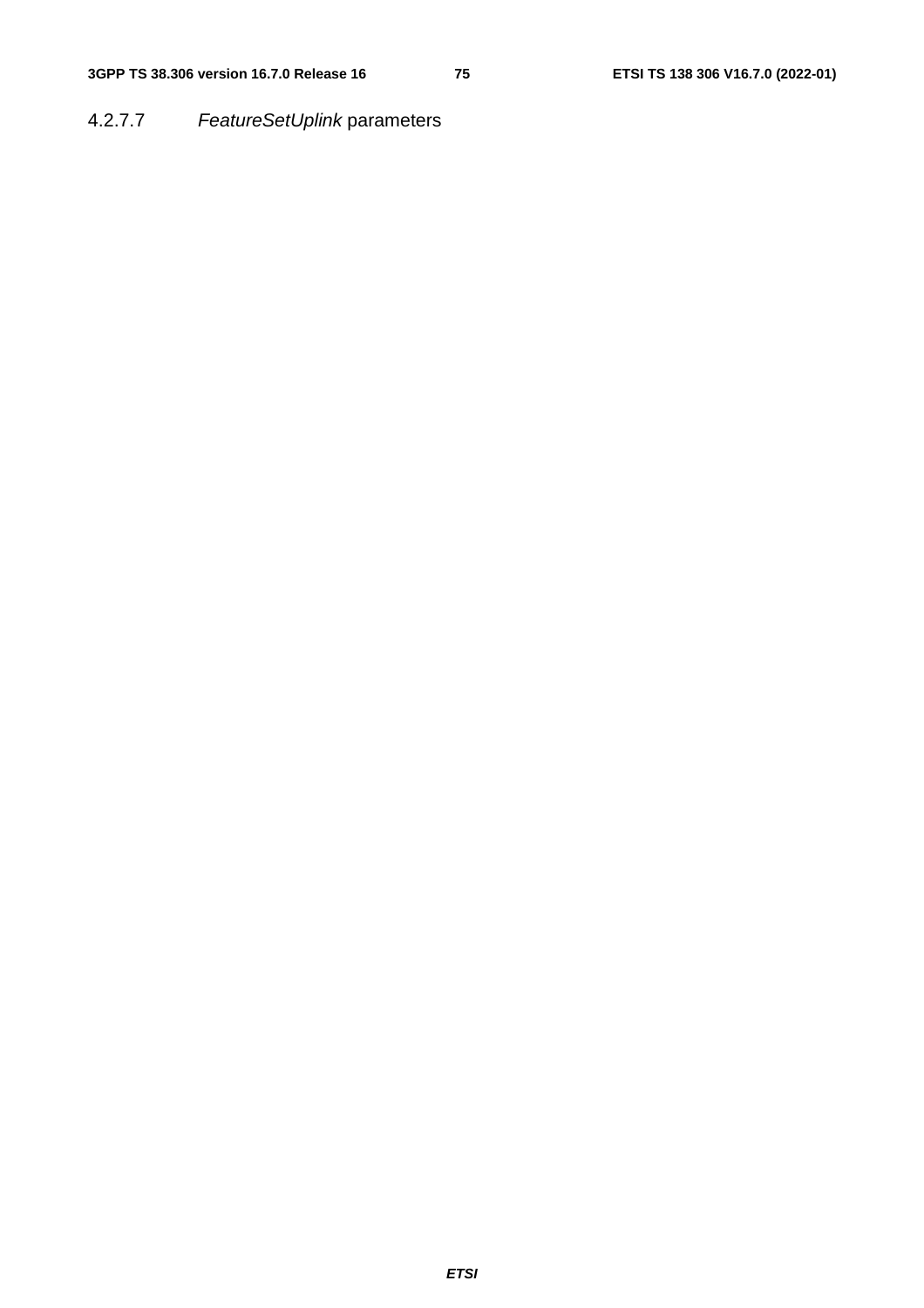#### 4.2.7.7 *FeatureSetUplink* parameters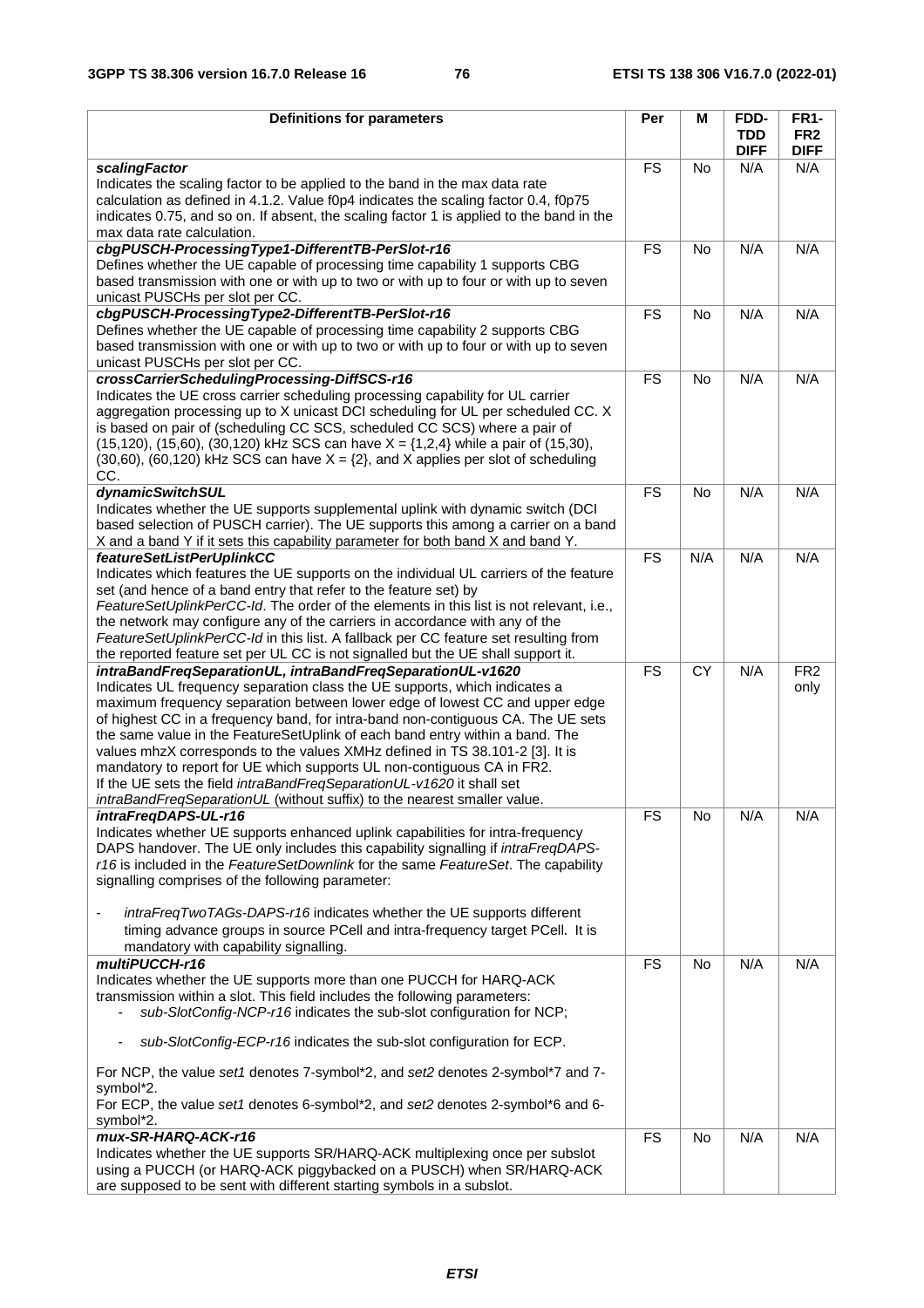| Definitions for parameters | Per | M | FDD-TDD DIFF | FR1-FR2 DIFF |
|---|---|---|---|---|
| ***scalingFactor***<br>Indicates the scaling factor to be applied to the band in the max data rate calculation as defined in 4.1.2. Value f0p4 indicates the scaling factor 0.4, f0p75 indicates 0.75, and so on. If absent, the scaling factor 1 is applied to the band in the max data rate calculation. | FS | No | N/A | N/A |
| ***cbgPUSCH-ProcessingType1-DifferentTB-PerSlot-r16***<br>Defines whether the UE capable of processing time capability 1 supports CBG based transmission with one or with up to two or with up to four or with up to seven unicast PUSCHs per slot per CC. | FS | No | N/A | N/A |
| ***cbgPUSCH-ProcessingType2-DifferentTB-PerSlot-r16***<br>Defines whether the UE capable of processing time capability 2 supports CBG based transmission with one or with up to two or with up to four or with up to seven unicast PUSCHs per slot per CC. | FS | No | N/A | N/A |
| ***crossCarrierSchedulingProcessing-DiffSCS-r16***<br>Indicates the UE cross carrier scheduling processing capability for UL carrier aggregation processing up to X unicast DCI scheduling for UL per scheduled CC. X is based on pair of (scheduling CC SCS, scheduled CC SCS) where a pair of (15,120), (15,60), (30,120) kHz SCS can have X = {1,2,4} while a pair of (15,30), (30,60), (60,120) kHz SCS can have X = {2}, and X applies per slot of scheduling CC. | FS | No | N/A | N/A |
| ***dynamicSwitchSUL***<br>Indicates whether the UE supports supplemental uplink with dynamic switch (DCI based selection of PUSCH carrier). The UE supports this among a carrier on a band X and a band Y if it sets this capability parameter for both band X and band Y. | FS | No | N/A | N/A |
| ***featureSetListPerUplinkCC***<br>Indicates which features the UE supports on the individual UL carriers of the feature set (and hence of a band entry that refer to the feature set) by *FeatureSetUplinkPerCC-Id*. The order of the elements in this list is not relevant, i.e., the network may configure any of the carriers in accordance with any of the *FeatureSetUplinkPerCC-Id* in this list. A fallback per CC feature set resulting from the reported feature set per UL CC is not signalled but the UE shall support it. | FS | N/A | N/A | N/A |
| ***intraBandFreqSeparationUL, intraBandFreqSeparationUL-v1620***<br>Indicates UL frequency separation class the UE supports, which indicates a maximum frequency separation between lower edge of lowest CC and upper edge of highest CC in a frequency band, for intra-band non-contiguous CA. The UE sets the same value in the FeatureSetUplink of each band entry within a band. The values mhzX corresponds to the values XMHz defined in TS 38.101-2 [3]. It is mandatory to report for UE which supports UL non-contiguous CA in FR2.<br>If the UE sets the field *intraBandFreqSeparationUL-v1620* it shall set *intraBandFreqSeparationUL* (without suffix) to the nearest smaller value. | FS | CY | N/A | FR2 only |
| ***intraFreqDAPS-UL-r16***<br>Indicates whether UE supports enhanced uplink capabilities for intra-frequency DAPS handover. The UE only includes this capability signalling if *intraFreqDAPS-r16* is included in the *FeatureSetDownlink* for the same *FeatureSet*. The capability signalling comprises of the following parameter:<br>- *intraFreqTwoTAGs-DAPS-r16* indicates whether the UE supports different timing advance groups in source PCell and intra-frequency target PCell. It is mandatory with capability signalling. | FS | No | N/A | N/A |
| ***multiPUCCH-r16***<br>Indicates whether the UE supports more than one PUCCH for HARQ-ACK transmission within a slot. This field includes the following parameters:<br>- *sub-SlotConfig-NCP-r16* indicates the sub-slot configuration for NCP;<br>- *sub-SlotConfig-ECP-r16* indicates the sub-slot configuration for ECP.<br>For NCP, the value *set1* denotes 7-symbol*2, and *set2* denotes 2-symbol*7 and 7-symbol*2.<br>For ECP, the value *set1* denotes 6-symbol*2, and *set2* denotes 2-symbol*6 and 6-symbol*2. | FS | No | N/A | N/A |
| ***mux-SR-HARQ-ACK-r16***<br>Indicates whether the UE supports SR/HARQ-ACK multiplexing once per subslot using a PUCCH (or HARQ-ACK piggybacked on a PUSCH) when SR/HARQ-ACK are supposed to be sent with different starting symbols in a subslot. | FS | No | N/A | N/A |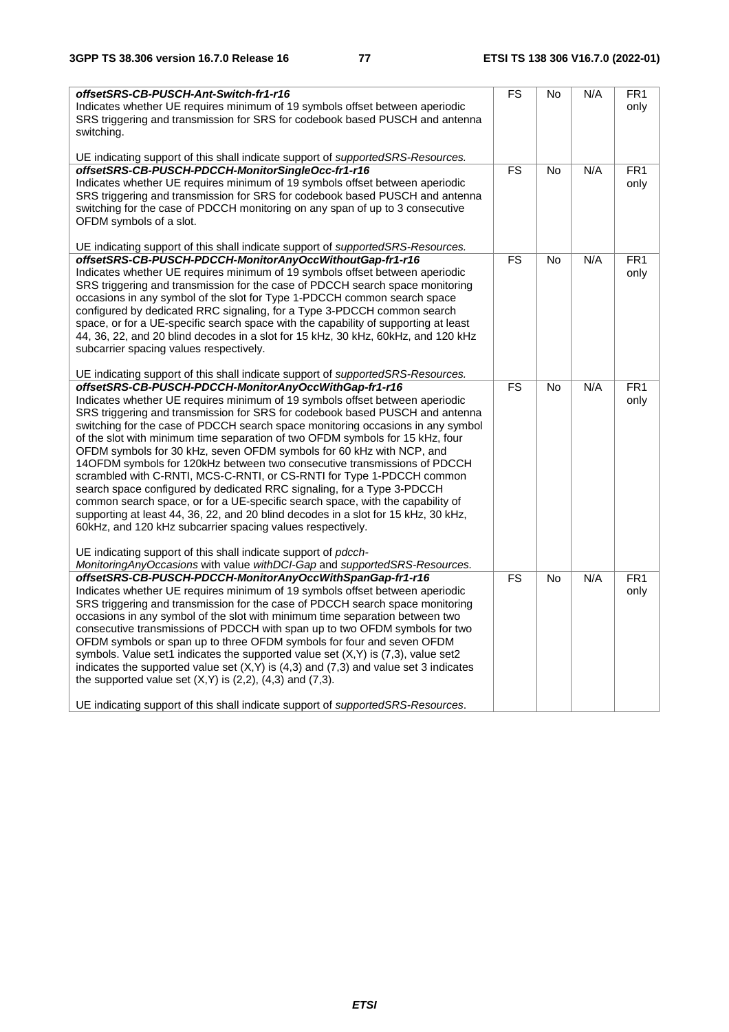| | | | | |
|---|---|---|---|---|
| ***offsetSRS-CB-PUSCH-Ant-Switch-fr1-r16***<br>Indicates whether UE requires minimum of 19 symbols offset between aperiodic SRS triggering and transmission for SRS for codebook based PUSCH and antenna switching.<br><br>UE indicating support of this shall indicate support of *supportedSRS-Resources.* | FS | No | N/A | FR1 only |
| ***offsetSRS-CB-PUSCH-PDCCH-MonitorSingleOcc-fr1-r16***<br>Indicates whether UE requires minimum of 19 symbols offset between aperiodic SRS triggering and transmission for SRS for codebook based PUSCH and antenna switching for the case of PDCCH monitoring on any span of up to 3 consecutive OFDM symbols of a slot.<br><br>UE indicating support of this shall indicate support of *supportedSRS-Resources.* | FS | No | N/A | FR1 only |
| ***offsetSRS-CB-PUSCH-PDCCH-MonitorAnyOccWithoutGap-fr1-r16***<br>Indicates whether UE requires minimum of 19 symbols offset between aperiodic SRS triggering and transmission for the case of PDCCH search space monitoring occasions in any symbol of the slot for Type 1-PDCCH common search space configured by dedicated RRC signaling, for a Type 3-PDCCH common search space, or for a UE-specific search space with the capability of supporting at least 44, 36, 22, and 20 blind decodes in a slot for 15 kHz, 30 kHz, 60kHz, and 120 kHz subcarrier spacing values respectively.<br><br>UE indicating support of this shall indicate support of *supportedSRS-Resources.* | FS | No | N/A | FR1 only |
| ***offsetSRS-CB-PUSCH-PDCCH-MonitorAnyOccWithGap-fr1-r16***<br>Indicates whether UE requires minimum of 19 symbols offset between aperiodic SRS triggering and transmission for SRS for codebook based PUSCH and antenna switching for the case of PDCCH search space monitoring occasions in any symbol of the slot with minimum time separation of two OFDM symbols for 15 kHz, four OFDM symbols for 30 kHz, seven OFDM symbols for 60 kHz with NCP, and 14OFDM symbols for 120kHz between two consecutive transmissions of PDCCH scrambled with C-RNTI, MCS-C-RNTI, or CS-RNTI for Type 1-PDCCH common search space configured by dedicated RRC signaling, for a Type 3-PDCCH common search space, or for a UE-specific search space, with the capability of supporting at least 44, 36, 22, and 20 blind decodes in a slot for 15 kHz, 30 kHz, 60kHz, and 120 kHz subcarrier spacing values respectively.<br><br>UE indicating support of this shall indicate support of *pdcch-MonitoringAnyOccasions* with value *withDCI-Gap* and *supportedSRS-Resources.* | FS | No | N/A | FR1 only |
| ***offsetSRS-CB-PUSCH-PDCCH-MonitorAnyOccWithSpanGap-fr1-r16***<br>Indicates whether UE requires minimum of 19 symbols offset between aperiodic SRS triggering and transmission for the case of PDCCH search space monitoring occasions in any symbol of the slot with minimum time separation between two consecutive transmissions of PDCCH with span up to two OFDM symbols for two OFDM symbols or span up to three OFDM symbols for four and seven OFDM symbols. Value set1 indicates the supported value set (X,Y) is (7,3), value set2 indicates the supported value set (X,Y) is (4,3) and (7,3) and value set 3 indicates the supported value set (X,Y) is (2,2), (4,3) and (7,3).<br><br>UE indicating support of this shall indicate support of *supportedSRS-Resources*. | FS | No | N/A | FR1 only |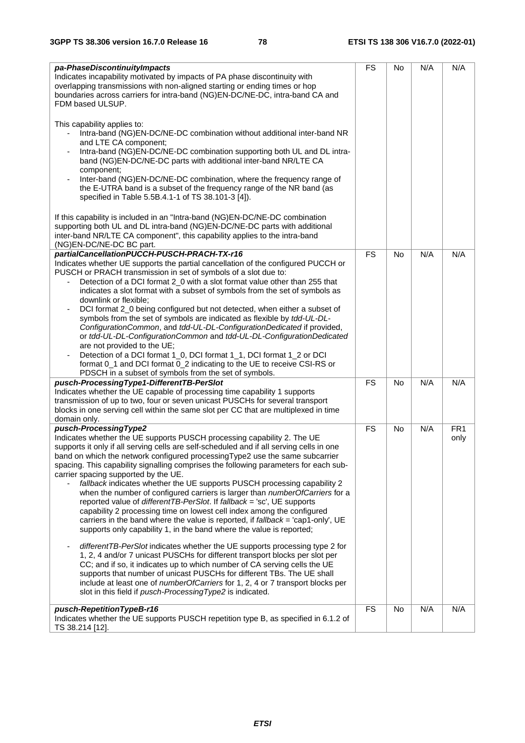| | | | | |
|---|---|---|---|---|
| ***pa-PhaseDiscontinuityImpacts***<br>Indicates incapability motivated by impacts of PA phase discontinuity with overlapping transmissions with non-aligned starting or ending times or hop boundaries across carriers for intra-band (NG)EN-DC/NE-DC, intra-band CA and FDM based ULSUP.<br><br>This capability applies to:<br>- Intra-band (NG)EN-DC/NE-DC combination without additional inter-band NR and LTE CA component;<br>- Intra-band (NG)EN-DC/NE-DC combination supporting both UL and DL intra-band (NG)EN-DC/NE-DC parts with additional inter-band NR/LTE CA component;<br>- Inter-band (NG)EN-DC/NE-DC combination, where the frequency range of the E-UTRA band is a subset of the frequency range of the NR band (as specified in Table 5.5B.4.1-1 of TS 38.101-3 [4]).<br><br>If this capability is included in an "Intra-band (NG)EN-DC/NE-DC combination supporting both UL and DL intra-band (NG)EN-DC/NE-DC parts with additional inter-band NR/LTE CA component", this capability applies to the intra-band (NG)EN-DC/NE-DC BC part. | FS | No | N/A | N/A |
| ***partialCancellationPUCCH-PUSCH-PRACH-TX-r16***<br>Indicates whether UE supports the partial cancellation of the configured PUCCH or PUSCH or PRACH transmission in set of symbols of a slot due to:<br>- Detection of a DCI format 2_0 with a slot format value other than 255 that indicates a slot format with a subset of symbols from the set of symbols as downlink or flexible;<br>- DCI format 2_0 being configured but not detected, when either a subset of symbols from the set of symbols are indicated as flexible by *tdd-UL-DL-ConfigurationCommon*, and *tdd-UL-DL-ConfigurationDedicated* if provided, or *tdd-UL-DL-ConfigurationCommon* and *tdd-UL-DL-ConfigurationDedicated* are not provided to the UE;<br>- Detection of a DCI format 1_0, DCI format 1_1, DCI format 1_2 or DCI format 0_1 and DCI format 0_2 indicating to the UE to receive CSI-RS or PDSCH in a subset of symbols from the set of symbols. | FS | No | N/A | N/A |
| ***pusch-ProcessingType1-DifferentTB-PerSlot***<br>Indicates whether the UE capable of processing time capability 1 supports transmission of up to two, four or seven unicast PUSCHs for several transport blocks in one serving cell within the same slot per CC that are multiplexed in time domain only. | FS | No | N/A | N/A |
| ***pusch-ProcessingType2***<br>Indicates whether the UE supports PUSCH processing capability 2. The UE supports it only if all serving cells are self-scheduled and if all serving cells in one band on which the network configured processingType2 use the same subcarrier spacing. This capability signalling comprises the following parameters for each sub-carrier spacing supported by the UE.<br>- *fallback* indicates whether the UE supports PUSCH processing capability 2 when the number of configured carriers is larger than *numberOfCarriers* for a reported value of *differentTB-PerSlot*. If *fallback* = 'sc', UE supports capability 2 processing time on lowest cell index among the configured carriers in the band where the value is reported, if *fallback* = 'cap1-only', UE supports only capability 1, in the band where the value is reported;<br><br>- *differentTB-PerSlot* indicates whether the UE supports processing type 2 for 1, 2, 4 and/or 7 unicast PUSCHs for different transport blocks per slot per CC; and if so, it indicates up to which number of CA serving cells the UE supports that number of unicast PUSCHs for different TBs. The UE shall include at least one of *numberOfCarriers* for 1, 2, 4 or 7 transport blocks per slot in this field if *pusch-ProcessingType2* is indicated. | FS | No | N/A | FR1 only |
| ***pusch-RepetitionTypeB-r16***<br>Indicates whether the UE supports PUSCH repetition type B, as specified in 6.1.2 of TS 38.214 [12]. | FS | No | N/A | N/A |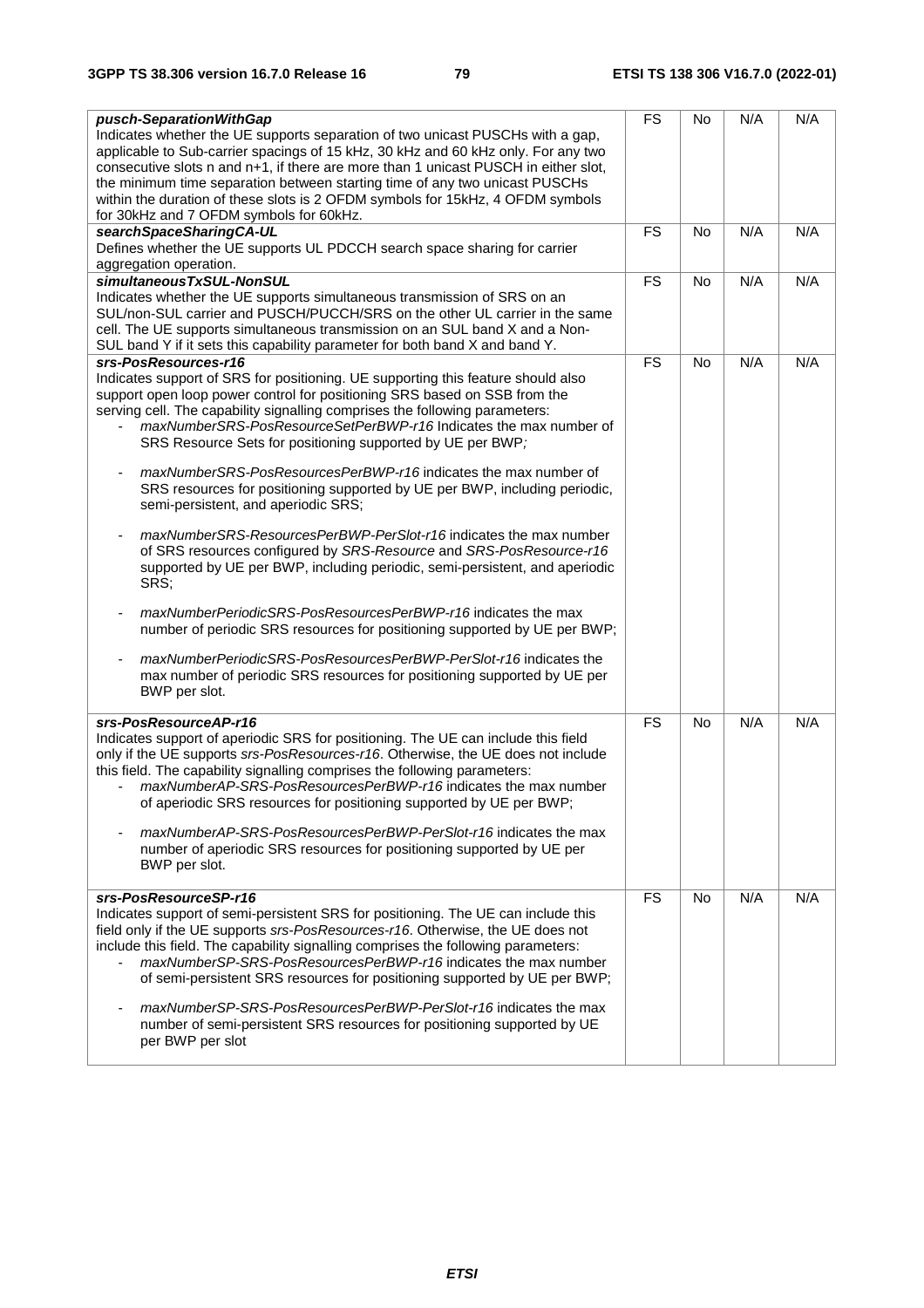| | | | | |
|---|---|---|---|---|
| ***pusch-SeparationWithGap***<br>Indicates whether the UE supports separation of two unicast PUSCHs with a gap, applicable to Sub-carrier spacings of 15 kHz, 30 kHz and 60 kHz only. For any two consecutive slots n and n+1, if there are more than 1 unicast PUSCH in either slot, the minimum time separation between starting time of any two unicast PUSCHs within the duration of these slots is 2 OFDM symbols for 15kHz, 4 OFDM symbols for 30kHz and 7 OFDM symbols for 60kHz. | FS | No | N/A | N/A |
| ***searchSpaceSharingCA-UL***<br>Defines whether the UE supports UL PDCCH search space sharing for carrier aggregation operation. | FS | No | N/A | N/A |
| ***simultaneousTxSUL-NonSUL***<br>Indicates whether the UE supports simultaneous transmission of SRS on an SUL/non-SUL carrier and PUSCH/PUCCH/SRS on the other UL carrier in the same cell. The UE supports simultaneous transmission on an SUL band X and a Non-SUL band Y if it sets this capability parameter for both band X and band Y. | FS | No | N/A | N/A |
| ***srs-PosResources-r16***<br>Indicates support of SRS for positioning. UE supporting this feature should also support open loop power control for positioning SRS based on SSB from the serving cell. The capability signalling comprises the following parameters:<br>- *maxNumberSRS-PosResourceSetPerBWP-r16* Indicates the max number of SRS Resource Sets for positioning supported by UE per BWP;<br>- *maxNumberSRS-PosResourcesPerBWP-r16* indicates the max number of SRS resources for positioning supported by UE per BWP, including periodic, semi-persistent, and aperiodic SRS;<br>- *maxNumberSRS-ResourcesPerBWP-PerSlot-r16* indicates the max number of SRS resources configured by *SRS-Resource* and *SRS-PosResource-r16* supported by UE per BWP, including periodic, semi-persistent, and aperiodic SRS;<br>- *maxNumberPeriodicSRS-PosResourcesPerBWP-r16* indicates the max number of periodic SRS resources for positioning supported by UE per BWP;<br>- *maxNumberPeriodicSRS-PosResourcesPerBWP-PerSlot-r16* indicates the max number of periodic SRS resources for positioning supported by UE per BWP per slot. | FS | No | N/A | N/A |
| ***srs-PosResourceAP-r16***<br>Indicates support of aperiodic SRS for positioning. The UE can include this field only if the UE supports *srs-PosResources-r16*. Otherwise, the UE does not include this field. The capability signalling comprises the following parameters:<br>- *maxNumberAP-SRS-PosResourcesPerBWP-r16* indicates the max number of aperiodic SRS resources for positioning supported by UE per BWP;<br>- *maxNumberAP-SRS-PosResourcesPerBWP-PerSlot-r16* indicates the max number of aperiodic SRS resources for positioning supported by UE per BWP per slot. | FS | No | N/A | N/A |
| ***srs-PosResourceSP-r16***<br>Indicates support of semi-persistent SRS for positioning. The UE can include this field only if the UE supports *srs-PosResources-r16*. Otherwise, the UE does not include this field. The capability signalling comprises the following parameters:<br>- *maxNumberSP-SRS-PosResourcesPerBWP-r16* indicates the max number of semi-persistent SRS resources for positioning supported by UE per BWP;<br>- *maxNumberSP-SRS-PosResourcesPerBWP-PerSlot-r16* indicates the max number of semi-persistent SRS resources for positioning supported by UE per BWP per slot | FS | No | N/A | N/A |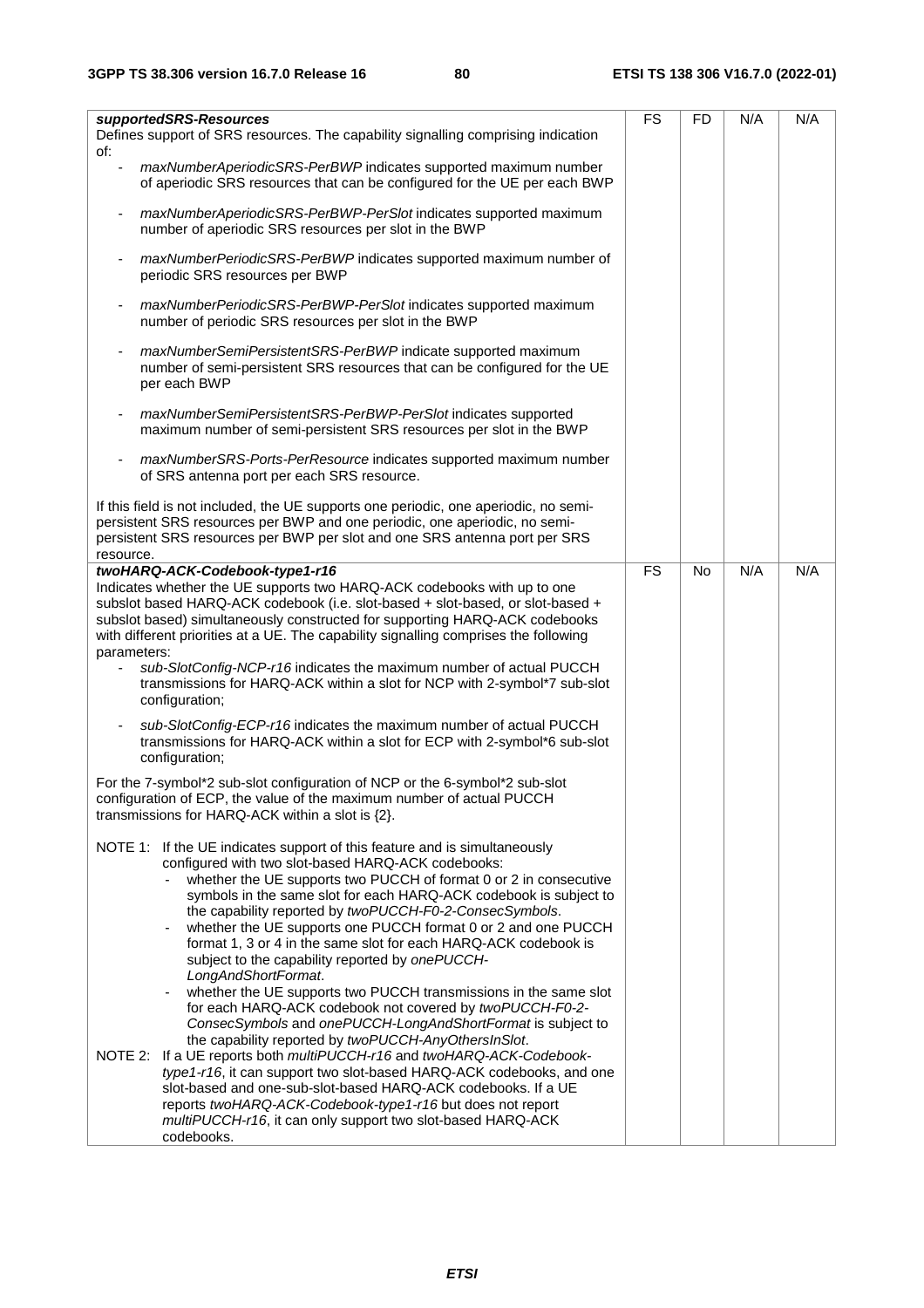| | | | | |
|---|---|---|---|---|
| ***supportedSRS-Resources***<br>Defines support of SRS resources. The capability signalling comprising indication of:<br>- *maxNumberAperiodicSRS-PerBWP* indicates supported maximum number of aperiodic SRS resources that can be configured for the UE per each BWP<br>- *maxNumberAperiodicSRS-PerBWP-PerSlot* indicates supported maximum number of aperiodic SRS resources per slot in the BWP<br>- *maxNumberPeriodicSRS-PerBWP* indicates supported maximum number of periodic SRS resources per BWP<br>- *maxNumberPeriodicSRS-PerBWP-PerSlot* indicates supported maximum number of periodic SRS resources per slot in the BWP<br>- *maxNumberSemiPersistentSRS-PerBWP* indicate supported maximum number of semi-persistent SRS resources that can be configured for the UE per each BWP<br>- *maxNumberSemiPersistentSRS-PerBWP-PerSlot* indicates supported maximum number of semi-persistent SRS resources per slot in the BWP<br>- *maxNumberSRS-Ports-PerResource* indicates supported maximum number of SRS antenna port per each SRS resource.<br><br>If this field is not included, the UE supports one periodic, one aperiodic, no semi-persistent SRS resources per BWP and one periodic, one aperiodic, no semi-persistent SRS resources per BWP per slot and one SRS antenna port per SRS resource. | FS | FD | N/A | N/A |
| ***twoHARQ-ACK-Codebook-type1-r16***<br>Indicates whether the UE supports two HARQ-ACK codebooks with up to one subslot based HARQ-ACK codebook (i.e. slot-based + slot-based, or slot-based + subslot based) simultaneously constructed for supporting HARQ-ACK codebooks with different priorities at a UE. The capability signalling comprises the following parameters:<br>- *sub-SlotConfig-NCP-r16* indicates the maximum number of actual PUCCH transmissions for HARQ-ACK within a slot for NCP with 2-symbol*7 sub-slot configuration;<br>- *sub-SlotConfig-ECP-r16* indicates the maximum number of actual PUCCH transmissions for HARQ-ACK within a slot for ECP with 2-symbol*6 sub-slot configuration;<br><br>For the 7-symbol*2 sub-slot configuration of NCP or the 6-symbol*2 sub-slot configuration of ECP, the value of the maximum number of actual PUCCH transmissions for HARQ-ACK within a slot is {2}.<br><br>NOTE 1: If the UE indicates support of this feature and is simultaneously configured with two slot-based HARQ-ACK codebooks:<br>- whether the UE supports two PUCCH of format 0 or 2 in consecutive symbols in the same slot for each HARQ-ACK codebook is subject to the capability reported by *twoPUCCH-F0-2-ConsecSymbols*.<br>- whether the UE supports one PUCCH format 0 or 2 and one PUCCH format 1, 3 or 4 in the same slot for each HARQ-ACK codebook is subject to the capability reported by *onePUCCH-LongAndShortFormat*.<br>- whether the UE supports two PUCCH transmissions in the same slot for each HARQ-ACK codebook not covered by *twoPUCCH-F0-2-ConsecSymbols* and *onePUCCH-LongAndShortFormat* is subject to the capability reported by *twoPUCCH-AnyOthersInSlot*.<br>NOTE 2: If a UE reports both *multiPUCCH-r16* and *twoHARQ-ACK-Codebook-type1-r16*, it can support two slot-based HARQ-ACK codebooks, and one slot-based and one-sub-slot-based HARQ-ACK codebooks. If a UE reports *twoHARQ-ACK-Codebook-type1-r16* but does not report *multiPUCCH-r16*, it can only support two slot-based HARQ-ACK codebooks. | FS | No | N/A | N/A |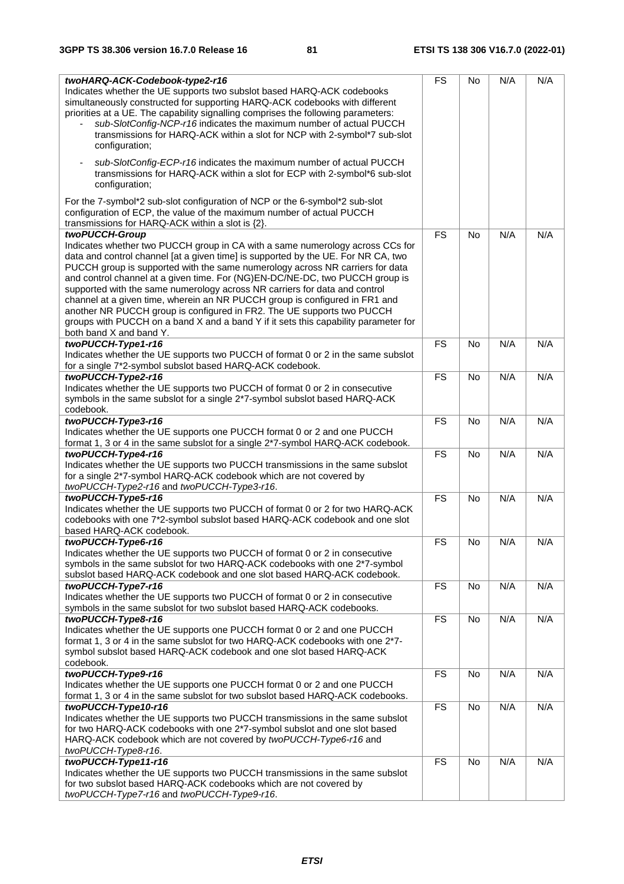| Definitions for parameters | Per | M | FDD-TDD DIFF | FR1-FR2 DIFF |
|---|---|---|---|---|
| ***twoHARQ-ACK-Codebook-type2-r16*** <br> Indicates whether the UE supports two subslot based HARQ-ACK codebooks simultaneously constructed for supporting HARQ-ACK codebooks with different priorities at a UE. The capability signalling comprises the following parameters: <br> - *sub-SlotConfig-NCP-r16* indicates the maximum number of actual PUCCH transmissions for HARQ-ACK within a slot for NCP with 2-symbol*7 sub-slot configuration; <br> - *sub-SlotConfig-ECP-r16* indicates the maximum number of actual PUCCH transmissions for HARQ-ACK within a slot for ECP with 2-symbol*6 sub-slot configuration; <br> For the 7-symbol*2 sub-slot configuration of NCP or the 6-symbol*2 sub-slot configuration of ECP, the value of the maximum number of actual PUCCH transmissions for HARQ-ACK within a slot is {2}. | FS | No | N/A | N/A |
| ***twoPUCCH-Group*** <br> Indicates whether two PUCCH group in CA with a same numerology across CCs for data and control channel [at a given time] is supported by the UE. For NR CA, two PUCCH group is supported with the same numerology across NR carriers for data and control channel at a given time. For (NG)EN-DC/NE-DC, two PUCCH group is supported with the same numerology across NR carriers for data and control channel at a given time, wherein an NR PUCCH group is configured in FR1 and another NR PUCCH group is configured in FR2. The UE supports two PUCCH groups with PUCCH on a band X and a band Y if it sets this capability parameter for both band X and band Y. | FS | No | N/A | N/A |
| ***twoPUCCH-Type1-r16*** <br> Indicates whether the UE supports two PUCCH of format 0 or 2 in the same subslot for a single 7*2-symbol subslot based HARQ-ACK codebook. | FS | No | N/A | N/A |
| ***twoPUCCH-Type2-r16*** <br> Indicates whether the UE supports two PUCCH of format 0 or 2 in consecutive symbols in the same subslot for a single 2*7-symbol subslot based HARQ-ACK codebook. | FS | No | N/A | N/A |
| ***twoPUCCH-Type3-r16*** <br> Indicates whether the UE supports one PUCCH format 0 or 2 and one PUCCH format 1, 3 or 4 in the same subslot for a single 2*7-symbol HARQ-ACK codebook. | FS | No | N/A | N/A |
| ***twoPUCCH-Type4-r16*** <br> Indicates whether the UE supports two PUCCH transmissions in the same subslot for a single 2*7-symbol HARQ-ACK codebook which are not covered by *twoPUCCH-Type2-r16* and *twoPUCCH-Type3-r16*. | FS | No | N/A | N/A |
| ***twoPUCCH-Type5-r16*** <br> Indicates whether the UE supports two PUCCH of format 0 or 2 for two HARQ-ACK codebooks with one 7*2-symbol subslot based HARQ-ACK codebook and one slot based HARQ-ACK codebook. | FS | No | N/A | N/A |
| ***twoPUCCH-Type6-r16*** <br> Indicates whether the UE supports two PUCCH of format 0 or 2 in consecutive symbols in the same subslot for two HARQ-ACK codebooks with one 2*7-symbol subslot based HARQ-ACK codebook and one slot based HARQ-ACK codebook. | FS | No | N/A | N/A |
| ***twoPUCCH-Type7-r16*** <br> Indicates whether the UE supports two PUCCH of format 0 or 2 in consecutive symbols in the same subslot for two subslot based HARQ-ACK codebooks. | FS | No | N/A | N/A |
| ***twoPUCCH-Type8-r16*** <br> Indicates whether the UE supports one PUCCH format 0 or 2 and one PUCCH format 1, 3 or 4 in the same subslot for two HARQ-ACK codebooks with one 2*7-symbol subslot based HARQ-ACK codebook and one slot based HARQ-ACK codebook. | FS | No | N/A | N/A |
| ***twoPUCCH-Type9-r16*** <br> Indicates whether the UE supports one PUCCH format 0 or 2 and one PUCCH format 1, 3 or 4 in the same subslot for two subslot based HARQ-ACK codebooks. | FS | No | N/A | N/A |
| ***twoPUCCH-Type10-r16*** <br> Indicates whether the UE supports two PUCCH transmissions in the same subslot for two HARQ-ACK codebooks with one 2*7-symbol subslot and one slot based HARQ-ACK codebook which are not covered by *twoPUCCH-Type6-r16* and *twoPUCCH-Type8-r16*. | FS | No | N/A | N/A |
| ***twoPUCCH-Type11-r16*** <br> Indicates whether the UE supports two PUCCH transmissions in the same subslot for two subslot based HARQ-ACK codebooks which are not covered by *twoPUCCH-Type7-r16* and *twoPUCCH-Type9-r16*. | FS | No | N/A | N/A |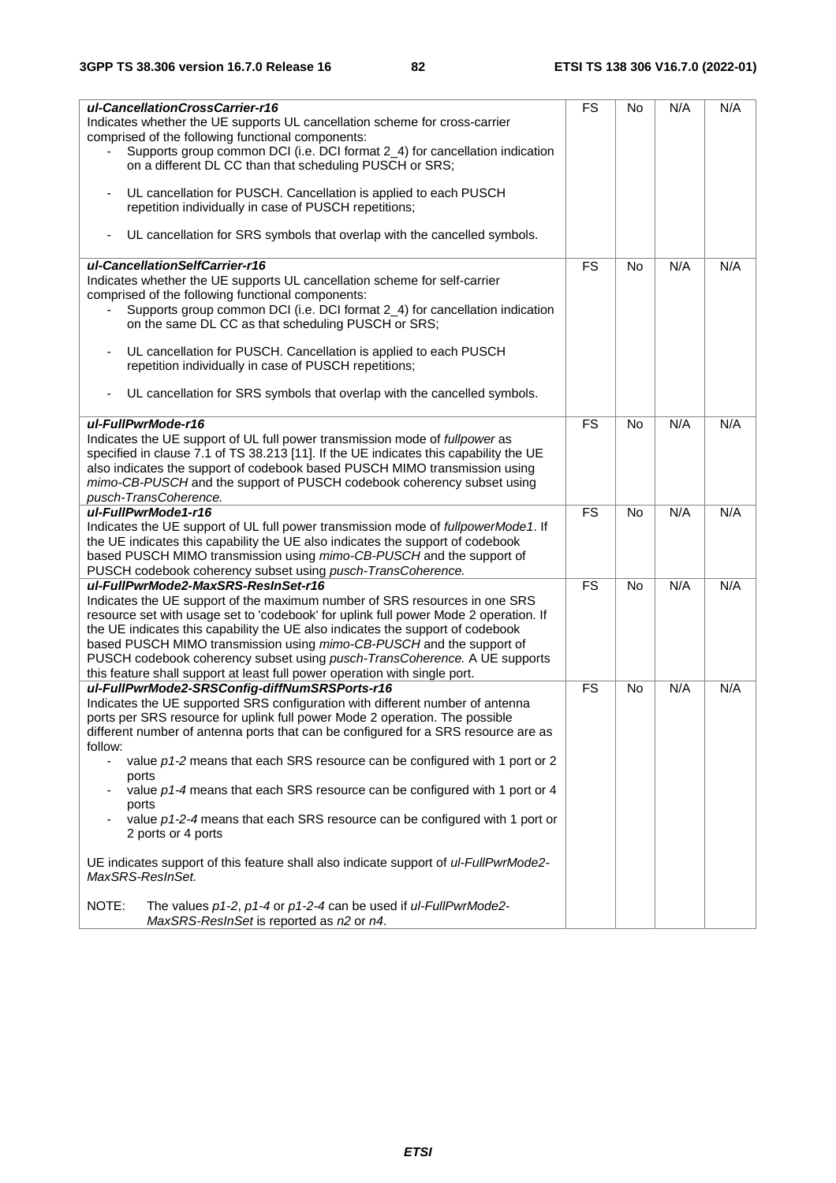| | | | | |
|---|---|---|---|---|
| ***ul-CancellationCrossCarrier-r16***<br>Indicates whether the UE supports UL cancellation scheme for cross-carrier comprised of the following functional components:<br>- Supports group common DCI (i.e. DCI format 2_4) for cancellation indication on a different DL CC than that scheduling PUSCH or SRS;<br>- UL cancellation for PUSCH. Cancellation is applied to each PUSCH repetition individually in case of PUSCH repetitions;<br>- UL cancellation for SRS symbols that overlap with the cancelled symbols. | FS | No | N/A | N/A |
| ***ul-CancellationSelfCarrier-r16***<br>Indicates whether the UE supports UL cancellation scheme for self-carrier comprised of the following functional components:<br>- Supports group common DCI (i.e. DCI format 2_4) for cancellation indication on the same DL CC as that scheduling PUSCH or SRS;<br>- UL cancellation for PUSCH. Cancellation is applied to each PUSCH repetition individually in case of PUSCH repetitions;<br>- UL cancellation for SRS symbols that overlap with the cancelled symbols. | FS | No | N/A | N/A |
| ***ul-FullPwrMode-r16***<br>Indicates the UE support of UL full power transmission mode of *fullpower* as specified in clause 7.1 of TS 38.213 [11]. If the UE indicates this capability the UE also indicates the support of codebook based PUSCH MIMO transmission using *mimo-CB-PUSCH* and the support of PUSCH codebook coherency subset using *pusch-TransCoherence.* | FS | No | N/A | N/A |
| ***ul-FullPwrMode1-r16***<br>Indicates the UE support of UL full power transmission mode of *fullpowerMode1*. If the UE indicates this capability the UE also indicates the support of codebook based PUSCH MIMO transmission using *mimo-CB-PUSCH* and the support of PUSCH codebook coherency subset using *pusch-TransCoherence.* | FS | No | N/A | N/A |
| ***ul-FullPwrMode2-MaxSRS-ResInSet-r16***<br>Indicates the UE support of the maximum number of SRS resources in one SRS resource set with usage set to 'codebook' for uplink full power Mode 2 operation. If the UE indicates this capability the UE also indicates the support of codebook based PUSCH MIMO transmission using *mimo-CB-PUSCH* and the support of PUSCH codebook coherency subset using *pusch-TransCoherence.* A UE supports this feature shall support at least full power operation with single port. | FS | No | N/A | N/A |
| ***ul-FullPwrMode2-SRSConfig-diffNumSRSPorts-r16***<br>Indicates the UE supported SRS configuration with different number of antenna ports per SRS resource for uplink full power Mode 2 operation. The possible different number of antenna ports that can be configured for a SRS resource are as follow:<br>- value *p1-2* means that each SRS resource can be configured with 1 port or 2 ports<br>- value *p1-4* means that each SRS resource can be configured with 1 port or 4 ports<br>- value *p1-2-4* means that each SRS resource can be configured with 1 port or 2 ports or 4 ports<br><br>UE indicates support of this feature shall also indicate support of *ul-FullPwrMode2-MaxSRS-ResInSet.*<br><br>NOTE: The values *p1-2*, *p1-4* or *p1-2-4* can be used if *ul-FullPwrMode2-MaxSRS-ResInSet* is reported as *n2* or *n4*. | FS | No | N/A | N/A |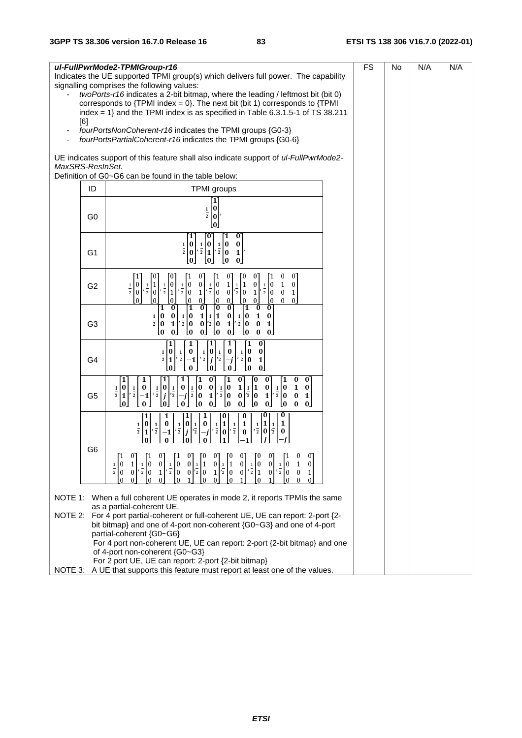| *ul-FullPwrMode2-TPMIGroup-r16*<br>Indicates the UE supported TPMI group(s) which delivers full power. The capability signalling comprises the following values:<br>- *twoPorts-r16* indicates a 2-bit bitmap, where the leading / leftmost bit (bit 0) corresponds to {TPMI index = 0}. The next bit (bit 1) corresponds to {TPMI index = 1} and the TPMI index is as specified in Table 6.3.1.5-1 of TS 38.211 [6]<br>- *fourPortsNonCoherent-r16* indicates the TPMI groups {G0-3}<br>- *fourPortsPartialCoherent-r16* indicates the TPMI groups {G0-6}<br><br>UE indicates support of this feature shall also indicate support of *ul-FullPwrMode2-MaxSRS-ResInSet.*<br>Definition of G0~G6 can be found in the table below: | FS | No | N/A | N/A |
|---|---|---|---|---|

| ID | TPMI groups |
|---|---|
| G0 | $\frac{1}{2}\begin{bmatrix}1\\0\\0\\0\end{bmatrix}$, |
| G1 | $\frac{1}{2}\begin{bmatrix}1\\0\\0\\0\end{bmatrix}, \frac{1}{2}\begin{bmatrix}0\\0\\1\\0\end{bmatrix}, \frac{1}{2}\begin{bmatrix}1&0\\0&0\\0&1\\0&0\end{bmatrix}$, |
| G2 | $\frac{1}{2}\begin{bmatrix}1\\0\\0\\0\end{bmatrix}, \frac{1}{2}\begin{bmatrix}0\\1\\0\\0\end{bmatrix}, \frac{1}{2}\begin{bmatrix}0\\0\\1\\0\end{bmatrix}, \frac{1}{2}\begin{bmatrix}1&0\\0&0\\0&1\\0&0\end{bmatrix}, \frac{1}{2}\begin{bmatrix}1&0\\0&1\\0&0\\0&0\end{bmatrix}, \frac{1}{2}\begin{bmatrix}0&0\\1&0\\0&1\\0&0\end{bmatrix}, \frac{1}{2}\begin{bmatrix}1&0&0\\0&1&0\\0&0&1\\0&0&0\end{bmatrix}$ |
| G3 | $\frac{1}{2}\begin{bmatrix}1&0\\0&0\\0&1\\0&0\end{bmatrix}, \frac{1}{2}\begin{bmatrix}1&0\\0&1\\0&0\\0&0\end{bmatrix}, \frac{1}{2}\begin{bmatrix}0&0\\1&0\\0&1\\0&0\end{bmatrix}, \frac{1}{2}\begin{bmatrix}1&0&0\\0&1&0\\0&0&1\\0&0&0\end{bmatrix}$ |
| G4 | $\frac{1}{2}\begin{bmatrix}1\\0\\1\\0\end{bmatrix}, \frac{1}{2}\begin{bmatrix}1\\0\\-1\\0\end{bmatrix}, \frac{1}{2}\begin{bmatrix}1\\0\\j\\0\end{bmatrix}, \frac{1}{2}\begin{bmatrix}1\\0\\-j\\0\end{bmatrix}, \frac{1}{2}\begin{bmatrix}1&0\\0&0\\0&1\\0&0\end{bmatrix}$ |
| G5 | $\frac{1}{2}\begin{bmatrix}1\\0\\1\\0\end{bmatrix}, \frac{1}{2}\begin{bmatrix}1\\0\\-1\\0\end{bmatrix}, \frac{1}{2}\begin{bmatrix}1\\0\\j\\0\end{bmatrix}, \frac{1}{2}\begin{bmatrix}1\\0\\-j\\0\end{bmatrix}, \frac{1}{2}\begin{bmatrix}1&0\\0&0\\0&1\\0&0\end{bmatrix}, \frac{1}{2}\begin{bmatrix}1&0\\0&1\\0&0\\0&0\end{bmatrix}, \frac{1}{2}\begin{bmatrix}0&0\\1&0\\0&1\\0&0\end{bmatrix}, \frac{1}{2}\begin{bmatrix}1&0&0\\0&1&0\\0&0&1\\0&0&0\end{bmatrix}$ |
| G6 | $\frac{1}{2}\begin{bmatrix}1\\0\\1\\0\end{bmatrix}, \frac{1}{2}\begin{bmatrix}1\\0\\-1\\0\end{bmatrix}, \frac{1}{2}\begin{bmatrix}1\\0\\j\\0\end{bmatrix}, \frac{1}{2}\begin{bmatrix}1\\0\\-j\\0\end{bmatrix}, \frac{1}{2}\begin{bmatrix}0\\1\\0\\1\end{bmatrix}, \frac{1}{2}\begin{bmatrix}0\\1\\0\\-1\end{bmatrix}, \frac{1}{2}\begin{bmatrix}0\\1\\0\\j\end{bmatrix}, \frac{1}{2}\begin{bmatrix}0\\1\\0\\-j\end{bmatrix}$<br>$\frac{1}{2}\begin{bmatrix}1&0\\0&1\\0&0\\0&0\end{bmatrix}, \frac{1}{2}\begin{bmatrix}1&0\\0&0\\0&1\\0&0\end{bmatrix}, \frac{1}{2}\begin{bmatrix}1&0\\0&0\\0&0\\0&1\end{bmatrix}, \frac{1}{2}\begin{bmatrix}0&0\\1&0\\0&1\\0&0\end{bmatrix}, \frac{1}{2}\begin{bmatrix}0&0\\1&0\\0&0\\0&1\end{bmatrix}, \frac{1}{2}\begin{bmatrix}0&0\\0&0\\1&0\\0&1\end{bmatrix}, \frac{1}{2}\begin{bmatrix}1&0&0\\0&1&0\\0&0&1\\0&0&0\end{bmatrix}$ |

NOTE 1: When a full coherent UE operates in mode 2, it reports TPMIs the same as a partial-coherent UE.

NOTE 2: For 4 port partial-coherent or full-coherent UE, UE can report: 2-port {2-bit bitmap} and one of 4-port non-coherent {G0~G3} and one of 4-port partial-coherent {G0~G6}
For 4 port non-coherent UE, UE can report: 2-port {2-bit bitmap} and one of 4-port non-coherent {G0~G3}
For 2 port UE, UE can report: 2-port {2-bit bitmap}

NOTE 3: A UE that supports this feature must report at least one of the values.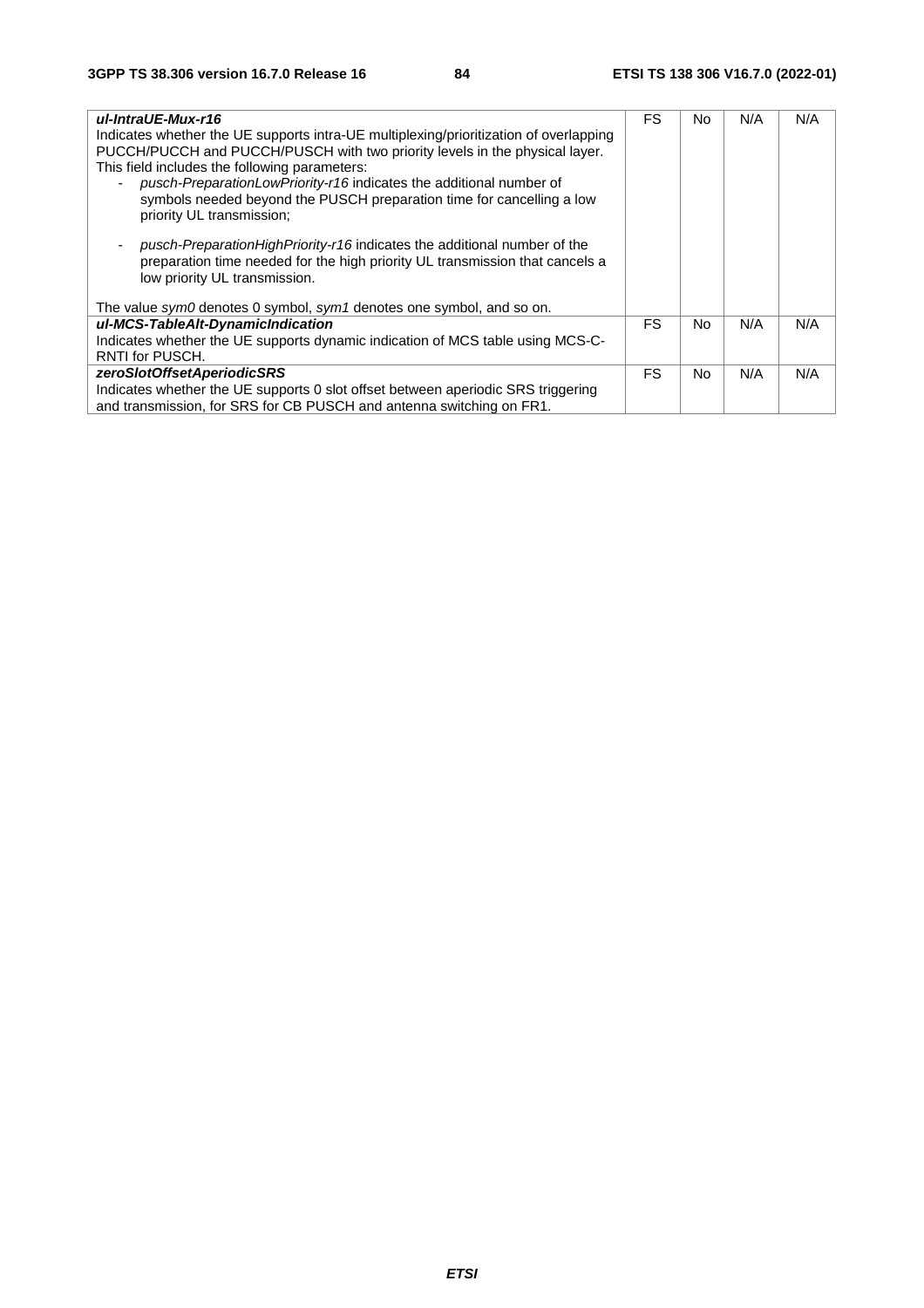| | | | | |
|---|---|---|---|---|
| ***ul-IntraUE-Mux-r16*** <br> Indicates whether the UE supports intra-UE multiplexing/prioritization of overlapping PUCCH/PUCCH and PUCCH/PUSCH with two priority levels in the physical layer. This field includes the following parameters: <br> - *pusch-PreparationLowPriority-r16* indicates the additional number of symbols needed beyond the PUSCH preparation time for cancelling a low priority UL transmission; <br> - *pusch-PreparationHighPriority-r16* indicates the additional number of the preparation time needed for the high priority UL transmission that cancels a low priority UL transmission. <br> The value *sym0* denotes 0 symbol, *sym1* denotes one symbol, and so on. | FS | No | N/A | N/A |
| ***ul-MCS-TableAlt-DynamicIndication*** <br> Indicates whether the UE supports dynamic indication of MCS table using MCS-C-RNTI for PUSCH. | FS | No | N/A | N/A |
| ***zeroSlotOffsetAperiodicSRS*** <br> Indicates whether the UE supports 0 slot offset between aperiodic SRS triggering and transmission, for SRS for CB PUSCH and antenna switching on FR1. | FS | No | N/A | N/A |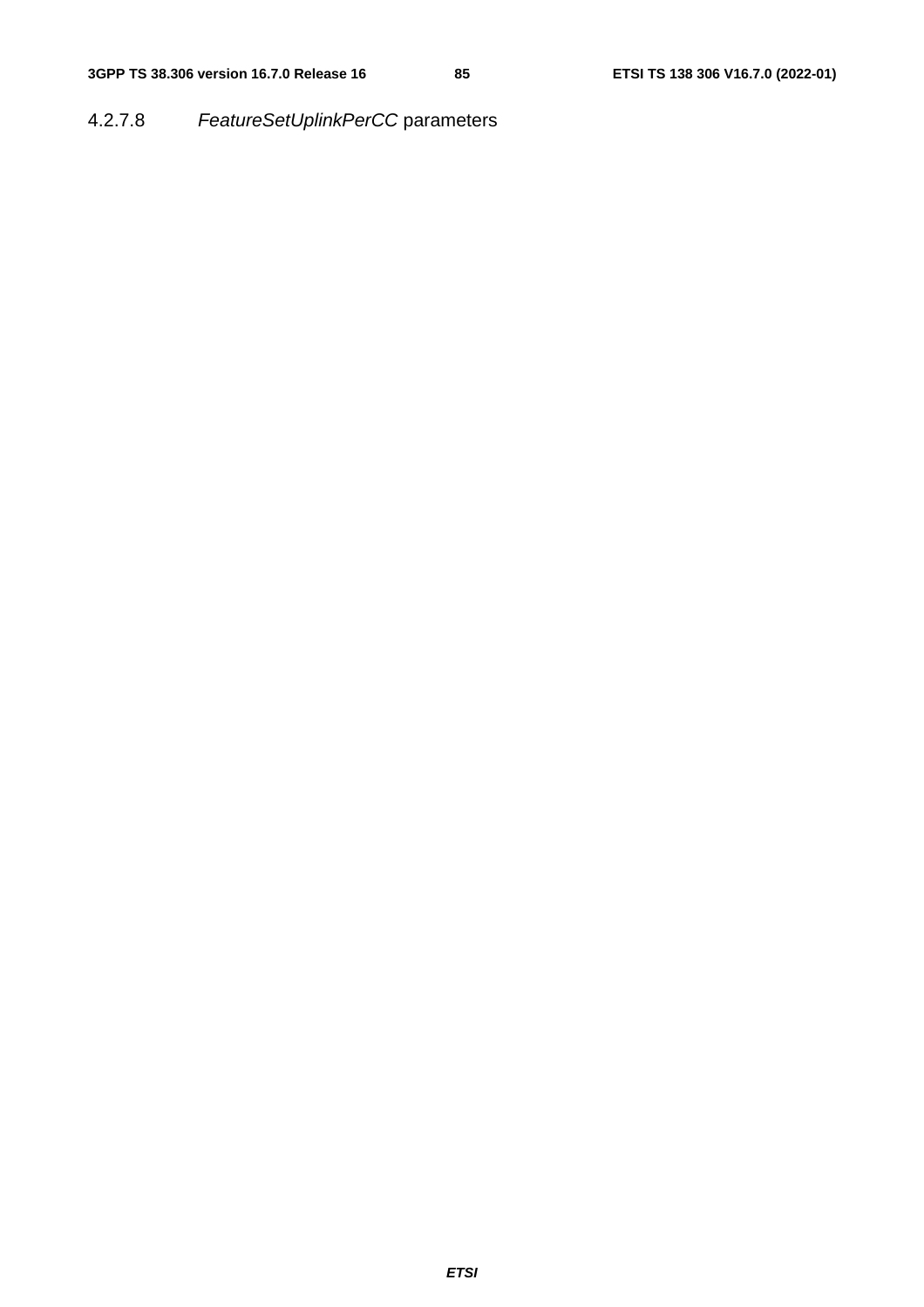#### 4.2.7.8 *FeatureSetUplinkPerCC* parameters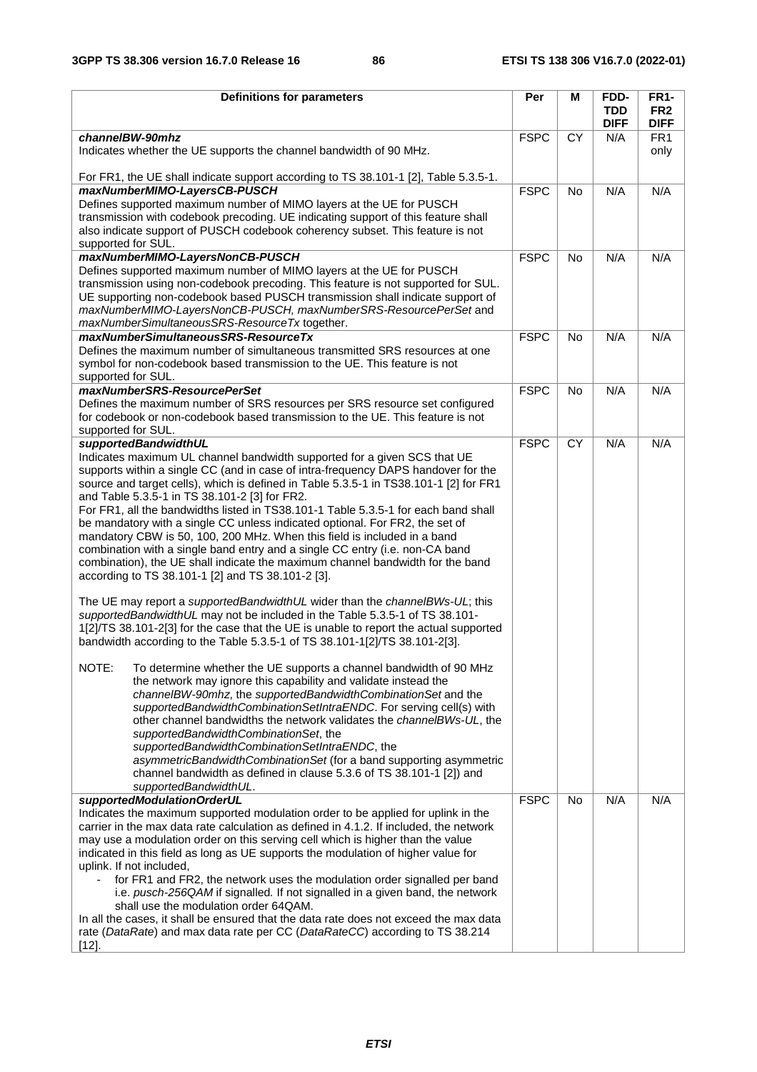| Definitions for parameters | Per | M | FDD-TDD DIFF | FR1-FR2 DIFF |
|---|---|---|---|---|
| ***channelBW-90mhz***<br>Indicates whether the UE supports the channel bandwidth of 90 MHz.<br><br>For FR1, the UE shall indicate support according to TS 38.101-1 [2], Table 5.3.5-1. | FSPC | CY | N/A | FR1 only |
| ***maxNumberMIMO-LayersCB-PUSCH***<br>Defines supported maximum number of MIMO layers at the UE for PUSCH transmission with codebook precoding. UE indicating support of this feature shall also indicate support of PUSCH codebook coherency subset. This feature is not supported for SUL. | FSPC | No | N/A | N/A |
| ***maxNumberMIMO-LayersNonCB-PUSCH***<br>Defines supported maximum number of MIMO layers at the UE for PUSCH transmission using non-codebook precoding. This feature is not supported for SUL. UE supporting non-codebook based PUSCH transmission shall indicate support of *maxNumberMIMO-LayersNonCB-PUSCH, maxNumberSRS-ResourcePerSet* and *maxNumberSimultaneousSRS-ResourceTx* together. | FSPC | No | N/A | N/A |
| ***maxNumberSimultaneousSRS-ResourceTx***<br>Defines the maximum number of simultaneous transmitted SRS resources at one symbol for non-codebook based transmission to the UE. This feature is not supported for SUL. | FSPC | No | N/A | N/A |
| ***maxNumberSRS-ResourcePerSet***<br>Defines the maximum number of SRS resources per SRS resource set configured for codebook or non-codebook based transmission to the UE. This feature is not supported for SUL. | FSPC | No | N/A | N/A |
| ***supportedBandwidthUL***<br>Indicates maximum UL channel bandwidth supported for a given SCS that UE supports within a single CC (and in case of intra-frequency DAPS handover for the source and target cells), which is defined in Table 5.3.5-1 in TS38.101-1 [2] for FR1 and Table 5.3.5-1 in TS 38.101-2 [3] for FR2.<br>For FR1, all the bandwidths listed in TS38.101-1 Table 5.3.5-1 for each band shall be mandatory with a single CC unless indicated optional. For FR2, the set of mandatory CBW is 50, 100, 200 MHz. When this field is included in a band combination with a single band entry and a single CC entry (i.e. non-CA band combination), the UE shall indicate the maximum channel bandwidth for the band according to TS 38.101-1 [2] and TS 38.101-2 [3].<br><br>The UE may report a *supportedBandwidthUL* wider than the *channelBWs-UL*; this *supportedBandwidthUL* may not be included in the Table 5.3.5-1 of TS 38.101-1[2]/TS 38.101-2[3] for the case that the UE is unable to report the actual supported bandwidth according to the Table 5.3.5-1 of TS 38.101-1[2]/TS 38.101-2[3].<br><br>NOTE: To determine whether the UE supports a channel bandwidth of 90 MHz the network may ignore this capability and validate instead the *channelBW-90mhz*, the *supportedBandwidthCombinationSet* and the *supportedBandwidthCombinationSetIntraENDC*. For serving cell(s) with other channel bandwidths the network validates the *channelBWs-UL*, the *supportedBandwidthCombinationSet*, the *supportedBandwidthCombinationSetIntraENDC*, the *asymmetricBandwidthCombinationSet* (for a band supporting asymmetric channel bandwidth as defined in clause 5.3.6 of TS 38.101-1 [2]) and *supportedBandwidthUL*. | FSPC | CY | N/A | N/A |
| ***supportedModulationOrderUL***<br>Indicates the maximum supported modulation order to be applied for uplink in the carrier in the max data rate calculation as defined in 4.1.2. If included, the network may use a modulation order on this serving cell which is higher than the value indicated in this field as long as UE supports the modulation of higher value for uplink. If not included,<br>- for FR1 and FR2, the network uses the modulation order signalled per band i.e. *pusch-256QAM* if signalled. If not signalled in a given band, the network shall use the modulation order 64QAM.<br>In all the cases, it shall be ensured that the data rate does not exceed the max data rate (*DataRate*) and max data rate per CC (*DataRateCC*) according to TS 38.214 [12]. | FSPC | No | N/A | N/A |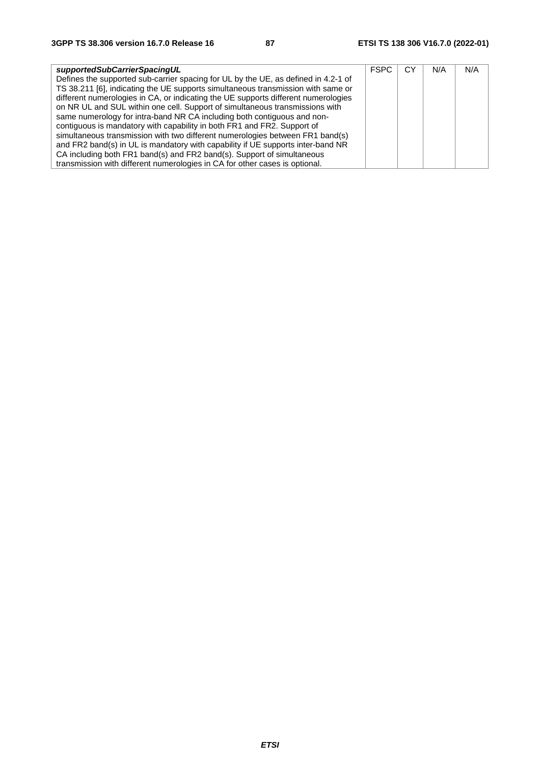| | | | | |
|---|---|---|---|---|
| ***supportedSubCarrierSpacingUL***<br>Defines the supported sub-carrier spacing for UL by the UE, as defined in 4.2-1 of TS 38.211 [6], indicating the UE supports simultaneous transmission with same or different numerologies in CA, or indicating the UE supports different numerologies on NR UL and SUL within one cell. Support of simultaneous transmissions with same numerology for intra-band NR CA including both contiguous and non-contiguous is mandatory with capability in both FR1 and FR2. Support of simultaneous transmission with two different numerologies between FR1 band(s) and FR2 band(s) in UL is mandatory with capability if UE supports inter-band NR CA including both FR1 band(s) and FR2 band(s). Support of simultaneous transmission with different numerologies in CA for other cases is optional. | FSPC | CY | N/A | N/A |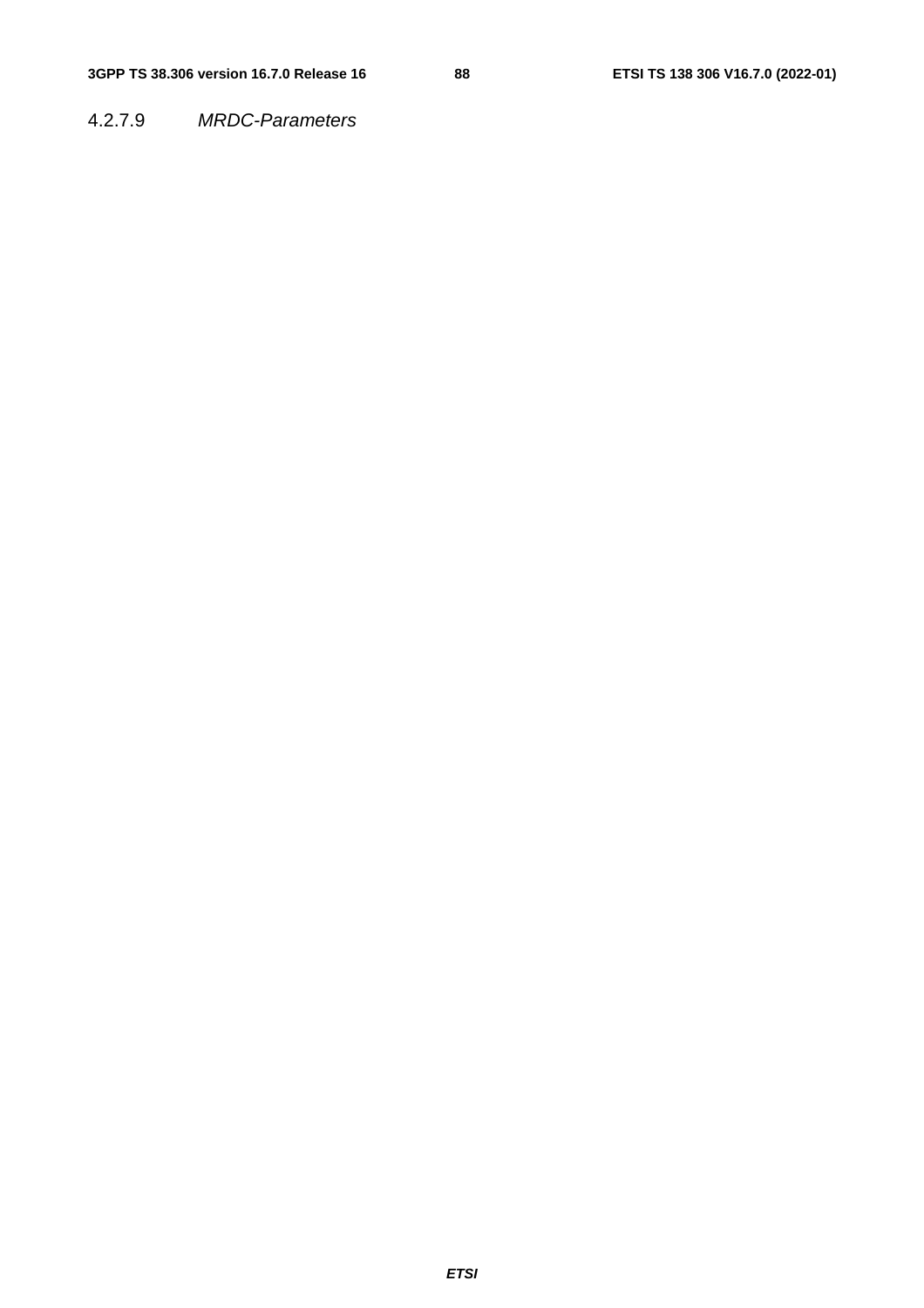#### 4.2.7.9 *MRDC-Parameters*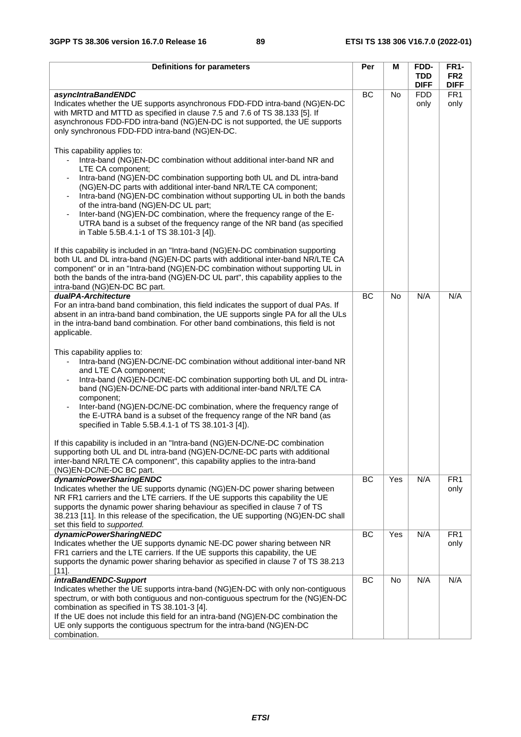| Definitions for parameters | Per | M | FDD-TDD DIFF | FR1-FR2 DIFF |
|---|---|---|---|---|
| ***asyncIntraBandENDC***<br>Indicates whether the UE supports asynchronous FDD-FDD intra-band (NG)EN-DC with MRTD and MTTD as specified in clause 7.5 and 7.6 of TS 38.133 [5]. If asynchronous FDD-FDD intra-band (NG)EN-DC is not supported, the UE supports only synchronous FDD-FDD intra-band (NG)EN-DC.<br><br>This capability applies to:<br>- Intra-band (NG)EN-DC combination without additional inter-band NR and LTE CA component;<br>- Intra-band (NG)EN-DC combination supporting both UL and DL intra-band (NG)EN-DC parts with additional inter-band NR/LTE CA component;<br>- Intra-band (NG)EN-DC combination without supporting UL in both the bands of the intra-band (NG)EN-DC UL part;<br>- Inter-band (NG)EN-DC combination, where the frequency range of the E-UTRA band is a subset of the frequency range of the NR band (as specified in Table 5.5B.4.1-1 of TS 38.101-3 [4]).<br><br>If this capability is included in an "Intra-band (NG)EN-DC combination supporting both UL and DL intra-band (NG)EN-DC parts with additional inter-band NR/LTE CA component" or in an "Intra-band (NG)EN-DC combination without supporting UL in both the bands of the intra-band (NG)EN-DC UL part", this capability applies to the intra-band (NG)EN-DC BC part. | BC | No | FDD only | FR1 only |
| ***dualPA-Architecture***<br>For an intra-band band combination, this field indicates the support of dual PAs. If absent in an intra-band band combination, the UE supports single PA for all the ULs in the intra-band band combination. For other band combinations, this field is not applicable.<br><br>This capability applies to:<br>- Intra-band (NG)EN-DC/NE-DC combination without additional inter-band NR and LTE CA component;<br>- Intra-band (NG)EN-DC/NE-DC combination supporting both UL and DL intra-band (NG)EN-DC/NE-DC parts with additional inter-band NR/LTE CA component;<br>- Inter-band (NG)EN-DC/NE-DC combination, where the frequency range of the E-UTRA band is a subset of the frequency range of the NR band (as specified in Table 5.5B.4.1-1 of TS 38.101-3 [4]).<br><br>If this capability is included in an "Intra-band (NG)EN-DC/NE-DC combination supporting both UL and DL intra-band (NG)EN-DC/NE-DC parts with additional inter-band NR/LTE CA component", this capability applies to the intra-band (NG)EN-DC/NE-DC BC part. | BC | No | N/A | N/A |
| ***dynamicPowerSharingENDC***<br>Indicates whether the UE supports dynamic (NG)EN-DC power sharing between NR FR1 carriers and the LTE carriers. If the UE supports this capability the UE supports the dynamic power sharing behaviour as specified in clause 7 of TS 38.213 [11]. In this release of the specification, the UE supporting (NG)EN-DC shall set this field to *supported.* | BC | Yes | N/A | FR1 only |
| ***dynamicPowerSharingNEDC***<br>Indicates whether the UE supports dynamic NE-DC power sharing between NR FR1 carriers and the LTE carriers. If the UE supports this capability, the UE supports the dynamic power sharing behavior as specified in clause 7 of TS 38.213 [11]. | BC | Yes | N/A | FR1 only |
| ***intraBandENDC-Support***<br>Indicates whether the UE supports intra-band (NG)EN-DC with only non-contiguous spectrum, or with both contiguous and non-contiguous spectrum for the (NG)EN-DC combination as specified in TS 38.101-3 [4].<br>If the UE does not include this field for an intra-band (NG)EN-DC combination the UE only supports the contiguous spectrum for the intra-band (NG)EN-DC combination. | BC | No | N/A | N/A |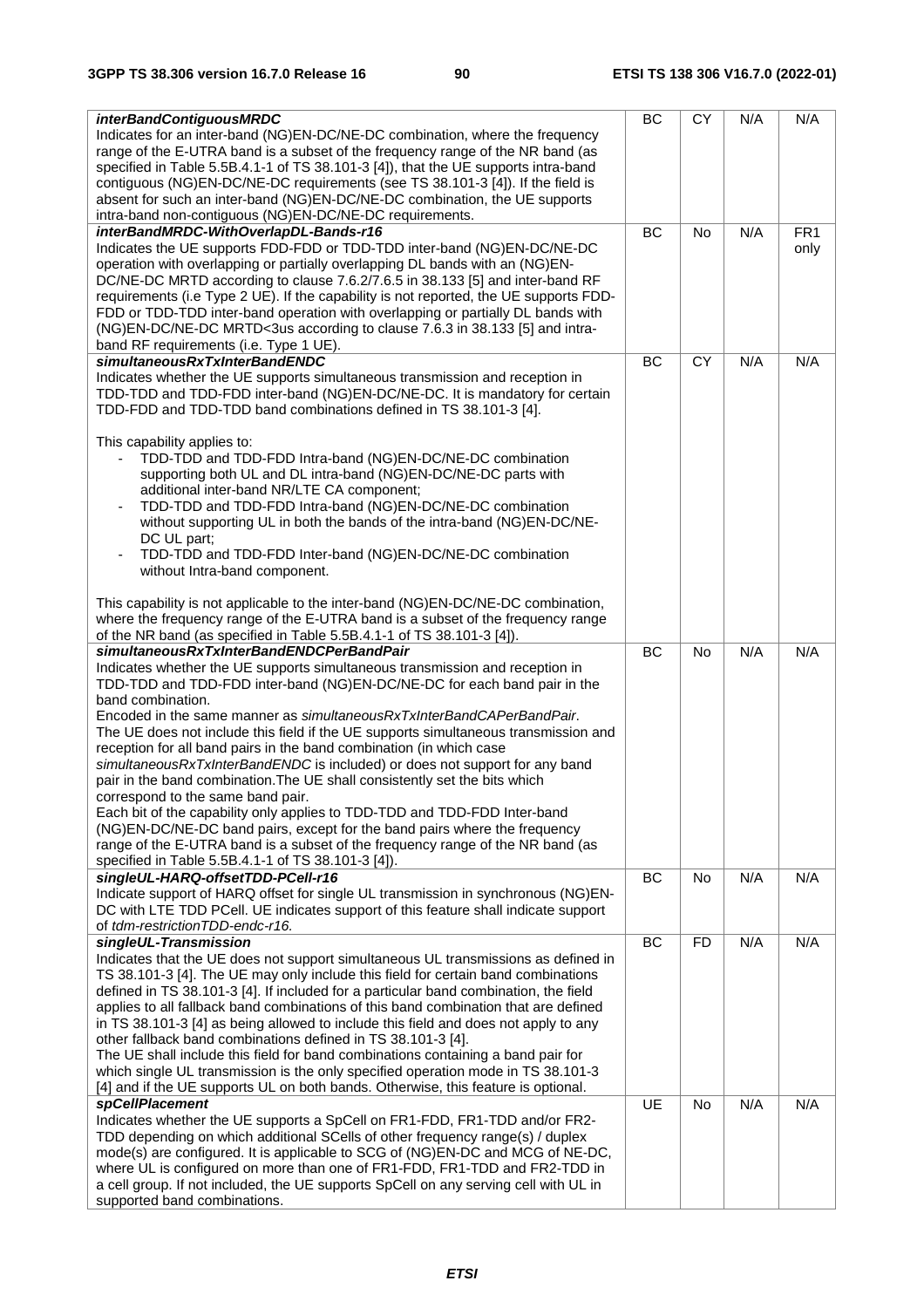| | | | | |
|---|---|---|---|---|
| ***interBandContiguousMRDC***<br>Indicates for an inter-band (NG)EN-DC/NE-DC combination, where the frequency range of the E-UTRA band is a subset of the frequency range of the NR band (as specified in Table 5.5B.4.1-1 of TS 38.101-3 [4]), that the UE supports intra-band contiguous (NG)EN-DC/NE-DC requirements (see TS 38.101-3 [4]). If the field is absent for such an inter-band (NG)EN-DC/NE-DC combination, the UE supports intra-band non-contiguous (NG)EN-DC/NE-DC requirements. | BC | CY | N/A | N/A |
| ***interBandMRDC-WithOverlapDL-Bands-r16***<br>Indicates the UE supports FDD-FDD or TDD-TDD inter-band (NG)EN-DC/NE-DC operation with overlapping or partially overlapping DL bands with an (NG)EN-DC/NE-DC MRTD according to clause 7.6.2/7.6.5 in 38.133 [5] and inter-band RF requirements (i.e Type 2 UE). If the capability is not reported, the UE supports FDD-FDD or TDD-TDD inter-band operation with overlapping or partially DL bands with (NG)EN-DC/NE-DC MRTD<3us according to clause 7.6.3 in 38.133 [5] and intra-band RF requirements (i.e. Type 1 UE). | BC | No | N/A | FR1 only |
| ***simultaneousRxTxInterBandENDC***<br>Indicates whether the UE supports simultaneous transmission and reception in TDD-TDD and TDD-FDD inter-band (NG)EN-DC/NE-DC. It is mandatory for certain TDD-FDD and TDD-TDD band combinations defined in TS 38.101-3 [4].<br><br>This capability applies to:<br>- TDD-TDD and TDD-FDD Intra-band (NG)EN-DC/NE-DC combination supporting both UL and DL intra-band (NG)EN-DC/NE-DC parts with additional inter-band NR/LTE CA component;<br>- TDD-TDD and TDD-FDD Intra-band (NG)EN-DC/NE-DC combination without supporting UL in both the bands of the intra-band (NG)EN-DC/NE-DC UL part;<br>- TDD-TDD and TDD-FDD Inter-band (NG)EN-DC/NE-DC combination without Intra-band component.<br><br>This capability is not applicable to the inter-band (NG)EN-DC/NE-DC combination, where the frequency range of the E-UTRA band is a subset of the frequency range of the NR band (as specified in Table 5.5B.4.1-1 of TS 38.101-3 [4]). | BC | CY | N/A | N/A |
| ***simultaneousRxTxInterBandENDCPerBandPair***<br>Indicates whether the UE supports simultaneous transmission and reception in TDD-TDD and TDD-FDD inter-band (NG)EN-DC/NE-DC for each band pair in the band combination.<br>Encoded in the same manner as *simultaneousRxTxInterBandCAPerBandPair*.<br>The UE does not include this field if the UE supports simultaneous transmission and reception for all band pairs in the band combination (in which case *simultaneousRxTxInterBandENDC* is included) or does not support for any band pair in the band combination.The UE shall consistently set the bits which correspond to the same band pair.<br>Each bit of the capability only applies to TDD-TDD and TDD-FDD Inter-band (NG)EN-DC/NE-DC band pairs, except for the band pairs where the frequency range of the E-UTRA band is a subset of the frequency range of the NR band (as specified in Table 5.5B.4.1-1 of TS 38.101-3 [4]). | BC | No | N/A | N/A |
| ***singleUL-HARQ-offsetTDD-PCell-r16***<br>Indicate support of HARQ offset for single UL transmission in synchronous (NG)EN-DC with LTE TDD PCell. UE indicates support of this feature shall indicate support of *tdm-restrictionTDD-endc-r16.* | BC | No | N/A | N/A |
| ***singleUL-Transmission***<br>Indicates that the UE does not support simultaneous UL transmissions as defined in TS 38.101-3 [4]. The UE may only include this field for certain band combinations defined in TS 38.101-3 [4]. If included for a particular band combination, the field applies to all fallback band combinations of this band combination that are defined in TS 38.101-3 [4] as being allowed to include this field and does not apply to any other fallback band combinations defined in TS 38.101-3 [4].<br>The UE shall include this field for band combinations containing a band pair for which single UL transmission is the only specified operation mode in TS 38.101-3 [4] and if the UE supports UL on both bands. Otherwise, this feature is optional. | BC | FD | N/A | N/A |
| ***spCellPlacement***<br>Indicates whether the UE supports a SpCell on FR1-FDD, FR1-TDD and/or FR2-TDD depending on which additional SCells of other frequency range(s) / duplex mode(s) are configured. It is applicable to SCG of (NG)EN-DC and MCG of NE-DC, where UL is configured on more than one of FR1-FDD, FR1-TDD and FR2-TDD in a cell group. If not included, the UE supports SpCell on any serving cell with UL in supported band combinations. | UE | No | N/A | N/A |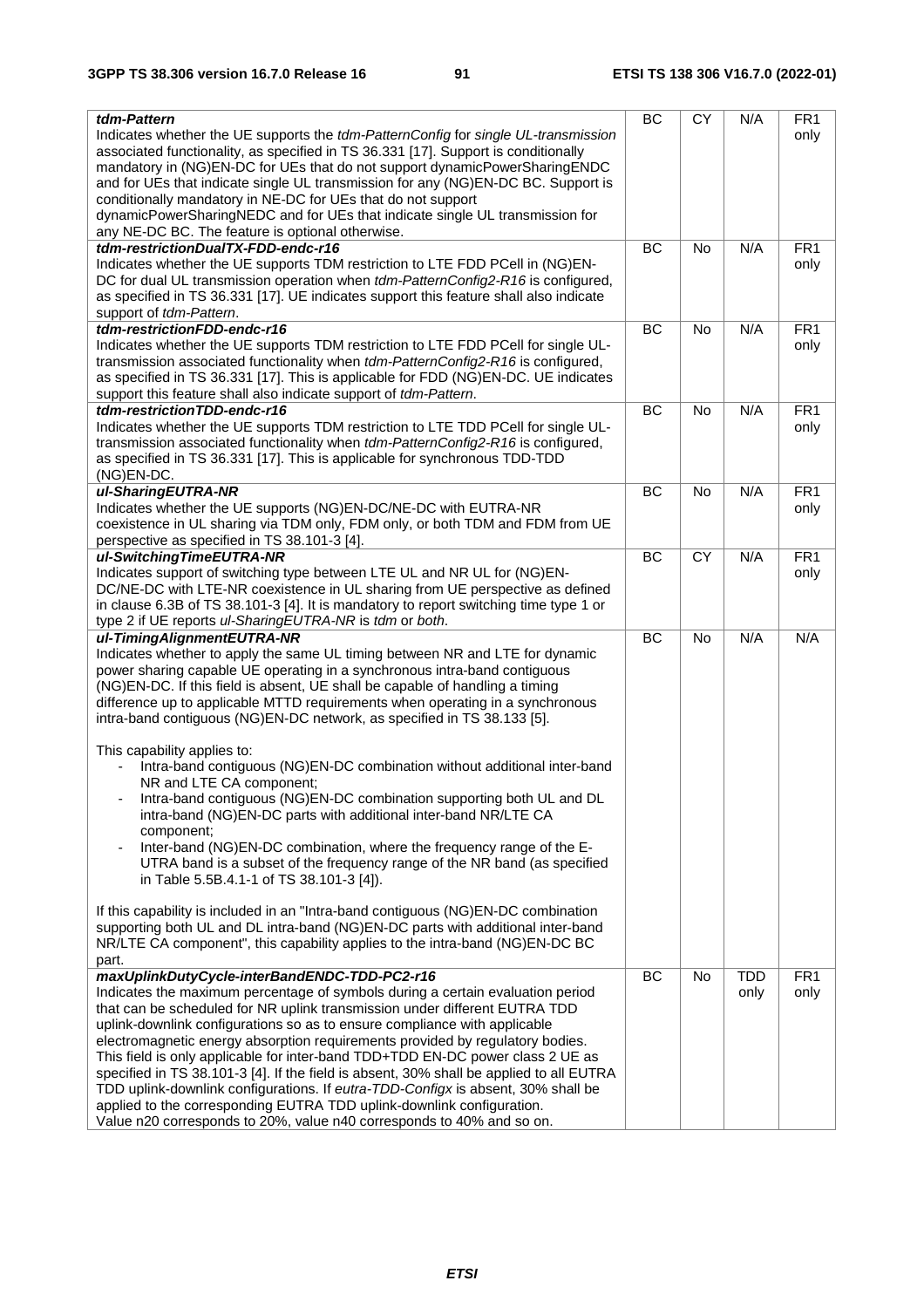| | | | | |
|---|---|---|---|---|
| ***tdm-Pattern***<br>Indicates whether the UE supports the *tdm-PatternConfig* for *single UL-transmission* associated functionality, as specified in TS 36.331 [17]. Support is conditionally mandatory in (NG)EN-DC for UEs that do not support dynamicPowerSharingENDC and for UEs that indicate single UL transmission for any (NG)EN-DC BC. Support is conditionally mandatory in NE-DC for UEs that do not support dynamicPowerSharingNEDC and for UEs that indicate single UL transmission for any NE-DC BC. The feature is optional otherwise. | BC | CY | N/A | FR1 only |
| ***tdm-restrictionDualTX-FDD-endc-r16***<br>Indicates whether the UE supports TDM restriction to LTE FDD PCell in (NG)EN-DC for dual UL transmission operation when *tdm-PatternConfig2-R16* is configured, as specified in TS 36.331 [17]. UE indicates support this feature shall also indicate support of *tdm-Pattern*. | BC | No | N/A | FR1 only |
| ***tdm-restrictionFDD-endc-r16***<br>Indicates whether the UE supports TDM restriction to LTE FDD PCell for single UL-transmission associated functionality when *tdm-PatternConfig2-R16* is configured, as specified in TS 36.331 [17]. This is applicable for FDD (NG)EN-DC. UE indicates support this feature shall also indicate support of *tdm-Pattern*. | BC | No | N/A | FR1 only |
| ***tdm-restrictionTDD-endc-r16***<br>Indicates whether the UE supports TDM restriction to LTE TDD PCell for single UL-transmission associated functionality when *tdm-PatternConfig2-R16* is configured, as specified in TS 36.331 [17]. This is applicable for synchronous TDD-TDD (NG)EN-DC. | BC | No | N/A | FR1 only |
| ***ul-SharingEUTRA-NR***<br>Indicates whether the UE supports (NG)EN-DC/NE-DC with EUTRA-NR coexistence in UL sharing via TDM only, FDM only, or both TDM and FDM from UE perspective as specified in TS 38.101-3 [4]. | BC | No | N/A | FR1 only |
| ***ul-SwitchingTimeEUTRA-NR***<br>Indicates support of switching type between LTE UL and NR UL for (NG)EN-DC/NE-DC with LTE-NR coexistence in UL sharing from UE perspective as defined in clause 6.3B of TS 38.101-3 [4]. It is mandatory to report switching time type 1 or type 2 if UE reports *ul-SharingEUTRA-NR* is *tdm* or *both*. | BC | CY | N/A | FR1 only |
| ***ul-TimingAlignmentEUTRA-NR***<br>Indicates whether to apply the same UL timing between NR and LTE for dynamic power sharing capable UE operating in a synchronous intra-band contiguous (NG)EN-DC. If this field is absent, UE shall be capable of handling a timing difference up to applicable MTTD requirements when operating in a synchronous intra-band contiguous (NG)EN-DC network, as specified in TS 38.133 [5].<br><br>This capability applies to:<br>- Intra-band contiguous (NG)EN-DC combination without additional inter-band NR and LTE CA component;<br>- Intra-band contiguous (NG)EN-DC combination supporting both UL and DL intra-band (NG)EN-DC parts with additional inter-band NR/LTE CA component;<br>- Inter-band (NG)EN-DC combination, where the frequency range of the E-UTRA band is a subset of the frequency range of the NR band (as specified in Table 5.5B.4.1-1 of TS 38.101-3 [4]).<br><br>If this capability is included in an "Intra-band contiguous (NG)EN-DC combination supporting both UL and DL intra-band (NG)EN-DC parts with additional inter-band NR/LTE CA component", this capability applies to the intra-band (NG)EN-DC BC part. | BC | No | N/A | N/A |
| ***maxUplinkDutyCycle-interBandENDC-TDD-PC2-r16***<br>Indicates the maximum percentage of symbols during a certain evaluation period that can be scheduled for NR uplink transmission under different EUTRA TDD uplink-downlink configurations so as to ensure compliance with applicable electromagnetic energy absorption requirements provided by regulatory bodies. This field is only applicable for inter-band TDD+TDD EN-DC power class 2 UE as specified in TS 38.101-3 [4]. If the field is absent, 30% shall be applied to all EUTRA TDD uplink-downlink configurations. If *eutra-TDD-Configx* is absent, 30% shall be applied to the corresponding EUTRA TDD uplink-downlink configuration.<br>Value n20 corresponds to 20%, value n40 corresponds to 40% and so on. | BC | No | TDD only | FR1 only |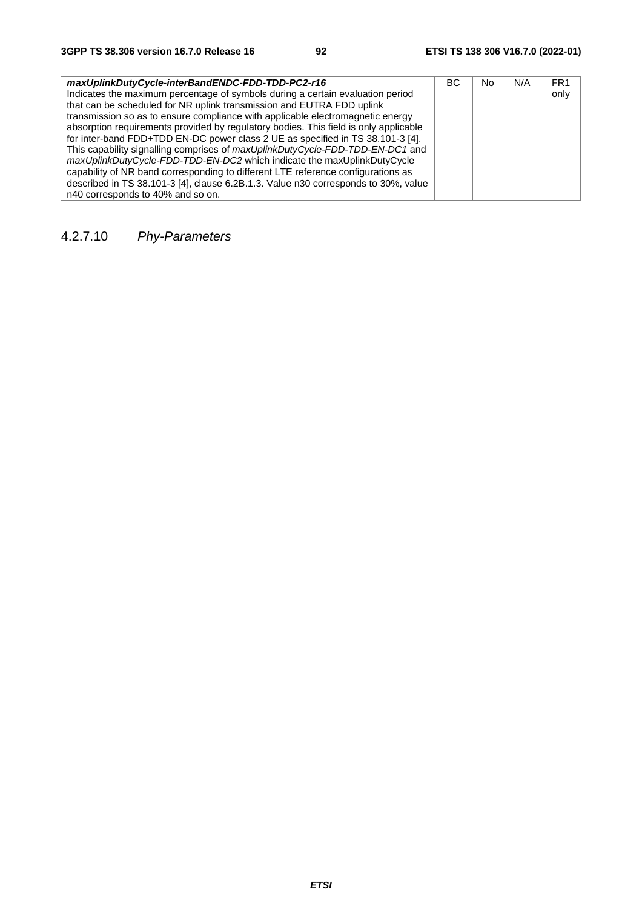| | | | | |
|---|---|---|---|---|
| ***maxUplinkDutyCycle-interBandENDC-FDD-TDD-PC2-r16*** Indicates the maximum percentage of symbols during a certain evaluation period that can be scheduled for NR uplink transmission and EUTRA FDD uplink transmission so as to ensure compliance with applicable electromagnetic energy absorption requirements provided by regulatory bodies. This field is only applicable for inter-band FDD+TDD EN-DC power class 2 UE as specified in TS 38.101-3 [4]. This capability signalling comprises of *maxUplinkDutyCycle-FDD-TDD-EN-DC1* and *maxUplinkDutyCycle-FDD-TDD-EN-DC2* which indicate the maxUplinkDutyCycle capability of NR band corresponding to different LTE reference configurations as described in TS 38.101-3 [4], clause 6.2B.1.3. Value n30 corresponds to 30%, value n40 corresponds to 40% and so on. | BC | No | N/A | FR1 only |

### 4.2.7.10 *Phy-Parameters*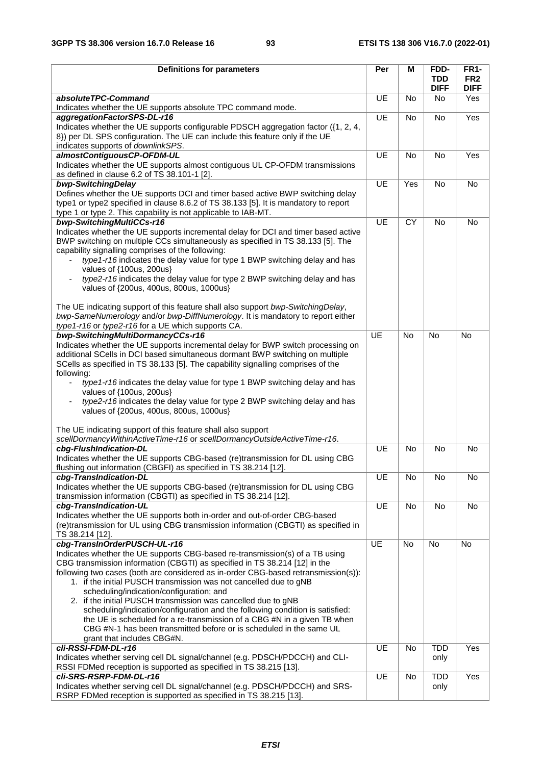| Definitions for parameters | Per | M | FDD-TDD DIFF | FR1-FR2 DIFF |
|---|---|---|---|---|
| ***absoluteTPC-Command***<br>Indicates whether the UE supports absolute TPC command mode. | UE | No | No | Yes |
| ***aggregationFactorSPS-DL-r16***<br>Indicates whether the UE supports configurable PDSCH aggregation factor ({1, 2, 4, 8}) per DL SPS configuration. The UE can include this feature only if the UE indicates supports of *downlinkSPS*. | UE | No | No | Yes |
| ***almostContiguousCP-OFDM-UL***<br>Indicates whether the UE supports almost contiguous UL CP-OFDM transmissions as defined in clause 6.2 of TS 38.101-1 [2]. | UE | No | No | Yes |
| ***bwp-SwitchingDelay***<br>Defines whether the UE supports DCI and timer based active BWP switching delay type1 or type2 specified in clause 8.6.2 of TS 38.133 [5]. It is mandatory to report type 1 or type 2. This capability is not applicable to IAB-MT. | UE | Yes | No | No |
| ***bwp-SwitchingMultiCCs-r16***<br>Indicates whether the UE supports incremental delay for DCI and timer based active BWP switching on multiple CCs simultaneously as specified in TS 38.133 [5]. The capability signalling comprises of the following:<br>- *type1-r16* indicates the delay value for type 1 BWP switching delay and has values of {100us, 200us}<br>- *type2-r16* indicates the delay value for type 2 BWP switching delay and has values of {200us, 400us, 800us, 1000us}<br><br>The UE indicating support of this feature shall also support *bwp-SwitchingDelay*, *bwp-SameNumerology* and/or *bwp-DiffNumerology*. It is mandatory to report either *type1-r16* or *type2-r16* for a UE which supports CA. | UE | CY | No | No |
| ***bwp-SwitchingMultiDormancyCCs-r16***<br>Indicates whether the UE supports incremental delay for BWP switch processing on additional SCells in DCI based simultaneous dormant BWP switching on multiple SCells as specified in TS 38.133 [5]. The capability signalling comprises of the following:<br>- *type1-r16* indicates the delay value for type 1 BWP switching delay and has values of {100us, 200us}<br>- *type2-r16* indicates the delay value for type 2 BWP switching delay and has values of {200us, 400us, 800us, 1000us}<br><br>The UE indicating support of this feature shall also support *scellDormancyWithinActiveTime-r16* or *scellDormancyOutsideActiveTime-r16*. | UE | No | No | No |
| ***cbg-FlushIndication-DL***<br>Indicates whether the UE supports CBG-based (re)transmission for DL using CBG flushing out information (CBGFI) as specified in TS 38.214 [12]. | UE | No | No | No |
| ***cbg-TransIndication-DL***<br>Indicates whether the UE supports CBG-based (re)transmission for DL using CBG transmission information (CBGTI) as specified in TS 38.214 [12]. | UE | No | No | No |
| ***cbg-TransIndication-UL***<br>Indicates whether the UE supports both in-order and out-of-order CBG-based (re)transmission for UL using CBG transmission information (CBGTI) as specified in TS 38.214 [12]. | UE | No | No | No |
| ***cbg-TransInOrderPUSCH-UL-r16***<br>Indicates whether the UE supports CBG-based re-transmission(s) of a TB using CBG transmission information (CBGTI) as specified in TS 38.214 [12] in the following two cases (both are considered as in-order CBG-based retransmission(s)):<br>1. if the initial PUSCH transmission was not cancelled due to gNB scheduling/indication/configuration; and<br>2. if the initial PUSCH transmission was cancelled due to gNB scheduling/indication/configuration and the following condition is satisfied: the UE is scheduled for a re-transmission of a CBG #N in a given TB when CBG #N-1 has been transmitted before or is scheduled in the same UL grant that includes CBG#N. | UE | No | No | No |
| ***cli-RSSI-FDM-DL-r16***<br>Indicates whether serving cell DL signal/channel (e.g. PDSCH/PDCCH) and CLI-RSSI FDMed reception is supported as specified in TS 38.215 [13]. | UE | No | TDD only | Yes |
| ***cli-SRS-RSRP-FDM-DL-r16***<br>Indicates whether serving cell DL signal/channel (e.g. PDSCH/PDCCH) and SRS-RSRP FDMed reception is supported as specified in TS 38.215 [13]. | UE | No | TDD only | Yes |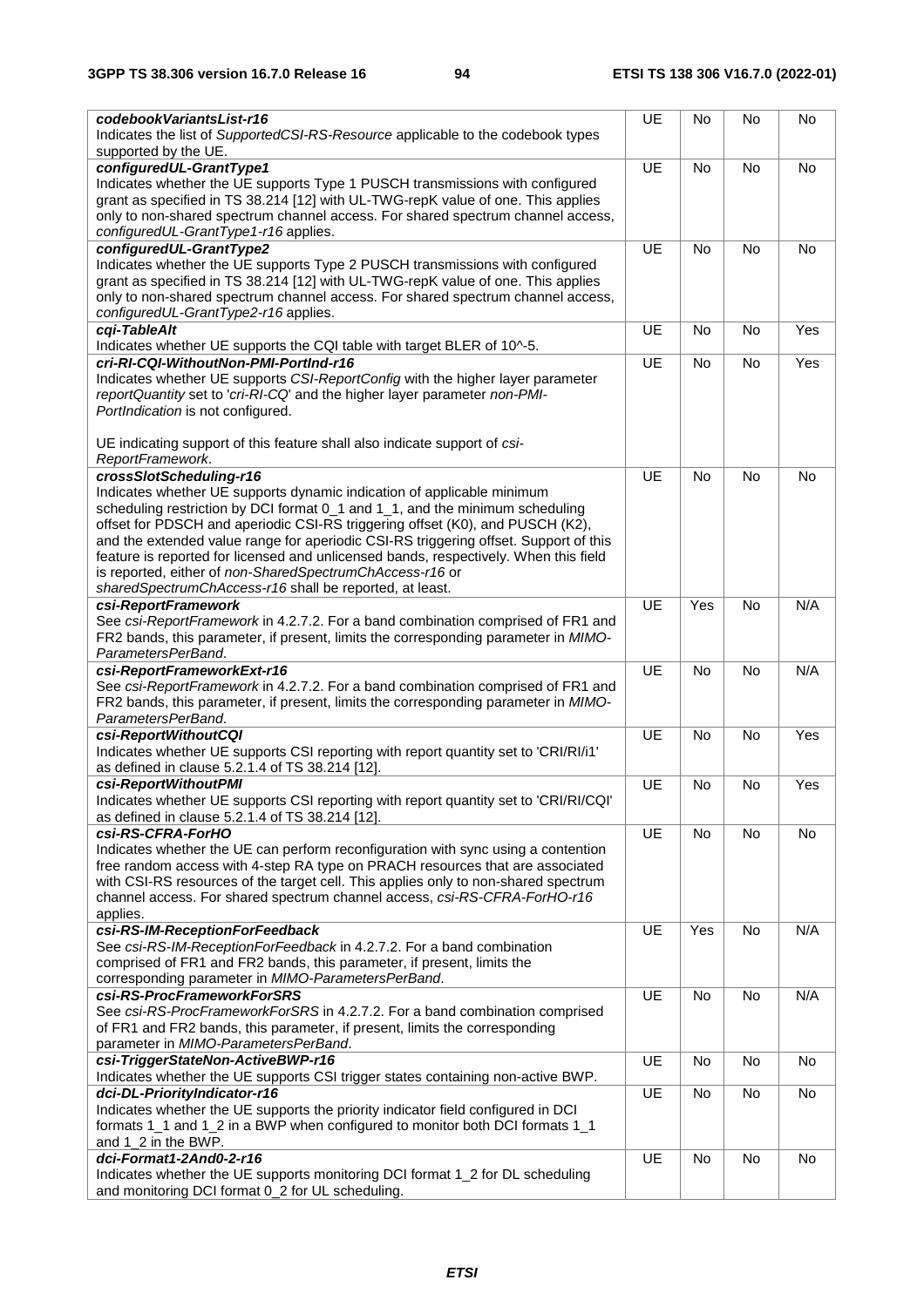| | | | | |
|---|---|---|---|---|
| ***codebookVariantsList-r16***<br>Indicates the list of *SupportedCSI-RS-Resource* applicable to the codebook types supported by the UE. | UE | No | No | No |
| ***configuredUL-GrantType1***<br>Indicates whether the UE supports Type 1 PUSCH transmissions with configured grant as specified in TS 38.214 [12] with UL-TWG-repK value of one. This applies only to non-shared spectrum channel access. For shared spectrum channel access, *configuredUL-GrantType1-r16* applies. | UE | No | No | No |
| ***configuredUL-GrantType2***<br>Indicates whether the UE supports Type 2 PUSCH transmissions with configured grant as specified in TS 38.214 [12] with UL-TWG-repK value of one. This applies only to non-shared spectrum channel access. For shared spectrum channel access, *configuredUL-GrantType2-r16* applies. | UE | No | No | No |
| ***cqi-TableAlt***<br>Indicates whether UE supports the CQI table with target BLER of 10^-5. | UE | No | No | Yes |
| ***cri-RI-CQI-WithoutNon-PMI-PortInd-r16***<br>Indicates whether UE supports *CSI-ReportConfig* with the higher layer parameter *reportQuantity* set to '*cri-RI-CQ*' and the higher layer parameter *non-PMI-PortIndication* is not configured.<br><br>UE indicating support of this feature shall also indicate support of *csi-ReportFramework*. | UE | No | No | Yes |
| ***crossSlotScheduling-r16***<br>Indicates whether UE supports dynamic indication of applicable minimum scheduling restriction by DCI format 0_1 and 1_1, and the minimum scheduling offset for PDSCH and aperiodic CSI-RS triggering offset (K0), and PUSCH (K2), and the extended value range for aperiodic CSI-RS triggering offset. Support of this feature is reported for licensed and unlicensed bands, respectively. When this field is reported, either of *non-SharedSpectrumChAccess-r16* or *sharedSpectrumChAccess-r16* shall be reported, at least. | UE | No | No | No |
| ***csi-ReportFramework***<br>See *csi-ReportFramework* in 4.2.7.2. For a band combination comprised of FR1 and FR2 bands, this parameter, if present, limits the corresponding parameter in *MIMO-ParametersPerBand*. | UE | Yes | No | N/A |
| ***csi-ReportFrameworkExt-r16***<br>See *csi-ReportFramework* in 4.2.7.2. For a band combination comprised of FR1 and FR2 bands, this parameter, if present, limits the corresponding parameter in *MIMO-ParametersPerBand*. | UE | No | No | N/A |
| ***csi-ReportWithoutCQI***<br>Indicates whether UE supports CSI reporting with report quantity set to 'CRI/RI/i1' as defined in clause 5.2.1.4 of TS 38.214 [12]. | UE | No | No | Yes |
| ***csi-ReportWithoutPMI***<br>Indicates whether UE supports CSI reporting with report quantity set to 'CRI/RI/CQI' as defined in clause 5.2.1.4 of TS 38.214 [12]. | UE | No | No | Yes |
| ***csi-RS-CFRA-ForHO***<br>Indicates whether the UE can perform reconfiguration with sync using a contention free random access with 4-step RA type on PRACH resources that are associated with CSI-RS resources of the target cell. This applies only to non-shared spectrum channel access. For shared spectrum channel access, *csi-RS-CFRA-ForHO-r16* applies. | UE | No | No | No |
| ***csi-RS-IM-ReceptionForFeedback***<br>See *csi-RS-IM-ReceptionForFeedback* in 4.2.7.2. For a band combination comprised of FR1 and FR2 bands, this parameter, if present, limits the corresponding parameter in *MIMO-ParametersPerBand*. | UE | Yes | No | N/A |
| ***csi-RS-ProcFrameworkForSRS***<br>See *csi-RS-ProcFrameworkForSRS* in 4.2.7.2. For a band combination comprised of FR1 and FR2 bands, this parameter, if present, limits the corresponding parameter in *MIMO-ParametersPerBand*. | UE | No | No | N/A |
| ***csi-TriggerStateNon-ActiveBWP-r16***<br>Indicates whether the UE supports CSI trigger states containing non-active BWP. | UE | No | No | No |
| ***dci-DL-PriorityIndicator-r16***<br>Indicates whether the UE supports the priority indicator field configured in DCI formats 1_1 and 1_2 in a BWP when configured to monitor both DCI formats 1_1 and 1_2 in the BWP. | UE | No | No | No |
| ***dci-Format1-2And0-2-r16***<br>Indicates whether the UE supports monitoring DCI format 1_2 for DL scheduling and monitoring DCI format 0_2 for UL scheduling. | UE | No | No | No |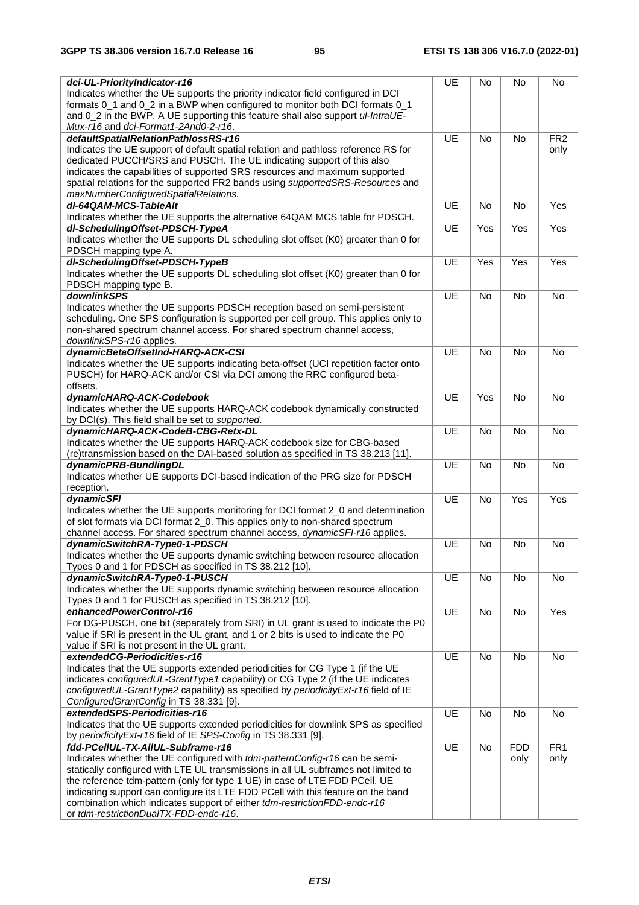| | | | | |
|---|---|---|---|---|
| ***dci-UL-PriorityIndicator-r16***<br>Indicates whether the UE supports the priority indicator field configured in DCI formats 0_1 and 0_2 in a BWP when configured to monitor both DCI formats 0_1 and 0_2 in the BWP. A UE supporting this feature shall also support *ul-IntraUE-Mux-r16* and *dci-Format1-2And0-2-r16*. | UE | No | No | No |
| ***defaultSpatialRelationPathlossRS-r16***<br>Indicates the UE support of default spatial relation and pathloss reference RS for dedicated PUCCH/SRS and PUSCH. The UE indicating support of this also indicates the capabilities of supported SRS resources and maximum supported spatial relations for the supported FR2 bands using *supportedSRS-Resources* and *maxNumberConfiguredSpatialRelations*. | UE | No | No | FR2 only |
| ***dl-64QAM-MCS-TableAlt***<br>Indicates whether the UE supports the alternative 64QAM MCS table for PDSCH. | UE | No | No | Yes |
| ***dl-SchedulingOffset-PDSCH-TypeA***<br>Indicates whether the UE supports DL scheduling slot offset (K0) greater than 0 for PDSCH mapping type A. | UE | Yes | Yes | Yes |
| ***dl-SchedulingOffset-PDSCH-TypeB***<br>Indicates whether the UE supports DL scheduling slot offset (K0) greater than 0 for PDSCH mapping type B. | UE | Yes | Yes | Yes |
| ***downlinkSPS***<br>Indicates whether the UE supports PDSCH reception based on semi-persistent scheduling. One SPS configuration is supported per cell group. This applies only to non-shared spectrum channel access. For shared spectrum channel access, *downlinkSPS-r16* applies. | UE | No | No | No |
| ***dynamicBetaOffsetInd-HARQ-ACK-CSI***<br>Indicates whether the UE supports indicating beta-offset (UCI repetition factor onto PUSCH) for HARQ-ACK and/or CSI via DCI among the RRC configured beta-offsets. | UE | No | No | No |
| ***dynamicHARQ-ACK-Codebook***<br>Indicates whether the UE supports HARQ-ACK codebook dynamically constructed by DCI(s). This field shall be set to *supported*. | UE | Yes | No | No |
| ***dynamicHARQ-ACK-CodeB-CBG-Retx-DL***<br>Indicates whether the UE supports HARQ-ACK codebook size for CBG-based (re)transmission based on the DAI-based solution as specified in TS 38.213 [11]. | UE | No | No | No |
| ***dynamicPRB-BundlingDL***<br>Indicates whether UE supports DCI-based indication of the PRG size for PDSCH reception. | UE | No | No | No |
| ***dynamicSFI***<br>Indicates whether the UE supports monitoring for DCI format 2_0 and determination of slot formats via DCI format 2_0. This applies only to non-shared spectrum channel access. For shared spectrum channel access, *dynamicSFI-r16* applies. | UE | No | Yes | Yes |
| ***dynamicSwitchRA-Type0-1-PDSCH***<br>Indicates whether the UE supports dynamic switching between resource allocation Types 0 and 1 for PDSCH as specified in TS 38.212 [10]. | UE | No | No | No |
| ***dynamicSwitchRA-Type0-1-PUSCH***<br>Indicates whether the UE supports dynamic switching between resource allocation Types 0 and 1 for PUSCH as specified in TS 38.212 [10]. | UE | No | No | No |
| ***enhancedPowerControl-r16***<br>For DG-PUSCH, one bit (separately from SRI) in UL grant is used to indicate the P0 value if SRI is present in the UL grant, and 1 or 2 bits is used to indicate the P0 value if SRI is not present in the UL grant. | UE | No | No | Yes |
| ***extendedCG-Periodicities-r16***<br>Indicates that the UE supports extended periodicities for CG Type 1 (if the UE indicates *configuredUL-GrantType1* capability) or CG Type 2 (if the UE indicates *configuredUL-GrantType2* capability) as specified by *periodicityExt-r16* field of IE *ConfiguredGrantConfig* in TS 38.331 [9]. | UE | No | No | No |
| ***extendedSPS-Periodicities-r16***<br>Indicates that the UE supports extended periodicities for downlink SPS as specified by *periodicityExt-r16* field of IE *SPS-Config* in TS 38.331 [9]. | UE | No | No | No |
| ***fdd-PCellUL-TX-AllUL-Subframe-r16***<br>Indicates whether the UE configured with *tdm-patternConfig-r16* can be semi-statically configured with LTE UL transmissions in all UL subframes not limited to the reference tdm-pattern (only for type 1 UE) in case of LTE FDD PCell. UE indicating support can configure its LTE FDD PCell with this feature on the band combination which indicates support of either *tdm-restrictionFDD-endc-r16* or *tdm-restrictionDualTX-FDD-endc-r16*. | UE | No | FDD only | FR1 only |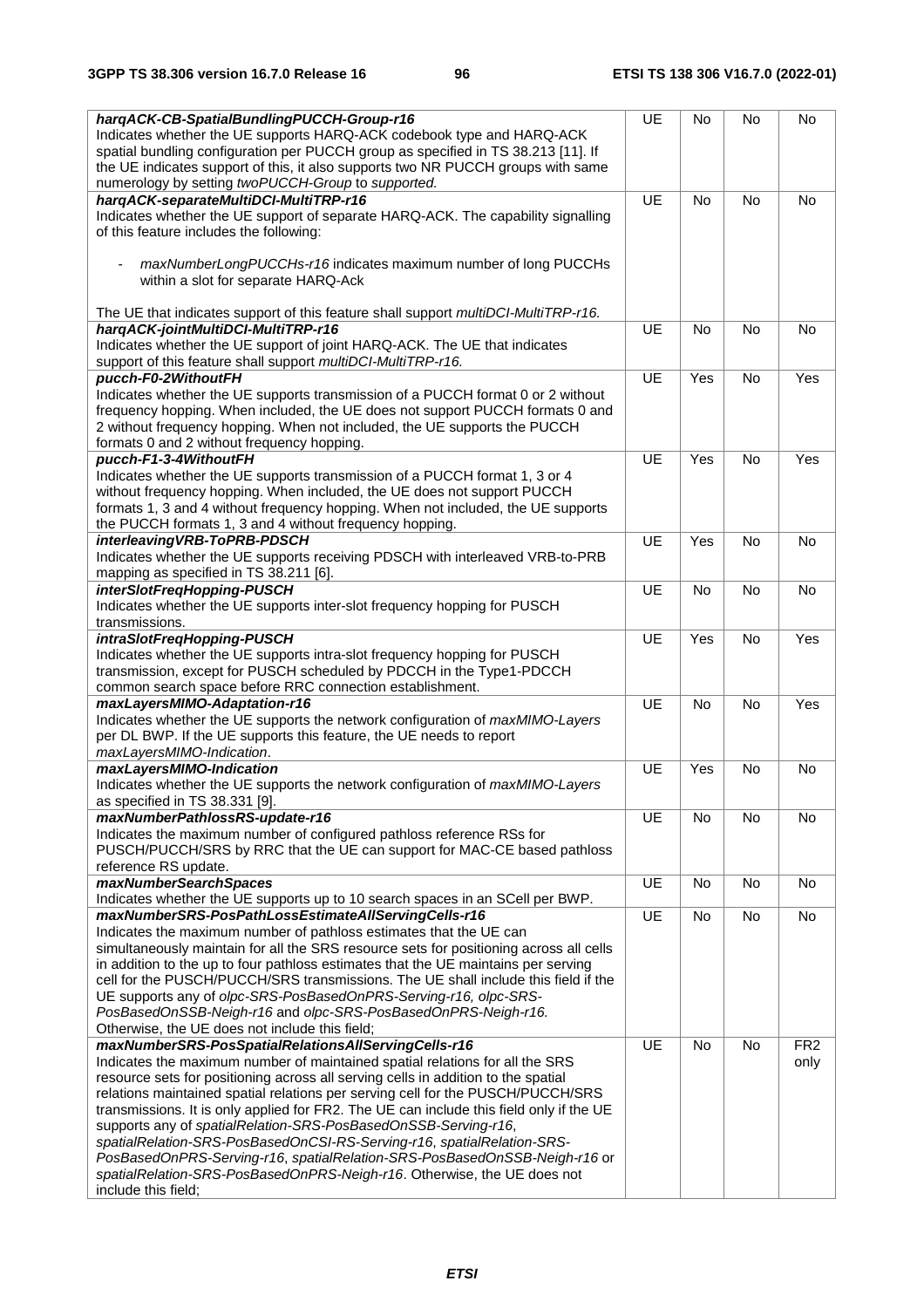| | | | | |
|---|---|---|---|---|
| ***harqACK-CB-SpatialBundlingPUCCH-Group-r16***<br>Indicates whether the UE supports HARQ-ACK codebook type and HARQ-ACK spatial bundling configuration per PUCCH group as specified in TS 38.213 [11]. If the UE indicates support of this, it also supports two NR PUCCH groups with same numerology by setting *twoPUCCH-Group* to *supported.* | UE | No | No | No |
| ***harqACK-separateMultiDCI-MultiTRP-r16***<br>Indicates whether the UE support of separate HARQ-ACK. The capability signalling of this feature includes the following:<br><br>- *maxNumberLongPUCCHs-r16* indicates maximum number of long PUCCHs within a slot for separate HARQ-Ack<br><br>The UE that indicates support of this feature shall support *multiDCI-MultiTRP-r16.* | UE | No | No | No |
| ***harqACK-jointMultiDCI-MultiTRP-r16***<br>Indicates whether the UE support of joint HARQ-ACK. The UE that indicates support of this feature shall support *multiDCI-MultiTRP-r16.* | UE | No | No | No |
| ***pucch-F0-2WithoutFH***<br>Indicates whether the UE supports transmission of a PUCCH format 0 or 2 without frequency hopping. When included, the UE does not support PUCCH formats 0 and 2 without frequency hopping. When not included, the UE supports the PUCCH formats 0 and 2 without frequency hopping. | UE | Yes | No | Yes |
| ***pucch-F1-3-4WithoutFH***<br>Indicates whether the UE supports transmission of a PUCCH format 1, 3 or 4 without frequency hopping. When included, the UE does not support PUCCH formats 1, 3 and 4 without frequency hopping. When not included, the UE supports the PUCCH formats 1, 3 and 4 without frequency hopping. | UE | Yes | No | Yes |
| ***interleavingVRB-ToPRB-PDSCH***<br>Indicates whether the UE supports receiving PDSCH with interleaved VRB-to-PRB mapping as specified in TS 38.211 [6]. | UE | Yes | No | No |
| ***interSlotFreqHopping-PUSCH***<br>Indicates whether the UE supports inter-slot frequency hopping for PUSCH transmissions. | UE | No | No | No |
| ***intraSlotFreqHopping-PUSCH***<br>Indicates whether the UE supports intra-slot frequency hopping for PUSCH transmission, except for PUSCH scheduled by PDCCH in the Type1-PDCCH common search space before RRC connection establishment. | UE | Yes | No | Yes |
| ***maxLayersMIMO-Adaptation-r16***<br>Indicates whether the UE supports the network configuration of *maxMIMO-Layers* per DL BWP. If the UE supports this feature, the UE needs to report *maxLayersMIMO-Indication*. | UE | No | No | Yes |
| ***maxLayersMIMO-Indication***<br>Indicates whether the UE supports the network configuration of *maxMIMO-Layers* as specified in TS 38.331 [9]. | UE | Yes | No | No |
| ***maxNumberPathlossRS-update-r16***<br>Indicates the maximum number of configured pathloss reference RSs for PUSCH/PUCCH/SRS by RRC that the UE can support for MAC-CE based pathloss reference RS update. | UE | No | No | No |
| ***maxNumberSearchSpaces***<br>Indicates whether the UE supports up to 10 search spaces in an SCell per BWP. | UE | No | No | No |
| ***maxNumberSRS-PosPathLossEstimateAllServingCells-r16***<br>Indicates the maximum number of pathloss estimates that the UE can simultaneously maintain for all the SRS resource sets for positioning across all cells in addition to the up to four pathloss estimates that the UE maintains per serving cell for the PUSCH/PUCCH/SRS transmissions. The UE shall include this field if the UE supports any of *olpc-SRS-PosBasedOnPRS-Serving-r16, olpc-SRS-PosBasedOnSSB-Neigh-r16* and *olpc-SRS-PosBasedOnPRS-Neigh-r16.* Otherwise, the UE does not include this field; | UE | No | No | No |
| ***maxNumberSRS-PosSpatialRelationsAllServingCells-r16***<br>Indicates the maximum number of maintained spatial relations for all the SRS resource sets for positioning across all serving cells in addition to the spatial relations maintained spatial relations per serving cell for the PUSCH/PUCCH/SRS transmissions. It is only applied for FR2. The UE can include this field only if the UE supports any of *spatialRelation-SRS-PosBasedOnSSB-Serving-r16*, *spatialRelation-SRS-PosBasedOnCSI-RS-Serving-r16*, *spatialRelation-SRS-PosBasedOnPRS-Serving-r16*, *spatialRelation-SRS-PosBasedOnSSB-Neigh-r16* or *spatialRelation-SRS-PosBasedOnPRS-Neigh-r16*. Otherwise, the UE does not include this field; | UE | No | No | FR2 only |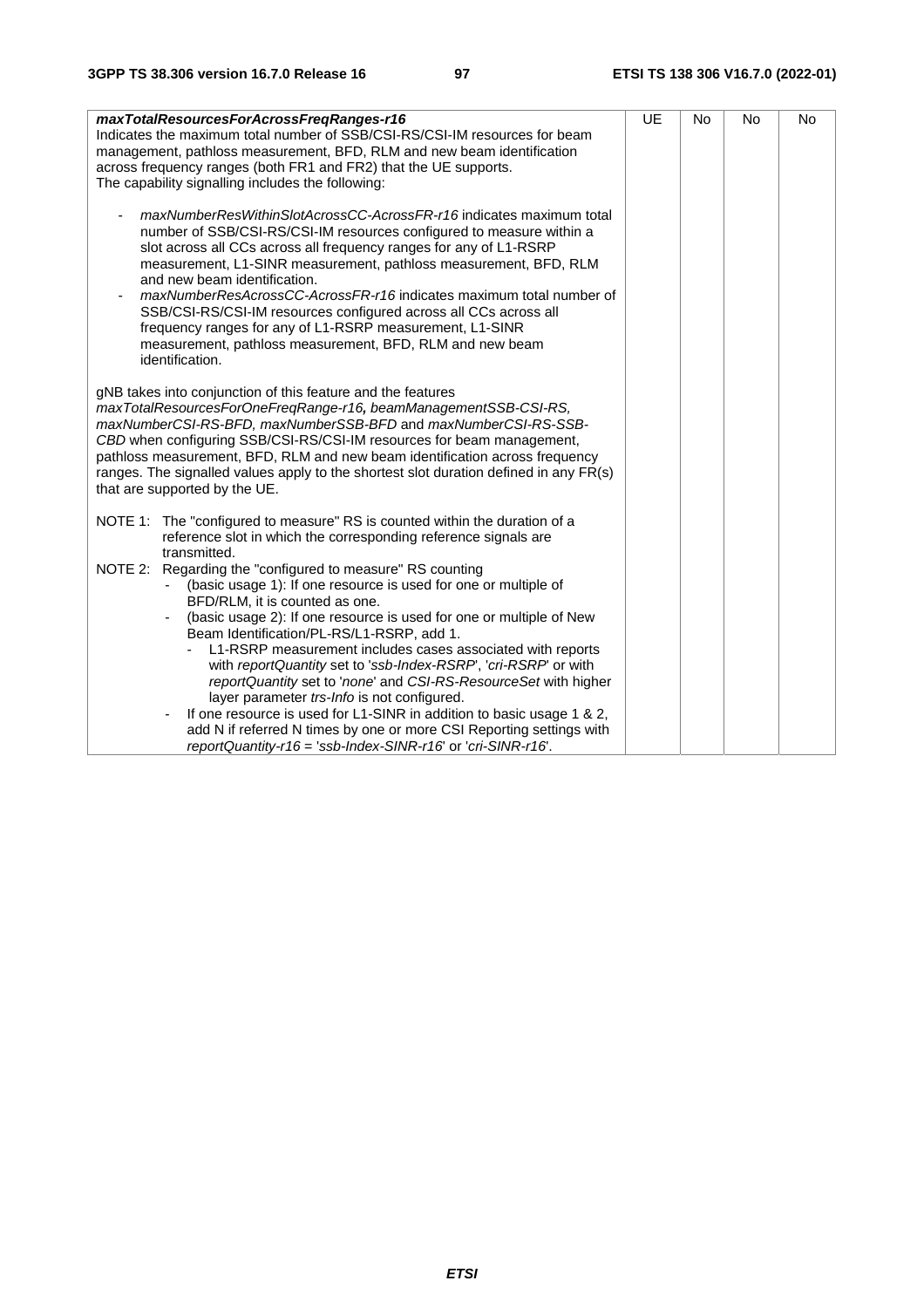| | | | | |
|---|---|---|---|---|
| ***maxTotalResourcesForAcrossFreqRanges-r16***<br>Indicates the maximum total number of SSB/CSI-RS/CSI-IM resources for beam management, pathloss measurement, BFD, RLM and new beam identification across frequency ranges (both FR1 and FR2) that the UE supports.<br>The capability signalling includes the following:<br><br>- *maxNumberResWithinSlotAcrossCC-AcrossFR-r16* indicates maximum total number of SSB/CSI-RS/CSI-IM resources configured to measure within a slot across all CCs across all frequency ranges for any of L1-RSRP measurement, L1-SINR measurement, pathloss measurement, BFD, RLM and new beam identification.<br>- *maxNumberResAcrossCC-AcrossFR-r16* indicates maximum total number of SSB/CSI-RS/CSI-IM resources configured across all CCs across all frequency ranges for any of L1-RSRP measurement, L1-SINR measurement, pathloss measurement, BFD, RLM and new beam identification.<br><br>gNB takes into conjunction of this feature and the features *maxTotalResourcesForOneFreqRange-r16, beamManagementSSB-CSI-RS, maxNumberCSI-RS-BFD, maxNumberSSB-BFD* and *maxNumberCSI-RS-SSB-CBD* when configuring SSB/CSI-RS/CSI-IM resources for beam management, pathloss measurement, BFD, RLM and new beam identification across frequency ranges. The signalled values apply to the shortest slot duration defined in any FR(s) that are supported by the UE.<br><br>NOTE 1: The "configured to measure" RS is counted within the duration of a reference slot in which the corresponding reference signals are transmitted.<br>NOTE 2: Regarding the "configured to measure" RS counting<br>- (basic usage 1): If one resource is used for one or multiple of BFD/RLM, it is counted as one.<br>- (basic usage 2): If one resource is used for one or multiple of New Beam Identification/PL-RS/L1-RSRP, add 1.<br>&nbsp;&nbsp;- L1-RSRP measurement includes cases associated with reports with *reportQuantity* set to '*ssb-Index-RSRP*', '*cri-RSRP*' or with *reportQuantity* set to '*none*' and *CSI-RS-ResourceSet* with higher layer parameter *trs-Info* is not configured.<br>- If one resource is used for L1-SINR in addition to basic usage 1 & 2, add N if referred N times by one or more CSI Reporting settings with *reportQuantity-r16* = '*ssb-Index-SINR-r16*' or '*cri-SINR-r16*'. | UE | No | No | No |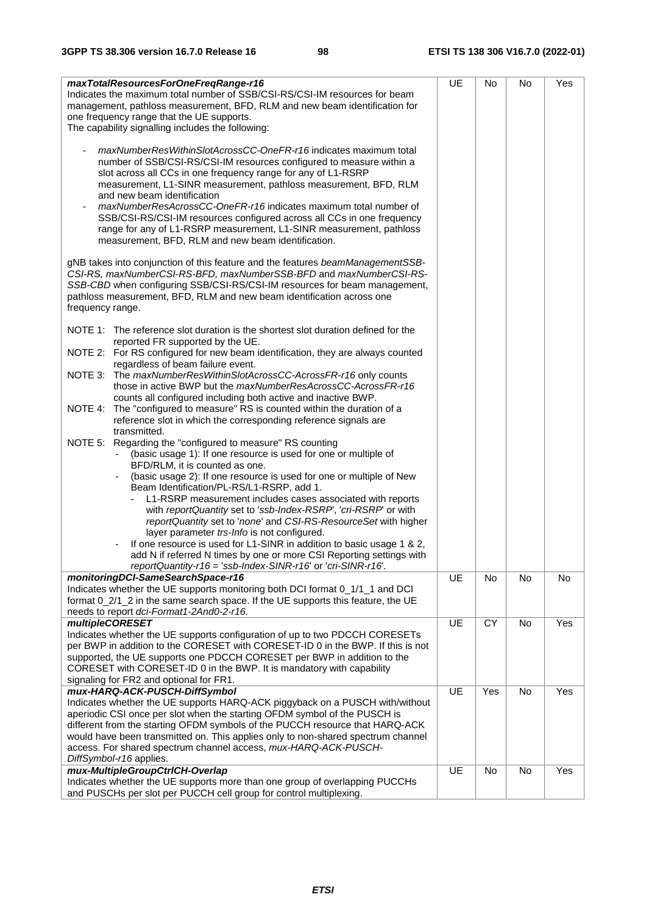| Definitions for parameters | Per | M | FDD-TDD DIFF | FR1-FR2 DIFF |
|---|---|---|---|---|
| ***maxTotalResourcesForOneFreqRange-r16***<br>Indicates the maximum total number of SSB/CSI-RS/CSI-IM resources for beam management, pathloss measurement, BFD, RLM and new beam identification for one frequency range that the UE supports.<br>The capability signalling includes the following:<br><br>- *maxNumberResWithinSlotAcrossCC-OneFR-r16* indicates maximum total number of SSB/CSI-RS/CSI-IM resources configured to measure within a slot across all CCs in one frequency range for any of L1-RSRP measurement, L1-SINR measurement, pathloss measurement, BFD, RLM and new beam identification<br>- *maxNumberResAcrossCC-OneFR-r16* indicates maximum total number of SSB/CSI-RS/CSI-IM resources configured across all CCs in one frequency range for any of L1-RSRP measurement, L1-SINR measurement, pathloss measurement, BFD, RLM and new beam identification.<br><br>gNB takes into conjunction of this feature and the features *beamManagementSSB-CSI-RS, maxNumberCSI-RS-BFD, maxNumberSSB-BFD* and *maxNumberCSI-RS-SSB-CBD* when configuring SSB/CSI-RS/CSI-IM resources for beam management, pathloss measurement, BFD, RLM and new beam identification across one frequency range.<br><br>NOTE 1: The reference slot duration is the shortest slot duration defined for the reported FR supported by the UE.<br>NOTE 2: For RS configured for new beam identification, they are always counted regardless of beam failure event.<br>NOTE 3: The *maxNumberResWithinSlotAcrossCC-AcrossFR-r16* only counts those in active BWP but the *maxNumberResAcrossCC-AcrossFR-r16* counts all configured including both active and inactive BWP.<br>NOTE 4: The "configured to measure" RS is counted within the duration of a reference slot in which the corresponding reference signals are transmitted.<br>NOTE 5: Regarding the "configured to measure" RS counting<br>- (basic usage 1): If one resource is used for one or multiple of BFD/RLM, it is counted as one.<br>- (basic usage 2): If one resource is used for one or multiple of New Beam Identification/PL-RS/L1-RSRP, add 1.<br>  - L1-RSRP measurement includes cases associated with reports with *reportQuantity* set to '*ssb-Index-RSRP*', '*cri-RSRP*' or with *reportQuantity* set to '*none*' and *CSI-RS-ResourceSet* with higher layer parameter *trs-Info* is not configured.<br>- If one resource is used for L1-SINR in addition to basic usage 1 & 2, add N if referred N times by one or more CSI Reporting settings with *reportQuantity-r16* = '*ssb-Index-SINR-r16*' or '*cri-SINR-r16*'. | UE | No | No | Yes |
| ***monitoringDCI-SameSearchSpace-r16***<br>Indicates whether the UE supports monitoring both DCI format 0_1/1_1 and DCI format 0_2/1_2 in the same search space. If the UE supports this feature, the UE needs to report *dci-Format1-2And0-2-r16*. | UE | No | No | No |
| ***multipleCORESET***<br>Indicates whether the UE supports configuration of up to two PDCCH CORESETs per BWP in addition to the CORESET with CORESET-ID 0 in the BWP. If this is not supported, the UE supports one PDCCH CORESET per BWP in addition to the CORESET with CORESET-ID 0 in the BWP. It is mandatory with capability signaling for FR2 and optional for FR1. | UE | CY | No | Yes |
| ***mux-HARQ-ACK-PUSCH-DiffSymbol***<br>Indicates whether the UE supports HARQ-ACK piggyback on a PUSCH with/without aperiodic CSI once per slot when the starting OFDM symbol of the PUSCH is different from the starting OFDM symbols of the PUCCH resource that HARQ-ACK would have been transmitted on. This applies only to non-shared spectrum channel access. For shared spectrum channel access, *mux-HARQ-ACK-PUSCH-DiffSymbol-r16* applies. | UE | Yes | No | Yes |
| ***mux-MultipleGroupCtrlCH-Overlap***<br>Indicates whether the UE supports more than one group of overlapping PUCCHs and PUSCHs per slot per PUCCH cell group for control multiplexing. | UE | No | No | Yes |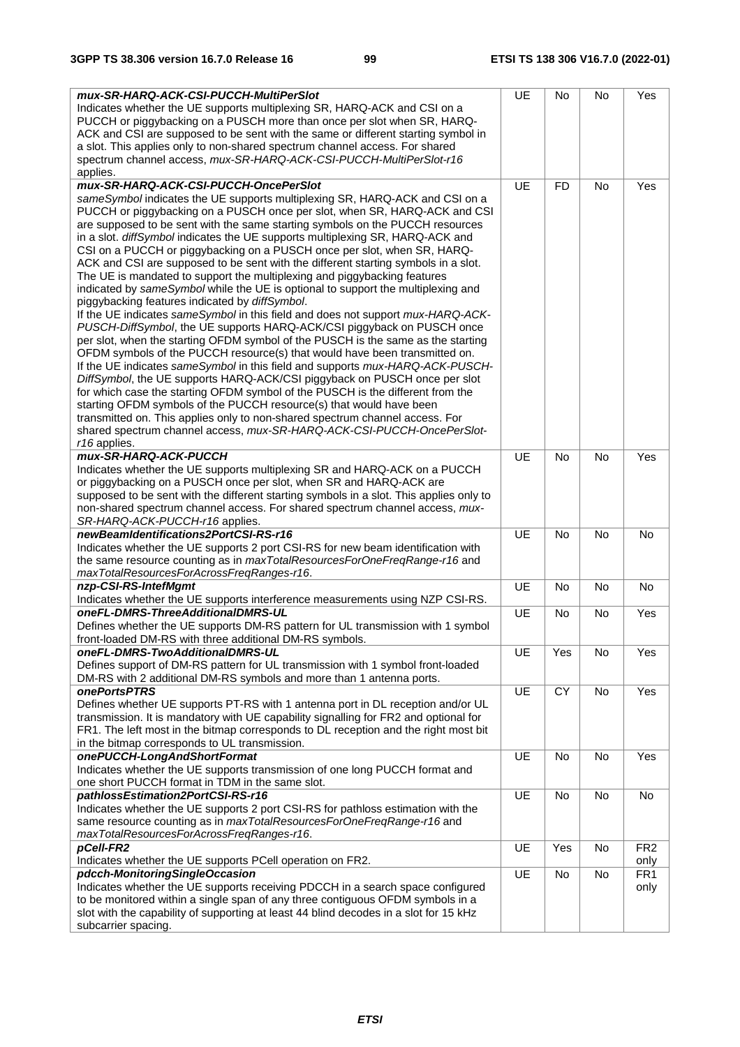| | | | | |
|---|---|---|---|---|
| ***mux-SR-HARQ-ACK-CSI-PUCCH-MultiPerSlot*** Indicates whether the UE supports multiplexing SR, HARQ-ACK and CSI on a PUCCH or piggybacking on a PUSCH more than once per slot when SR, HARQ-ACK and CSI are supposed to be sent with the same or different starting symbol in a slot. This applies only to non-shared spectrum channel access. For shared spectrum channel access, *mux-SR-HARQ-ACK-CSI-PUCCH-MultiPerSlot-r16* applies. | UE | No | No | Yes |
| ***mux-SR-HARQ-ACK-CSI-PUCCH-OncePerSlot*** *sameSymbol* indicates the UE supports multiplexing SR, HARQ-ACK and CSI on a PUCCH or piggybacking on a PUSCH once per slot, when SR, HARQ-ACK and CSI are supposed to be sent with the same starting symbols on the PUCCH resources in a slot. *diffSymbol* indicates the UE supports multiplexing SR, HARQ-ACK and CSI on a PUCCH or piggybacking on a PUSCH once per slot, when SR, HARQ-ACK and CSI are supposed to be sent with the different starting symbols in a slot. The UE is mandated to support the multiplexing and piggybacking features indicated by *sameSymbol* while the UE is optional to support the multiplexing and piggybacking features indicated by *diffSymbol*. If the UE indicates *sameSymbol* in this field and does not support *mux-HARQ-ACK-PUSCH-DiffSymbol*, the UE supports HARQ-ACK/CSI piggyback on PUSCH once per slot, when the starting OFDM symbol of the PUSCH is the same as the starting OFDM symbols of the PUCCH resource(s) that would have been transmitted on. If the UE indicates *sameSymbol* in this field and supports *mux-HARQ-ACK-PUSCH-DiffSymbol*, the UE supports HARQ-ACK/CSI piggyback on PUSCH once per slot for which case the starting OFDM symbol of the PUSCH is the different from the starting OFDM symbols of the PUCCH resource(s) that would have been transmitted on. This applies only to non-shared spectrum channel access. For shared spectrum channel access, *mux-SR-HARQ-ACK-CSI-PUCCH-OncePerSlot-r16* applies. | UE | FD | No | Yes |
| ***mux-SR-HARQ-ACK-PUCCH*** Indicates whether the UE supports multiplexing SR and HARQ-ACK on a PUCCH or piggybacking on a PUSCH once per slot, when SR and HARQ-ACK are supposed to be sent with the different starting symbols in a slot. This applies only to non-shared spectrum channel access. For shared spectrum channel access, *mux-SR-HARQ-ACK-PUCCH-r16* applies. | UE | No | No | Yes |
| ***newBeamIdentifications2PortCSI-RS-r16*** Indicates whether the UE supports 2 port CSI-RS for new beam identification with the same resource counting as in *maxTotalResourcesForOneFreqRange-r16* and *maxTotalResourcesForAcrossFreqRanges-r16*. | UE | No | No | No |
| ***nzp-CSI-RS-IntefMgmt*** Indicates whether the UE supports interference measurements using NZP CSI-RS. | UE | No | No | No |
| ***oneFL-DMRS-ThreeAdditionalDMRS-UL*** Defines whether the UE supports DM-RS pattern for UL transmission with 1 symbol front-loaded DM-RS with three additional DM-RS symbols. | UE | No | No | Yes |
| ***oneFL-DMRS-TwoAdditionalDMRS-UL*** Defines support of DM-RS pattern for UL transmission with 1 symbol front-loaded DM-RS with 2 additional DM-RS symbols and more than 1 antenna ports. | UE | Yes | No | Yes |
| ***onePortsPTRS*** Defines whether UE supports PT-RS with 1 antenna port in DL reception and/or UL transmission. It is mandatory with UE capability signalling for FR2 and optional for FR1. The left most in the bitmap corresponds to DL reception and the right most bit in the bitmap corresponds to UL transmission. | UE | CY | No | Yes |
| ***onePUCCH-LongAndShortFormat*** Indicates whether the UE supports transmission of one long PUCCH format and one short PUCCH format in TDM in the same slot. | UE | No | No | Yes |
| ***pathlossEstimation2PortCSI-RS-r16*** Indicates whether the UE supports 2 port CSI-RS for pathloss estimation with the same resource counting as in *maxTotalResourcesForOneFreqRange-r16* and *maxTotalResourcesForAcrossFreqRanges-r16*. | UE | No | No | No |
| ***pCell-FR2*** Indicates whether the UE supports PCell operation on FR2. | UE | Yes | No | FR2 only |
| ***pdcch-MonitoringSingleOccasion*** Indicates whether the UE supports receiving PDCCH in a search space configured to be monitored within a single span of any three contiguous OFDM symbols in a slot with the capability of supporting at least 44 blind decodes in a slot for 15 kHz subcarrier spacing. | UE | No | No | FR1 only |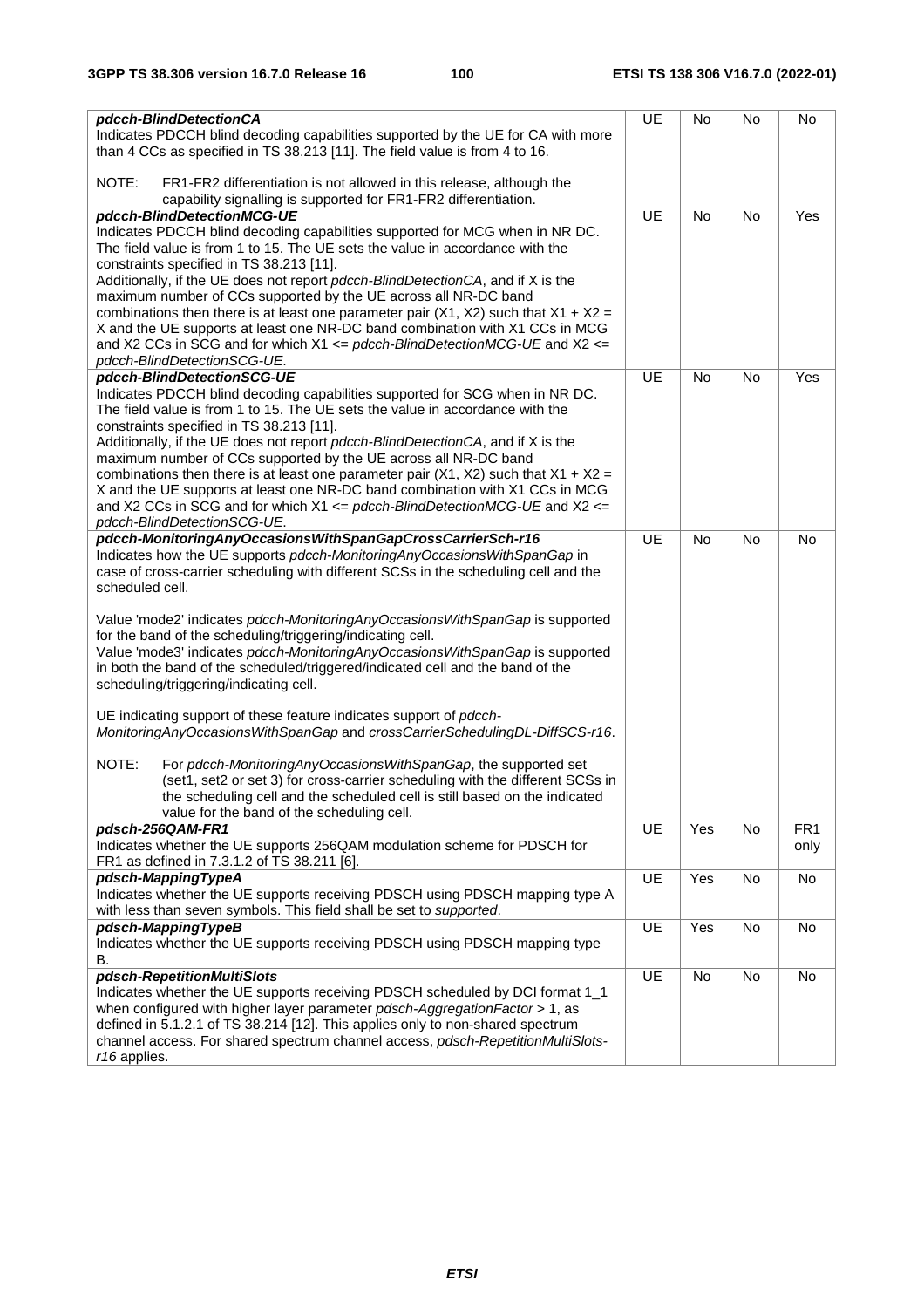| | | | | |
|---|---|---|---|---|
| ***pdcch-BlindDetectionCA***<br>Indicates PDCCH blind decoding capabilities supported by the UE for CA with more than 4 CCs as specified in TS 38.213 [11]. The field value is from 4 to 16.<br><br>NOTE: FR1-FR2 differentiation is not allowed in this release, although the capability signalling is supported for FR1-FR2 differentiation. | UE | No | No | No |
| ***pdcch-BlindDetectionMCG-UE***<br>Indicates PDCCH blind decoding capabilities supported for MCG when in NR DC. The field value is from 1 to 15. The UE sets the value in accordance with the constraints specified in TS 38.213 [11].<br>Additionally, if the UE does not report *pdcch-BlindDetectionCA*, and if X is the maximum number of CCs supported by the UE across all NR-DC band combinations then there is at least one parameter pair (X1, X2) such that X1 + X2 = X and the UE supports at least one NR-DC band combination with X1 CCs in MCG and X2 CCs in SCG and for which X1 <= *pdcch-BlindDetectionMCG-UE* and X2 <= *pdcch-BlindDetectionSCG-UE*. | UE | No | No | Yes |
| ***pdcch-BlindDetectionSCG-UE***<br>Indicates PDCCH blind decoding capabilities supported for SCG when in NR DC. The field value is from 1 to 15. The UE sets the value in accordance with the constraints specified in TS 38.213 [11].<br>Additionally, if the UE does not report *pdcch-BlindDetectionCA*, and if X is the maximum number of CCs supported by the UE across all NR-DC band combinations then there is at least one parameter pair (X1, X2) such that X1 + X2 = X and the UE supports at least one NR-DC band combination with X1 CCs in MCG and X2 CCs in SCG and for which X1 <= *pdcch-BlindDetectionMCG-UE* and X2 <= *pdcch-BlindDetectionSCG-UE*. | UE | No | No | Yes |
| ***pdcch-MonitoringAnyOccasionsWithSpanGapCrossCarrierSch-r16***<br>Indicates how the UE supports *pdcch-MonitoringAnyOccasionsWithSpanGap* in case of cross-carrier scheduling with different SCSs in the scheduling cell and the scheduled cell.<br><br>Value 'mode2' indicates *pdcch-MonitoringAnyOccasionsWithSpanGap* is supported for the band of the scheduling/triggering/indicating cell.<br>Value 'mode3' indicates *pdcch-MonitoringAnyOccasionsWithSpanGap* is supported in both the band of the scheduled/triggered/indicated cell and the band of the scheduling/triggering/indicating cell.<br><br>UE indicating support of these feature indicates support of *pdcch-MonitoringAnyOccasionsWithSpanGap* and *crossCarrierSchedulingDL-DiffSCS-r16*.<br><br>NOTE: For *pdcch-MonitoringAnyOccasionsWithSpanGap*, the supported set (set1, set2 or set 3) for cross-carrier scheduling with the different SCSs in the scheduling cell and the scheduled cell is still based on the indicated value for the band of the scheduling cell. | UE | No | No | No |
| ***pdsch-256QAM-FR1***<br>Indicates whether the UE supports 256QAM modulation scheme for PDSCH for FR1 as defined in 7.3.1.2 of TS 38.211 [6]. | UE | Yes | No | FR1 only |
| ***pdsch-MappingTypeA***<br>Indicates whether the UE supports receiving PDSCH using PDSCH mapping type A with less than seven symbols. This field shall be set to *supported*. | UE | Yes | No | No |
| ***pdsch-MappingTypeB***<br>Indicates whether the UE supports receiving PDSCH using PDSCH mapping type B. | UE | Yes | No | No |
| ***pdsch-RepetitionMultiSlots***<br>Indicates whether the UE supports receiving PDSCH scheduled by DCI format 1_1 when configured with higher layer parameter *pdsch-AggregationFactor* > 1, as defined in 5.1.2.1 of TS 38.214 [12]. This applies only to non-shared spectrum channel access. For shared spectrum channel access, *pdsch-RepetitionMultiSlots-r16* applies. | UE | No | No | No |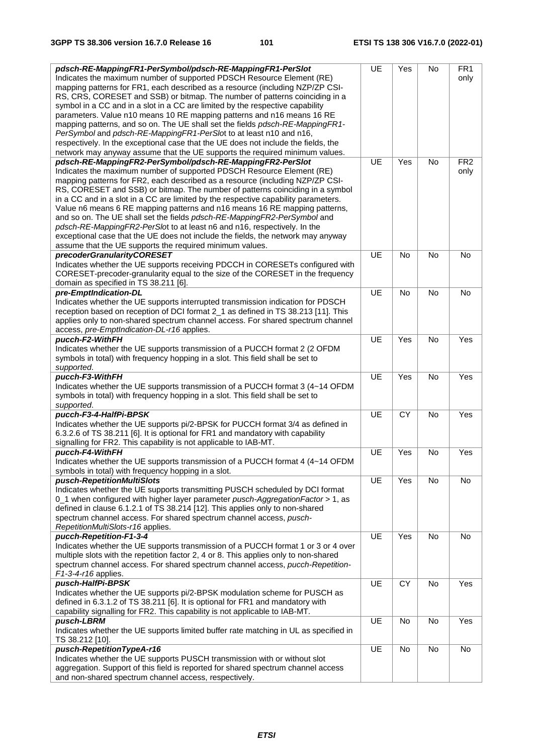| | | | | |
|---|---|---|---|---|
| ***pdsch-RE-MappingFR1-PerSymbol/pdsch-RE-MappingFR1-PerSlot***<br>Indicates the maximum number of supported PDSCH Resource Element (RE) mapping patterns for FR1, each described as a resource (including NZP/ZP CSI-RS, CRS, CORESET and SSB) or bitmap. The number of patterns coinciding in a symbol in a CC and in a slot in a CC are limited by the respective capability parameters. Value n10 means 10 RE mapping patterns and n16 means 16 RE mapping patterns, and so on. The UE shall set the fields *pdsch-RE-MappingFR1-PerSymbol* and *pdsch-RE-MappingFR1-PerSlot* to at least n10 and n16, respectively. In the exceptional case that the UE does not include the fields, the network may anyway assume that the UE supports the required minimum values. | UE | Yes | No | FR1 only |
| ***pdsch-RE-MappingFR2-PerSymbol/pdsch-RE-MappingFR2-PerSlot***<br>Indicates the maximum number of supported PDSCH Resource Element (RE) mapping patterns for FR2, each described as a resource (including NZP/ZP CSI-RS, CORESET and SSB) or bitmap. The number of patterns coinciding in a symbol in a CC and in a slot in a CC are limited by the respective capability parameters. Value n6 means 6 RE mapping patterns and n16 means 16 RE mapping patterns, and so on. The UE shall set the fields *pdsch-RE-MappingFR2-PerSymbol* and *pdsch-RE-MappingFR2-PerSlot* to at least n6 and n16, respectively. In the exceptional case that the UE does not include the fields, the network may anyway assume that the UE supports the required minimum values. | UE | Yes | No | FR2 only |
| ***precoderGranularityCORESET***<br>Indicates whether the UE supports receiving PDCCH in CORESETs configured with CORESET-precoder-granularity equal to the size of the CORESET in the frequency domain as specified in TS 38.211 [6]. | UE | No | No | No |
| ***pre-EmptIndication-DL***<br>Indicates whether the UE supports interrupted transmission indication for PDSCH reception based on reception of DCI format 2_1 as defined in TS 38.213 [11]. This applies only to non-shared spectrum channel access. For shared spectrum channel access, *pre-EmptIndication-DL-r16* applies. | UE | No | No | No |
| ***pucch-F2-WithFH***<br>Indicates whether the UE supports transmission of a PUCCH format 2 (2 OFDM symbols in total) with frequency hopping in a slot. This field shall be set to *supported*. | UE | Yes | No | Yes |
| ***pucch-F3-WithFH***<br>Indicates whether the UE supports transmission of a PUCCH format 3 (4~14 OFDM symbols in total) with frequency hopping in a slot. This field shall be set to *supported*. | UE | Yes | No | Yes |
| ***pucch-F3-4-HalfPi-BPSK***<br>Indicates whether the UE supports pi/2-BPSK for PUCCH format 3/4 as defined in 6.3.2.6 of TS 38.211 [6]. It is optional for FR1 and mandatory with capability signalling for FR2. This capability is not applicable to IAB-MT. | UE | CY | No | Yes |
| ***pucch-F4-WithFH***<br>Indicates whether the UE supports transmission of a PUCCH format 4 (4~14 OFDM symbols in total) with frequency hopping in a slot. | UE | Yes | No | Yes |
| ***pusch-RepetitionMultiSlots***<br>Indicates whether the UE supports transmitting PUSCH scheduled by DCI format 0_1 when configured with higher layer parameter *pusch-AggregationFactor* > 1, as defined in clause 6.1.2.1 of TS 38.214 [12]. This applies only to non-shared spectrum channel access. For shared spectrum channel access, *pusch-RepetitionMultiSlots-r16* applies. | UE | Yes | No | No |
| ***pucch-Repetition-F1-3-4***<br>Indicates whether the UE supports transmission of a PUCCH format 1 or 3 or 4 over multiple slots with the repetition factor 2, 4 or 8. This applies only to non-shared spectrum channel access. For shared spectrum channel access, *pucch-Repetition-F1-3-4-r16* applies. | UE | Yes | No | No |
| ***pusch-HalfPi-BPSK***<br>Indicates whether the UE supports pi/2-BPSK modulation scheme for PUSCH as defined in 6.3.1.2 of TS 38.211 [6]. It is optional for FR1 and mandatory with capability signalling for FR2. This capability is not applicable to IAB-MT. | UE | CY | No | Yes |
| ***pusch-LBRM***<br>Indicates whether the UE supports limited buffer rate matching in UL as specified in TS 38.212 [10]. | UE | No | No | Yes |
| ***pusch-RepetitionTypeA-r16***<br>Indicates whether the UE supports PUSCH transmission with or without slot aggregation. Support of this field is reported for shared spectrum channel access and non-shared spectrum channel access, respectively. | UE | No | No | No |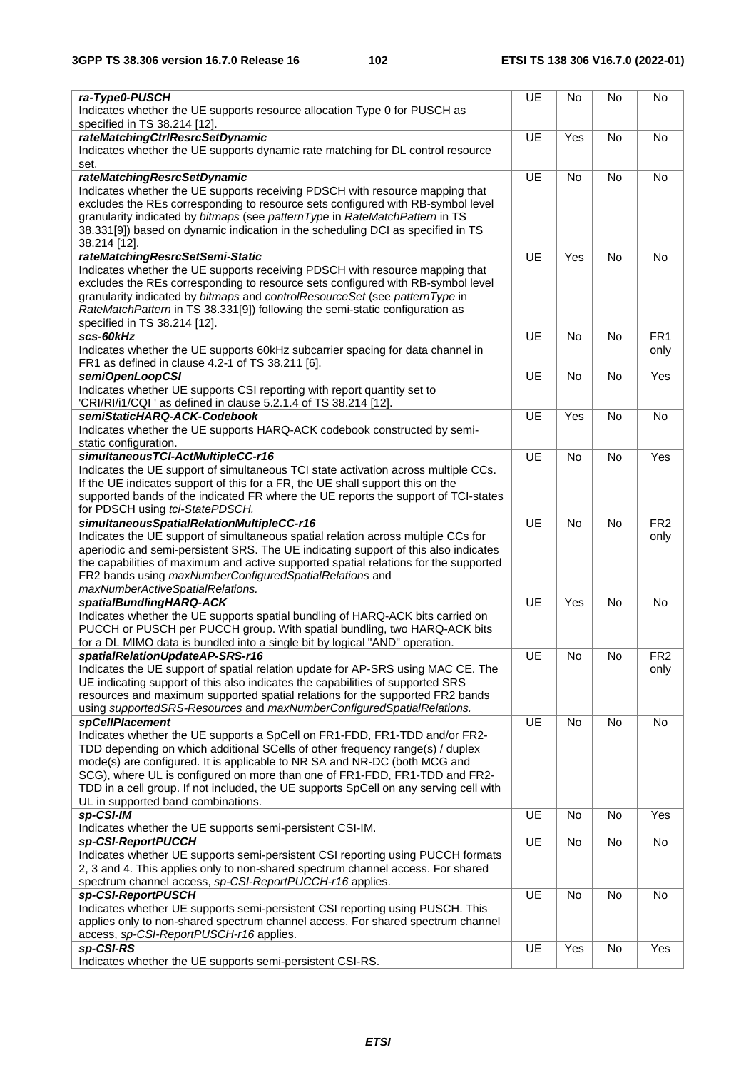| | | | | |
|---|---|---|---|---|
| ***ra-Type0-PUSCH***<br>Indicates whether the UE supports resource allocation Type 0 for PUSCH as specified in TS 38.214 [12]. | UE | No | No | No |
| ***rateMatchingCtrlResrcSetDynamic***<br>Indicates whether the UE supports dynamic rate matching for DL control resource set. | UE | Yes | No | No |
| ***rateMatchingResrcSetDynamic***<br>Indicates whether the UE supports receiving PDSCH with resource mapping that excludes the REs corresponding to resource sets configured with RB-symbol level granularity indicated by *bitmaps* (see *patternType* in *RateMatchPattern* in TS 38.331[9]) based on dynamic indication in the scheduling DCI as specified in TS 38.214 [12]. | UE | No | No | No |
| ***rateMatchingResrcSetSemi-Static***<br>Indicates whether the UE supports receiving PDSCH with resource mapping that excludes the REs corresponding to resource sets configured with RB-symbol level granularity indicated by *bitmaps* and *controlResourceSet* (see *patternType* in *RateMatchPattern* in TS 38.331[9]) following the semi-static configuration as specified in TS 38.214 [12]. | UE | Yes | No | No |
| ***scs-60kHz***<br>Indicates whether the UE supports 60kHz subcarrier spacing for data channel in FR1 as defined in clause 4.2-1 of TS 38.211 [6]. | UE | No | No | FR1 only |
| ***semiOpenLoopCSI***<br>Indicates whether UE supports CSI reporting with report quantity set to 'CRI/RI/i1/CQI ' as defined in clause 5.2.1.4 of TS 38.214 [12]. | UE | No | No | Yes |
| ***semiStaticHARQ-ACK-Codebook***<br>Indicates whether the UE supports HARQ-ACK codebook constructed by semi-static configuration. | UE | Yes | No | No |
| ***simultaneousTCI-ActMultipleCC-r16***<br>Indicates the UE support of simultaneous TCI state activation across multiple CCs. If the UE indicates support of this for a FR, the UE shall support this on the supported bands of the indicated FR where the UE reports the support of TCI-states for PDSCH using *tci-StatePDSCH.* | UE | No | No | Yes |
| ***simultaneousSpatialRelationMultipleCC-r16***<br>Indicates the UE support of simultaneous spatial relation across multiple CCs for aperiodic and semi-persistent SRS. The UE indicating support of this also indicates the capabilities of maximum and active supported spatial relations for the supported FR2 bands using *maxNumberConfiguredSpatialRelations* and *maxNumberActiveSpatialRelations.* | UE | No | No | FR2 only |
| ***spatialBundlingHARQ-ACK***<br>Indicates whether the UE supports spatial bundling of HARQ-ACK bits carried on PUCCH or PUSCH per PUCCH group. With spatial bundling, two HARQ-ACK bits for a DL MIMO data is bundled into a single bit by logical "AND" operation. | UE | Yes | No | No |
| ***spatialRelationUpdateAP-SRS-r16***<br>Indicates the UE support of spatial relation update for AP-SRS using MAC CE. The UE indicating support of this also indicates the capabilities of supported SRS resources and maximum supported spatial relations for the supported FR2 bands using *supportedSRS-Resources* and *maxNumberConfiguredSpatialRelations.* | UE | No | No | FR2 only |
| ***spCellPlacement***<br>Indicates whether the UE supports a SpCell on FR1-FDD, FR1-TDD and/or FR2-TDD depending on which additional SCells of other frequency range(s) / duplex mode(s) are configured. It is applicable to NR SA and NR-DC (both MCG and SCG), where UL is configured on more than one of FR1-FDD, FR1-TDD and FR2-TDD in a cell group. If not included, the UE supports SpCell on any serving cell with UL in supported band combinations. | UE | No | No | No |
| ***sp-CSI-IM***<br>Indicates whether the UE supports semi-persistent CSI-IM. | UE | No | No | Yes |
| ***sp-CSI-ReportPUCCH***<br>Indicates whether UE supports semi-persistent CSI reporting using PUCCH formats 2, 3 and 4. This applies only to non-shared spectrum channel access. For shared spectrum channel access, *sp-CSI-ReportPUCCH-r16* applies. | UE | No | No | No |
| ***sp-CSI-ReportPUSCH***<br>Indicates whether UE supports semi-persistent CSI reporting using PUSCH. This applies only to non-shared spectrum channel access. For shared spectrum channel access, *sp-CSI-ReportPUSCH-r16* applies. | UE | No | No | No |
| ***sp-CSI-RS***<br>Indicates whether the UE supports semi-persistent CSI-RS. | UE | Yes | No | Yes |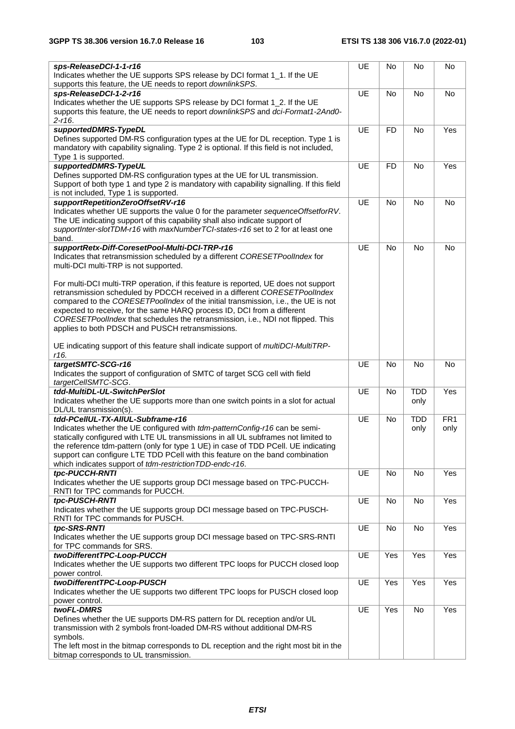| | | | | |
|---|---|---|---|---|
| ***sps-ReleaseDCI-1-1-r16***<br>Indicates whether the UE supports SPS release by DCI format 1_1. If the UE supports this feature, the UE needs to report *downlinkSPS*. | UE | No | No | No |
| ***sps-ReleaseDCI-1-2-r16***<br>Indicates whether the UE supports SPS release by DCI format 1_2. If the UE supports this feature, the UE needs to report *downlinkSPS* and *dci-Format1-2And0-2-r16*. | UE | No | No | No |
| ***supportedDMRS-TypeDL***<br>Defines supported DM-RS configuration types at the UE for DL reception. Type 1 is mandatory with capability signaling. Type 2 is optional. If this field is not included, Type 1 is supported. | UE | FD | No | Yes |
| ***supportedDMRS-TypeUL***<br>Defines supported DM-RS configuration types at the UE for UL transmission. Support of both type 1 and type 2 is mandatory with capability signalling. If this field is not included, Type 1 is supported. | UE | FD | No | Yes |
| ***supportRepetitionZeroOffsetRV-r16***<br>Indicates whether UE supports the value 0 for the parameter *sequenceOffsetforRV*. The UE indicating support of this capability shall also indicate support of *supportInter-slotTDM-r16* with *maxNumberTCI-states-r16* set to 2 for at least one band. | UE | No | No | No |
| ***supportRetx-Diff-CoresetPool-Multi-DCI-TRP-r16***<br>Indicates that retransmission scheduled by a different *CORESETPoolIndex* for multi-DCI multi-TRP is not supported.<br><br>For multi-DCI multi-TRP operation, if this feature is reported, UE does not support retransmission scheduled by PDCCH received in a different *CORESETPoolIndex* compared to the *CORESETPoolIndex* of the initial transmission, i.e., the UE is not expected to receive, for the same HARQ process ID, DCI from a different *CORESETPoolIndex* that schedules the retransmission, i.e., NDI not flipped. This applies to both PDSCH and PUSCH retransmissions.<br><br>UE indicating support of this feature shall indicate support of *multiDCI-MultiTRP-r16*. | UE | No | No | No |
| ***targetSMTC-SCG-r16***<br>Indicates the support of configuration of SMTC of target SCG cell with field *targetCellSMTC-SCG*. | UE | No | No | No |
| ***tdd-MultiDL-UL-SwitchPerSlot***<br>Indicates whether the UE supports more than one switch points in a slot for actual DL/UL transmission(s). | UE | No | TDD only | Yes |
| ***tdd-PCellUL-TX-AllUL-Subframe-r16***<br>Indicates whether the UE configured with *tdm-patternConfig-r16* can be semi-statically configured with LTE UL transmissions in all UL subframes not limited to the reference tdm-pattern (only for type 1 UE) in case of TDD PCell. UE indicating support can configure LTE TDD PCell with this feature on the band combination which indicates support of *tdm-restrictionTDD-endc-r16*. | UE | No | TDD only | FR1 only |
| ***tpc-PUCCH-RNTI***<br>Indicates whether the UE supports group DCI message based on TPC-PUCCH-RNTI for TPC commands for PUCCH. | UE | No | No | Yes |
| ***tpc-PUSCH-RNTI***<br>Indicates whether the UE supports group DCI message based on TPC-PUSCH-RNTI for TPC commands for PUSCH. | UE | No | No | Yes |
| ***tpc-SRS-RNTI***<br>Indicates whether the UE supports group DCI message based on TPC-SRS-RNTI for TPC commands for SRS. | UE | No | No | Yes |
| ***twoDifferentTPC-Loop-PUCCH***<br>Indicates whether the UE supports two different TPC loops for PUCCH closed loop power control. | UE | Yes | Yes | Yes |
| ***twoDifferentTPC-Loop-PUSCH***<br>Indicates whether the UE supports two different TPC loops for PUSCH closed loop power control. | UE | Yes | Yes | Yes |
| ***twoFL-DMRS***<br>Defines whether the UE supports DM-RS pattern for DL reception and/or UL transmission with 2 symbols front-loaded DM-RS without additional DM-RS symbols.<br>The left most in the bitmap corresponds to DL reception and the right most bit in the bitmap corresponds to UL transmission. | UE | Yes | No | Yes |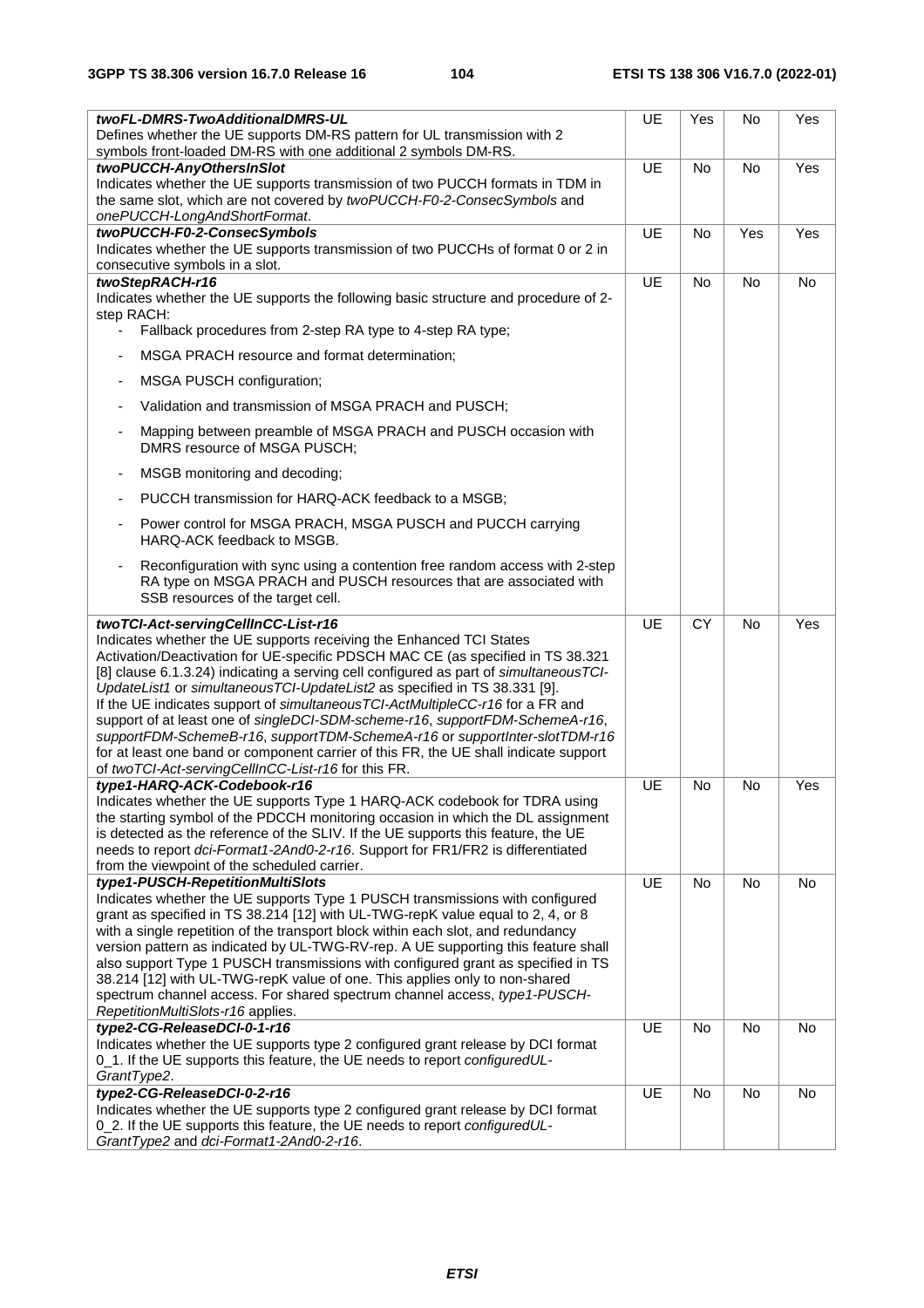| | | | | |
|---|---|---|---|---|
| ***twoFL-DMRS-TwoAdditionalDMRS-UL***<br>Defines whether the UE supports DM-RS pattern for UL transmission with 2 symbols front-loaded DM-RS with one additional 2 symbols DM-RS. | UE | Yes | No | Yes |
| ***twoPUCCH-AnyOthersInSlot***<br>Indicates whether the UE supports transmission of two PUCCH formats in TDM in the same slot, which are not covered by *twoPUCCH-F0-2-ConsecSymbols* and *onePUCCH-LongAndShortFormat*. | UE | No | No | Yes |
| ***twoPUCCH-F0-2-ConsecSymbols***<br>Indicates whether the UE supports transmission of two PUCCHs of format 0 or 2 in consecutive symbols in a slot. | UE | No | Yes | Yes |
| ***twoStepRACH-r16***<br>Indicates whether the UE supports the following basic structure and procedure of 2-step RACH:<br>- Fallback procedures from 2-step RA type to 4-step RA type;<br>- MSGA PRACH resource and format determination;<br>- MSGA PUSCH configuration;<br>- Validation and transmission of MSGA PRACH and PUSCH;<br>- Mapping between preamble of MSGA PRACH and PUSCH occasion with DMRS resource of MSGA PUSCH;<br>- MSGB monitoring and decoding;<br>- PUCCH transmission for HARQ-ACK feedback to a MSGB;<br>- Power control for MSGA PRACH, MSGA PUSCH and PUCCH carrying HARQ-ACK feedback to MSGB.<br>- Reconfiguration with sync using a contention free random access with 2-step RA type on MSGA PRACH and PUSCH resources that are associated with SSB resources of the target cell. | UE | No | No | No |
| ***twoTCI-Act-servingCellInCC-List-r16***<br>Indicates whether the UE supports receiving the Enhanced TCI States Activation/Deactivation for UE-specific PDSCH MAC CE (as specified in TS 38.321 [8] clause 6.1.3.24) indicating a serving cell configured as part of *simultaneousTCI-UpdateList1* or *simultaneousTCI-UpdateList2* as specified in TS 38.331 [9].<br>If the UE indicates support of *simultaneousTCI-ActMultipleCC-r16* for a FR and support of at least one of *singleDCI-SDM-scheme-r16*, *supportFDM-SchemeA-r16*, *supportFDM-SchemeB-r16*, *supportTDM-SchemeA-r16* or *supportInter-slotTDM-r16* for at least one band or component carrier of this FR, the UE shall indicate support of *twoTCI-Act-servingCellInCC-List-r16* for this FR. | UE | CY | No | Yes |
| ***type1-HARQ-ACK-Codebook-r16***<br>Indicates whether the UE supports Type 1 HARQ-ACK codebook for TDRA using the starting symbol of the PDCCH monitoring occasion in which the DL assignment is detected as the reference of the SLIV. If the UE supports this feature, the UE needs to report *dci-Format1-2And0-2-r16*. Support for FR1/FR2 is differentiated from the viewpoint of the scheduled carrier. | UE | No | No | Yes |
| ***type1-PUSCH-RepetitionMultiSlots***<br>Indicates whether the UE supports Type 1 PUSCH transmissions with configured grant as specified in TS 38.214 [12] with UL-TWG-repK value equal to 2, 4, or 8 with a single repetition of the transport block within each slot, and redundancy version pattern as indicated by UL-TWG-RV-rep. A UE supporting this feature shall also support Type 1 PUSCH transmissions with configured grant as specified in TS 38.214 [12] with UL-TWG-repK value of one. This applies only to non-shared spectrum channel access. For shared spectrum channel access, *type1-PUSCH-RepetitionMultiSlots-r16* applies. | UE | No | No | No |
| ***type2-CG-ReleaseDCI-0-1-r16***<br>Indicates whether the UE supports type 2 configured grant release by DCI format 0_1. If the UE supports this feature, the UE needs to report *configuredUL-GrantType2*. | UE | No | No | No |
| ***type2-CG-ReleaseDCI-0-2-r16***<br>Indicates whether the UE supports type 2 configured grant release by DCI format 0_2. If the UE supports this feature, the UE needs to report *configuredUL-GrantType2* and *dci-Format1-2And0-2-r16*. | UE | No | No | No |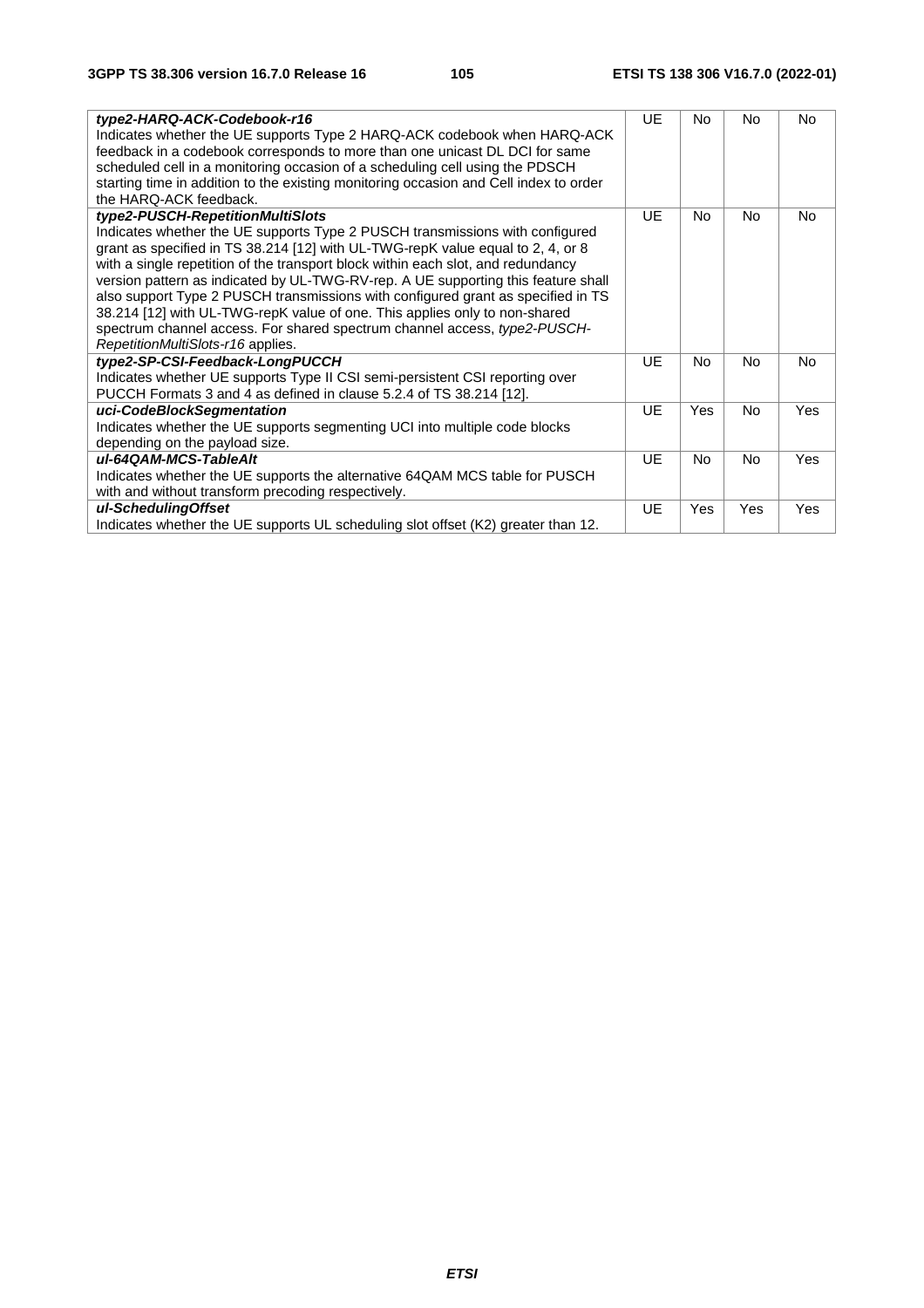| | | | | |
|---|---|---|---|---|
| ***type2-HARQ-ACK-Codebook-r16***<br>Indicates whether the UE supports Type 2 HARQ-ACK codebook when HARQ-ACK feedback in a codebook corresponds to more than one unicast DL DCI for same scheduled cell in a monitoring occasion of a scheduling cell using the PDSCH starting time in addition to the existing monitoring occasion and Cell index to order the HARQ-ACK feedback. | UE | No | No | No |
| ***type2-PUSCH-RepetitionMultiSlots***<br>Indicates whether the UE supports Type 2 PUSCH transmissions with configured grant as specified in TS 38.214 [12] with UL-TWG-repK value equal to 2, 4, or 8 with a single repetition of the transport block within each slot, and redundancy version pattern as indicated by UL-TWG-RV-rep. A UE supporting this feature shall also support Type 2 PUSCH transmissions with configured grant as specified in TS 38.214 [12] with UL-TWG-repK value of one. This applies only to non-shared spectrum channel access. For shared spectrum channel access, *type2-PUSCH-RepetitionMultiSlots-r16* applies. | UE | No | No | No |
| ***type2-SP-CSI-Feedback-LongPUCCH***<br>Indicates whether UE supports Type II CSI semi-persistent CSI reporting over PUCCH Formats 3 and 4 as defined in clause 5.2.4 of TS 38.214 [12]. | UE | No | No | No |
| ***uci-CodeBlockSegmentation***<br>Indicates whether the UE supports segmenting UCI into multiple code blocks depending on the payload size. | UE | Yes | No | Yes |
| ***ul-64QAM-MCS-TableAlt***<br>Indicates whether the UE supports the alternative 64QAM MCS table for PUSCH with and without transform precoding respectively. | UE | No | No | Yes |
| ***ul-SchedulingOffset***<br>Indicates whether the UE supports UL scheduling slot offset (K2) greater than 12. | UE | Yes | Yes | Yes |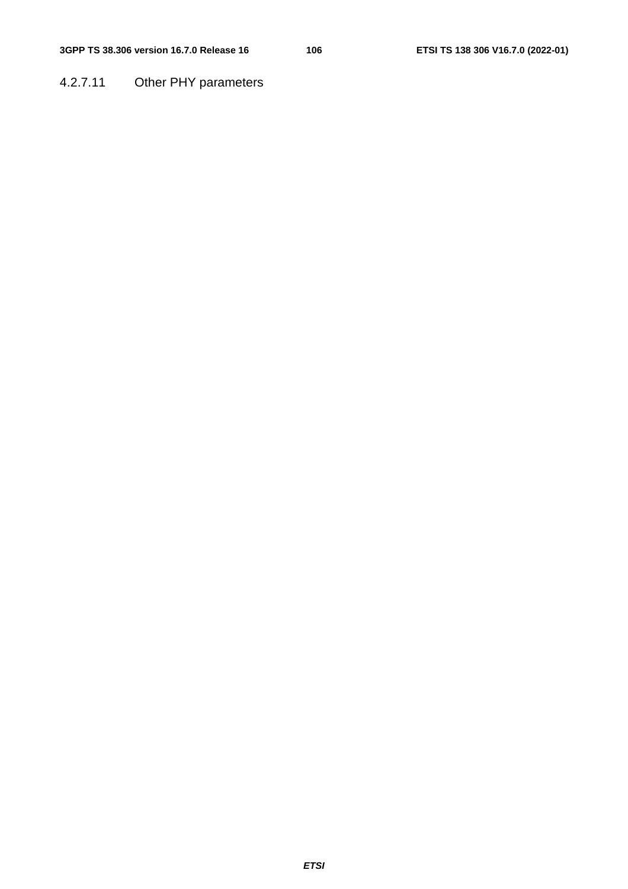#### 4.2.7.11 Other PHY parameters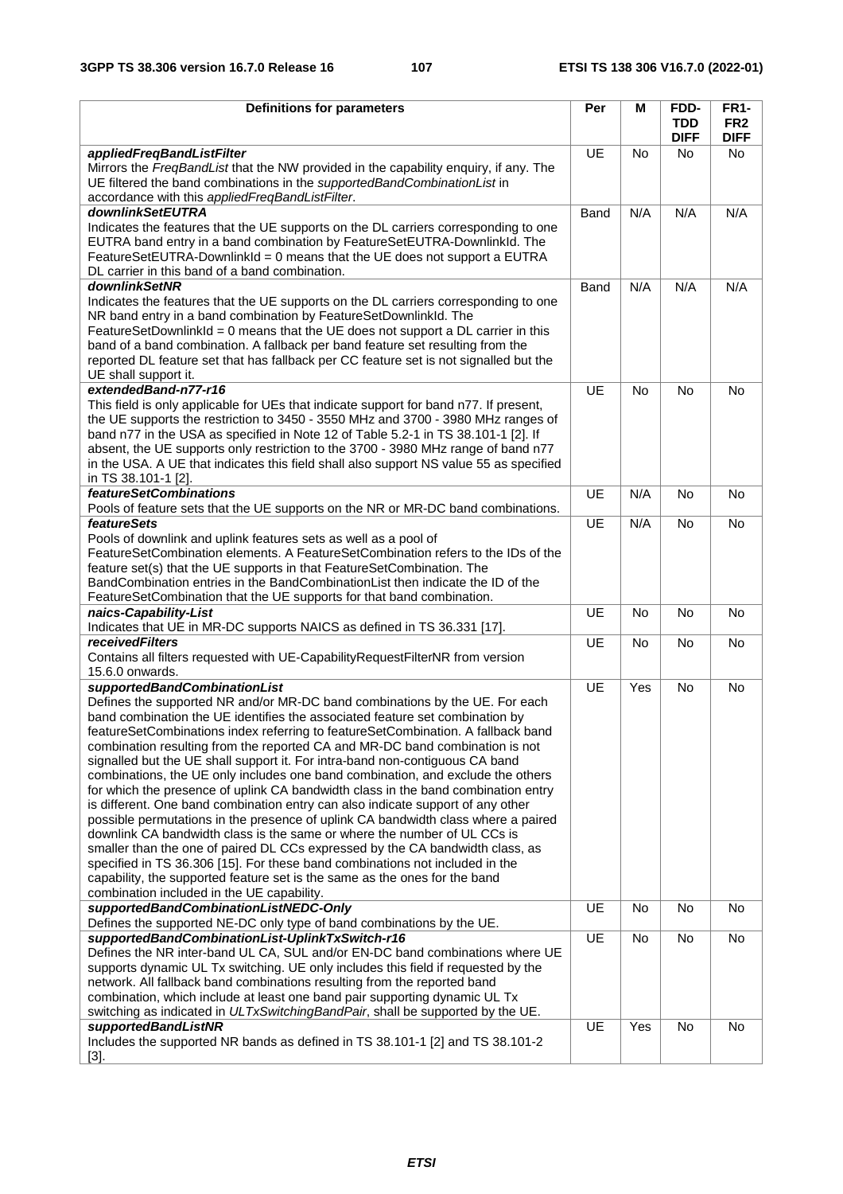| Definitions for parameters | Per | M | FDD-TDD DIFF | FR1-FR2 DIFF |
|---|---|---|---|---|
| ***appliedFreqBandListFilter***<br>Mirrors the *FreqBandList* that the NW provided in the capability enquiry, if any. The UE filtered the band combinations in the *supportedBandCombinationList* in accordance with this *appliedFreqBandListFilter*. | UE | No | No | No |
| ***downlinkSetEUTRA***<br>Indicates the features that the UE supports on the DL carriers corresponding to one EUTRA band entry in a band combination by FeatureSetEUTRA-DownlinkId. The FeatureSetEUTRA-DownlinkId = 0 means that the UE does not support a EUTRA DL carrier in this band of a band combination. | Band | N/A | N/A | N/A |
| ***downlinkSetNR***<br>Indicates the features that the UE supports on the DL carriers corresponding to one NR band entry in a band combination by FeatureSetDownlinkId. The FeatureSetDownlinkId = 0 means that the UE does not support a DL carrier in this band of a band combination. A fallback per band feature set resulting from the reported DL feature set that has fallback per CC feature set is not signalled but the UE shall support it. | Band | N/A | N/A | N/A |
| ***extendedBand-n77-r16***<br>This field is only applicable for UEs that indicate support for band n77. If present, the UE supports the restriction to 3450 - 3550 MHz and 3700 - 3980 MHz ranges of band n77 in the USA as specified in Note 12 of Table 5.2-1 in TS 38.101-1 [2]. If absent, the UE supports only restriction to the 3700 - 3980 MHz range of band n77 in the USA. A UE that indicates this field shall also support NS value 55 as specified in TS 38.101-1 [2]. | UE | No | No | No |
| ***featureSetCombinations***<br>Pools of feature sets that the UE supports on the NR or MR-DC band combinations. | UE | N/A | No | No |
| ***featureSets***<br>Pools of downlink and uplink features sets as well as a pool of FeatureSetCombination elements. A FeatureSetCombination refers to the IDs of the feature set(s) that the UE supports in that FeatureSetCombination. The BandCombination entries in the BandCombinationList then indicate the ID of the FeatureSetCombination that the UE supports for that band combination. | UE | N/A | No | No |
| ***naics-Capability-List***<br>Indicates that UE in MR-DC supports NAICS as defined in TS 36.331 [17]. | UE | No | No | No |
| ***receivedFilters***<br>Contains all filters requested with UE-CapabilityRequestFilterNR from version 15.6.0 onwards. | UE | No | No | No |
| ***supportedBandCombinationList***<br>Defines the supported NR and/or MR-DC band combinations by the UE. For each band combination the UE identifies the associated feature set combination by featureSetCombinations index referring to featureSetCombination. A fallback band combination resulting from the reported CA and MR-DC band combination is not signalled but the UE shall support it. For intra-band non-contiguous CA band combinations, the UE only includes one band combination, and exclude the others for which the presence of uplink CA bandwidth class in the band combination entry is different. One band combination entry can also indicate support of any other possible permutations in the presence of uplink CA bandwidth class where a paired downlink CA bandwidth class is the same or where the number of UL CCs is smaller than the one of paired DL CCs expressed by the CA bandwidth class, as specified in TS 36.306 [15]. For these band combinations not included in the capability, the supported feature set is the same as the ones for the band combination included in the UE capability. | UE | Yes | No | No |
| ***supportedBandCombinationListNEDC-Only***<br>Defines the supported NE-DC only type of band combinations by the UE. | UE | No | No | No |
| ***supportedBandCombinationList-UplinkTxSwitch-r16***<br>Defines the NR inter-band UL CA, SUL and/or EN-DC band combinations where UE supports dynamic UL Tx switching. UE only includes this field if requested by the network. All fallback band combinations resulting from the reported band combination, which include at least one band pair supporting dynamic UL Tx switching as indicated in *ULTxSwitchingBandPair*, shall be supported by the UE. | UE | No | No | No |
| ***supportedBandListNR***<br>Includes the supported NR bands as defined in TS 38.101-1 [2] and TS 38.101-2 [3]. | UE | Yes | No | No |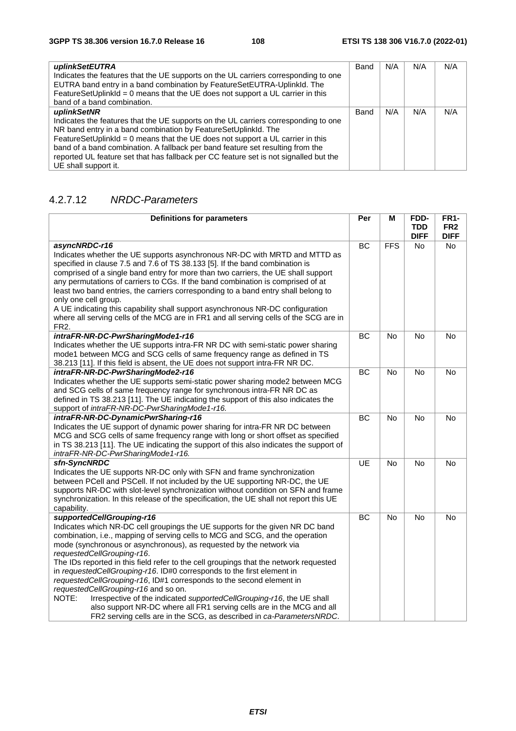| | | | | |
|---|---|---|---|---|
| ***uplinkSetEUTRA***<br>Indicates the features that the UE supports on the UL carriers corresponding to one EUTRA band entry in a band combination by FeatureSetEUTRA-UplinkId. The FeatureSetUplinkId = 0 means that the UE does not support a UL carrier in this band of a band combination. | Band | N/A | N/A | N/A |
| ***uplinkSetNR***<br>Indicates the features that the UE supports on the UL carriers corresponding to one NR band entry in a band combination by FeatureSetUplinkId. The FeatureSetUplinkId = 0 means that the UE does not support a UL carrier in this band of a band combination. A fallback per band feature set resulting from the reported UL feature set that has fallback per CC feature set is not signalled but the UE shall support it. | Band | N/A | N/A | N/A |

### 4.2.7.12 *NRDC-Parameters*

| Definitions for parameters | Per | M | FDD-TDD DIFF | FR1-FR2 DIFF |
|---|---|---|---|---|
| ***asyncNRDC-r16***<br>Indicates whether the UE supports asynchronous NR-DC with MRTD and MTTD as specified in clause 7.5 and 7.6 of TS 38.133 [5]. If the band combination is comprised of a single band entry for more than two carriers, the UE shall support any permutations of carriers to CGs. If the band combination is comprised of at least two band entries, the carriers corresponding to a band entry shall belong to only one cell group.<br>A UE indicating this capability shall support asynchronous NR-DC configuration where all serving cells of the MCG are in FR1 and all serving cells of the SCG are in FR2. | BC | FFS | No | No |
| ***intraFR-NR-DC-PwrSharingMode1-r16***<br>Indicates whether the UE supports intra-FR NR DC with semi-static power sharing mode1 between MCG and SCG cells of same frequency range as defined in TS 38.213 [11]. If this field is absent, the UE does not support intra-FR NR DC. | BC | No | No | No |
| ***intraFR-NR-DC-PwrSharingMode2-r16***<br>Indicates whether the UE supports semi-static power sharing mode2 between MCG and SCG cells of same frequency range for synchronous intra-FR NR DC as defined in TS 38.213 [11]. The UE indicating the support of this also indicates the support of *intraFR-NR-DC-PwrSharingMode1-r16.* | BC | No | No | No |
| ***intraFR-NR-DC-DynamicPwrSharing-r16***<br>Indicates the UE support of dynamic power sharing for intra-FR NR DC between MCG and SCG cells of same frequency range with long or short offset as specified in TS 38.213 [11]. The UE indicating the support of this also indicates the support of *intraFR-NR-DC-PwrSharingMode1-r16.* | BC | No | No | No |
| ***sfn-SyncNRDC***<br>Indicates the UE supports NR-DC only with SFN and frame synchronization between PCell and PSCell. If not included by the UE supporting NR-DC, the UE supports NR-DC with slot-level synchronization without condition on SFN and frame synchronization. In this release of the specification, the UE shall not report this UE capability. | UE | No | No | No |
| ***supportedCellGrouping-r16***<br>Indicates which NR-DC cell groupings the UE supports for the given NR DC band combination, i.e., mapping of serving cells to MCG and SCG, and the operation mode (synchronous or asynchronous), as requested by the network via *requestedCellGrouping-r16*.<br>The IDs reported in this field refer to the cell groupings that the network requested in *requestedCellGrouping-r16*. ID#0 corresponds to the first element in *requestedCellGrouping-r16*, ID#1 corresponds to the second element in *requestedCellGrouping-r16* and so on.<br>NOTE: Irrespective of the indicated *supportedCellGrouping-r16*, the UE shall also support NR-DC where all FR1 serving cells are in the MCG and all FR2 serving cells are in the SCG, as described in *ca-ParametersNRDC*. | BC | No | No | No |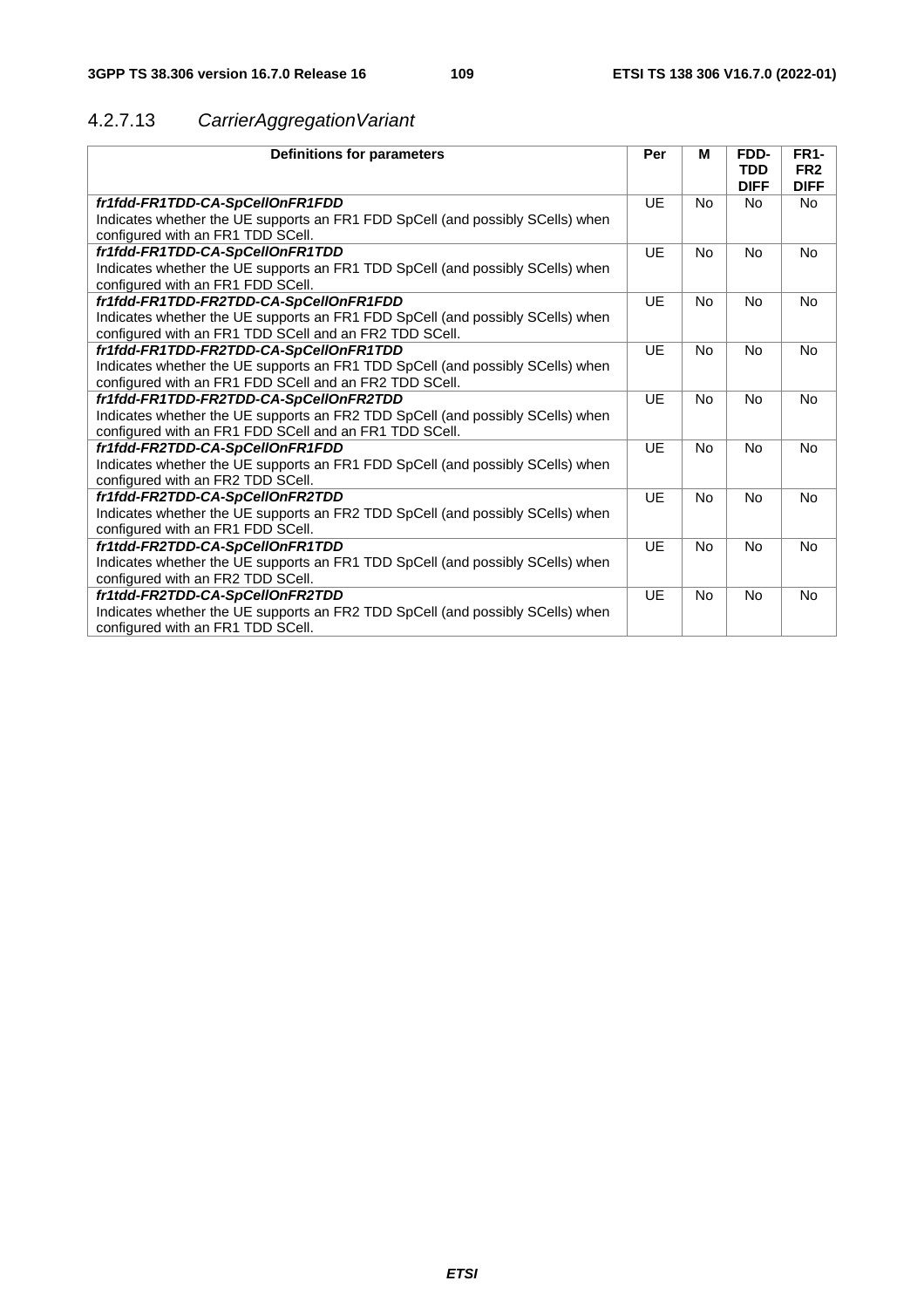### 4.2.7.13 *CarrierAggregationVariant*

| Definitions for parameters | Per | M | FDD-TDD DIFF | FR1-FR2 DIFF |
|---|---|---|---|---|
| ***fr1fdd-FR1TDD-CA-SpCellOnFR1FDD***<br>Indicates whether the UE supports an FR1 FDD SpCell (and possibly SCells) when configured with an FR1 TDD SCell. | UE | No | No | No |
| ***fr1fdd-FR1TDD-CA-SpCellOnFR1TDD***<br>Indicates whether the UE supports an FR1 TDD SpCell (and possibly SCells) when configured with an FR1 FDD SCell. | UE | No | No | No |
| ***fr1fdd-FR1TDD-FR2TDD-CA-SpCellOnFR1FDD***<br>Indicates whether the UE supports an FR1 FDD SpCell (and possibly SCells) when configured with an FR1 TDD SCell and an FR2 TDD SCell. | UE | No | No | No |
| ***fr1fdd-FR1TDD-FR2TDD-CA-SpCellOnFR1TDD***<br>Indicates whether the UE supports an FR1 TDD SpCell (and possibly SCells) when configured with an FR1 FDD SCell and an FR2 TDD SCell. | UE | No | No | No |
| ***fr1fdd-FR1TDD-FR2TDD-CA-SpCellOnFR2TDD***<br>Indicates whether the UE supports an FR2 TDD SpCell (and possibly SCells) when configured with an FR1 FDD SCell and an FR1 TDD SCell. | UE | No | No | No |
| ***fr1fdd-FR2TDD-CA-SpCellOnFR1FDD***<br>Indicates whether the UE supports an FR1 FDD SpCell (and possibly SCells) when configured with an FR2 TDD SCell. | UE | No | No | No |
| ***fr1fdd-FR2TDD-CA-SpCellOnFR2TDD***<br>Indicates whether the UE supports an FR2 TDD SpCell (and possibly SCells) when configured with an FR1 FDD SCell. | UE | No | No | No |
| ***fr1tdd-FR2TDD-CA-SpCellOnFR1TDD***<br>Indicates whether the UE supports an FR1 TDD SpCell (and possibly SCells) when configured with an FR2 TDD SCell. | UE | No | No | No |
| ***fr1tdd-FR2TDD-CA-SpCellOnFR2TDD***<br>Indicates whether the UE supports an FR2 TDD SpCell (and possibly SCells) when configured with an FR1 TDD SCell. | UE | No | No | No |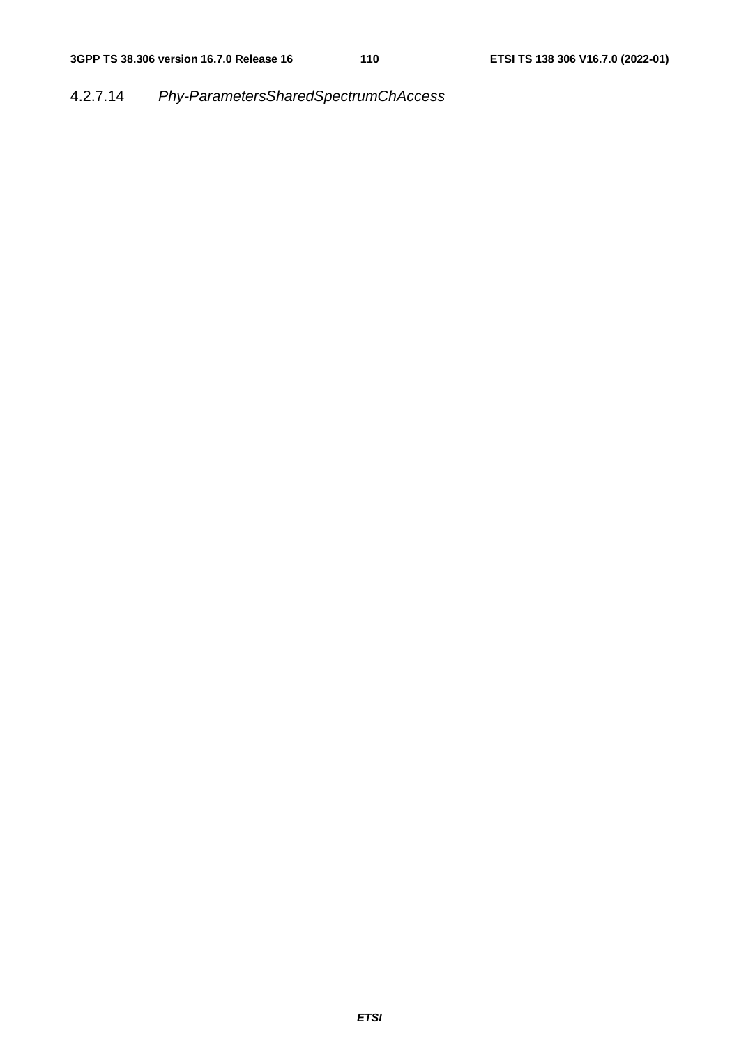#### 4.2.7.14 *Phy-ParametersSharedSpectrumChAccess*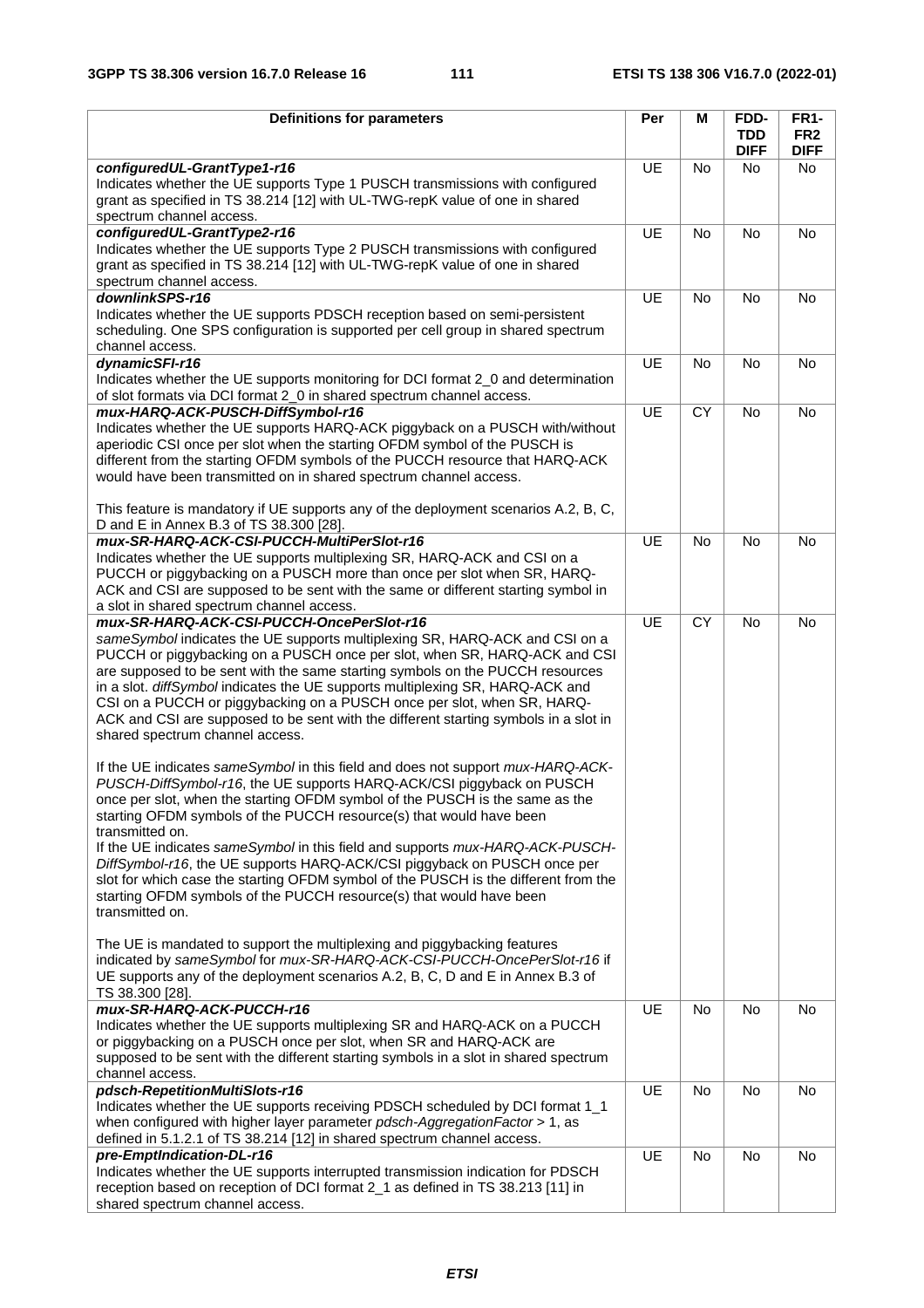| Definitions for parameters | Per | M | FDD-TDD DIFF | FR1-FR2 DIFF |
|---|---|---|---|---|
| ***configuredUL-GrantType1-r16***<br>Indicates whether the UE supports Type 1 PUSCH transmissions with configured grant as specified in TS 38.214 [12] with UL-TWG-repK value of one in shared spectrum channel access. | UE | No | No | No |
| ***configuredUL-GrantType2-r16***<br>Indicates whether the UE supports Type 2 PUSCH transmissions with configured grant as specified in TS 38.214 [12] with UL-TWG-repK value of one in shared spectrum channel access. | UE | No | No | No |
| ***downlinkSPS-r16***<br>Indicates whether the UE supports PDSCH reception based on semi-persistent scheduling. One SPS configuration is supported per cell group in shared spectrum channel access. | UE | No | No | No |
| ***dynamicSFI-r16***<br>Indicates whether the UE supports monitoring for DCI format 2_0 and determination of slot formats via DCI format 2_0 in shared spectrum channel access. | UE | No | No | No |
| ***mux-HARQ-ACK-PUSCH-DiffSymbol-r16***<br>Indicates whether the UE supports HARQ-ACK piggyback on a PUSCH with/without aperiodic CSI once per slot when the starting OFDM symbol of the PUSCH is different from the starting OFDM symbols of the PUCCH resource that HARQ-ACK would have been transmitted on in shared spectrum channel access.<br><br>This feature is mandatory if UE supports any of the deployment scenarios A.2, B, C, D and E in Annex B.3 of TS 38.300 [28]. | UE | CY | No | No |
| ***mux-SR-HARQ-ACK-CSI-PUCCH-MultiPerSlot-r16***<br>Indicates whether the UE supports multiplexing SR, HARQ-ACK and CSI on a PUCCH or piggybacking on a PUSCH more than once per slot when SR, HARQ-ACK and CSI are supposed to be sent with the same or different starting symbol in a slot in shared spectrum channel access. | UE | No | No | No |
| ***mux-SR-HARQ-ACK-CSI-PUCCH-OncePerSlot-r16***<br>*sameSymbol* indicates the UE supports multiplexing SR, HARQ-ACK and CSI on a PUCCH or piggybacking on a PUSCH once per slot, when SR, HARQ-ACK and CSI are supposed to be sent with the same starting symbols on the PUCCH resources in a slot. *diffSymbol* indicates the UE supports multiplexing SR, HARQ-ACK and CSI on a PUCCH or piggybacking on a PUSCH once per slot, when SR, HARQ-ACK and CSI are supposed to be sent with the different starting symbols in a slot in shared spectrum channel access.<br><br>If the UE indicates *sameSymbol* in this field and does not support *mux-HARQ-ACK-PUSCH-DiffSymbol-r16*, the UE supports HARQ-ACK/CSI piggyback on PUSCH once per slot, when the starting OFDM symbol of the PUSCH is the same as the starting OFDM symbols of the PUCCH resource(s) that would have been transmitted on.<br>If the UE indicates *sameSymbol* in this field and supports *mux-HARQ-ACK-PUSCH-DiffSymbol-r16*, the UE supports HARQ-ACK/CSI piggyback on PUSCH once per slot for which case the starting OFDM symbol of the PUSCH is the different from the starting OFDM symbols of the PUCCH resource(s) that would have been transmitted on.<br><br>The UE is mandated to support the multiplexing and piggybacking features indicated by *sameSymbol* for *mux-SR-HARQ-ACK-CSI-PUCCH-OncePerSlot-r16* if UE supports any of the deployment scenarios A.2, B, C, D and E in Annex B.3 of TS 38.300 [28]. | UE | CY | No | No |
| ***mux-SR-HARQ-ACK-PUCCH-r16***<br>Indicates whether the UE supports multiplexing SR and HARQ-ACK on a PUCCH or piggybacking on a PUSCH once per slot, when SR and HARQ-ACK are supposed to be sent with the different starting symbols in a slot in shared spectrum channel access. | UE | No | No | No |
| ***pdsch-RepetitionMultiSlots-r16***<br>Indicates whether the UE supports receiving PDSCH scheduled by DCI format 1_1 when configured with higher layer parameter *pdsch-AggregationFactor* > 1, as defined in 5.1.2.1 of TS 38.214 [12] in shared spectrum channel access. | UE | No | No | No |
| ***pre-EmptIndication-DL-r16***<br>Indicates whether the UE supports interrupted transmission indication for PDSCH reception based on reception of DCI format 2_1 as defined in TS 38.213 [11] in shared spectrum channel access. | UE | No | No | No |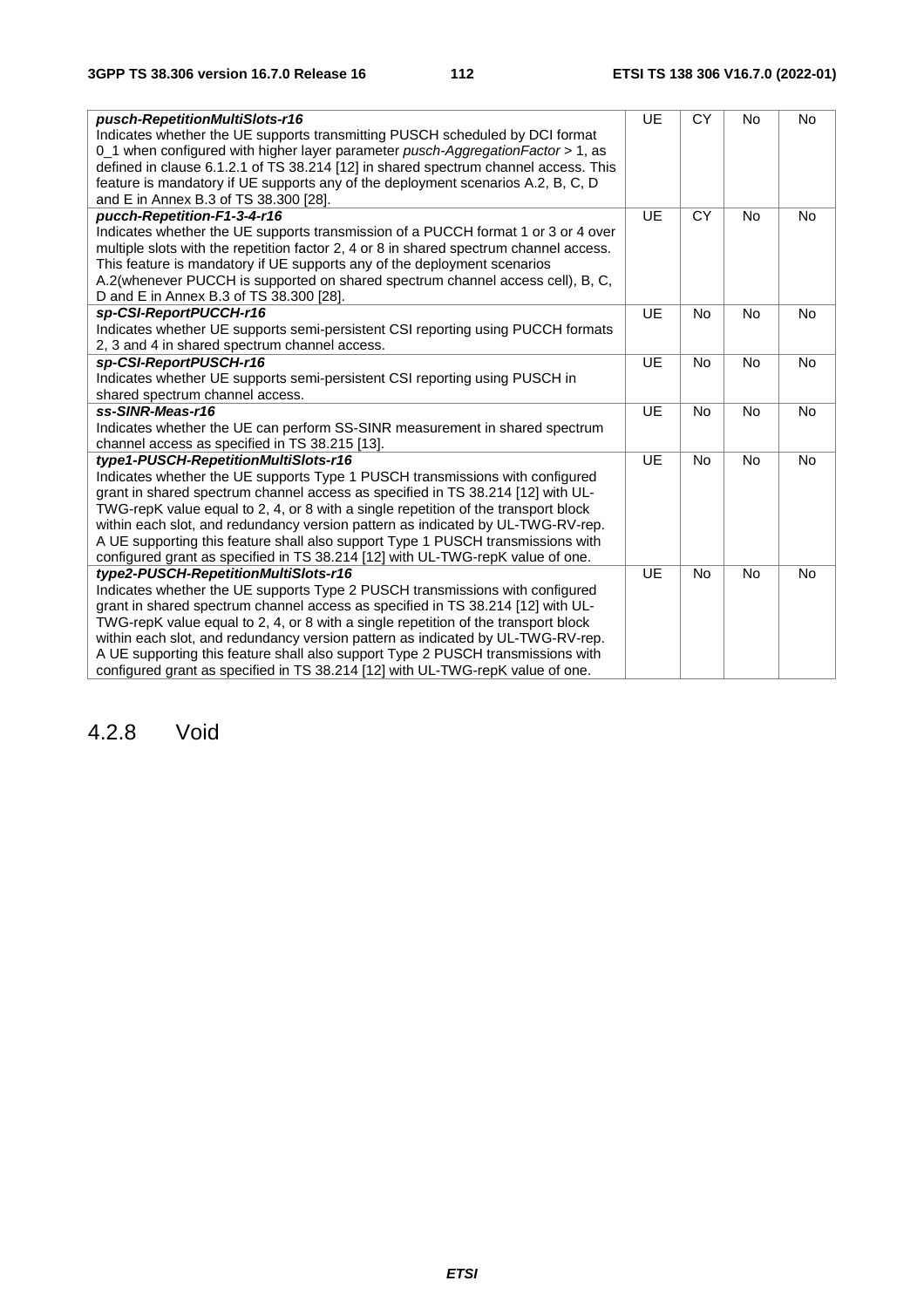| | | | | |
|---|---|---|---|---|
| ***pusch-RepetitionMultiSlots-r16***<br>Indicates whether the UE supports transmitting PUSCH scheduled by DCI format 0_1 when configured with higher layer parameter *pusch-AggregationFactor* > 1, as defined in clause 6.1.2.1 of TS 38.214 [12] in shared spectrum channel access. This feature is mandatory if UE supports any of the deployment scenarios A.2, B, C, D and E in Annex B.3 of TS 38.300 [28]. | UE | CY | No | No |
| ***pucch-Repetition-F1-3-4-r16***<br>Indicates whether the UE supports transmission of a PUCCH format 1 or 3 or 4 over multiple slots with the repetition factor 2, 4 or 8 in shared spectrum channel access. This feature is mandatory if UE supports any of the deployment scenarios A.2(whenever PUCCH is supported on shared spectrum channel access cell), B, C, D and E in Annex B.3 of TS 38.300 [28]. | UE | CY | No | No |
| ***sp-CSI-ReportPUCCH-r16***<br>Indicates whether UE supports semi-persistent CSI reporting using PUCCH formats 2, 3 and 4 in shared spectrum channel access. | UE | No | No | No |
| ***sp-CSI-ReportPUSCH-r16***<br>Indicates whether UE supports semi-persistent CSI reporting using PUSCH in shared spectrum channel access. | UE | No | No | No |
| ***ss-SINR-Meas-r16***<br>Indicates whether the UE can perform SS-SINR measurement in shared spectrum channel access as specified in TS 38.215 [13]. | UE | No | No | No |
| ***type1-PUSCH-RepetitionMultiSlots-r16***<br>Indicates whether the UE supports Type 1 PUSCH transmissions with configured grant in shared spectrum channel access as specified in TS 38.214 [12] with UL-TWG-repK value equal to 2, 4, or 8 with a single repetition of the transport block within each slot, and redundancy version pattern as indicated by UL-TWG-RV-rep. A UE supporting this feature shall also support Type 1 PUSCH transmissions with configured grant as specified in TS 38.214 [12] with UL-TWG-repK value of one. | UE | No | No | No |
| ***type2-PUSCH-RepetitionMultiSlots-r16***<br>Indicates whether the UE supports Type 2 PUSCH transmissions with configured grant in shared spectrum channel access as specified in TS 38.214 [12] with UL-TWG-repK value equal to 2, 4, or 8 with a single repetition of the transport block within each slot, and redundancy version pattern as indicated by UL-TWG-RV-rep. A UE supporting this feature shall also support Type 2 PUSCH transmissions with configured grant as specified in TS 38.214 [12] with UL-TWG-repK value of one. | UE | No | No | No |

## 4.2.8 Void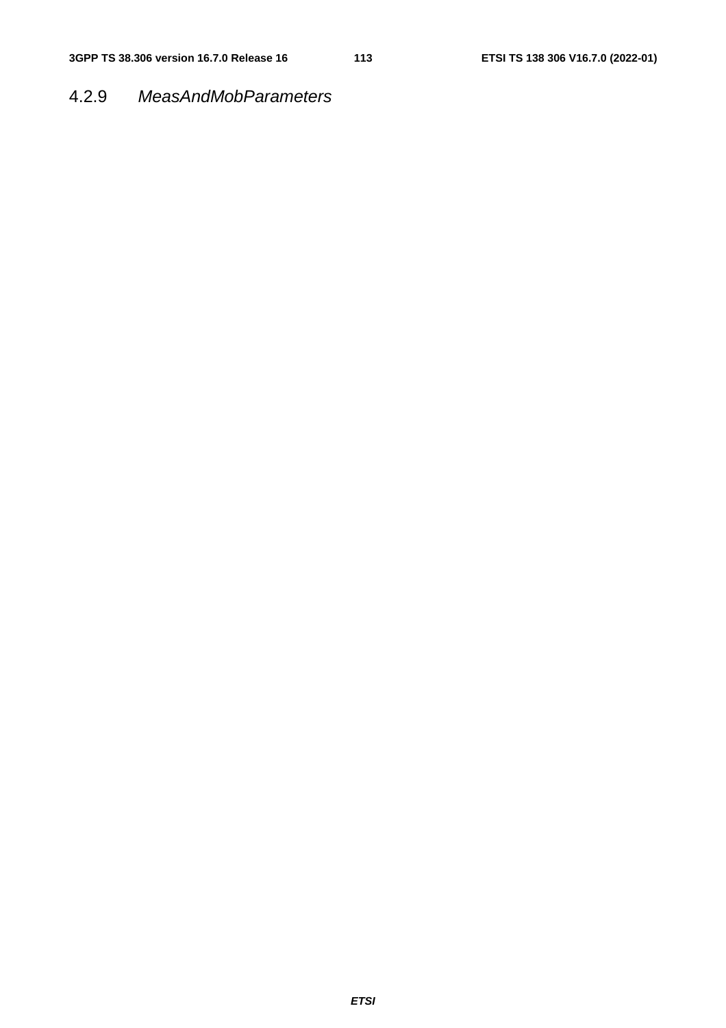### 4.2.9 *MeasAndMobParameters*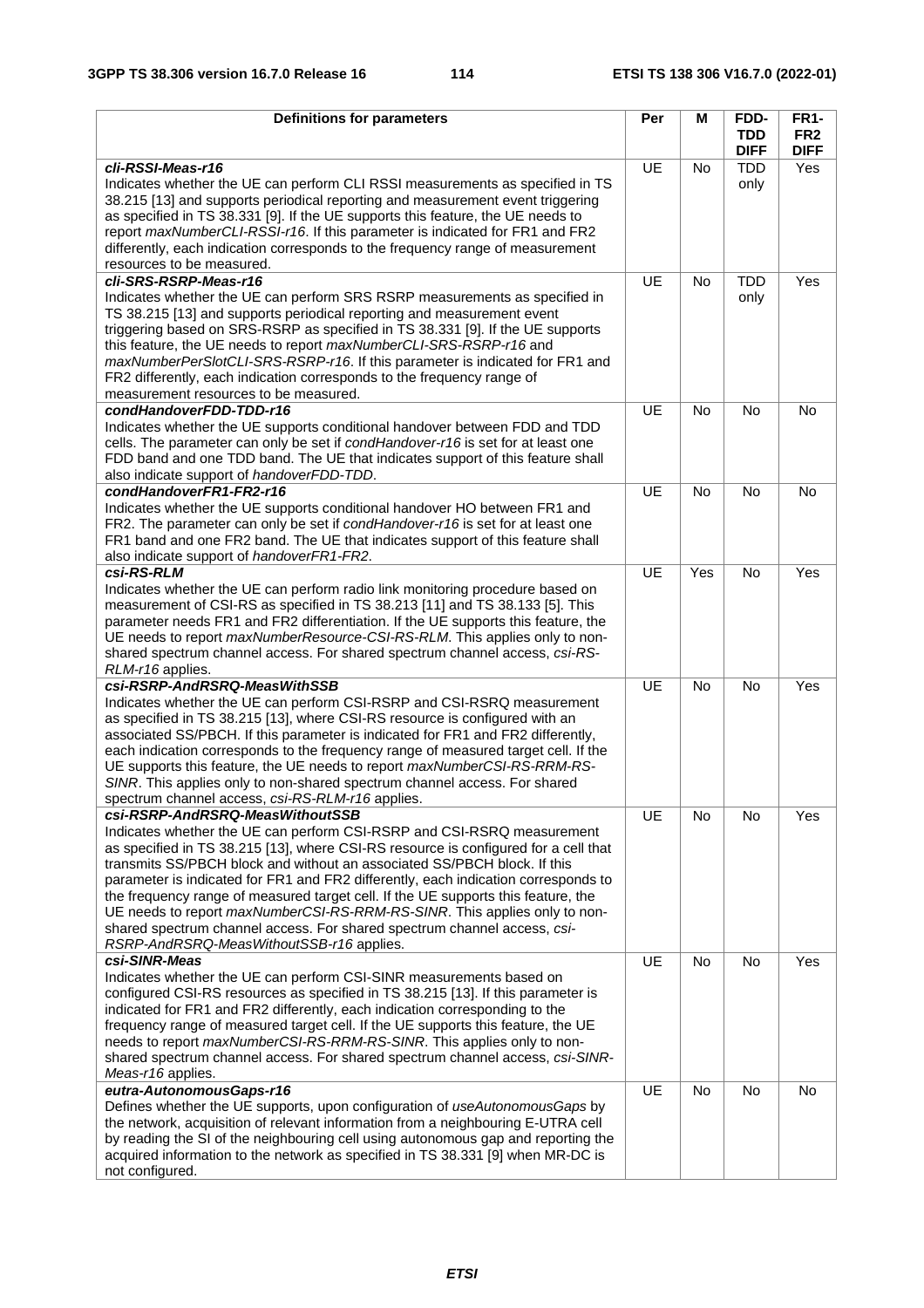| Definitions for parameters | Per | M | FDD-TDD DIFF | FR1-FR2 DIFF |
|---|---|---|---|---|
| ***cli-RSSI-Meas-r16***<br>Indicates whether the UE can perform CLI RSSI measurements as specified in TS 38.215 [13] and supports periodical reporting and measurement event triggering as specified in TS 38.331 [9]. If the UE supports this feature, the UE needs to report *maxNumberCLI-RSSI-r16*. If this parameter is indicated for FR1 and FR2 differently, each indication corresponds to the frequency range of measurement resources to be measured. | UE | No | TDD only | Yes |
| ***cli-SRS-RSRP-Meas-r16***<br>Indicates whether the UE can perform SRS RSRP measurements as specified in TS 38.215 [13] and supports periodical reporting and measurement event triggering based on SRS-RSRP as specified in TS 38.331 [9]. If the UE supports this feature, the UE needs to report *maxNumberCLI-SRS-RSRP-r16* and *maxNumberPerSlotCLI-SRS-RSRP-r16*. If this parameter is indicated for FR1 and FR2 differently, each indication corresponds to the frequency range of measurement resources to be measured. | UE | No | TDD only | Yes |
| ***condHandoverFDD-TDD-r16***<br>Indicates whether the UE supports conditional handover between FDD and TDD cells. The parameter can only be set if *condHandover-r16* is set for at least one FDD band and one TDD band. The UE that indicates support of this feature shall also indicate support of *handoverFDD-TDD*. | UE | No | No | No |
| ***condHandoverFR1-FR2-r16***<br>Indicates whether the UE supports conditional handover HO between FR1 and FR2. The parameter can only be set if *condHandover-r16* is set for at least one FR1 band and one FR2 band. The UE that indicates support of this feature shall also indicate support of *handoverFR1-FR2*. | UE | No | No | No |
| ***csi-RS-RLM***<br>Indicates whether the UE can perform radio link monitoring procedure based on measurement of CSI-RS as specified in TS 38.213 [11] and TS 38.133 [5]. This parameter needs FR1 and FR2 differentiation. If the UE supports this feature, the UE needs to report *maxNumberResource-CSI-RS-RLM*. This applies only to non-shared spectrum channel access. For shared spectrum channel access, *csi-RS-RLM-r16* applies. | UE | Yes | No | Yes |
| ***csi-RSRP-AndRSRQ-MeasWithSSB***<br>Indicates whether the UE can perform CSI-RSRP and CSI-RSRQ measurement as specified in TS 38.215 [13], where CSI-RS resource is configured with an associated SS/PBCH. If this parameter is indicated for FR1 and FR2 differently, each indication corresponds to the frequency range of measured target cell. If the UE supports this feature, the UE needs to report *maxNumberCSI-RS-RRM-RS-SINR*. This applies only to non-shared spectrum channel access. For shared spectrum channel access, *csi-RS-RLM-r16* applies. | UE | No | No | Yes |
| ***csi-RSRP-AndRSRQ-MeasWithoutSSB***<br>Indicates whether the UE can perform CSI-RSRP and CSI-RSRQ measurement as specified in TS 38.215 [13], where CSI-RS resource is configured for a cell that transmits SS/PBCH block and without an associated SS/PBCH block. If this parameter is indicated for FR1 and FR2 differently, each indication corresponds to the frequency range of measured target cell. If the UE supports this feature, the UE needs to report *maxNumberCSI-RS-RRM-RS-SINR*. This applies only to non-shared spectrum channel access. For shared spectrum channel access, *csi-RSRP-AndRSRQ-MeasWithoutSSB-r16* applies. | UE | No | No | Yes |
| ***csi-SINR-Meas***<br>Indicates whether the UE can perform CSI-SINR measurements based on configured CSI-RS resources as specified in TS 38.215 [13]. If this parameter is indicated for FR1 and FR2 differently, each indication corresponding to the frequency range of measured target cell. If the UE supports this feature, the UE needs to report *maxNumberCSI-RS-RRM-RS-SINR*. This applies only to non-shared spectrum channel access. For shared spectrum channel access, *csi-SINR-Meas-r16* applies. | UE | No | No | Yes |
| ***eutra-AutonomousGaps-r16***<br>Defines whether the UE supports, upon configuration of *useAutonomousGaps* by the network, acquisition of relevant information from a neighbouring E-UTRA cell by reading the SI of the neighbouring cell using autonomous gap and reporting the acquired information to the network as specified in TS 38.331 [9] when MR-DC is not configured. | UE | No | No | No |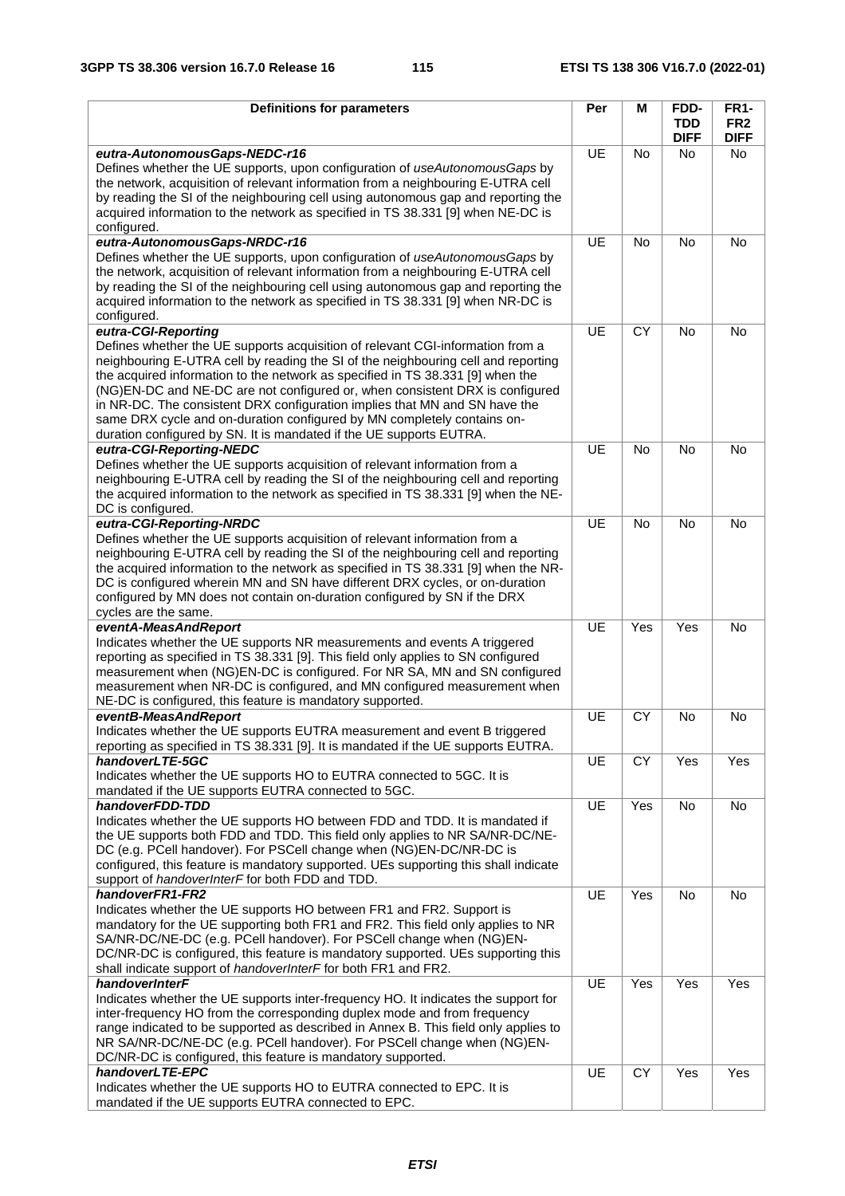| Definitions for parameters | Per | M | FDD-TDD DIFF | FR1-FR2 DIFF |
|---|---|---|---|---|
| ***eutra-AutonomousGaps-NEDC-r16*** <br> Defines whether the UE supports, upon configuration of *useAutonomousGaps* by the network, acquisition of relevant information from a neighbouring E-UTRA cell by reading the SI of the neighbouring cell using autonomous gap and reporting the acquired information to the network as specified in TS 38.331 [9] when NE-DC is configured. | UE | No | No | No |
| ***eutra-AutonomousGaps-NRDC-r16*** <br> Defines whether the UE supports, upon configuration of *useAutonomousGaps* by the network, acquisition of relevant information from a neighbouring E-UTRA cell by reading the SI of the neighbouring cell using autonomous gap and reporting the acquired information to the network as specified in TS 38.331 [9] when NR-DC is configured. | UE | No | No | No |
| ***eutra-CGI-Reporting*** <br> Defines whether the UE supports acquisition of relevant CGI-information from a neighbouring E-UTRA cell by reading the SI of the neighbouring cell and reporting the acquired information to the network as specified in TS 38.331 [9] when the (NG)EN-DC and NE-DC are not configured or, when consistent DRX is configured in NR-DC. The consistent DRX configuration implies that MN and SN have the same DRX cycle and on-duration configured by MN completely contains on-duration configured by SN. It is mandated if the UE supports EUTRA. | UE | CY | No | No |
| ***eutra-CGI-Reporting-NEDC*** <br> Defines whether the UE supports acquisition of relevant information from a neighbouring E-UTRA cell by reading the SI of the neighbouring cell and reporting the acquired information to the network as specified in TS 38.331 [9] when the NE-DC is configured. | UE | No | No | No |
| ***eutra-CGI-Reporting-NRDC*** <br> Defines whether the UE supports acquisition of relevant information from a neighbouring E-UTRA cell by reading the SI of the neighbouring cell and reporting the acquired information to the network as specified in TS 38.331 [9] when the NR-DC is configured wherein MN and SN have different DRX cycles, or on-duration configured by MN does not contain on-duration configured by SN if the DRX cycles are the same. | UE | No | No | No |
| ***eventA-MeasAndReport*** <br> Indicates whether the UE supports NR measurements and events A triggered reporting as specified in TS 38.331 [9]. This field only applies to SN configured measurement when (NG)EN-DC is configured. For NR SA, MN and SN configured measurement when NR-DC is configured, and MN configured measurement when NE-DC is configured, this feature is mandatory supported. | UE | Yes | Yes | No |
| ***eventB-MeasAndReport*** <br> Indicates whether the UE supports EUTRA measurement and event B triggered reporting as specified in TS 38.331 [9]. It is mandated if the UE supports EUTRA. | UE | CY | No | No |
| ***handoverLTE-5GC*** <br> Indicates whether the UE supports HO to EUTRA connected to 5GC. It is mandated if the UE supports EUTRA connected to 5GC. | UE | CY | Yes | Yes |
| ***handoverFDD-TDD*** <br> Indicates whether the UE supports HO between FDD and TDD. It is mandated if the UE supports both FDD and TDD. This field only applies to NR SA/NR-DC/NE-DC (e.g. PCell handover). For PSCell change when (NG)EN-DC/NR-DC is configured, this feature is mandatory supported. UEs supporting this shall indicate support of *handoverInterF* for both FDD and TDD. | UE | Yes | No | No |
| ***handoverFR1-FR2*** <br> Indicates whether the UE supports HO between FR1 and FR2. Support is mandatory for the UE supporting both FR1 and FR2. This field only applies to NR SA/NR-DC/NE-DC (e.g. PCell handover). For PSCell change when (NG)EN-DC/NR-DC is configured, this feature is mandatory supported. UEs supporting this shall indicate support of *handoverInterF* for both FR1 and FR2. | UE | Yes | No | No |
| ***handoverInterF*** <br> Indicates whether the UE supports inter-frequency HO. It indicates the support for inter-frequency HO from the corresponding duplex mode and from frequency range indicated to be supported as described in Annex B. This field only applies to NR SA/NR-DC/NE-DC (e.g. PCell handover). For PSCell change when (NG)EN-DC/NR-DC is configured, this feature is mandatory supported. | UE | Yes | Yes | Yes |
| ***handoverLTE-EPC*** <br> Indicates whether the UE supports HO to EUTRA connected to EPC. It is mandated if the UE supports EUTRA connected to EPC. | UE | CY | Yes | Yes |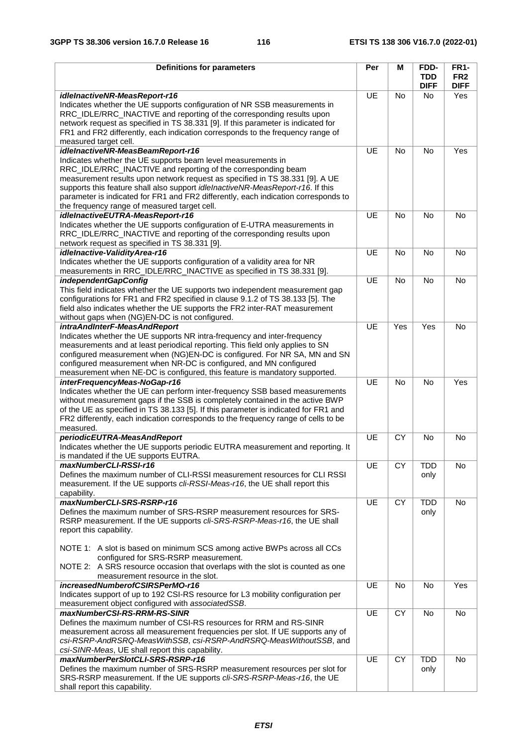| Definitions for parameters | Per | M | FDD-TDD DIFF | FR1-FR2 DIFF |
|---|---|---|---|---|
| ***idleInactiveNR-MeasReport-r16***<br>Indicates whether the UE supports configuration of NR SSB measurements in RRC_IDLE/RRC_INACTIVE and reporting of the corresponding results upon network request as specified in TS 38.331 [9]. If this parameter is indicated for FR1 and FR2 differently, each indication corresponds to the frequency range of measured target cell. | UE | No | No | Yes |
| ***idleInactiveNR-MeasBeamReport-r16***<br>Indicates whether the UE supports beam level measurements in RRC_IDLE/RRC_INACTIVE and reporting of the corresponding beam measurement results upon network request as specified in TS 38.331 [9]. A UE supports this feature shall also support *idleInactiveNR-MeasReport-r16*. If this parameter is indicated for FR1 and FR2 differently, each indication corresponds to the frequency range of measured target cell. | UE | No | No | Yes |
| ***idleInactiveEUTRA-MeasReport-r16***<br>Indicates whether the UE supports configuration of E-UTRA measurements in RRC_IDLE/RRC_INACTIVE and reporting of the corresponding results upon network request as specified in TS 38.331 [9]. | UE | No | No | No |
| ***idleInactive-ValidityArea-r16***<br>Indicates whether the UE supports configuration of a validity area for NR measurements in RRC_IDLE/RRC_INACTIVE as specified in TS 38.331 [9]. | UE | No | No | No |
| ***independentGapConfig***<br>This field indicates whether the UE supports two independent measurement gap configurations for FR1 and FR2 specified in clause 9.1.2 of TS 38.133 [5]. The field also indicates whether the UE supports the FR2 inter-RAT measurement without gaps when (NG)EN-DC is not configured. | UE | No | No | No |
| ***intraAndInterF-MeasAndReport***<br>Indicates whether the UE supports NR intra-frequency and inter-frequency measurements and at least periodical reporting. This field only applies to SN configured measurement when (NG)EN-DC is configured. For NR SA, MN and SN configured measurement when NR-DC is configured, and MN configured measurement when NE-DC is configured, this feature is mandatory supported. | UE | Yes | Yes | No |
| ***interFrequencyMeas-NoGap-r16***<br>Indicates whether the UE can perform inter-frequency SSB based measurements without measurement gaps if the SSB is completely contained in the active BWP of the UE as specified in TS 38.133 [5]. If this parameter is indicated for FR1 and FR2 differently, each indication corresponds to the frequency range of cells to be measured. | UE | No | No | Yes |
| ***periodicEUTRA-MeasAndReport***<br>Indicates whether the UE supports periodic EUTRA measurement and reporting. It is mandated if the UE supports EUTRA. | UE | CY | No | No |
| ***maxNumberCLI-RSSI-r16***<br>Defines the maximum number of CLI-RSSI measurement resources for CLI RSSI measurement. If the UE supports *cli-RSSI-Meas-r16*, the UE shall report this capability. | UE | CY | TDD only | No |
| ***maxNumberCLI-SRS-RSRP-r16***<br>Defines the maximum number of SRS-RSRP measurement resources for SRS-RSRP measurement. If the UE supports *cli-SRS-RSRP-Meas-r16*, the UE shall report this capability.<br><br>NOTE 1: A slot is based on minimum SCS among active BWPs across all CCs configured for SRS-RSRP measurement.<br>NOTE 2: A SRS resource occasion that overlaps with the slot is counted as one measurement resource in the slot. | UE | CY | TDD only | No |
| ***increasedNumberofCSIRSPerMO-r16***<br>Indicates support of up to 192 CSI-RS resource for L3 mobility configuration per measurement object configured with *associatedSSB*. | UE | No | No | Yes |
| ***maxNumberCSI-RS-RRM-RS-SINR***<br>Defines the maximum number of CSI-RS resources for RRM and RS-SINR measurement across all measurement frequencies per slot. If UE supports any of *csi-RSRP-AndRSRQ-MeasWithSSB*, *csi-RSRP-AndRSRQ-MeasWithoutSSB*, and *csi-SINR-Meas*, UE shall report this capability. | UE | CY | No | No |
| ***maxNumberPerSlotCLI-SRS-RSRP-r16***<br>Defines the maximum number of SRS-RSRP measurement resources per slot for SRS-RSRP measurement. If the UE supports *cli-SRS-RSRP-Meas-r16*, the UE shall report this capability. | UE | CY | TDD only | No |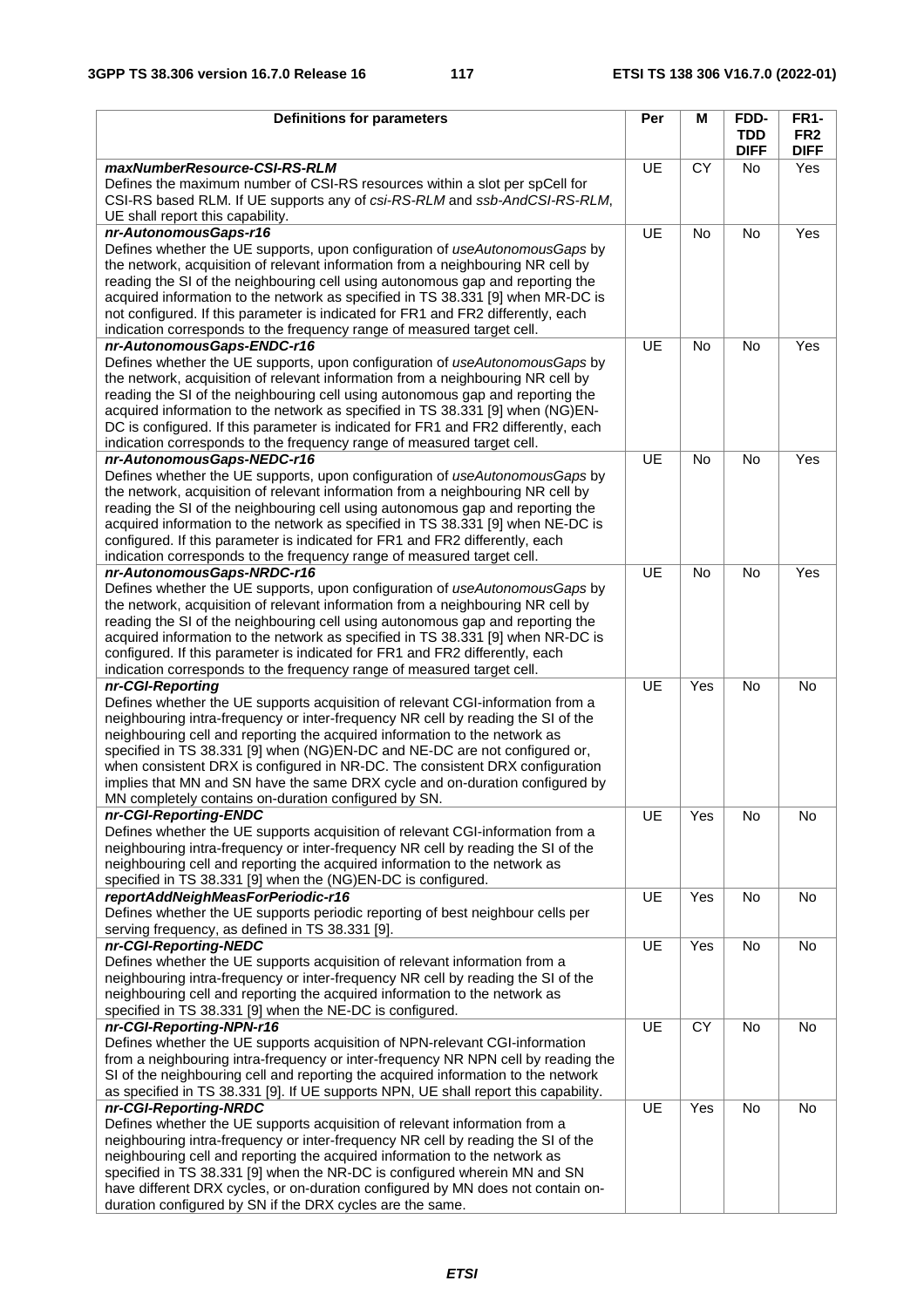| Definitions for parameters | Per | M | FDD-TDD DIFF | FR1-FR2 DIFF |
|---|---|---|---|---|
| ***maxNumberResource-CSI-RS-RLM***<br>Defines the maximum number of CSI-RS resources within a slot per spCell for CSI-RS based RLM. If UE supports any of *csi-RS-RLM* and *ssb-AndCSI-RS-RLM*, UE shall report this capability. | UE | CY | No | Yes |
| ***nr-AutonomousGaps-r16***<br>Defines whether the UE supports, upon configuration of *useAutonomousGaps* by the network, acquisition of relevant information from a neighbouring NR cell by reading the SI of the neighbouring cell using autonomous gap and reporting the acquired information to the network as specified in TS 38.331 [9] when MR-DC is not configured. If this parameter is indicated for FR1 and FR2 differently, each indication corresponds to the frequency range of measured target cell. | UE | No | No | Yes |
| ***nr-AutonomousGaps-ENDC-r16***<br>Defines whether the UE supports, upon configuration of *useAutonomousGaps* by the network, acquisition of relevant information from a neighbouring NR cell by reading the SI of the neighbouring cell using autonomous gap and reporting the acquired information to the network as specified in TS 38.331 [9] when (NG)EN-DC is configured. If this parameter is indicated for FR1 and FR2 differently, each indication corresponds to the frequency range of measured target cell. | UE | No | No | Yes |
| ***nr-AutonomousGaps-NEDC-r16***<br>Defines whether the UE supports, upon configuration of *useAutonomousGaps* by the network, acquisition of relevant information from a neighbouring NR cell by reading the SI of the neighbouring cell using autonomous gap and reporting the acquired information to the network as specified in TS 38.331 [9] when NE-DC is configured. If this parameter is indicated for FR1 and FR2 differently, each indication corresponds to the frequency range of measured target cell. | UE | No | No | Yes |
| ***nr-AutonomousGaps-NRDC-r16***<br>Defines whether the UE supports, upon configuration of *useAutonomousGaps* by the network, acquisition of relevant information from a neighbouring NR cell by reading the SI of the neighbouring cell using autonomous gap and reporting the acquired information to the network as specified in TS 38.331 [9] when NR-DC is configured. If this parameter is indicated for FR1 and FR2 differently, each indication corresponds to the frequency range of measured target cell. | UE | No | No | Yes |
| ***nr-CGI-Reporting***<br>Defines whether the UE supports acquisition of relevant CGI-information from a neighbouring intra-frequency or inter-frequency NR cell by reading the SI of the neighbouring cell and reporting the acquired information to the network as specified in TS 38.331 [9] when (NG)EN-DC and NE-DC are not configured or, when consistent DRX is configured in NR-DC. The consistent DRX configuration implies that MN and SN have the same DRX cycle and on-duration configured by MN completely contains on-duration configured by SN. | UE | Yes | No | No |
| ***nr-CGI-Reporting-ENDC***<br>Defines whether the UE supports acquisition of relevant CGI-information from a neighbouring intra-frequency or inter-frequency NR cell by reading the SI of the neighbouring cell and reporting the acquired information to the network as specified in TS 38.331 [9] when the (NG)EN-DC is configured. | UE | Yes | No | No |
| ***reportAddNeighMeasForPeriodic-r16***<br>Defines whether the UE supports periodic reporting of best neighbour cells per serving frequency, as defined in TS 38.331 [9]. | UE | Yes | No | No |
| ***nr-CGI-Reporting-NEDC***<br>Defines whether the UE supports acquisition of relevant information from a neighbouring intra-frequency or inter-frequency NR cell by reading the SI of the neighbouring cell and reporting the acquired information to the network as specified in TS 38.331 [9] when the NE-DC is configured. | UE | Yes | No | No |
| ***nr-CGI-Reporting-NPN-r16***<br>Defines whether the UE supports acquisition of NPN-relevant CGI-information from a neighbouring intra-frequency or inter-frequency NR NPN cell by reading the SI of the neighbouring cell and reporting the acquired information to the network as specified in TS 38.331 [9]. If UE supports NPN, UE shall report this capability. | UE | CY | No | No |
| ***nr-CGI-Reporting-NRDC***<br>Defines whether the UE supports acquisition of relevant information from a neighbouring intra-frequency or inter-frequency NR cell by reading the SI of the neighbouring cell and reporting the acquired information to the network as specified in TS 38.331 [9] when the NR-DC is configured wherein MN and SN have different DRX cycles, or on-duration configured by MN does not contain on-duration configured by SN if the DRX cycles are the same. | UE | Yes | No | No |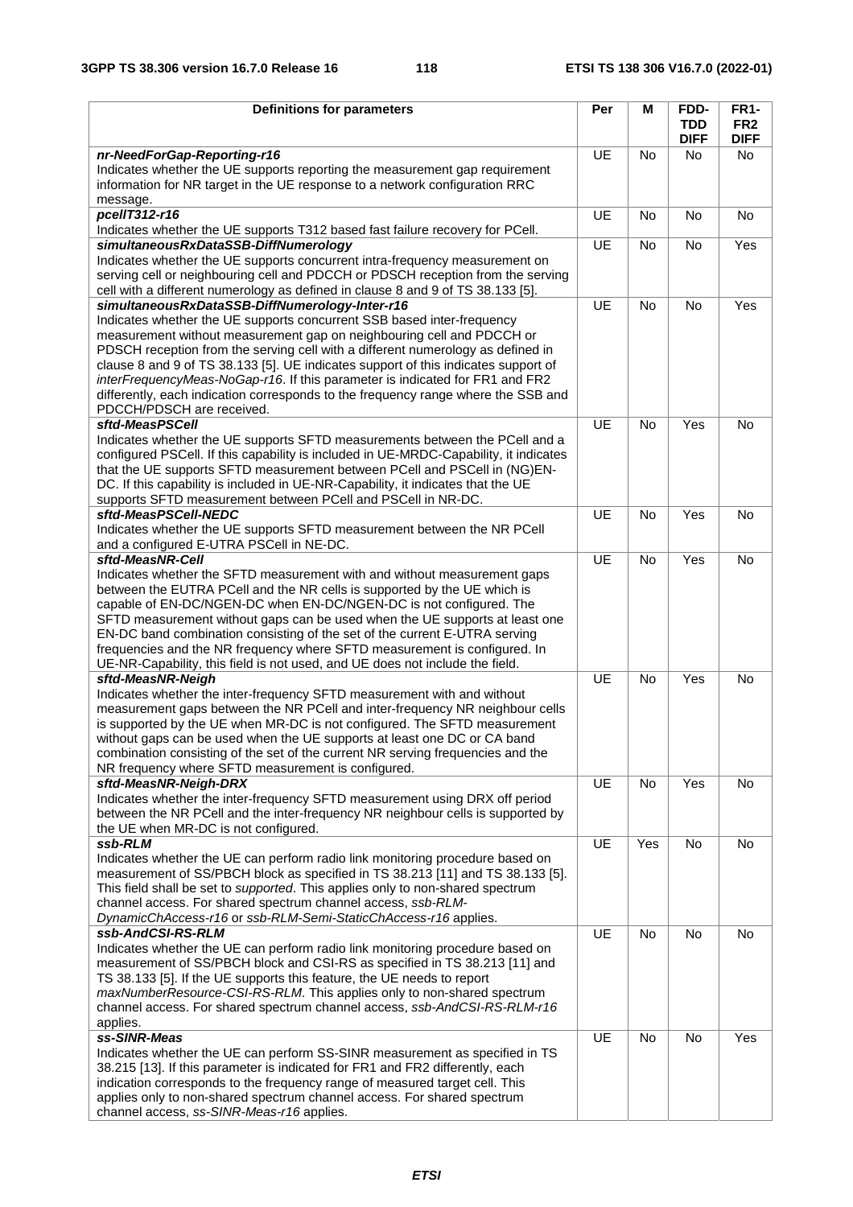| Definitions for parameters | Per | M | FDD-TDD DIFF | FR1-FR2 DIFF |
|---|---|---|---|---|
| ***nr-NeedForGap-Reporting-r16***<br>Indicates whether the UE supports reporting the measurement gap requirement information for NR target in the UE response to a network configuration RRC message. | UE | No | No | No |
| ***pcellT312-r16***<br>Indicates whether the UE supports T312 based fast failure recovery for PCell. | UE | No | No | No |
| ***simultaneousRxDataSSB-DiffNumerology***<br>Indicates whether the UE supports concurrent intra-frequency measurement on serving cell or neighbouring cell and PDCCH or PDSCH reception from the serving cell with a different numerology as defined in clause 8 and 9 of TS 38.133 [5]. | UE | No | No | Yes |
| ***simultaneousRxDataSSB-DiffNumerology-Inter-r16***<br>Indicates whether the UE supports concurrent SSB based inter-frequency measurement without measurement gap on neighbouring cell and PDCCH or PDSCH reception from the serving cell with a different numerology as defined in clause 8 and 9 of TS 38.133 [5]. UE indicates support of this indicates support of *interFrequencyMeas-NoGap-r16*. If this parameter is indicated for FR1 and FR2 differently, each indication corresponds to the frequency range where the SSB and PDCCH/PDSCH are received. | UE | No | No | Yes |
| ***sftd-MeasPSCell***<br>Indicates whether the UE supports SFTD measurements between the PCell and a configured PSCell. If this capability is included in UE-MRDC-Capability, it indicates that the UE supports SFTD measurement between PCell and PSCell in (NG)EN-DC. If this capability is included in UE-NR-Capability, it indicates that the UE supports SFTD measurement between PCell and PSCell in NR-DC. | UE | No | Yes | No |
| ***sftd-MeasPSCell-NEDC***<br>Indicates whether the UE supports SFTD measurement between the NR PCell and a configured E-UTRA PSCell in NE-DC. | UE | No | Yes | No |
| ***sftd-MeasNR-Cell***<br>Indicates whether the SFTD measurement with and without measurement gaps between the EUTRA PCell and the NR cells is supported by the UE which is capable of EN-DC/NGEN-DC when EN-DC/NGEN-DC is not configured. The SFTD measurement without gaps can be used when the UE supports at least one EN-DC band combination consisting of the set of the current E-UTRA serving frequencies and the NR frequency where SFTD measurement is configured. In UE-NR-Capability, this field is not used, and UE does not include the field. | UE | No | Yes | No |
| ***sftd-MeasNR-Neigh***<br>Indicates whether the inter-frequency SFTD measurement with and without measurement gaps between the NR PCell and inter-frequency NR neighbour cells is supported by the UE when MR-DC is not configured. The SFTD measurement without gaps can be used when the UE supports at least one DC or CA band combination consisting of the set of the current NR serving frequencies and the NR frequency where SFTD measurement is configured. | UE | No | Yes | No |
| ***sftd-MeasNR-Neigh-DRX***<br>Indicates whether the inter-frequency SFTD measurement using DRX off period between the NR PCell and the inter-frequency NR neighbour cells is supported by the UE when MR-DC is not configured. | UE | No | Yes | No |
| ***ssb-RLM***<br>Indicates whether the UE can perform radio link monitoring procedure based on measurement of SS/PBCH block as specified in TS 38.213 [11] and TS 38.133 [5]. This field shall be set to *supported*. This applies only to non-shared spectrum channel access. For shared spectrum channel access, *ssb-RLM-DynamicChAccess-r16* or *ssb-RLM-Semi-StaticChAccess-r16* applies. | UE | Yes | No | No |
| ***ssb-AndCSI-RS-RLM***<br>Indicates whether the UE can perform radio link monitoring procedure based on measurement of SS/PBCH block and CSI-RS as specified in TS 38.213 [11] and TS 38.133 [5]. If the UE supports this feature, the UE needs to report *maxNumberResource-CSI-RS-RLM*. This applies only to non-shared spectrum channel access. For shared spectrum channel access, *ssb-AndCSI-RS-RLM-r16* applies. | UE | No | No | No |
| ***ss-SINR-Meas***<br>Indicates whether the UE can perform SS-SINR measurement as specified in TS 38.215 [13]. If this parameter is indicated for FR1 and FR2 differently, each indication corresponds to the frequency range of measured target cell. This applies only to non-shared spectrum channel access. For shared spectrum channel access, *ss-SINR-Meas-r16* applies. | UE | No | No | Yes |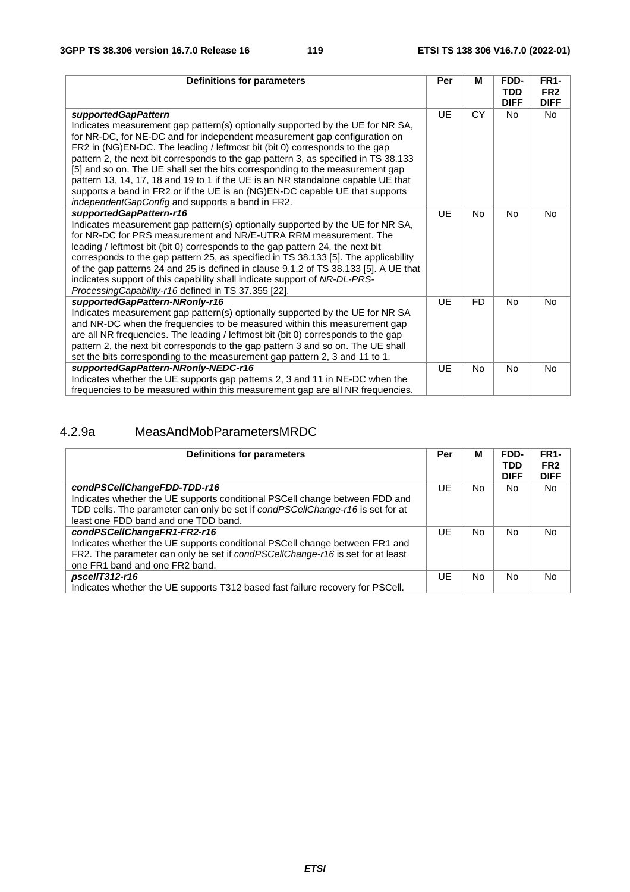| Definitions for parameters | Per | M | FDD-TDD DIFF | FR1-FR2 DIFF |
|---|---|---|---|---|
| ***supportedGapPattern***<br>Indicates measurement gap pattern(s) optionally supported by the UE for NR SA, for NR-DC, for NE-DC and for independent measurement gap configuration on FR2 in (NG)EN-DC. The leading / leftmost bit (bit 0) corresponds to the gap pattern 2, the next bit corresponds to the gap pattern 3, as specified in TS 38.133 [5] and so on. The UE shall set the bits corresponding to the measurement gap pattern 13, 14, 17, 18 and 19 to 1 if the UE is an NR standalone capable UE that supports a band in FR2 or if the UE is an (NG)EN-DC capable UE that supports *independentGapConfig* and supports a band in FR2. | UE | CY | No | No |
| ***supportedGapPattern-r16***<br>Indicates measurement gap pattern(s) optionally supported by the UE for NR SA, for NR-DC for PRS measurement and NR/E-UTRA RRM measurement. The leading / leftmost bit (bit 0) corresponds to the gap pattern 24, the next bit corresponds to the gap pattern 25, as specified in TS 38.133 [5]. The applicability of the gap patterns 24 and 25 is defined in clause 9.1.2 of TS 38.133 [5]. A UE that indicates support of this capability shall indicate support of *NR-DL-PRS-ProcessingCapability-r16* defined in TS 37.355 [22]. | UE | No | No | No |
| ***supportedGapPattern-NRonly-r16***<br>Indicates measurement gap pattern(s) optionally supported by the UE for NR SA and NR-DC when the frequencies to be measured within this measurement gap are all NR frequencies. The leading / leftmost bit (bit 0) corresponds to the gap pattern 2, the next bit corresponds to the gap pattern 3 and so on. The UE shall set the bits corresponding to the measurement gap pattern 2, 3 and 11 to 1. | UE | FD | No | No |
| ***supportedGapPattern-NRonly-NEDC-r16***<br>Indicates whether the UE supports gap patterns 2, 3 and 11 in NE-DC when the frequencies to be measured within this measurement gap are all NR frequencies. | UE | No | No | No |

### 4.2.9a MeasAndMobParametersMRDC

| Definitions for parameters | Per | M | FDD-TDD DIFF | FR1-FR2 DIFF |
|---|---|---|---|---|
| ***condPSCellChangeFDD-TDD-r16***<br>Indicates whether the UE supports conditional PSCell change between FDD and TDD cells. The parameter can only be set if *condPSCellChange-r16* is set for at least one FDD band and one TDD band. | UE | No | No | No |
| ***condPSCellChangeFR1-FR2-r16***<br>Indicates whether the UE supports conditional PSCell change between FR1 and FR2. The parameter can only be set if *condPSCellChange-r16* is set for at least one FR1 band and one FR2 band. | UE | No | No | No |
| ***pscellT312-r16***<br>Indicates whether the UE supports T312 based fast failure recovery for PSCell. | UE | No | No | No |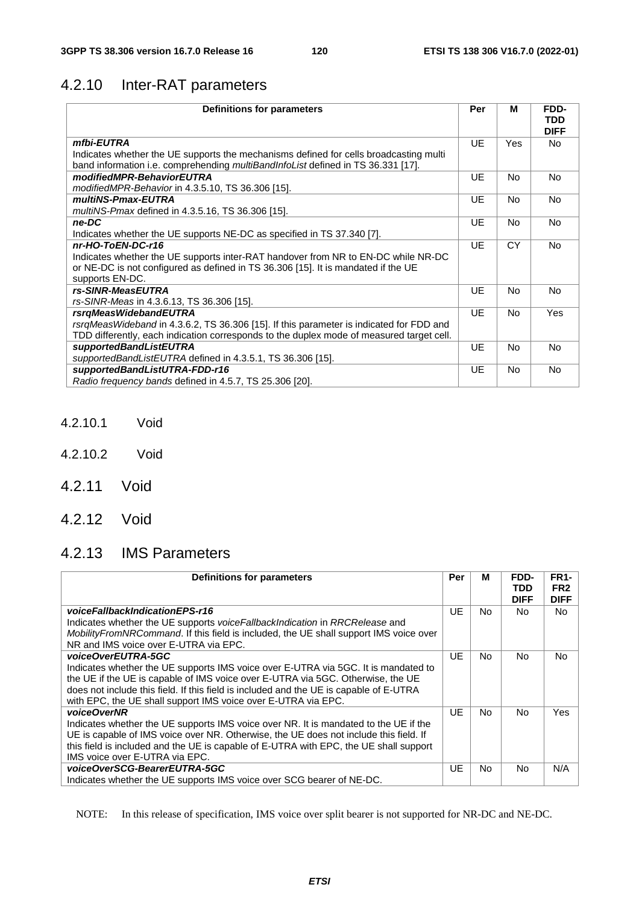## 4.2.10 Inter-RAT parameters

| Definitions for parameters | Per | M | FDD-TDD DIFF |
|---|---|---|---|
| ***mfbi-EUTRA***<br>Indicates whether the UE supports the mechanisms defined for cells broadcasting multi band information i.e. comprehending *multiBandInfoList* defined in TS 36.331 [17]. | UE | Yes | No |
| ***modifiedMPR-BehaviorEUTRA***<br>*modifiedMPR-Behavior* in 4.3.5.10, TS 36.306 [15]. | UE | No | No |
| ***multiNS-Pmax-EUTRA***<br>*multiNS-Pmax* defined in 4.3.5.16, TS 36.306 [15]. | UE | No | No |
| ***ne-DC***<br>Indicates whether the UE supports NE-DC as specified in TS 37.340 [7]. | UE | No | No |
| ***nr-HO-ToEN-DC-r16***<br>Indicates whether the UE supports inter-RAT handover from NR to EN-DC while NR-DC or NE-DC is not configured as defined in TS 36.306 [15]. It is mandated if the UE supports EN-DC. | UE | CY | No |
| ***rs-SINR-MeasEUTRA***<br>*rs-SINR-Meas* in 4.3.6.13, TS 36.306 [15]. | UE | No | No |
| ***rsrqMeasWidebandEUTRA***<br>*rsrqMeasWideband* in 4.3.6.2, TS 36.306 [15]. If this parameter is indicated for FDD and TDD differently, each indication corresponds to the duplex mode of measured target cell. | UE | No | Yes |
| ***supportedBandListEUTRA***<br>*supportedBandListEUTRA* defined in 4.3.5.1, TS 36.306 [15]. | UE | No | No |
| ***supportedBandListUTRA-FDD-r16***<br>*Radio frequency bands* defined in 4.5.7, TS 25.306 [20]. | UE | No | No |

#### 4.2.10.1 Void

#### 4.2.10.2 Void

## 4.2.11 Void

## 4.2.12 Void

## 4.2.13 IMS Parameters

| Definitions for parameters | Per | M | FDD-TDD DIFF | FR1-FR2 DIFF |
|---|---|---|---|---|
| ***voiceFallbackIndicationEPS-r16***<br>Indicates whether the UE supports *voiceFallbackIndication* in *RRCRelease* and *MobilityFromNRCommand*. If this field is included, the UE shall support IMS voice over NR and IMS voice over E-UTRA via EPC. | UE | No | No | No |
| ***voiceOverEUTRA-5GC***<br>Indicates whether the UE supports IMS voice over E-UTRA via 5GC. It is mandated to the UE if the UE is capable of IMS voice over E-UTRA via 5GC. Otherwise, the UE does not include this field. If this field is included and the UE is capable of E-UTRA with EPC, the UE shall support IMS voice over E-UTRA via EPC. | UE | No | No | No |
| ***voiceOverNR***<br>Indicates whether the UE supports IMS voice over NR. It is mandated to the UE if the UE is capable of IMS voice over NR. Otherwise, the UE does not include this field. If this field is included and the UE is capable of E-UTRA with EPC, the UE shall support IMS voice over E-UTRA via EPC. | UE | No | No | Yes |
| ***voiceOverSCG-BearerEUTRA-5GC***<br>Indicates whether the UE supports IMS voice over SCG bearer of NE-DC. | UE | No | No | N/A |

NOTE: In this release of specification, IMS voice over split bearer is not supported for NR-DC and NE-DC.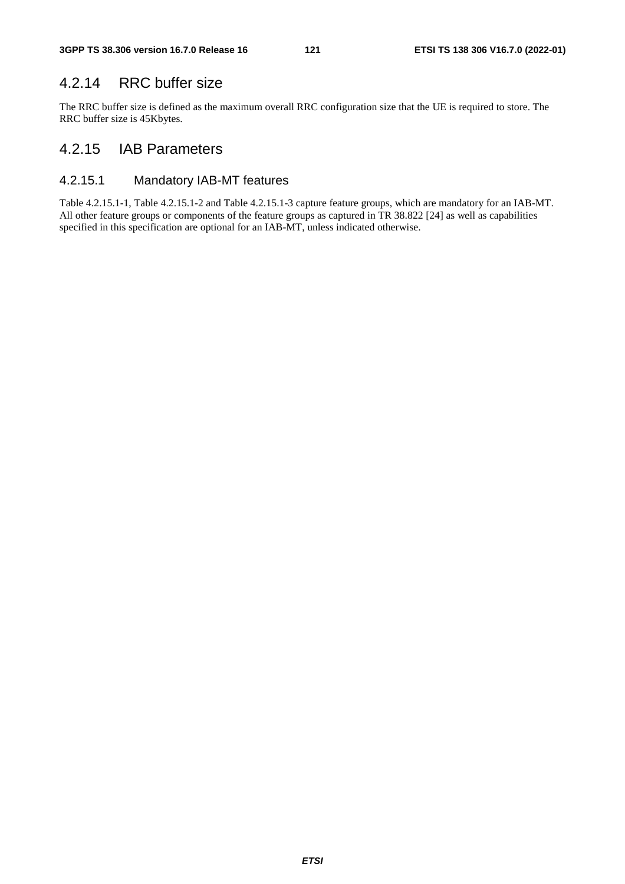### 4.2.14 RRC buffer size

The RRC buffer size is defined as the maximum overall RRC configuration size that the UE is required to store. The RRC buffer size is 45Kbytes.

### 4.2.15 IAB Parameters

#### 4.2.15.1 Mandatory IAB-MT features

Table 4.2.15.1-1, Table 4.2.15.1-2 and Table 4.2.15.1-3 capture feature groups, which are mandatory for an IAB-MT. All other feature groups or components of the feature groups as captured in TR 38.822 [24] as well as capabilities specified in this specification are optional for an IAB-MT, unless indicated otherwise.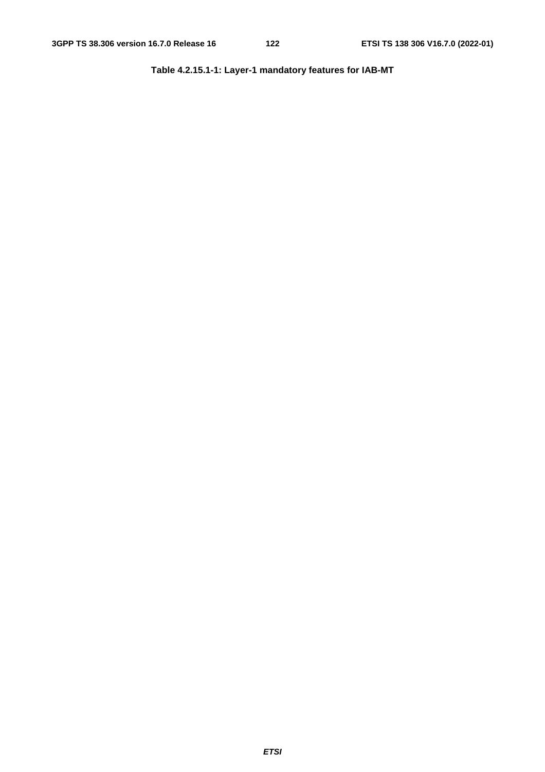**Table 4.2.15.1-1: Layer-1 mandatory features for IAB-MT**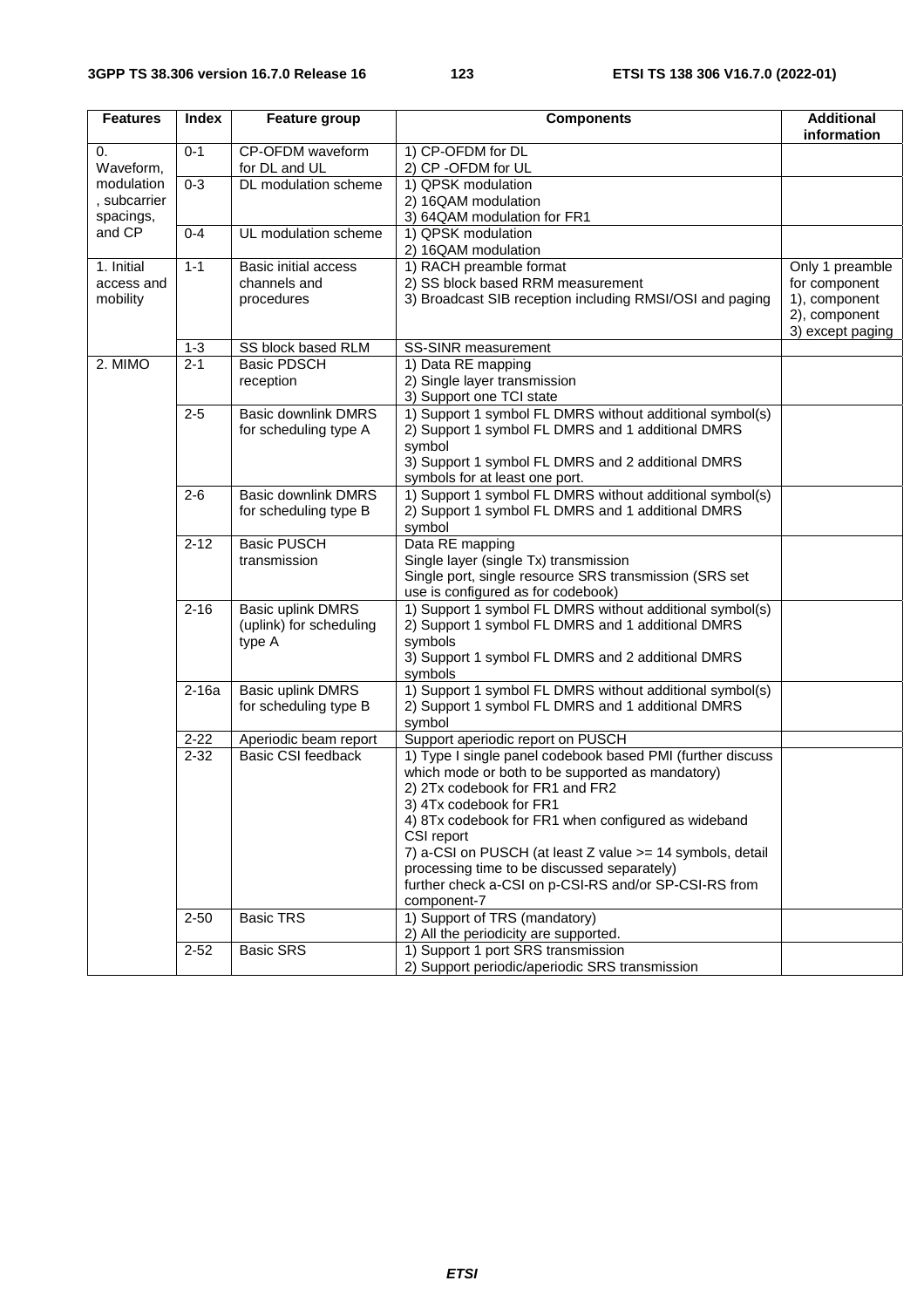| Features | Index | Feature group | Components | Additional information |
|---|---|---|---|---|
| 0. Waveform, modulation, subcarrier spacings, and CP | 0-1 | CP-OFDM waveform for DL and UL | 1) CP-OFDM for DL<br>2) CP -OFDM for UL | |
| | 0-3 | DL modulation scheme | 1) QPSK modulation<br>2) 16QAM modulation<br>3) 64QAM modulation for FR1 | |
| | 0-4 | UL modulation scheme | 1) QPSK modulation<br>2) 16QAM modulation | |
| 1. Initial access and mobility | 1-1 | Basic initial access channels and procedures | 1) RACH preamble format<br>2) SS block based RRM measurement<br>3) Broadcast SIB reception including RMSI/OSI and paging | Only 1 preamble for component 1), component 2), component 3) except paging |
| | 1-3 | SS block based RLM | SS-SINR measurement | |
| 2. MIMO | 2-1 | Basic PDSCH reception | 1) Data RE mapping<br>2) Single layer transmission<br>3) Support one TCI state | |
| | 2-5 | Basic downlink DMRS for scheduling type A | 1) Support 1 symbol FL DMRS without additional symbol(s)<br>2) Support 1 symbol FL DMRS and 1 additional DMRS symbol<br>3) Support 1 symbol FL DMRS and 2 additional DMRS symbols for at least one port. | |
| | 2-6 | Basic downlink DMRS for scheduling type B | 1) Support 1 symbol FL DMRS without additional symbol(s)<br>2) Support 1 symbol FL DMRS and 1 additional DMRS symbol | |
| | 2-12 | Basic PUSCH transmission | Data RE mapping<br>Single layer (single Tx) transmission<br>Single port, single resource SRS transmission (SRS set use is configured as for codebook) | |
| | 2-16 | Basic uplink DMRS (uplink) for scheduling type A | 1) Support 1 symbol FL DMRS without additional symbol(s)<br>2) Support 1 symbol FL DMRS and 1 additional DMRS symbols<br>3) Support 1 symbol FL DMRS and 2 additional DMRS symbols | |
| | 2-16a | Basic uplink DMRS for scheduling type B | 1) Support 1 symbol FL DMRS without additional symbol(s)<br>2) Support 1 symbol FL DMRS and 1 additional DMRS symbol | |
| | 2-22 | Aperiodic beam report | Support aperiodic report on PUSCH | |
| | 2-32 | Basic CSI feedback | 1) Type I single panel codebook based PMI (further discuss which mode or both to be supported as mandatory)<br>2) 2Tx codebook for FR1 and FR2<br>3) 4Tx codebook for FR1<br>4) 8Tx codebook for FR1 when configured as wideband CSI report<br>7) a-CSI on PUSCH (at least Z value >= 14 symbols, detail processing time to be discussed separately)<br>further check a-CSI on p-CSI-RS and/or SP-CSI-RS from component-7 | |
| | 2-50 | Basic TRS | 1) Support of TRS (mandatory)<br>2) All the periodicity are supported. | |
| | 2-52 | Basic SRS | 1) Support 1 port SRS transmission<br>2) Support periodic/aperiodic SRS transmission | |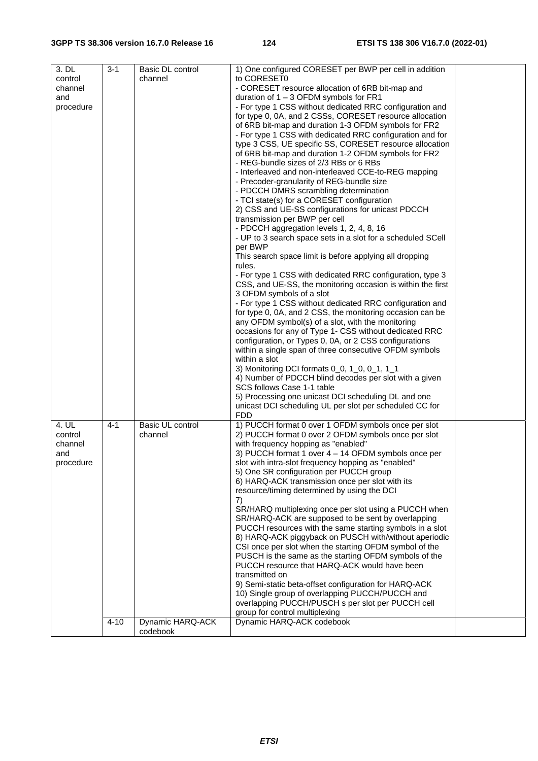| 3. DL control channel and procedure | 3-1 | Basic DL control channel | 1) One configured CORESET per BWP per cell in addition to CORESET0<br>- CORESET resource allocation of 6RB bit-map and duration of 1 – 3 OFDM symbols for FR1<br>- For type 1 CSS without dedicated RRC configuration and for type 0, 0A, and 2 CSSs, CORESET resource allocation of 6RB bit-map and duration 1-3 OFDM symbols for FR2<br>- For type 1 CSS with dedicated RRC configuration and for type 3 CSS, UE specific SS, CORESET resource allocation of 6RB bit-map and duration 1-2 OFDM symbols for FR2<br>- REG-bundle sizes of 2/3 RBs or 6 RBs<br>- Interleaved and non-interleaved CCE-to-REG mapping<br>- Precoder-granularity of REG-bundle size<br>- PDCCH DMRS scrambling determination<br>- TCI state(s) for a CORESET configuration<br>2) CSS and UE-SS configurations for unicast PDCCH transmission per BWP per cell<br>- PDCCH aggregation levels 1, 2, 4, 8, 16<br>- UP to 3 search space sets in a slot for a scheduled SCell per BWP<br>This search space limit is before applying all dropping rules.<br>- For type 1 CSS with dedicated RRC configuration, type 3 CSS, and UE-SS, the monitoring occasion is within the first 3 OFDM symbols of a slot<br>- For type 1 CSS without dedicated RRC configuration and for type 0, 0A, and 2 CSS, the monitoring occasion can be any OFDM symbol(s) of a slot, with the monitoring occasions for any of Type 1- CSS without dedicated RRC configuration, or Types 0, 0A, or 2 CSS configurations within a single span of three consecutive OFDM symbols within a slot<br>3) Monitoring DCI formats 0_0, 1_0, 0_1, 1_1<br>4) Number of PDCCH blind decodes per slot with a given SCS follows Case 1-1 table<br>5) Processing one unicast DCI scheduling DL and one unicast DCI scheduling UL per slot per scheduled CC for FDD | |
|---|---|---|---|---|
| 4. UL control channel and procedure | 4-1 | Basic UL control channel | 1) PUCCH format 0 over 1 OFDM symbols once per slot<br>2) PUCCH format 0 over 2 OFDM symbols once per slot with frequency hopping as "enabled"<br>3) PUCCH format 1 over 4 – 14 OFDM symbols once per slot with intra-slot frequency hopping as "enabled"<br>5) One SR configuration per PUCCH group<br>6) HARQ-ACK transmission once per slot with its resource/timing determined by using the DCI<br>7)<br>SR/HARQ multiplexing once per slot using a PUCCH when SR/HARQ-ACK are supposed to be sent by overlapping PUCCH resources with the same starting symbols in a slot<br>8) HARQ-ACK piggyback on PUSCH with/without aperiodic CSI once per slot when the starting OFDM symbol of the PUSCH is the same as the starting OFDM symbols of the PUCCH resource that HARQ-ACK would have been transmitted on<br>9) Semi-static beta-offset configuration for HARQ-ACK<br>10) Single group of overlapping PUCCH/PUCCH and overlapping PUCCH/PUSCH s per slot per PUCCH cell group for control multiplexing | |
| | 4-10 | Dynamic HARQ-ACK codebook | Dynamic HARQ-ACK codebook | |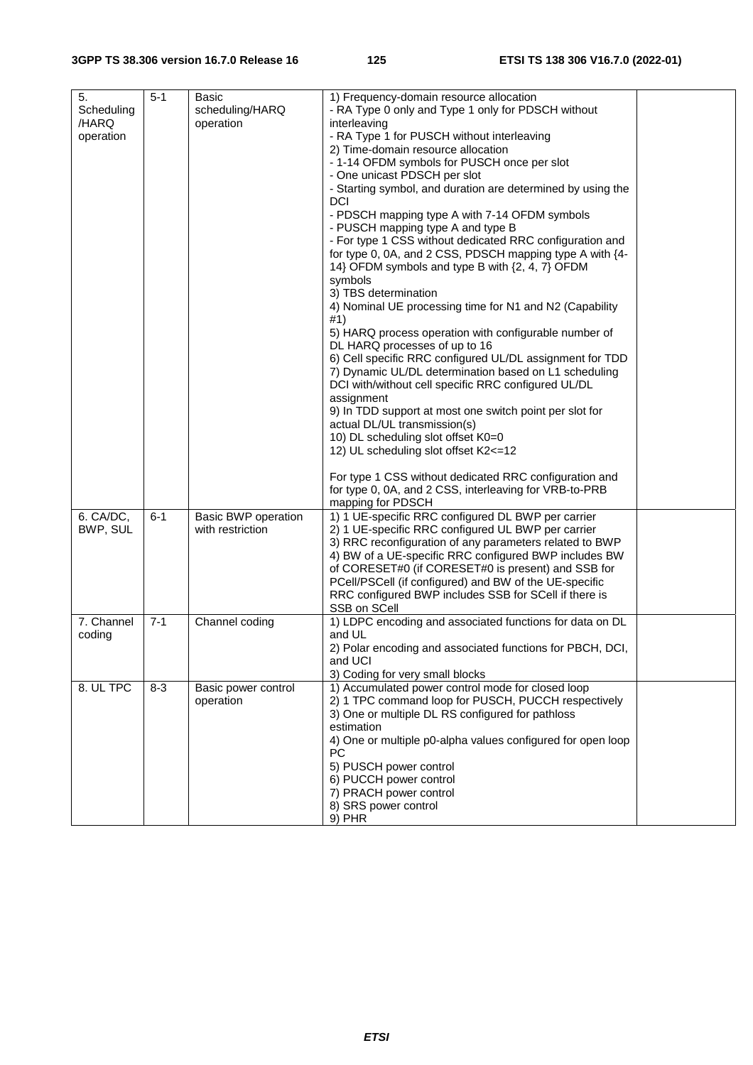| | | | | |
|---|---|---|---|---|
| 5. Scheduling /HARQ operation | 5-1 | Basic scheduling/HARQ operation | 1) Frequency-domain resource allocation<br>- RA Type 0 only and Type 1 only for PDSCH without interleaving<br>- RA Type 1 for PUSCH without interleaving<br>2) Time-domain resource allocation<br>- 1-14 OFDM symbols for PUSCH once per slot<br>- One unicast PDSCH per slot<br>- Starting symbol, and duration are determined by using the DCI<br>- PDSCH mapping type A with 7-14 OFDM symbols<br>- PUSCH mapping type A and type B<br>- For type 1 CSS without dedicated RRC configuration and for type 0, 0A, and 2 CSS, PDSCH mapping type A with {4-14} OFDM symbols and type B with {2, 4, 7} OFDM symbols<br>3) TBS determination<br>4) Nominal UE processing time for N1 and N2 (Capability #1)<br>5) HARQ process operation with configurable number of DL HARQ processes of up to 16<br>6) Cell specific RRC configured UL/DL assignment for TDD<br>7) Dynamic UL/DL determination based on L1 scheduling DCI with/without cell specific RRC configured UL/DL assignment<br>9) In TDD support at most one switch point per slot for actual DL/UL transmission(s)<br>10) DL scheduling slot offset K0=0<br>12) UL scheduling slot offset K2<=12<br><br>For type 1 CSS without dedicated RRC configuration and for type 0, 0A, and 2 CSS, interleaving for VRB-to-PRB mapping for PDSCH | |
| 6. CA/DC, BWP, SUL | 6-1 | Basic BWP operation with restriction | 1) 1 UE-specific RRC configured DL BWP per carrier<br>2) 1 UE-specific RRC configured UL BWP per carrier<br>3) RRC reconfiguration of any parameters related to BWP<br>4) BW of a UE-specific RRC configured BWP includes BW of CORESET#0 (if CORESET#0 is present) and SSB for PCell/PSCell (if configured) and BW of the UE-specific RRC configured BWP includes SSB for SCell if there is SSB on SCell | |
| 7. Channel coding | 7-1 | Channel coding | 1) LDPC encoding and associated functions for data on DL and UL<br>2) Polar encoding and associated functions for PBCH, DCI, and UCI<br>3) Coding for very small blocks | |
| 8. UL TPC | 8-3 | Basic power control operation | 1) Accumulated power control mode for closed loop<br>2) 1 TPC command loop for PUSCH, PUCCH respectively<br>3) One or multiple DL RS configured for pathloss estimation<br>4) One or multiple p0-alpha values configured for open loop PC<br>5) PUSCH power control<br>6) PUCCH power control<br>7) PRACH power control<br>8) SRS power control<br>9) PHR | |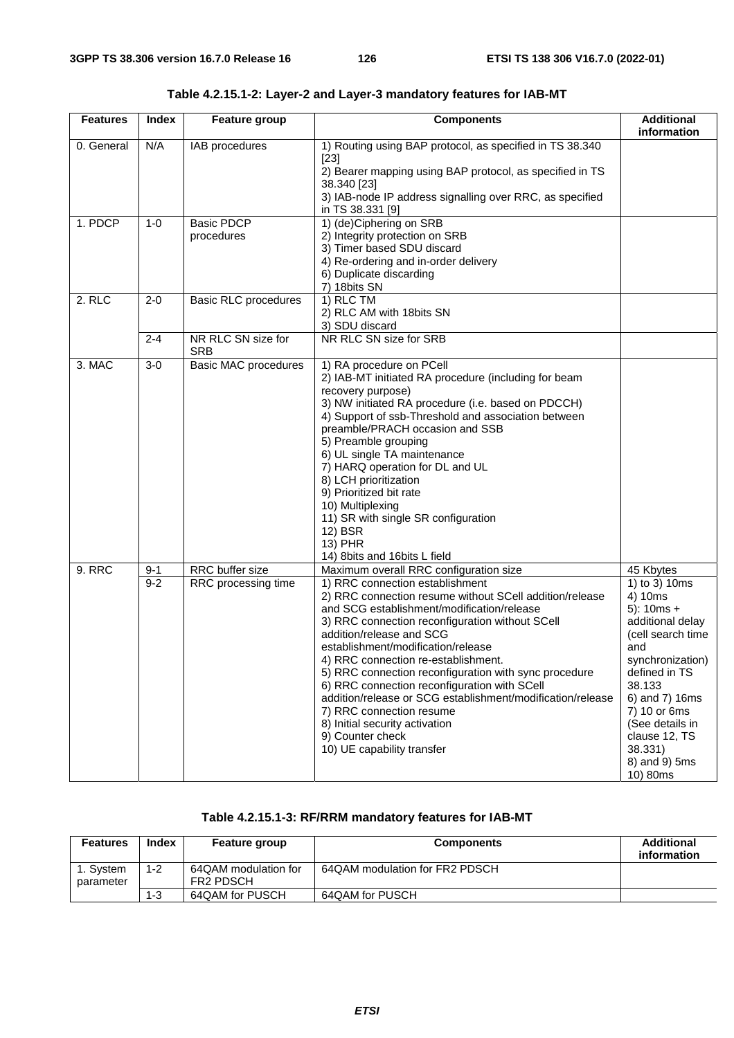**Table 4.2.15.1-2: Layer-2 and Layer-3 mandatory features for IAB-MT**

| Features | Index | Feature group | Components | Additional information |
|---|---|---|---|---|
| 0. General | N/A | IAB procedures | 1) Routing using BAP protocol, as specified in TS 38.340 [23]<br>2) Bearer mapping using BAP protocol, as specified in TS 38.340 [23]<br>3) IAB-node IP address signalling over RRC, as specified in TS 38.331 [9] | |
| 1. PDCP | 1-0 | Basic PDCP procedures | 1) (de)Ciphering on SRB<br>2) Integrity protection on SRB<br>3) Timer based SDU discard<br>4) Re-ordering and in-order delivery<br>6) Duplicate discarding<br>7) 18bits SN | |
| 2. RLC | 2-0 | Basic RLC procedures | 1) RLC TM<br>2) RLC AM with 18bits SN<br>3) SDU discard | |
| | 2-4 | NR RLC SN size for SRB | NR RLC SN size for SRB | |
| 3. MAC | 3-0 | Basic MAC procedures | 1) RA procedure on PCell<br>2) IAB-MT initiated RA procedure (including for beam recovery purpose)<br>3) NW initiated RA procedure (i.e. based on PDCCH)<br>4) Support of ssb-Threshold and association between preamble/PRACH occasion and SSB<br>5) Preamble grouping<br>6) UL single TA maintenance<br>7) HARQ operation for DL and UL<br>8) LCH prioritization<br>9) Prioritized bit rate<br>10) Multiplexing<br>11) SR with single SR configuration<br>12) BSR<br>13) PHR<br>14) 8bits and 16bits L field | |
| 9. RRC | 9-1 | RRC buffer size | Maximum overall RRC configuration size | 45 Kbytes |
| | 9-2 | RRC processing time | 1) RRC connection establishment<br>2) RRC connection resume without SCell addition/release and SCG establishment/modification/release<br>3) RRC connection reconfiguration without SCell addition/release and SCG establishment/modification/release<br>4) RRC connection re-establishment.<br>5) RRC connection reconfiguration with sync procedure<br>6) RRC connection reconfiguration with SCell addition/release or SCG establishment/modification/release<br>7) RRC connection resume<br>8) Initial security activation<br>9) Counter check<br>10) UE capability transfer | 1) to 3) 10ms<br>4) 10ms<br>5): 10ms + additional delay (cell search time and synchronization) defined in TS 38.133<br>6) and 7) 16ms<br>7) 10 or 6ms (See details in clause 12, TS 38.331)<br>8) and 9) 5ms<br>10) 80ms |

**Table 4.2.15.1-3: RF/RRM mandatory features for IAB-MT**

| Features | Index | Feature group | Components | Additional information |
|---|---|---|---|---|
| 1. System parameter | 1-2 | 64QAM modulation for FR2 PDSCH | 64QAM modulation for FR2 PDSCH | |
| | 1-3 | 64QAM for PUSCH | 64QAM for PUSCH | |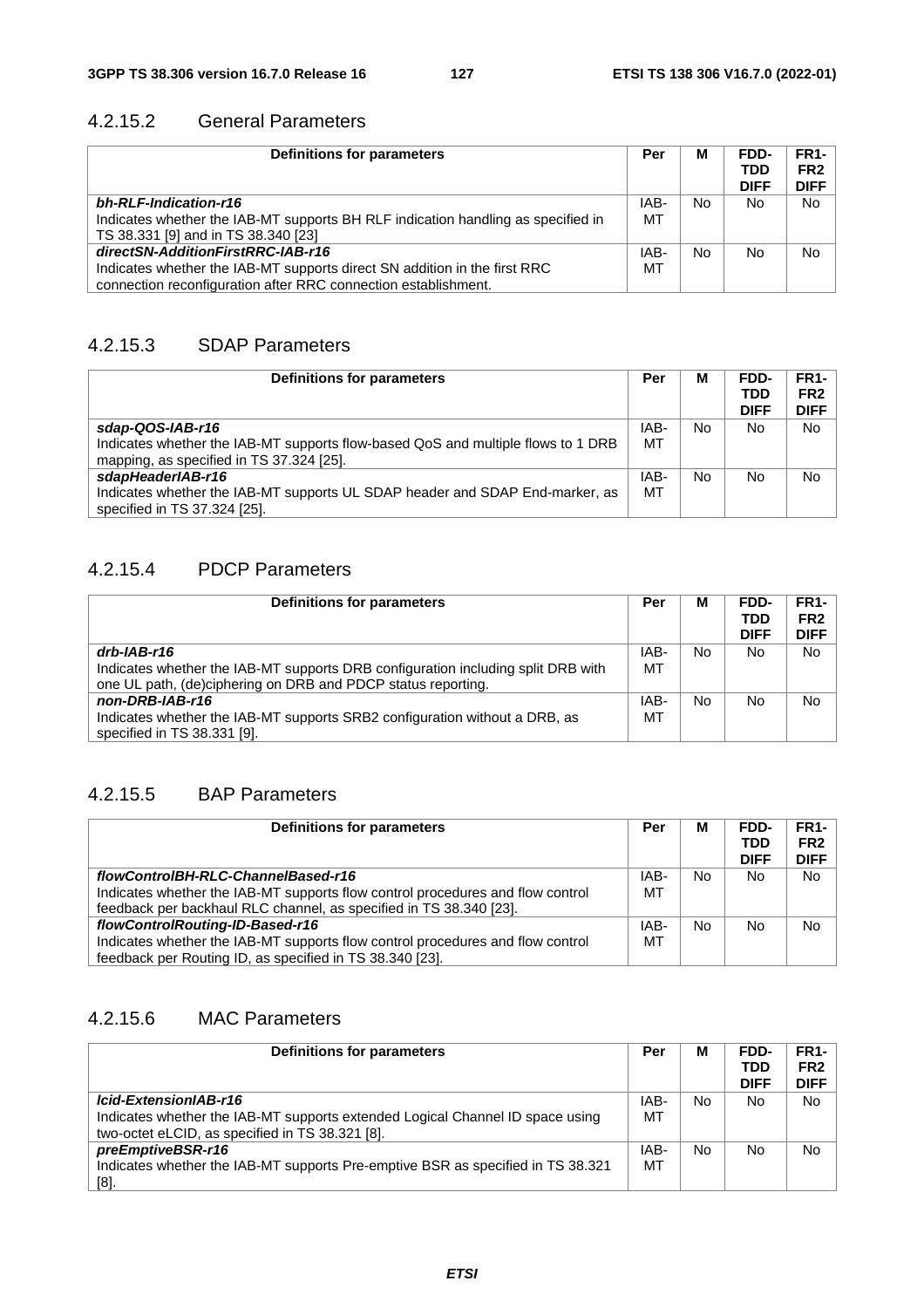### 4.2.15.2 General Parameters

| Definitions for parameters | Per | M | FDD-TDD DIFF | FR1-FR2 DIFF |
|---|---|---|---|---|
| ***bh-RLF-Indication-r16***<br>Indicates whether the IAB-MT supports BH RLF indication handling as specified in TS 38.331 [9] and in TS 38.340 [23] | IAB-MT | No | No | No |
| ***directSN-AdditionFirstRRC-IAB-r16***<br>Indicates whether the IAB-MT supports direct SN addition in the first RRC connection reconfiguration after RRC connection establishment. | IAB-MT | No | No | No |

### 4.2.15.3 SDAP Parameters

| Definitions for parameters | Per | M | FDD-TDD DIFF | FR1-FR2 DIFF |
|---|---|---|---|---|
| ***sdap-QOS-IAB-r16***<br>Indicates whether the IAB-MT supports flow-based QoS and multiple flows to 1 DRB mapping, as specified in TS 37.324 [25]. | IAB-MT | No | No | No |
| ***sdapHeaderIAB-r16***<br>Indicates whether the IAB-MT supports UL SDAP header and SDAP End-marker, as specified in TS 37.324 [25]. | IAB-MT | No | No | No |

### 4.2.15.4 PDCP Parameters

| Definitions for parameters | Per | M | FDD-TDD DIFF | FR1-FR2 DIFF |
|---|---|---|---|---|
| ***drb-IAB-r16***<br>Indicates whether the IAB-MT supports DRB configuration including split DRB with one UL path, (de)ciphering on DRB and PDCP status reporting. | IAB-MT | No | No | No |
| ***non-DRB-IAB-r16***<br>Indicates whether the IAB-MT supports SRB2 configuration without a DRB, as specified in TS 38.331 [9]. | IAB-MT | No | No | No |

### 4.2.15.5 BAP Parameters

| Definitions for parameters | Per | M | FDD-TDD DIFF | FR1-FR2 DIFF |
|---|---|---|---|---|
| ***flowControlBH-RLC-ChannelBased-r16***<br>Indicates whether the IAB-MT supports flow control procedures and flow control feedback per backhaul RLC channel, as specified in TS 38.340 [23]. | IAB-MT | No | No | No |
| ***flowControlRouting-ID-Based-r16***<br>Indicates whether the IAB-MT supports flow control procedures and flow control feedback per Routing ID, as specified in TS 38.340 [23]. | IAB-MT | No | No | No |

### 4.2.15.6 MAC Parameters

| Definitions for parameters | Per | M | FDD-TDD DIFF | FR1-FR2 DIFF |
|---|---|---|---|---|
| ***lcid-ExtensionIAB-r16***<br>Indicates whether the IAB-MT supports extended Logical Channel ID space using two-octet eLCID, as specified in TS 38.321 [8]. | IAB-MT | No | No | No |
| ***preEmptiveBSR-r16***<br>Indicates whether the IAB-MT supports Pre-emptive BSR as specified in TS 38.321 [8]. | IAB-MT | No | No | No |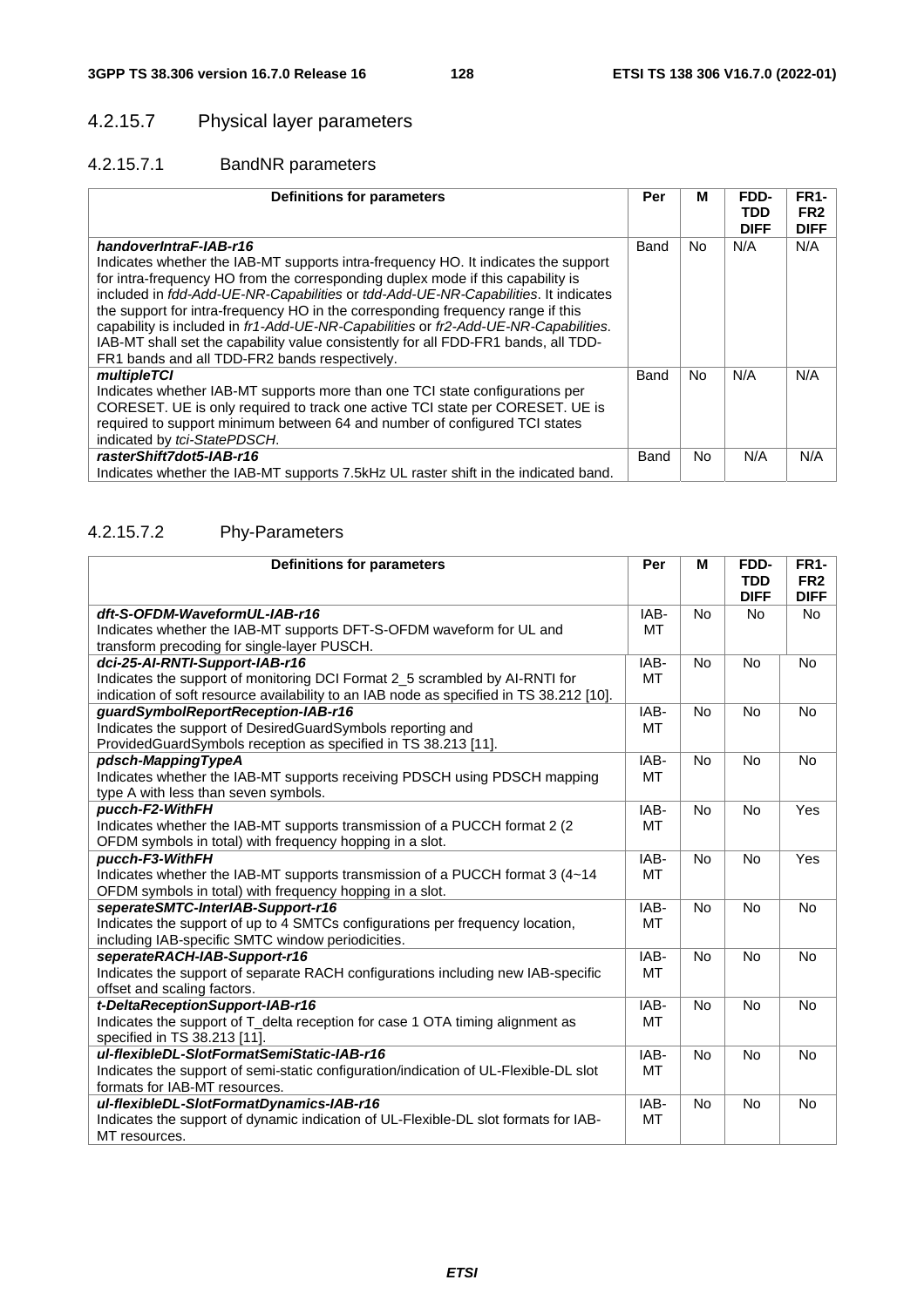#### 4.2.15.7 Physical layer parameters

##### 4.2.15.7.1 BandNR parameters

| Definitions for parameters | Per | M | FDD-TDD DIFF | FR1-FR2 DIFF |
|---|---|---|---|---|
| ***handoverIntraF-IAB-r16***<br>Indicates whether the IAB-MT supports intra-frequency HO. It indicates the support for intra-frequency HO from the corresponding duplex mode if this capability is included in *fdd-Add-UE-NR-Capabilities* or *tdd-Add-UE-NR-Capabilities*. It indicates the support for intra-frequency HO in the corresponding frequency range if this capability is included in *fr1-Add-UE-NR-Capabilities* or *fr2-Add-UE-NR-Capabilities*. IAB-MT shall set the capability value consistently for all FDD-FR1 bands, all TDD-FR1 bands and all TDD-FR2 bands respectively. | Band | No | N/A | N/A |
| ***multipleTCI***<br>Indicates whether IAB-MT supports more than one TCI state configurations per CORESET. UE is only required to track one active TCI state per CORESET. UE is required to support minimum between 64 and number of configured TCI states indicated by *tci-StatePDSCH*. | Band | No | N/A | N/A |
| ***rasterShift7dot5-IAB-r16***<br>Indicates whether the IAB-MT supports 7.5kHz UL raster shift in the indicated band. | Band | No | N/A | N/A |

##### 4.2.15.7.2 Phy-Parameters

| Definitions for parameters | Per | M | FDD-TDD DIFF | FR1-FR2 DIFF |
|---|---|---|---|---|
| ***dft-S-OFDM-WaveformUL-IAB-r16***<br>Indicates whether the IAB-MT supports DFT-S-OFDM waveform for UL and transform precoding for single-layer PUSCH. | IAB-MT | No | No | No |
| ***dci-25-AI-RNTI-Support-IAB-r16***<br>Indicates the support of monitoring DCI Format 2_5 scrambled by AI-RNTI for indication of soft resource availability to an IAB node as specified in TS 38.212 [10]. | IAB-MT | No | No | No |
| ***guardSymbolReportReception-IAB-r16***<br>Indicates the support of DesiredGuardSymbols reporting and ProvidedGuardSymbols reception as specified in TS 38.213 [11]. | IAB-MT | No | No | No |
| ***pdsch-MappingTypeA***<br>Indicates whether the IAB-MT supports receiving PDSCH using PDSCH mapping type A with less than seven symbols. | IAB-MT | No | No | No |
| ***pucch-F2-WithFH***<br>Indicates whether the IAB-MT supports transmission of a PUCCH format 2 (2 OFDM symbols in total) with frequency hopping in a slot. | IAB-MT | No | No | Yes |
| ***pucch-F3-WithFH***<br>Indicates whether the IAB-MT supports transmission of a PUCCH format 3 (4~14 OFDM symbols in total) with frequency hopping in a slot. | IAB-MT | No | No | Yes |
| ***seperateSMTC-InterIAB-Support-r16***<br>Indicates the support of up to 4 SMTCs configurations per frequency location, including IAB-specific SMTC window periodicities. | IAB-MT | No | No | No |
| ***seperateRACH-IAB-Support-r16***<br>Indicates the support of separate RACH configurations including new IAB-specific offset and scaling factors. | IAB-MT | No | No | No |
| ***t-DeltaReceptionSupport-IAB-r16***<br>Indicates the support of T_delta reception for case 1 OTA timing alignment as specified in TS 38.213 [11]. | IAB-MT | No | No | No |
| ***ul-flexibleDL-SlotFormatSemiStatic-IAB-r16***<br>Indicates the support of semi-static configuration/indication of UL-Flexible-DL slot formats for IAB-MT resources. | IAB-MT | No | No | No |
| ***ul-flexibleDL-SlotFormatDynamics-IAB-r16***<br>Indicates the support of dynamic indication of UL-Flexible-DL slot formats for IAB-MT resources. | IAB-MT | No | No | No |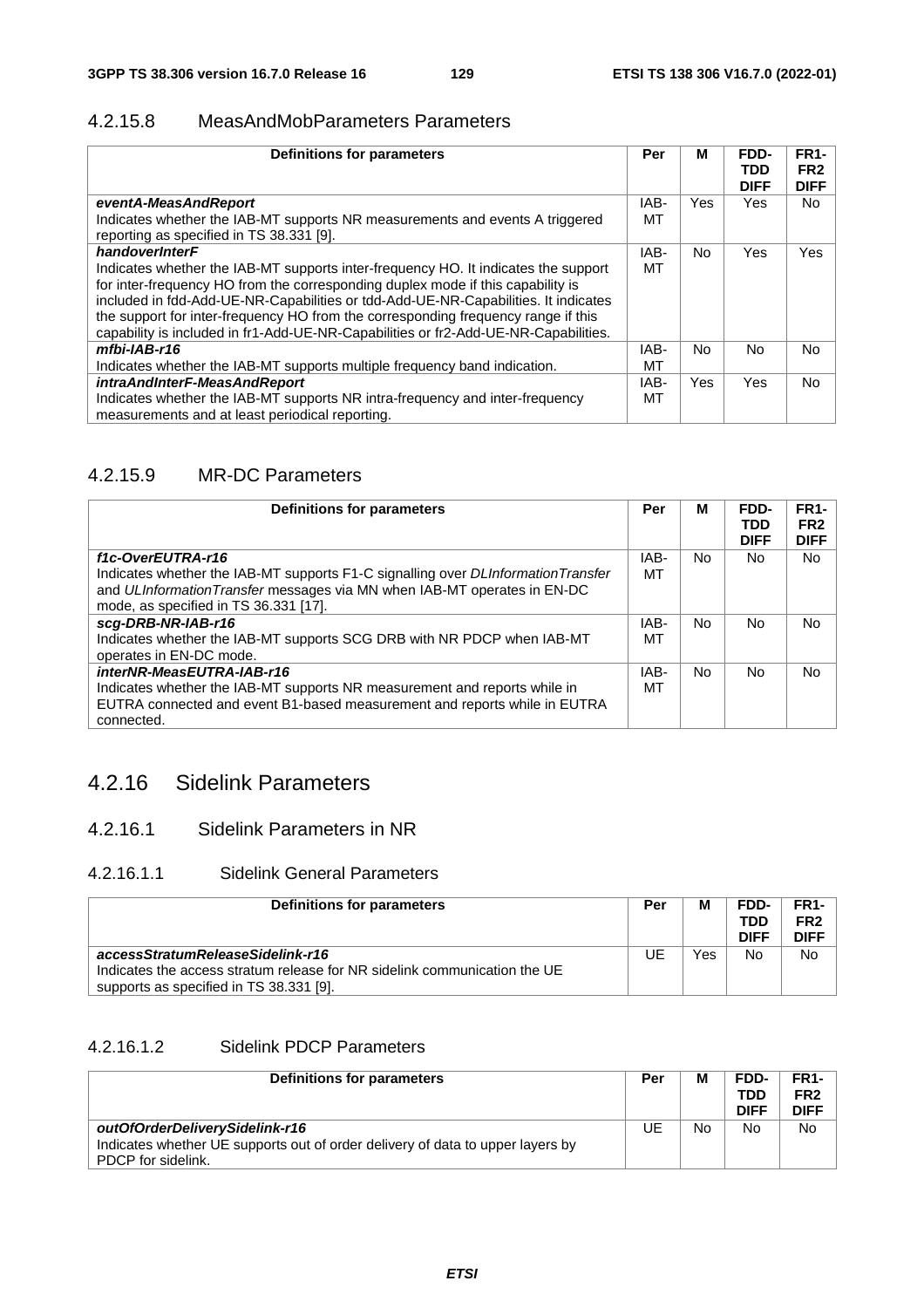#### 4.2.15.8 MeasAndMobParameters Parameters

| Definitions for parameters | Per | M | FDD-TDD DIFF | FR1-FR2 DIFF |
|---|---|---|---|---|
| ***eventA-MeasAndReport***<br>Indicates whether the IAB-MT supports NR measurements and events A triggered reporting as specified in TS 38.331 [9]. | IAB-MT | Yes | Yes | No |
| ***handoverInterF***<br>Indicates whether the IAB-MT supports inter-frequency HO. It indicates the support for inter-frequency HO from the corresponding duplex mode if this capability is included in fdd-Add-UE-NR-Capabilities or tdd-Add-UE-NR-Capabilities. It indicates the support for inter-frequency HO from the corresponding frequency range if this capability is included in fr1-Add-UE-NR-Capabilities or fr2-Add-UE-NR-Capabilities. | IAB-MT | No | Yes | Yes |
| ***mfbi-IAB-r16***<br>Indicates whether the IAB-MT supports multiple frequency band indication. | IAB-MT | No | No | No |
| ***intraAndInterF-MeasAndReport***<br>Indicates whether the IAB-MT supports NR intra-frequency and inter-frequency measurements and at least periodical reporting. | IAB-MT | Yes | Yes | No |

#### 4.2.15.9 MR-DC Parameters

| Definitions for parameters | Per | M | FDD-TDD DIFF | FR1-FR2 DIFF |
|---|---|---|---|---|
| ***f1c-OverEUTRA-r16***<br>Indicates whether the IAB-MT supports F1-C signalling over *DLInformationTransfer* and *ULInformationTransfer* messages via MN when IAB-MT operates in EN-DC mode, as specified in TS 36.331 [17]. | IAB-MT | No | No | No |
| ***scg-DRB-NR-IAB-r16***<br>Indicates whether the IAB-MT supports SCG DRB with NR PDCP when IAB-MT operates in EN-DC mode. | IAB-MT | No | No | No |
| ***interNR-MeasEUTRA-IAB-r16***<br>Indicates whether the IAB-MT supports NR measurement and reports while in EUTRA connected and event B1-based measurement and reports while in EUTRA connected. | IAB-MT | No | No | No |

## 4.2.16 Sidelink Parameters

### 4.2.16.1 Sidelink Parameters in NR

#### 4.2.16.1.1 Sidelink General Parameters

| Definitions for parameters | Per | M | FDD-TDD DIFF | FR1-FR2 DIFF |
|---|---|---|---|---|
| ***accessStratumReleaseSidelink-r16***<br>Indicates the access stratum release for NR sidelink communication the UE supports as specified in TS 38.331 [9]. | UE | Yes | No | No |

#### 4.2.16.1.2 Sidelink PDCP Parameters

| Definitions for parameters | Per | M | FDD-TDD DIFF | FR1-FR2 DIFF |
|---|---|---|---|---|
| ***outOfOrderDeliverySidelink-r16***<br>Indicates whether UE supports out of order delivery of data to upper layers by PDCP for sidelink. | UE | No | No | No |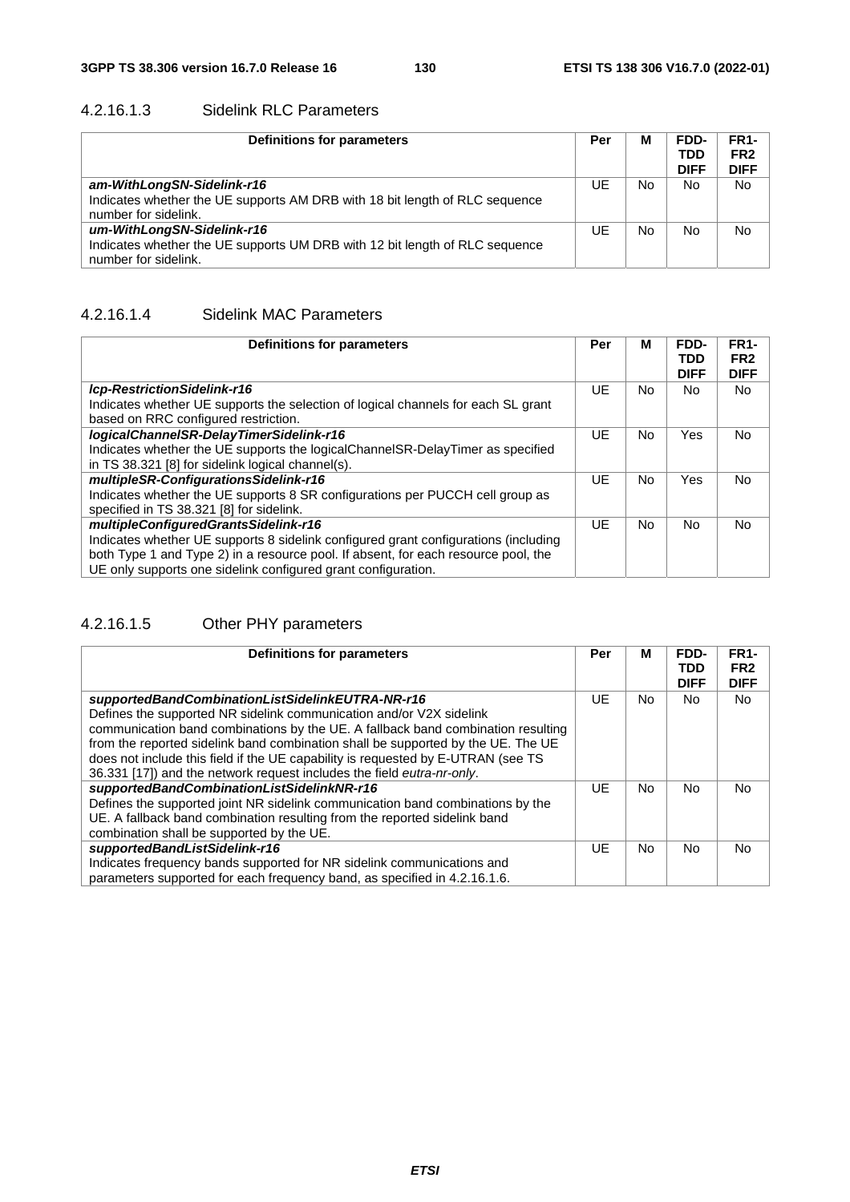#### 4.2.16.1.3 Sidelink RLC Parameters

| Definitions for parameters | Per | M | FDD-TDD DIFF | FR1-FR2 DIFF |
|---|---|---|---|---|
| ***am-WithLongSN-Sidelink-r16***<br>Indicates whether the UE supports AM DRB with 18 bit length of RLC sequence number for sidelink. | UE | No | No | No |
| ***um-WithLongSN-Sidelink-r16***<br>Indicates whether the UE supports UM DRB with 12 bit length of RLC sequence number for sidelink. | UE | No | No | No |

#### 4.2.16.1.4 Sidelink MAC Parameters

| Definitions for parameters | Per | M | FDD-TDD DIFF | FR1-FR2 DIFF |
|---|---|---|---|---|
| ***lcp-RestrictionSidelink-r16***<br>Indicates whether UE supports the selection of logical channels for each SL grant based on RRC configured restriction. | UE | No | No | No |
| ***logicalChannelSR-DelayTimerSidelink-r16***<br>Indicates whether the UE supports the logicalChannelSR-DelayTimer as specified in TS 38.321 [8] for sidelink logical channel(s). | UE | No | Yes | No |
| ***multipleSR-ConfigurationsSidelink-r16***<br>Indicates whether the UE supports 8 SR configurations per PUCCH cell group as specified in TS 38.321 [8] for sidelink. | UE | No | Yes | No |
| ***multipleConfiguredGrantsSidelink-r16***<br>Indicates whether UE supports 8 sidelink configured grant configurations (including both Type 1 and Type 2) in a resource pool. If absent, for each resource pool, the UE only supports one sidelink configured grant configuration. | UE | No | No | No |

#### 4.2.16.1.5 Other PHY parameters

| Definitions for parameters | Per | M | FDD-TDD DIFF | FR1-FR2 DIFF |
|---|---|---|---|---|
| ***supportedBandCombinationListSidelinkEUTRA-NR-r16***<br>Defines the supported NR sidelink communication and/or V2X sidelink communication band combinations by the UE. A fallback band combination resulting from the reported sidelink band combination shall be supported by the UE. The UE does not include this field if the UE capability is requested by E-UTRAN (see TS 36.331 [17]) and the network request includes the field *eutra-nr-only*. | UE | No | No | No |
| ***supportedBandCombinationListSidelinkNR-r16***<br>Defines the supported joint NR sidelink communication band combinations by the UE. A fallback band combination resulting from the reported sidelink band combination shall be supported by the UE. | UE | No | No | No |
| ***supportedBandListSidelink-r16***<br>Indicates frequency bands supported for NR sidelink communications and parameters supported for each frequency band, as specified in 4.2.16.1.6. | UE | No | No | No |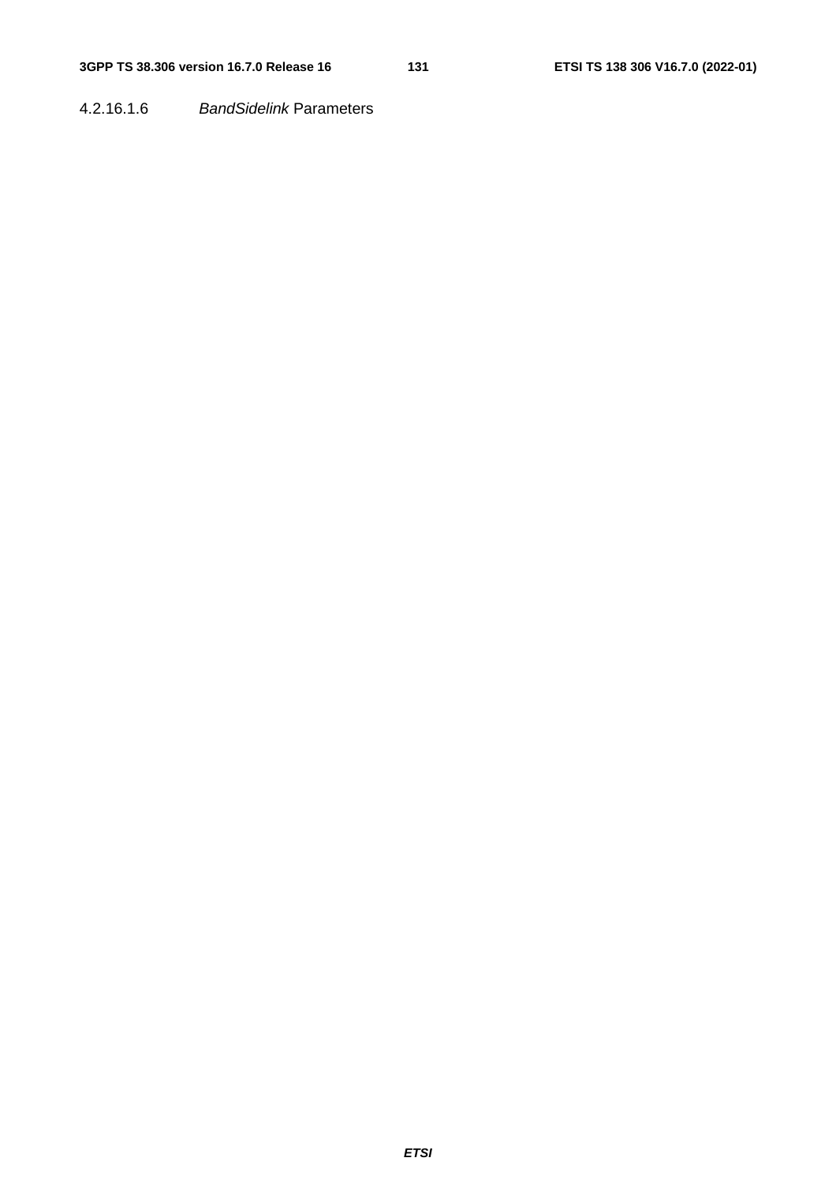#### 4.2.16.1.6 *BandSidelink* Parameters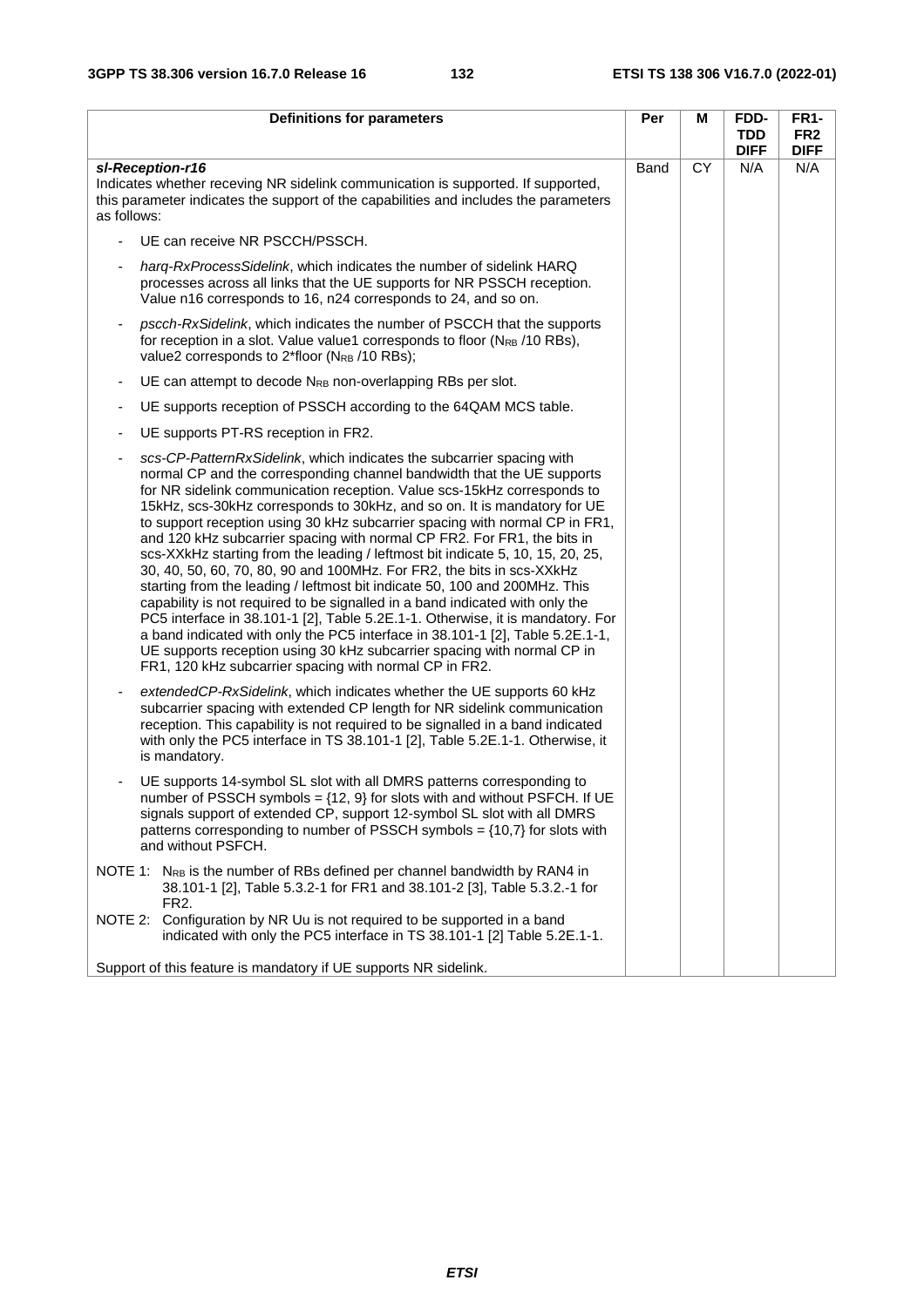| Definitions for parameters | Per | M | FDD-TDD DIFF | FR1-FR2 DIFF |
|---|---|---|---|---|
| ***sl-Reception-r16***<br>Indicates whether receving NR sidelink communication is supported. If supported, this parameter indicates the support of the capabilities and includes the parameters as follows:<br>- UE can receive NR PSCCH/PSSCH.<br>- *harq-RxProcessSidelink*, which indicates the number of sidelink HARQ processes across all links that the UE supports for NR PSSCH reception. Value n16 corresponds to 16, n24 corresponds to 24, and so on.<br>- *pscch-RxSidelink*, which indicates the number of PSCCH that the supports for reception in a slot. Value value1 corresponds to floor ($N_{RB}$ /10 RBs), value2 corresponds to 2*floor ($N_{RB}$ /10 RBs);<br>- UE can attempt to decode $N_{RB}$ non-overlapping RBs per slot.<br>- UE supports reception of PSSCH according to the 64QAM MCS table.<br>- UE supports PT-RS reception in FR2.<br>- *scs-CP-PatternRxSidelink*, which indicates the subcarrier spacing with normal CP and the corresponding channel bandwidth that the UE supports for NR sidelink communication reception. Value scs-15kHz corresponds to 15kHz, scs-30kHz corresponds to 30kHz, and so on. It is mandatory for UE to support reception using 30 kHz subcarrier spacing with normal CP in FR1, and 120 kHz subcarrier spacing with normal CP FR2. For FR1, the bits in scs-XXkHz starting from the leading / leftmost bit indicate 5, 10, 15, 20, 25, 30, 40, 50, 60, 70, 80, 90 and 100MHz. For FR2, the bits in scs-XXkHz starting from the leading / leftmost bit indicate 50, 100 and 200MHz. This capability is not required to be signalled in a band indicated with only the PC5 interface in 38.101-1 [2], Table 5.2E.1-1. Otherwise, it is mandatory. For a band indicated with only the PC5 interface in 38.101-1 [2], Table 5.2E.1-1, UE supports reception using 30 kHz subcarrier spacing with normal CP in FR1, 120 kHz subcarrier spacing with normal CP in FR2.<br>- *extendedCP-RxSidelink*, which indicates whether the UE supports 60 kHz subcarrier spacing with extended CP length for NR sidelink communication reception. This capability is not required to be signalled in a band indicated with only the PC5 interface in TS 38.101-1 [2], Table 5.2E.1-1. Otherwise, it is mandatory.<br>- UE supports 14-symbol SL slot with all DMRS patterns corresponding to number of PSSCH symbols = {12, 9} for slots with and without PSFCH. If UE signals support of extended CP, support 12-symbol SL slot with all DMRS patterns corresponding to number of PSSCH symbols = {10,7} for slots with and without PSFCH.<br><br>NOTE 1: $N_{RB}$ is the number of RBs defined per channel bandwidth by RAN4 in 38.101-1 [2], Table 5.3.2-1 for FR1 and 38.101-2 [3], Table 5.3.2.-1 for FR2.<br>NOTE 2: Configuration by NR Uu is not required to be supported in a band indicated with only the PC5 interface in TS 38.101-1 [2] Table 5.2E.1-1.<br><br>Support of this feature is mandatory if UE supports NR sidelink. | Band | CY | N/A | N/A |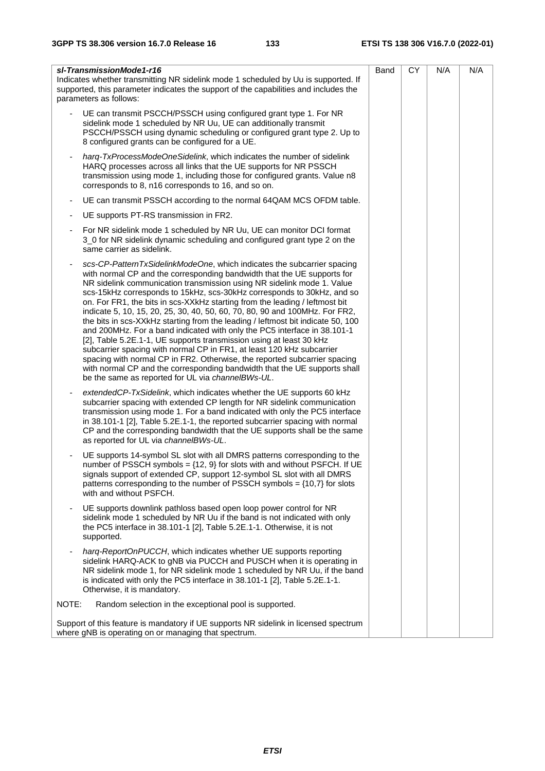| | | | | |
|---|---|---|---|---|
| ***sl-TransmissionMode1-r16***<br>Indicates whether transmitting NR sidelink mode 1 scheduled by Uu is supported. If supported, this parameter indicates the support of the capabilities and includes the parameters as follows:<br>- UE can transmit PSCCH/PSSCH using configured grant type 1. For NR sidelink mode 1 scheduled by NR Uu, UE can additionally transmit PSCCH/PSSCH using dynamic scheduling or configured grant type 2. Up to 8 configured grants can be configured for a UE.<br>- *harq-TxProcessModeOneSidelink*, which indicates the number of sidelink HARQ processes across all links that the UE supports for NR PSSCH transmission using mode 1, including those for configured grants. Value n8 corresponds to 8, n16 corresponds to 16, and so on.<br>- UE can transmit PSSCH according to the normal 64QAM MCS OFDM table.<br>- UE supports PT-RS transmission in FR2.<br>- For NR sidelink mode 1 scheduled by NR Uu, UE can monitor DCI format 3_0 for NR sidelink dynamic scheduling and configured grant type 2 on the same carrier as sidelink.<br>- *scs-CP-PatternTxSidelinkModeOne*, which indicates the subcarrier spacing with normal CP and the corresponding bandwidth that the UE supports for NR sidelink communication transmission using NR sidelink mode 1. Value scs-15kHz corresponds to 15kHz, scs-30kHz corresponds to 30kHz, and so on. For FR1, the bits in scs-XXkHz starting from the leading / leftmost bit indicate 5, 10, 15, 20, 25, 30, 40, 50, 60, 70, 80, 90 and 100MHz. For FR2, the bits in scs-XXkHz starting from the leading / leftmost bit indicate 50, 100 and 200MHz. For a band indicated with only the PC5 interface in 38.101-1 [2], Table 5.2E.1-1, UE supports transmission using at least 30 kHz subcarrier spacing with normal CP in FR1, at least 120 kHz subcarrier spacing with normal CP in FR2. Otherwise, the reported subcarrier spacing with normal CP and the corresponding bandwidth that the UE supports shall be the same as reported for UL via *channelBWs-UL*.<br>- *extendedCP-TxSidelink*, which indicates whether the UE supports 60 kHz subcarrier spacing with extended CP length for NR sidelink communication transmission using mode 1. For a band indicated with only the PC5 interface in 38.101-1 [2], Table 5.2E.1-1, the reported subcarrier spacing with normal CP and the corresponding bandwidth that the UE supports shall be the same as reported for UL via *channelBWs-UL*.<br>- UE supports 14-symbol SL slot with all DMRS patterns corresponding to the number of PSSCH symbols = {12, 9} for slots with and without PSFCH. If UE signals support of extended CP, support 12-symbol SL slot with all DMRS patterns corresponding to the number of PSSCH symbols = {10,7} for slots with and without PSFCH.<br>- UE supports downlink pathloss based open loop power control for NR sidelink mode 1 scheduled by NR Uu if the band is not indicated with only the PC5 interface in 38.101-1 [2], Table 5.2E.1-1. Otherwise, it is not supported.<br>- *harq-ReportOnPUCCH*, which indicates whether UE supports reporting sidelink HARQ-ACK to gNB via PUCCH and PUSCH when it is operating in NR sidelink mode 1, for NR sidelink mode 1 scheduled by NR Uu, if the band is indicated with only the PC5 interface in 38.101-1 [2], Table 5.2E.1-1. Otherwise, it is mandatory.<br>NOTE: Random selection in the exceptional pool is supported.<br><br>Support of this feature is mandatory if UE supports NR sidelink in licensed spectrum where gNB is operating on or managing that spectrum. | Band | CY | N/A | N/A |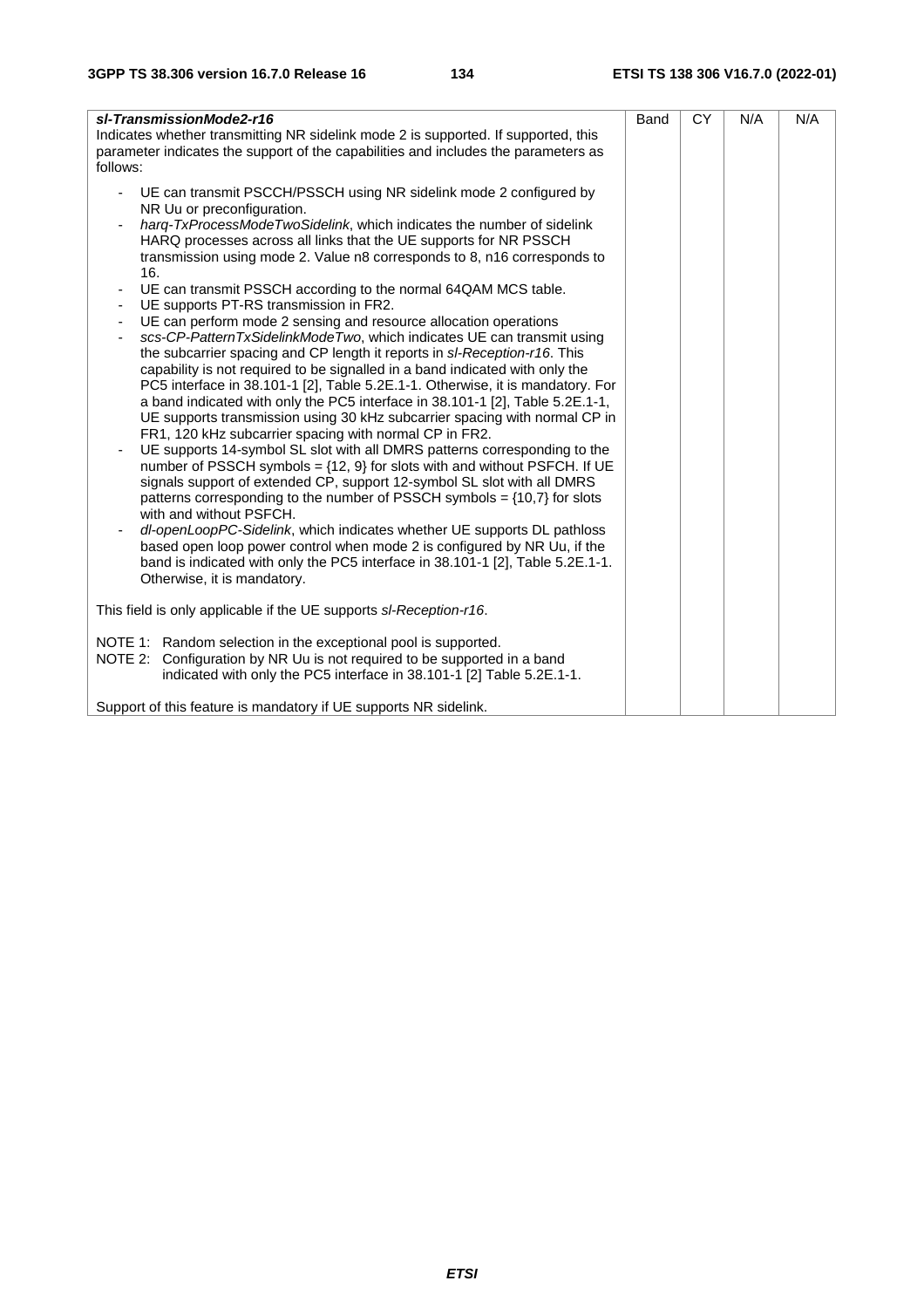| | | | | |
|---|---|---|---|---|
| ***sl-TransmissionMode2-r16***<br>Indicates whether transmitting NR sidelink mode 2 is supported. If supported, this parameter indicates the support of the capabilities and includes the parameters as follows:<br><br>- UE can transmit PSCCH/PSSCH using NR sidelink mode 2 configured by NR Uu or preconfiguration.<br>- *harq-TxProcessModeTwoSidelink*, which indicates the number of sidelink HARQ processes across all links that the UE supports for NR PSSCH transmission using mode 2. Value n8 corresponds to 8, n16 corresponds to 16.<br>- UE can transmit PSSCH according to the normal 64QAM MCS table.<br>- UE supports PT-RS transmission in FR2.<br>- UE can perform mode 2 sensing and resource allocation operations<br>- *scs-CP-PatternTxSidelinkModeTwo*, which indicates UE can transmit using the subcarrier spacing and CP length it reports in *sl-Reception-r16*. This capability is not required to be signalled in a band indicated with only the PC5 interface in 38.101-1 [2], Table 5.2E.1-1. Otherwise, it is mandatory. For a band indicated with only the PC5 interface in 38.101-1 [2], Table 5.2E.1-1, UE supports transmission using 30 kHz subcarrier spacing with normal CP in FR1, 120 kHz subcarrier spacing with normal CP in FR2.<br>- UE supports 14-symbol SL slot with all DMRS patterns corresponding to the number of PSSCH symbols = {12, 9} for slots with and without PSFCH. If UE signals support of extended CP, support 12-symbol SL slot with all DMRS patterns corresponding to the number of PSSCH symbols = {10,7} for slots with and without PSFCH.<br>- *dl-openLoopPC-Sidelink*, which indicates whether UE supports DL pathloss based open loop power control when mode 2 is configured by NR Uu, if the band is indicated with only the PC5 interface in 38.101-1 [2], Table 5.2E.1-1. Otherwise, it is mandatory.<br><br>This field is only applicable if the UE supports *sl-Reception-r16*.<br><br>NOTE 1: Random selection in the exceptional pool is supported.<br>NOTE 2: Configuration by NR Uu is not required to be supported in a band indicated with only the PC5 interface in 38.101-1 [2] Table 5.2E.1-1.<br><br>Support of this feature is mandatory if UE supports NR sidelink. | Band | CY | N/A | N/A |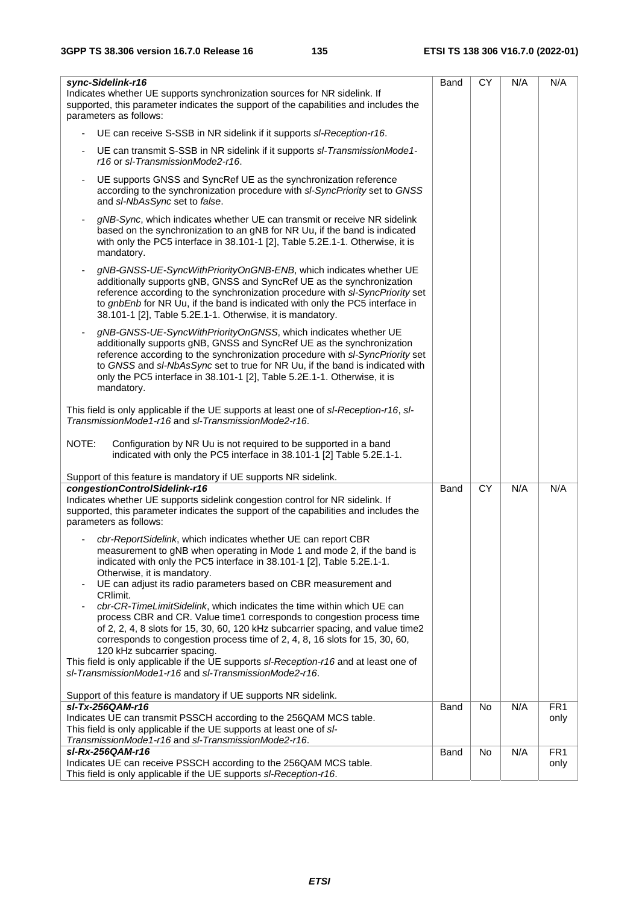| | | | | |
|---|---|---|---|---|
| ***sync-Sidelink-r16***<br>Indicates whether UE supports synchronization sources for NR sidelink. If supported, this parameter indicates the support of the capabilities and includes the parameters as follows:<br>- UE can receive S-SSB in NR sidelink if it supports *sl-Reception-r16*.<br>- UE can transmit S-SSB in NR sidelink if it supports *sl-TransmissionMode1-r16* or *sl-TransmissionMode2-r16*.<br>- UE supports GNSS and SyncRef UE as the synchronization reference according to the synchronization procedure with *sl-SyncPriority* set to *GNSS* and *sl-NbAsSync* set to *false*.<br>- *gNB-Sync*, which indicates whether UE can transmit or receive NR sidelink based on the synchronization to an gNB for NR Uu, if the band is indicated with only the PC5 interface in 38.101-1 [2], Table 5.2E.1-1. Otherwise, it is mandatory.<br>- *gNB-GNSS-UE-SyncWithPriorityOnGNB-ENB*, which indicates whether UE additionally supports gNB, GNSS and SyncRef UE as the synchronization reference according to the synchronization procedure with *sl-SyncPriority* set to *gnbEnb* for NR Uu, if the band is indicated with only the PC5 interface in 38.101-1 [2], Table 5.2E.1-1. Otherwise, it is mandatory.<br>- *gNB-GNSS-UE-SyncWithPriorityOnGNSS*, which indicates whether UE additionally supports gNB, GNSS and SyncRef UE as the synchronization reference according to the synchronization procedure with *sl-SyncPriority* set to *GNSS* and *sl-NbAsSync* set to true for NR Uu, if the band is indicated with only the PC5 interface in 38.101-1 [2], Table 5.2E.1-1. Otherwise, it is mandatory.<br><br>This field is only applicable if the UE supports at least one of *sl-Reception-r16*, *sl-TransmissionMode1-r16* and *sl-TransmissionMode2-r16*.<br><br>NOTE: Configuration by NR Uu is not required to be supported in a band indicated with only the PC5 interface in 38.101-1 [2] Table 5.2E.1-1.<br><br>Support of this feature is mandatory if UE supports NR sidelink. | Band | CY | N/A | N/A |
| ***congestionControlSidelink-r16***<br>Indicates whether UE supports sidelink congestion control for NR sidelink. If supported, this parameter indicates the support of the capabilities and includes the parameters as follows:<br>- *cbr-ReportSidelink*, which indicates whether UE can report CBR measurement to gNB when operating in Mode 1 and mode 2, if the band is indicated with only the PC5 interface in 38.101-1 [2], Table 5.2E.1-1. Otherwise, it is mandatory.<br>- UE can adjust its radio parameters based on CBR measurement and CRlimit.<br>- *cbr-CR-TimeLimitSidelink*, which indicates the time within which UE can process CBR and CR. Value time1 corresponds to congestion process time of 2, 2, 4, 8 slots for 15, 30, 60, 120 kHz subcarrier spacing, and value time2 corresponds to congestion process time of 2, 4, 8, 16 slots for 15, 30, 60, 120 kHz subcarrier spacing.<br>This field is only applicable if the UE supports *sl-Reception-r16* and at least one of *sl-TransmissionMode1-r16* and *sl-TransmissionMode2-r16*.<br><br>Support of this feature is mandatory if UE supports NR sidelink. | Band | CY | N/A | N/A |
| ***sl-Tx-256QAM-r16***<br>Indicates UE can transmit PSSCH according to the 256QAM MCS table.<br>This field is only applicable if the UE supports at least one of *sl-TransmissionMode1-r16* and *sl-TransmissionMode2-r16*. | Band | No | N/A | FR1 only |
| ***sl-Rx-256QAM-r16***<br>Indicates UE can receive PSSCH according to the 256QAM MCS table.<br>This field is only applicable if the UE supports *sl-Reception-r16*. | Band | No | N/A | FR1 only |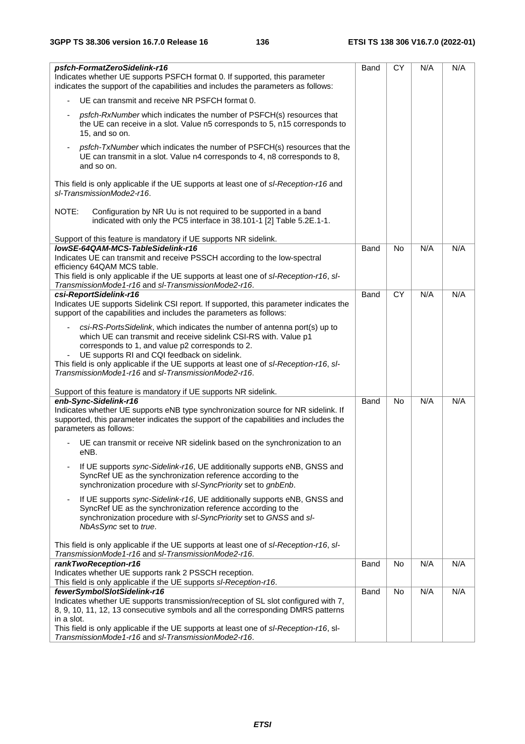| | | | | |
|---|---|---|---|---|
| ***psfch-FormatZeroSidelink-r16***<br>Indicates whether UE supports PSFCH format 0. If supported, this parameter indicates the support of the capabilities and includes the parameters as follows:<br>- UE can transmit and receive NR PSFCH format 0.<br>- *psfch-RxNumber* which indicates the number of PSFCH(s) resources that the UE can receive in a slot. Value n5 corresponds to 5, n15 corresponds to 15, and so on.<br>- *psfch-TxNumber* which indicates the number of PSFCH(s) resources that the UE can transmit in a slot. Value n4 corresponds to 4, n8 corresponds to 8, and so on.<br><br>This field is only applicable if the UE supports at least one of *sl-Reception-r16* and *sl-TransmissionMode2-r16*.<br><br>NOTE: Configuration by NR Uu is not required to be supported in a band indicated with only the PC5 interface in 38.101-1 [2] Table 5.2E.1-1.<br><br>Support of this feature is mandatory if UE supports NR sidelink. | Band | CY | N/A | N/A |
| ***lowSE-64QAM-MCS-TableSidelink-r16***<br>Indicates UE can transmit and receive PSSCH according to the low-spectral efficiency 64QAM MCS table.<br>This field is only applicable if the UE supports at least one of *sl-Reception-r16*, *sl-TransmissionMode1-r16* and *sl-TransmissionMode2-r16*. | Band | No | N/A | N/A |
| ***csi-ReportSidelink-r16***<br>Indicates UE supports Sidelink CSI report. If supported, this parameter indicates the support of the capabilities and includes the parameters as follows:<br>- *csi-RS-PortsSidelink*, which indicates the number of antenna port(s) up to which UE can transmit and receive sidelink CSI-RS with. Value p1 corresponds to 1, and value p2 corresponds to 2.<br>- UE supports RI and CQI feedback on sidelink.<br>This field is only applicable if the UE supports at least one of *sl-Reception-r16*, *sl-TransmissionMode1-r16* and *sl-TransmissionMode2-r16*.<br><br>Support of this feature is mandatory if UE supports NR sidelink. | Band | CY | N/A | N/A |
| ***enb-Sync-Sidelink-r16***<br>Indicates whether UE supports eNB type synchronization source for NR sidelink. If supported, this parameter indicates the support of the capabilities and includes the parameters as follows:<br>- UE can transmit or receive NR sidelink based on the synchronization to an eNB.<br>- If UE supports *sync-Sidelink-r16*, UE additionally supports eNB, GNSS and SyncRef UE as the synchronization reference according to the synchronization procedure with *sl-SyncPriority* set to *gnbEnb*.<br>- If UE supports *sync-Sidelink-r16*, UE additionally supports eNB, GNSS and SyncRef UE as the synchronization reference according to the synchronization procedure with *sl-SyncPriority* set to *GNSS* and *sl-NbAsSync* set to *true*.<br><br>This field is only applicable if the UE supports at least one of *sl-Reception-r16*, *sl-TransmissionMode1-r16* and *sl-TransmissionMode2-r16*. | Band | No | N/A | N/A |
| ***rankTwoReception-r16***<br>Indicates whether UE supports rank 2 PSSCH reception.<br>This field is only applicable if the UE supports *sl-Reception-r16*. | Band | No | N/A | N/A |
| ***fewerSymbolSlotSidelink-r16***<br>Indicates whether UE supports transmission/reception of SL slot configured with 7, 8, 9, 10, 11, 12, 13 consecutive symbols and all the corresponding DMRS patterns in a slot.<br>This field is only applicable if the UE supports at least one of *sl-Reception-r16*, sl-*TransmissionMode1-r16* and *sl-TransmissionMode2-r16*. | Band | No | N/A | N/A |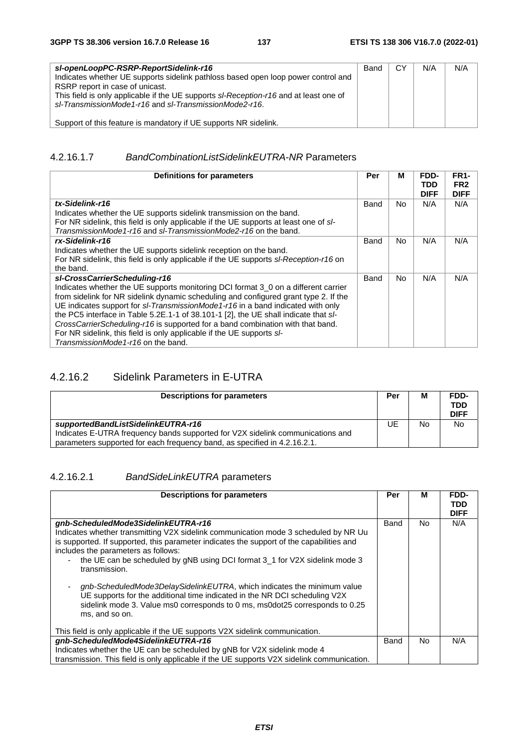| | | | | |
|---|---|---|---|---|
| ***sl-openLoopPC-RSRP-ReportSidelink-r16***<br>Indicates whether UE supports sidelink pathloss based open loop power control and RSRP report in case of unicast.<br>This field is only applicable if the UE supports *sl-Reception-r16* and at least one of *sl-TransmissionMode1-r16* and *sl-TransmissionMode2-r16*.<br><br>Support of this feature is mandatory if UE supports NR sidelink. | Band | CY | N/A | N/A |

#### 4.2.16.1.7 *BandCombinationListSidelinkEUTRA-NR* Parameters

| Definitions for parameters | Per | M | FDD-TDD DIFF | FR1-FR2 DIFF |
|---|---|---|---|---|
| ***tx-Sidelink-r16***<br>Indicates whether the UE supports sidelink transmission on the band.<br>For NR sidelink, this field is only applicable if the UE supports at least one of *sl-TransmissionMode1-r16* and *sl-TransmissionMode2-r16* on the band. | Band | No | N/A | N/A |
| ***rx-Sidelink-r16***<br>Indicates whether the UE supports sidelink reception on the band.<br>For NR sidelink, this field is only applicable if the UE supports *sl-Reception-r16* on the band. | Band | No | N/A | N/A |
| ***sl-CrossCarrierScheduling-r16***<br>Indicates whether the UE supports monitoring DCI format 3_0 on a different carrier from sidelink for NR sidelink dynamic scheduling and configured grant type 2. If the UE indicates support for *sl-TransmissionMode1-r16* in a band indicated with only the PC5 interface in Table 5.2E.1-1 of 38.101-1 [2], the UE shall indicate that *sl-CrossCarrierScheduling-r16* is supported for a band combination with that band.<br>For NR sidelink, this field is only applicable if the UE supports *sl-TransmissionMode1-r16* on the band. | Band | No | N/A | N/A |

### 4.2.16.2 Sidelink Parameters in E-UTRA

| Descriptions for parameters | Per | M | FDD-TDD DIFF |
|---|---|---|---|
| ***supportedBandListSidelinkEUTRA-r16***<br>Indicates E-UTRA frequency bands supported for V2X sidelink communications and parameters supported for each frequency band, as specified in 4.2.16.2.1. | UE | No | No |

#### 4.2.16.2.1 *BandSideLinkEUTRA* parameters

| Descriptions for parameters | Per | M | FDD-TDD DIFF |
|---|---|---|---|
| ***gnb-ScheduledMode3SidelinkEUTRA-r16***<br>Indicates whether transmitting V2X sidelink communication mode 3 scheduled by NR Uu is supported. If supported, this parameter indicates the support of the capabilities and includes the parameters as follows:<br>- the UE can be scheduled by gNB using DCI format 3_1 for V2X sidelink mode 3 transmission.<br>- *gnb-ScheduledMode3DelaySidelinkEUTRA*, which indicates the minimum value UE supports for the additional time indicated in the NR DCI scheduling V2X sidelink mode 3. Value ms0 corresponds to 0 ms, ms0dot25 corresponds to 0.25 ms, and so on.<br><br>This field is only applicable if the UE supports V2X sidelink communication. | Band | No | N/A |
| ***gnb-ScheduledMode4SidelinkEUTRA-r16***<br>Indicates whether the UE can be scheduled by gNB for V2X sidelink mode 4 transmission. This field is only applicable if the UE supports V2X sidelink communication. | Band | No | N/A |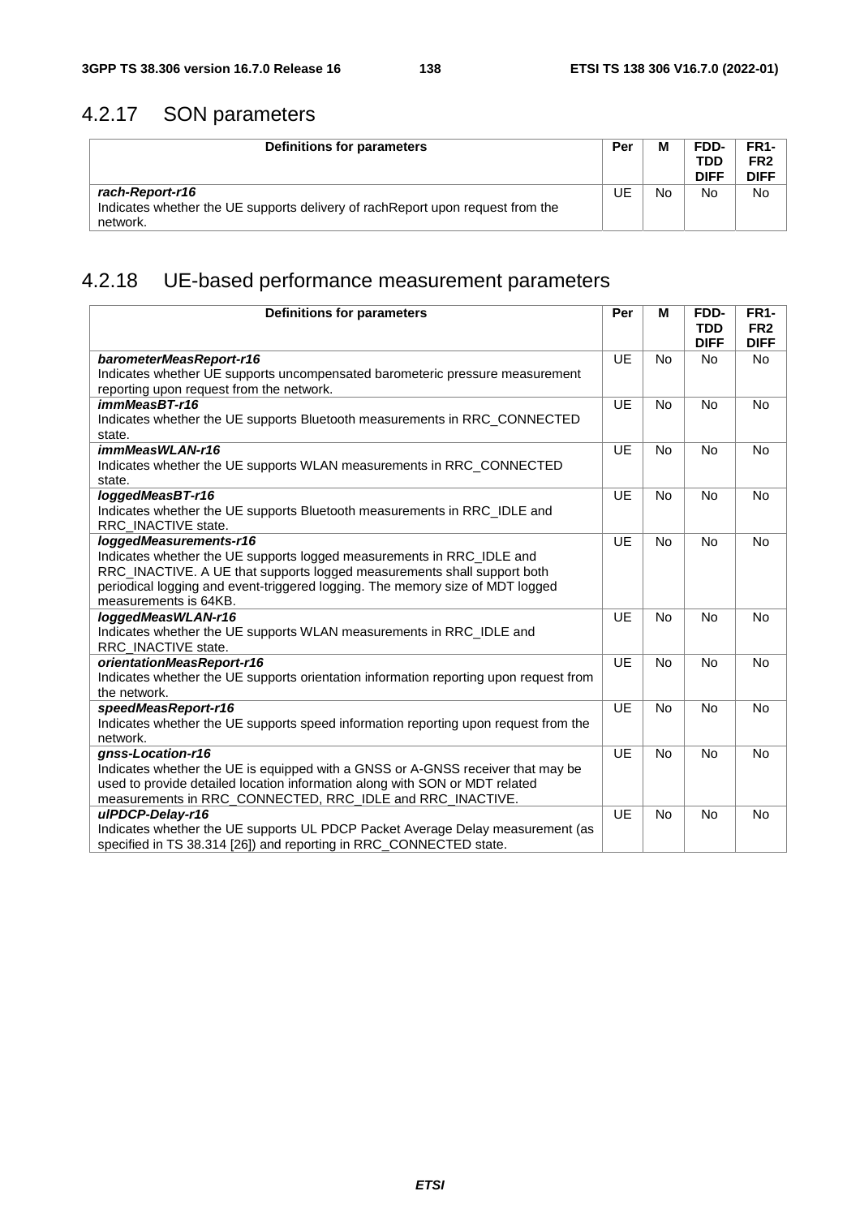### 4.2.17 SON parameters

| Definitions for parameters | Per | M | FDD-TDD DIFF | FR1-FR2 DIFF |
|---|---|---|---|---|
| ***rach-Report-r16***<br>Indicates whether the UE supports delivery of rachReport upon request from the network. | UE | No | No | No |

### 4.2.18 UE-based performance measurement parameters

| Definitions for parameters | Per | M | FDD-TDD DIFF | FR1-FR2 DIFF |
|---|---|---|---|---|
| ***barometerMeasReport-r16***<br>Indicates whether UE supports uncompensated barometeric pressure measurement reporting upon request from the network. | UE | No | No | No |
| ***immMeasBT-r16***<br>Indicates whether the UE supports Bluetooth measurements in RRC_CONNECTED state. | UE | No | No | No |
| ***immMeasWLAN-r16***<br>Indicates whether the UE supports WLAN measurements in RRC_CONNECTED state. | UE | No | No | No |
| ***loggedMeasBT-r16***<br>Indicates whether the UE supports Bluetooth measurements in RRC_IDLE and RRC_INACTIVE state. | UE | No | No | No |
| ***loggedMeasurements-r16***<br>Indicates whether the UE supports logged measurements in RRC_IDLE and RRC_INACTIVE. A UE that supports logged measurements shall support both periodical logging and event-triggered logging. The memory size of MDT logged measurements is 64KB. | UE | No | No | No |
| ***loggedMeasWLAN-r16***<br>Indicates whether the UE supports WLAN measurements in RRC_IDLE and RRC_INACTIVE state. | UE | No | No | No |
| ***orientationMeasReport-r16***<br>Indicates whether the UE supports orientation information reporting upon request from the network. | UE | No | No | No |
| ***speedMeasReport-r16***<br>Indicates whether the UE supports speed information reporting upon request from the network. | UE | No | No | No |
| ***gnss-Location-r16***<br>Indicates whether the UE is equipped with a GNSS or A-GNSS receiver that may be used to provide detailed location information along with SON or MDT related measurements in RRC_CONNECTED, RRC_IDLE and RRC_INACTIVE. | UE | No | No | No |
| ***ulPDCP-Delay-r16***<br>Indicates whether the UE supports UL PDCP Packet Average Delay measurement (as specified in TS 38.314 [26]) and reporting in RRC_CONNECTED state. | UE | No | No | No |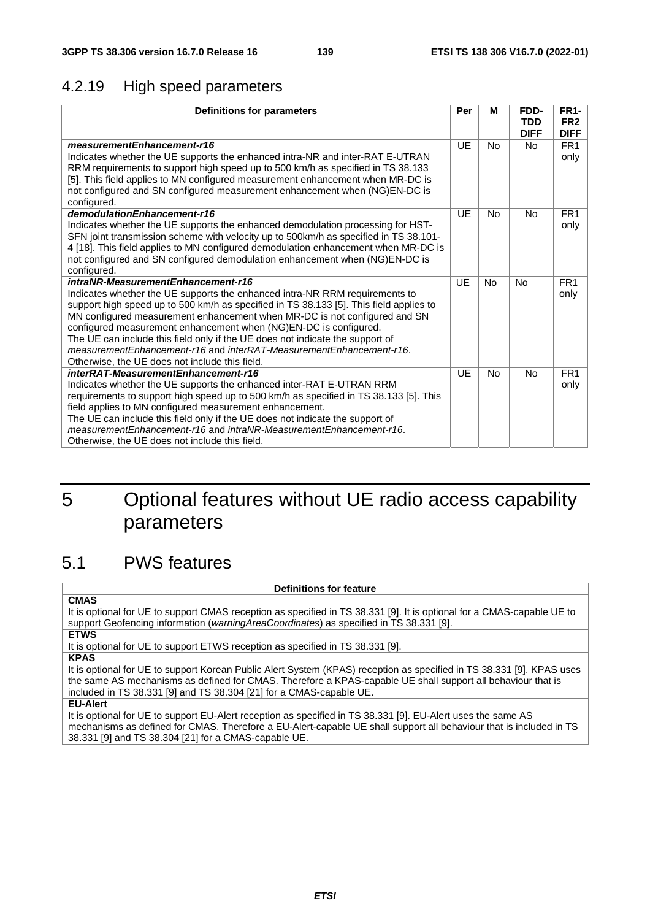### 4.2.19 High speed parameters

| Definitions for parameters | Per | M | FDD-TDD DIFF | FR1-FR2 DIFF |
|---|---|---|---|---|
| ***measurementEnhancement-r16***<br>Indicates whether the UE supports the enhanced intra-NR and inter-RAT E-UTRAN RRM requirements to support high speed up to 500 km/h as specified in TS 38.133 [5]. This field applies to MN configured measurement enhancement when MR-DC is not configured and SN configured measurement enhancement when (NG)EN-DC is configured. | UE | No | No | FR1 only |
| ***demodulationEnhancement-r16***<br>Indicates whether the UE supports the enhanced demodulation processing for HST-SFN joint transmission scheme with velocity up to 500km/h as specified in TS 38.101-4 [18]. This field applies to MN configured demodulation enhancement when MR-DC is not configured and SN configured demodulation enhancement when (NG)EN-DC is configured. | UE | No | No | FR1 only |
| ***intraNR-MeasurementEnhancement-r16***<br>Indicates whether the UE supports the enhanced intra-NR RRM requirements to support high speed up to 500 km/h as specified in TS 38.133 [5]. This field applies to MN configured measurement enhancement when MR-DC is not configured and SN configured measurement enhancement when (NG)EN-DC is configured.<br>The UE can include this field only if the UE does not indicate the support of *measurementEnhancement-r16* and *interRAT-MeasurementEnhancement-r16*. Otherwise, the UE does not include this field. | UE | No | No | FR1 only |
| ***interRAT-MeasurementEnhancement-r16***<br>Indicates whether the UE supports the enhanced inter-RAT E-UTRAN RRM requirements to support high speed up to 500 km/h as specified in TS 38.133 [5]. This field applies to MN configured measurement enhancement.<br>The UE can include this field only if the UE does not indicate the support of *measurementEnhancement-r16* and *intraNR-MeasurementEnhancement-r16*. Otherwise, the UE does not include this field. | UE | No | No | FR1 only |

# 5 Optional features without UE radio access capability parameters

## 5.1 PWS features

| Definitions for feature |
|---|
| **CMAS**<br>It is optional for UE to support CMAS reception as specified in TS 38.331 [9]. It is optional for a CMAS-capable UE to support Geofencing information (*warningAreaCoordinates*) as specified in TS 38.331 [9]. |
| **ETWS**<br>It is optional for UE to support ETWS reception as specified in TS 38.331 [9]. |
| **KPAS**<br>It is optional for UE to support Korean Public Alert System (KPAS) reception as specified in TS 38.331 [9]. KPAS uses the same AS mechanisms as defined for CMAS. Therefore a KPAS-capable UE shall support all behaviour that is included in TS 38.331 [9] and TS 38.304 [21] for a CMAS-capable UE. |
| **EU-Alert**<br>It is optional for UE to support EU-Alert reception as specified in TS 38.331 [9]. EU-Alert uses the same AS mechanisms as defined for CMAS. Therefore a EU-Alert-capable UE shall support all behaviour that is included in TS 38.331 [9] and TS 38.304 [21] for a CMAS-capable UE. |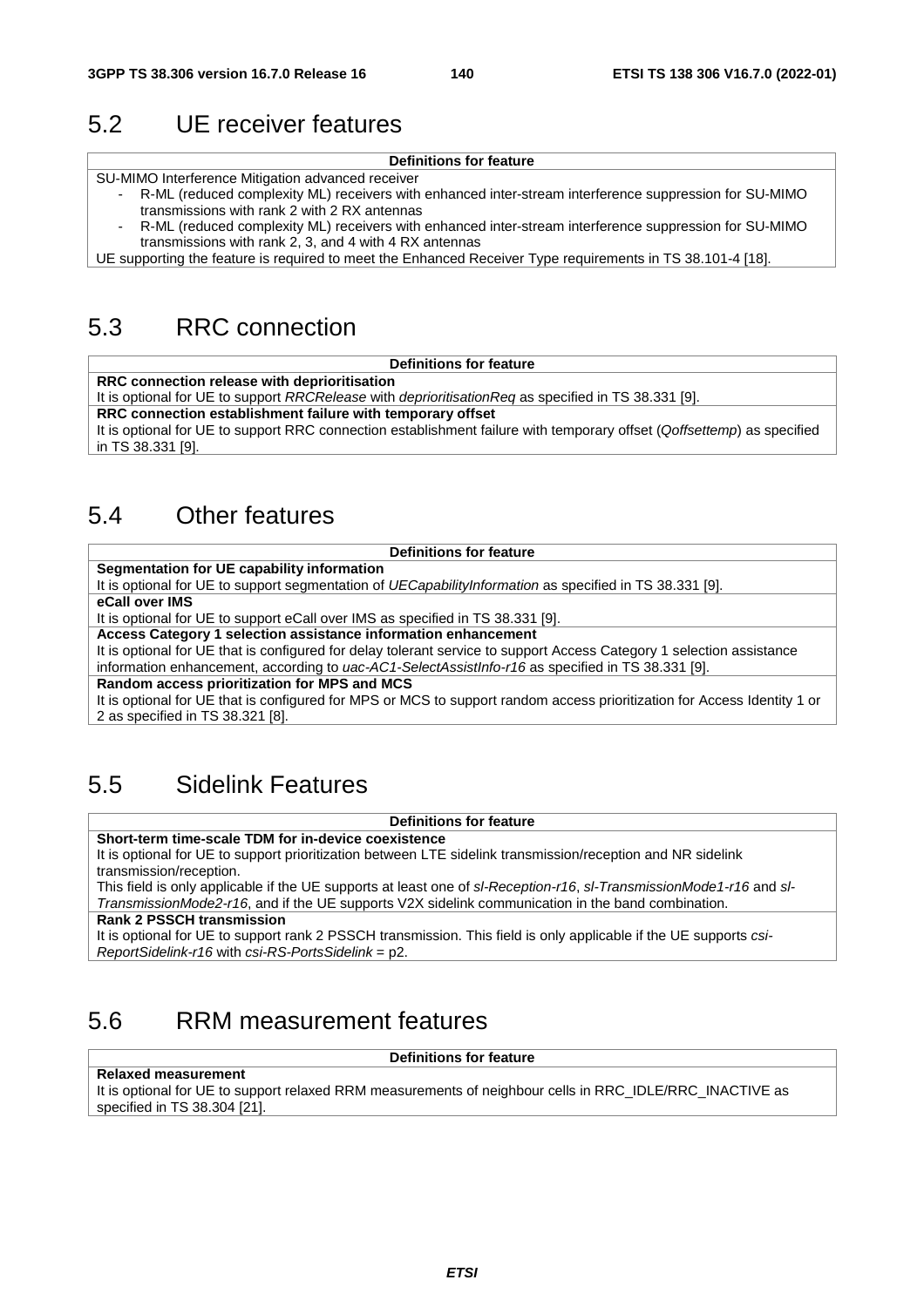## 5.2 UE receiver features

| Definitions for feature |
|---|
| SU-MIMO Interference Mitigation advanced receiver<br>- R-ML (reduced complexity ML) receivers with enhanced inter-stream interference suppression for SU-MIMO transmissions with rank 2 with 2 RX antennas<br>- R-ML (reduced complexity ML) receivers with enhanced inter-stream interference suppression for SU-MIMO transmissions with rank 2, 3, and 4 with 4 RX antennas<br>UE supporting the feature is required to meet the Enhanced Receiver Type requirements in TS 38.101-4 [18]. |

## 5.3 RRC connection

| Definitions for feature |
|---|
| **RRC connection release with deprioritisation**<br>It is optional for UE to support *RRCRelease* with *deprioritisationReq* as specified in TS 38.331 [9]. |
| **RRC connection establishment failure with temporary offset**<br>It is optional for UE to support RRC connection establishment failure with temporary offset (*Qoffsettemp*) as specified in TS 38.331 [9]. |

## 5.4 Other features

| Definitions for feature |
|---|
| **Segmentation for UE capability information**<br>It is optional for UE to support segmentation of *UECapabilityInformation* as specified in TS 38.331 [9]. |
| **eCall over IMS**<br>It is optional for UE to support eCall over IMS as specified in TS 38.331 [9]. |
| **Access Category 1 selection assistance information enhancement**<br>It is optional for UE that is configured for delay tolerant service to support Access Category 1 selection assistance information enhancement, according to *uac-AC1-SelectAssistInfo-r16* as specified in TS 38.331 [9]. |
| **Random access prioritization for MPS and MCS**<br>It is optional for UE that is configured for MPS or MCS to support random access prioritization for Access Identity 1 or 2 as specified in TS 38.321 [8]. |

## 5.5 Sidelink Features

| Definitions for feature |
|---|
| **Short-term time-scale TDM for in-device coexistence**<br>It is optional for UE to support prioritization between LTE sidelink transmission/reception and NR sidelink transmission/reception.<br>This field is only applicable if the UE supports at least one of *sl-Reception-r16*, *sl-TransmissionMode1-r16* and *sl-TransmissionMode2-r16*, and if the UE supports V2X sidelink communication in the band combination. |
| **Rank 2 PSSCH transmission**<br>It is optional for UE to support rank 2 PSSCH transmission. This field is only applicable if the UE supports *csi-ReportSidelink-r16* with *csi-RS-PortsSidelink* = p2. |

## 5.6 RRM measurement features

| Definitions for feature |
|---|
| **Relaxed measurement**<br>It is optional for UE to support relaxed RRM measurements of neighbour cells in RRC_IDLE/RRC_INACTIVE as specified in TS 38.304 [21]. |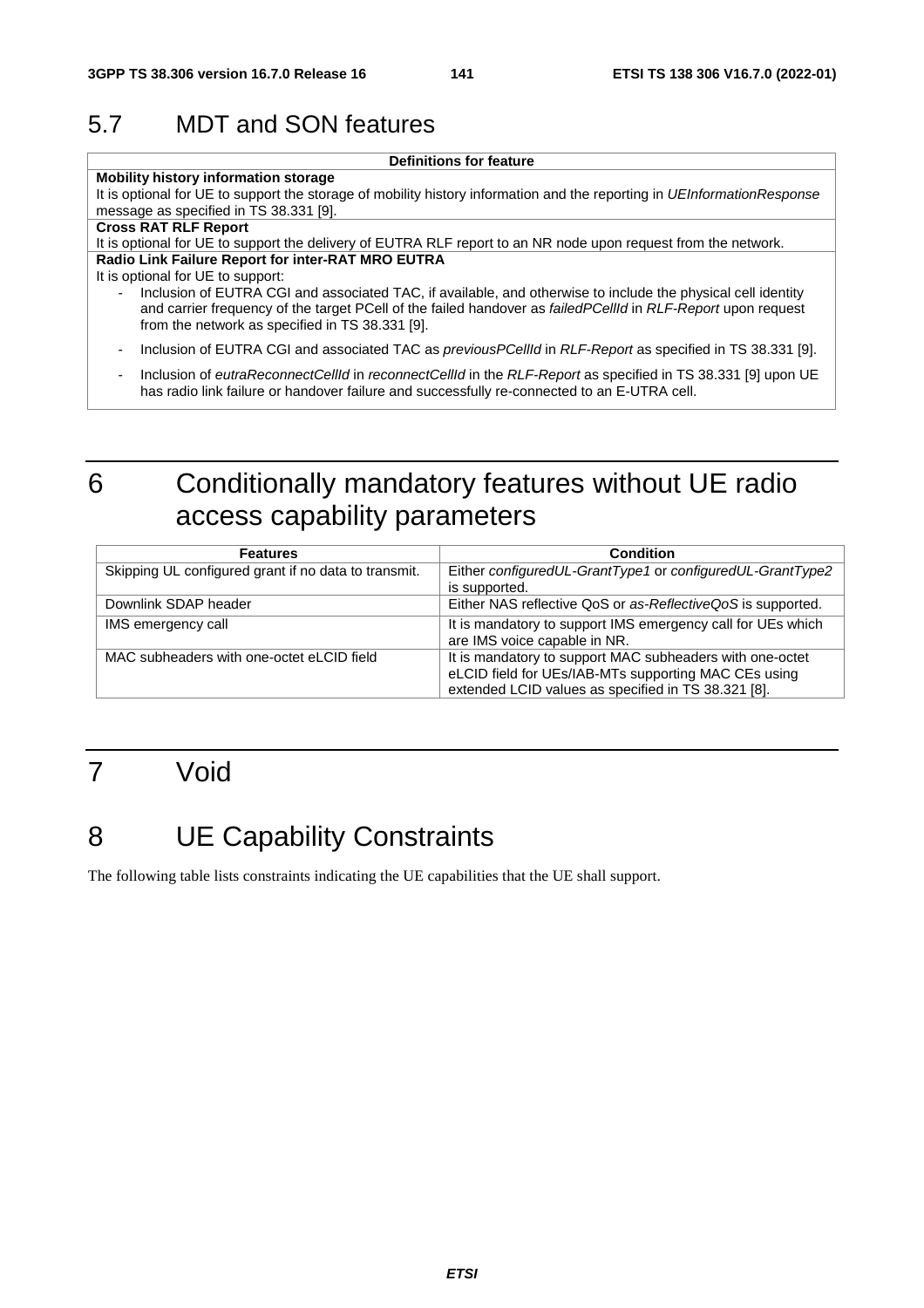## 5.7 MDT and SON features

| Definitions for feature |
|---|
| **Mobility history information storage**<br>It is optional for UE to support the storage of mobility history information and the reporting in *UEInformationResponse* message as specified in TS 38.331 [9]. |
| **Cross RAT RLF Report**<br>It is optional for UE to support the delivery of EUTRA RLF report to an NR node upon request from the network. |
| **Radio Link Failure Report for inter-RAT MRO EUTRA**<br>It is optional for UE to support:<br>- Inclusion of EUTRA CGI and associated TAC, if available, and otherwise to include the physical cell identity and carrier frequency of the target PCell of the failed handover as *failedPCellId* in *RLF-Report* upon request from the network as specified in TS 38.331 [9].<br>- Inclusion of EUTRA CGI and associated TAC as *previousPCellId* in *RLF-Report* as specified in TS 38.331 [9].<br>- Inclusion of *eutraReconnectCellId* in *reconnectCellId* in the *RLF-Report* as specified in TS 38.331 [9] upon UE has radio link failure or handover failure and successfully re-connected to an E-UTRA cell. |

# 6 Conditionally mandatory features without UE radio access capability parameters

| Features | Condition |
|---|---|
| Skipping UL configured grant if no data to transmit. | Either *configuredUL-GrantType1* or *configuredUL-GrantType2* is supported. |
| Downlink SDAP header | Either NAS reflective QoS or *as-ReflectiveQoS* is supported. |
| IMS emergency call | It is mandatory to support IMS emergency call for UEs which are IMS voice capable in NR. |
| MAC subheaders with one-octet eLCID field | It is mandatory to support MAC subheaders with one-octet eLCID field for UEs/IAB-MTs supporting MAC CEs using extended LCID values as specified in TS 38.321 [8]. |

# 7 Void

# 8 UE Capability Constraints

The following table lists constraints indicating the UE capabilities that the UE shall support.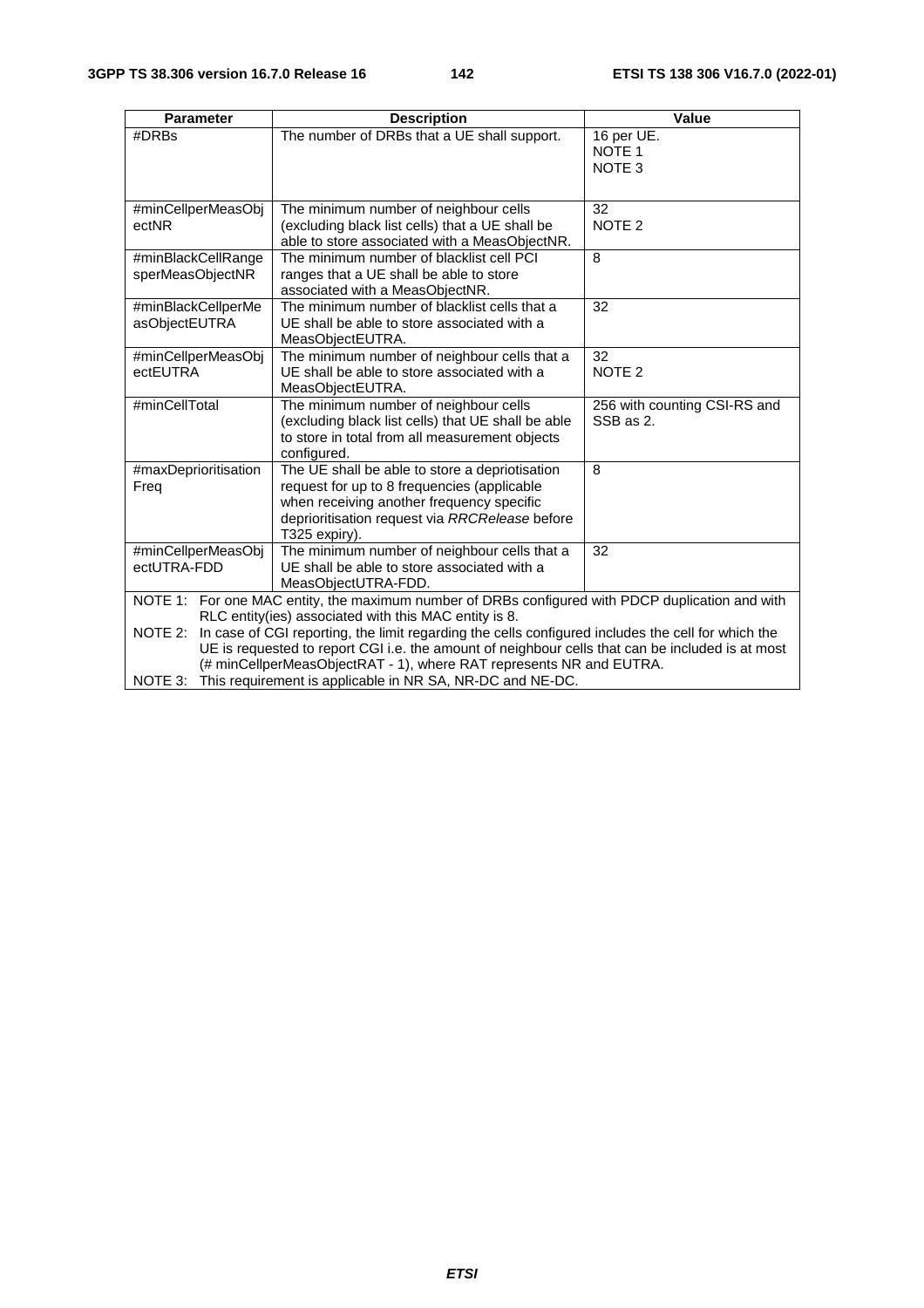| Parameter | Description | Value |
| --- | --- | --- |
| #DRBs | The number of DRBs that a UE shall support. | 16 per UE.<br>NOTE 1<br>NOTE 3 |
| #minCellperMeasObjectNR | The minimum number of neighbour cells (excluding black list cells) that a UE shall be able to store associated with a MeasObjectNR. | 32<br>NOTE 2 |
| #minBlackCellRangesperMeasObjectNR | The minimum number of blacklist cell PCI ranges that a UE shall be able to store associated with a MeasObjectNR. | 8 |
| #minBlackCellperMeasObjectEUTRA | The minimum number of blacklist cells that a UE shall be able to store associated with a MeasObjectEUTRA. | 32 |
| #minCellperMeasObjectEUTRA | The minimum number of neighbour cells that a UE shall be able to store associated with a MeasObjectEUTRA. | 32<br>NOTE 2 |
| #minCellTotal | The minimum number of neighbour cells (excluding black list cells) that UE shall be able to store in total from all measurement objects configured. | 256 with counting CSI-RS and SSB as 2. |
| #maxDeprioritisationFreq | The UE shall be able to store a depriotisation request for up to 8 frequencies (applicable when receiving another frequency specific deprioritisation request via *RRCRelease* before T325 expiry). | 8 |
| #minCellperMeasObjectUTRA-FDD | The minimum number of neighbour cells that a UE shall be able to store associated with a MeasObjectUTRA-FDD. | 32 |
| NOTE 1: For one MAC entity, the maximum number of DRBs configured with PDCP duplication and with RLC entity(ies) associated with this MAC entity is 8.<br>NOTE 2: In case of CGI reporting, the limit regarding the cells configured includes the cell for which the UE is requested to report CGI i.e. the amount of neighbour cells that can be included is at most (# minCellperMeasObjectRAT - 1), where RAT represents NR and EUTRA.<br>NOTE 3: This requirement is applicable in NR SA, NR-DC and NE-DC. | | |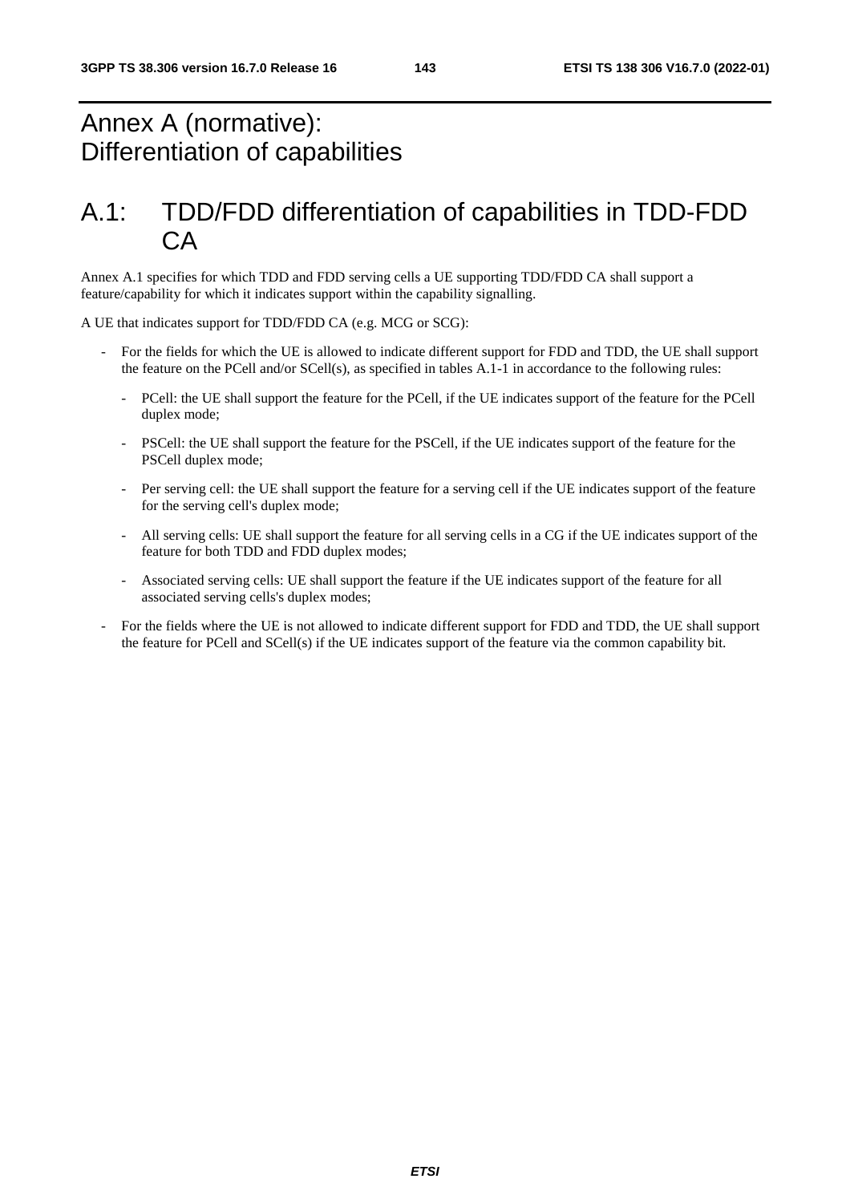# Annex A (normative): Differentiation of capabilities

# A.1: TDD/FDD differentiation of capabilities in TDD-FDD CA

Annex A.1 specifies for which TDD and FDD serving cells a UE supporting TDD/FDD CA shall support a feature/capability for which it indicates support within the capability signalling.

A UE that indicates support for TDD/FDD CA (e.g. MCG or SCG):

- For the fields for which the UE is allowed to indicate different support for FDD and TDD, the UE shall support the feature on the PCell and/or SCell(s), as specified in tables A.1-1 in accordance to the following rules:
  - PCell: the UE shall support the feature for the PCell, if the UE indicates support of the feature for the PCell duplex mode;
  - PSCell: the UE shall support the feature for the PSCell, if the UE indicates support of the feature for the PSCell duplex mode;
  - Per serving cell: the UE shall support the feature for a serving cell if the UE indicates support of the feature for the serving cell's duplex mode;
  - All serving cells: UE shall support the feature for all serving cells in a CG if the UE indicates support of the feature for both TDD and FDD duplex modes;
  - Associated serving cells: UE shall support the feature if the UE indicates support of the feature for all associated serving cells's duplex modes;
- For the fields where the UE is not allowed to indicate different support for FDD and TDD, the UE shall support the feature for PCell and SCell(s) if the UE indicates support of the feature via the common capability bit.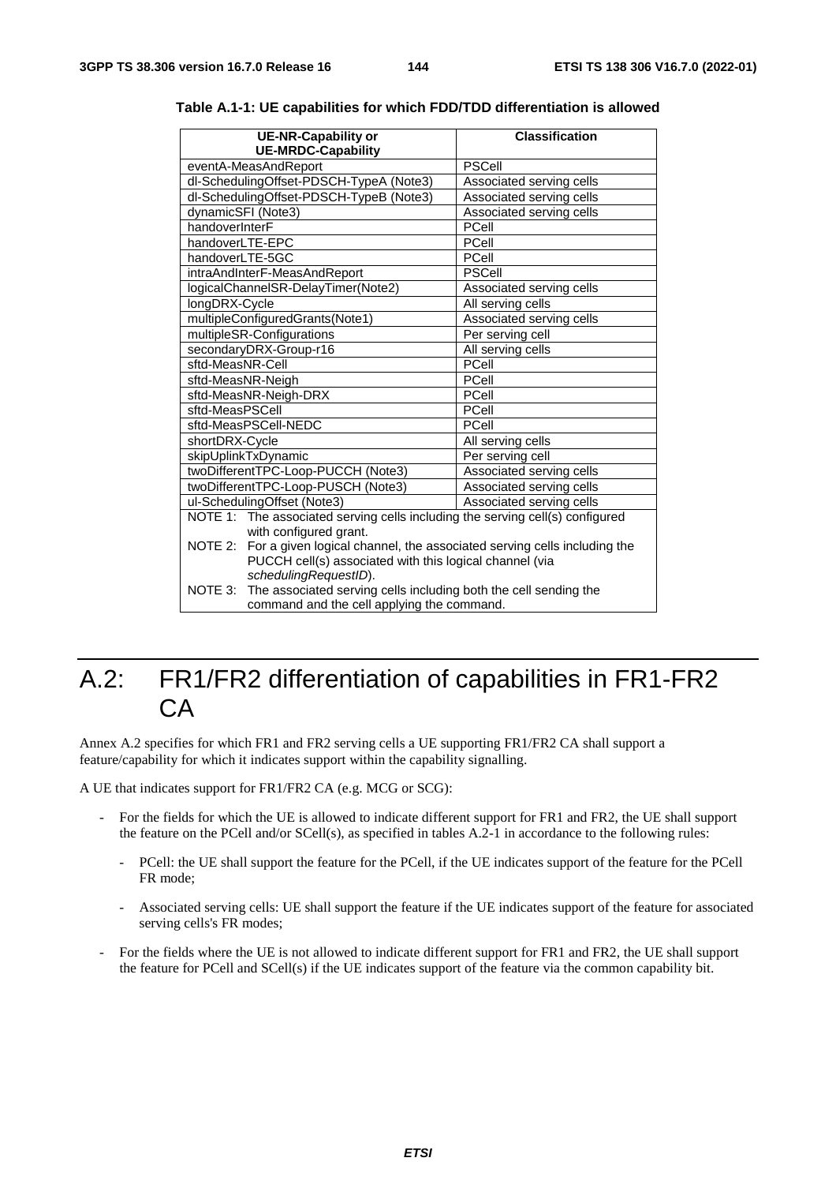**Table A.1-1: UE capabilities for which FDD/TDD differentiation is allowed**

| UE-NR-Capability or UE-MRDC-Capability | Classification |
|---|---|
| eventA-MeasAndReport | PSCell |
| dl-SchedulingOffset-PDSCH-TypeA (Note3) | Associated serving cells |
| dl-SchedulingOffset-PDSCH-TypeB (Note3) | Associated serving cells |
| dynamicSFI (Note3) | Associated serving cells |
| handoverInterF | PCell |
| handoverLTE-EPC | PCell |
| handoverLTE-5GC | PCell |
| intraAndInterF-MeasAndReport | PSCell |
| logicalChannelSR-DelayTimer(Note2) | Associated serving cells |
| longDRX-Cycle | All serving cells |
| multipleConfiguredGrants(Note1) | Associated serving cells |
| multipleSR-Configurations | Per serving cell |
| secondaryDRX-Group-r16 | All serving cells |
| sftd-MeasNR-Cell | PCell |
| sftd-MeasNR-Neigh | PCell |
| sftd-MeasNR-Neigh-DRX | PCell |
| sftd-MeasPSCell | PCell |
| sftd-MeasPSCell-NEDC | PCell |
| shortDRX-Cycle | All serving cells |
| skipUplinkTxDynamic | Per serving cell |
| twoDifferentTPC-Loop-PUCCH (Note3) | Associated serving cells |
| twoDifferentTPC-Loop-PUSCH (Note3) | Associated serving cells |
| ul-SchedulingOffset (Note3) | Associated serving cells |
| NOTE 1: The associated serving cells including the serving cell(s) configured with configured grant.<br>NOTE 2: For a given logical channel, the associated serving cells including the PUCCH cell(s) associated with this logical channel (via *schedulingRequestID*).<br>NOTE 3: The associated serving cells including both the cell sending the command and the cell applying the command. | |

# A.2: FR1/FR2 differentiation of capabilities in FR1-FR2 CA

Annex A.2 specifies for which FR1 and FR2 serving cells a UE supporting FR1/FR2 CA shall support a feature/capability for which it indicates support within the capability signalling.

A UE that indicates support for FR1/FR2 CA (e.g. MCG or SCG):

- For the fields for which the UE is allowed to indicate different support for FR1 and FR2, the UE shall support the feature on the PCell and/or SCell(s), as specified in tables A.2-1 in accordance to the following rules:
  - PCell: the UE shall support the feature for the PCell, if the UE indicates support of the feature for the PCell FR mode;
  - Associated serving cells: UE shall support the feature if the UE indicates support of the feature for associated serving cells's FR modes;
- For the fields where the UE is not allowed to indicate different support for FR1 and FR2, the UE shall support the feature for PCell and SCell(s) if the UE indicates support of the feature via the common capability bit.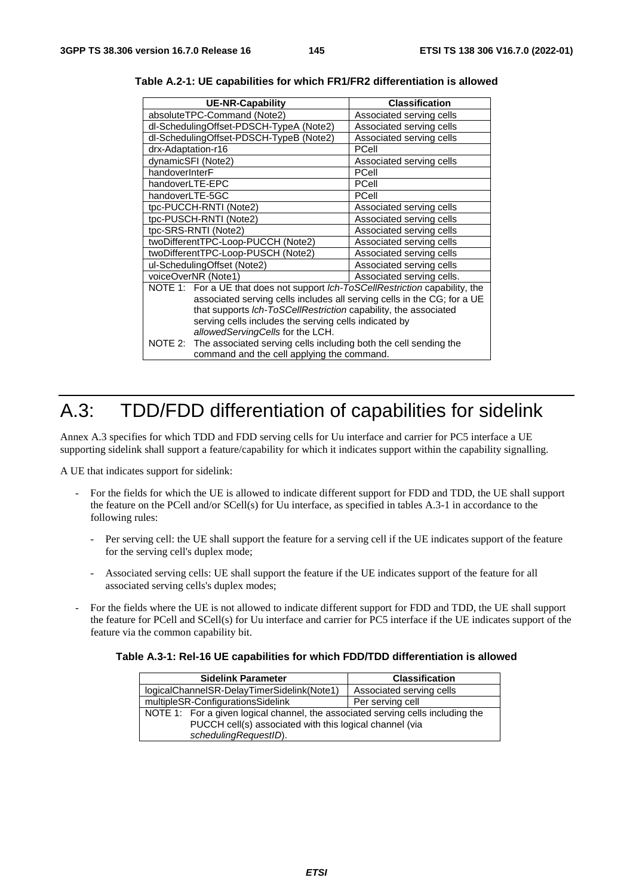**Table A.2-1: UE capabilities for which FR1/FR2 differentiation is allowed**

| UE-NR-Capability | Classification |
| --- | --- |
| absoluteTPC-Command (Note2) | Associated serving cells |
| dl-SchedulingOffset-PDSCH-TypeA (Note2) | Associated serving cells |
| dl-SchedulingOffset-PDSCH-TypeB (Note2) | Associated serving cells |
| drx-Adaptation-r16 | PCell |
| dynamicSFI (Note2) | Associated serving cells |
| handoverInterF | PCell |
| handoverLTE-EPC | PCell |
| handoverLTE-5GC | PCell |
| tpc-PUCCH-RNTI (Note2) | Associated serving cells |
| tpc-PUSCH-RNTI (Note2) | Associated serving cells |
| tpc-SRS-RNTI (Note2) | Associated serving cells |
| twoDifferentTPC-Loop-PUCCH (Note2) | Associated serving cells |
| twoDifferentTPC-Loop-PUSCH (Note2) | Associated serving cells |
| ul-SchedulingOffset (Note2) | Associated serving cells |
| voiceOverNR (Note1) | Associated serving cells. |
| NOTE 1: For a UE that does not support *lch-ToSCellRestriction* capability, the associated serving cells includes all serving cells in the CG; for a UE that supports *lch-ToSCellRestriction* capability, the associated serving cells includes the serving cells indicated by *allowedServingCells* for the LCH. NOTE 2: The associated serving cells including both the cell sending the command and the cell applying the command. | |

# A.3: TDD/FDD differentiation of capabilities for sidelink

Annex A.3 specifies for which TDD and FDD serving cells for Uu interface and carrier for PC5 interface a UE supporting sidelink shall support a feature/capability for which it indicates support within the capability signalling.

A UE that indicates support for sidelink:

- For the fields for which the UE is allowed to indicate different support for FDD and TDD, the UE shall support the feature on the PCell and/or SCell(s) for Uu interface, as specified in tables A.3-1 in accordance to the following rules:
  - Per serving cell: the UE shall support the feature for a serving cell if the UE indicates support of the feature for the serving cell's duplex mode;
  - Associated serving cells: UE shall support the feature if the UE indicates support of the feature for all associated serving cells's duplex modes;
- For the fields where the UE is not allowed to indicate different support for FDD and TDD, the UE shall support the feature for PCell and SCell(s) for Uu interface and carrier for PC5 interface if the UE indicates support of the feature via the common capability bit.

**Table A.3-1: Rel-16 UE capabilities for which FDD/TDD differentiation is allowed**

| Sidelink Parameter | Classification |
| --- | --- |
| logicalChannelSR-DelayTimerSidelink(Note1) | Associated serving cells |
| multipleSR-ConfigurationsSidelink | Per serving cell |
| NOTE 1: For a given logical channel, the associated serving cells including the PUCCH cell(s) associated with this logical channel (via *schedulingRequestID*). | |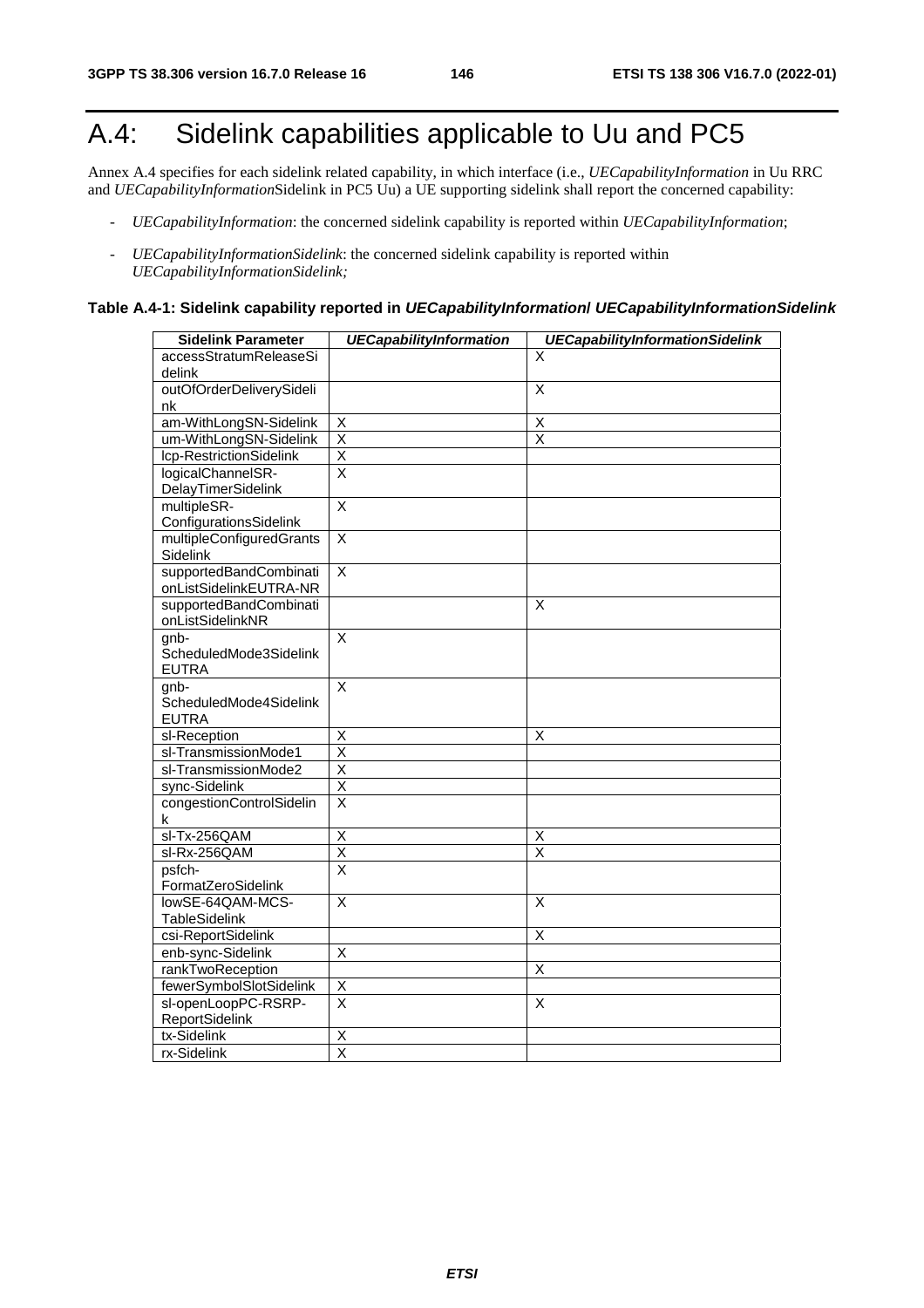# A.4: Sidelink capabilities applicable to Uu and PC5

Annex A.4 specifies for each sidelink related capability, in which interface (i.e., *UECapabilityInformation* in Uu RRC and *UECapabilityInformation*Sidelink in PC5 Uu) a UE supporting sidelink shall report the concerned capability:

- *UECapabilityInformation*: the concerned sidelink capability is reported within *UECapabilityInformation*;
- *UECapabilityInformationSidelink*: the concerned sidelink capability is reported within *UECapabilityInformationSidelink;*

**Table A.4-1: Sidelink capability reported in *UECapabilityInformation*/ *UECapabilityInformationSidelink***

| Sidelink Parameter | *UECapabilityInformation* | *UECapabilityInformationSidelink* |
|---|---|---|
| accessStratumReleaseSidelink | | X |
| outOfOrderDeliverySidelink | | X |
| am-WithLongSN-Sidelink | X | X |
| um-WithLongSN-Sidelink | X | X |
| lcp-RestrictionSidelink | X | |
| logicalChannelSR-DelayTimerSidelink | X | |
| multipleSR-ConfigurationsSidelink | X | |
| multipleConfiguredGrantsSidelink | X | |
| supportedBandCombinationListSidelinkEUTRA-NR | X | |
| supportedBandCombinationListSidelinkNR | | X |
| gnb-ScheduledMode3SidelinkEUTRA | X | |
| gnb-ScheduledMode4SidelinkEUTRA | X | |
| sl-Reception | X | X |
| sl-TransmissionMode1 | X | |
| sl-TransmissionMode2 | X | |
| sync-Sidelink | X | |
| congestionControlSidelink | X | |
| sl-Tx-256QAM | X | X |
| sl-Rx-256QAM | X | X |
| psfch-FormatZeroSidelink | X | |
| lowSE-64QAM-MCS-TableSidelink | X | X |
| csi-ReportSidelink | | X |
| enb-sync-Sidelink | X | |
| rankTwoReception | | X |
| fewerSymbolSlotSidelink | X | |
| sl-openLoopPC-RSRP-ReportSidelink | X | X |
| tx-Sidelink | X | |
| rx-Sidelink | X | |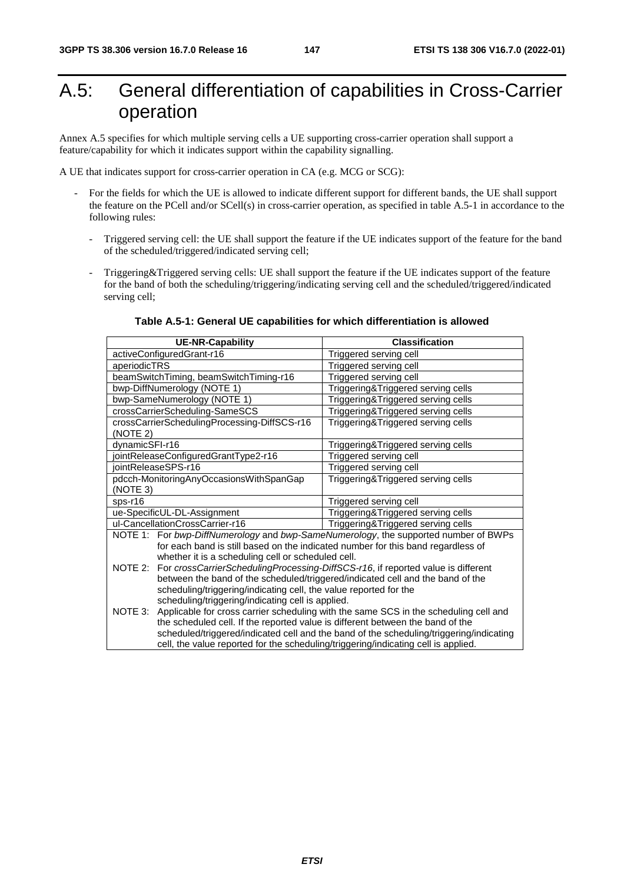# A.5: General differentiation of capabilities in Cross-Carrier operation

Annex A.5 specifies for which multiple serving cells a UE supporting cross-carrier operation shall support a feature/capability for which it indicates support within the capability signalling.

A UE that indicates support for cross-carrier operation in CA (e.g. MCG or SCG):

- For the fields for which the UE is allowed to indicate different support for different bands, the UE shall support the feature on the PCell and/or SCell(s) in cross-carrier operation, as specified in table A.5-1 in accordance to the following rules:
  - Triggered serving cell: the UE shall support the feature if the UE indicates support of the feature for the band of the scheduled/triggered/indicated serving cell;
  - Triggering&Triggered serving cells: UE shall support the feature if the UE indicates support of the feature for the band of both the scheduling/triggering/indicating serving cell and the scheduled/triggered/indicated serving cell;

**Table A.5-1: General UE capabilities for which differentiation is allowed**

| UE-NR-Capability | Classification |
|---|---|
| activeConfiguredGrant-r16 | Triggered serving cell |
| aperiodicTRS | Triggered serving cell |
| beamSwitchTiming, beamSwitchTiming-r16 | Triggered serving cell |
| bwp-DiffNumerology (NOTE 1) | Triggering&Triggered serving cells |
| bwp-SameNumerology (NOTE 1) | Triggering&Triggered serving cells |
| crossCarrierScheduling-SameSCS | Triggering&Triggered serving cells |
| crossCarrierSchedulingProcessing-DiffSCS-r16 (NOTE 2) | Triggering&Triggered serving cells |
| dynamicSFI-r16 | Triggering&Triggered serving cells |
| jointReleaseConfiguredGrantType2-r16 | Triggered serving cell |
| jointReleaseSPS-r16 | Triggered serving cell |
| pdcch-MonitoringAnyOccasionsWithSpanGap (NOTE 3) | Triggering&Triggered serving cells |
| sps-r16 | Triggered serving cell |
| ue-SpecificUL-DL-Assignment | Triggering&Triggered serving cells |
| ul-CancellationCrossCarrier-r16 | Triggering&Triggered serving cells |
| NOTE 1: For *bwp-DiffNumerology* and *bwp-SameNumerology*, the supported number of BWPs for each band is still based on the indicated number for this band regardless of whether it is a scheduling cell or scheduled cell.<br>NOTE 2: For *crossCarrierSchedulingProcessing-DiffSCS-r16*, if reported value is different between the band of the scheduled/triggered/indicated cell and the band of the scheduling/triggering/indicating cell, the value reported for the scheduling/triggering/indicating cell is applied.<br>NOTE 3: Applicable for cross carrier scheduling with the same SCS in the scheduling cell and the scheduled cell. If the reported value is different between the band of the scheduled/triggered/indicated cell and the band of the scheduling/triggering/indicating cell, the value reported for the scheduling/triggering/indicating cell is applied. | |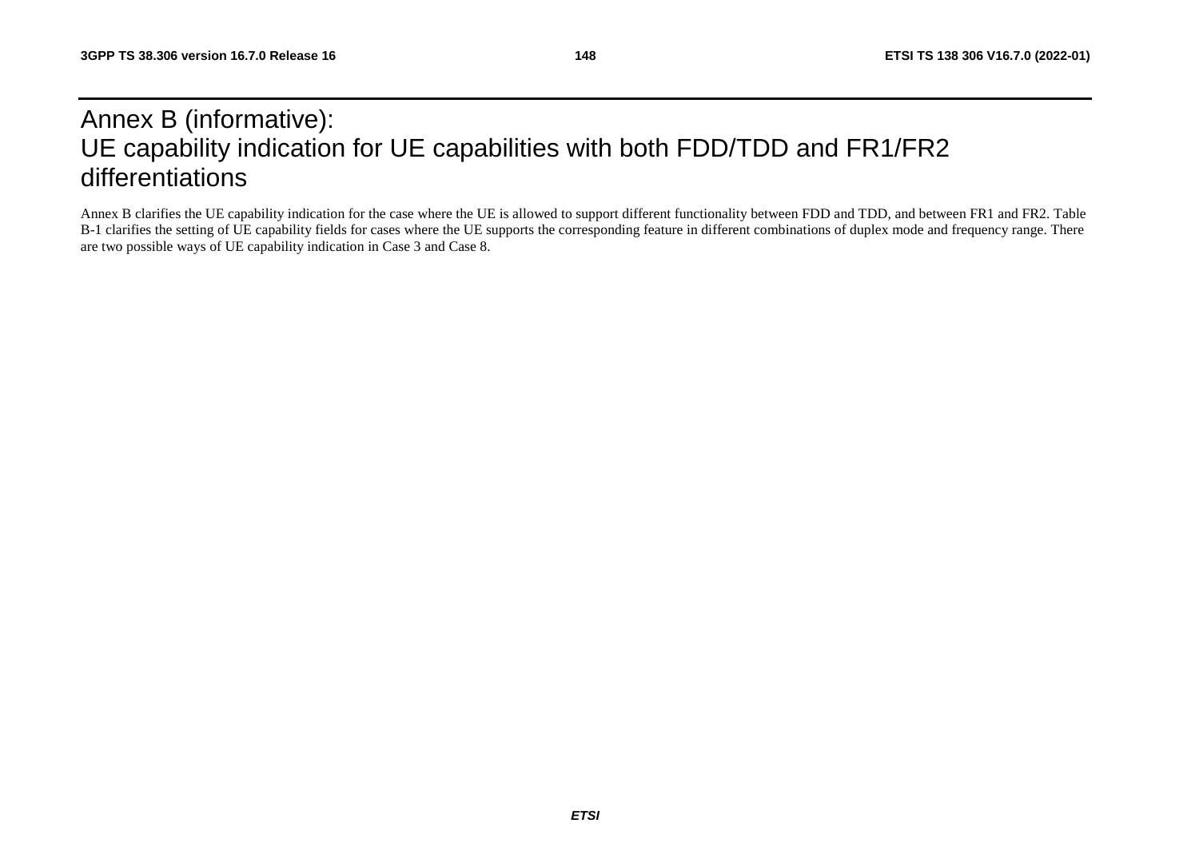# Annex B (informative): UE capability indication for UE capabilities with both FDD/TDD and FR1/FR2 differentiations

Annex B clarifies the UE capability indication for the case where the UE is allowed to support different functionality between FDD and TDD, and between FR1 and FR2. Table B-1 clarifies the setting of UE capability fields for cases where the UE supports the corresponding feature in different combinations of duplex mode and frequency range. There are two possible ways of UE capability indication in Case 3 and Case 8.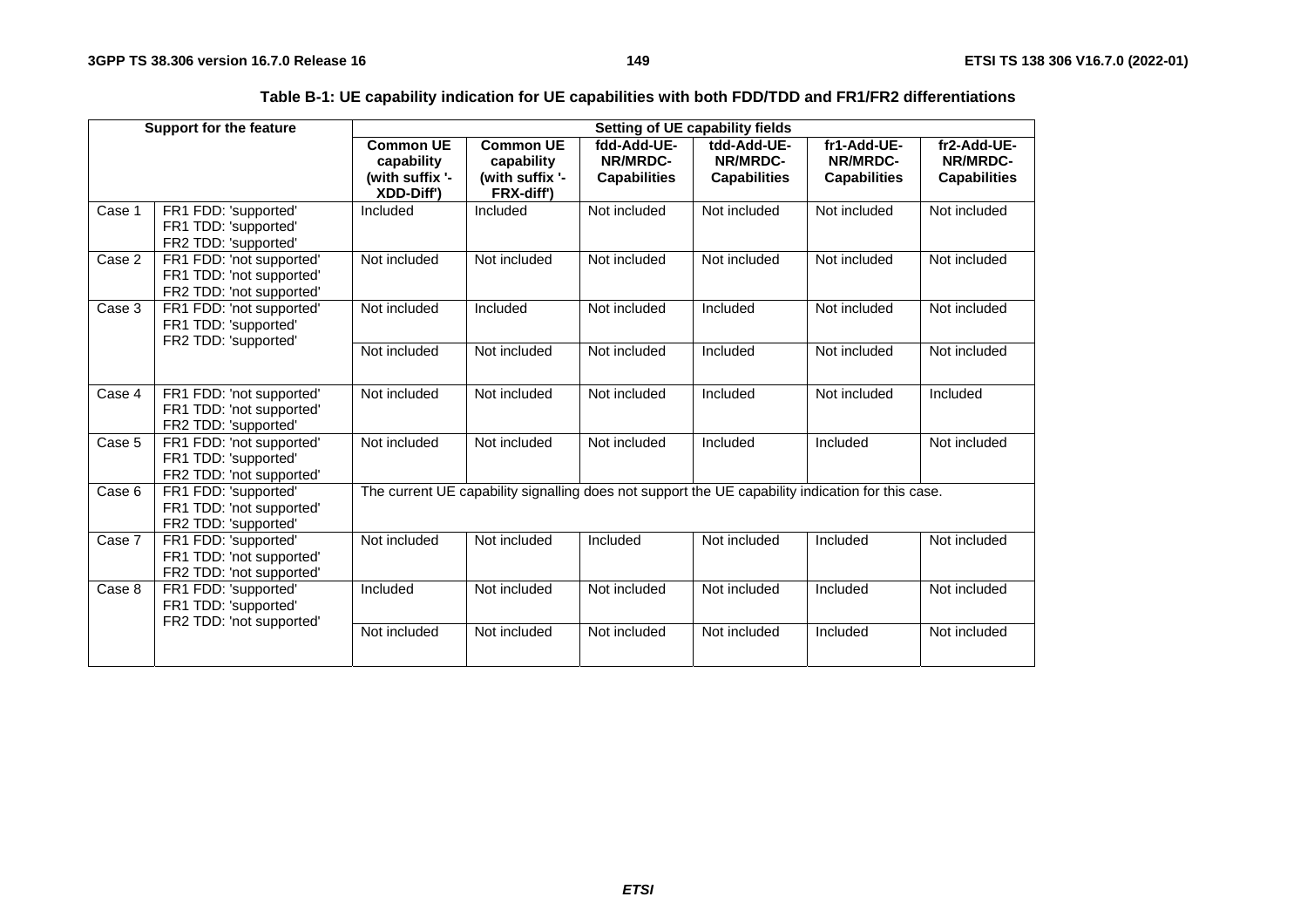**Table B-1: UE capability indication for UE capabilities with both FDD/TDD and FR1/FR2 differentiations**

| Support for the feature | | Setting of UE capability fields | | | | | |
|---|---|---|---|---|---|---|---|
| | | **Common UE capability (with suffix '-XDD-Diff')** | **Common UE capability (with suffix '-FRX-diff')** | **fdd-Add-UE-NR/MRDC-Capabilities** | **tdd-Add-UE-NR/MRDC-Capabilities** | **fr1-Add-UE-NR/MRDC-Capabilities** | **fr2-Add-UE-NR/MRDC-Capabilities** |
| Case 1 | FR1 FDD: 'supported' FR1 TDD: 'supported' FR2 TDD: 'supported' | Included | Included | Not included | Not included | Not included | Not included |
| Case 2 | FR1 FDD: 'not supported' FR1 TDD: 'not supported' FR2 TDD: 'not supported' | Not included | Not included | Not included | Not included | Not included | Not included |
| Case 3 | FR1 FDD: 'not supported' FR1 TDD: 'supported' FR2 TDD: 'supported' | Not included | Included | Not included | Included | Not included | Not included |
| | | Not included | Not included | Not included | Included | Not included | Not included |
| Case 4 | FR1 FDD: 'not supported' FR1 TDD: 'not supported' FR2 TDD: 'supported' | Not included | Not included | Not included | Included | Not included | Included |
| Case 5 | FR1 FDD: 'not supported' FR1 TDD: 'supported' FR2 TDD: 'not supported' | Not included | Not included | Not included | Included | Included | Not included |
| Case 6 | FR1 FDD: 'supported' FR1 TDD: 'not supported' FR2 TDD: 'supported' | The current UE capability signalling does not support the UE capability indication for this case. | | | | | |
| Case 7 | FR1 FDD: 'supported' FR1 TDD: 'not supported' FR2 TDD: 'not supported' | Not included | Not included | Included | Not included | Included | Not included |
| Case 8 | FR1 FDD: 'supported' FR1 TDD: 'supported' FR2 TDD: 'not supported' | Included | Not included | Not included | Not included | Included | Not included |
| | | Not included | Not included | Not included | Not included | Included | Not included |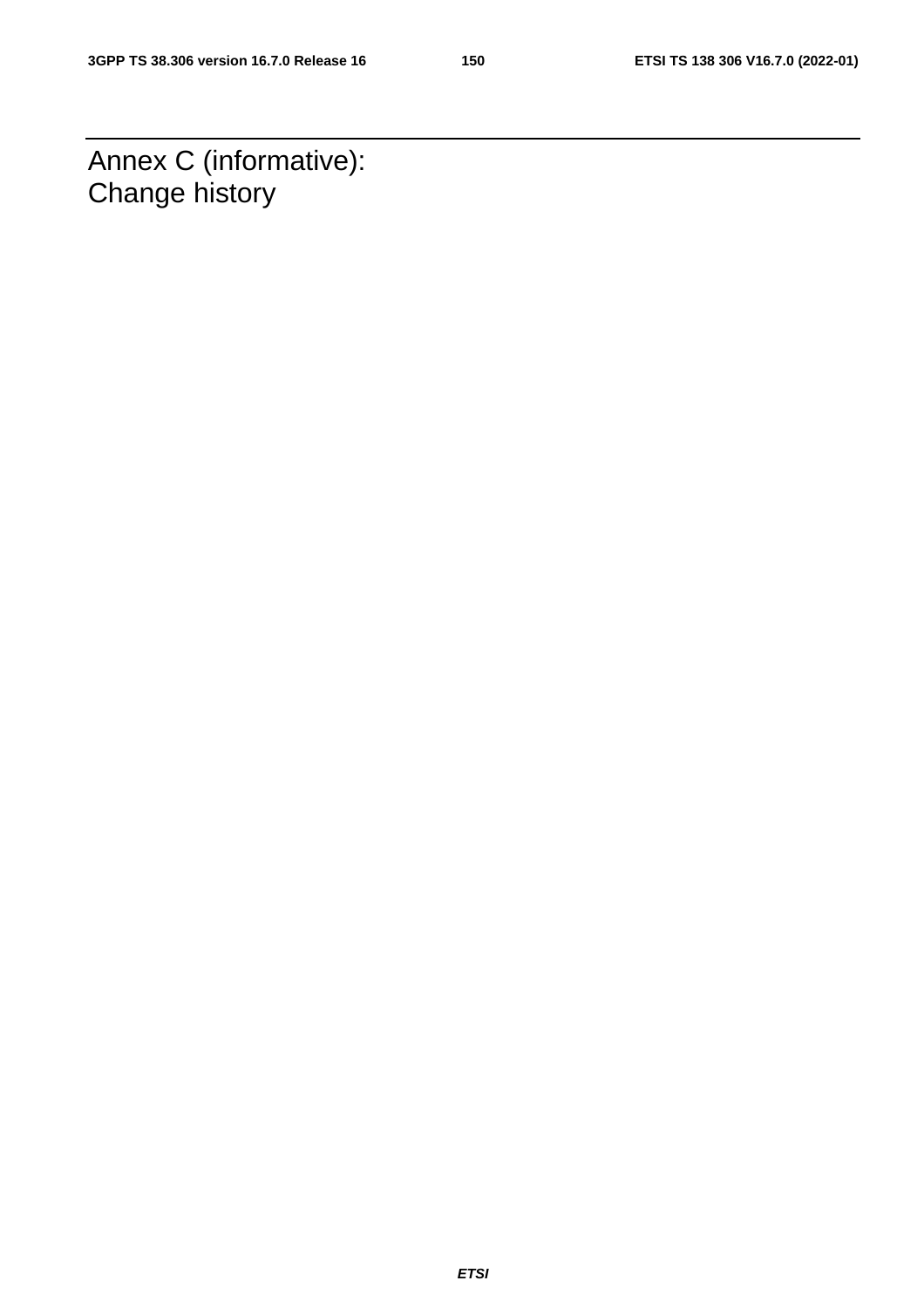# Annex C (informative): Change history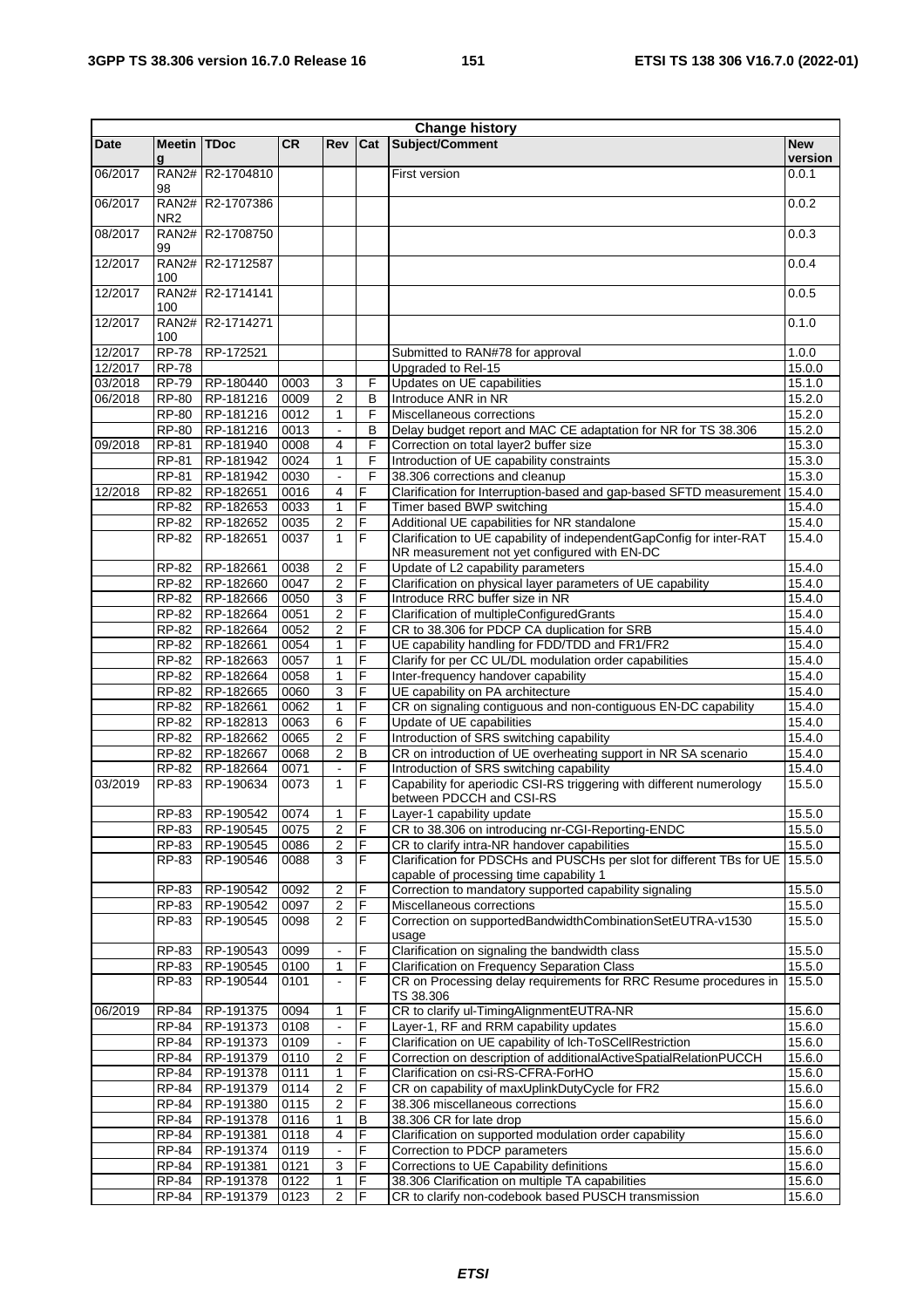| Change history | | | | | | | |
|---|---|---|---|---|---|---|---|
| Date | Meeting | TDoc | CR | Rev | Cat | Subject/Comment | New version |
| 06/2017 | RAN2#98 | R2-1704810 | | | | First version | 0.0.1 |
| 06/2017 | RAN2#NR2 | R2-1707386 | | | | | 0.0.2 |
| 08/2017 | RAN2#99 | R2-1708750 | | | | | 0.0.3 |
| 12/2017 | RAN2#100 | R2-1712587 | | | | | 0.0.4 |
| 12/2017 | RAN2#100 | R2-1714141 | | | | | 0.0.5 |
| 12/2017 | RAN2#100 | R2-1714271 | | | | | 0.1.0 |
| 12/2017 | RP-78 | RP-172521 | | | | Submitted to RAN#78 for approval | 1.0.0 |
| 12/2017 | RP-78 | | | | | Upgraded to Rel-15 | 15.0.0 |
| 03/2018 | RP-79 | RP-180440 | 0003 | 3 | F | Updates on UE capabilities | 15.1.0 |
| 06/2018 | RP-80 | RP-181216 | 0009 | 2 | B | Introduce ANR in NR | 15.2.0 |
| | RP-80 | RP-181216 | 0012 | 1 | F | Miscellaneous corrections | 15.2.0 |
| | RP-80 | RP-181216 | 0013 | - | B | Delay budget report and MAC CE adaptation for NR for TS 38.306 | 15.2.0 |
| 09/2018 | RP-81 | RP-181940 | 0008 | 4 | F | Correction on total layer2 buffer size | 15.3.0 |
| | RP-81 | RP-181942 | 0024 | 1 | F | Introduction of UE capability constraints | 15.3.0 |
| | RP-81 | RP-181942 | 0030 | - | F | 38.306 corrections and cleanup | 15.3.0 |
| 12/2018 | RP-82 | RP-182651 | 0016 | 4 | F | Clarification for Interruption-based and gap-based SFTD measurement | 15.4.0 |
| | RP-82 | RP-182653 | 0033 | 1 | F | Timer based BWP switching | 15.4.0 |
| | RP-82 | RP-182652 | 0035 | 2 | F | Additional UE capabilities for NR standalone | 15.4.0 |
| | RP-82 | RP-182651 | 0037 | 1 | F | Clarification to UE capability of independentGapConfig for inter-RAT NR measurement not yet configured with EN-DC | 15.4.0 |
| | RP-82 | RP-182661 | 0038 | 2 | F | Update of L2 capability parameters | 15.4.0 |
| | RP-82 | RP-182660 | 0047 | 2 | F | Clarification on physical layer parameters of UE capability | 15.4.0 |
| | RP-82 | RP-182666 | 0050 | 3 | F | Introduce RRC buffer size in NR | 15.4.0 |
| | RP-82 | RP-182664 | 0051 | 2 | F | Clarification of multipleConfiguredGrants | 15.4.0 |
| | RP-82 | RP-182664 | 0052 | 2 | F | CR to 38.306 for PDCP CA duplication for SRB | 15.4.0 |
| | RP-82 | RP-182661 | 0054 | 1 | F | UE capability handling for FDD/TDD and FR1/FR2 | 15.4.0 |
| | RP-82 | RP-182663 | 0057 | 1 | F | Clarify for per CC UL/DL modulation order capabilities | 15.4.0 |
| | RP-82 | RP-182664 | 0058 | 1 | F | Inter-frequency handover capability | 15.4.0 |
| | RP-82 | RP-182665 | 0060 | 3 | F | UE capability on PA architecture | 15.4.0 |
| | RP-82 | RP-182661 | 0062 | 1 | F | CR on signaling contiguous and non-contiguous EN-DC capability | 15.4.0 |
| | RP-82 | RP-182813 | 0063 | 6 | F | Update of UE capabilities | 15.4.0 |
| | RP-82 | RP-182662 | 0065 | 2 | F | Introduction of SRS switching capability | 15.4.0 |
| | RP-82 | RP-182667 | 0068 | 2 | B | CR on introduction of UE overheating support in NR SA scenario | 15.4.0 |
| | RP-82 | RP-182664 | 0071 | - | F | Introduction of SRS switching capability | 15.4.0 |
| 03/2019 | RP-83 | RP-190634 | 0073 | 1 | F | Capability for aperiodic CSI-RS triggering with different numerology between PDCCH and CSI-RS | 15.5.0 |
| | RP-83 | RP-190542 | 0074 | 1 | F | Layer-1 capability update | 15.5.0 |
| | RP-83 | RP-190545 | 0075 | 2 | F | CR to 38.306 on introducing nr-CGI-Reporting-ENDC | 15.5.0 |
| | RP-83 | RP-190545 | 0086 | 2 | F | CR to clarify intra-NR handover capabilities | 15.5.0 |
| | RP-83 | RP-190546 | 0088 | 3 | F | Clarification for PDSCHs and PUSCHs per slot for different TBs for UE capable of processing time capability 1 | 15.5.0 |
| | RP-83 | RP-190542 | 0092 | 2 | F | Correction to mandatory supported capability signaling | 15.5.0 |
| | RP-83 | RP-190542 | 0097 | 2 | F | Miscellaneous corrections | 15.5.0 |
| | RP-83 | RP-190545 | 0098 | 2 | F | Correction on supportedBandwidthCombinationSetEUTRA-v1530 usage | 15.5.0 |
| | RP-83 | RP-190543 | 0099 | - | F | Clarification on signaling the bandwidth class | 15.5.0 |
| | RP-83 | RP-190545 | 0100 | 1 | F | Clarification on Frequency Separation Class | 15.5.0 |
| | RP-83 | RP-190544 | 0101 | - | F | CR on Processing delay requirements for RRC Resume procedures in TS 38.306 | 15.5.0 |
| 06/2019 | RP-84 | RP-191375 | 0094 | 1 | F | CR to clarify ul-TimingAlignmentEUTRA-NR | 15.6.0 |
| | RP-84 | RP-191373 | 0108 | - | F | Layer-1, RF and RRM capability updates | 15.6.0 |
| | RP-84 | RP-191373 | 0109 | - | F | Clarification on UE capability of lch-ToSCellRestriction | 15.6.0 |
| | RP-84 | RP-191379 | 0110 | 2 | F | Correction on description of additionalActiveSpatialRelationPUCCH | 15.6.0 |
| | RP-84 | RP-191378 | 0111 | 1 | F | Clarification on csi-RS-CFRA-ForHO | 15.6.0 |
| | RP-84 | RP-191379 | 0114 | 2 | F | CR on capability of maxUplinkDutyCycle for FR2 | 15.6.0 |
| | RP-84 | RP-191380 | 0115 | 2 | F | 38.306 miscellaneous corrections | 15.6.0 |
| | RP-84 | RP-191378 | 0116 | 1 | B | 38.306 CR for late drop | 15.6.0 |
| | RP-84 | RP-191381 | 0118 | 4 | F | Clarification on supported modulation order capability | 15.6.0 |
| | RP-84 | RP-191374 | 0119 | - | F | Correction to PDCP parameters | 15.6.0 |
| | RP-84 | RP-191381 | 0121 | 3 | F | Corrections to UE Capability definitions | 15.6.0 |
| | RP-84 | RP-191378 | 0122 | 1 | F | 38.306 Clarification on multiple TA capabilities | 15.6.0 |
| | RP-84 | RP-191379 | 0123 | 2 | F | CR to clarify non-codebook based PUSCH transmission | 15.6.0 |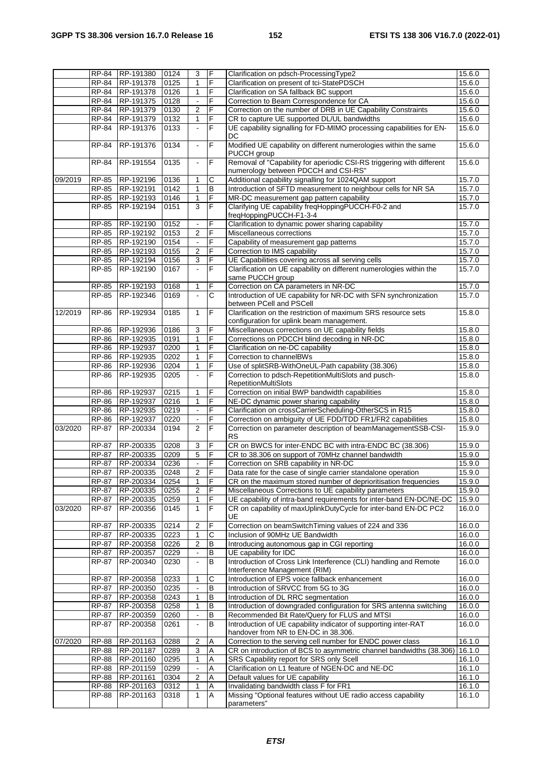| | RP-84 | RP-191380 | 0124 | 3 | F | Clarification on pdsch-ProcessingType2 | 15.6.0 |
|---|---|---|---|---|---|---|---|
| | RP-84 | RP-191378 | 0125 | 1 | F | Clarification on present of tci-StatePDSCH | 15.6.0 |
| | RP-84 | RP-191378 | 0126 | 1 | F | Clarification on SA fallback BC support | 15.6.0 |
| | RP-84 | RP-191375 | 0128 | - | F | Correction to Beam Correspondence for CA | 15.6.0 |
| | RP-84 | RP-191379 | 0130 | 2 | F | Correction on the number of DRB in UE Capability Constraints | 15.6.0 |
| | RP-84 | RP-191379 | 0132 | 1 | F | CR to capture UE supported DL/UL bandwidths | 15.6.0 |
| | RP-84 | RP-191376 | 0133 | - | F | UE capability signalling for FD-MIMO processing capabilities for EN-DC | 15.6.0 |
| | RP-84 | RP-191376 | 0134 | - | F | Modified UE capability on different numerologies within the same PUCCH group | 15.6.0 |
| | RP-84 | RP-191554 | 0135 | - | F | Removal of "Capability for aperiodic CSI-RS triggering with different numerology between PDCCH and CSI-RS" | 15.6.0 |
| 09/2019 | RP-85 | RP-192196 | 0136 | 1 | C | Additional capability signalling for 1024QAM support | 15.7.0 |
| | RP-85 | RP-192191 | 0142 | 1 | B | Introduction of SFTD measurement to neighbour cells for NR SA | 15.7.0 |
| | RP-85 | RP-192193 | 0146 | 1 | F | MR-DC measurement gap pattern capability | 15.7.0 |
| | RP-85 | RP-192194 | 0151 | 3 | F | Clarifying UE capability freqHoppingPUCCH-F0-2 and freqHoppingPUCCH-F1-3-4 | 15.7.0 |
| | RP-85 | RP-192190 | 0152 | - | F | Clarification to dynamic power sharing capability | 15.7.0 |
| | RP-85 | RP-192192 | 0153 | 2 | F | Miscellaneous corrections | 15.7.0 |
| | RP-85 | RP-192190 | 0154 | - | F | Capability of measurement gap patterns | 15.7.0 |
| | RP-85 | RP-192193 | 0155 | 2 | F | Correction to IMS capability | 15.7.0 |
| | RP-85 | RP-192194 | 0156 | 3 | F | UE Capabilities covering across all serving cells | 15.7.0 |
| | RP-85 | RP-192190 | 0167 | - | F | Clarification on UE capability on different numerologies within the same PUCCH group | 15.7.0 |
| | RP-85 | RP-192193 | 0168 | 1 | F | Correction on CA parameters in NR-DC | 15.7.0 |
| | RP-85 | RP-192346 | 0169 | - | C | Introduction of UE capability for NR-DC with SFN synchronization between PCell and PSCell | 15.7.0 |
| 12/2019 | RP-86 | RP-192934 | 0185 | 1 | F | Clarification on the restriction of maximum SRS resource sets configuration for uplink beam management. | 15.8.0 |
| | RP-86 | RP-192936 | 0186 | 3 | F | Miscellaneous corrections on UE capability fields | 15.8.0 |
| | RP-86 | RP-192935 | 0191 | 1 | F | Corrections on PDCCH blind decoding in NR-DC | 15.8.0 |
| | RP-86 | RP-192937 | 0200 | 1 | F | Clarification on ne-DC capability | 15.8.0 |
| | RP-86 | RP-192935 | 0202 | 1 | F | Correction to channelBWs | 15.8.0 |
| | RP-86 | RP-192936 | 0204 | 1 | F | Use of splitSRB-WithOneUL-Path capability (38.306) | 15.8.0 |
| | RP-86 | RP-192935 | 0205 | - | F | Correction to pdsch-RepetitionMultiSlots and pusch-RepetitionMultiSlots | 15.8.0 |
| | RP-86 | RP-192937 | 0215 | 1 | F | Correction on initial BWP bandwidth capabilities | 15.8.0 |
| | RP-86 | RP-192937 | 0216 | 1 | F | NE-DC dynamic power sharing capability | 15.8.0 |
| | RP-86 | RP-192935 | 0219 | - | F | Clarification on crossCarrierScheduling-OtherSCS in R15 | 15.8.0 |
| | RP-86 | RP-192937 | 0220 | - | F | Correction on ambiguity of UE FDD/TDD FR1/FR2 capabilities | 15.8.0 |
| 03/2020 | RP-87 | RP-200334 | 0194 | 2 | F | Correction on parameter description of beamManagementSSB-CSI-RS | 15.9.0 |
| | RP-87 | RP-200335 | 0208 | 3 | F | CR on BWCS for inter-ENDC BC with intra-ENDC BC (38.306) | 15.9.0 |
| | RP-87 | RP-200335 | 0209 | 5 | F | CR to 38.306 on support of 70MHz channel bandwidth | 15.9.0 |
| | RP-87 | RP-200334 | 0236 | - | F | Correction on SRB capability in NR-DC | 15.9.0 |
| | RP-87 | RP-200335 | 0248 | 2 | F | Data rate for the case of single carrier standalone operation | 15.9.0 |
| | RP-87 | RP-200334 | 0254 | 1 | F | CR on the maximum stored number of deprioritisation frequencies | 15.9.0 |
| | RP-87 | RP-200335 | 0255 | 2 | F | Miscellaneous Corrections to UE capability parameters | 15.9.0 |
| | RP-87 | RP-200335 | 0259 | 1 | F | UE capability of intra-band requirements for inter-band EN-DC/NE-DC | 15.9.0 |
| 03/2020 | RP-87 | RP-200356 | 0145 | 1 | F | CR on capability of maxUplinkDutyCycle for inter-band EN-DC PC2 UE | 16.0.0 |
| | RP-87 | RP-200335 | 0214 | 2 | F | Correction on beamSwitchTiming values of 224 and 336 | 16.0.0 |
| | RP-87 | RP-200335 | 0223 | 1 | C | Inclusion of 90MHz UE Bandwidth | 16.0.0 |
| | RP-87 | RP-200358 | 0226 | 2 | B | Introducing autonomous gap in CGI reporting | 16.0.0 |
| | RP-87 | RP-200357 | 0229 | - | B | UE capability for IDC | 16.0.0 |
| | RP-87 | RP-200340 | 0230 | - | B | Introduction of Cross Link Interference (CLI) handling and Remote Interference Management (RIM) | 16.0.0 |
| | RP-87 | RP-200358 | 0233 | 1 | C | Introduction of EPS voice fallback enhancement | 16.0.0 |
| | RP-87 | RP-200350 | 0235 | - | B | Introduction of SRVCC from 5G to 3G | 16.0.0 |
| | RP-87 | RP-200358 | 0243 | 1 | B | Introduction of DL RRC segmentation | 16.0.0 |
| | RP-87 | RP-200358 | 0258 | 1 | B | Introduction of downgraded configuration for SRS antenna switching | 16.0.0 |
| | RP-87 | RP-200359 | 0260 | - | B | Recommended Bit Rate/Query for FLUS and MTSI | 16.0.0 |
| | RP-87 | RP-200358 | 0261 | - | B | Introduction of UE capability indicator of supporting inter-RAT handover from NR to EN-DC in 38.306. | 16.0.0 |
| 07/2020 | RP-88 | RP-201163 | 0288 | 2 | A | Correction to the serving cell number for ENDC power class | 16.1.0 |
| | RP-88 | RP-201187 | 0289 | 3 | A | CR on introduction of BCS to asymmetric channel bandwidths (38.306) | 16.1.0 |
| | RP-88 | RP-201160 | 0295 | 1 | A | SRS Capability report for SRS only Scell | 16.1.0 |
| | RP-88 | RP-201159 | 0299 | - | A | Clarification on L1 feature of NGEN-DC and NE-DC | 16.1.0 |
| | RP-88 | RP-201161 | 0304 | 2 | A | Default values for UE capability | 16.1.0 |
| | RP-88 | RP-201163 | 0312 | 1 | A | Invalidating bandwidth class F for FR1 | 16.1.0 |
| | RP-88 | RP-201163 | 0318 | 1 | A | Missing "Optional features without UE radio access capability parameters" | 16.1.0 |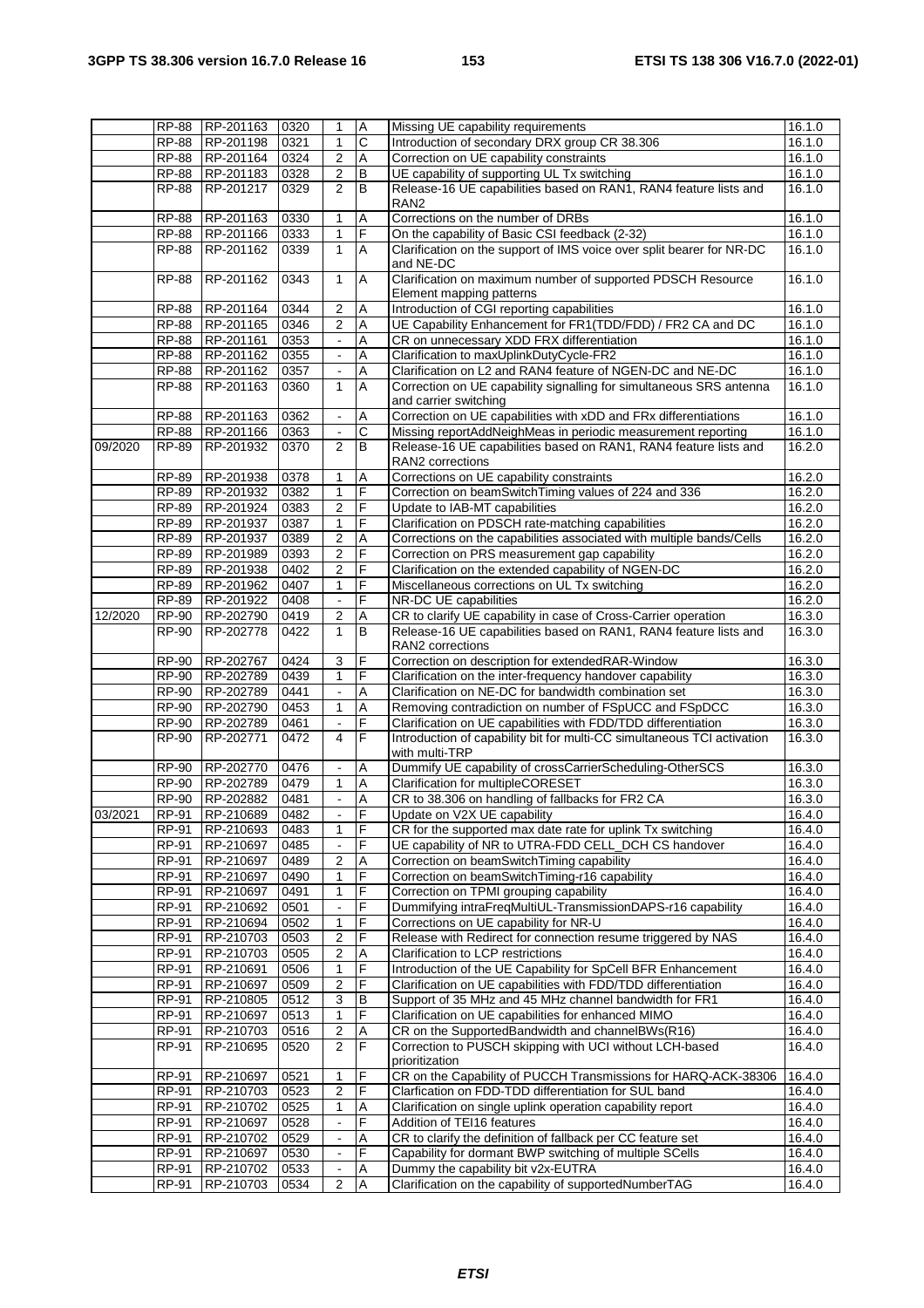| | | | | | | | |
|---|---|---|---|---|---|---|---|
| | RP-88 | RP-201163 | 0320 | 1 | A | Missing UE capability requirements | 16.1.0 |
| | RP-88 | RP-201198 | 0321 | 1 | C | Introduction of secondary DRX group CR 38.306 | 16.1.0 |
| | RP-88 | RP-201164 | 0324 | 2 | A | Correction on UE capability constraints | 16.1.0 |
| | RP-88 | RP-201183 | 0328 | 2 | B | UE capability of supporting UL Tx switching | 16.1.0 |
| | RP-88 | RP-201217 | 0329 | 2 | B | Release-16 UE capabilities based on RAN1, RAN4 feature lists and RAN2 | 16.1.0 |
| | RP-88 | RP-201163 | 0330 | 1 | A | Corrections on the number of DRBs | 16.1.0 |
| | RP-88 | RP-201166 | 0333 | 1 | F | On the capability of Basic CSI feedback (2-32) | 16.1.0 |
| | RP-88 | RP-201162 | 0339 | 1 | A | Clarification on the support of IMS voice over split bearer for NR-DC and NE-DC | 16.1.0 |
| | RP-88 | RP-201162 | 0343 | 1 | A | Clarification on maximum number of supported PDSCH Resource Element mapping patterns | 16.1.0 |
| | RP-88 | RP-201164 | 0344 | 2 | A | Introduction of CGI reporting capabilities | 16.1.0 |
| | RP-88 | RP-201165 | 0346 | 2 | A | UE Capability Enhancement for FR1(TDD/FDD) / FR2 CA and DC | 16.1.0 |
| | RP-88 | RP-201161 | 0353 | - | A | CR on unnecessary XDD FRX differentiation | 16.1.0 |
| | RP-88 | RP-201162 | 0355 | - | A | Clarification to maxUplinkDutyCycle-FR2 | 16.1.0 |
| | RP-88 | RP-201162 | 0357 | - | A | Clarification on L2 and RAN4 feature of NGEN-DC and NE-DC | 16.1.0 |
| | RP-88 | RP-201163 | 0360 | 1 | A | Correction on UE capability signalling for simultaneous SRS antenna and carrier switching | 16.1.0 |
| | RP-88 | RP-201163 | 0362 | - | A | Correction on UE capabilities with xDD and FRx differentiations | 16.1.0 |
| | RP-88 | RP-201166 | 0363 | - | C | Missing reportAddNeighMeas in periodic measurement reporting | 16.1.0 |
| 09/2020 | RP-89 | RP-201932 | 0370 | 2 | B | Release-16 UE capabilities based on RAN1, RAN4 feature lists and RAN2 corrections | 16.2.0 |
| | RP-89 | RP-201938 | 0378 | 1 | A | Corrections on UE capability constraints | 16.2.0 |
| | RP-89 | RP-201932 | 0382 | 1 | F | Correction on beamSwitchTiming values of 224 and 336 | 16.2.0 |
| | RP-89 | RP-201924 | 0383 | 2 | F | Update to IAB-MT capabilities | 16.2.0 |
| | RP-89 | RP-201937 | 0387 | 1 | F | Clarification on PDSCH rate-matching capabilities | 16.2.0 |
| | RP-89 | RP-201937 | 0389 | 2 | A | Corrections on the capabilities associated with multiple bands/Cells | 16.2.0 |
| | RP-89 | RP-201989 | 0393 | 2 | F | Correction on PRS measurement gap capability | 16.2.0 |
| | RP-89 | RP-201938 | 0402 | 2 | F | Clarification on the extended capability of NGEN-DC | 16.2.0 |
| | RP-89 | RP-201962 | 0407 | 1 | F | Miscellaneous corrections on UL Tx switching | 16.2.0 |
| | RP-89 | RP-201922 | 0408 | - | F | NR-DC UE capabilities | 16.2.0 |
| 12/2020 | RP-90 | RP-202790 | 0419 | 2 | A | CR to clarify UE capability in case of Cross-Carrier operation | 16.3.0 |
| | RP-90 | RP-202778 | 0422 | 1 | B | Release-16 UE capabilities based on RAN1, RAN4 feature lists and RAN2 corrections | 16.3.0 |
| | RP-90 | RP-202767 | 0424 | 3 | F | Correction on description for extendedRAR-Window | 16.3.0 |
| | RP-90 | RP-202789 | 0439 | 1 | F | Clarification on the inter-frequency handover capability | 16.3.0 |
| | RP-90 | RP-202789 | 0441 | - | A | Clarification on NE-DC for bandwidth combination set | 16.3.0 |
| | RP-90 | RP-202790 | 0453 | 1 | A | Removing contradiction on number of FSpUCC and FSpDCC | 16.3.0 |
| | RP-90 | RP-202789 | 0461 | - | F | Clarification on UE capabilities with FDD/TDD differentiation | 16.3.0 |
| | RP-90 | RP-202771 | 0472 | 4 | F | Introduction of capability bit for multi-CC simultaneous TCI activation with multi-TRP | 16.3.0 |
| | RP-90 | RP-202770 | 0476 | - | A | Dummify UE capability of crossCarrierScheduling-OtherSCS | 16.3.0 |
| | RP-90 | RP-202789 | 0479 | 1 | A | Clarification for multipleCORESET | 16.3.0 |
| | RP-90 | RP-202882 | 0481 | - | A | CR to 38.306 on handling of fallbacks for FR2 CA | 16.3.0 |
| 03/2021 | RP-91 | RP-210689 | 0482 | - | F | Update on V2X UE capability | 16.4.0 |
| | RP-91 | RP-210693 | 0483 | 1 | F | CR for the supported max date rate for uplink Tx switching | 16.4.0 |
| | RP-91 | RP-210697 | 0485 | - | F | UE capability of NR to UTRA-FDD CELL_DCH CS handover | 16.4.0 |
| | RP-91 | RP-210697 | 0489 | 2 | A | Correction on beamSwitchTiming capability | 16.4.0 |
| | RP-91 | RP-210697 | 0490 | 1 | F | Correction on beamSwitchTiming-r16 capability | 16.4.0 |
| | RP-91 | RP-210697 | 0491 | 1 | F | Correction on TPMI grouping capability | 16.4.0 |
| | RP-91 | RP-210692 | 0501 | - | F | Dummifying intraFreqMultiUL-TransmissionDAPS-r16 capability | 16.4.0 |
| | RP-91 | RP-210694 | 0502 | 1 | F | Corrections on UE capability for NR-U | 16.4.0 |
| | RP-91 | RP-210703 | 0503 | 2 | F | Release with Redirect for connection resume triggered by NAS | 16.4.0 |
| | RP-91 | RP-210703 | 0505 | 2 | A | Clarification to LCP restrictions | 16.4.0 |
| | RP-91 | RP-210691 | 0506 | 1 | F | Introduction of the UE Capability for SpCell BFR Enhancement | 16.4.0 |
| | RP-91 | RP-210697 | 0509 | 2 | F | Clarification on UE capabilities with FDD/TDD differentiation | 16.4.0 |
| | RP-91 | RP-210805 | 0512 | 3 | B | Support of 35 MHz and 45 MHz channel bandwidth for FR1 | 16.4.0 |
| | RP-91 | RP-210697 | 0513 | 1 | F | Clarification on UE capabilities for enhanced MIMO | 16.4.0 |
| | RP-91 | RP-210703 | 0516 | 2 | A | CR on the SupportedBandwidth and channelBWs(R16) | 16.4.0 |
| | RP-91 | RP-210695 | 0520 | 2 | F | Correction to PUSCH skipping with UCI without LCH-based prioritization | 16.4.0 |
| | RP-91 | RP-210697 | 0521 | 1 | F | CR on the Capability of PUCCH Transmissions for HARQ-ACK-38306 | 16.4.0 |
| | RP-91 | RP-210703 | 0523 | 2 | F | Clarfication on FDD-TDD differentiation for SUL band | 16.4.0 |
| | RP-91 | RP-210702 | 0525 | 1 | A | Clarification on single uplink operation capability report | 16.4.0 |
| | RP-91 | RP-210697 | 0528 | - | F | Addition of TEI16 features | 16.4.0 |
| | RP-91 | RP-210702 | 0529 | - | A | CR to clarify the definition of fallback per CC feature set | 16.4.0 |
| | RP-91 | RP-210697 | 0530 | - | F | Capability for dormant BWP switching of multiple SCells | 16.4.0 |
| | RP-91 | RP-210702 | 0533 | - | A | Dummy the capability bit v2x-EUTRA | 16.4.0 |
| | RP-91 | RP-210703 | 0534 | 2 | A | Clarification on the capability of supportedNumberTAG | 16.4.0 |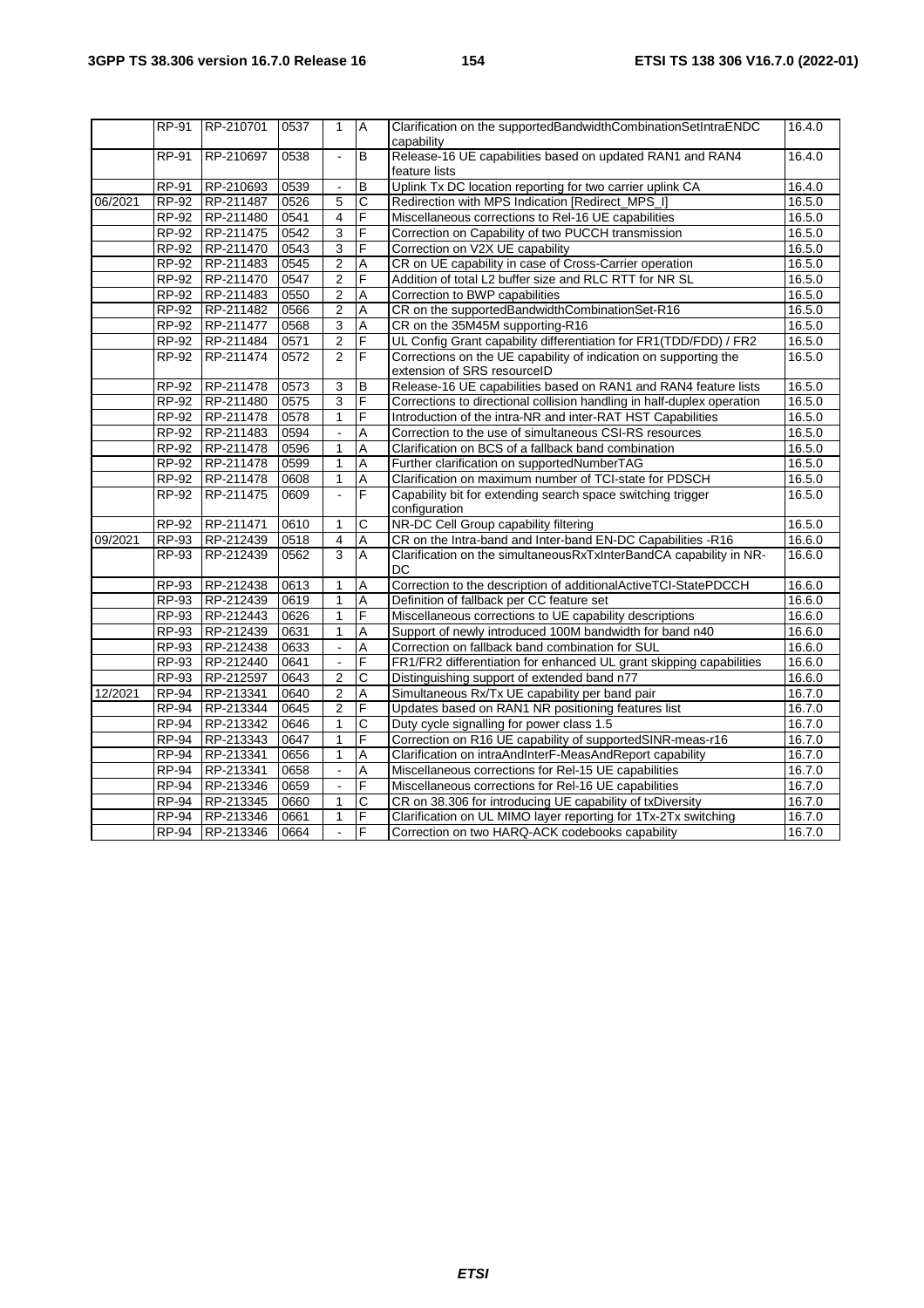|  |  |  |  |  |  |  |  |
|---|---|---|---|---|---|---|---|
|  | RP-91 | RP-210701 | 0537 | 1 | A | Clarification on the supportedBandwidthCombinationSetIntraENDC capability | 16.4.0 |
|  | RP-91 | RP-210697 | 0538 | - | B | Release-16 UE capabilities based on updated RAN1 and RAN4 feature lists | 16.4.0 |
|  | RP-91 | RP-210693 | 0539 | - | B | Uplink Tx DC location reporting for two carrier uplink CA | 16.4.0 |
| 06/2021 | RP-92 | RP-211487 | 0526 | 5 | C | Redirection with MPS Indication [Redirect_MPS_I] | 16.5.0 |
|  | RP-92 | RP-211480 | 0541 | 4 | F | Miscellaneous corrections to Rel-16 UE capabilities | 16.5.0 |
|  | RP-92 | RP-211475 | 0542 | 3 | F | Correction on Capability of two PUCCH transmission | 16.5.0 |
|  | RP-92 | RP-211470 | 0543 | 3 | F | Correction on V2X UE capability | 16.5.0 |
|  | RP-92 | RP-211483 | 0545 | 2 | A | CR on UE capability in case of Cross-Carrier operation | 16.5.0 |
|  | RP-92 | RP-211470 | 0547 | 2 | F | Addition of total L2 buffer size and RLC RTT for NR SL | 16.5.0 |
|  | RP-92 | RP-211483 | 0550 | 2 | A | Correction to BWP capabilities | 16.5.0 |
|  | RP-92 | RP-211482 | 0566 | 2 | A | CR on the supportedBandwidthCombinationSet-R16 | 16.5.0 |
|  | RP-92 | RP-211477 | 0568 | 3 | A | CR on the 35M45M supporting-R16 | 16.5.0 |
|  | RP-92 | RP-211484 | 0571 | 2 | F | UL Config Grant capability differentiation for FR1(TDD/FDD) / FR2 | 16.5.0 |
|  | RP-92 | RP-211474 | 0572 | 2 | F | Corrections on the UE capability of indication on supporting the extension of SRS resourceID | 16.5.0 |
|  | RP-92 | RP-211478 | 0573 | 3 | B | Release-16 UE capabilities based on RAN1 and RAN4 feature lists | 16.5.0 |
|  | RP-92 | RP-211480 | 0575 | 3 | F | Corrections to directional collision handling in half-duplex operation | 16.5.0 |
|  | RP-92 | RP-211478 | 0578 | 1 | F | Introduction of the intra-NR and inter-RAT HST Capabilities | 16.5.0 |
|  | RP-92 | RP-211483 | 0594 | - | A | Correction to the use of simultaneous CSI-RS resources | 16.5.0 |
|  | RP-92 | RP-211478 | 0596 | 1 | A | Clarification on BCS of a fallback band combination | 16.5.0 |
|  | RP-92 | RP-211478 | 0599 | 1 | A | Further clarification on supportedNumberTAG | 16.5.0 |
|  | RP-92 | RP-211478 | 0608 | 1 | A | Clarification on maximum number of TCI-state for PDSCH | 16.5.0 |
|  | RP-92 | RP-211475 | 0609 | - | F | Capability bit for extending search space switching trigger configuration | 16.5.0 |
|  | RP-92 | RP-211471 | 0610 | 1 | C | NR-DC Cell Group capability filtering | 16.5.0 |
| 09/2021 | RP-93 | RP-212439 | 0518 | 4 | A | CR on the Intra-band and Inter-band EN-DC Capabilities -R16 | 16.6.0 |
|  | RP-93 | RP-212439 | 0562 | 3 | A | Clarification on the simultaneousRxTxInterBandCA capability in NR-DC | 16.6.0 |
|  | RP-93 | RP-212438 | 0613 | 1 | A | Correction to the description of additionalActiveTCI-StatePDCCH | 16.6.0 |
|  | RP-93 | RP-212439 | 0619 | 1 | A | Definition of fallback per CC feature set | 16.6.0 |
|  | RP-93 | RP-212443 | 0626 | 1 | F | Miscellaneous corrections to UE capability descriptions | 16.6.0 |
|  | RP-93 | RP-212439 | 0631 | 1 | A | Support of newly introduced 100M bandwidth for band n40 | 16.6.0 |
|  | RP-93 | RP-212438 | 0633 | - | A | Correction on fallback band combination for SUL | 16.6.0 |
|  | RP-93 | RP-212440 | 0641 | - | F | FR1/FR2 differentiation for enhanced UL grant skipping capabilities | 16.6.0 |
|  | RP-93 | RP-212597 | 0643 | 2 | C | Distinguishing support of extended band n77 | 16.6.0 |
| 12/2021 | RP-94 | RP-213341 | 0640 | 2 | A | Simultaneous Rx/Tx UE capability per band pair | 16.7.0 |
|  | RP-94 | RP-213344 | 0645 | 2 | F | Updates based on RAN1 NR positioning features list | 16.7.0 |
|  | RP-94 | RP-213342 | 0646 | 1 | C | Duty cycle signalling for power class 1.5 | 16.7.0 |
|  | RP-94 | RP-213343 | 0647 | 1 | F | Correction on R16 UE capability of supportedSINR-meas-r16 | 16.7.0 |
|  | RP-94 | RP-213341 | 0656 | 1 | A | Clarification on intraAndInterF-MeasAndReport capability | 16.7.0 |
|  | RP-94 | RP-213341 | 0658 | - | A | Miscellaneous corrections for Rel-15 UE capabilities | 16.7.0 |
|  | RP-94 | RP-213346 | 0659 | - | F | Miscellaneous corrections for Rel-16 UE capabilities | 16.7.0 |
|  | RP-94 | RP-213345 | 0660 | 1 | C | CR on 38.306 for introducing UE capability of txDiversity | 16.7.0 |
|  | RP-94 | RP-213346 | 0661 | 1 | F | Clarification on UL MIMO layer reporting for 1Tx-2Tx switching | 16.7.0 |
|  | RP-94 | RP-213346 | 0664 | - | F | Correction on two HARQ-ACK codebooks capability | 16.7.0 |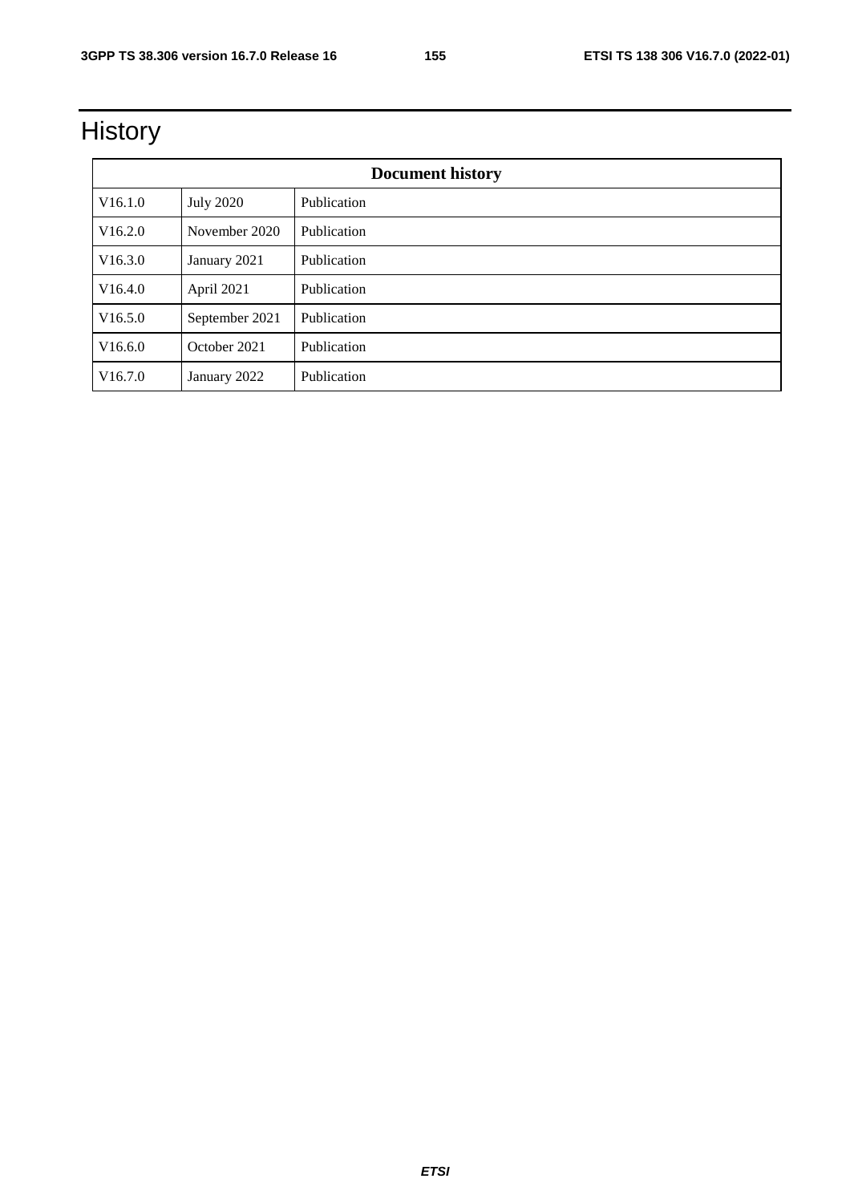# History

| Document history | | |
|---|---|---|
| V16.1.0 | July 2020 | Publication |
| V16.2.0 | November 2020 | Publication |
| V16.3.0 | January 2021 | Publication |
| V16.4.0 | April 2021 | Publication |
| V16.5.0 | September 2021 | Publication |
| V16.6.0 | October 2021 | Publication |
| V16.7.0 | January 2022 | Publication |